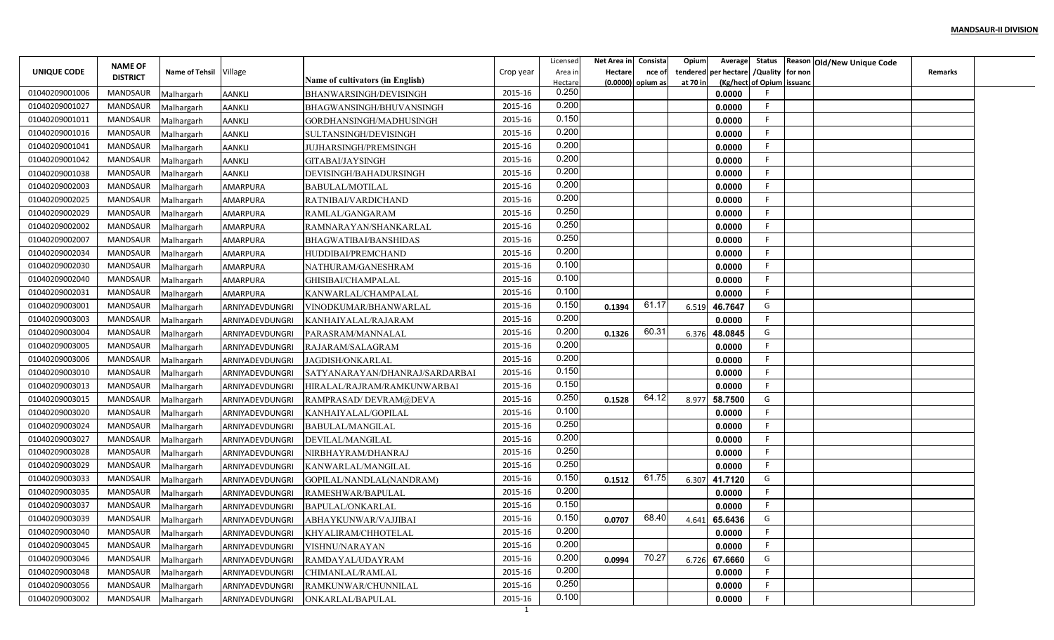**MANDSAUR-II DIVISION**

| UNIQUE CODE | NAME OF DISTRICT | Name of Tehsil | Village | Name of cultivators (in English) | Crop year | Licensed Area in Hectare | Net Area in Hectare (0.0000) | Consistance of opium as | Opium tendered at 70 in | Average per hectare (Kg/hect | Status /Quality of Opium | Reason for non issuanc | Old/New Unique Code | Remarks |
|---|---|---|---|---|---|---|---|---|---|---|---|---|---|---|
| 01040209001006 | MANDSAUR | Malhargarh | AANKLI | BHANWARSINGH/DEVISINGH | 2015-16 | 0.250 | | | | 0.0000 | F | | | |
| 01040209001027 | MANDSAUR | Malhargarh | AANKLI | BHAGWANSINGH/BHUVANSINGH | 2015-16 | 0.200 | | | | 0.0000 | F | | | |
| 01040209001011 | MANDSAUR | Malhargarh | AANKLI | GORDHANSINGH/MADHUSINGH | 2015-16 | 0.150 | | | | 0.0000 | F | | | |
| 01040209001016 | MANDSAUR | Malhargarh | AANKLI | SULTANSINGH/DEVISINGH | 2015-16 | 0.200 | | | | 0.0000 | F | | | |
| 01040209001041 | MANDSAUR | Malhargarh | AANKLI | JUJHARSINGH/PREMSINGH | 2015-16 | 0.200 | | | | 0.0000 | F | | | |
| 01040209001042 | MANDSAUR | Malhargarh | AANKLI | GITABAI/JAYSINGH | 2015-16 | 0.200 | | | | 0.0000 | F | | | |
| 01040209001038 | MANDSAUR | Malhargarh | AANKLI | DEVISINGH/BAHADURSINGH | 2015-16 | 0.200 | | | | 0.0000 | F | | | |
| 01040209002003 | MANDSAUR | Malhargarh | AMARPURA | BABULAL/MOTILAL | 2015-16 | 0.200 | | | | 0.0000 | F | | | |
| 01040209002025 | MANDSAUR | Malhargarh | AMARPURA | RATNIBAI/VARDICHAND | 2015-16 | 0.200 | | | | 0.0000 | F | | | |
| 01040209002029 | MANDSAUR | Malhargarh | AMARPURA | RAMLAL/GANGARAM | 2015-16 | 0.250 | | | | 0.0000 | F | | | |
| 01040209002002 | MANDSAUR | Malhargarh | AMARPURA | RAMNARAYAN/SHANKARLAL | 2015-16 | 0.250 | | | | 0.0000 | F | | | |
| 01040209002007 | MANDSAUR | Malhargarh | AMARPURA | BHAGWATIBAI/BANSHIDAS | 2015-16 | 0.250 | | | | 0.0000 | F | | | |
| 01040209002034 | MANDSAUR | Malhargarh | AMARPURA | HUDDIBAI/PREMCHAND | 2015-16 | 0.200 | | | | 0.0000 | F | | | |
| 01040209002030 | MANDSAUR | Malhargarh | AMARPURA | NATHURAM/GANESHRAM | 2015-16 | 0.100 | | | | 0.0000 | F | | | |
| 01040209002040 | MANDSAUR | Malhargarh | AMARPURA | GHISIBAI/CHAMPALAL | 2015-16 | 0.100 | | | | 0.0000 | F | | | |
| 01040209002031 | MANDSAUR | Malhargarh | AMARPURA | KANWARLAL/CHAMPALAL | 2015-16 | 0.100 | | | | 0.0000 | F | | | |
| 01040209003001 | MANDSAUR | Malhargarh | ARNIYADEVDUNGRI | VINODKUMAR/BHANWARLAL | 2015-16 | 0.150 | 0.1394 | 61.17 | 6.519 | 46.7647 | G | | | |
| 01040209003003 | MANDSAUR | Malhargarh | ARNIYADEVDUNGRI | KANHAIYALAL/RAJARAM | 2015-16 | 0.200 | | | | 0.0000 | F | | | |
| 01040209003004 | MANDSAUR | Malhargarh | ARNIYADEVDUNGRI | PARASRAM/MANNALAL | 2015-16 | 0.200 | 0.1326 | 60.31 | 6.376 | 48.0845 | G | | | |
| 01040209003005 | MANDSAUR | Malhargarh | ARNIYADEVDUNGRI | RAJARAM/SALAGRAM | 2015-16 | 0.200 | | | | 0.0000 | F | | | |
| 01040209003006 | MANDSAUR | Malhargarh | ARNIYADEVDUNGRI | JAGDISH/ONKARLAL | 2015-16 | 0.200 | | | | 0.0000 | F | | | |
| 01040209003010 | MANDSAUR | Malhargarh | ARNIYADEVDUNGRI | SATYANARAYAN/DHANRAJ/SARDARBAI | 2015-16 | 0.150 | | | | 0.0000 | F | | | |
| 01040209003013 | MANDSAUR | Malhargarh | ARNIYADEVDUNGRI | HIRALAL/RAJRAM/RAMKUNWARBAI | 2015-16 | 0.150 | | | | 0.0000 | F | | | |
| 01040209003015 | MANDSAUR | Malhargarh | ARNIYADEVDUNGRI | RAMPRASAD/ DEVRAM@DEVA | 2015-16 | 0.250 | 0.1528 | 64.12 | 8.977 | 58.7500 | G | | | |
| 01040209003020 | MANDSAUR | Malhargarh | ARNIYADEVDUNGRI | KANHAIYALAL/GOPILAL | 2015-16 | 0.100 | | | | 0.0000 | F | | | |
| 01040209003024 | MANDSAUR | Malhargarh | ARNIYADEVDUNGRI | BABULAL/MANGILAL | 2015-16 | 0.250 | | | | 0.0000 | F | | | |
| 01040209003027 | MANDSAUR | Malhargarh | ARNIYADEVDUNGRI | DEVILAL/MANGILAL | 2015-16 | 0.200 | | | | 0.0000 | F | | | |
| 01040209003028 | MANDSAUR | Malhargarh | ARNIYADEVDUNGRI | NIRBHAYRAM/DHANRAJ | 2015-16 | 0.250 | | | | 0.0000 | F | | | |
| 01040209003029 | MANDSAUR | Malhargarh | ARNIYADEVDUNGRI | KANWARLAL/MANGILAL | 2015-16 | 0.250 | | | | 0.0000 | F | | | |
| 01040209003033 | MANDSAUR | Malhargarh | ARNIYADEVDUNGRI | GOPILAL/NANDLAL(NANDRAM) | 2015-16 | 0.150 | 0.1512 | 61.75 | 6.307 | 41.7120 | G | | | |
| 01040209003035 | MANDSAUR | Malhargarh | ARNIYADEVDUNGRI | RAMESHWAR/BAPULAL | 2015-16 | 0.200 | | | | 0.0000 | F | | | |
| 01040209003037 | MANDSAUR | Malhargarh | ARNIYADEVDUNGRI | BAPULAL/ONKARLAL | 2015-16 | 0.150 | | | | 0.0000 | F | | | |
| 01040209003039 | MANDSAUR | Malhargarh | ARNIYADEVDUNGRI | ABHAYKUNWAR/VAJJIBAI | 2015-16 | 0.150 | 0.0707 | 68.40 | 4.641 | 65.6436 | G | | | |
| 01040209003040 | MANDSAUR | Malhargarh | ARNIYADEVDUNGRI | KHYALIRAM/CHHOTELAL | 2015-16 | 0.200 | | | | 0.0000 | F | | | |
| 01040209003045 | MANDSAUR | Malhargarh | ARNIYADEVDUNGRI | VISHNU/NARAYAN | 2015-16 | 0.200 | | | | 0.0000 | F | | | |
| 01040209003046 | MANDSAUR | Malhargarh | ARNIYADEVDUNGRI | RAMDAYAL/UDAYRAM | 2015-16 | 0.200 | 0.0994 | 70.27 | 6.726 | 67.6660 | G | | | |
| 01040209003048 | MANDSAUR | Malhargarh | ARNIYADEVDUNGRI | CHIMANLAL/RAMLAL | 2015-16 | 0.200 | | | | 0.0000 | F | | | |
| 01040209003056 | MANDSAUR | Malhargarh | ARNIYADEVDUNGRI | RAMKUNWAR/CHUNNILAL | 2015-16 | 0.250 | | | | 0.0000 | F | | | |
| 01040209003002 | MANDSAUR | Malhargarh | ARNIYADEVDUNGRI | ONKARLAL/BAPULAL | 2015-16 | 0.100 | | | | 0.0000 | F | | | |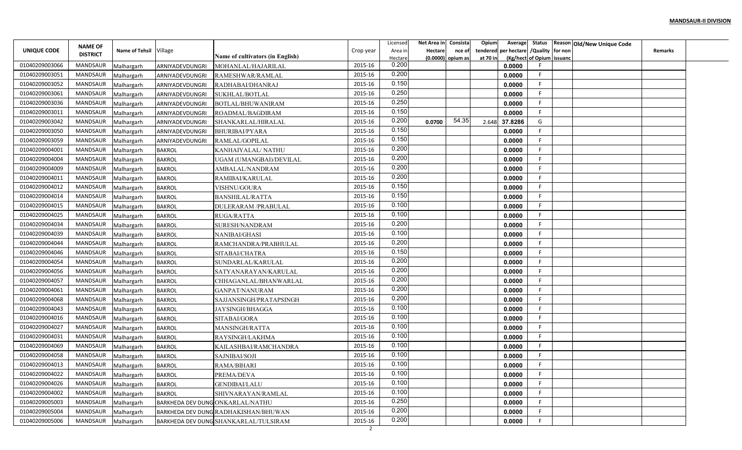**MANDSAUR-II DIVISION**

| UNIQUE CODE | NAME OF DISTRICT | Name of Tehsil | Village | Name of cultivators (in English) | Crop year | Licensed Area in Hectare | Net Area in Hectare (0.0000) | Consistance of opium as | Opium tendered at 70 in | Average per hectare (Kg/hect | Status /Quality of Opium | Reason for non issuance | Old/New Unique Code | Remarks |
|---|---|---|---|---|---|---|---|---|---|---|---|---|---|---|
| 01040209003066 | MANDSAUR | Malhargarh | ARNIYADEVDUNGRI | MOHANLAL/HAJARILAL | 2015-16 | 0.200 | | | | 0.0000 | F | | | |
| 01040209003051 | MANDSAUR | Malhargarh | ARNIYADEVDUNGRI | RAMESHWAR/RAMLAL | 2015-16 | 0.200 | | | | 0.0000 | F | | | |
| 01040209003052 | MANDSAUR | Malhargarh | ARNIYADEVDUNGRI | RADHABAI/DHANRAJ | 2015-16 | 0.150 | | | | 0.0000 | F | | | |
| 01040209003061 | MANDSAUR | Malhargarh | ARNIYADEVDUNGRI | SUKHLAL/BOTLAL | 2015-16 | 0.250 | | | | 0.0000 | F | | | |
| 01040209003036 | MANDSAUR | Malhargarh | ARNIYADEVDUNGRI | BOTLAL/BHUWANIRAM | 2015-16 | 0.250 | | | | 0.0000 | F | | | |
| 01040209003011 | MANDSAUR | Malhargarh | ARNIYADEVDUNGRI | ROADMAL/BAGDIRAM | 2015-16 | 0.150 | | | | 0.0000 | F | | | |
| 01040209003042 | MANDSAUR | Malhargarh | ARNIYADEVDUNGRI | SHANKARLAL/HIRALAL | 2015-16 | 0.200 | 0.0700 | 54.35 | 2.648 | 37.8286 | G | | | |
| 01040209003050 | MANDSAUR | Malhargarh | ARNIYADEVDUNGRI | BHURIBAI/PYARA | 2015-16 | 0.150 | | | | 0.0000 | F | | | |
| 01040209003059 | MANDSAUR | Malhargarh | ARNIYADEVDUNGRI | RAMLAL/GOPILAL | 2015-16 | 0.150 | | | | 0.0000 | F | | | |
| 01040209004001 | MANDSAUR | Malhargarh | BAKROL | KANHAIYALAL/ NATHU | 2015-16 | 0.200 | | | | 0.0000 | F | | | |
| 01040209004004 | MANDSAUR | Malhargarh | BAKROL | UGAM (UMANGBAI)/DEVILAL | 2015-16 | 0.200 | | | | 0.0000 | F | | | |
| 01040209004009 | MANDSAUR | Malhargarh | BAKROL | AMBALAL/NANDRAM | 2015-16 | 0.200 | | | | 0.0000 | F | | | |
| 01040209004011 | MANDSAUR | Malhargarh | BAKROL | RAMIBAI/KARULAL | 2015-16 | 0.200 | | | | 0.0000 | F | | | |
| 01040209004012 | MANDSAUR | Malhargarh | BAKROL | VISHNU/GOURA | 2015-16 | 0.150 | | | | 0.0000 | F | | | |
| 01040209004014 | MANDSAUR | Malhargarh | BAKROL | BANSHILAL/RATTA | 2015-16 | 0.150 | | | | 0.0000 | F | | | |
| 01040209004015 | MANDSAUR | Malhargarh | BAKROL | DULERARAM /PRABULAL | 2015-16 | 0.100 | | | | 0.0000 | F | | | |
| 01040209004025 | MANDSAUR | Malhargarh | BAKROL | RUGA/RATTA | 2015-16 | 0.100 | | | | 0.0000 | F | | | |
| 01040209004034 | MANDSAUR | Malhargarh | BAKROL | SURESH/NANDRAM | 2015-16 | 0.200 | | | | 0.0000 | F | | | |
| 01040209004039 | MANDSAUR | Malhargarh | BAKROL | NANIBAI/GHASI | 2015-16 | 0.100 | | | | 0.0000 | F | | | |
| 01040209004044 | MANDSAUR | Malhargarh | BAKROL | RAMCHANDRA/PRABHULAL | 2015-16 | 0.200 | | | | 0.0000 | F | | | |
| 01040209004046 | MANDSAUR | Malhargarh | BAKROL | SITABAI/CHATRA | 2015-16 | 0.150 | | | | 0.0000 | F | | | |
| 01040209004054 | MANDSAUR | Malhargarh | BAKROL | SUNDARLAL/KARULAL | 2015-16 | 0.200 | | | | 0.0000 | F | | | |
| 01040209004056 | MANDSAUR | Malhargarh | BAKROL | SATYANARAYAN/KARULAL | 2015-16 | 0.200 | | | | 0.0000 | F | | | |
| 01040209004057 | MANDSAUR | Malhargarh | BAKROL | CHHAGANLAL/BHANWARLAL | 2015-16 | 0.200 | | | | 0.0000 | F | | | |
| 01040209004061 | MANDSAUR | Malhargarh | BAKROL | GANPAT/NANURAM | 2015-16 | 0.200 | | | | 0.0000 | F | | | |
| 01040209004068 | MANDSAUR | Malhargarh | BAKROL | SAJJANSINGH/PRATAPSINGH | 2015-16 | 0.200 | | | | 0.0000 | F | | | |
| 01040209004043 | MANDSAUR | Malhargarh | BAKROL | JAYSINGH/BHAGGA | 2015-16 | 0.100 | | | | 0.0000 | F | | | |
| 01040209004016 | MANDSAUR | Malhargarh | BAKROL | SITABAI/GORA | 2015-16 | 0.100 | | | | 0.0000 | F | | | |
| 01040209004027 | MANDSAUR | Malhargarh | BAKROL | MANSINGH/RATTA | 2015-16 | 0.100 | | | | 0.0000 | F | | | |
| 01040209004031 | MANDSAUR | Malhargarh | BAKROL | RAYSINGH/LAKHMA | 2015-16 | 0.100 | | | | 0.0000 | F | | | |
| 01040209004069 | MANDSAUR | Malhargarh | BAKROL | KAILASHBAI/RAMCHANDRA | 2015-16 | 0.100 | | | | 0.0000 | F | | | |
| 01040209004058 | MANDSAUR | Malhargarh | BAKROL | SAJNIBAI/SOJI | 2015-16 | 0.100 | | | | 0.0000 | F | | | |
| 01040209004013 | MANDSAUR | Malhargarh | BAKROL | RAMA/BIHARI | 2015-16 | 0.100 | | | | 0.0000 | F | | | |
| 01040209004022 | MANDSAUR | Malhargarh | BAKROL | PREMA/DEVA | 2015-16 | 0.100 | | | | 0.0000 | F | | | |
| 01040209004026 | MANDSAUR | Malhargarh | BAKROL | GENDIBAI/LALU | 2015-16 | 0.100 | | | | 0.0000 | F | | | |
| 01040209004002 | MANDSAUR | Malhargarh | BAKROL | SHIVNARAYAN/RAMLAL | 2015-16 | 0.100 | | | | 0.0000 | F | | | |
| 01040209005003 | MANDSAUR | Malhargarh | BARKHEDA DEV DUNG | ONKARLAL/NATHU | 2015-16 | 0.250 | | | | 0.0000 | F | | | |
| 01040209005004 | MANDSAUR | Malhargarh | BARKHEDA DEV DUNG | RADHAKISHAN/BHUWAN | 2015-16 | 0.200 | | | | 0.0000 | F | | | |
| 01040209005006 | MANDSAUR | Malhargarh | BARKHEDA DEV DUNG | SHANKARLAL/TULSIRAM | 2015-16 | 0.200 | | | | 0.0000 | F | | | |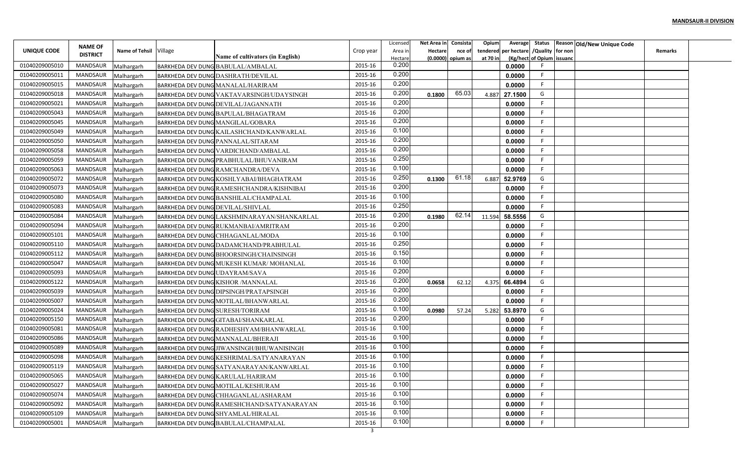**MANDSAUR-II DIVISION**

| UNIQUE CODE | NAME OF DISTRICT | Name of Tehsil | Village | Name of cultivators (in English) | Crop year | Licensed Area in Hectare | Net Area in Hectare (0.0000) | Consistance of opium as | Opium tendered at 70 in | Average per hectare (Kg/hect | Status /Quality of Opium | Reason for non issuance | Old/New Unique Code | Remarks |
|---|---|---|---|---|---|---|---|---|---|---|---|---|---|---|
| 01040209005010 | MANDSAUR | Malhargarh | BARKHEDA DEV DUNG | BABULAL/AMBALAL | 2015-16 | 0.200 | | | | 0.0000 | F | | | |
| 01040209005011 | MANDSAUR | Malhargarh | BARKHEDA DEV DUNG | DASHRATH/DEVILAL | 2015-16 | 0.200 | | | | 0.0000 | F | | | |
| 01040209005015 | MANDSAUR | Malhargarh | BARKHEDA DEV DUNG | MANALAL/HARIRAM | 2015-16 | 0.200 | | | | 0.0000 | F | | | |
| 01040209005018 | MANDSAUR | Malhargarh | BARKHEDA DEV DUNG | VAKTAVARSINGH/UDAYSINGH | 2015-16 | 0.200 | 0.1800 | 65.03 | 4.887 | 27.1500 | G | | | |
| 01040209005021 | MANDSAUR | Malhargarh | BARKHEDA DEV DUNG | DEVILAL/JAGANNATH | 2015-16 | 0.200 | | | | 0.0000 | F | | | |
| 01040209005043 | MANDSAUR | Malhargarh | BARKHEDA DEV DUNG | BAPULAL/BHAGATRAM | 2015-16 | 0.200 | | | | 0.0000 | F | | | |
| 01040209005045 | MANDSAUR | Malhargarh | BARKHEDA DEV DUNG | MANGILAL/GOBARA | 2015-16 | 0.200 | | | | 0.0000 | F | | | |
| 01040209005049 | MANDSAUR | Malhargarh | BARKHEDA DEV DUNG | KAILASHCHAND/KANWARLAL | 2015-16 | 0.100 | | | | 0.0000 | F | | | |
| 01040209005050 | MANDSAUR | Malhargarh | BARKHEDA DEV DUNG | PANNALAL/SITARAM | 2015-16 | 0.200 | | | | 0.0000 | F | | | |
| 01040209005058 | MANDSAUR | Malhargarh | BARKHEDA DEV DUNG | VARDICHAND/AMBALAL | 2015-16 | 0.200 | | | | 0.0000 | F | | | |
| 01040209005059 | MANDSAUR | Malhargarh | BARKHEDA DEV DUNG | PRABHULAL/BHUVANIRAM | 2015-16 | 0.250 | | | | 0.0000 | F | | | |
| 01040209005063 | MANDSAUR | Malhargarh | BARKHEDA DEV DUNG | RAMCHANDRA/DEVA | 2015-16 | 0.100 | | | | 0.0000 | F | | | |
| 01040209005072 | MANDSAUR | Malhargarh | BARKHEDA DEV DUNG | KOSHLYABAI/BHAGHATRAM | 2015-16 | 0.250 | 0.1300 | 61.18 | 6.887 | 52.9769 | G | | | |
| 01040209005073 | MANDSAUR | Malhargarh | BARKHEDA DEV DUNG | RAMESHCHANDRA/KISHNIBAI | 2015-16 | 0.200 | | | | 0.0000 | F | | | |
| 01040209005080 | MANDSAUR | Malhargarh | BARKHEDA DEV DUNG | BANSHILAL/CHAMPALAL | 2015-16 | 0.100 | | | | 0.0000 | F | | | |
| 01040209005083 | MANDSAUR | Malhargarh | BARKHEDA DEV DUNG | DEVILAL/SHIVLAL | 2015-16 | 0.250 | | | | 0.0000 | F | | | |
| 01040209005084 | MANDSAUR | Malhargarh | BARKHEDA DEV DUNG | LAKSHMINARAYAN/SHANKARLAL | 2015-16 | 0.200 | 0.1980 | 62.14 | 11.594 | 58.5556 | G | | | |
| 01040209005094 | MANDSAUR | Malhargarh | BARKHEDA DEV DUNG | RUKMANBAI/AMRITRAM | 2015-16 | 0.200 | | | | 0.0000 | F | | | |
| 01040209005101 | MANDSAUR | Malhargarh | BARKHEDA DEV DUNG | CHHAGANLAL/MODA | 2015-16 | 0.100 | | | | 0.0000 | F | | | |
| 01040209005110 | MANDSAUR | Malhargarh | BARKHEDA DEV DUNG | DADAMCHAND/PRABHULAL | 2015-16 | 0.250 | | | | 0.0000 | F | | | |
| 01040209005112 | MANDSAUR | Malhargarh | BARKHEDA DEV DUNG | BHOORSINGH/CHAINSINGH | 2015-16 | 0.150 | | | | 0.0000 | F | | | |
| 01040209005047 | MANDSAUR | Malhargarh | BARKHEDA DEV DUNG | MUKESH KUMAR/ MOHANLAL | 2015-16 | 0.100 | | | | 0.0000 | F | | | |
| 01040209005093 | MANDSAUR | Malhargarh | BARKHEDA DEV DUNG | UDAYRAM/SAVA | 2015-16 | 0.200 | | | | 0.0000 | F | | | |
| 01040209005122 | MANDSAUR | Malhargarh | BARKHEDA DEV DUNG | KISHOR /MANNALAL | 2015-16 | 0.200 | 0.0658 | 62.12 | 4.375 | 66.4894 | G | | | |
| 01040209005039 | MANDSAUR | Malhargarh | BARKHEDA DEV DUNG | DIPSINGH/PRATAPSINGH | 2015-16 | 0.200 | | | | 0.0000 | F | | | |
| 01040209005007 | MANDSAUR | Malhargarh | BARKHEDA DEV DUNG | MOTILAL/BHANWARLAL | 2015-16 | 0.200 | | | | 0.0000 | F | | | |
| 01040209005024 | MANDSAUR | Malhargarh | BARKHEDA DEV DUNG | SURESH/TORIRAM | 2015-16 | 0.100 | 0.0980 | 57.24 | 5.282 | 53.8970 | G | | | |
| 01040209005150 | MANDSAUR | Malhargarh | BARKHEDA DEV DUNG | GITABAI/SHANKARLAL | 2015-16 | 0.200 | | | | 0.0000 | F | | | |
| 01040209005081 | MANDSAUR | Malhargarh | BARKHEDA DEV DUNG | RADHESHYAM/BHANWARLAL | 2015-16 | 0.100 | | | | 0.0000 | F | | | |
| 01040209005086 | MANDSAUR | Malhargarh | BARKHEDA DEV DUNG | MANNALAL/BHERAJI | 2015-16 | 0.100 | | | | 0.0000 | F | | | |
| 01040209005089 | MANDSAUR | Malhargarh | BARKHEDA DEV DUNG | JIWANSINGH/BHUWANISINGH | 2015-16 | 0.100 | | | | 0.0000 | F | | | |
| 01040209005098 | MANDSAUR | Malhargarh | BARKHEDA DEV DUNG | KESHRIMAL/SATYANARAYAN | 2015-16 | 0.100 | | | | 0.0000 | F | | | |
| 01040209005119 | MANDSAUR | Malhargarh | BARKHEDA DEV DUNG | SATYANARAYAN/KANWARLAL | 2015-16 | 0.100 | | | | 0.0000 | F | | | |
| 01040209005065 | MANDSAUR | Malhargarh | BARKHEDA DEV DUNG | KARULAL/HARIRAM | 2015-16 | 0.100 | | | | 0.0000 | F | | | |
| 01040209005027 | MANDSAUR | Malhargarh | BARKHEDA DEV DUNG | MOTILAL/KESHURAM | 2015-16 | 0.100 | | | | 0.0000 | F | | | |
| 01040209005074 | MANDSAUR | Malhargarh | BARKHEDA DEV DUNG | CHHAGANLAL/ASHARAM | 2015-16 | 0.100 | | | | 0.0000 | F | | | |
| 01040209005092 | MANDSAUR | Malhargarh | BARKHEDA DEV DUNG | RAMESHCHAND/SATYANARAYAN | 2015-16 | 0.100 | | | | 0.0000 | F | | | |
| 01040209005109 | MANDSAUR | Malhargarh | BARKHEDA DEV DUNG | SHYAMLAL/HIRALAL | 2015-16 | 0.100 | | | | 0.0000 | F | | | |
| 01040209005001 | MANDSAUR | Malhargarh | BARKHEDA DEV DUNG | BABULAL/CHAMPALAL | 2015-16 | 0.100 | | | | 0.0000 | F | | | |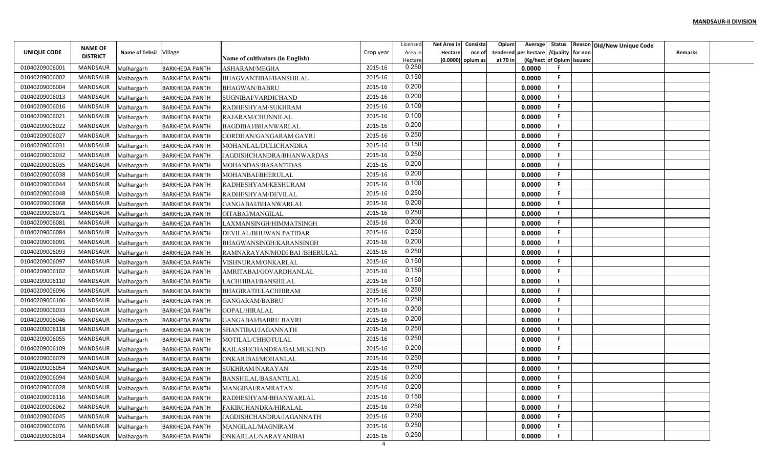**MANDSAUR-II DIVISION**

| UNIQUE CODE | NAME OF DISTRICT | Name of Tehsil | Village | Name of cultivators (in English) | Crop year | Licensed Area in Hectare | Net Area in Hectare (0.0000) | Consistance of opium as | Opium tendered at 70 in | Average per hectare (Kg/hect | Status /Quality of Opium | Reason for non issuance | Old/New Unique Code | Remarks |
|---|---|---|---|---|---|---|---|---|---|---|---|---|---|---|
| 01040209006001 | MANDSAUR | Malhargarh | BARKHEDA PANTH | ASHARAM/MEGHA | 2015-16 | 0.250 | | | | 0.0000 | F | | | |
| 01040209006002 | MANDSAUR | Malhargarh | BARKHEDA PANTH | BHAGVANTIBAI/BANSHILAL | 2015-16 | 0.150 | | | | 0.0000 | F | | | |
| 01040209006004 | MANDSAUR | Malhargarh | BARKHEDA PANTH | BHAGWAN/BABRU | 2015-16 | 0.200 | | | | 0.0000 | F | | | |
| 01040209006013 | MANDSAUR | Malhargarh | BARKHEDA PANTH | SUGNIBAI/VARDICHAND | 2015-16 | 0.200 | | | | 0.0000 | F | | | |
| 01040209006016 | MANDSAUR | Malhargarh | BARKHEDA PANTH | RADHESHYAM/SUKHRAM | 2015-16 | 0.100 | | | | 0.0000 | F | | | |
| 01040209006021 | MANDSAUR | Malhargarh | BARKHEDA PANTH | RAJARAM/CHUNNILAL | 2015-16 | 0.100 | | | | 0.0000 | F | | | |
| 01040209006022 | MANDSAUR | Malhargarh | BARKHEDA PANTH | BAGDIBAI/BHANWARLAL | 2015-16 | 0.200 | | | | 0.0000 | F | | | |
| 01040209006027 | MANDSAUR | Malhargarh | BARKHEDA PANTH | GORDHAN/GANGARAM GAYRI | 2015-16 | 0.250 | | | | 0.0000 | F | | | |
| 01040209006031 | MANDSAUR | Malhargarh | BARKHEDA PANTH | MOHANLAL/DULICHANDRA | 2015-16 | 0.150 | | | | 0.0000 | F | | | |
| 01040209006032 | MANDSAUR | Malhargarh | BARKHEDA PANTH | JAGDISHCHANDRA/BHANWARDAS | 2015-16 | 0.250 | | | | 0.0000 | F | | | |
| 01040209006035 | MANDSAUR | Malhargarh | BARKHEDA PANTH | MOHANDAS/BASANTIDAS | 2015-16 | 0.200 | | | | 0.0000 | F | | | |
| 01040209006038 | MANDSAUR | Malhargarh | BARKHEDA PANTH | MOHANBAI/BHERULAL | 2015-16 | 0.200 | | | | 0.0000 | F | | | |
| 01040209006044 | MANDSAUR | Malhargarh | BARKHEDA PANTH | RADHESHYAM/KESHURAM | 2015-16 | 0.100 | | | | 0.0000 | F | | | |
| 01040209006048 | MANDSAUR | Malhargarh | BARKHEDA PANTH | RADHESHYAM/DEVILAL | 2015-16 | 0.250 | | | | 0.0000 | F | | | |
| 01040209006068 | MANDSAUR | Malhargarh | BARKHEDA PANTH | GANGABAI/BHANWARLAL | 2015-16 | 0.200 | | | | 0.0000 | F | | | |
| 01040209006071 | MANDSAUR | Malhargarh | BARKHEDA PANTH | GITABAI/MANGILAL | 2015-16 | 0.250 | | | | 0.0000 | F | | | |
| 01040209006081 | MANDSAUR | Malhargarh | BARKHEDA PANTH | LAXMANSINGH/HIMMATSINGH | 2015-16 | 0.200 | | | | 0.0000 | F | | | |
| 01040209006084 | MANDSAUR | Malhargarh | BARKHEDA PANTH | DEVILAL/BHUWAN PATIDAR | 2015-16 | 0.250 | | | | 0.0000 | F | | | |
| 01040209006091 | MANDSAUR | Malhargarh | BARKHEDA PANTH | BHAGWANSINGH/KARANSINGH | 2015-16 | 0.200 | | | | 0.0000 | F | | | |
| 01040209006093 | MANDSAUR | Malhargarh | BARKHEDA PANTH | RAMNARAYAN/MODI BAI /BHERULAL | 2015-16 | 0.250 | | | | 0.0000 | F | | | |
| 01040209006097 | MANDSAUR | Malhargarh | BARKHEDA PANTH | VISHNURAM/ONKARLAL | 2015-16 | 0.150 | | | | 0.0000 | F | | | |
| 01040209006102 | MANDSAUR | Malhargarh | BARKHEDA PANTH | AMRITABAI/GOVARDHANLAL | 2015-16 | 0.150 | | | | 0.0000 | F | | | |
| 01040209006110 | MANDSAUR | Malhargarh | BARKHEDA PANTH | LACHHIBAI/BANSHILAL | 2015-16 | 0.150 | | | | 0.0000 | F | | | |
| 01040209006096 | MANDSAUR | Malhargarh | BARKHEDA PANTH | BHAGIRATH/LACHHIRAM | 2015-16 | 0.250 | | | | 0.0000 | F | | | |
| 01040209006106 | MANDSAUR | Malhargarh | BARKHEDA PANTH | GANGARAM/BABRU | 2015-16 | 0.250 | | | | 0.0000 | F | | | |
| 01040209006033 | MANDSAUR | Malhargarh | BARKHEDA PANTH | GOPAL/HIRALAL | 2015-16 | 0.200 | | | | 0.0000 | F | | | |
| 01040209006046 | MANDSAUR | Malhargarh | BARKHEDA PANTH | GANGABAI/BABRU BAVRI | 2015-16 | 0.200 | | | | 0.0000 | F | | | |
| 01040209006118 | MANDSAUR | Malhargarh | BARKHEDA PANTH | SHANTIBAI/JAGANNATH | 2015-16 | 0.250 | | | | 0.0000 | F | | | |
| 01040209006055 | MANDSAUR | Malhargarh | BARKHEDA PANTH | MOTILAL/CHHOTULAL | 2015-16 | 0.250 | | | | 0.0000 | F | | | |
| 01040209006109 | MANDSAUR | Malhargarh | BARKHEDA PANTH | KAILASHCHANDRA/BALMUKUND | 2015-16 | 0.200 | | | | 0.0000 | F | | | |
| 01040209006079 | MANDSAUR | Malhargarh | BARKHEDA PANTH | ONKARIBAI/MOHANLAL | 2015-16 | 0.250 | | | | 0.0000 | F | | | |
| 01040209006054 | MANDSAUR | Malhargarh | BARKHEDA PANTH | SUKHRAM/NARAYAN | 2015-16 | 0.250 | | | | 0.0000 | F | | | |
| 01040209006094 | MANDSAUR | Malhargarh | BARKHEDA PANTH | BANSHILAL/BASANTILAL | 2015-16 | 0.200 | | | | 0.0000 | F | | | |
| 01040209006028 | MANDSAUR | Malhargarh | BARKHEDA PANTH | MANGIBAI/RAMRATAN | 2015-16 | 0.200 | | | | 0.0000 | F | | | |
| 01040209006116 | MANDSAUR | Malhargarh | BARKHEDA PANTH | RADHESHYAM/BHANWARLAL | 2015-16 | 0.150 | | | | 0.0000 | F | | | |
| 01040209006062 | MANDSAUR | Malhargarh | BARKHEDA PANTH | FAKIRCHANDRA/HIRALAL | 2015-16 | 0.250 | | | | 0.0000 | F | | | |
| 01040209006045 | MANDSAUR | Malhargarh | BARKHEDA PANTH | JAGDISHCHANDRA/JAGANNATH | 2015-16 | 0.250 | | | | 0.0000 | F | | | |
| 01040209006076 | MANDSAUR | Malhargarh | BARKHEDA PANTH | MANGILAL/MAGNIRAM | 2015-16 | 0.250 | | | | 0.0000 | F | | | |
| 01040209006014 | MANDSAUR | Malhargarh | BARKHEDA PANTH | ONKARLAL/NARAYANIBAI | 2015-16 | 0.250 | | | | 0.0000 | F | | | |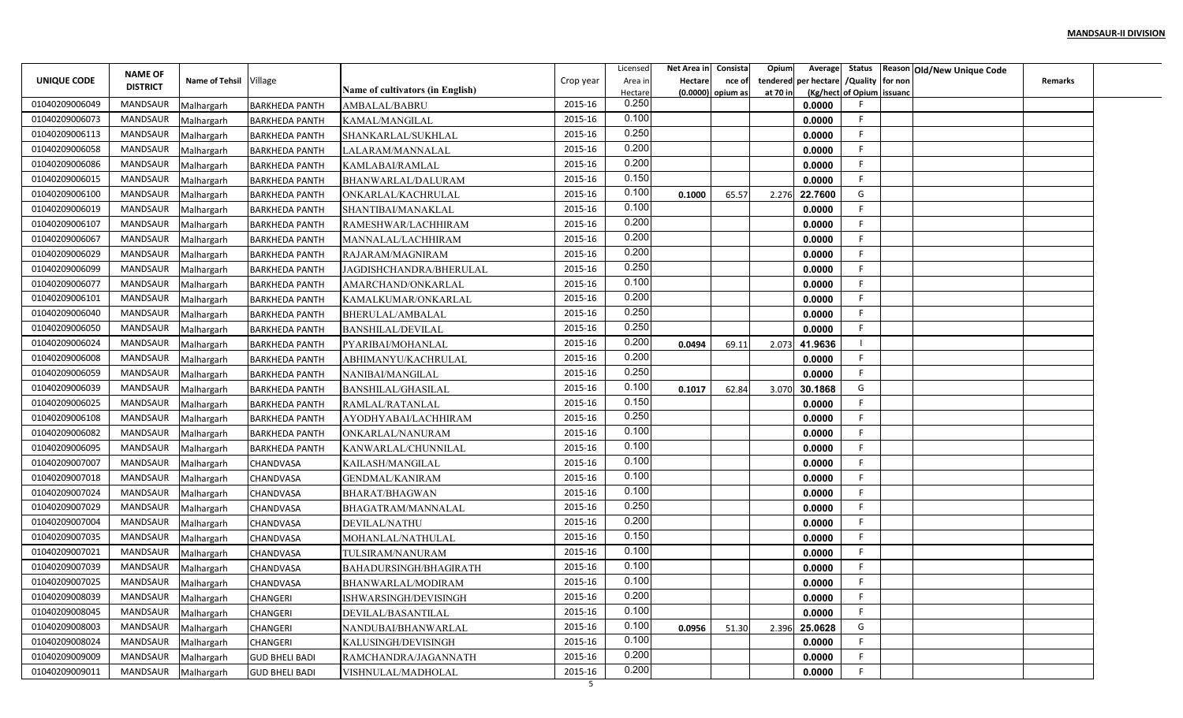**MANDSAUR-II DIVISION**

| UNIQUE CODE | NAME OF DISTRICT | Name of Tehsil | Village | Name of cultivators (in English) | Crop year | Licensed Area in Hectare | Net Area in Hectare (0.0000) | Consistance of opium as | Opium tendered at 70 in | Average per hectare (Kg/hect | Status /Quality of Opium | Reason for non issuance | Old/New Unique Code | Remarks |
|---|---|---|---|---|---|---|---|---|---|---|---|---|---|---|
| 01040209006049 | MANDSAUR | Malhargarh | BARKHEDA PANTH | AMBALAL/BABRU | 2015-16 | 0.250 | | | | 0.0000 | F | | | |
| 01040209006073 | MANDSAUR | Malhargarh | BARKHEDA PANTH | KAMAL/MANGILAL | 2015-16 | 0.100 | | | | 0.0000 | F | | | |
| 01040209006113 | MANDSAUR | Malhargarh | BARKHEDA PANTH | SHANKARLAL/SUKHLAL | 2015-16 | 0.250 | | | | 0.0000 | F | | | |
| 01040209006058 | MANDSAUR | Malhargarh | BARKHEDA PANTH | LALARAM/MANNALAL | 2015-16 | 0.200 | | | | 0.0000 | F | | | |
| 01040209006086 | MANDSAUR | Malhargarh | BARKHEDA PANTH | KAMLABAI/RAMLAL | 2015-16 | 0.200 | | | | 0.0000 | F | | | |
| 01040209006015 | MANDSAUR | Malhargarh | BARKHEDA PANTH | BHANWARLAL/DALURAM | 2015-16 | 0.150 | | | | 0.0000 | F | | | |
| 01040209006100 | MANDSAUR | Malhargarh | BARKHEDA PANTH | ONKARLAL/KACHRULAL | 2015-16 | 0.100 | 0.1000 | 65.57 | 2.276 | 22.7600 | G | | | |
| 01040209006019 | MANDSAUR | Malhargarh | BARKHEDA PANTH | SHANTIBAI/MANAKLAL | 2015-16 | 0.100 | | | | 0.0000 | F | | | |
| 01040209006107 | MANDSAUR | Malhargarh | BARKHEDA PANTH | RAMESHWAR/LACHHIRAM | 2015-16 | 0.200 | | | | 0.0000 | F | | | |
| 01040209006067 | MANDSAUR | Malhargarh | BARKHEDA PANTH | MANNALAL/LACHHIRAM | 2015-16 | 0.200 | | | | 0.0000 | F | | | |
| 01040209006029 | MANDSAUR | Malhargarh | BARKHEDA PANTH | RAJARAM/MAGNIRAM | 2015-16 | 0.200 | | | | 0.0000 | F | | | |
| 01040209006099 | MANDSAUR | Malhargarh | BARKHEDA PANTH | JAGDISHCHANDRA/BHERULAL | 2015-16 | 0.250 | | | | 0.0000 | F | | | |
| 01040209006077 | MANDSAUR | Malhargarh | BARKHEDA PANTH | AMARCHAND/ONKARLAL | 2015-16 | 0.100 | | | | 0.0000 | F | | | |
| 01040209006101 | MANDSAUR | Malhargarh | BARKHEDA PANTH | KAMALKUMAR/ONKARLAL | 2015-16 | 0.200 | | | | 0.0000 | F | | | |
| 01040209006040 | MANDSAUR | Malhargarh | BARKHEDA PANTH | BHERULAL/AMBALAL | 2015-16 | 0.250 | | | | 0.0000 | F | | | |
| 01040209006050 | MANDSAUR | Malhargarh | BARKHEDA PANTH | BANSHILAL/DEVILAL | 2015-16 | 0.250 | | | | 0.0000 | F | | | |
| 01040209006024 | MANDSAUR | Malhargarh | BARKHEDA PANTH | PYARIBAI/MOHANLAL | 2015-16 | 0.200 | 0.0494 | 69.11 | 2.073 | 41.9636 | I | | | |
| 01040209006008 | MANDSAUR | Malhargarh | BARKHEDA PANTH | ABHIMANYU/KACHRULAL | 2015-16 | 0.200 | | | | 0.0000 | F | | | |
| 01040209006059 | MANDSAUR | Malhargarh | BARKHEDA PANTH | NANIBAI/MANGILAL | 2015-16 | 0.250 | | | | 0.0000 | F | | | |
| 01040209006039 | MANDSAUR | Malhargarh | BARKHEDA PANTH | BANSHILAL/GHASILAL | 2015-16 | 0.100 | 0.1017 | 62.84 | 3.070 | 30.1868 | G | | | |
| 01040209006025 | MANDSAUR | Malhargarh | BARKHEDA PANTH | RAMLAL/RATANLAL | 2015-16 | 0.150 | | | | 0.0000 | F | | | |
| 01040209006108 | MANDSAUR | Malhargarh | BARKHEDA PANTH | AYODHYABAI/LACHHIRAM | 2015-16 | 0.250 | | | | 0.0000 | F | | | |
| 01040209006082 | MANDSAUR | Malhargarh | BARKHEDA PANTH | ONKARLAL/NANURAM | 2015-16 | 0.100 | | | | 0.0000 | F | | | |
| 01040209006095 | MANDSAUR | Malhargarh | BARKHEDA PANTH | KANWARLAL/CHUNNILAL | 2015-16 | 0.100 | | | | 0.0000 | F | | | |
| 01040209007007 | MANDSAUR | Malhargarh | CHANDVASA | KAILASH/MANGILAL | 2015-16 | 0.100 | | | | 0.0000 | F | | | |
| 01040209007018 | MANDSAUR | Malhargarh | CHANDVASA | GENDMAL/KANIRAM | 2015-16 | 0.100 | | | | 0.0000 | F | | | |
| 01040209007024 | MANDSAUR | Malhargarh | CHANDVASA | BHARAT/BHAGWAN | 2015-16 | 0.100 | | | | 0.0000 | F | | | |
| 01040209007029 | MANDSAUR | Malhargarh | CHANDVASA | BHAGATRAM/MANNALAL | 2015-16 | 0.250 | | | | 0.0000 | F | | | |
| 01040209007004 | MANDSAUR | Malhargarh | CHANDVASA | DEVILAL/NATHU | 2015-16 | 0.200 | | | | 0.0000 | F | | | |
| 01040209007035 | MANDSAUR | Malhargarh | CHANDVASA | MOHANLAL/NATHULAL | 2015-16 | 0.150 | | | | 0.0000 | F | | | |
| 01040209007021 | MANDSAUR | Malhargarh | CHANDVASA | TULSIRAM/NANURAM | 2015-16 | 0.100 | | | | 0.0000 | F | | | |
| 01040209007039 | MANDSAUR | Malhargarh | CHANDVASA | BAHADURSINGH/BHAGIRATH | 2015-16 | 0.100 | | | | 0.0000 | F | | | |
| 01040209007025 | MANDSAUR | Malhargarh | CHANDVASA | BHANWARLAL/MODIRAM | 2015-16 | 0.100 | | | | 0.0000 | F | | | |
| 01040209008039 | MANDSAUR | Malhargarh | CHANGERI | ISHWARSINGH/DEVISINGH | 2015-16 | 0.200 | | | | 0.0000 | F | | | |
| 01040209008045 | MANDSAUR | Malhargarh | CHANGERI | DEVILAL/BASANTILAL | 2015-16 | 0.100 | | | | 0.0000 | F | | | |
| 01040209008003 | MANDSAUR | Malhargarh | CHANGERI | NANDUBAI/BHANWARLAL | 2015-16 | 0.100 | 0.0956 | 51.30 | 2.396 | 25.0628 | G | | | |
| 01040209008024 | MANDSAUR | Malhargarh | CHANGERI | KALUSINGH/DEVISINGH | 2015-16 | 0.100 | | | | 0.0000 | F | | | |
| 01040209009009 | MANDSAUR | Malhargarh | GUD BHELI BADI | RAMCHANDRA/JAGANNATH | 2015-16 | 0.200 | | | | 0.0000 | F | | | |
| 01040209009011 | MANDSAUR | Malhargarh | GUD BHELI BADI | VISHNULAL/MADHOLAL | 2015-16 | 0.200 | | | | 0.0000 | F | | | |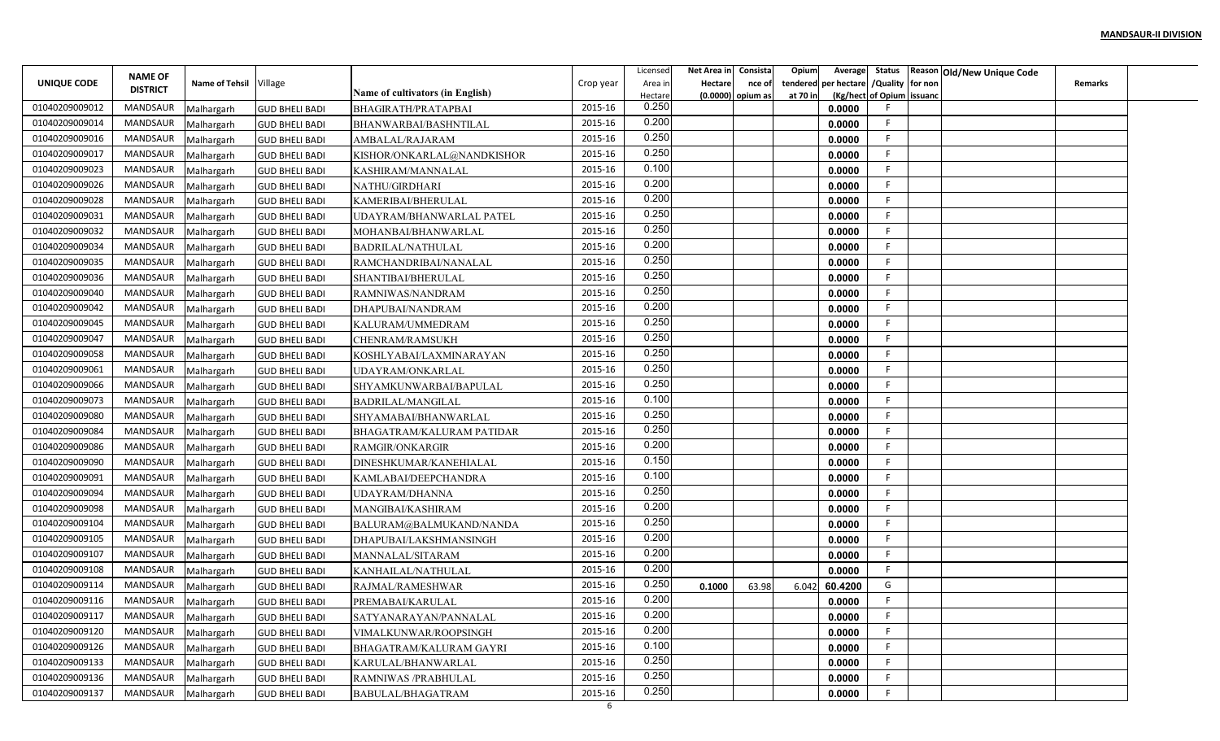**MANDSAUR-II DIVISION**

| UNIQUE CODE | NAME OF DISTRICT | Name of Tehsil | Village | Name of cultivators (in English) | Crop year | Licensed Area in Hectare | Net Area in Hectare (0.0000) | Consistance of opium as | Opium tendered at 70 in | Average per hectare (Kg/hect | Status /Quality of Opium | Reason for non issuance | Old/New Unique Code | Remarks |
|---|---|---|---|---|---|---|---|---|---|---|---|---|---|---|
| 01040209009012 | MANDSAUR | Malhargarh | GUD BHELI BADI | BHAGIRATH/PRATAPBAI | 2015-16 | 0.250 | | | | 0.0000 | F | | | |
| 01040209009014 | MANDSAUR | Malhargarh | GUD BHELI BADI | BHANWARBAI/BASHNTILAL | 2015-16 | 0.200 | | | | 0.0000 | F | | | |
| 01040209009016 | MANDSAUR | Malhargarh | GUD BHELI BADI | AMBALAL/RAJARAM | 2015-16 | 0.250 | | | | 0.0000 | F | | | |
| 01040209009017 | MANDSAUR | Malhargarh | GUD BHELI BADI | KISHOR/ONKARLAL@NANDKISHOR | 2015-16 | 0.250 | | | | 0.0000 | F | | | |
| 01040209009023 | MANDSAUR | Malhargarh | GUD BHELI BADI | KASHIRAM/MANNALAL | 2015-16 | 0.100 | | | | 0.0000 | F | | | |
| 01040209009026 | MANDSAUR | Malhargarh | GUD BHELI BADI | NATHU/GIRDHARI | 2015-16 | 0.200 | | | | 0.0000 | F | | | |
| 01040209009028 | MANDSAUR | Malhargarh | GUD BHELI BADI | KAMERIBAI/BHERULAL | 2015-16 | 0.200 | | | | 0.0000 | F | | | |
| 01040209009031 | MANDSAUR | Malhargarh | GUD BHELI BADI | UDAYRAM/BHANWARLAL PATEL | 2015-16 | 0.250 | | | | 0.0000 | F | | | |
| 01040209009032 | MANDSAUR | Malhargarh | GUD BHELI BADI | MOHANBAI/BHANWARLAL | 2015-16 | 0.250 | | | | 0.0000 | F | | | |
| 01040209009034 | MANDSAUR | Malhargarh | GUD BHELI BADI | BADRILAL/NATHULAL | 2015-16 | 0.200 | | | | 0.0000 | F | | | |
| 01040209009035 | MANDSAUR | Malhargarh | GUD BHELI BADI | RAMCHANDRIBAI/NANALAL | 2015-16 | 0.250 | | | | 0.0000 | F | | | |
| 01040209009036 | MANDSAUR | Malhargarh | GUD BHELI BADI | SHANTIBAI/BHERULAL | 2015-16 | 0.250 | | | | 0.0000 | F | | | |
| 01040209009040 | MANDSAUR | Malhargarh | GUD BHELI BADI | RAMNIWAS/NANDRAM | 2015-16 | 0.250 | | | | 0.0000 | F | | | |
| 01040209009042 | MANDSAUR | Malhargarh | GUD BHELI BADI | DHAPUBAI/NANDRAM | 2015-16 | 0.200 | | | | 0.0000 | F | | | |
| 01040209009045 | MANDSAUR | Malhargarh | GUD BHELI BADI | KALURAM/UMMEDRAM | 2015-16 | 0.250 | | | | 0.0000 | F | | | |
| 01040209009047 | MANDSAUR | Malhargarh | GUD BHELI BADI | CHENRAM/RAMSUKH | 2015-16 | 0.250 | | | | 0.0000 | F | | | |
| 01040209009058 | MANDSAUR | Malhargarh | GUD BHELI BADI | KOSHLYABAI/LAXMINARAYAN | 2015-16 | 0.250 | | | | 0.0000 | F | | | |
| 01040209009061 | MANDSAUR | Malhargarh | GUD BHELI BADI | UDAYRAM/ONKARLAL | 2015-16 | 0.250 | | | | 0.0000 | F | | | |
| 01040209009066 | MANDSAUR | Malhargarh | GUD BHELI BADI | SHYAMKUNWARBAI/BAPULAL | 2015-16 | 0.250 | | | | 0.0000 | F | | | |
| 01040209009073 | MANDSAUR | Malhargarh | GUD BHELI BADI | BADRILAL/MANGILAL | 2015-16 | 0.100 | | | | 0.0000 | F | | | |
| 01040209009080 | MANDSAUR | Malhargarh | GUD BHELI BADI | SHYAMABAI/BHANWARLAL | 2015-16 | 0.250 | | | | 0.0000 | F | | | |
| 01040209009084 | MANDSAUR | Malhargarh | GUD BHELI BADI | BHAGATRAM/KALURAM PATIDAR | 2015-16 | 0.250 | | | | 0.0000 | F | | | |
| 01040209009086 | MANDSAUR | Malhargarh | GUD BHELI BADI | RAMGIR/ONKARGIR | 2015-16 | 0.200 | | | | 0.0000 | F | | | |
| 01040209009090 | MANDSAUR | Malhargarh | GUD BHELI BADI | DINESHKUMAR/KANEHIALAL | 2015-16 | 0.150 | | | | 0.0000 | F | | | |
| 01040209009091 | MANDSAUR | Malhargarh | GUD BHELI BADI | KAMLABAI/DEEPCHANDRA | 2015-16 | 0.100 | | | | 0.0000 | F | | | |
| 01040209009094 | MANDSAUR | Malhargarh | GUD BHELI BADI | UDAYRAM/DHANNA | 2015-16 | 0.250 | | | | 0.0000 | F | | | |
| 01040209009098 | MANDSAUR | Malhargarh | GUD BHELI BADI | MANGIBAI/KASHIRAM | 2015-16 | 0.200 | | | | 0.0000 | F | | | |
| 01040209009104 | MANDSAUR | Malhargarh | GUD BHELI BADI | BALURAM@BALMUKAND/NANDA | 2015-16 | 0.250 | | | | 0.0000 | F | | | |
| 01040209009105 | MANDSAUR | Malhargarh | GUD BHELI BADI | DHAPUBAI/LAKSHMANSINGH | 2015-16 | 0.200 | | | | 0.0000 | F | | | |
| 01040209009107 | MANDSAUR | Malhargarh | GUD BHELI BADI | MANNALAL/SITARAM | 2015-16 | 0.200 | | | | 0.0000 | F | | | |
| 01040209009108 | MANDSAUR | Malhargarh | GUD BHELI BADI | KANHAILAL/NATHULAL | 2015-16 | 0.200 | | | | 0.0000 | F | | | |
| 01040209009114 | MANDSAUR | Malhargarh | GUD BHELI BADI | RAJMAL/RAMESHWAR | 2015-16 | 0.250 | 0.1000 | 63.98 | 6.042 | 60.4200 | G | | | |
| 01040209009116 | MANDSAUR | Malhargarh | GUD BHELI BADI | PREMABAI/KARULAL | 2015-16 | 0.200 | | | | 0.0000 | F | | | |
| 01040209009117 | MANDSAUR | Malhargarh | GUD BHELI BADI | SATYANARAYAN/PANNALAL | 2015-16 | 0.200 | | | | 0.0000 | F | | | |
| 01040209009120 | MANDSAUR | Malhargarh | GUD BHELI BADI | VIMALKUNWAR/ROOPSINGH | 2015-16 | 0.200 | | | | 0.0000 | F | | | |
| 01040209009126 | MANDSAUR | Malhargarh | GUD BHELI BADI | BHAGATRAM/KALURAM GAYRI | 2015-16 | 0.100 | | | | 0.0000 | F | | | |
| 01040209009133 | MANDSAUR | Malhargarh | GUD BHELI BADI | KARULAL/BHANWARLAL | 2015-16 | 0.250 | | | | 0.0000 | F | | | |
| 01040209009136 | MANDSAUR | Malhargarh | GUD BHELI BADI | RAMNIWAS /PRABHULAL | 2015-16 | 0.250 | | | | 0.0000 | F | | | |
| 01040209009137 | MANDSAUR | Malhargarh | GUD BHELI BADI | BABULAL/BHAGATRAM | 2015-16 | 0.250 | | | | 0.0000 | F | | | |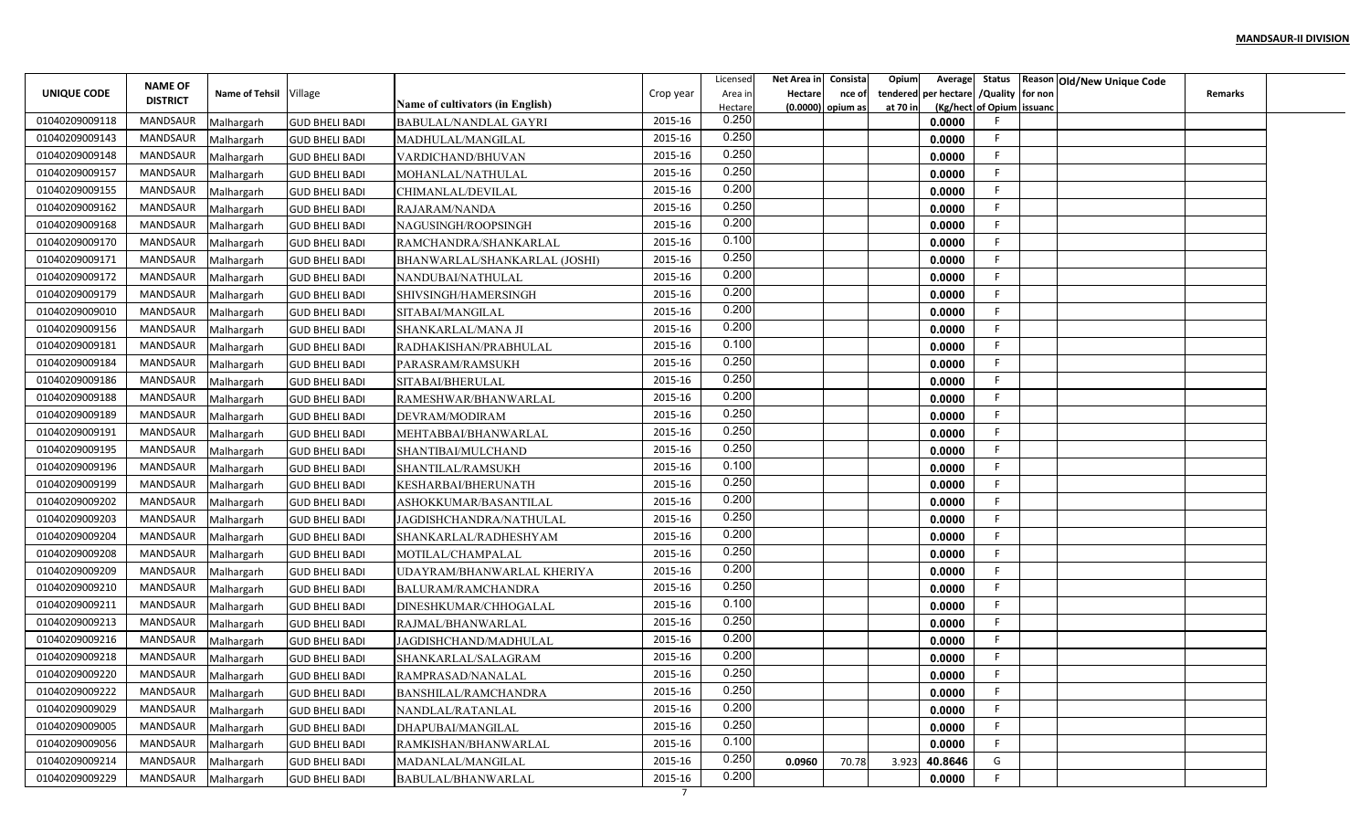**MANDSAUR-II DIVISION**

| UNIQUE CODE | NAME OF DISTRICT | Name of Tehsil | Village | Name of cultivators (in English) | Crop year | Licensed Area in Hectare | Net Area in Hectare (0.0000) | Consistance of opium as | Opium tendered at 70 in | Average per hectare (Kg/hect) | Status /Quality of Opium | Reason for non issuance | Old/New Unique Code | Remarks |
|---|---|---|---|---|---|---|---|---|---|---|---|---|---|---|
| 01040209009118 | MANDSAUR | Malhargarh | GUD BHELI BADI | BABULAL/NANDLAL GAYRI | 2015-16 | 0.250 | | | | 0.0000 | F | | | |
| 01040209009143 | MANDSAUR | Malhargarh | GUD BHELI BADI | MADHULAL/MANGILAL | 2015-16 | 0.250 | | | | 0.0000 | F | | | |
| 01040209009148 | MANDSAUR | Malhargarh | GUD BHELI BADI | VARDICHAND/BHUVAN | 2015-16 | 0.250 | | | | 0.0000 | F | | | |
| 01040209009157 | MANDSAUR | Malhargarh | GUD BHELI BADI | MOHANLAL/NATHULAL | 2015-16 | 0.250 | | | | 0.0000 | F | | | |
| 01040209009155 | MANDSAUR | Malhargarh | GUD BHELI BADI | CHIMANLAL/DEVILAL | 2015-16 | 0.200 | | | | 0.0000 | F | | | |
| 01040209009162 | MANDSAUR | Malhargarh | GUD BHELI BADI | RAJARAM/NANDA | 2015-16 | 0.250 | | | | 0.0000 | F | | | |
| 01040209009168 | MANDSAUR | Malhargarh | GUD BHELI BADI | NAGUSINGH/ROOPSINGH | 2015-16 | 0.200 | | | | 0.0000 | F | | | |
| 01040209009170 | MANDSAUR | Malhargarh | GUD BHELI BADI | RAMCHANDRA/SHANKARLAL | 2015-16 | 0.100 | | | | 0.0000 | F | | | |
| 01040209009171 | MANDSAUR | Malhargarh | GUD BHELI BADI | BHANWARLAL/SHANKARLAL (JOSHI) | 2015-16 | 0.250 | | | | 0.0000 | F | | | |
| 01040209009172 | MANDSAUR | Malhargarh | GUD BHELI BADI | NANDUBAI/NATHULAL | 2015-16 | 0.200 | | | | 0.0000 | F | | | |
| 01040209009179 | MANDSAUR | Malhargarh | GUD BHELI BADI | SHIVSINGH/HAMERSINGH | 2015-16 | 0.200 | | | | 0.0000 | F | | | |
| 01040209009010 | MANDSAUR | Malhargarh | GUD BHELI BADI | SITABAI/MANGILAL | 2015-16 | 0.200 | | | | 0.0000 | F | | | |
| 01040209009156 | MANDSAUR | Malhargarh | GUD BHELI BADI | SHANKARLAL/MANA JI | 2015-16 | 0.200 | | | | 0.0000 | F | | | |
| 01040209009181 | MANDSAUR | Malhargarh | GUD BHELI BADI | RADHAKISHAN/PRABHULAL | 2015-16 | 0.100 | | | | 0.0000 | F | | | |
| 01040209009184 | MANDSAUR | Malhargarh | GUD BHELI BADI | PARASRAM/RAMSUKH | 2015-16 | 0.250 | | | | 0.0000 | F | | | |
| 01040209009186 | MANDSAUR | Malhargarh | GUD BHELI BADI | SITABAI/BHERULAL | 2015-16 | 0.250 | | | | 0.0000 | F | | | |
| 01040209009188 | MANDSAUR | Malhargarh | GUD BHELI BADI | RAMESHWAR/BHANWARLAL | 2015-16 | 0.200 | | | | 0.0000 | F | | | |
| 01040209009189 | MANDSAUR | Malhargarh | GUD BHELI BADI | DEVRAM/MODIRAM | 2015-16 | 0.250 | | | | 0.0000 | F | | | |
| 01040209009191 | MANDSAUR | Malhargarh | GUD BHELI BADI | MEHTABBAI/BHANWARLAL | 2015-16 | 0.250 | | | | 0.0000 | F | | | |
| 01040209009195 | MANDSAUR | Malhargarh | GUD BHELI BADI | SHANTIBAI/MULCHAND | 2015-16 | 0.250 | | | | 0.0000 | F | | | |
| 01040209009196 | MANDSAUR | Malhargarh | GUD BHELI BADI | SHANTILAL/RAMSUKH | 2015-16 | 0.100 | | | | 0.0000 | F | | | |
| 01040209009199 | MANDSAUR | Malhargarh | GUD BHELI BADI | KESHARBAI/BHERUNATH | 2015-16 | 0.250 | | | | 0.0000 | F | | | |
| 01040209009202 | MANDSAUR | Malhargarh | GUD BHELI BADI | ASHOKKUMAR/BASANTILAL | 2015-16 | 0.200 | | | | 0.0000 | F | | | |
| 01040209009203 | MANDSAUR | Malhargarh | GUD BHELI BADI | JAGDISHCHANDRA/NATHULAL | 2015-16 | 0.250 | | | | 0.0000 | F | | | |
| 01040209009204 | MANDSAUR | Malhargarh | GUD BHELI BADI | SHANKARLAL/RADHESHYAM | 2015-16 | 0.200 | | | | 0.0000 | F | | | |
| 01040209009208 | MANDSAUR | Malhargarh | GUD BHELI BADI | MOTILAL/CHAMPALAL | 2015-16 | 0.250 | | | | 0.0000 | F | | | |
| 01040209009209 | MANDSAUR | Malhargarh | GUD BHELI BADI | UDAYRAM/BHANWARLAL KHERIYA | 2015-16 | 0.200 | | | | 0.0000 | F | | | |
| 01040209009210 | MANDSAUR | Malhargarh | GUD BHELI BADI | BALURAM/RAMCHANDRA | 2015-16 | 0.250 | | | | 0.0000 | F | | | |
| 01040209009211 | MANDSAUR | Malhargarh | GUD BHELI BADI | DINESHKUMAR/CHHOGALAL | 2015-16 | 0.100 | | | | 0.0000 | F | | | |
| 01040209009213 | MANDSAUR | Malhargarh | GUD BHELI BADI | RAJMAL/BHANWARLAL | 2015-16 | 0.250 | | | | 0.0000 | F | | | |
| 01040209009216 | MANDSAUR | Malhargarh | GUD BHELI BADI | JAGDISHCHAND/MADHULAL | 2015-16 | 0.200 | | | | 0.0000 | F | | | |
| 01040209009218 | MANDSAUR | Malhargarh | GUD BHELI BADI | SHANKARLAL/SALAGRAM | 2015-16 | 0.200 | | | | 0.0000 | F | | | |
| 01040209009220 | MANDSAUR | Malhargarh | GUD BHELI BADI | RAMPRASAD/NANALAL | 2015-16 | 0.250 | | | | 0.0000 | F | | | |
| 01040209009222 | MANDSAUR | Malhargarh | GUD BHELI BADI | BANSHILAL/RAMCHANDRA | 2015-16 | 0.250 | | | | 0.0000 | F | | | |
| 01040209009029 | MANDSAUR | Malhargarh | GUD BHELI BADI | NANDLAL/RATANLAL | 2015-16 | 0.200 | | | | 0.0000 | F | | | |
| 01040209009005 | MANDSAUR | Malhargarh | GUD BHELI BADI | DHAPUBAI/MANGILAL | 2015-16 | 0.250 | | | | 0.0000 | F | | | |
| 01040209009056 | MANDSAUR | Malhargarh | GUD BHELI BADI | RAMKISHAN/BHANWARLAL | 2015-16 | 0.100 | | | | 0.0000 | F | | | |
| 01040209009214 | MANDSAUR | Malhargarh | GUD BHELI BADI | MADANLAL/MANGILAL | 2015-16 | 0.250 | 0.0960 | 70.78 | 3.923 | 40.8646 | G | | | |
| 01040209009229 | MANDSAUR | Malhargarh | GUD BHELI BADI | BABULAL/BHANWARLAL | 2015-16 | 0.200 | | | | 0.0000 | F | | | |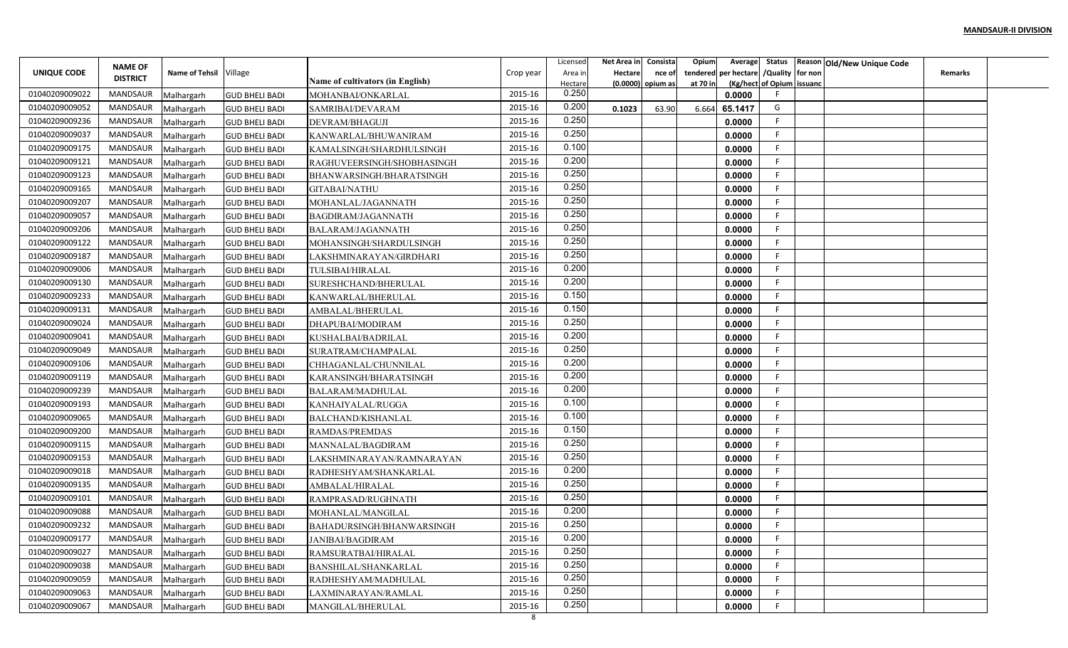**MANDSAUR-II DIVISION**

| UNIQUE CODE | NAME OF DISTRICT | Name of Tehsil | Village | Name of cultivators (in English) | Crop year | Licensed Area in Hectare | Net Area in Hectare (0.0000) | Consistance of opium as | Opium tendered at 70 in | Average per hectare (Kg/hect | Status /Quality of Opium | Reason for non issuance | Old/New Unique Code | Remarks |
|---|---|---|---|---|---|---|---|---|---|---|---|---|---|---|
| 01040209009022 | MANDSAUR | Malhargarh | GUD BHELI BADI | MOHANBAI/ONKARLAL | 2015-16 | 0.250 | | | | 0.0000 | F | | | |
| 01040209009052 | MANDSAUR | Malhargarh | GUD BHELI BADI | SAMRIBAI/DEVARAM | 2015-16 | 0.200 | 0.1023 | 63.90 | 6.664 | 65.1417 | G | | | |
| 01040209009236 | MANDSAUR | Malhargarh | GUD BHELI BADI | DEVRAM/BHAGUJI | 2015-16 | 0.250 | | | | 0.0000 | F | | | |
| 01040209009037 | MANDSAUR | Malhargarh | GUD BHELI BADI | KANWARLAL/BHUWANIRAM | 2015-16 | 0.250 | | | | 0.0000 | F | | | |
| 01040209009175 | MANDSAUR | Malhargarh | GUD BHELI BADI | KAMALSINGH/SHARDHULSINGH | 2015-16 | 0.100 | | | | 0.0000 | F | | | |
| 01040209009121 | MANDSAUR | Malhargarh | GUD BHELI BADI | RAGHUVEERSINGH/SHOBHASINGH | 2015-16 | 0.200 | | | | 0.0000 | F | | | |
| 01040209009123 | MANDSAUR | Malhargarh | GUD BHELI BADI | BHANWARSINGH/BHARATSINGH | 2015-16 | 0.250 | | | | 0.0000 | F | | | |
| 01040209009165 | MANDSAUR | Malhargarh | GUD BHELI BADI | GITABAI/NATHU | 2015-16 | 0.250 | | | | 0.0000 | F | | | |
| 01040209009207 | MANDSAUR | Malhargarh | GUD BHELI BADI | MOHANLAL/JAGANNATH | 2015-16 | 0.250 | | | | 0.0000 | F | | | |
| 01040209009057 | MANDSAUR | Malhargarh | GUD BHELI BADI | BAGDIRAM/JAGANNATH | 2015-16 | 0.250 | | | | 0.0000 | F | | | |
| 01040209009206 | MANDSAUR | Malhargarh | GUD BHELI BADI | BALARAM/JAGANNATH | 2015-16 | 0.250 | | | | 0.0000 | F | | | |
| 01040209009122 | MANDSAUR | Malhargarh | GUD BHELI BADI | MOHANSINGH/SHARDULSINGH | 2015-16 | 0.250 | | | | 0.0000 | F | | | |
| 01040209009187 | MANDSAUR | Malhargarh | GUD BHELI BADI | LAKSHMINARAYAN/GIRDHARI | 2015-16 | 0.250 | | | | 0.0000 | F | | | |
| 01040209009006 | MANDSAUR | Malhargarh | GUD BHELI BADI | TULSIBAI/HIRALAL | 2015-16 | 0.200 | | | | 0.0000 | F | | | |
| 01040209009130 | MANDSAUR | Malhargarh | GUD BHELI BADI | SURESHCHAND/BHERULAL | 2015-16 | 0.200 | | | | 0.0000 | F | | | |
| 01040209009233 | MANDSAUR | Malhargarh | GUD BHELI BADI | KANWARLAL/BHERULAL | 2015-16 | 0.150 | | | | 0.0000 | F | | | |
| 01040209009131 | MANDSAUR | Malhargarh | GUD BHELI BADI | AMBALAL/BHERULAL | 2015-16 | 0.150 | | | | 0.0000 | F | | | |
| 01040209009024 | MANDSAUR | Malhargarh | GUD BHELI BADI | DHAPUBAI/MODIRAM | 2015-16 | 0.250 | | | | 0.0000 | F | | | |
| 01040209009041 | MANDSAUR | Malhargarh | GUD BHELI BADI | KUSHALBAI/BADRILAL | 2015-16 | 0.200 | | | | 0.0000 | F | | | |
| 01040209009049 | MANDSAUR | Malhargarh | GUD BHELI BADI | SURATRAM/CHAMPALAL | 2015-16 | 0.250 | | | | 0.0000 | F | | | |
| 01040209009106 | MANDSAUR | Malhargarh | GUD BHELI BADI | CHHAGANLAL/CHUNNILAL | 2015-16 | 0.200 | | | | 0.0000 | F | | | |
| 01040209009119 | MANDSAUR | Malhargarh | GUD BHELI BADI | KARANSINGH/BHARATSINGH | 2015-16 | 0.200 | | | | 0.0000 | F | | | |
| 01040209009239 | MANDSAUR | Malhargarh | GUD BHELI BADI | BALARAM/MADHULAL | 2015-16 | 0.200 | | | | 0.0000 | F | | | |
| 01040209009193 | MANDSAUR | Malhargarh | GUD BHELI BADI | KANHAIYALAL/RUGGA | 2015-16 | 0.100 | | | | 0.0000 | F | | | |
| 01040209009065 | MANDSAUR | Malhargarh | GUD BHELI BADI | BALCHAND/KISHANLAL | 2015-16 | 0.100 | | | | 0.0000 | F | | | |
| 01040209009200 | MANDSAUR | Malhargarh | GUD BHELI BADI | RAMDAS/PREMDAS | 2015-16 | 0.150 | | | | 0.0000 | F | | | |
| 01040209009115 | MANDSAUR | Malhargarh | GUD BHELI BADI | MANNALAL/BAGDIRAM | 2015-16 | 0.250 | | | | 0.0000 | F | | | |
| 01040209009153 | MANDSAUR | Malhargarh | GUD BHELI BADI | LAKSHMINARAYAN/RAMNARAYAN | 2015-16 | 0.250 | | | | 0.0000 | F | | | |
| 01040209009018 | MANDSAUR | Malhargarh | GUD BHELI BADI | RADHESHYAM/SHANKARLAL | 2015-16 | 0.200 | | | | 0.0000 | F | | | |
| 01040209009135 | MANDSAUR | Malhargarh | GUD BHELI BADI | AMBALAL/HIRALAL | 2015-16 | 0.250 | | | | 0.0000 | F | | | |
| 01040209009101 | MANDSAUR | Malhargarh | GUD BHELI BADI | RAMPRASAD/RUGHNATH | 2015-16 | 0.250 | | | | 0.0000 | F | | | |
| 01040209009088 | MANDSAUR | Malhargarh | GUD BHELI BADI | MOHANLAL/MANGILAL | 2015-16 | 0.200 | | | | 0.0000 | F | | | |
| 01040209009232 | MANDSAUR | Malhargarh | GUD BHELI BADI | BAHADURSINGH/BHANWARSINGH | 2015-16 | 0.250 | | | | 0.0000 | F | | | |
| 01040209009177 | MANDSAUR | Malhargarh | GUD BHELI BADI | JANIBAI/BAGDIRAM | 2015-16 | 0.200 | | | | 0.0000 | F | | | |
| 01040209009027 | MANDSAUR | Malhargarh | GUD BHELI BADI | RAMSURATBAI/HIRALAL | 2015-16 | 0.250 | | | | 0.0000 | F | | | |
| 01040209009038 | MANDSAUR | Malhargarh | GUD BHELI BADI | BANSHILAL/SHANKARLAL | 2015-16 | 0.250 | | | | 0.0000 | F | | | |
| 01040209009059 | MANDSAUR | Malhargarh | GUD BHELI BADI | RADHESHYAM/MADHULAL | 2015-16 | 0.250 | | | | 0.0000 | F | | | |
| 01040209009063 | MANDSAUR | Malhargarh | GUD BHELI BADI | LAXMINARAYAN/RAMLAL | 2015-16 | 0.250 | | | | 0.0000 | F | | | |
| 01040209009067 | MANDSAUR | Malhargarh | GUD BHELI BADI | MANGILAL/BHERULAL | 2015-16 | 0.250 | | | | 0.0000 | F | | | |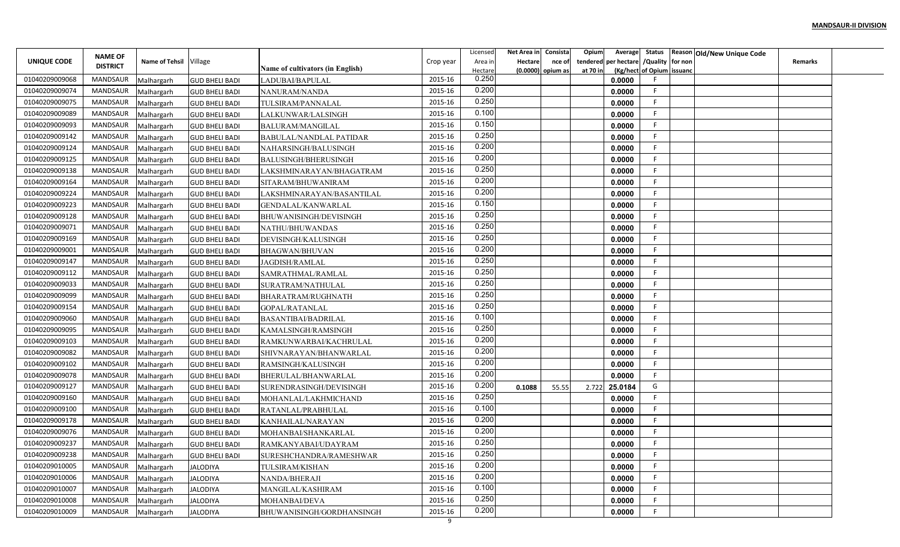**MANDSAUR-II DIVISION**

| UNIQUE CODE | NAME OF DISTRICT | Name of Tehsil | Village | Name of cultivators (in English) | Crop year | Licensed Area in Hectare | Net Area in Hectare (0.0000) | Consistance of opium as | Opium tendered at 70 in | Average per hectare (Kg/hect | Status /Quality of Opium | Reason for non issuance | Old/New Unique Code | Remarks |
|---|---|---|---|---|---|---|---|---|---|---|---|---|---|---|
| 01040209009068 | MANDSAUR | Malhargarh | GUD BHELI BADI | LADUBAI/BAPULAL | 2015-16 | 0.250 | | | | 0.0000 | F | | | |
| 01040209009074 | MANDSAUR | Malhargarh | GUD BHELI BADI | NANURAM/NANDA | 2015-16 | 0.200 | | | | 0.0000 | F | | | |
| 01040209009075 | MANDSAUR | Malhargarh | GUD BHELI BADI | TULSIRAM/PANNALAL | 2015-16 | 0.250 | | | | 0.0000 | F | | | |
| 01040209009089 | MANDSAUR | Malhargarh | GUD BHELI BADI | LALKUNWAR/LALSINGH | 2015-16 | 0.100 | | | | 0.0000 | F | | | |
| 01040209009093 | MANDSAUR | Malhargarh | GUD BHELI BADI | BALURAM/MANGILAL | 2015-16 | 0.150 | | | | 0.0000 | F | | | |
| 01040209009142 | MANDSAUR | Malhargarh | GUD BHELI BADI | BABULAL/NANDLAL PATIDAR | 2015-16 | 0.250 | | | | 0.0000 | F | | | |
| 01040209009124 | MANDSAUR | Malhargarh | GUD BHELI BADI | NAHARSINGH/BALUSINGH | 2015-16 | 0.200 | | | | 0.0000 | F | | | |
| 01040209009125 | MANDSAUR | Malhargarh | GUD BHELI BADI | BALUSINGH/BHERUSINGH | 2015-16 | 0.200 | | | | 0.0000 | F | | | |
| 01040209009138 | MANDSAUR | Malhargarh | GUD BHELI BADI | LAKSHMINARAYAN/BHAGATRAM | 2015-16 | 0.250 | | | | 0.0000 | F | | | |
| 01040209009164 | MANDSAUR | Malhargarh | GUD BHELI BADI | SITARAM/BHUWANIRAM | 2015-16 | 0.200 | | | | 0.0000 | F | | | |
| 01040209009224 | MANDSAUR | Malhargarh | GUD BHELI BADI | LAKSHMINARAYAN/BASANTILAL | 2015-16 | 0.200 | | | | 0.0000 | F | | | |
| 01040209009223 | MANDSAUR | Malhargarh | GUD BHELI BADI | GENDALAL/KANWARLAL | 2015-16 | 0.150 | | | | 0.0000 | F | | | |
| 01040209009128 | MANDSAUR | Malhargarh | GUD BHELI BADI | BHUWANISINGH/DEVISINGH | 2015-16 | 0.250 | | | | 0.0000 | F | | | |
| 01040209009071 | MANDSAUR | Malhargarh | GUD BHELI BADI | NATHU/BHUWANDAS | 2015-16 | 0.250 | | | | 0.0000 | F | | | |
| 01040209009169 | MANDSAUR | Malhargarh | GUD BHELI BADI | DEVISINGH/KALUSINGH | 2015-16 | 0.250 | | | | 0.0000 | F | | | |
| 01040209009001 | MANDSAUR | Malhargarh | GUD BHELI BADI | BHAGWAN/BHUVAN | 2015-16 | 0.200 | | | | 0.0000 | F | | | |
| 01040209009147 | MANDSAUR | Malhargarh | GUD BHELI BADI | JAGDISH/RAMLAL | 2015-16 | 0.250 | | | | 0.0000 | F | | | |
| 01040209009112 | MANDSAUR | Malhargarh | GUD BHELI BADI | SAMRATHMAL/RAMLAL | 2015-16 | 0.250 | | | | 0.0000 | F | | | |
| 01040209009033 | MANDSAUR | Malhargarh | GUD BHELI BADI | SURATRAM/NATHULAL | 2015-16 | 0.250 | | | | 0.0000 | F | | | |
| 01040209009099 | MANDSAUR | Malhargarh | GUD BHELI BADI | BHARATRAM/RUGHNATH | 2015-16 | 0.250 | | | | 0.0000 | F | | | |
| 01040209009154 | MANDSAUR | Malhargarh | GUD BHELI BADI | GOPAL/RATANLAL | 2015-16 | 0.250 | | | | 0.0000 | F | | | |
| 01040209009060 | MANDSAUR | Malhargarh | GUD BHELI BADI | BASANTIBAI/BADRILAL | 2015-16 | 0.100 | | | | 0.0000 | F | | | |
| 01040209009095 | MANDSAUR | Malhargarh | GUD BHELI BADI | KAMALSINGH/RAMSINGH | 2015-16 | 0.250 | | | | 0.0000 | F | | | |
| 01040209009103 | MANDSAUR | Malhargarh | GUD BHELI BADI | RAMKUNWARBAI/KACHRULAL | 2015-16 | 0.200 | | | | 0.0000 | F | | | |
| 01040209009082 | MANDSAUR | Malhargarh | GUD BHELI BADI | SHIVNARAYAN/BHANWARLAL | 2015-16 | 0.200 | | | | 0.0000 | F | | | |
| 01040209009102 | MANDSAUR | Malhargarh | GUD BHELI BADI | RAMSINGH/KALUSINGH | 2015-16 | 0.200 | | | | 0.0000 | F | | | |
| 01040209009078 | MANDSAUR | Malhargarh | GUD BHELI BADI | BHERULAL/BHANWARLAL | 2015-16 | 0.200 | | | | 0.0000 | F | | | |
| 01040209009127 | MANDSAUR | Malhargarh | GUD BHELI BADI | SURENDRASINGH/DEVISINGH | 2015-16 | 0.200 | 0.1088 | 55.55 | 2.722 | 25.0184 | G | | | |
| 01040209009160 | MANDSAUR | Malhargarh | GUD BHELI BADI | MOHANLAL/LAKHMICHAND | 2015-16 | 0.250 | | | | 0.0000 | F | | | |
| 01040209009100 | MANDSAUR | Malhargarh | GUD BHELI BADI | RATANLAL/PRABHULAL | 2015-16 | 0.100 | | | | 0.0000 | F | | | |
| 01040209009178 | MANDSAUR | Malhargarh | GUD BHELI BADI | KANHAILAL/NARAYAN | 2015-16 | 0.200 | | | | 0.0000 | F | | | |
| 01040209009076 | MANDSAUR | Malhargarh | GUD BHELI BADI | MOHANBAI/SHANKARLAL | 2015-16 | 0.200 | | | | 0.0000 | F | | | |
| 01040209009237 | MANDSAUR | Malhargarh | GUD BHELI BADI | RAMKANYABAI/UDAYRAM | 2015-16 | 0.250 | | | | 0.0000 | F | | | |
| 01040209009238 | MANDSAUR | Malhargarh | GUD BHELI BADI | SURESHCHANDRA/RAMESHWAR | 2015-16 | 0.250 | | | | 0.0000 | F | | | |
| 01040209010005 | MANDSAUR | Malhargarh | JALODIYA | TULSIRAM/KISHAN | 2015-16 | 0.200 | | | | 0.0000 | F | | | |
| 01040209010006 | MANDSAUR | Malhargarh | JALODIYA | NANDA/BHERAJI | 2015-16 | 0.200 | | | | 0.0000 | F | | | |
| 01040209010007 | MANDSAUR | Malhargarh | JALODIYA | MANGILAL/KASHIRAM | 2015-16 | 0.100 | | | | 0.0000 | F | | | |
| 01040209010008 | MANDSAUR | Malhargarh | JALODIYA | MOHANBAI/DEVA | 2015-16 | 0.250 | | | | 0.0000 | F | | | |
| 01040209010009 | MANDSAUR | Malhargarh | JALODIYA | BHUWANISINGH/GORDHANSINGH | 2015-16 | 0.200 | | | | 0.0000 | F | | | |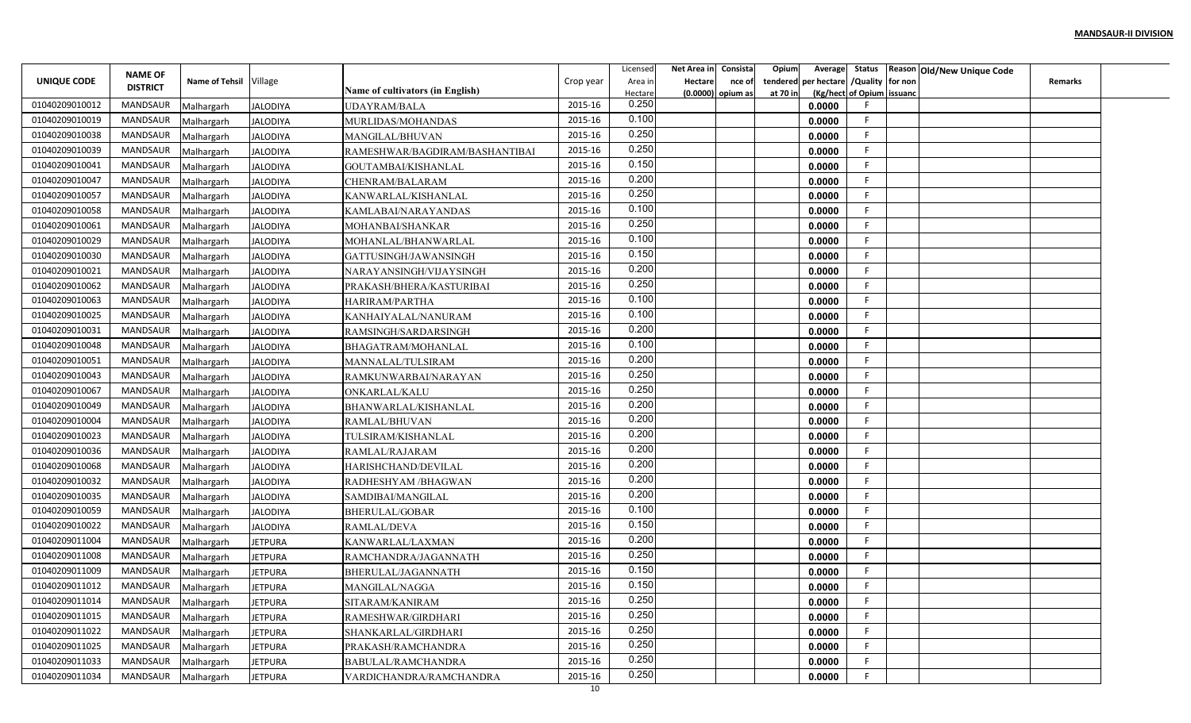**MANDSAUR-II DIVISION**

| UNIQUE CODE | NAME OF DISTRICT | Name of Tehsil | Village | Name of cultivators (in English) | Crop year | Licensed Area in Hectare | Net Area in Hectare (0.0000) | Consistance of opium as | Opium tendered at 70 in | Average per hectare (Kg/hect | Status /Quality of Opium | Reason for non issuance | Old/New Unique Code | Remarks |
|---|---|---|---|---|---|---|---|---|---|---|---|---|---|---|
| 01040209010012 | MANDSAUR | Malhargarh | JALODIYA | UDAYRAM/BALA | 2015-16 | 0.250 | | | | 0.0000 | F | | | |
| 01040209010019 | MANDSAUR | Malhargarh | JALODIYA | MURLIDAS/MOHANDAS | 2015-16 | 0.100 | | | | 0.0000 | F | | | |
| 01040209010038 | MANDSAUR | Malhargarh | JALODIYA | MANGILAL/BHUVAN | 2015-16 | 0.250 | | | | 0.0000 | F | | | |
| 01040209010039 | MANDSAUR | Malhargarh | JALODIYA | RAMESHWAR/BAGDIRAM/BASHANTIBAI | 2015-16 | 0.250 | | | | 0.0000 | F | | | |
| 01040209010041 | MANDSAUR | Malhargarh | JALODIYA | GOUTAMBAI/KISHANLAL | 2015-16 | 0.150 | | | | 0.0000 | F | | | |
| 01040209010047 | MANDSAUR | Malhargarh | JALODIYA | CHENRAM/BALARAM | 2015-16 | 0.200 | | | | 0.0000 | F | | | |
| 01040209010057 | MANDSAUR | Malhargarh | JALODIYA | KANWARLAL/KISHANLAL | 2015-16 | 0.250 | | | | 0.0000 | F | | | |
| 01040209010058 | MANDSAUR | Malhargarh | JALODIYA | KAMLABAI/NARAYANDAS | 2015-16 | 0.100 | | | | 0.0000 | F | | | |
| 01040209010061 | MANDSAUR | Malhargarh | JALODIYA | MOHANBAI/SHANKAR | 2015-16 | 0.250 | | | | 0.0000 | F | | | |
| 01040209010029 | MANDSAUR | Malhargarh | JALODIYA | MOHANLAL/BHANWARLAL | 2015-16 | 0.100 | | | | 0.0000 | F | | | |
| 01040209010030 | MANDSAUR | Malhargarh | JALODIYA | GATTUSINGH/JAWANSINGH | 2015-16 | 0.150 | | | | 0.0000 | F | | | |
| 01040209010021 | MANDSAUR | Malhargarh | JALODIYA | NARAYANSINGH/VIJAYSINGH | 2015-16 | 0.200 | | | | 0.0000 | F | | | |
| 01040209010062 | MANDSAUR | Malhargarh | JALODIYA | PRAKASH/BHERA/KASTURIBAI | 2015-16 | 0.250 | | | | 0.0000 | F | | | |
| 01040209010063 | MANDSAUR | Malhargarh | JALODIYA | HARIRAM/PARTHA | 2015-16 | 0.100 | | | | 0.0000 | F | | | |
| 01040209010025 | MANDSAUR | Malhargarh | JALODIYA | KANHAIYALAL/NANURAM | 2015-16 | 0.100 | | | | 0.0000 | F | | | |
| 01040209010031 | MANDSAUR | Malhargarh | JALODIYA | RAMSINGH/SARDARSINGH | 2015-16 | 0.200 | | | | 0.0000 | F | | | |
| 01040209010048 | MANDSAUR | Malhargarh | JALODIYA | BHAGATRAM/MOHANLAL | 2015-16 | 0.100 | | | | 0.0000 | F | | | |
| 01040209010051 | MANDSAUR | Malhargarh | JALODIYA | MANNALAL/TULSIRAM | 2015-16 | 0.200 | | | | 0.0000 | F | | | |
| 01040209010043 | MANDSAUR | Malhargarh | JALODIYA | RAMKUNWARBAI/NARAYAN | 2015-16 | 0.250 | | | | 0.0000 | F | | | |
| 01040209010067 | MANDSAUR | Malhargarh | JALODIYA | ONKARLAL/KALU | 2015-16 | 0.250 | | | | 0.0000 | F | | | |
| 01040209010049 | MANDSAUR | Malhargarh | JALODIYA | BHANWARLAL/KISHANLAL | 2015-16 | 0.200 | | | | 0.0000 | F | | | |
| 01040209010004 | MANDSAUR | Malhargarh | JALODIYA | RAMLAL/BHUVAN | 2015-16 | 0.200 | | | | 0.0000 | F | | | |
| 01040209010023 | MANDSAUR | Malhargarh | JALODIYA | TULSIRAM/KISHANLAL | 2015-16 | 0.200 | | | | 0.0000 | F | | | |
| 01040209010036 | MANDSAUR | Malhargarh | JALODIYA | RAMLAL/RAJARAM | 2015-16 | 0.200 | | | | 0.0000 | F | | | |
| 01040209010068 | MANDSAUR | Malhargarh | JALODIYA | HARISHCHAND/DEVILAL | 2015-16 | 0.200 | | | | 0.0000 | F | | | |
| 01040209010032 | MANDSAUR | Malhargarh | JALODIYA | RADHESHYAM /BHAGWAN | 2015-16 | 0.200 | | | | 0.0000 | F | | | |
| 01040209010035 | MANDSAUR | Malhargarh | JALODIYA | SAMDIBAI/MANGILAL | 2015-16 | 0.200 | | | | 0.0000 | F | | | |
| 01040209010059 | MANDSAUR | Malhargarh | JALODIYA | BHERULAL/GOBAR | 2015-16 | 0.100 | | | | 0.0000 | F | | | |
| 01040209010022 | MANDSAUR | Malhargarh | JALODIYA | RAMLAL/DEVA | 2015-16 | 0.150 | | | | 0.0000 | F | | | |
| 01040209011004 | MANDSAUR | Malhargarh | JETPURA | KANWARLAL/LAXMAN | 2015-16 | 0.200 | | | | 0.0000 | F | | | |
| 01040209011008 | MANDSAUR | Malhargarh | JETPURA | RAMCHANDRA/JAGANNATH | 2015-16 | 0.250 | | | | 0.0000 | F | | | |
| 01040209011009 | MANDSAUR | Malhargarh | JETPURA | BHERULAL/JAGANNATH | 2015-16 | 0.150 | | | | 0.0000 | F | | | |
| 01040209011012 | MANDSAUR | Malhargarh | JETPURA | MANGILAL/NAGGA | 2015-16 | 0.150 | | | | 0.0000 | F | | | |
| 01040209011014 | MANDSAUR | Malhargarh | JETPURA | SITARAM/KANIRAM | 2015-16 | 0.250 | | | | 0.0000 | F | | | |
| 01040209011015 | MANDSAUR | Malhargarh | JETPURA | RAMESHWAR/GIRDHARI | 2015-16 | 0.250 | | | | 0.0000 | F | | | |
| 01040209011022 | MANDSAUR | Malhargarh | JETPURA | SHANKARLAL/GIRDHARI | 2015-16 | 0.250 | | | | 0.0000 | F | | | |
| 01040209011025 | MANDSAUR | Malhargarh | JETPURA | PRAKASH/RAMCHANDRA | 2015-16 | 0.250 | | | | 0.0000 | F | | | |
| 01040209011033 | MANDSAUR | Malhargarh | JETPURA | BABULAL/RAMCHANDRA | 2015-16 | 0.250 | | | | 0.0000 | F | | | |
| 01040209011034 | MANDSAUR | Malhargarh | JETPURA | VARDICHANDRA/RAMCHANDRA | 2015-16 | 0.250 | | | | 0.0000 | F | | | |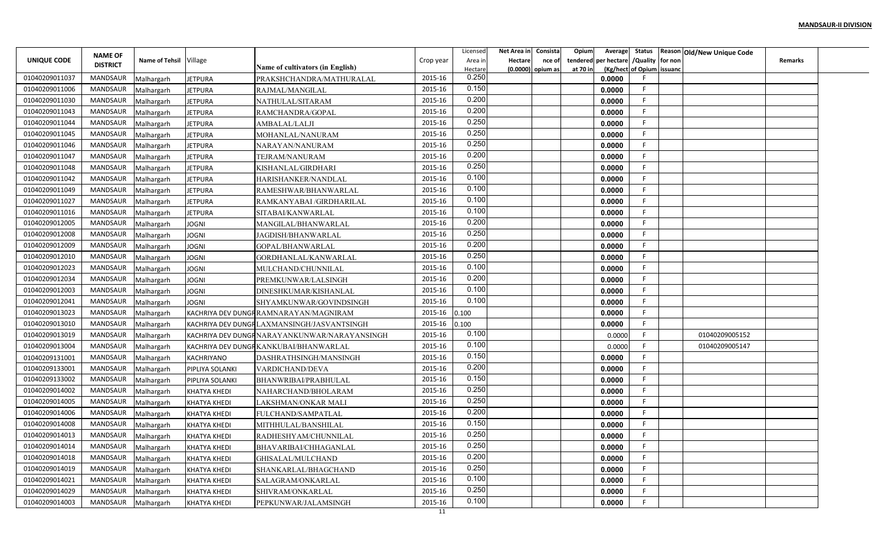**MANDSAUR-II DIVISION**

| UNIQUE CODE | NAME OF DISTRICT | Name of Tehsil | Village | Name of cultivators (in English) | Crop year | Licensed Area in Hectare | Net Area in Hectare (0.0000) | Consistance of opium as | Opium tendered at 70 in | Average per hectare (Kg/hect) | Status /Quality of Opium | Reason for non issuance | Old/New Unique Code | Remarks |
|---|---|---|---|---|---|---|---|---|---|---|---|---|---|---|
| 01040209011037 | MANDSAUR | Malhargarh | JETPURA | PRAKSHCHANDRA/MATHURALAL | 2015-16 | 0.250 | | | | 0.0000 | F | | | |
| 01040209011006 | MANDSAUR | Malhargarh | JETPURA | RAJMAL/MANGILAL | 2015-16 | 0.150 | | | | 0.0000 | F | | | |
| 01040209011030 | MANDSAUR | Malhargarh | JETPURA | NATHULAL/SITARAM | 2015-16 | 0.200 | | | | 0.0000 | F | | | |
| 01040209011043 | MANDSAUR | Malhargarh | JETPURA | RAMCHANDRA/GOPAL | 2015-16 | 0.200 | | | | 0.0000 | F | | | |
| 01040209011044 | MANDSAUR | Malhargarh | JETPURA | AMBALAL/LALJI | 2015-16 | 0.250 | | | | 0.0000 | F | | | |
| 01040209011045 | MANDSAUR | Malhargarh | JETPURA | MOHANLAL/NANURAM | 2015-16 | 0.250 | | | | 0.0000 | F | | | |
| 01040209011046 | MANDSAUR | Malhargarh | JETPURA | NARAYAN/NANURAM | 2015-16 | 0.250 | | | | 0.0000 | F | | | |
| 01040209011047 | MANDSAUR | Malhargarh | JETPURA | TEJRAM/NANURAM | 2015-16 | 0.200 | | | | 0.0000 | F | | | |
| 01040209011048 | MANDSAUR | Malhargarh | JETPURA | KISHANLAL/GIRDHARI | 2015-16 | 0.250 | | | | 0.0000 | F | | | |
| 01040209011042 | MANDSAUR | Malhargarh | JETPURA | HARISHANKER/NANDLAL | 2015-16 | 0.100 | | | | 0.0000 | F | | | |
| 01040209011049 | MANDSAUR | Malhargarh | JETPURA | RAMESHWAR/BHANWARLAL | 2015-16 | 0.100 | | | | 0.0000 | F | | | |
| 01040209011027 | MANDSAUR | Malhargarh | JETPURA | RAMKANYABAI /GIRDHARILAL | 2015-16 | 0.100 | | | | 0.0000 | F | | | |
| 01040209011016 | MANDSAUR | Malhargarh | JETPURA | SITABAI/KANWARLAL | 2015-16 | 0.100 | | | | 0.0000 | F | | | |
| 01040209012005 | MANDSAUR | Malhargarh | JOGNI | MANGILAL/BHANWARLAL | 2015-16 | 0.200 | | | | 0.0000 | F | | | |
| 01040209012008 | MANDSAUR | Malhargarh | JOGNI | JAGDISH/BHANWARLAL | 2015-16 | 0.250 | | | | 0.0000 | F | | | |
| 01040209012009 | MANDSAUR | Malhargarh | JOGNI | GOPAL/BHANWARLAL | 2015-16 | 0.200 | | | | 0.0000 | F | | | |
| 01040209012010 | MANDSAUR | Malhargarh | JOGNI | GORDHANLAL/KANWARLAL | 2015-16 | 0.250 | | | | 0.0000 | F | | | |
| 01040209012023 | MANDSAUR | Malhargarh | JOGNI | MULCHAND/CHUNNILAL | 2015-16 | 0.100 | | | | 0.0000 | F | | | |
| 01040209012034 | MANDSAUR | Malhargarh | JOGNI | PREMKUNWAR/LALSINGH | 2015-16 | 0.200 | | | | 0.0000 | F | | | |
| 01040209012003 | MANDSAUR | Malhargarh | JOGNI | DINESHKUMAR/KISHANLAL | 2015-16 | 0.100 | | | | 0.0000 | F | | | |
| 01040209012041 | MANDSAUR | Malhargarh | JOGNI | SHYAMKUNWAR/GOVINDSINGH | 2015-16 | 0.100 | | | | 0.0000 | F | | | |
| 01040209013023 | MANDSAUR | Malhargarh | KACHRIYA DEV DUNGRI | RAMNARAYAN/MAGNIRAM | 2015-16 | 0.100 | | | | 0.0000 | F | | | |
| 01040209013010 | MANDSAUR | Malhargarh | KACHRIYA DEV DUNGRI | LAXMANSINGH/JASVANTSINGH | 2015-16 | 0.100 | | | | 0.0000 | F | | | |
| 01040209013019 | MANDSAUR | Malhargarh | KACHRIYA DEV DUNGRI | NARAYANKUNWAR/NARAYANSINGH | 2015-16 | 0.100 | | | | 0.0000 | F | | 01040209005152 | |
| 01040209013004 | MANDSAUR | Malhargarh | KACHRIYA DEV DUNGRI | KANKUBAI/BHANWARLAL | 2015-16 | 0.100 | | | | 0.0000 | F | | 01040209005147 | |
| 01040209131001 | MANDSAUR | Malhargarh | KACHRIYANO | DASHRATHSINGH/MANSINGH | 2015-16 | 0.150 | | | | 0.0000 | F | | | |
| 01040209133001 | MANDSAUR | Malhargarh | PIPLIYA SOLANKI | VARDICHAND/DEVA | 2015-16 | 0.200 | | | | 0.0000 | F | | | |
| 01040209133002 | MANDSAUR | Malhargarh | PIPLIYA SOLANKI | BHANWRIBAI/PRABHULAL | 2015-16 | 0.150 | | | | 0.0000 | F | | | |
| 01040209014002 | MANDSAUR | Malhargarh | KHATYA KHEDI | NAHARCHAND/BHOLARAM | 2015-16 | 0.250 | | | | 0.0000 | F | | | |
| 01040209014005 | MANDSAUR | Malhargarh | KHATYA KHEDI | LAKSHMAN/ONKAR MALI | 2015-16 | 0.250 | | | | 0.0000 | F | | | |
| 01040209014006 | MANDSAUR | Malhargarh | KHATYA KHEDI | FULCHAND/SAMPATLAL | 2015-16 | 0.200 | | | | 0.0000 | F | | | |
| 01040209014008 | MANDSAUR | Malhargarh | KHATYA KHEDI | MITHHULAL/BANSHILAL | 2015-16 | 0.150 | | | | 0.0000 | F | | | |
| 01040209014013 | MANDSAUR | Malhargarh | KHATYA KHEDI | RADHESHYAM/CHUNNILAL | 2015-16 | 0.250 | | | | 0.0000 | F | | | |
| 01040209014014 | MANDSAUR | Malhargarh | KHATYA KHEDI | BHAVARIBAI/CHHAGANLAL | 2015-16 | 0.250 | | | | 0.0000 | F | | | |
| 01040209014018 | MANDSAUR | Malhargarh | KHATYA KHEDI | GHISALAL/MULCHAND | 2015-16 | 0.200 | | | | 0.0000 | F | | | |
| 01040209014019 | MANDSAUR | Malhargarh | KHATYA KHEDI | SHANKARLAL/BHAGCHAND | 2015-16 | 0.250 | | | | 0.0000 | F | | | |
| 01040209014021 | MANDSAUR | Malhargarh | KHATYA KHEDI | SALAGRAM/ONKARLAL | 2015-16 | 0.100 | | | | 0.0000 | F | | | |
| 01040209014029 | MANDSAUR | Malhargarh | KHATYA KHEDI | SHIVRAM/ONKARLAL | 2015-16 | 0.250 | | | | 0.0000 | F | | | |
| 01040209014003 | MANDSAUR | Malhargarh | KHATYA KHEDI | PEPKUNWAR/JALAMSINGH | 2015-16 | 0.100 | | | | 0.0000 | F | | | |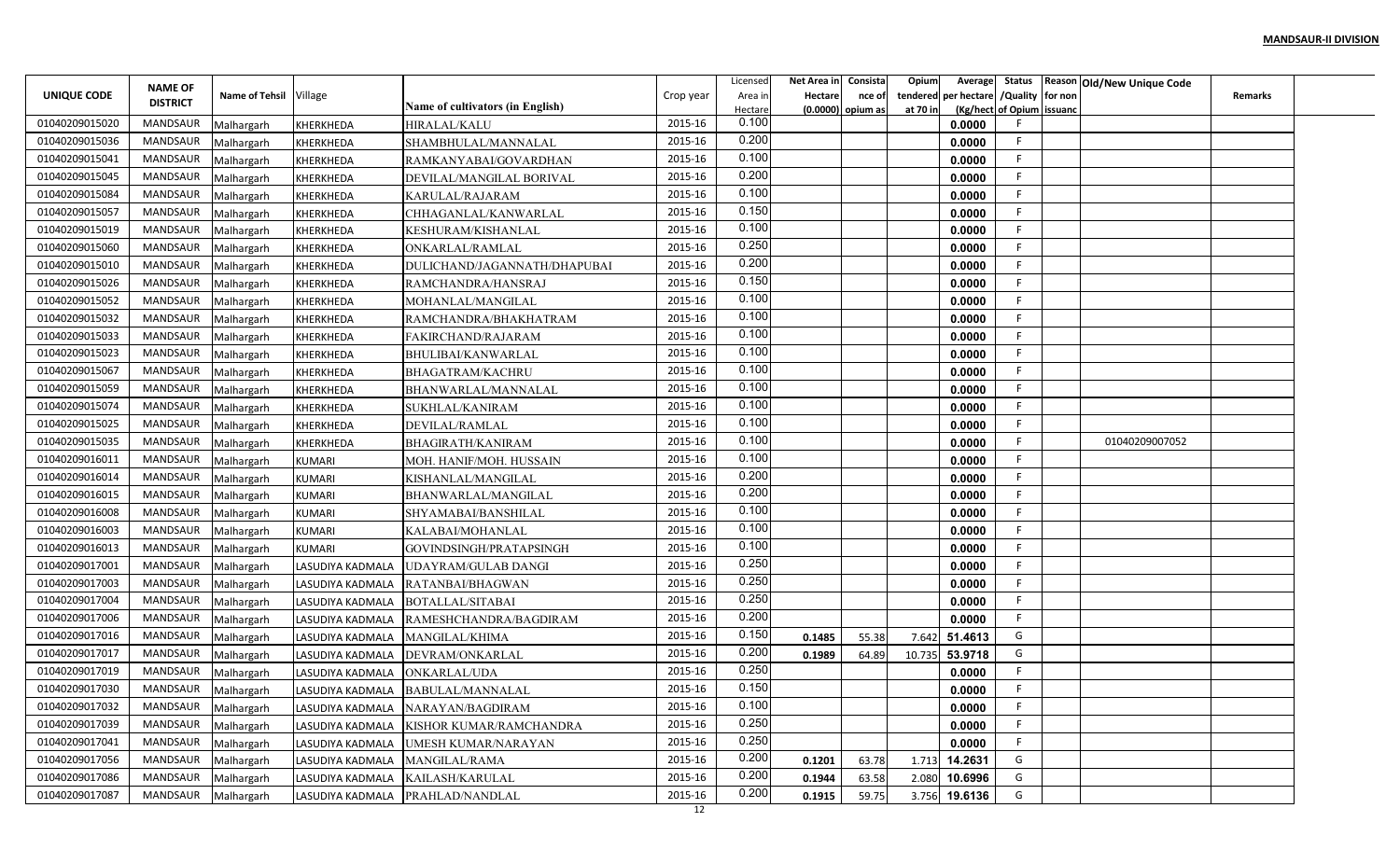**MANDSAUR-II DIVISION**

| UNIQUE CODE | NAME OF DISTRICT | Name of Tehsil | Village | Name of cultivators (in English) | Crop year | Licensed Area in Hectare | Net Area in Hectare (0.0000) | Consistance of opium as | Opium tendered at 70 in | Average per hectare (Kg/hect | Status /Quality of Opium | Reason for non issuance | Old/New Unique Code | Remarks |
|---|---|---|---|---|---|---|---|---|---|---|---|---|---|---|
| 01040209015020 | MANDSAUR | Malhargarh | KHERKHEDA | HIRALAL/KALU | 2015-16 | 0.100 | | | | 0.0000 | F | | | |
| 01040209015036 | MANDSAUR | Malhargarh | KHERKHEDA | SHAMBHULAL/MANNALAL | 2015-16 | 0.200 | | | | 0.0000 | F | | | |
| 01040209015041 | MANDSAUR | Malhargarh | KHERKHEDA | RAMKANYABAI/GOVARDHAN | 2015-16 | 0.100 | | | | 0.0000 | F | | | |
| 01040209015045 | MANDSAUR | Malhargarh | KHERKHEDA | DEVILAL/MANGILAL BORIVAL | 2015-16 | 0.200 | | | | 0.0000 | F | | | |
| 01040209015084 | MANDSAUR | Malhargarh | KHERKHEDA | KARULAL/RAJARAM | 2015-16 | 0.100 | | | | 0.0000 | F | | | |
| 01040209015057 | MANDSAUR | Malhargarh | KHERKHEDA | CHHAGANLAL/KANWARLAL | 2015-16 | 0.150 | | | | 0.0000 | F | | | |
| 01040209015019 | MANDSAUR | Malhargarh | KHERKHEDA | KESHURAM/KISHANLAL | 2015-16 | 0.100 | | | | 0.0000 | F | | | |
| 01040209015060 | MANDSAUR | Malhargarh | KHERKHEDA | ONKARLAL/RAMLAL | 2015-16 | 0.250 | | | | 0.0000 | F | | | |
| 01040209015010 | MANDSAUR | Malhargarh | KHERKHEDA | DULICHAND/JAGANNATH/DHAPUBAI | 2015-16 | 0.200 | | | | 0.0000 | F | | | |
| 01040209015026 | MANDSAUR | Malhargarh | KHERKHEDA | RAMCHANDRA/HANSRAJ | 2015-16 | 0.150 | | | | 0.0000 | F | | | |
| 01040209015052 | MANDSAUR | Malhargarh | KHERKHEDA | MOHANLAL/MANGILAL | 2015-16 | 0.100 | | | | 0.0000 | F | | | |
| 01040209015032 | MANDSAUR | Malhargarh | KHERKHEDA | RAMCHANDRA/BHAKHATRAM | 2015-16 | 0.100 | | | | 0.0000 | F | | | |
| 01040209015033 | MANDSAUR | Malhargarh | KHERKHEDA | FAKIRCHAND/RAJARAM | 2015-16 | 0.100 | | | | 0.0000 | F | | | |
| 01040209015023 | MANDSAUR | Malhargarh | KHERKHEDA | BHULIBAI/KANWARLAL | 2015-16 | 0.100 | | | | 0.0000 | F | | | |
| 01040209015067 | MANDSAUR | Malhargarh | KHERKHEDA | BHAGATRAM/KACHRU | 2015-16 | 0.100 | | | | 0.0000 | F | | | |
| 01040209015059 | MANDSAUR | Malhargarh | KHERKHEDA | BHANWARLAL/MANNALAL | 2015-16 | 0.100 | | | | 0.0000 | F | | | |
| 01040209015074 | MANDSAUR | Malhargarh | KHERKHEDA | SUKHLAL/KANIRAM | 2015-16 | 0.100 | | | | 0.0000 | F | | | |
| 01040209015025 | MANDSAUR | Malhargarh | KHERKHEDA | DEVILAL/RAMLAL | 2015-16 | 0.100 | | | | 0.0000 | F | | | |
| 01040209015035 | MANDSAUR | Malhargarh | KHERKHEDA | BHAGIRATH/KANIRAM | 2015-16 | 0.100 | | | | 0.0000 | F | | 01040209007052 | |
| 01040209016011 | MANDSAUR | Malhargarh | KUMARI | MOH. HANIF/MOH. HUSSAIN | 2015-16 | 0.100 | | | | 0.0000 | F | | | |
| 01040209016014 | MANDSAUR | Malhargarh | KUMARI | KISHANLAL/MANGILAL | 2015-16 | 0.200 | | | | 0.0000 | F | | | |
| 01040209016015 | MANDSAUR | Malhargarh | KUMARI | BHANWARLAL/MANGILAL | 2015-16 | 0.200 | | | | 0.0000 | F | | | |
| 01040209016008 | MANDSAUR | Malhargarh | KUMARI | SHYAMABAI/BANSHILAL | 2015-16 | 0.100 | | | | 0.0000 | F | | | |
| 01040209016003 | MANDSAUR | Malhargarh | KUMARI | KALABAI/MOHANLAL | 2015-16 | 0.100 | | | | 0.0000 | F | | | |
| 01040209016013 | MANDSAUR | Malhargarh | KUMARI | GOVINDSINGH/PRATAPSINGH | 2015-16 | 0.100 | | | | 0.0000 | F | | | |
| 01040209017001 | MANDSAUR | Malhargarh | LASUDIYA KADMALA | UDAYRAM/GULAB DANGI | 2015-16 | 0.250 | | | | 0.0000 | F | | | |
| 01040209017003 | MANDSAUR | Malhargarh | LASUDIYA KADMALA | RATANBAI/BHAGWAN | 2015-16 | 0.250 | | | | 0.0000 | F | | | |
| 01040209017004 | MANDSAUR | Malhargarh | LASUDIYA KADMALA | BOTALLAL/SITABAI | 2015-16 | 0.250 | | | | 0.0000 | F | | | |
| 01040209017006 | MANDSAUR | Malhargarh | LASUDIYA KADMALA | RAMESHCHANDRA/BAGDIRAM | 2015-16 | 0.200 | | | | 0.0000 | F | | | |
| 01040209017016 | MANDSAUR | Malhargarh | LASUDIYA KADMALA | MANGILAL/KHIMA | 2015-16 | 0.150 | 0.1485 | 55.38 | 7.642 | 51.4613 | G | | | |
| 01040209017017 | MANDSAUR | Malhargarh | LASUDIYA KADMALA | DEVRAM/ONKARLAL | 2015-16 | 0.200 | 0.1989 | 64.89 | 10.735 | 53.9718 | G | | | |
| 01040209017019 | MANDSAUR | Malhargarh | LASUDIYA KADMALA | ONKARLAL/UDA | 2015-16 | 0.250 | | | | 0.0000 | F | | | |
| 01040209017030 | MANDSAUR | Malhargarh | LASUDIYA KADMALA | BABULAL/MANNALAL | 2015-16 | 0.150 | | | | 0.0000 | F | | | |
| 01040209017032 | MANDSAUR | Malhargarh | LASUDIYA KADMALA | NARAYAN/BAGDIRAM | 2015-16 | 0.100 | | | | 0.0000 | F | | | |
| 01040209017039 | MANDSAUR | Malhargarh | LASUDIYA KADMALA | KISHOR KUMAR/RAMCHANDRA | 2015-16 | 0.250 | | | | 0.0000 | F | | | |
| 01040209017041 | MANDSAUR | Malhargarh | LASUDIYA KADMALA | UMESH KUMAR/NARAYAN | 2015-16 | 0.250 | | | | 0.0000 | F | | | |
| 01040209017056 | MANDSAUR | Malhargarh | LASUDIYA KADMALA | MANGILAL/RAMA | 2015-16 | 0.200 | 0.1201 | 63.78 | 1.713 | 14.2631 | G | | | |
| 01040209017086 | MANDSAUR | Malhargarh | LASUDIYA KADMALA | KAILASH/KARULAL | 2015-16 | 0.200 | 0.1944 | 63.58 | 2.080 | 10.6996 | G | | | |
| 01040209017087 | MANDSAUR | Malhargarh | LASUDIYA KADMALA | PRAHLAD/NANDLAL | 2015-16 | 0.200 | 0.1915 | 59.75 | 3.756 | 19.6136 | G | | | |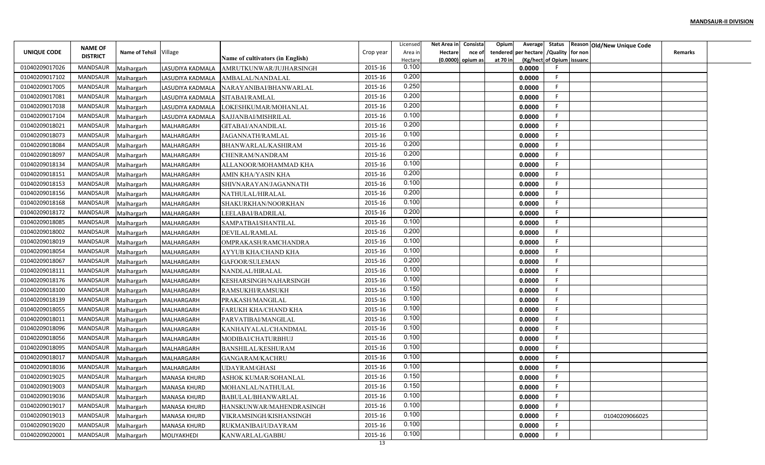**MANDSAUR-II DIVISION**

| UNIQUE CODE | NAME OF DISTRICT | Name of Tehsil | Village | Name of cultivators (in English) | Crop year | Licensed Area in Hectare | Net Area in Hectare (0.0000) | Consistance of opium as | Opium tendered at 70 in | Average per hectare (Kg/hect | Status /Quality of Opium | Reason for non issuance | Old/New Unique Code | Remarks |
|---|---|---|---|---|---|---|---|---|---|---|---|---|---|---|
| 01040209017026 | MANDSAUR | Malhargarh | LASUDIYA KADMALA | AMRUTKUNWAR/JUJHARSINGH | 2015-16 | 0.100 | | | | 0.0000 | F | | | |
| 01040209017102 | MANDSAUR | Malhargarh | LASUDIYA KADMALA | AMBALAL/NANDALAL | 2015-16 | 0.200 | | | | 0.0000 | F | | | |
| 01040209017005 | MANDSAUR | Malhargarh | LASUDIYA KADMALA | NARAYANIBAI/BHANWARLAL | 2015-16 | 0.250 | | | | 0.0000 | F | | | |
| 01040209017081 | MANDSAUR | Malhargarh | LASUDIYA KADMALA | SITABAI/RAMLAL | 2015-16 | 0.200 | | | | 0.0000 | F | | | |
| 01040209017038 | MANDSAUR | Malhargarh | LASUDIYA KADMALA | LOKESHKUMAR/MOHANLAL | 2015-16 | 0.200 | | | | 0.0000 | F | | | |
| 01040209017104 | MANDSAUR | Malhargarh | LASUDIYA KADMALA | SAJJANBAI/MISHRILAL | 2015-16 | 0.100 | | | | 0.0000 | F | | | |
| 01040209018021 | MANDSAUR | Malhargarh | MALHARGARH | GITABAI/ANANDILAL | 2015-16 | 0.200 | | | | 0.0000 | F | | | |
| 01040209018073 | MANDSAUR | Malhargarh | MALHARGARH | JAGANNATH/RAMLAL | 2015-16 | 0.100 | | | | 0.0000 | F | | | |
| 01040209018084 | MANDSAUR | Malhargarh | MALHARGARH | BHANWARLAL/KASHIRAM | 2015-16 | 0.200 | | | | 0.0000 | F | | | |
| 01040209018097 | MANDSAUR | Malhargarh | MALHARGARH | CHENRAM/NANDRAM | 2015-16 | 0.200 | | | | 0.0000 | F | | | |
| 01040209018134 | MANDSAUR | Malhargarh | MALHARGARH | ALLANOOR/MOHAMMAD KHA | 2015-16 | 0.100 | | | | 0.0000 | F | | | |
| 01040209018151 | MANDSAUR | Malhargarh | MALHARGARH | AMIN KHA/YASIN KHA | 2015-16 | 0.200 | | | | 0.0000 | F | | | |
| 01040209018153 | MANDSAUR | Malhargarh | MALHARGARH | SHIVNARAYAN/JAGANNATH | 2015-16 | 0.100 | | | | 0.0000 | F | | | |
| 01040209018156 | MANDSAUR | Malhargarh | MALHARGARH | NATHULAL/HIRALAL | 2015-16 | 0.200 | | | | 0.0000 | F | | | |
| 01040209018168 | MANDSAUR | Malhargarh | MALHARGARH | SHAKURKHAN/NOORKHAN | 2015-16 | 0.100 | | | | 0.0000 | F | | | |
| 01040209018172 | MANDSAUR | Malhargarh | MALHARGARH | LEELABAI/BADRILAL | 2015-16 | 0.200 | | | | 0.0000 | F | | | |
| 01040209018085 | MANDSAUR | Malhargarh | MALHARGARH | SAMPATBAI/SHANTILAL | 2015-16 | 0.100 | | | | 0.0000 | F | | | |
| 01040209018002 | MANDSAUR | Malhargarh | MALHARGARH | DEVILAL/RAMLAL | 2015-16 | 0.200 | | | | 0.0000 | F | | | |
| 01040209018019 | MANDSAUR | Malhargarh | MALHARGARH | OMPRAKASH/RAMCHANDRA | 2015-16 | 0.100 | | | | 0.0000 | F | | | |
| 01040209018054 | MANDSAUR | Malhargarh | MALHARGARH | AYYUB KHA/CHAND KHA | 2015-16 | 0.100 | | | | 0.0000 | F | | | |
| 01040209018067 | MANDSAUR | Malhargarh | MALHARGARH | GAFOOR/SULEMAN | 2015-16 | 0.200 | | | | 0.0000 | F | | | |
| 01040209018111 | MANDSAUR | Malhargarh | MALHARGARH | NANDLAL/HIRALAL | 2015-16 | 0.100 | | | | 0.0000 | F | | | |
| 01040209018176 | MANDSAUR | Malhargarh | MALHARGARH | KESHARSINGH/NAHARSINGH | 2015-16 | 0.100 | | | | 0.0000 | F | | | |
| 01040209018100 | MANDSAUR | Malhargarh | MALHARGARH | RAMSUKHI/RAMSUKH | 2015-16 | 0.150 | | | | 0.0000 | F | | | |
| 01040209018139 | MANDSAUR | Malhargarh | MALHARGARH | PRAKASH/MANGILAL | 2015-16 | 0.100 | | | | 0.0000 | F | | | |
| 01040209018055 | MANDSAUR | Malhargarh | MALHARGARH | FARUKH KHA/CHAND KHA | 2015-16 | 0.100 | | | | 0.0000 | F | | | |
| 01040209018011 | MANDSAUR | Malhargarh | MALHARGARH | PARVATIBAI/MANGILAL | 2015-16 | 0.100 | | | | 0.0000 | F | | | |
| 01040209018096 | MANDSAUR | Malhargarh | MALHARGARH | KANHAIYALAL/CHANDMAL | 2015-16 | 0.100 | | | | 0.0000 | F | | | |
| 01040209018056 | MANDSAUR | Malhargarh | MALHARGARH | MODIBAI/CHATURBHUJ | 2015-16 | 0.100 | | | | 0.0000 | F | | | |
| 01040209018095 | MANDSAUR | Malhargarh | MALHARGARH | BANSHILAL/KESHURAM | 2015-16 | 0.100 | | | | 0.0000 | F | | | |
| 01040209018017 | MANDSAUR | Malhargarh | MALHARGARH | GANGARAM/KACHRU | 2015-16 | 0.100 | | | | 0.0000 | F | | | |
| 01040209018036 | MANDSAUR | Malhargarh | MALHARGARH | UDAYRAM/GHASI | 2015-16 | 0.100 | | | | 0.0000 | F | | | |
| 01040209019025 | MANDSAUR | Malhargarh | MANASA KHURD | ASHOK KUMAR/SOHANLAL | 2015-16 | 0.150 | | | | 0.0000 | F | | | |
| 01040209019003 | MANDSAUR | Malhargarh | MANASA KHURD | MOHANLAL/NATHULAL | 2015-16 | 0.150 | | | | 0.0000 | F | | | |
| 01040209019036 | MANDSAUR | Malhargarh | MANASA KHURD | BABULAL/BHANWARLAL | 2015-16 | 0.100 | | | | 0.0000 | F | | | |
| 01040209019017 | MANDSAUR | Malhargarh | MANASA KHURD | HANSKUNWAR/MAHENDRASINGH | 2015-16 | 0.100 | | | | 0.0000 | F | | | |
| 01040209019013 | MANDSAUR | Malhargarh | MANASA KHURD | VIKRAMSINGH/KISHANSINGH | 2015-16 | 0.100 | | | | 0.0000 | F | | 01040209066025 | |
| 01040209019020 | MANDSAUR | Malhargarh | MANASA KHURD | RUKMANIBAI/UDAYRAM | 2015-16 | 0.100 | | | | 0.0000 | F | | | |
| 01040209020001 | MANDSAUR | Malhargarh | MOLIYAKHEDI | KANWARLAL/GABBU | 2015-16 | 0.100 | | | | 0.0000 | F | | | |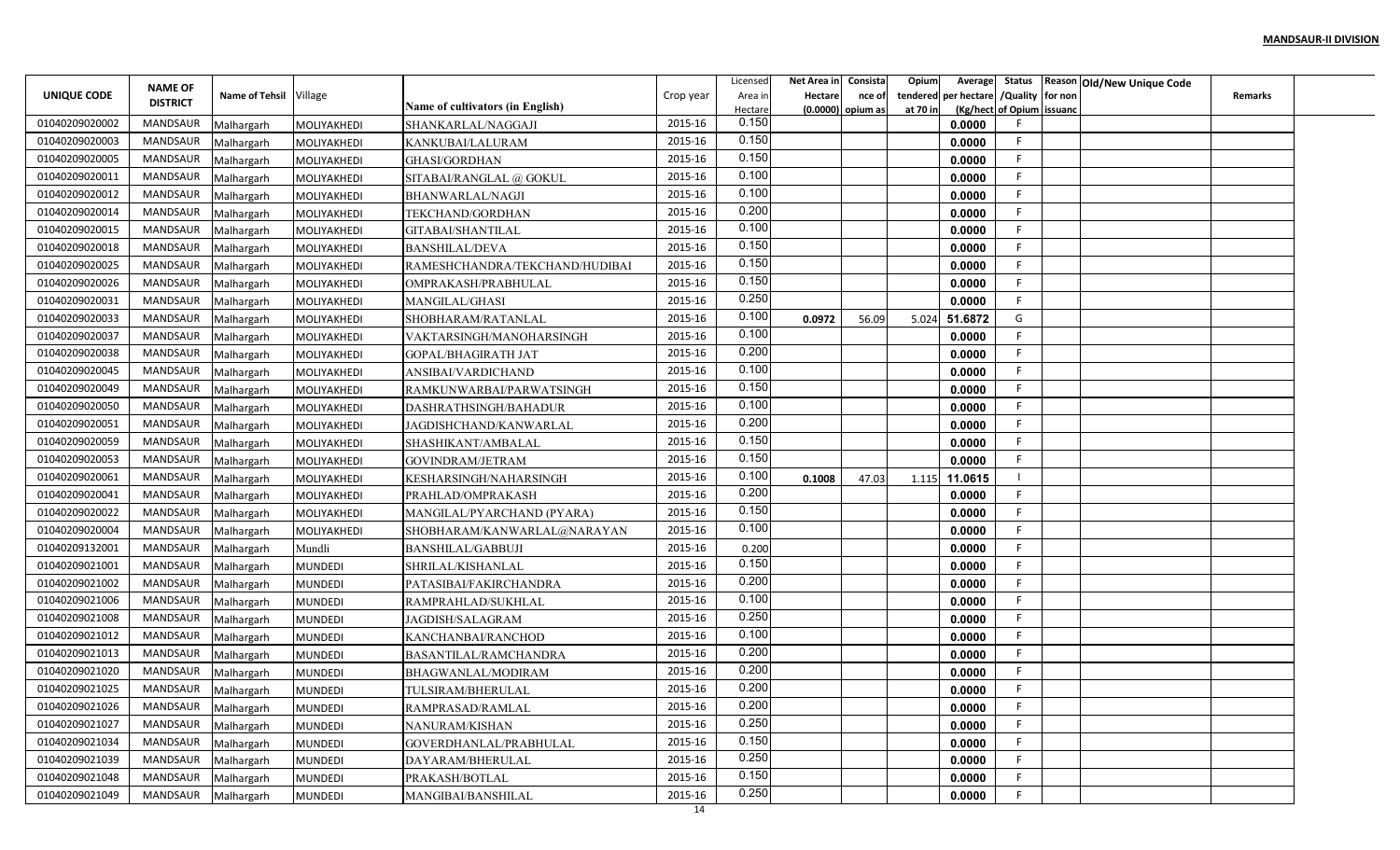**MANDSAUR-II DIVISION**

| UNIQUE CODE | NAME OF DISTRICT | Name of Tehsil | Village | Name of cultivators (in English) | Crop year | Licensed Area in Hectare | Net Area in Hectare (0.0000) | Consistance of opium as | Opium tendered at 70 in | Average per hectare (Kg/hect | Status /Quality of Opium | Reason for non issuance | Old/New Unique Code | Remarks |
|---|---|---|---|---|---|---|---|---|---|---|---|---|---|---|
| 01040209020002 | MANDSAUR | Malhargarh | MOLIYAKHEDI | SHANKARLAL/NAGGAJI | 2015-16 | 0.150 | | | | 0.0000 | F | | | |
| 01040209020003 | MANDSAUR | Malhargarh | MOLIYAKHEDI | KANKUBAI/LALURAM | 2015-16 | 0.150 | | | | 0.0000 | F | | | |
| 01040209020005 | MANDSAUR | Malhargarh | MOLIYAKHEDI | GHASI/GORDHAN | 2015-16 | 0.150 | | | | 0.0000 | F | | | |
| 01040209020011 | MANDSAUR | Malhargarh | MOLIYAKHEDI | SITABAI/RANGLAL @ GOKUL | 2015-16 | 0.100 | | | | 0.0000 | F | | | |
| 01040209020012 | MANDSAUR | Malhargarh | MOLIYAKHEDI | BHANWARLAL/NAGJI | 2015-16 | 0.100 | | | | 0.0000 | F | | | |
| 01040209020014 | MANDSAUR | Malhargarh | MOLIYAKHEDI | TEKCHAND/GORDHAN | 2015-16 | 0.200 | | | | 0.0000 | F | | | |
| 01040209020015 | MANDSAUR | Malhargarh | MOLIYAKHEDI | GITABAI/SHANTILAL | 2015-16 | 0.100 | | | | 0.0000 | F | | | |
| 01040209020018 | MANDSAUR | Malhargarh | MOLIYAKHEDI | BANSHILAL/DEVA | 2015-16 | 0.150 | | | | 0.0000 | F | | | |
| 01040209020025 | MANDSAUR | Malhargarh | MOLIYAKHEDI | RAMESHCHANDRA/TEKCHAND/HUDIBAI | 2015-16 | 0.150 | | | | 0.0000 | F | | | |
| 01040209020026 | MANDSAUR | Malhargarh | MOLIYAKHEDI | OMPRAKASH/PRABHULAL | 2015-16 | 0.150 | | | | 0.0000 | F | | | |
| 01040209020031 | MANDSAUR | Malhargarh | MOLIYAKHEDI | MANGILAL/GHASI | 2015-16 | 0.250 | | | | 0.0000 | F | | | |
| 01040209020033 | MANDSAUR | Malhargarh | MOLIYAKHEDI | SHOBHARAM/RATANLAL | 2015-16 | 0.100 | 0.0972 | 56.09 | 5.024 | 51.6872 | G | | | |
| 01040209020037 | MANDSAUR | Malhargarh | MOLIYAKHEDI | VAKTARSINGH/MANOHARSINGH | 2015-16 | 0.100 | | | | 0.0000 | F | | | |
| 01040209020038 | MANDSAUR | Malhargarh | MOLIYAKHEDI | GOPAL/BHAGIRATH JAT | 2015-16 | 0.200 | | | | 0.0000 | F | | | |
| 01040209020045 | MANDSAUR | Malhargarh | MOLIYAKHEDI | ANSIBAI/VARDICHAND | 2015-16 | 0.100 | | | | 0.0000 | F | | | |
| 01040209020049 | MANDSAUR | Malhargarh | MOLIYAKHEDI | RAMKUNWARBAI/PARWATSINGH | 2015-16 | 0.150 | | | | 0.0000 | F | | | |
| 01040209020050 | MANDSAUR | Malhargarh | MOLIYAKHEDI | DASHRATHSINGH/BAHADUR | 2015-16 | 0.100 | | | | 0.0000 | F | | | |
| 01040209020051 | MANDSAUR | Malhargarh | MOLIYAKHEDI | JAGDISHCHAND/KANWARLAL | 2015-16 | 0.200 | | | | 0.0000 | F | | | |
| 01040209020059 | MANDSAUR | Malhargarh | MOLIYAKHEDI | SHASHIKANT/AMBALAL | 2015-16 | 0.150 | | | | 0.0000 | F | | | |
| 01040209020053 | MANDSAUR | Malhargarh | MOLIYAKHEDI | GOVINDRAM/JETRAM | 2015-16 | 0.150 | | | | 0.0000 | F | | | |
| 01040209020061 | MANDSAUR | Malhargarh | MOLIYAKHEDI | KESHARSINGH/NAHARSINGH | 2015-16 | 0.100 | 0.1008 | 47.03 | 1.115 | 11.0615 | I | | | |
| 01040209020041 | MANDSAUR | Malhargarh | MOLIYAKHEDI | PRAHLAD/OMPRAKASH | 2015-16 | 0.200 | | | | 0.0000 | F | | | |
| 01040209020022 | MANDSAUR | Malhargarh | MOLIYAKHEDI | MANGILAL/PYARCHAND (PYARA) | 2015-16 | 0.150 | | | | 0.0000 | F | | | |
| 01040209020004 | MANDSAUR | Malhargarh | MOLIYAKHEDI | SHOBHARAM/KANWARLAL@NARAYAN | 2015-16 | 0.100 | | | | 0.0000 | F | | | |
| 01040209132001 | MANDSAUR | Malhargarh | Mundli | BANSHILAL/GABBUJI | 2015-16 | 0.200 | | | | 0.0000 | F | | | |
| 01040209021001 | MANDSAUR | Malhargarh | MUNDEDI | SHRILAL/KISHANLAL | 2015-16 | 0.150 | | | | 0.0000 | F | | | |
| 01040209021002 | MANDSAUR | Malhargarh | MUNDEDI | PATASIBAI/FAKIRCHANDRA | 2015-16 | 0.200 | | | | 0.0000 | F | | | |
| 01040209021006 | MANDSAUR | Malhargarh | MUNDEDI | RAMPRAHLAD/SUKHLAL | 2015-16 | 0.100 | | | | 0.0000 | F | | | |
| 01040209021008 | MANDSAUR | Malhargarh | MUNDEDI | JAGDISH/SALAGRAM | 2015-16 | 0.250 | | | | 0.0000 | F | | | |
| 01040209021012 | MANDSAUR | Malhargarh | MUNDEDI | KANCHANBAI/RANCHOD | 2015-16 | 0.100 | | | | 0.0000 | F | | | |
| 01040209021013 | MANDSAUR | Malhargarh | MUNDEDI | BASANTILAL/RAMCHANDRA | 2015-16 | 0.200 | | | | 0.0000 | F | | | |
| 01040209021020 | MANDSAUR | Malhargarh | MUNDEDI | BHAGWANLAL/MODIRAM | 2015-16 | 0.200 | | | | 0.0000 | F | | | |
| 01040209021025 | MANDSAUR | Malhargarh | MUNDEDI | TULSIRAM/BHERULAL | 2015-16 | 0.200 | | | | 0.0000 | F | | | |
| 01040209021026 | MANDSAUR | Malhargarh | MUNDEDI | RAMPRASAD/RAMLAL | 2015-16 | 0.200 | | | | 0.0000 | F | | | |
| 01040209021027 | MANDSAUR | Malhargarh | MUNDEDI | NANURAM/KISHAN | 2015-16 | 0.250 | | | | 0.0000 | F | | | |
| 01040209021034 | MANDSAUR | Malhargarh | MUNDEDI | GOVERDHANLAL/PRABHULAL | 2015-16 | 0.150 | | | | 0.0000 | F | | | |
| 01040209021039 | MANDSAUR | Malhargarh | MUNDEDI | DAYARAM/BHERULAL | 2015-16 | 0.250 | | | | 0.0000 | F | | | |
| 01040209021048 | MANDSAUR | Malhargarh | MUNDEDI | PRAKASH/BOTLAL | 2015-16 | 0.150 | | | | 0.0000 | F | | | |
| 01040209021049 | MANDSAUR | Malhargarh | MUNDEDI | MANGIBAI/BANSHILAL | 2015-16 | 0.250 | | | | 0.0000 | F | | | |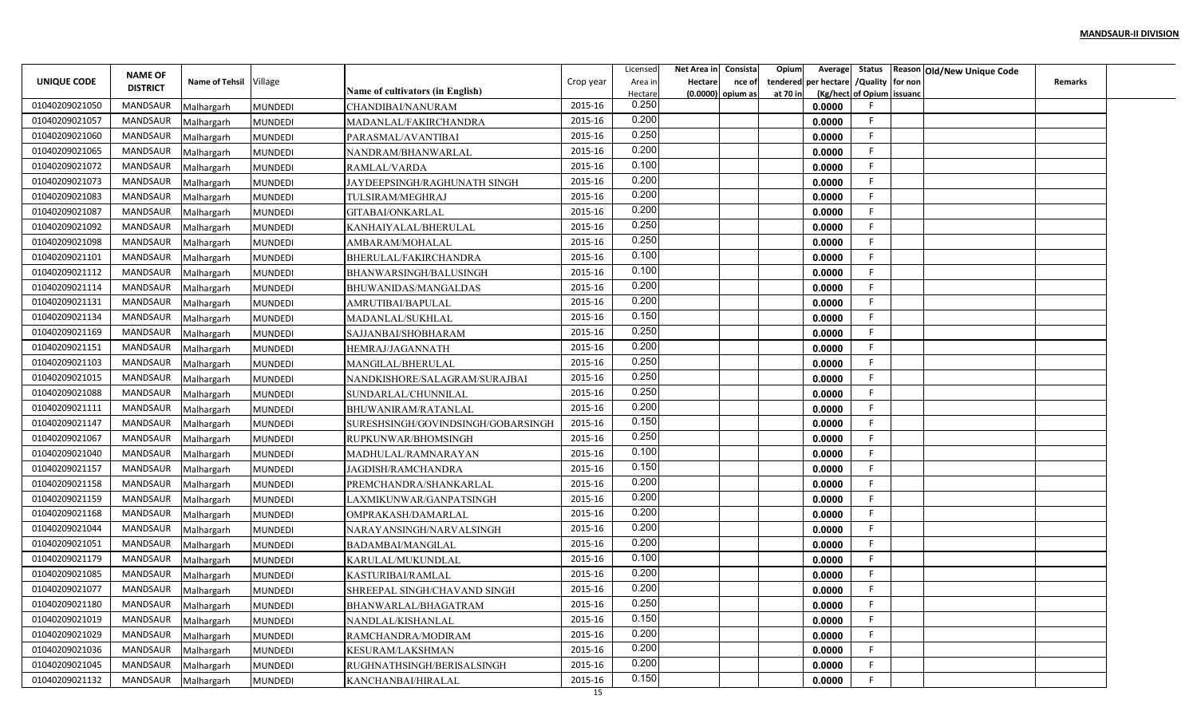**MANDSAUR-II DIVISION**

| UNIQUE CODE | NAME OF DISTRICT | Name of Tehsil | Village | Name of cultivators (in English) | Crop year | Licensed Area in Hectare | Net Area in Hectare (0.0000) | Consistance of opium as | Opium tendered at 70 in | Average per hectare (Kg/hect | Status /Quality of Opium | Reason for non issuance | Old/New Unique Code | Remarks |
|---|---|---|---|---|---|---|---|---|---|---|---|---|---|---|
| 01040209021050 | MANDSAUR | Malhargarh | MUNDEDI | CHANDIBAI/NANURAM | 2015-16 | 0.250 | | | | 0.0000 | F | | | |
| 01040209021057 | MANDSAUR | Malhargarh | MUNDEDI | MADANLAL/FAKIRCHANDRA | 2015-16 | 0.200 | | | | 0.0000 | F | | | |
| 01040209021060 | MANDSAUR | Malhargarh | MUNDEDI | PARASMAL/AVANTIBAI | 2015-16 | 0.250 | | | | 0.0000 | F | | | |
| 01040209021065 | MANDSAUR | Malhargarh | MUNDEDI | NANDRAM/BHANWARLAL | 2015-16 | 0.200 | | | | 0.0000 | F | | | |
| 01040209021072 | MANDSAUR | Malhargarh | MUNDEDI | RAMLAL/VARDA | 2015-16 | 0.100 | | | | 0.0000 | F | | | |
| 01040209021073 | MANDSAUR | Malhargarh | MUNDEDI | JAYDEEPSINGH/RAGHUNATH SINGH | 2015-16 | 0.200 | | | | 0.0000 | F | | | |
| 01040209021083 | MANDSAUR | Malhargarh | MUNDEDI | TULSIRAM/MEGHRAJ | 2015-16 | 0.200 | | | | 0.0000 | F | | | |
| 01040209021087 | MANDSAUR | Malhargarh | MUNDEDI | GITABAI/ONKARLAL | 2015-16 | 0.200 | | | | 0.0000 | F | | | |
| 01040209021092 | MANDSAUR | Malhargarh | MUNDEDI | KANHAIYALAL/BHERULAL | 2015-16 | 0.250 | | | | 0.0000 | F | | | |
| 01040209021098 | MANDSAUR | Malhargarh | MUNDEDI | AMBARAM/MOHALAL | 2015-16 | 0.250 | | | | 0.0000 | F | | | |
| 01040209021101 | MANDSAUR | Malhargarh | MUNDEDI | BHERULAL/FAKIRCHANDRA | 2015-16 | 0.100 | | | | 0.0000 | F | | | |
| 01040209021112 | MANDSAUR | Malhargarh | MUNDEDI | BHANWARSINGH/BALUSINGH | 2015-16 | 0.100 | | | | 0.0000 | F | | | |
| 01040209021114 | MANDSAUR | Malhargarh | MUNDEDI | BHUWANIDAS/MANGALDAS | 2015-16 | 0.200 | | | | 0.0000 | F | | | |
| 01040209021131 | MANDSAUR | Malhargarh | MUNDEDI | AMRUTIBAI/BAPULAL | 2015-16 | 0.200 | | | | 0.0000 | F | | | |
| 01040209021134 | MANDSAUR | Malhargarh | MUNDEDI | MADANLAL/SUKHLAL | 2015-16 | 0.150 | | | | 0.0000 | F | | | |
| 01040209021169 | MANDSAUR | Malhargarh | MUNDEDI | SAJJANBAI/SHOBHARAM | 2015-16 | 0.250 | | | | 0.0000 | F | | | |
| 01040209021151 | MANDSAUR | Malhargarh | MUNDEDI | HEMRAJ/JAGANNATH | 2015-16 | 0.200 | | | | 0.0000 | F | | | |
| 01040209021103 | MANDSAUR | Malhargarh | MUNDEDI | MANGILAL/BHERULAL | 2015-16 | 0.250 | | | | 0.0000 | F | | | |
| 01040209021015 | MANDSAUR | Malhargarh | MUNDEDI | NANDKISHORE/SALAGRAM/SURAJBAI | 2015-16 | 0.250 | | | | 0.0000 | F | | | |
| 01040209021088 | MANDSAUR | Malhargarh | MUNDEDI | SUNDARLAL/CHUNNILAL | 2015-16 | 0.250 | | | | 0.0000 | F | | | |
| 01040209021111 | MANDSAUR | Malhargarh | MUNDEDI | BHUWANIRAM/RATANLAL | 2015-16 | 0.200 | | | | 0.0000 | F | | | |
| 01040209021147 | MANDSAUR | Malhargarh | MUNDEDI | SURESHSINGH/GOVINDSINGH/GOBARSINGH | 2015-16 | 0.150 | | | | 0.0000 | F | | | |
| 01040209021067 | MANDSAUR | Malhargarh | MUNDEDI | RUPKUNWAR/BHOMSINGH | 2015-16 | 0.250 | | | | 0.0000 | F | | | |
| 01040209021040 | MANDSAUR | Malhargarh | MUNDEDI | MADHULAL/RAMNARAYAN | 2015-16 | 0.100 | | | | 0.0000 | F | | | |
| 01040209021157 | MANDSAUR | Malhargarh | MUNDEDI | JAGDISH/RAMCHANDRA | 2015-16 | 0.150 | | | | 0.0000 | F | | | |
| 01040209021158 | MANDSAUR | Malhargarh | MUNDEDI | PREMCHANDRA/SHANKARLAL | 2015-16 | 0.200 | | | | 0.0000 | F | | | |
| 01040209021159 | MANDSAUR | Malhargarh | MUNDEDI | LAXMIKUNWAR/GANPATSINGH | 2015-16 | 0.200 | | | | 0.0000 | F | | | |
| 01040209021168 | MANDSAUR | Malhargarh | MUNDEDI | OMPRAKASH/DAMARLAL | 2015-16 | 0.200 | | | | 0.0000 | F | | | |
| 01040209021044 | MANDSAUR | Malhargarh | MUNDEDI | NARAYANSINGH/NARVALSINGH | 2015-16 | 0.200 | | | | 0.0000 | F | | | |
| 01040209021051 | MANDSAUR | Malhargarh | MUNDEDI | BADAMBAI/MANGILAL | 2015-16 | 0.200 | | | | 0.0000 | F | | | |
| 01040209021179 | MANDSAUR | Malhargarh | MUNDEDI | KARULAL/MUKUNDLAL | 2015-16 | 0.100 | | | | 0.0000 | F | | | |
| 01040209021085 | MANDSAUR | Malhargarh | MUNDEDI | KASTURIBAI/RAMLAL | 2015-16 | 0.200 | | | | 0.0000 | F | | | |
| 01040209021077 | MANDSAUR | Malhargarh | MUNDEDI | SHREEPAL SINGH/CHAVAND SINGH | 2015-16 | 0.200 | | | | 0.0000 | F | | | |
| 01040209021180 | MANDSAUR | Malhargarh | MUNDEDI | BHANWARLAL/BHAGATRAM | 2015-16 | 0.250 | | | | 0.0000 | F | | | |
| 01040209021019 | MANDSAUR | Malhargarh | MUNDEDI | NANDLAL/KISHANLAL | 2015-16 | 0.150 | | | | 0.0000 | F | | | |
| 01040209021029 | MANDSAUR | Malhargarh | MUNDEDI | RAMCHANDRA/MODIRAM | 2015-16 | 0.200 | | | | 0.0000 | F | | | |
| 01040209021036 | MANDSAUR | Malhargarh | MUNDEDI | KESURAM/LAKSHMAN | 2015-16 | 0.200 | | | | 0.0000 | F | | | |
| 01040209021045 | MANDSAUR | Malhargarh | MUNDEDI | RUGHNATHSINGH/BERISALSINGH | 2015-16 | 0.200 | | | | 0.0000 | F | | | |
| 01040209021132 | MANDSAUR | Malhargarh | MUNDEDI | KANCHANBAI/HIRALAL | 2015-16 | 0.150 | | | | 0.0000 | F | | | |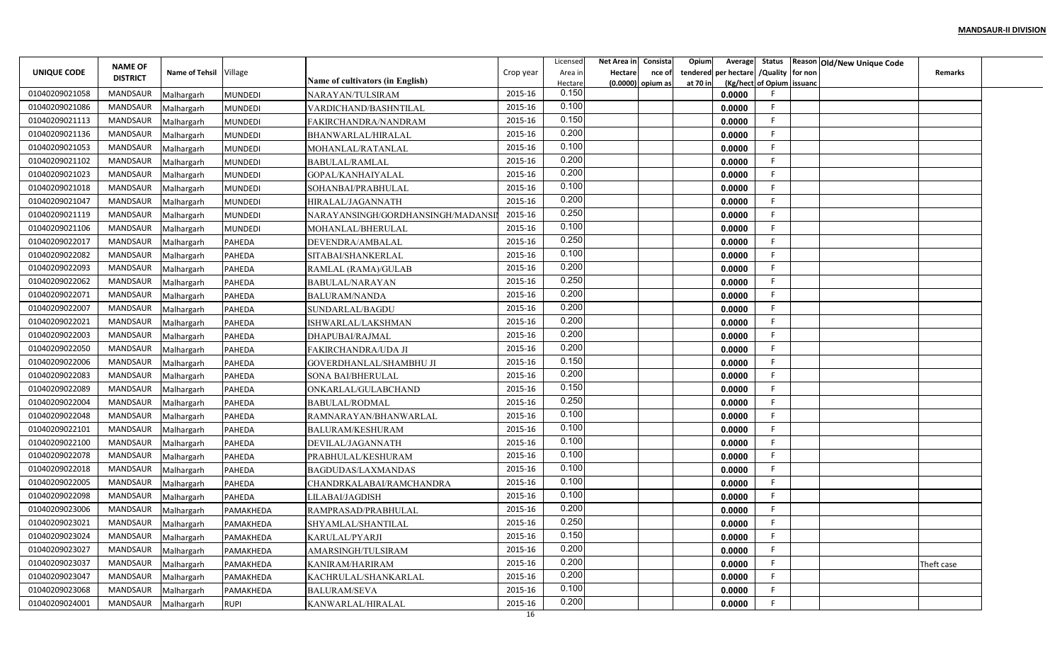**MANDSAUR-II DIVISION**

| UNIQUE CODE | NAME OF DISTRICT | Name of Tehsil | Village | Name of cultivators (in English) | Crop year | Licensed Area in Hectare | Net Area in Hectare (0.0000) | Consistance of opium as | Opium tendered at 70 in | Average per hectare (Kg/hect) | Status /Quality of Opium | Reason for non issuance | Old/New Unique Code | Remarks |
|---|---|---|---|---|---|---|---|---|---|---|---|---|---|---|
| 01040209021058 | MANDSAUR | Malhargarh | MUNDEDI | NARAYAN/TULSIRAM | 2015-16 | 0.150 | | | | 0.0000 | F | | | |
| 01040209021086 | MANDSAUR | Malhargarh | MUNDEDI | VARDICHAND/BASHNTILAL | 2015-16 | 0.100 | | | | 0.0000 | F | | | |
| 01040209021113 | MANDSAUR | Malhargarh | MUNDEDI | FAKIRCHANDRA/NANDRAM | 2015-16 | 0.150 | | | | 0.0000 | F | | | |
| 01040209021136 | MANDSAUR | Malhargarh | MUNDEDI | BHANWARLAL/HIRALAL | 2015-16 | 0.200 | | | | 0.0000 | F | | | |
| 01040209021053 | MANDSAUR | Malhargarh | MUNDEDI | MOHANLAL/RATANLAL | 2015-16 | 0.100 | | | | 0.0000 | F | | | |
| 01040209021102 | MANDSAUR | Malhargarh | MUNDEDI | BABULAL/RAMLAL | 2015-16 | 0.200 | | | | 0.0000 | F | | | |
| 01040209021023 | MANDSAUR | Malhargarh | MUNDEDI | GOPAL/KANHAIYALAL | 2015-16 | 0.200 | | | | 0.0000 | F | | | |
| 01040209021018 | MANDSAUR | Malhargarh | MUNDEDI | SOHANBAI/PRABHULAL | 2015-16 | 0.100 | | | | 0.0000 | F | | | |
| 01040209021047 | MANDSAUR | Malhargarh | MUNDEDI | HIRALAL/JAGANNATH | 2015-16 | 0.200 | | | | 0.0000 | F | | | |
| 01040209021119 | MANDSAUR | Malhargarh | MUNDEDI | NARAYANSINGH/GORDHANSINGH/MADANSI | 2015-16 | 0.250 | | | | 0.0000 | F | | | |
| 01040209021106 | MANDSAUR | Malhargarh | MUNDEDI | MOHANLAL/BHERULAL | 2015-16 | 0.100 | | | | 0.0000 | F | | | |
| 01040209022017 | MANDSAUR | Malhargarh | PAHEDA | DEVENDRA/AMBALAL | 2015-16 | 0.250 | | | | 0.0000 | F | | | |
| 01040209022082 | MANDSAUR | Malhargarh | PAHEDA | SITABAI/SHANKERLAL | 2015-16 | 0.100 | | | | 0.0000 | F | | | |
| 01040209022093 | MANDSAUR | Malhargarh | PAHEDA | RAMLAL (RAMA)/GULAB | 2015-16 | 0.200 | | | | 0.0000 | F | | | |
| 01040209022062 | MANDSAUR | Malhargarh | PAHEDA | BABULAL/NARAYAN | 2015-16 | 0.250 | | | | 0.0000 | F | | | |
| 01040209022071 | MANDSAUR | Malhargarh | PAHEDA | BALURAM/NANDA | 2015-16 | 0.200 | | | | 0.0000 | F | | | |
| 01040209022007 | MANDSAUR | Malhargarh | PAHEDA | SUNDARLAL/BAGDU | 2015-16 | 0.200 | | | | 0.0000 | F | | | |
| 01040209022021 | MANDSAUR | Malhargarh | PAHEDA | ISHWARLAL/LAKSHMAN | 2015-16 | 0.200 | | | | 0.0000 | F | | | |
| 01040209022003 | MANDSAUR | Malhargarh | PAHEDA | DHAPUBAI/RAJMAL | 2015-16 | 0.200 | | | | 0.0000 | F | | | |
| 01040209022050 | MANDSAUR | Malhargarh | PAHEDA | FAKIRCHANDRA/UDA JI | 2015-16 | 0.200 | | | | 0.0000 | F | | | |
| 01040209022006 | MANDSAUR | Malhargarh | PAHEDA | GOVERDHANLAL/SHAMBHU JI | 2015-16 | 0.150 | | | | 0.0000 | F | | | |
| 01040209022083 | MANDSAUR | Malhargarh | PAHEDA | SONA BAI/BHERULAL | 2015-16 | 0.200 | | | | 0.0000 | F | | | |
| 01040209022089 | MANDSAUR | Malhargarh | PAHEDA | ONKARLAL/GULABCHAND | 2015-16 | 0.150 | | | | 0.0000 | F | | | |
| 01040209022004 | MANDSAUR | Malhargarh | PAHEDA | BABULAL/RODMAL | 2015-16 | 0.250 | | | | 0.0000 | F | | | |
| 01040209022048 | MANDSAUR | Malhargarh | PAHEDA | RAMNARAYAN/BHANWARLAL | 2015-16 | 0.100 | | | | 0.0000 | F | | | |
| 01040209022101 | MANDSAUR | Malhargarh | PAHEDA | BALURAM/KESHURAM | 2015-16 | 0.100 | | | | 0.0000 | F | | | |
| 01040209022100 | MANDSAUR | Malhargarh | PAHEDA | DEVILAL/JAGANNATH | 2015-16 | 0.100 | | | | 0.0000 | F | | | |
| 01040209022078 | MANDSAUR | Malhargarh | PAHEDA | PRABHULAL/KESHURAM | 2015-16 | 0.100 | | | | 0.0000 | F | | | |
| 01040209022018 | MANDSAUR | Malhargarh | PAHEDA | BAGDUDAS/LAXMANDAS | 2015-16 | 0.100 | | | | 0.0000 | F | | | |
| 01040209022005 | MANDSAUR | Malhargarh | PAHEDA | CHANDRKALABAI/RAMCHANDRA | 2015-16 | 0.100 | | | | 0.0000 | F | | | |
| 01040209022098 | MANDSAUR | Malhargarh | PAHEDA | LILABAI/JAGDISH | 2015-16 | 0.100 | | | | 0.0000 | F | | | |
| 01040209023006 | MANDSAUR | Malhargarh | PAMAKHEDA | RAMPRASAD/PRABHULAL | 2015-16 | 0.200 | | | | 0.0000 | F | | | |
| 01040209023021 | MANDSAUR | Malhargarh | PAMAKHEDA | SHYAMLAL/SHANTILAL | 2015-16 | 0.250 | | | | 0.0000 | F | | | |
| 01040209023024 | MANDSAUR | Malhargarh | PAMAKHEDA | KARULAL/PYARJI | 2015-16 | 0.150 | | | | 0.0000 | F | | | |
| 01040209023027 | MANDSAUR | Malhargarh | PAMAKHEDA | AMARSINGH/TULSIRAM | 2015-16 | 0.200 | | | | 0.0000 | F | | | |
| 01040209023037 | MANDSAUR | Malhargarh | PAMAKHEDA | KANIRAM/HARIRAM | 2015-16 | 0.200 | | | | 0.0000 | F | | | Theft case |
| 01040209023047 | MANDSAUR | Malhargarh | PAMAKHEDA | KACHRULAL/SHANKARLAL | 2015-16 | 0.200 | | | | 0.0000 | F | | | |
| 01040209023068 | MANDSAUR | Malhargarh | PAMAKHEDA | BALURAM/SEVA | 2015-16 | 0.100 | | | | 0.0000 | F | | | |
| 01040209024001 | MANDSAUR | Malhargarh | RUPI | KANWARLAL/HIRALAL | 2015-16 | 0.200 | | | | 0.0000 | F | | | |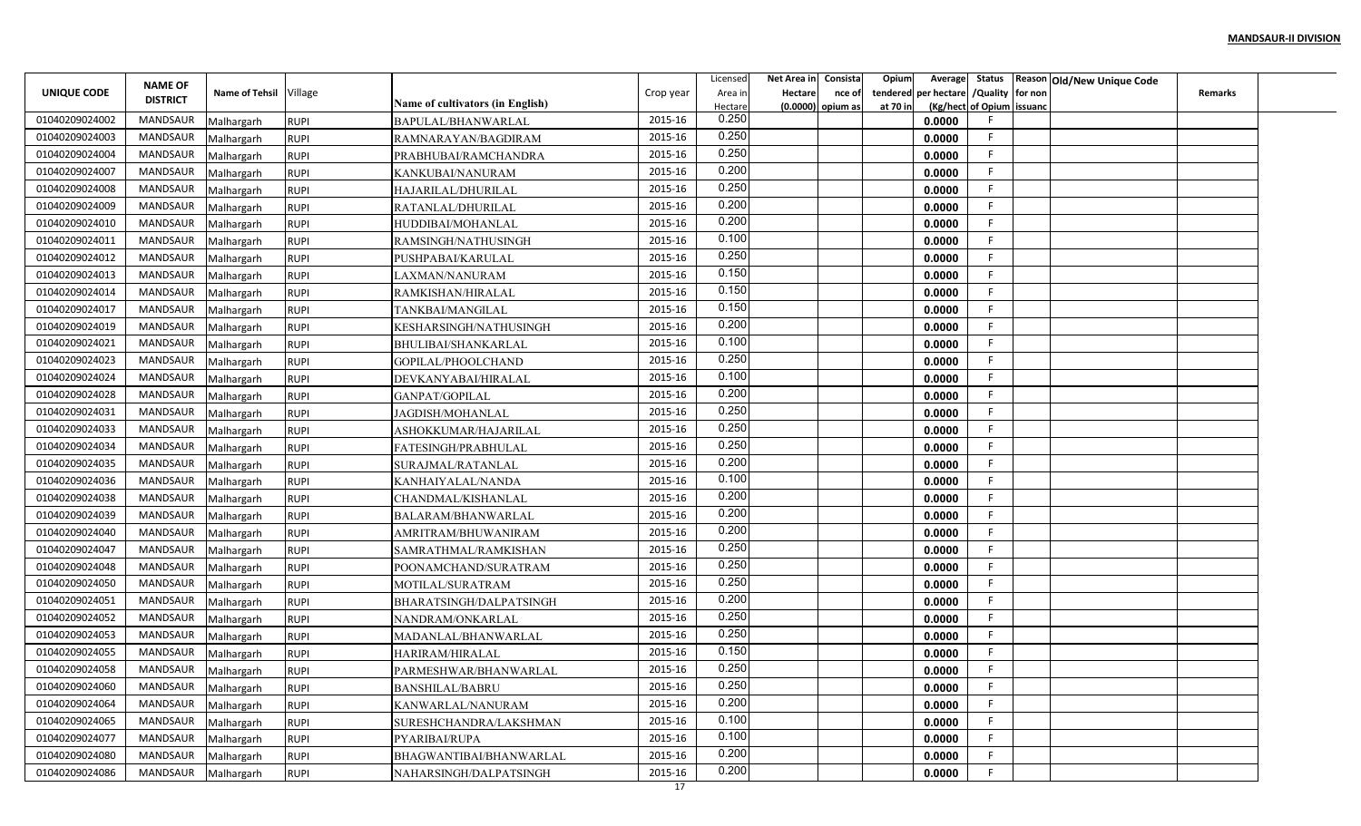**MANDSAUR-II DIVISION**

| UNIQUE CODE | NAME OF DISTRICT | Name of Tehsil | Village | Name of cultivators (in English) | Crop year | Licensed Area in Hectare | Net Area in Hectare (0.0000) | Consistance of opium as | Opium tendered at 70 in | Average per hectare (Kg/hect | Status /Quality of Opium | Reason for non issuanc | Old/New Unique Code | Remarks |
|---|---|---|---|---|---|---|---|---|---|---|---|---|---|---|
| 01040209024002 | MANDSAUR | Malhargarh | RUPI | BAPULAL/BHANWARLAL | 2015-16 | 0.250 | | | | 0.0000 | F | | | |
| 01040209024003 | MANDSAUR | Malhargarh | RUPI | RAMNARAYAN/BAGDIRAM | 2015-16 | 0.250 | | | | 0.0000 | F | | | |
| 01040209024004 | MANDSAUR | Malhargarh | RUPI | PRABHUBAI/RAMCHANDRA | 2015-16 | 0.250 | | | | 0.0000 | F | | | |
| 01040209024007 | MANDSAUR | Malhargarh | RUPI | KANKUBAI/NANURAM | 2015-16 | 0.200 | | | | 0.0000 | F | | | |
| 01040209024008 | MANDSAUR | Malhargarh | RUPI | HAJARILAL/DHURILAL | 2015-16 | 0.250 | | | | 0.0000 | F | | | |
| 01040209024009 | MANDSAUR | Malhargarh | RUPI | RATANLAL/DHURILAL | 2015-16 | 0.200 | | | | 0.0000 | F | | | |
| 01040209024010 | MANDSAUR | Malhargarh | RUPI | HUDDIBAI/MOHANLAL | 2015-16 | 0.200 | | | | 0.0000 | F | | | |
| 01040209024011 | MANDSAUR | Malhargarh | RUPI | RAMSINGH/NATHUSINGH | 2015-16 | 0.100 | | | | 0.0000 | F | | | |
| 01040209024012 | MANDSAUR | Malhargarh | RUPI | PUSHPABAI/KARULAL | 2015-16 | 0.250 | | | | 0.0000 | F | | | |
| 01040209024013 | MANDSAUR | Malhargarh | RUPI | LAXMAN/NANURAM | 2015-16 | 0.150 | | | | 0.0000 | F | | | |
| 01040209024014 | MANDSAUR | Malhargarh | RUPI | RAMKISHAN/HIRALAL | 2015-16 | 0.150 | | | | 0.0000 | F | | | |
| 01040209024017 | MANDSAUR | Malhargarh | RUPI | TANKBAI/MANGILAL | 2015-16 | 0.150 | | | | 0.0000 | F | | | |
| 01040209024019 | MANDSAUR | Malhargarh | RUPI | KESHARSINGH/NATHUSINGH | 2015-16 | 0.200 | | | | 0.0000 | F | | | |
| 01040209024021 | MANDSAUR | Malhargarh | RUPI | BHULIBAI/SHANKARLAL | 2015-16 | 0.100 | | | | 0.0000 | F | | | |
| 01040209024023 | MANDSAUR | Malhargarh | RUPI | GOPILAL/PHOOLCHAND | 2015-16 | 0.250 | | | | 0.0000 | F | | | |
| 01040209024024 | MANDSAUR | Malhargarh | RUPI | DEVKANYABAI/HIRALAL | 2015-16 | 0.100 | | | | 0.0000 | F | | | |
| 01040209024028 | MANDSAUR | Malhargarh | RUPI | GANPAT/GOPILAL | 2015-16 | 0.200 | | | | 0.0000 | F | | | |
| 01040209024031 | MANDSAUR | Malhargarh | RUPI | JAGDISH/MOHANLAL | 2015-16 | 0.250 | | | | 0.0000 | F | | | |
| 01040209024033 | MANDSAUR | Malhargarh | RUPI | ASHOKKUMAR/HAJARILAL | 2015-16 | 0.250 | | | | 0.0000 | F | | | |
| 01040209024034 | MANDSAUR | Malhargarh | RUPI | FATESINGH/PRABHULAL | 2015-16 | 0.250 | | | | 0.0000 | F | | | |
| 01040209024035 | MANDSAUR | Malhargarh | RUPI | SURAJMAL/RATANLAL | 2015-16 | 0.200 | | | | 0.0000 | F | | | |
| 01040209024036 | MANDSAUR | Malhargarh | RUPI | KANHAIYALAL/NANDA | 2015-16 | 0.100 | | | | 0.0000 | F | | | |
| 01040209024038 | MANDSAUR | Malhargarh | RUPI | CHANDMAL/KISHANLAL | 2015-16 | 0.200 | | | | 0.0000 | F | | | |
| 01040209024039 | MANDSAUR | Malhargarh | RUPI | BALARAM/BHANWARLAL | 2015-16 | 0.200 | | | | 0.0000 | F | | | |
| 01040209024040 | MANDSAUR | Malhargarh | RUPI | AMRITRAM/BHUWANIRAM | 2015-16 | 0.200 | | | | 0.0000 | F | | | |
| 01040209024047 | MANDSAUR | Malhargarh | RUPI | SAMRATHMAL/RAMKISHAN | 2015-16 | 0.250 | | | | 0.0000 | F | | | |
| 01040209024048 | MANDSAUR | Malhargarh | RUPI | POONAMCHAND/SURATRAM | 2015-16 | 0.250 | | | | 0.0000 | F | | | |
| 01040209024050 | MANDSAUR | Malhargarh | RUPI | MOTILAL/SURATRAM | 2015-16 | 0.250 | | | | 0.0000 | F | | | |
| 01040209024051 | MANDSAUR | Malhargarh | RUPI | BHARATSINGH/DALPATSINGH | 2015-16 | 0.200 | | | | 0.0000 | F | | | |
| 01040209024052 | MANDSAUR | Malhargarh | RUPI | NANDRAM/ONKARLAL | 2015-16 | 0.250 | | | | 0.0000 | F | | | |
| 01040209024053 | MANDSAUR | Malhargarh | RUPI | MADANLAL/BHANWARLAL | 2015-16 | 0.250 | | | | 0.0000 | F | | | |
| 01040209024055 | MANDSAUR | Malhargarh | RUPI | HARIRAM/HIRALAL | 2015-16 | 0.150 | | | | 0.0000 | F | | | |
| 01040209024058 | MANDSAUR | Malhargarh | RUPI | PARMESHWAR/BHANWARLAL | 2015-16 | 0.250 | | | | 0.0000 | F | | | |
| 01040209024060 | MANDSAUR | Malhargarh | RUPI | BANSHILAL/BABRU | 2015-16 | 0.250 | | | | 0.0000 | F | | | |
| 01040209024064 | MANDSAUR | Malhargarh | RUPI | KANWARLAL/NANURAM | 2015-16 | 0.200 | | | | 0.0000 | F | | | |
| 01040209024065 | MANDSAUR | Malhargarh | RUPI | SURESHCHANDRA/LAKSHMAN | 2015-16 | 0.100 | | | | 0.0000 | F | | | |
| 01040209024077 | MANDSAUR | Malhargarh | RUPI | PYARIBAI/RUPA | 2015-16 | 0.100 | | | | 0.0000 | F | | | |
| 01040209024080 | MANDSAUR | Malhargarh | RUPI | BHAGWANTIBAI/BHANWARLAL | 2015-16 | 0.200 | | | | 0.0000 | F | | | |
| 01040209024086 | MANDSAUR | Malhargarh | RUPI | NAHARSINGH/DALPATSINGH | 2015-16 | 0.200 | | | | 0.0000 | F | | | |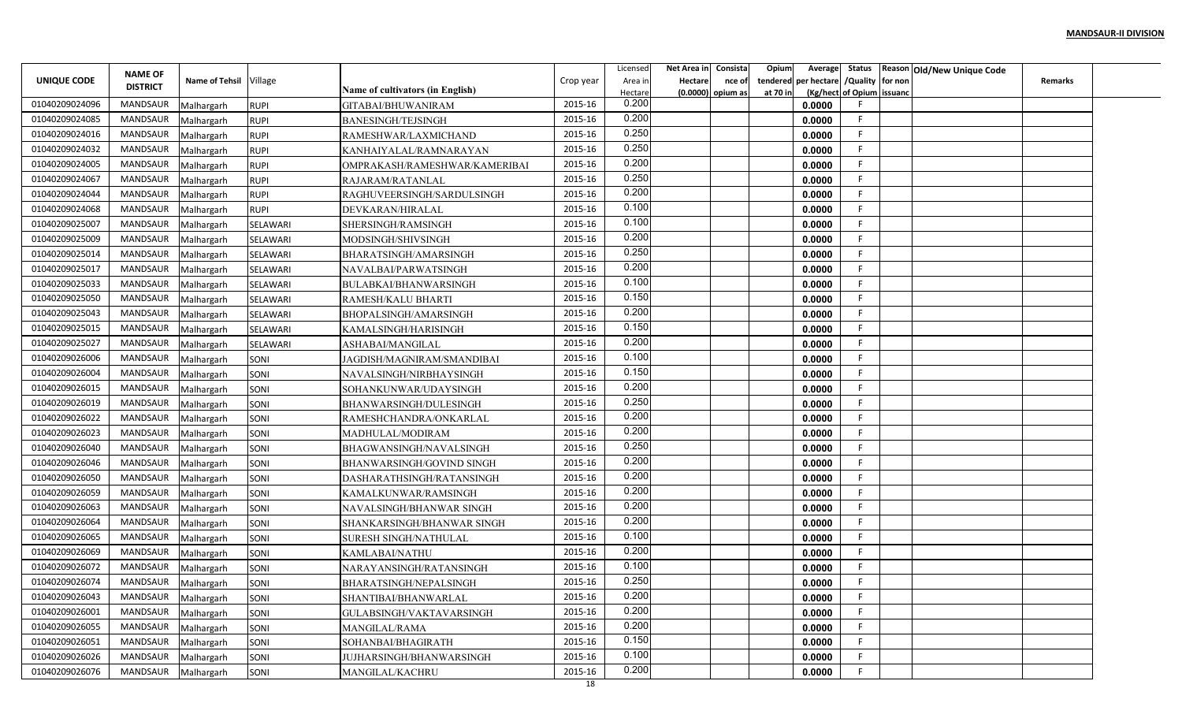**MANDSAUR-II DIVISION**

| UNIQUE CODE | NAME OF DISTRICT | Name of Tehsil | Village | Name of cultivators (in English) | Crop year | Licensed Area in Hectare | Net Area in Hectare (0.0000) | Consistance of opium as | Opium tendered at 70 in | Average per hectare (Kg/hect | Status /Quality of Opium | Reason for non issuance | Old/New Unique Code | Remarks |
|---|---|---|---|---|---|---|---|---|---|---|---|---|---|---|
| 01040209024096 | MANDSAUR | Malhargarh | RUPI | GITABAI/BHUWANIRAM | 2015-16 | 0.200 | | | | 0.0000 | F | | | |
| 01040209024085 | MANDSAUR | Malhargarh | RUPI | BANESINGH/TEJSINGH | 2015-16 | 0.200 | | | | 0.0000 | F | | | |
| 01040209024016 | MANDSAUR | Malhargarh | RUPI | RAMESHWAR/LAXMICHAND | 2015-16 | 0.250 | | | | 0.0000 | F | | | |
| 01040209024032 | MANDSAUR | Malhargarh | RUPI | KANHAIYALAL/RAMNARAYAN | 2015-16 | 0.250 | | | | 0.0000 | F | | | |
| 01040209024005 | MANDSAUR | Malhargarh | RUPI | OMPRAKASH/RAMESHWAR/KAMERIBAI | 2015-16 | 0.200 | | | | 0.0000 | F | | | |
| 01040209024067 | MANDSAUR | Malhargarh | RUPI | RAJARAM/RATANLAL | 2015-16 | 0.250 | | | | 0.0000 | F | | | |
| 01040209024044 | MANDSAUR | Malhargarh | RUPI | RAGHUVEERSINGH/SARDULSINGH | 2015-16 | 0.200 | | | | 0.0000 | F | | | |
| 01040209024068 | MANDSAUR | Malhargarh | RUPI | DEVKARAN/HIRALAL | 2015-16 | 0.100 | | | | 0.0000 | F | | | |
| 01040209025007 | MANDSAUR | Malhargarh | SELAWARI | SHERSINGH/RAMSINGH | 2015-16 | 0.100 | | | | 0.0000 | F | | | |
| 01040209025009 | MANDSAUR | Malhargarh | SELAWARI | MODSINGH/SHIVSINGH | 2015-16 | 0.200 | | | | 0.0000 | F | | | |
| 01040209025014 | MANDSAUR | Malhargarh | SELAWARI | BHARATSINGH/AMARSINGH | 2015-16 | 0.250 | | | | 0.0000 | F | | | |
| 01040209025017 | MANDSAUR | Malhargarh | SELAWARI | NAVALBAI/PARWATSINGH | 2015-16 | 0.200 | | | | 0.0000 | F | | | |
| 01040209025033 | MANDSAUR | Malhargarh | SELAWARI | BULABKAI/BHANWARSINGH | 2015-16 | 0.100 | | | | 0.0000 | F | | | |
| 01040209025050 | MANDSAUR | Malhargarh | SELAWARI | RAMESH/KALU BHARTI | 2015-16 | 0.150 | | | | 0.0000 | F | | | |
| 01040209025043 | MANDSAUR | Malhargarh | SELAWARI | BHOPALSINGH/AMARSINGH | 2015-16 | 0.200 | | | | 0.0000 | F | | | |
| 01040209025015 | MANDSAUR | Malhargarh | SELAWARI | KAMALSINGH/HARISINGH | 2015-16 | 0.150 | | | | 0.0000 | F | | | |
| 01040209025027 | MANDSAUR | Malhargarh | SELAWARI | ASHABAI/MANGILAL | 2015-16 | 0.200 | | | | 0.0000 | F | | | |
| 01040209026006 | MANDSAUR | Malhargarh | SONI | JAGDISH/MAGNIRAM/SMANDIBAI | 2015-16 | 0.100 | | | | 0.0000 | F | | | |
| 01040209026004 | MANDSAUR | Malhargarh | SONI | NAVALSINGH/NIRBHAYSINGH | 2015-16 | 0.150 | | | | 0.0000 | F | | | |
| 01040209026015 | MANDSAUR | Malhargarh | SONI | SOHANKUNWAR/UDAYSINGH | 2015-16 | 0.200 | | | | 0.0000 | F | | | |
| 01040209026019 | MANDSAUR | Malhargarh | SONI | BHANWARSINGH/DULESINGH | 2015-16 | 0.250 | | | | 0.0000 | F | | | |
| 01040209026022 | MANDSAUR | Malhargarh | SONI | RAMESHCHANDRA/ONKARLAL | 2015-16 | 0.200 | | | | 0.0000 | F | | | |
| 01040209026023 | MANDSAUR | Malhargarh | SONI | MADHULAL/MODIRAM | 2015-16 | 0.200 | | | | 0.0000 | F | | | |
| 01040209026040 | MANDSAUR | Malhargarh | SONI | BHAGWANSINGH/NAVALSINGH | 2015-16 | 0.250 | | | | 0.0000 | F | | | |
| 01040209026046 | MANDSAUR | Malhargarh | SONI | BHANWARSINGH/GOVIND SINGH | 2015-16 | 0.200 | | | | 0.0000 | F | | | |
| 01040209026050 | MANDSAUR | Malhargarh | SONI | DASHARATHSINGH/RATANSINGH | 2015-16 | 0.200 | | | | 0.0000 | F | | | |
| 01040209026059 | MANDSAUR | Malhargarh | SONI | KAMALKUNWAR/RAMSINGH | 2015-16 | 0.200 | | | | 0.0000 | F | | | |
| 01040209026063 | MANDSAUR | Malhargarh | SONI | NAVALSINGH/BHANWAR SINGH | 2015-16 | 0.200 | | | | 0.0000 | F | | | |
| 01040209026064 | MANDSAUR | Malhargarh | SONI | SHANKARSINGH/BHANWAR SINGH | 2015-16 | 0.200 | | | | 0.0000 | F | | | |
| 01040209026065 | MANDSAUR | Malhargarh | SONI | SURESH SINGH/NATHULAL | 2015-16 | 0.100 | | | | 0.0000 | F | | | |
| 01040209026069 | MANDSAUR | Malhargarh | SONI | KAMLABAI/NATHU | 2015-16 | 0.200 | | | | 0.0000 | F | | | |
| 01040209026072 | MANDSAUR | Malhargarh | SONI | NARAYANSINGH/RATANSINGH | 2015-16 | 0.100 | | | | 0.0000 | F | | | |
| 01040209026074 | MANDSAUR | Malhargarh | SONI | BHARATSINGH/NEPALSINGH | 2015-16 | 0.250 | | | | 0.0000 | F | | | |
| 01040209026043 | MANDSAUR | Malhargarh | SONI | SHANTIBAI/BHANWARLAL | 2015-16 | 0.200 | | | | 0.0000 | F | | | |
| 01040209026001 | MANDSAUR | Malhargarh | SONI | GULABSINGH/VAKTAVARSINGH | 2015-16 | 0.200 | | | | 0.0000 | F | | | |
| 01040209026055 | MANDSAUR | Malhargarh | SONI | MANGILAL/RAMA | 2015-16 | 0.200 | | | | 0.0000 | F | | | |
| 01040209026051 | MANDSAUR | Malhargarh | SONI | SOHANBAI/BHAGIRATH | 2015-16 | 0.150 | | | | 0.0000 | F | | | |
| 01040209026026 | MANDSAUR | Malhargarh | SONI | JUJHARSINGH/BHANWARSINGH | 2015-16 | 0.100 | | | | 0.0000 | F | | | |
| 01040209026076 | MANDSAUR | Malhargarh | SONI | MANGILAL/KACHRU | 2015-16 | 0.200 | | | | 0.0000 | F | | | |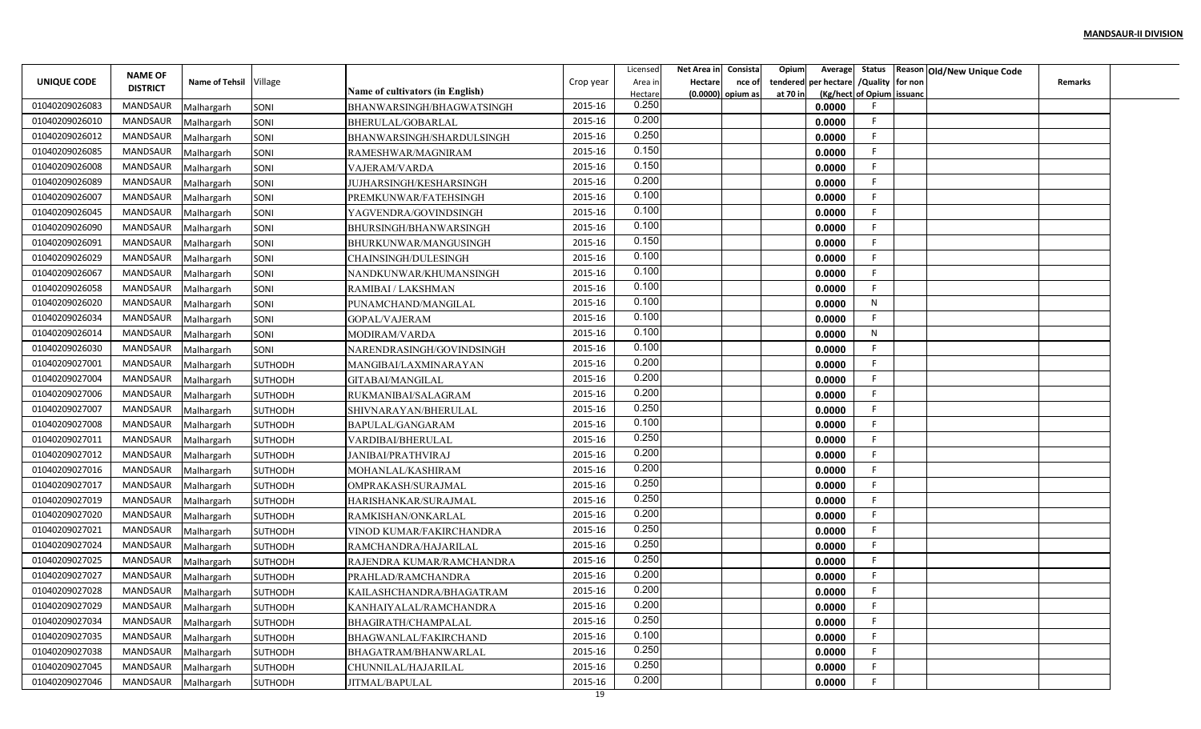| UNIQUE CODE | NAME OF DISTRICT | Name of Tehsil | Village | Name of cultivators (in English) | Crop year | Licensed Area in Hectare | Net Area in Hectare (0.0000) | Consistance of opium as | Opium tendered at 70 in | Average per hectare (Kg/hect | Status /Quality of Opium | Reason for non issuanc | Old/New Unique Code | Remarks |
|---|---|---|---|---|---|---|---|---|---|---|---|---|---|---|
| 01040209026083 | MANDSAUR | Malhargarh | SONI | BHANWARSINGH/BHAGWATSINGH | 2015-16 | 0.250 | | | | 0.0000 | F | | | |
| 01040209026010 | MANDSAUR | Malhargarh | SONI | BHERULAL/GOBARLAL | 2015-16 | 0.200 | | | | 0.0000 | F | | | |
| 01040209026012 | MANDSAUR | Malhargarh | SONI | BHANWARSINGH/SHARDULSINGH | 2015-16 | 0.250 | | | | 0.0000 | F | | | |
| 01040209026085 | MANDSAUR | Malhargarh | SONI | RAMESHWAR/MAGNIRAM | 2015-16 | 0.150 | | | | 0.0000 | F | | | |
| 01040209026008 | MANDSAUR | Malhargarh | SONI | VAJERAM/VARDA | 2015-16 | 0.150 | | | | 0.0000 | F | | | |
| 01040209026089 | MANDSAUR | Malhargarh | SONI | JUJHARSINGH/KESHARSINGH | 2015-16 | 0.200 | | | | 0.0000 | F | | | |
| 01040209026007 | MANDSAUR | Malhargarh | SONI | PREMKUNWAR/FATEHSINGH | 2015-16 | 0.100 | | | | 0.0000 | F | | | |
| 01040209026045 | MANDSAUR | Malhargarh | SONI | YAGVENDRA/GOVINDSINGH | 2015-16 | 0.100 | | | | 0.0000 | F | | | |
| 01040209026090 | MANDSAUR | Malhargarh | SONI | BHURSINGH/BHANWARSINGH | 2015-16 | 0.100 | | | | 0.0000 | F | | | |
| 01040209026091 | MANDSAUR | Malhargarh | SONI | BHURKUNWAR/MANGUSINGH | 2015-16 | 0.150 | | | | 0.0000 | F | | | |
| 01040209026029 | MANDSAUR | Malhargarh | SONI | CHAINSINGH/DULESINGH | 2015-16 | 0.100 | | | | 0.0000 | F | | | |
| 01040209026067 | MANDSAUR | Malhargarh | SONI | NANDKUNWAR/KHUMANSINGH | 2015-16 | 0.100 | | | | 0.0000 | F | | | |
| 01040209026058 | MANDSAUR | Malhargarh | SONI | RAMIBAI / LAKSHMAN | 2015-16 | 0.100 | | | | 0.0000 | F | | | |
| 01040209026020 | MANDSAUR | Malhargarh | SONI | PUNAMCHAND/MANGILAL | 2015-16 | 0.100 | | | | 0.0000 | N | | | |
| 01040209026034 | MANDSAUR | Malhargarh | SONI | GOPAL/VAJERAM | 2015-16 | 0.100 | | | | 0.0000 | F | | | |
| 01040209026014 | MANDSAUR | Malhargarh | SONI | MODIRAM/VARDA | 2015-16 | 0.100 | | | | 0.0000 | N | | | |
| 01040209026030 | MANDSAUR | Malhargarh | SONI | NARENDRASINGH/GOVINDSINGH | 2015-16 | 0.100 | | | | 0.0000 | F | | | |
| 01040209027001 | MANDSAUR | Malhargarh | SUTHODH | MANGIBAI/LAXMINARAYAN | 2015-16 | 0.200 | | | | 0.0000 | F | | | |
| 01040209027004 | MANDSAUR | Malhargarh | SUTHODH | GITABAI/MANGILAL | 2015-16 | 0.200 | | | | 0.0000 | F | | | |
| 01040209027006 | MANDSAUR | Malhargarh | SUTHODH | RUKMANIBAI/SALAGRAM | 2015-16 | 0.200 | | | | 0.0000 | F | | | |
| 01040209027007 | MANDSAUR | Malhargarh | SUTHODH | SHIVNARAYAN/BHERULAL | 2015-16 | 0.250 | | | | 0.0000 | F | | | |
| 01040209027008 | MANDSAUR | Malhargarh | SUTHODH | BAPULAL/GANGARAM | 2015-16 | 0.100 | | | | 0.0000 | F | | | |
| 01040209027011 | MANDSAUR | Malhargarh | SUTHODH | VARDIBAI/BHERULAL | 2015-16 | 0.250 | | | | 0.0000 | F | | | |
| 01040209027012 | MANDSAUR | Malhargarh | SUTHODH | JANIBAI/PRATHVIRAJ | 2015-16 | 0.200 | | | | 0.0000 | F | | | |
| 01040209027016 | MANDSAUR | Malhargarh | SUTHODH | MOHANLAL/KASHIRAM | 2015-16 | 0.200 | | | | 0.0000 | F | | | |
| 01040209027017 | MANDSAUR | Malhargarh | SUTHODH | OMPRAKASH/SURAJMAL | 2015-16 | 0.250 | | | | 0.0000 | F | | | |
| 01040209027019 | MANDSAUR | Malhargarh | SUTHODH | HARISHANKAR/SURAJMAL | 2015-16 | 0.250 | | | | 0.0000 | F | | | |
| 01040209027020 | MANDSAUR | Malhargarh | SUTHODH | RAMKISHAN/ONKARLAL | 2015-16 | 0.200 | | | | 0.0000 | F | | | |
| 01040209027021 | MANDSAUR | Malhargarh | SUTHODH | VINOD KUMAR/FAKIRCHANDRA | 2015-16 | 0.250 | | | | 0.0000 | F | | | |
| 01040209027024 | MANDSAUR | Malhargarh | SUTHODH | RAMCHANDRA/HAJARILAL | 2015-16 | 0.250 | | | | 0.0000 | F | | | |
| 01040209027025 | MANDSAUR | Malhargarh | SUTHODH | RAJENDRA KUMAR/RAMCHANDRA | 2015-16 | 0.250 | | | | 0.0000 | F | | | |
| 01040209027027 | MANDSAUR | Malhargarh | SUTHODH | PRAHLAD/RAMCHANDRA | 2015-16 | 0.200 | | | | 0.0000 | F | | | |
| 01040209027028 | MANDSAUR | Malhargarh | SUTHODH | KAILASHCHANDRA/BHAGATRAM | 2015-16 | 0.200 | | | | 0.0000 | F | | | |
| 01040209027029 | MANDSAUR | Malhargarh | SUTHODH | KANHAIYALAL/RAMCHANDRA | 2015-16 | 0.200 | | | | 0.0000 | F | | | |
| 01040209027034 | MANDSAUR | Malhargarh | SUTHODH | BHAGIRATH/CHAMPALAL | 2015-16 | 0.250 | | | | 0.0000 | F | | | |
| 01040209027035 | MANDSAUR | Malhargarh | SUTHODH | BHAGWANLAL/FAKIRCHAND | 2015-16 | 0.100 | | | | 0.0000 | F | | | |
| 01040209027038 | MANDSAUR | Malhargarh | SUTHODH | BHAGATRAM/BHANWARLAL | 2015-16 | 0.250 | | | | 0.0000 | F | | | |
| 01040209027045 | MANDSAUR | Malhargarh | SUTHODH | CHUNNILAL/HAJARILAL | 2015-16 | 0.250 | | | | 0.0000 | F | | | |
| 01040209027046 | MANDSAUR | Malhargarh | SUTHODH | JITMAL/BAPULAL | 2015-16 | 0.200 | | | | 0.0000 | F | | | |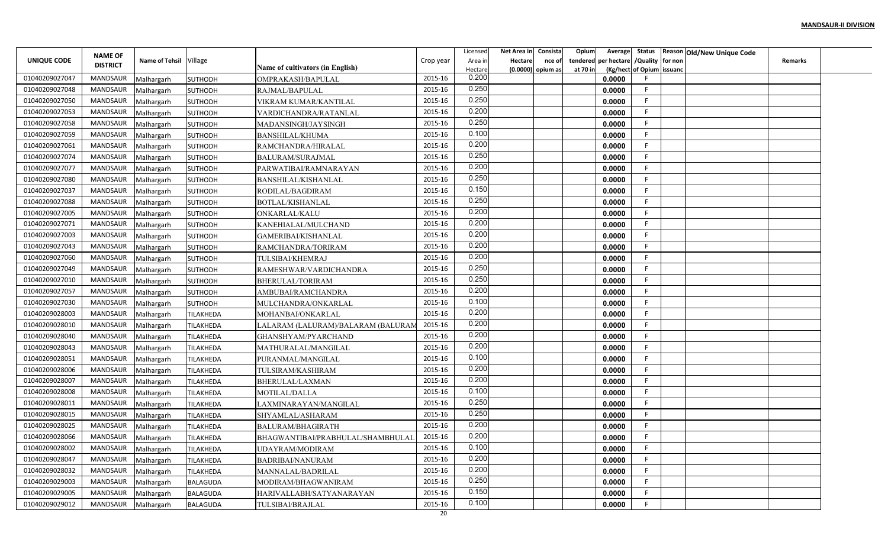**MANDSAUR-II DIVISION**

| UNIQUE CODE | NAME OF DISTRICT | Name of Tehsil | Village | Name of cultivators (in English) | Crop year | Licensed Area in Hectare | Net Area in Hectare (0.0000) | Consistance of opium as | Opium tendered at 70 in | Average per hectare (Kg/hect | Status /Quality of Opium | Reason for non issuance | Old/New Unique Code | Remarks |
|---|---|---|---|---|---|---|---|---|---|---|---|---|---|---|
| 01040209027047 | MANDSAUR | Malhargarh | SUTHODH | OMPRAKASH/BAPULAL | 2015-16 | 0.200 | | | | 0.0000 | F | | | |
| 01040209027048 | MANDSAUR | Malhargarh | SUTHODH | RAJMAL/BAPULAL | 2015-16 | 0.250 | | | | 0.0000 | F | | | |
| 01040209027050 | MANDSAUR | Malhargarh | SUTHODH | VIKRAM KUMAR/KANTILAL | 2015-16 | 0.250 | | | | 0.0000 | F | | | |
| 01040209027053 | MANDSAUR | Malhargarh | SUTHODH | VARDICHANDRA/RATANLAL | 2015-16 | 0.200 | | | | 0.0000 | F | | | |
| 01040209027058 | MANDSAUR | Malhargarh | SUTHODH | MADANSINGH/JAYSINGH | 2015-16 | 0.250 | | | | 0.0000 | F | | | |
| 01040209027059 | MANDSAUR | Malhargarh | SUTHODH | BANSHILAL/KHUMA | 2015-16 | 0.100 | | | | 0.0000 | F | | | |
| 01040209027061 | MANDSAUR | Malhargarh | SUTHODH | RAMCHANDRA/HIRALAL | 2015-16 | 0.200 | | | | 0.0000 | F | | | |
| 01040209027074 | MANDSAUR | Malhargarh | SUTHODH | BALURAM/SURAJMAL | 2015-16 | 0.250 | | | | 0.0000 | F | | | |
| 01040209027077 | MANDSAUR | Malhargarh | SUTHODH | PARWATIBAI/RAMNARAYAN | 2015-16 | 0.200 | | | | 0.0000 | F | | | |
| 01040209027080 | MANDSAUR | Malhargarh | SUTHODH | BANSHILAL/KISHANLAL | 2015-16 | 0.250 | | | | 0.0000 | F | | | |
| 01040209027037 | MANDSAUR | Malhargarh | SUTHODH | RODILAL/BAGDIRAM | 2015-16 | 0.150 | | | | 0.0000 | F | | | |
| 01040209027088 | MANDSAUR | Malhargarh | SUTHODH | BOTLAL/KISHANLAL | 2015-16 | 0.250 | | | | 0.0000 | F | | | |
| 01040209027005 | MANDSAUR | Malhargarh | SUTHODH | ONKARLAL/KALU | 2015-16 | 0.200 | | | | 0.0000 | F | | | |
| 01040209027071 | MANDSAUR | Malhargarh | SUTHODH | KANEHIALAL/MULCHAND | 2015-16 | 0.200 | | | | 0.0000 | F | | | |
| 01040209027003 | MANDSAUR | Malhargarh | SUTHODH | GAMERIBAI/KISHANLAL | 2015-16 | 0.200 | | | | 0.0000 | F | | | |
| 01040209027043 | MANDSAUR | Malhargarh | SUTHODH | RAMCHANDRA/TORIRAM | 2015-16 | 0.200 | | | | 0.0000 | F | | | |
| 01040209027060 | MANDSAUR | Malhargarh | SUTHODH | TULSIBAI/KHEMRAJ | 2015-16 | 0.200 | | | | 0.0000 | F | | | |
| 01040209027049 | MANDSAUR | Malhargarh | SUTHODH | RAMESHWAR/VARDICHANDRA | 2015-16 | 0.250 | | | | 0.0000 | F | | | |
| 01040209027010 | MANDSAUR | Malhargarh | SUTHODH | BHERULAL/TORIRAM | 2015-16 | 0.250 | | | | 0.0000 | F | | | |
| 01040209027057 | MANDSAUR | Malhargarh | SUTHODH | AMBUBAI/RAMCHANDRA | 2015-16 | 0.200 | | | | 0.0000 | F | | | |
| 01040209027030 | MANDSAUR | Malhargarh | SUTHODH | MULCHANDRA/ONKARLAL | 2015-16 | 0.100 | | | | 0.0000 | F | | | |
| 01040209028003 | MANDSAUR | Malhargarh | TILAKHEDA | MOHANBAI/ONKARLAL | 2015-16 | 0.200 | | | | 0.0000 | F | | | |
| 01040209028010 | MANDSAUR | Malhargarh | TILAKHEDA | LALARAM (LALURAM)/BALARAM (BALURAM | 2015-16 | 0.200 | | | | 0.0000 | F | | | |
| 01040209028040 | MANDSAUR | Malhargarh | TILAKHEDA | GHANSHYAM/PYARCHAND | 2015-16 | 0.200 | | | | 0.0000 | F | | | |
| 01040209028043 | MANDSAUR | Malhargarh | TILAKHEDA | MATHURALAL/MANGILAL | 2015-16 | 0.200 | | | | 0.0000 | F | | | |
| 01040209028051 | MANDSAUR | Malhargarh | TILAKHEDA | PURANMAL/MANGILAL | 2015-16 | 0.100 | | | | 0.0000 | F | | | |
| 01040209028006 | MANDSAUR | Malhargarh | TILAKHEDA | TULSIRAM/KASHIRAM | 2015-16 | 0.200 | | | | 0.0000 | F | | | |
| 01040209028007 | MANDSAUR | Malhargarh | TILAKHEDA | BHERULAL/LAXMAN | 2015-16 | 0.200 | | | | 0.0000 | F | | | |
| 01040209028008 | MANDSAUR | Malhargarh | TILAKHEDA | MOTILAL/DALLA | 2015-16 | 0.100 | | | | 0.0000 | F | | | |
| 01040209028011 | MANDSAUR | Malhargarh | TILAKHEDA | LAXMINARAYAN/MANGILAL | 2015-16 | 0.250 | | | | 0.0000 | F | | | |
| 01040209028015 | MANDSAUR | Malhargarh | TILAKHEDA | SHYAMLAL/ASHARAM | 2015-16 | 0.250 | | | | 0.0000 | F | | | |
| 01040209028025 | MANDSAUR | Malhargarh | TILAKHEDA | BALURAM/BHAGIRATH | 2015-16 | 0.200 | | | | 0.0000 | F | | | |
| 01040209028066 | MANDSAUR | Malhargarh | TILAKHEDA | BHAGWANTIBAI/PRABHULAL/SHAMBHULAL | 2015-16 | 0.200 | | | | 0.0000 | F | | | |
| 01040209028002 | MANDSAUR | Malhargarh | TILAKHEDA | UDAYRAM/MODIRAM | 2015-16 | 0.100 | | | | 0.0000 | F | | | |
| 01040209028047 | MANDSAUR | Malhargarh | TILAKHEDA | BADRIBAI/NANURAM | 2015-16 | 0.200 | | | | 0.0000 | F | | | |
| 01040209028032 | MANDSAUR | Malhargarh | TILAKHEDA | MANNALAL/BADRILAL | 2015-16 | 0.200 | | | | 0.0000 | F | | | |
| 01040209029003 | MANDSAUR | Malhargarh | BALAGUDA | MODIRAM/BHAGWANIRAM | 2015-16 | 0.250 | | | | 0.0000 | F | | | |
| 01040209029005 | MANDSAUR | Malhargarh | BALAGUDA | HARIVALLABH/SATYANARAYAN | 2015-16 | 0.150 | | | | 0.0000 | F | | | |
| 01040209029012 | MANDSAUR | Malhargarh | BALAGUDA | TULSIBAI/BRAJLAL | 2015-16 | 0.100 | | | | 0.0000 | F | | | |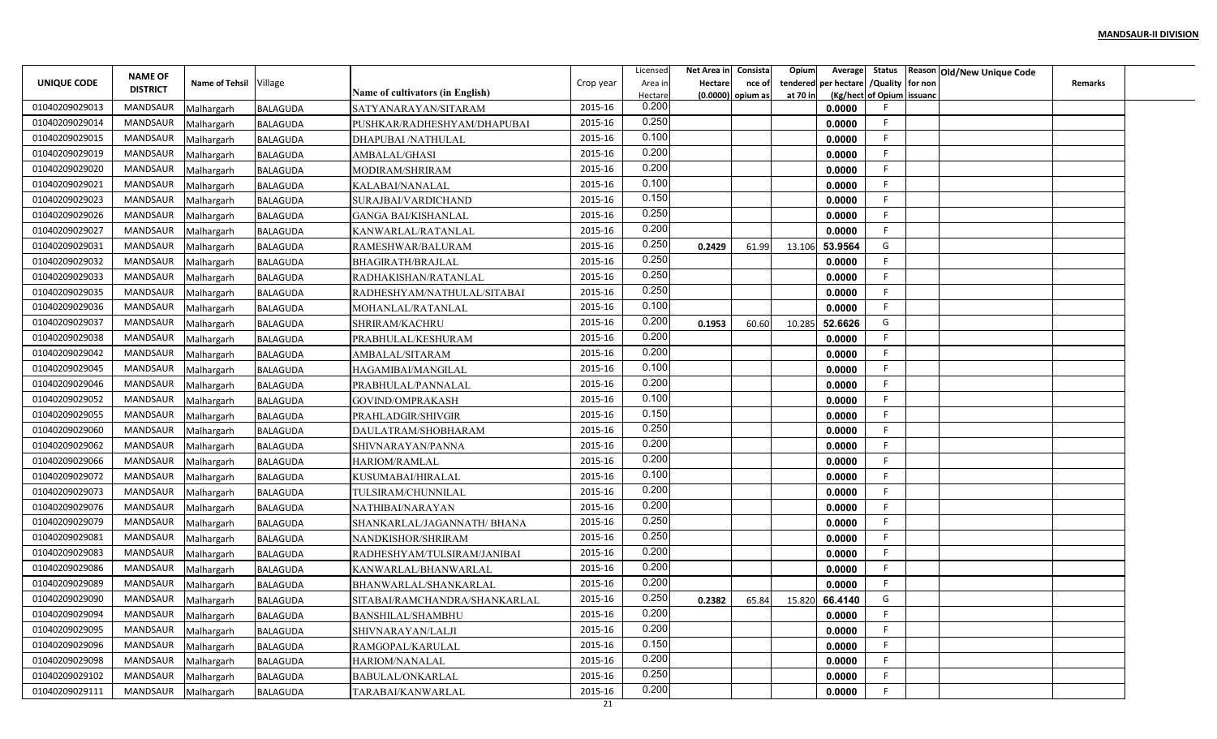**MANDSAUR-II DIVISION**

| UNIQUE CODE | NAME OF DISTRICT | Name of Tehsil | Village | Name of cultivators (in English) | Crop year | Licensed Area in Hectare | Net Area in Hectare (0.0000) | Consistance of opium as | Opium tendered at 70 in | Average per hectare (Kg/hect | Status /Quality of Opium | Reason for non issuance | Old/New Unique Code | Remarks |
|---|---|---|---|---|---|---|---|---|---|---|---|---|---|---|
| 01040209029013 | MANDSAUR | Malhargarh | BALAGUDA | SATYANARAYAN/SITARAM | 2015-16 | 0.200 | | | | 0.0000 | F | | | |
| 01040209029014 | MANDSAUR | Malhargarh | BALAGUDA | PUSHKAR/RADHESHYAM/DHAPUBAI | 2015-16 | 0.250 | | | | 0.0000 | F | | | |
| 01040209029015 | MANDSAUR | Malhargarh | BALAGUDA | DHAPUBAI /NATHULAL | 2015-16 | 0.100 | | | | 0.0000 | F | | | |
| 01040209029019 | MANDSAUR | Malhargarh | BALAGUDA | AMBALAL/GHASI | 2015-16 | 0.200 | | | | 0.0000 | F | | | |
| 01040209029020 | MANDSAUR | Malhargarh | BALAGUDA | MODIRAM/SHRIRAM | 2015-16 | 0.200 | | | | 0.0000 | F | | | |
| 01040209029021 | MANDSAUR | Malhargarh | BALAGUDA | KALABAI/NANALAL | 2015-16 | 0.100 | | | | 0.0000 | F | | | |
| 01040209029023 | MANDSAUR | Malhargarh | BALAGUDA | SURAJBAI/VARDICHAND | 2015-16 | 0.150 | | | | 0.0000 | F | | | |
| 01040209029026 | MANDSAUR | Malhargarh | BALAGUDA | GANGA BAI/KISHANLAL | 2015-16 | 0.250 | | | | 0.0000 | F | | | |
| 01040209029027 | MANDSAUR | Malhargarh | BALAGUDA | KANWARLAL/RATANLAL | 2015-16 | 0.200 | | | | 0.0000 | F | | | |
| 01040209029031 | MANDSAUR | Malhargarh | BALAGUDA | RAMESHWAR/BALURAM | 2015-16 | 0.250 | 0.2429 | 61.99 | 13.106 | 53.9564 | G | | | |
| 01040209029032 | MANDSAUR | Malhargarh | BALAGUDA | BHAGIRATH/BRAJLAL | 2015-16 | 0.250 | | | | 0.0000 | F | | | |
| 01040209029033 | MANDSAUR | Malhargarh | BALAGUDA | RADHAKISHAN/RATANLAL | 2015-16 | 0.250 | | | | 0.0000 | F | | | |
| 01040209029035 | MANDSAUR | Malhargarh | BALAGUDA | RADHESHYAM/NATHULAL/SITABAI | 2015-16 | 0.250 | | | | 0.0000 | F | | | |
| 01040209029036 | MANDSAUR | Malhargarh | BALAGUDA | MOHANLAL/RATANLAL | 2015-16 | 0.100 | | | | 0.0000 | F | | | |
| 01040209029037 | MANDSAUR | Malhargarh | BALAGUDA | SHRIRAM/KACHRU | 2015-16 | 0.200 | 0.1953 | 60.60 | 10.285 | 52.6626 | G | | | |
| 01040209029038 | MANDSAUR | Malhargarh | BALAGUDA | PRABHULAL/KESHURAM | 2015-16 | 0.200 | | | | 0.0000 | F | | | |
| 01040209029042 | MANDSAUR | Malhargarh | BALAGUDA | AMBALAL/SITARAM | 2015-16 | 0.200 | | | | 0.0000 | F | | | |
| 01040209029045 | MANDSAUR | Malhargarh | BALAGUDA | HAGAMIBAI/MANGILAL | 2015-16 | 0.100 | | | | 0.0000 | F | | | |
| 01040209029046 | MANDSAUR | Malhargarh | BALAGUDA | PRABHULAL/PANNALAL | 2015-16 | 0.200 | | | | 0.0000 | F | | | |
| 01040209029052 | MANDSAUR | Malhargarh | BALAGUDA | GOVIND/OMPRAKASH | 2015-16 | 0.100 | | | | 0.0000 | F | | | |
| 01040209029055 | MANDSAUR | Malhargarh | BALAGUDA | PRAHLADGIR/SHIVGIR | 2015-16 | 0.150 | | | | 0.0000 | F | | | |
| 01040209029060 | MANDSAUR | Malhargarh | BALAGUDA | DAULATRAM/SHOBHARAM | 2015-16 | 0.250 | | | | 0.0000 | F | | | |
| 01040209029062 | MANDSAUR | Malhargarh | BALAGUDA | SHIVNARAYAN/PANNA | 2015-16 | 0.200 | | | | 0.0000 | F | | | |
| 01040209029066 | MANDSAUR | Malhargarh | BALAGUDA | HARIOM/RAMLAL | 2015-16 | 0.200 | | | | 0.0000 | F | | | |
| 01040209029072 | MANDSAUR | Malhargarh | BALAGUDA | KUSUMABAI/HIRALAL | 2015-16 | 0.100 | | | | 0.0000 | F | | | |
| 01040209029073 | MANDSAUR | Malhargarh | BALAGUDA | TULSIRAM/CHUNNILAL | 2015-16 | 0.200 | | | | 0.0000 | F | | | |
| 01040209029076 | MANDSAUR | Malhargarh | BALAGUDA | NATHIBAI/NARAYAN | 2015-16 | 0.200 | | | | 0.0000 | F | | | |
| 01040209029079 | MANDSAUR | Malhargarh | BALAGUDA | SHANKARLAL/JAGANNATH/ BHANA | 2015-16 | 0.250 | | | | 0.0000 | F | | | |
| 01040209029081 | MANDSAUR | Malhargarh | BALAGUDA | NANDKISHOR/SHRIRAM | 2015-16 | 0.250 | | | | 0.0000 | F | | | |
| 01040209029083 | MANDSAUR | Malhargarh | BALAGUDA | RADHESHYAM/TULSIRAM/JANIBAI | 2015-16 | 0.200 | | | | 0.0000 | F | | | |
| 01040209029086 | MANDSAUR | Malhargarh | BALAGUDA | KANWARLAL/BHANWARLAL | 2015-16 | 0.200 | | | | 0.0000 | F | | | |
| 01040209029089 | MANDSAUR | Malhargarh | BALAGUDA | BHANWARLAL/SHANKARLAL | 2015-16 | 0.200 | | | | 0.0000 | F | | | |
| 01040209029090 | MANDSAUR | Malhargarh | BALAGUDA | SITABAI/RAMCHANDRA/SHANKARLAL | 2015-16 | 0.250 | 0.2382 | 65.84 | 15.820 | 66.4140 | G | | | |
| 01040209029094 | MANDSAUR | Malhargarh | BALAGUDA | BANSHILAL/SHAMBHU | 2015-16 | 0.200 | | | | 0.0000 | F | | | |
| 01040209029095 | MANDSAUR | Malhargarh | BALAGUDA | SHIVNARAYAN/LALJI | 2015-16 | 0.200 | | | | 0.0000 | F | | | |
| 01040209029096 | MANDSAUR | Malhargarh | BALAGUDA | RAMGOPAL/KARULAL | 2015-16 | 0.150 | | | | 0.0000 | F | | | |
| 01040209029098 | MANDSAUR | Malhargarh | BALAGUDA | HARIOM/NANALAL | 2015-16 | 0.200 | | | | 0.0000 | F | | | |
| 01040209029102 | MANDSAUR | Malhargarh | BALAGUDA | BABULAL/ONKARLAL | 2015-16 | 0.250 | | | | 0.0000 | F | | | |
| 01040209029111 | MANDSAUR | Malhargarh | BALAGUDA | TARABAI/KANWARLAL | 2015-16 | 0.200 | | | | 0.0000 | F | | | |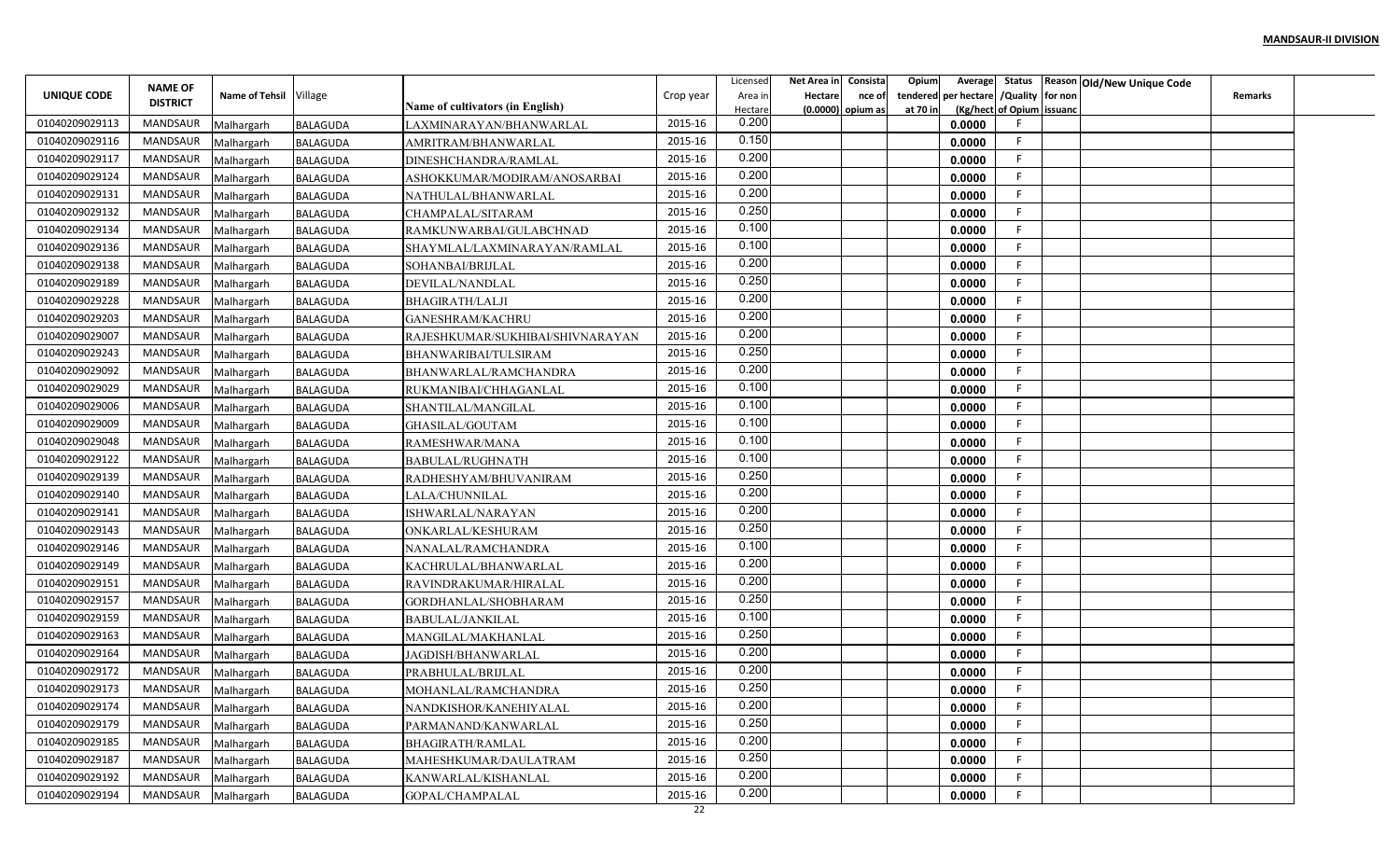**MANDSAUR-II DIVISION**

| UNIQUE CODE | NAME OF DISTRICT | Name of Tehsil | Village | Name of cultivators (in English) | Crop year | Licensed Area in Hectare | Net Area in Hectare (0.0000) | Consistance of opium as | Opium tendered at 70 in | Average per hectare (Kg/hect | Status /Quality of Opium | Reason for non issuance | Old/New Unique Code | Remarks |
|---|---|---|---|---|---|---|---|---|---|---|---|---|---|---|
| 01040209029113 | MANDSAUR | Malhargarh | BALAGUDA | LAXMINARAYAN/BHANWARLAL | 2015-16 | 0.200 | | | | 0.0000 | F | | | |
| 01040209029116 | MANDSAUR | Malhargarh | BALAGUDA | AMRITRAM/BHANWARLAL | 2015-16 | 0.150 | | | | 0.0000 | F | | | |
| 01040209029117 | MANDSAUR | Malhargarh | BALAGUDA | DINESHCHANDRA/RAMLAL | 2015-16 | 0.200 | | | | 0.0000 | F | | | |
| 01040209029124 | MANDSAUR | Malhargarh | BALAGUDA | ASHOKKUMAR/MODIRAM/ANOSARBAI | 2015-16 | 0.200 | | | | 0.0000 | F | | | |
| 01040209029131 | MANDSAUR | Malhargarh | BALAGUDA | NATHULAL/BHANWARLAL | 2015-16 | 0.200 | | | | 0.0000 | F | | | |
| 01040209029132 | MANDSAUR | Malhargarh | BALAGUDA | CHAMPALAL/SITARAM | 2015-16 | 0.250 | | | | 0.0000 | F | | | |
| 01040209029134 | MANDSAUR | Malhargarh | BALAGUDA | RAMKUNWARBAI/GULABCHNAD | 2015-16 | 0.100 | | | | 0.0000 | F | | | |
| 01040209029136 | MANDSAUR | Malhargarh | BALAGUDA | SHAYMLAL/LAXMINARAYAN/RAMLAL | 2015-16 | 0.100 | | | | 0.0000 | F | | | |
| 01040209029138 | MANDSAUR | Malhargarh | BALAGUDA | SOHANBAI/BRIJLAL | 2015-16 | 0.200 | | | | 0.0000 | F | | | |
| 01040209029189 | MANDSAUR | Malhargarh | BALAGUDA | DEVILAL/NANDLAL | 2015-16 | 0.250 | | | | 0.0000 | F | | | |
| 01040209029228 | MANDSAUR | Malhargarh | BALAGUDA | BHAGIRATH/LALJI | 2015-16 | 0.200 | | | | 0.0000 | F | | | |
| 01040209029203 | MANDSAUR | Malhargarh | BALAGUDA | GANESHRAM/KACHRU | 2015-16 | 0.200 | | | | 0.0000 | F | | | |
| 01040209029007 | MANDSAUR | Malhargarh | BALAGUDA | RAJESHKUMAR/SUKHIBAI/SHIVNARAYAN | 2015-16 | 0.200 | | | | 0.0000 | F | | | |
| 01040209029243 | MANDSAUR | Malhargarh | BALAGUDA | BHANWARIBAI/TULSIRAM | 2015-16 | 0.250 | | | | 0.0000 | F | | | |
| 01040209029092 | MANDSAUR | Malhargarh | BALAGUDA | BHANWARLAL/RAMCHANDRA | 2015-16 | 0.200 | | | | 0.0000 | F | | | |
| 01040209029029 | MANDSAUR | Malhargarh | BALAGUDA | RUKMANIBAI/CHHAGANLAL | 2015-16 | 0.100 | | | | 0.0000 | F | | | |
| 01040209029006 | MANDSAUR | Malhargarh | BALAGUDA | SHANTILAL/MANGILAL | 2015-16 | 0.100 | | | | 0.0000 | F | | | |
| 01040209029009 | MANDSAUR | Malhargarh | BALAGUDA | GHASILAL/GOUTAM | 2015-16 | 0.100 | | | | 0.0000 | F | | | |
| 01040209029048 | MANDSAUR | Malhargarh | BALAGUDA | RAMESHWAR/MANA | 2015-16 | 0.100 | | | | 0.0000 | F | | | |
| 01040209029122 | MANDSAUR | Malhargarh | BALAGUDA | BABULAL/RUGHNATH | 2015-16 | 0.100 | | | | 0.0000 | F | | | |
| 01040209029139 | MANDSAUR | Malhargarh | BALAGUDA | RADHESHYAM/BHUVANIRAM | 2015-16 | 0.250 | | | | 0.0000 | F | | | |
| 01040209029140 | MANDSAUR | Malhargarh | BALAGUDA | LALA/CHUNNILAL | 2015-16 | 0.200 | | | | 0.0000 | F | | | |
| 01040209029141 | MANDSAUR | Malhargarh | BALAGUDA | ISHWARLAL/NARAYAN | 2015-16 | 0.200 | | | | 0.0000 | F | | | |
| 01040209029143 | MANDSAUR | Malhargarh | BALAGUDA | ONKARLAL/KESHURAM | 2015-16 | 0.250 | | | | 0.0000 | F | | | |
| 01040209029146 | MANDSAUR | Malhargarh | BALAGUDA | NANALAL/RAMCHANDRA | 2015-16 | 0.100 | | | | 0.0000 | F | | | |
| 01040209029149 | MANDSAUR | Malhargarh | BALAGUDA | KACHRULAL/BHANWARLAL | 2015-16 | 0.200 | | | | 0.0000 | F | | | |
| 01040209029151 | MANDSAUR | Malhargarh | BALAGUDA | RAVINDRAKUMAR/HIRALAL | 2015-16 | 0.200 | | | | 0.0000 | F | | | |
| 01040209029157 | MANDSAUR | Malhargarh | BALAGUDA | GORDHANLAL/SHOBHARAM | 2015-16 | 0.250 | | | | 0.0000 | F | | | |
| 01040209029159 | MANDSAUR | Malhargarh | BALAGUDA | BABULAL/JANKILAL | 2015-16 | 0.100 | | | | 0.0000 | F | | | |
| 01040209029163 | MANDSAUR | Malhargarh | BALAGUDA | MANGILAL/MAKHANLAL | 2015-16 | 0.250 | | | | 0.0000 | F | | | |
| 01040209029164 | MANDSAUR | Malhargarh | BALAGUDA | JAGDISH/BHANWARLAL | 2015-16 | 0.200 | | | | 0.0000 | F | | | |
| 01040209029172 | MANDSAUR | Malhargarh | BALAGUDA | PRABHULAL/BRIJLAL | 2015-16 | 0.200 | | | | 0.0000 | F | | | |
| 01040209029173 | MANDSAUR | Malhargarh | BALAGUDA | MOHANLAL/RAMCHANDRA | 2015-16 | 0.250 | | | | 0.0000 | F | | | |
| 01040209029174 | MANDSAUR | Malhargarh | BALAGUDA | NANDKISHOR/KANEHIYALAL | 2015-16 | 0.200 | | | | 0.0000 | F | | | |
| 01040209029179 | MANDSAUR | Malhargarh | BALAGUDA | PARMANAND/KANWARLAL | 2015-16 | 0.250 | | | | 0.0000 | F | | | |
| 01040209029185 | MANDSAUR | Malhargarh | BALAGUDA | BHAGIRATH/RAMLAL | 2015-16 | 0.200 | | | | 0.0000 | F | | | |
| 01040209029187 | MANDSAUR | Malhargarh | BALAGUDA | MAHESHKUMAR/DAULATRAM | 2015-16 | 0.250 | | | | 0.0000 | F | | | |
| 01040209029192 | MANDSAUR | Malhargarh | BALAGUDA | KANWARLAL/KISHANLAL | 2015-16 | 0.200 | | | | 0.0000 | F | | | |
| 01040209029194 | MANDSAUR | Malhargarh | BALAGUDA | GOPAL/CHAMPALAL | 2015-16 | 0.200 | | | | 0.0000 | F | | | |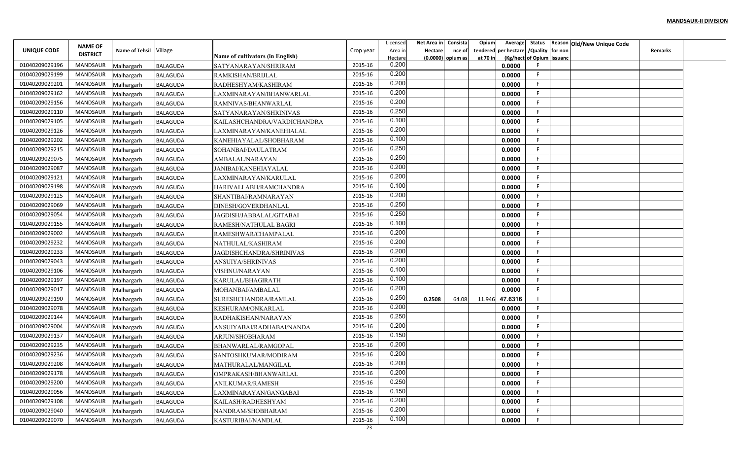**MANDSAUR-II DIVISION**

| UNIQUE CODE | NAME OF DISTRICT | Name of Tehsil | Village | Name of cultivators (in English) | Crop year | Licensed Area in Hectare | Net Area in Hectare (0.0000) | Consistance of opium as | Opium tendered at 70 in | Average per hectare (Kg/hect | Status /Quality of Opium | Reason for non issuance | Old/New Unique Code | Remarks |
|---|---|---|---|---|---|---|---|---|---|---|---|---|---|---|
| 01040209029196 | MANDSAUR | Malhargarh | BALAGUDA | SATYANARAYAN/SHRIRAM | 2015-16 | 0.200 | | | | 0.0000 | F | | | |
| 01040209029199 | MANDSAUR | Malhargarh | BALAGUDA | RAMKISHAN/BRIJLAL | 2015-16 | 0.200 | | | | 0.0000 | F | | | |
| 01040209029201 | MANDSAUR | Malhargarh | BALAGUDA | RADHESHYAM/KASHIRAM | 2015-16 | 0.200 | | | | 0.0000 | F | | | |
| 01040209029162 | MANDSAUR | Malhargarh | BALAGUDA | LAXMINARAYAN/BHANWARLAL | 2015-16 | 0.200 | | | | 0.0000 | F | | | |
| 01040209029156 | MANDSAUR | Malhargarh | BALAGUDA | RAMNIVAS/BHANWARLAL | 2015-16 | 0.200 | | | | 0.0000 | F | | | |
| 01040209029110 | MANDSAUR | Malhargarh | BALAGUDA | SATYANARAYAN/SHRINIVAS | 2015-16 | 0.250 | | | | 0.0000 | F | | | |
| 01040209029105 | MANDSAUR | Malhargarh | BALAGUDA | KAILASHCHANDRA/VARDICHANDRA | 2015-16 | 0.100 | | | | 0.0000 | F | | | |
| 01040209029126 | MANDSAUR | Malhargarh | BALAGUDA | LAXMINARAYAN/KANEHIALAL | 2015-16 | 0.200 | | | | 0.0000 | F | | | |
| 01040209029202 | MANDSAUR | Malhargarh | BALAGUDA | KANEHIAYALAL/SHOBHARAM | 2015-16 | 0.100 | | | | 0.0000 | F | | | |
| 01040209029215 | MANDSAUR | Malhargarh | BALAGUDA | SOHANBAI/DAULATRAM | 2015-16 | 0.250 | | | | 0.0000 | F | | | |
| 01040209029075 | MANDSAUR | Malhargarh | BALAGUDA | AMBALAL/NARAYAN | 2015-16 | 0.250 | | | | 0.0000 | F | | | |
| 01040209029087 | MANDSAUR | Malhargarh | BALAGUDA | JANIBAI/KANEHIAYALAL | 2015-16 | 0.200 | | | | 0.0000 | F | | | |
| 01040209029121 | MANDSAUR | Malhargarh | BALAGUDA | LAXMINARAYAN/KARULAL | 2015-16 | 0.200 | | | | 0.0000 | F | | | |
| 01040209029198 | MANDSAUR | Malhargarh | BALAGUDA | HARIVALLABH/RAMCHANDRA | 2015-16 | 0.100 | | | | 0.0000 | F | | | |
| 01040209029125 | MANDSAUR | Malhargarh | BALAGUDA | SHANTIBAI/RAMNARAYAN | 2015-16 | 0.200 | | | | 0.0000 | F | | | |
| 01040209029069 | MANDSAUR | Malhargarh | BALAGUDA | DINESH/GOVERDHANLAL | 2015-16 | 0.250 | | | | 0.0000 | F | | | |
| 01040209029054 | MANDSAUR | Malhargarh | BALAGUDA | JAGDISH/JABBALAL/GITABAI | 2015-16 | 0.250 | | | | 0.0000 | F | | | |
| 01040209029155 | MANDSAUR | Malhargarh | BALAGUDA | RAMESH/NATHULAL BAGRI | 2015-16 | 0.100 | | | | 0.0000 | F | | | |
| 01040209029002 | MANDSAUR | Malhargarh | BALAGUDA | RAMESHWAR/CHAMPALAL | 2015-16 | 0.200 | | | | 0.0000 | F | | | |
| 01040209029232 | MANDSAUR | Malhargarh | BALAGUDA | NATHULAL/KASHIRAM | 2015-16 | 0.200 | | | | 0.0000 | F | | | |
| 01040209029233 | MANDSAUR | Malhargarh | BALAGUDA | JAGDISHCHANDRA/SHRINIVAS | 2015-16 | 0.200 | | | | 0.0000 | F | | | |
| 01040209029043 | MANDSAUR | Malhargarh | BALAGUDA | ANSUIYA/SHRINIVAS | 2015-16 | 0.200 | | | | 0.0000 | F | | | |
| 01040209029106 | MANDSAUR | Malhargarh | BALAGUDA | VISHNU/NARAYAN | 2015-16 | 0.100 | | | | 0.0000 | F | | | |
| 01040209029197 | MANDSAUR | Malhargarh | BALAGUDA | KARULAL/BHAGIRATH | 2015-16 | 0.100 | | | | 0.0000 | F | | | |
| 01040209029017 | MANDSAUR | Malhargarh | BALAGUDA | MOHANBAI/AMBALAL | 2015-16 | 0.200 | | | | 0.0000 | F | | | |
| 01040209029190 | MANDSAUR | Malhargarh | BALAGUDA | SURESHCHANDRA/RAMLAL | 2015-16 | 0.250 | 0.2508 | 64.08 | 11.946 | 47.6316 | I | | | |
| 01040209029078 | MANDSAUR | Malhargarh | BALAGUDA | KESHURAM/ONKARLAL | 2015-16 | 0.200 | | | | 0.0000 | F | | | |
| 01040209029144 | MANDSAUR | Malhargarh | BALAGUDA | RADHAKISHAN/NARAYAN | 2015-16 | 0.250 | | | | 0.0000 | F | | | |
| 01040209029004 | MANDSAUR | Malhargarh | BALAGUDA | ANSUIYABAI/RADHABAI/NANDA | 2015-16 | 0.200 | | | | 0.0000 | F | | | |
| 01040209029137 | MANDSAUR | Malhargarh | BALAGUDA | ARJUN/SHOBHARAM | 2015-16 | 0.150 | | | | 0.0000 | F | | | |
| 01040209029235 | MANDSAUR | Malhargarh | BALAGUDA | BHANWARLAL/RAMGOPAL | 2015-16 | 0.200 | | | | 0.0000 | F | | | |
| 01040209029236 | MANDSAUR | Malhargarh | BALAGUDA | SANTOSHKUMAR/MODIRAM | 2015-16 | 0.200 | | | | 0.0000 | F | | | |
| 01040209029208 | MANDSAUR | Malhargarh | BALAGUDA | MATHURALAL/MANGILAL | 2015-16 | 0.200 | | | | 0.0000 | F | | | |
| 01040209029178 | MANDSAUR | Malhargarh | BALAGUDA | OMPRAKASH/BHANWARLAL | 2015-16 | 0.200 | | | | 0.0000 | F | | | |
| 01040209029200 | MANDSAUR | Malhargarh | BALAGUDA | ANILKUMAR/RAMESH | 2015-16 | 0.250 | | | | 0.0000 | F | | | |
| 01040209029056 | MANDSAUR | Malhargarh | BALAGUDA | LAXMINARAYAN/GANGABAI | 2015-16 | 0.150 | | | | 0.0000 | F | | | |
| 01040209029108 | MANDSAUR | Malhargarh | BALAGUDA | KAILASH/RADHESHYAM | 2015-16 | 0.200 | | | | 0.0000 | F | | | |
| 01040209029040 | MANDSAUR | Malhargarh | BALAGUDA | NANDRAM/SHOBHARAM | 2015-16 | 0.200 | | | | 0.0000 | F | | | |
| 01040209029070 | MANDSAUR | Malhargarh | BALAGUDA | KASTURIBAI/NANDLAL | 2015-16 | 0.100 | | | | 0.0000 | F | | | |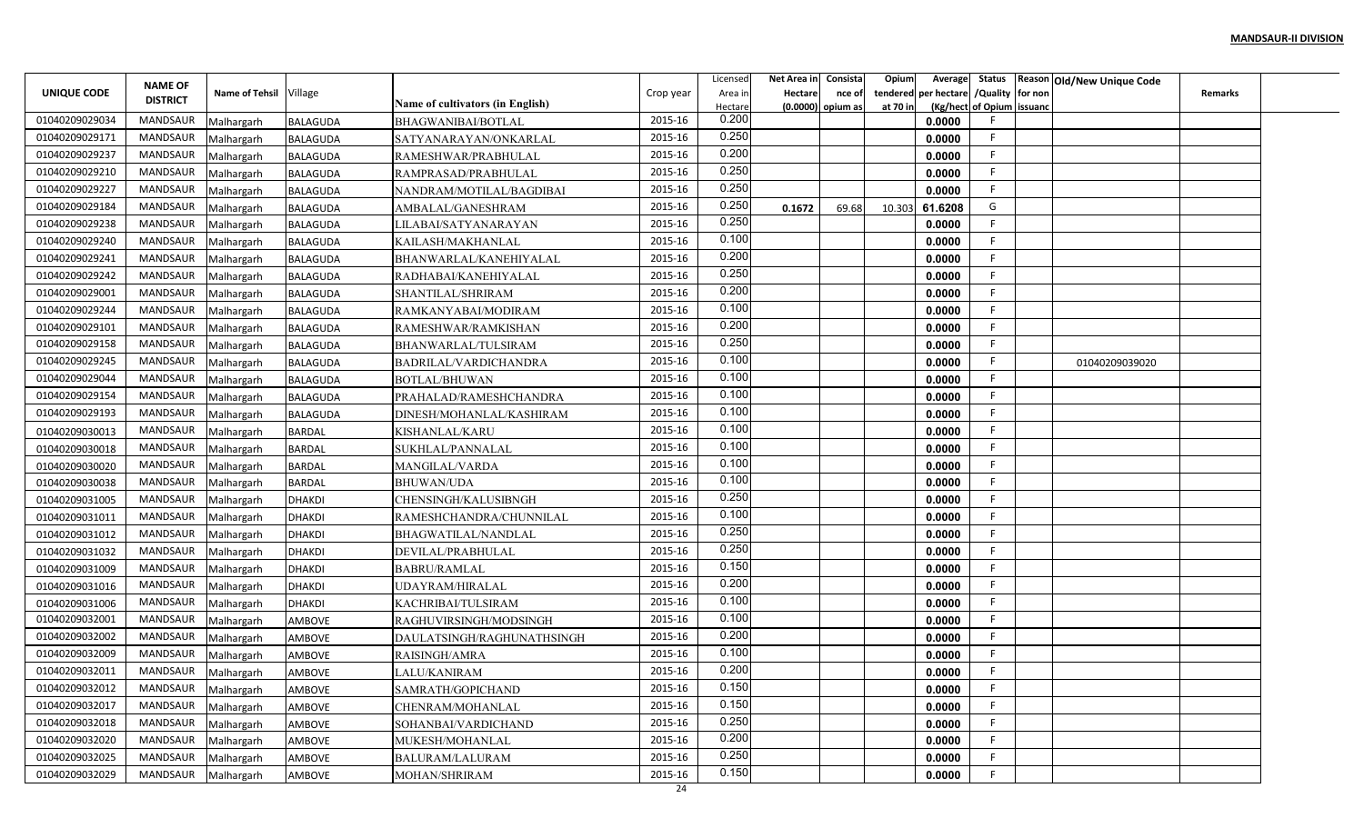**MANDSAUR-II DIVISION**

| UNIQUE CODE | NAME OF DISTRICT | Name of Tehsil | Village | Name of cultivators (in English) | Crop year | Licensed Area in Hectare | Net Area in Hectare (0.0000) | Consistance of opium as | Opium tendered at 70 in | Average per hectare (Kg/hect) | Status /Quality of Opium | Reason for non issuanc | Old/New Unique Code | Remarks |
|---|---|---|---|---|---|---|---|---|---|---|---|---|---|---|
| 01040209029034 | MANDSAUR | Malhargarh | BALAGUDA | BHAGWANIBAI/BOTLAL | 2015-16 | 0.200 | | | | 0.0000 | F | | | |
| 01040209029171 | MANDSAUR | Malhargarh | BALAGUDA | SATYANARAYAN/ONKARLAL | 2015-16 | 0.250 | | | | 0.0000 | F | | | |
| 01040209029237 | MANDSAUR | Malhargarh | BALAGUDA | RAMESHWAR/PRABHULAL | 2015-16 | 0.200 | | | | 0.0000 | F | | | |
| 01040209029210 | MANDSAUR | Malhargarh | BALAGUDA | RAMPRASAD/PRABHULAL | 2015-16 | 0.250 | | | | 0.0000 | F | | | |
| 01040209029227 | MANDSAUR | Malhargarh | BALAGUDA | NANDRAM/MOTILAL/BAGDIBAI | 2015-16 | 0.250 | | | | 0.0000 | F | | | |
| 01040209029184 | MANDSAUR | Malhargarh | BALAGUDA | AMBALAL/GANESHRAM | 2015-16 | 0.250 | 0.1672 | 69.68 | 10.303 | 61.6208 | G | | | |
| 01040209029238 | MANDSAUR | Malhargarh | BALAGUDA | LILABAI/SATYANARAYAN | 2015-16 | 0.250 | | | | 0.0000 | F | | | |
| 01040209029240 | MANDSAUR | Malhargarh | BALAGUDA | KAILASH/MAKHANLAL | 2015-16 | 0.100 | | | | 0.0000 | F | | | |
| 01040209029241 | MANDSAUR | Malhargarh | BALAGUDA | BHANWARLAL/KANEHIYALAL | 2015-16 | 0.200 | | | | 0.0000 | F | | | |
| 01040209029242 | MANDSAUR | Malhargarh | BALAGUDA | RADHABAI/KANEHIYALAL | 2015-16 | 0.250 | | | | 0.0000 | F | | | |
| 01040209029001 | MANDSAUR | Malhargarh | BALAGUDA | SHANTILAL/SHRIRAM | 2015-16 | 0.200 | | | | 0.0000 | F | | | |
| 01040209029244 | MANDSAUR | Malhargarh | BALAGUDA | RAMKANYABAI/MODIRAM | 2015-16 | 0.100 | | | | 0.0000 | F | | | |
| 01040209029101 | MANDSAUR | Malhargarh | BALAGUDA | RAMESHWAR/RAMKISHAN | 2015-16 | 0.200 | | | | 0.0000 | F | | | |
| 01040209029158 | MANDSAUR | Malhargarh | BALAGUDA | BHANWARLAL/TULSIRAM | 2015-16 | 0.250 | | | | 0.0000 | F | | | |
| 01040209029245 | MANDSAUR | Malhargarh | BALAGUDA | BADRILAL/VARDICHANDRA | 2015-16 | 0.100 | | | | 0.0000 | F | | 01040209039020 | |
| 01040209029044 | MANDSAUR | Malhargarh | BALAGUDA | BOTLAL/BHUWAN | 2015-16 | 0.100 | | | | 0.0000 | F | | | |
| 01040209029154 | MANDSAUR | Malhargarh | BALAGUDA | PRAHALAD/RAMESHCHANDRA | 2015-16 | 0.100 | | | | 0.0000 | F | | | |
| 01040209029193 | MANDSAUR | Malhargarh | BALAGUDA | DINESH/MOHANLAL/KASHIRAM | 2015-16 | 0.100 | | | | 0.0000 | F | | | |
| 01040209030013 | MANDSAUR | Malhargarh | BARDAL | KISHANLAL/KARU | 2015-16 | 0.100 | | | | 0.0000 | F | | | |
| 01040209030018 | MANDSAUR | Malhargarh | BARDAL | SUKHLAL/PANNALAL | 2015-16 | 0.100 | | | | 0.0000 | F | | | |
| 01040209030020 | MANDSAUR | Malhargarh | BARDAL | MANGILAL/VARDA | 2015-16 | 0.100 | | | | 0.0000 | F | | | |
| 01040209030038 | MANDSAUR | Malhargarh | BARDAL | BHUWAN/UDA | 2015-16 | 0.100 | | | | 0.0000 | F | | | |
| 01040209031005 | MANDSAUR | Malhargarh | DHAKDI | CHENSINGH/KALUSIBNGH | 2015-16 | 0.250 | | | | 0.0000 | F | | | |
| 01040209031011 | MANDSAUR | Malhargarh | DHAKDI | RAMESHCHANDRA/CHUNNILAL | 2015-16 | 0.100 | | | | 0.0000 | F | | | |
| 01040209031012 | MANDSAUR | Malhargarh | DHAKDI | BHAGWATILAL/NANDLAL | 2015-16 | 0.250 | | | | 0.0000 | F | | | |
| 01040209031032 | MANDSAUR | Malhargarh | DHAKDI | DEVILAL/PRABHULAL | 2015-16 | 0.250 | | | | 0.0000 | F | | | |
| 01040209031009 | MANDSAUR | Malhargarh | DHAKDI | BABRU/RAMLAL | 2015-16 | 0.150 | | | | 0.0000 | F | | | |
| 01040209031016 | MANDSAUR | Malhargarh | DHAKDI | UDAYRAM/HIRALAL | 2015-16 | 0.200 | | | | 0.0000 | F | | | |
| 01040209031006 | MANDSAUR | Malhargarh | DHAKDI | KACHRIBAI/TULSIRAM | 2015-16 | 0.100 | | | | 0.0000 | F | | | |
| 01040209032001 | MANDSAUR | Malhargarh | AMBOVE | RAGHUVIRSINGH/MODSINGH | 2015-16 | 0.100 | | | | 0.0000 | F | | | |
| 01040209032002 | MANDSAUR | Malhargarh | AMBOVE | DAULATSINGH/RAGHUNATHSINGH | 2015-16 | 0.200 | | | | 0.0000 | F | | | |
| 01040209032009 | MANDSAUR | Malhargarh | AMBOVE | RAISINGH/AMRA | 2015-16 | 0.100 | | | | 0.0000 | F | | | |
| 01040209032011 | MANDSAUR | Malhargarh | AMBOVE | LALU/KANIRAM | 2015-16 | 0.200 | | | | 0.0000 | F | | | |
| 01040209032012 | MANDSAUR | Malhargarh | AMBOVE | SAMRATH/GOPICHAND | 2015-16 | 0.150 | | | | 0.0000 | F | | | |
| 01040209032017 | MANDSAUR | Malhargarh | AMBOVE | CHENRAM/MOHANLAL | 2015-16 | 0.150 | | | | 0.0000 | F | | | |
| 01040209032018 | MANDSAUR | Malhargarh | AMBOVE | SOHANBAI/VARDICHAND | 2015-16 | 0.250 | | | | 0.0000 | F | | | |
| 01040209032020 | MANDSAUR | Malhargarh | AMBOVE | MUKESH/MOHANLAL | 2015-16 | 0.200 | | | | 0.0000 | F | | | |
| 01040209032025 | MANDSAUR | Malhargarh | AMBOVE | BALURAM/LALURAM | 2015-16 | 0.250 | | | | 0.0000 | F | | | |
| 01040209032029 | MANDSAUR | Malhargarh | AMBOVE | MOHAN/SHRIRAM | 2015-16 | 0.150 | | | | 0.0000 | F | | | |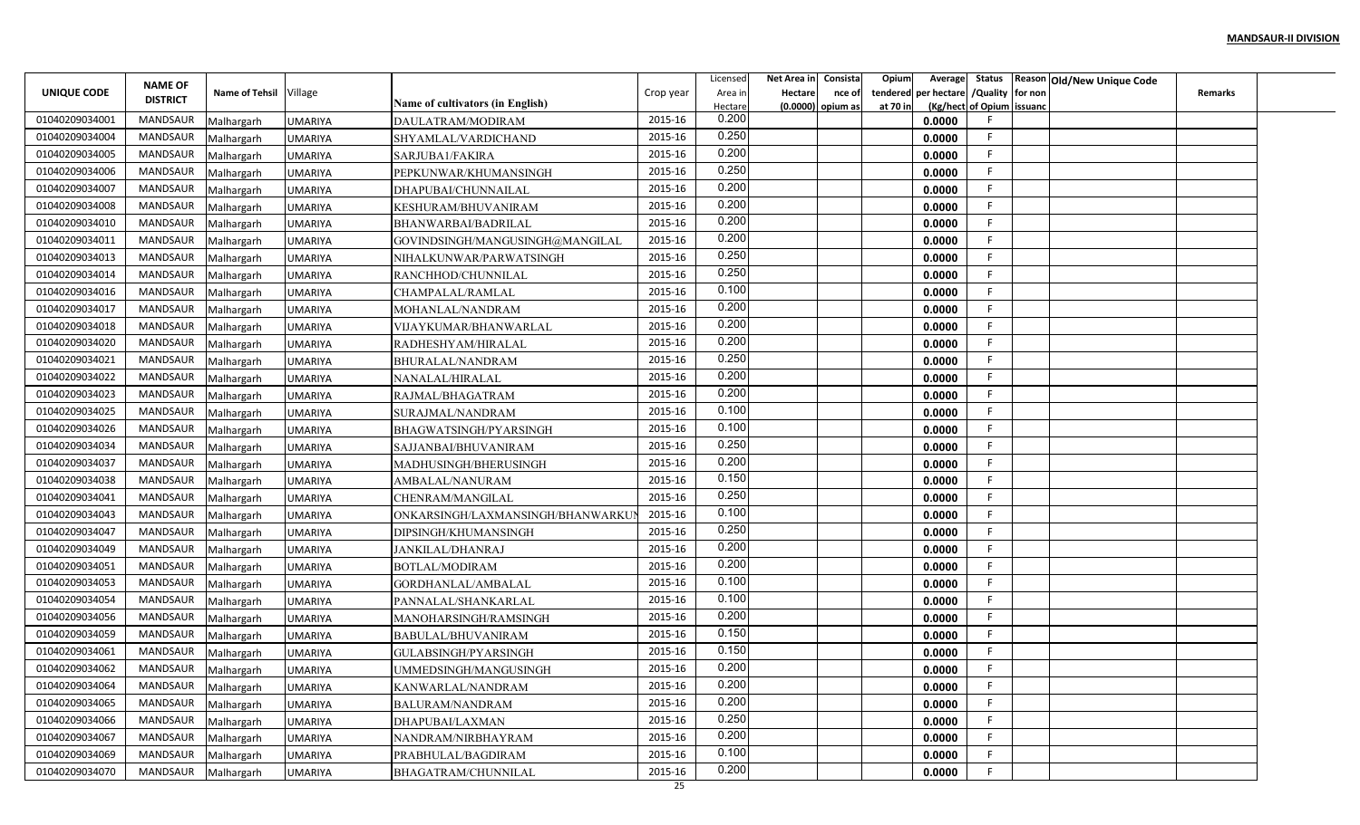**MANDSAUR-II DIVISION**

| UNIQUE CODE | NAME OF DISTRICT | Name of Tehsil | Village | Name of cultivators (in English) | Crop year | Licensed Area in Hectare | Net Area in Hectare (0.0000) | Consistance of opium as | Opium tendered at 70 in | Average per hectare (Kg/hect | Status /Quality of Opium | Reason for non issuance | Old/New Unique Code | Remarks |
|---|---|---|---|---|---|---|---|---|---|---|---|---|---|---|
| 01040209034001 | MANDSAUR | Malhargarh | UMARIYA | DAULATRAM/MODIRAM | 2015-16 | 0.200 | | | | 0.0000 | F | | | |
| 01040209034004 | MANDSAUR | Malhargarh | UMARIYA | SHYAMLAL/VARDICHAND | 2015-16 | 0.250 | | | | 0.0000 | F | | | |
| 01040209034005 | MANDSAUR | Malhargarh | UMARIYA | SARJUBAI/FAKIRA | 2015-16 | 0.200 | | | | 0.0000 | F | | | |
| 01040209034006 | MANDSAUR | Malhargarh | UMARIYA | PEPKUNWAR/KHUMANSINGH | 2015-16 | 0.250 | | | | 0.0000 | F | | | |
| 01040209034007 | MANDSAUR | Malhargarh | UMARIYA | DHAPUBAI/CHUNNAILAL | 2015-16 | 0.200 | | | | 0.0000 | F | | | |
| 01040209034008 | MANDSAUR | Malhargarh | UMARIYA | KESHURAM/BHUVANIRAM | 2015-16 | 0.200 | | | | 0.0000 | F | | | |
| 01040209034010 | MANDSAUR | Malhargarh | UMARIYA | BHANWARBAI/BADRILAL | 2015-16 | 0.200 | | | | 0.0000 | F | | | |
| 01040209034011 | MANDSAUR | Malhargarh | UMARIYA | GOVINDSINGH/MANGUSINGH@MANGILAL | 2015-16 | 0.200 | | | | 0.0000 | F | | | |
| 01040209034013 | MANDSAUR | Malhargarh | UMARIYA | NIHALKUNWAR/PARWATSINGH | 2015-16 | 0.250 | | | | 0.0000 | F | | | |
| 01040209034014 | MANDSAUR | Malhargarh | UMARIYA | RANCHHOD/CHUNNILAL | 2015-16 | 0.250 | | | | 0.0000 | F | | | |
| 01040209034016 | MANDSAUR | Malhargarh | UMARIYA | CHAMPALAL/RAMLAL | 2015-16 | 0.100 | | | | 0.0000 | F | | | |
| 01040209034017 | MANDSAUR | Malhargarh | UMARIYA | MOHANLAL/NANDRAM | 2015-16 | 0.200 | | | | 0.0000 | F | | | |
| 01040209034018 | MANDSAUR | Malhargarh | UMARIYA | VIJAYKUMAR/BHANWARLAL | 2015-16 | 0.200 | | | | 0.0000 | F | | | |
| 01040209034020 | MANDSAUR | Malhargarh | UMARIYA | RADHESHYAM/HIRALAL | 2015-16 | 0.200 | | | | 0.0000 | F | | | |
| 01040209034021 | MANDSAUR | Malhargarh | UMARIYA | BHURALAL/NANDRAM | 2015-16 | 0.250 | | | | 0.0000 | F | | | |
| 01040209034022 | MANDSAUR | Malhargarh | UMARIYA | NANALAL/HIRALAL | 2015-16 | 0.200 | | | | 0.0000 | F | | | |
| 01040209034023 | MANDSAUR | Malhargarh | UMARIYA | RAJMAL/BHAGATRAM | 2015-16 | 0.200 | | | | 0.0000 | F | | | |
| 01040209034025 | MANDSAUR | Malhargarh | UMARIYA | SURAJMAL/NANDRAM | 2015-16 | 0.100 | | | | 0.0000 | F | | | |
| 01040209034026 | MANDSAUR | Malhargarh | UMARIYA | BHAGWATSINGH/PYARSINGH | 2015-16 | 0.100 | | | | 0.0000 | F | | | |
| 01040209034034 | MANDSAUR | Malhargarh | UMARIYA | SAJJANBAI/BHUVANIRAM | 2015-16 | 0.250 | | | | 0.0000 | F | | | |
| 01040209034037 | MANDSAUR | Malhargarh | UMARIYA | MADHUSINGH/BHERUSINGH | 2015-16 | 0.200 | | | | 0.0000 | F | | | |
| 01040209034038 | MANDSAUR | Malhargarh | UMARIYA | AMBALAL/NANURAM | 2015-16 | 0.150 | | | | 0.0000 | F | | | |
| 01040209034041 | MANDSAUR | Malhargarh | UMARIYA | CHENRAM/MANGILAL | 2015-16 | 0.250 | | | | 0.0000 | F | | | |
| 01040209034043 | MANDSAUR | Malhargarh | UMARIYA | ONKARSINGH/LAXMANSINGH/BHANWARKUN | 2015-16 | 0.100 | | | | 0.0000 | F | | | |
| 01040209034047 | MANDSAUR | Malhargarh | UMARIYA | DIPSINGH/KHUMANSINGH | 2015-16 | 0.250 | | | | 0.0000 | F | | | |
| 01040209034049 | MANDSAUR | Malhargarh | UMARIYA | JANKILAL/DHANRAJ | 2015-16 | 0.200 | | | | 0.0000 | F | | | |
| 01040209034051 | MANDSAUR | Malhargarh | UMARIYA | BOTLAL/MODIRAM | 2015-16 | 0.200 | | | | 0.0000 | F | | | |
| 01040209034053 | MANDSAUR | Malhargarh | UMARIYA | GORDHANLAL/AMBALAL | 2015-16 | 0.100 | | | | 0.0000 | F | | | |
| 01040209034054 | MANDSAUR | Malhargarh | UMARIYA | PANNALAL/SHANKARLAL | 2015-16 | 0.100 | | | | 0.0000 | F | | | |
| 01040209034056 | MANDSAUR | Malhargarh | UMARIYA | MANOHARSINGH/RAMSINGH | 2015-16 | 0.200 | | | | 0.0000 | F | | | |
| 01040209034059 | MANDSAUR | Malhargarh | UMARIYA | BABULAL/BHUVANIRAM | 2015-16 | 0.150 | | | | 0.0000 | F | | | |
| 01040209034061 | MANDSAUR | Malhargarh | UMARIYA | GULABSINGH/PYARSINGH | 2015-16 | 0.150 | | | | 0.0000 | F | | | |
| 01040209034062 | MANDSAUR | Malhargarh | UMARIYA | UMMEDSINGH/MANGUSINGH | 2015-16 | 0.200 | | | | 0.0000 | F | | | |
| 01040209034064 | MANDSAUR | Malhargarh | UMARIYA | KANWARLAL/NANDRAM | 2015-16 | 0.200 | | | | 0.0000 | F | | | |
| 01040209034065 | MANDSAUR | Malhargarh | UMARIYA | BALURAM/NANDRAM | 2015-16 | 0.200 | | | | 0.0000 | F | | | |
| 01040209034066 | MANDSAUR | Malhargarh | UMARIYA | DHAPUBAI/LAXMAN | 2015-16 | 0.250 | | | | 0.0000 | F | | | |
| 01040209034067 | MANDSAUR | Malhargarh | UMARIYA | NANDRAM/NIRBHAYRAM | 2015-16 | 0.200 | | | | 0.0000 | F | | | |
| 01040209034069 | MANDSAUR | Malhargarh | UMARIYA | PRABHULAL/BAGDIRAM | 2015-16 | 0.100 | | | | 0.0000 | F | | | |
| 01040209034070 | MANDSAUR | Malhargarh | UMARIYA | BHAGATRAM/CHUNNILAL | 2015-16 | 0.200 | | | | 0.0000 | F | | | |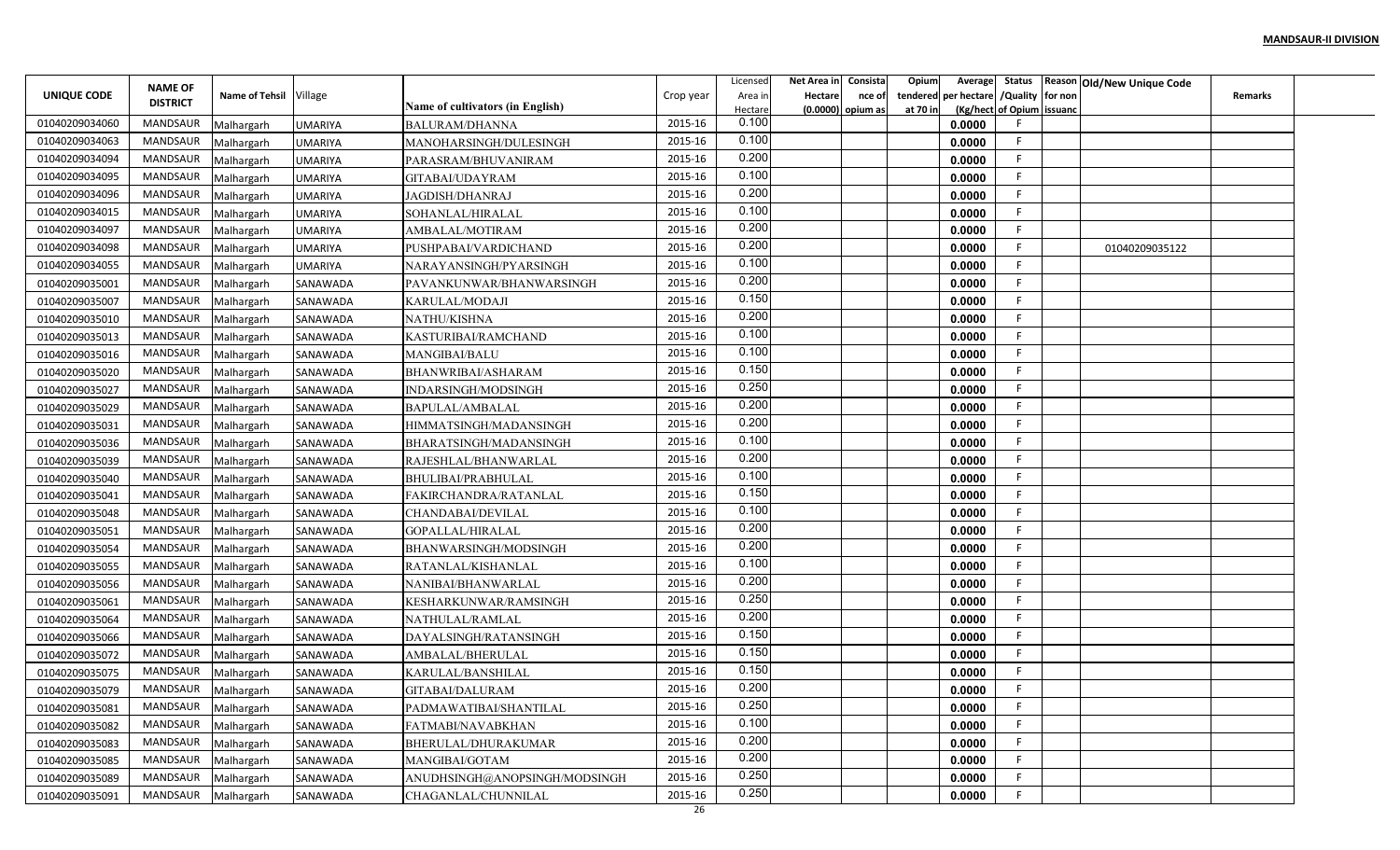**MANDSAUR-II DIVISION**

| UNIQUE CODE | NAME OF DISTRICT | Name of Tehsil | Village | Name of cultivators (in English) | Crop year | Licensed Area in Hectare | Net Area in Hectare (0.0000) | Consistance of opium as | Opium tendered at 70 in | Average per hectare (Kg/hect | Status /Quality of Opium | Reason for non issuance | Old/New Unique Code | Remarks |
|---|---|---|---|---|---|---|---|---|---|---|---|---|---|---|
| 01040209034060 | MANDSAUR | Malhargarh | UMARIYA | BALURAM/DHANNA | 2015-16 | 0.100 | | | | 0.0000 | F | | | |
| 01040209034063 | MANDSAUR | Malhargarh | UMARIYA | MANOHARSINGH/DULESINGH | 2015-16 | 0.100 | | | | 0.0000 | F | | | |
| 01040209034094 | MANDSAUR | Malhargarh | UMARIYA | PARASRAM/BHUVANIRAM | 2015-16 | 0.200 | | | | 0.0000 | F | | | |
| 01040209034095 | MANDSAUR | Malhargarh | UMARIYA | GITABAI/UDAYRAM | 2015-16 | 0.100 | | | | 0.0000 | F | | | |
| 01040209034096 | MANDSAUR | Malhargarh | UMARIYA | JAGDISH/DHANRAJ | 2015-16 | 0.200 | | | | 0.0000 | F | | | |
| 01040209034015 | MANDSAUR | Malhargarh | UMARIYA | SOHANLAL/HIRALAL | 2015-16 | 0.100 | | | | 0.0000 | F | | | |
| 01040209034097 | MANDSAUR | Malhargarh | UMARIYA | AMBALAL/MOTIRAM | 2015-16 | 0.200 | | | | 0.0000 | F | | | |
| 01040209034098 | MANDSAUR | Malhargarh | UMARIYA | PUSHPABAI/VARDICHAND | 2015-16 | 0.200 | | | | 0.0000 | F | | 01040209035122 | |
| 01040209034055 | MANDSAUR | Malhargarh | UMARIYA | NARAYANSINGH/PYARSINGH | 2015-16 | 0.100 | | | | 0.0000 | F | | | |
| 01040209035001 | MANDSAUR | Malhargarh | SANAWADA | PAVANKUNWAR/BHANWARSINGH | 2015-16 | 0.200 | | | | 0.0000 | F | | | |
| 01040209035007 | MANDSAUR | Malhargarh | SANAWADA | KARULAL/MODAJI | 2015-16 | 0.150 | | | | 0.0000 | F | | | |
| 01040209035010 | MANDSAUR | Malhargarh | SANAWADA | NATHU/KISHNA | 2015-16 | 0.200 | | | | 0.0000 | F | | | |
| 01040209035013 | MANDSAUR | Malhargarh | SANAWADA | KASTURIBAI/RAMCHAND | 2015-16 | 0.100 | | | | 0.0000 | F | | | |
| 01040209035016 | MANDSAUR | Malhargarh | SANAWADA | MANGIBAI/BALU | 2015-16 | 0.100 | | | | 0.0000 | F | | | |
| 01040209035020 | MANDSAUR | Malhargarh | SANAWADA | BHANWRIBAI/ASHARAM | 2015-16 | 0.150 | | | | 0.0000 | F | | | |
| 01040209035027 | MANDSAUR | Malhargarh | SANAWADA | INDARSINGH/MODSINGH | 2015-16 | 0.250 | | | | 0.0000 | F | | | |
| 01040209035029 | MANDSAUR | Malhargarh | SANAWADA | BAPULAL/AMBALAL | 2015-16 | 0.200 | | | | 0.0000 | F | | | |
| 01040209035031 | MANDSAUR | Malhargarh | SANAWADA | HIMMATSINGH/MADANSINGH | 2015-16 | 0.200 | | | | 0.0000 | F | | | |
| 01040209035036 | MANDSAUR | Malhargarh | SANAWADA | BHARATSINGH/MADANSINGH | 2015-16 | 0.100 | | | | 0.0000 | F | | | |
| 01040209035039 | MANDSAUR | Malhargarh | SANAWADA | RAJESHLAL/BHANWARLAL | 2015-16 | 0.200 | | | | 0.0000 | F | | | |
| 01040209035040 | MANDSAUR | Malhargarh | SANAWADA | BHULIBAI/PRABHULAL | 2015-16 | 0.100 | | | | 0.0000 | F | | | |
| 01040209035041 | MANDSAUR | Malhargarh | SANAWADA | FAKIRCHANDRA/RATANLAL | 2015-16 | 0.150 | | | | 0.0000 | F | | | |
| 01040209035048 | MANDSAUR | Malhargarh | SANAWADA | CHANDABAI/DEVILAL | 2015-16 | 0.100 | | | | 0.0000 | F | | | |
| 01040209035051 | MANDSAUR | Malhargarh | SANAWADA | GOPALLAL/HIRALAL | 2015-16 | 0.200 | | | | 0.0000 | F | | | |
| 01040209035054 | MANDSAUR | Malhargarh | SANAWADA | BHANWARSINGH/MODSINGH | 2015-16 | 0.200 | | | | 0.0000 | F | | | |
| 01040209035055 | MANDSAUR | Malhargarh | SANAWADA | RATANLAL/KISHANLAL | 2015-16 | 0.100 | | | | 0.0000 | F | | | |
| 01040209035056 | MANDSAUR | Malhargarh | SANAWADA | NANIBAI/BHANWARLAL | 2015-16 | 0.200 | | | | 0.0000 | F | | | |
| 01040209035061 | MANDSAUR | Malhargarh | SANAWADA | KESHARKUNWAR/RAMSINGH | 2015-16 | 0.250 | | | | 0.0000 | F | | | |
| 01040209035064 | MANDSAUR | Malhargarh | SANAWADA | NATHULAL/RAMLAL | 2015-16 | 0.200 | | | | 0.0000 | F | | | |
| 01040209035066 | MANDSAUR | Malhargarh | SANAWADA | DAYALSINGH/RATANSINGH | 2015-16 | 0.150 | | | | 0.0000 | F | | | |
| 01040209035072 | MANDSAUR | Malhargarh | SANAWADA | AMBALAL/BHERULAL | 2015-16 | 0.150 | | | | 0.0000 | F | | | |
| 01040209035075 | MANDSAUR | Malhargarh | SANAWADA | KARULAL/BANSHILAL | 2015-16 | 0.150 | | | | 0.0000 | F | | | |
| 01040209035079 | MANDSAUR | Malhargarh | SANAWADA | GITABAI/DALURAM | 2015-16 | 0.200 | | | | 0.0000 | F | | | |
| 01040209035081 | MANDSAUR | Malhargarh | SANAWADA | PADMAWATIBAI/SHANTILAL | 2015-16 | 0.250 | | | | 0.0000 | F | | | |
| 01040209035082 | MANDSAUR | Malhargarh | SANAWADA | FATMABI/NAVABKHAN | 2015-16 | 0.100 | | | | 0.0000 | F | | | |
| 01040209035083 | MANDSAUR | Malhargarh | SANAWADA | BHERULAL/DHURAKUMAR | 2015-16 | 0.200 | | | | 0.0000 | F | | | |
| 01040209035085 | MANDSAUR | Malhargarh | SANAWADA | MANGIBAI/GOTAM | 2015-16 | 0.200 | | | | 0.0000 | F | | | |
| 01040209035089 | MANDSAUR | Malhargarh | SANAWADA | ANUDHSINGH@ANOPSINGH/MODSINGH | 2015-16 | 0.250 | | | | 0.0000 | F | | | |
| 01040209035091 | MANDSAUR | Malhargarh | SANAWADA | CHAGANLAL/CHUNNILAL | 2015-16 | 0.250 | | | | 0.0000 | F | | | |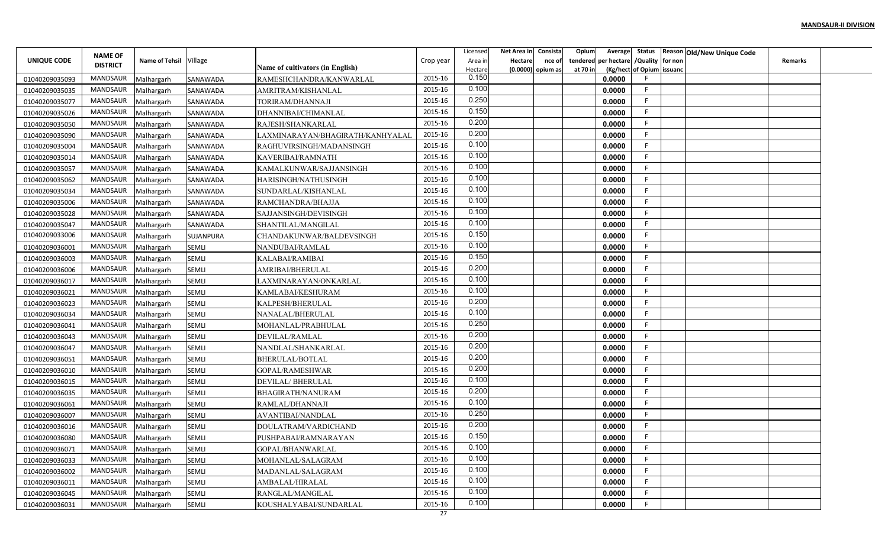**MANDSAUR-II DIVISION**

| UNIQUE CODE | NAME OF DISTRICT | Name of Tehsil | Village | Name of cultivators (in English) | Crop year | Licensed Area in Hectare | Net Area in Hectare (0.0000) | Consistance of opium as | Opium tendered at 70 in | Average per hectare (Kg/hect | Status /Quality of Opium | Reason for non issuanc | Old/New Unique Code | Remarks |
|---|---|---|---|---|---|---|---|---|---|---|---|---|---|---|
| 01040209035093 | MANDSAUR | Malhargarh | SANAWADA | RAMESHCHANDRA/KANWARLAL | 2015-16 | 0.150 | | | | 0.0000 | F | | | |
| 01040209035035 | MANDSAUR | Malhargarh | SANAWADA | AMRITRAM/KISHANLAL | 2015-16 | 0.100 | | | | 0.0000 | F | | | |
| 01040209035077 | MANDSAUR | Malhargarh | SANAWADA | TORIRAM/DHANNAJI | 2015-16 | 0.250 | | | | 0.0000 | F | | | |
| 01040209035026 | MANDSAUR | Malhargarh | SANAWADA | DHANNIBAI/CHIMANLAL | 2015-16 | 0.150 | | | | 0.0000 | F | | | |
| 01040209035050 | MANDSAUR | Malhargarh | SANAWADA | RAJESH/SHANKARLAL | 2015-16 | 0.200 | | | | 0.0000 | F | | | |
| 01040209035090 | MANDSAUR | Malhargarh | SANAWADA | LAXMINARAYAN/BHAGIRATH/KANHYALAL | 2015-16 | 0.200 | | | | 0.0000 | F | | | |
| 01040209035004 | MANDSAUR | Malhargarh | SANAWADA | RAGHUVIRSINGH/MADANSINGH | 2015-16 | 0.100 | | | | 0.0000 | F | | | |
| 01040209035014 | MANDSAUR | Malhargarh | SANAWADA | KAVERIBAI/RAMNATH | 2015-16 | 0.100 | | | | 0.0000 | F | | | |
| 01040209035057 | MANDSAUR | Malhargarh | SANAWADA | KAMALKUNWAR/SAJJANSINGH | 2015-16 | 0.100 | | | | 0.0000 | F | | | |
| 01040209035062 | MANDSAUR | Malhargarh | SANAWADA | HARISINGH/NATHUSINGH | 2015-16 | 0.100 | | | | 0.0000 | F | | | |
| 01040209035034 | MANDSAUR | Malhargarh | SANAWADA | SUNDARLAL/KISHANLAL | 2015-16 | 0.100 | | | | 0.0000 | F | | | |
| 01040209035006 | MANDSAUR | Malhargarh | SANAWADA | RAMCHANDRA/BHAJJA | 2015-16 | 0.100 | | | | 0.0000 | F | | | |
| 01040209035028 | MANDSAUR | Malhargarh | SANAWADA | SAJJANSINGH/DEVISINGH | 2015-16 | 0.100 | | | | 0.0000 | F | | | |
| 01040209035047 | MANDSAUR | Malhargarh | SANAWADA | SHANTILAL/MANGILAL | 2015-16 | 0.100 | | | | 0.0000 | F | | | |
| 01040209033006 | MANDSAUR | Malhargarh | SUJANPURA | CHANDAKUNWAR/BALDEVSINGH | 2015-16 | 0.150 | | | | 0.0000 | F | | | |
| 01040209036001 | MANDSAUR | Malhargarh | SEMLI | NANDUBAI/RAMLAL | 2015-16 | 0.100 | | | | 0.0000 | F | | | |
| 01040209036003 | MANDSAUR | Malhargarh | SEMLI | KALABAI/RAMIBAI | 2015-16 | 0.150 | | | | 0.0000 | F | | | |
| 01040209036006 | MANDSAUR | Malhargarh | SEMLI | AMRIBAI/BHERULAL | 2015-16 | 0.200 | | | | 0.0000 | F | | | |
| 01040209036017 | MANDSAUR | Malhargarh | SEMLI | LAXMINARAYAN/ONKARLAL | 2015-16 | 0.100 | | | | 0.0000 | F | | | |
| 01040209036021 | MANDSAUR | Malhargarh | SEMLI | KAMLABAI/KESHURAM | 2015-16 | 0.100 | | | | 0.0000 | F | | | |
| 01040209036023 | MANDSAUR | Malhargarh | SEMLI | KALPESH/BHERULAL | 2015-16 | 0.200 | | | | 0.0000 | F | | | |
| 01040209036034 | MANDSAUR | Malhargarh | SEMLI | NANALAL/BHERULAL | 2015-16 | 0.100 | | | | 0.0000 | F | | | |
| 01040209036041 | MANDSAUR | Malhargarh | SEMLI | MOHANLAL/PRABHULAL | 2015-16 | 0.250 | | | | 0.0000 | F | | | |
| 01040209036043 | MANDSAUR | Malhargarh | SEMLI | DEVILAL/RAMLAL | 2015-16 | 0.200 | | | | 0.0000 | F | | | |
| 01040209036047 | MANDSAUR | Malhargarh | SEMLI | NANDLAL/SHANKARLAL | 2015-16 | 0.200 | | | | 0.0000 | F | | | |
| 01040209036051 | MANDSAUR | Malhargarh | SEMLI | BHERULAL/BOTLAL | 2015-16 | 0.200 | | | | 0.0000 | F | | | |
| 01040209036010 | MANDSAUR | Malhargarh | SEMLI | GOPAL/RAMESHWAR | 2015-16 | 0.200 | | | | 0.0000 | F | | | |
| 01040209036015 | MANDSAUR | Malhargarh | SEMLI | DEVILAL/ BHERULAL | 2015-16 | 0.100 | | | | 0.0000 | F | | | |
| 01040209036035 | MANDSAUR | Malhargarh | SEMLI | BHAGIRATH/NANURAM | 2015-16 | 0.200 | | | | 0.0000 | F | | | |
| 01040209036061 | MANDSAUR | Malhargarh | SEMLI | RAMLAL/DHANNAJI | 2015-16 | 0.100 | | | | 0.0000 | F | | | |
| 01040209036007 | MANDSAUR | Malhargarh | SEMLI | AVANTIBAI/NANDLAL | 2015-16 | 0.250 | | | | 0.0000 | F | | | |
| 01040209036016 | MANDSAUR | Malhargarh | SEMLI | DOULATRAM/VARDICHAND | 2015-16 | 0.200 | | | | 0.0000 | F | | | |
| 01040209036080 | MANDSAUR | Malhargarh | SEMLI | PUSHPABAI/RAMNARAYAN | 2015-16 | 0.150 | | | | 0.0000 | F | | | |
| 01040209036071 | MANDSAUR | Malhargarh | SEMLI | GOPAL/BHANWARLAL | 2015-16 | 0.100 | | | | 0.0000 | F | | | |
| 01040209036033 | MANDSAUR | Malhargarh | SEMLI | MOHANLAL/SALAGRAM | 2015-16 | 0.100 | | | | 0.0000 | F | | | |
| 01040209036002 | MANDSAUR | Malhargarh | SEMLI | MADANLAL/SALAGRAM | 2015-16 | 0.100 | | | | 0.0000 | F | | | |
| 01040209036011 | MANDSAUR | Malhargarh | SEMLI | AMBALAL/HIRALAL | 2015-16 | 0.100 | | | | 0.0000 | F | | | |
| 01040209036045 | MANDSAUR | Malhargarh | SEMLI | RANGLAL/MANGILAL | 2015-16 | 0.100 | | | | 0.0000 | F | | | |
| 01040209036031 | MANDSAUR | Malhargarh | SEMLI | KOUSHALYABAI/SUNDARLAL | 2015-16 | 0.100 | | | | 0.0000 | F | | | |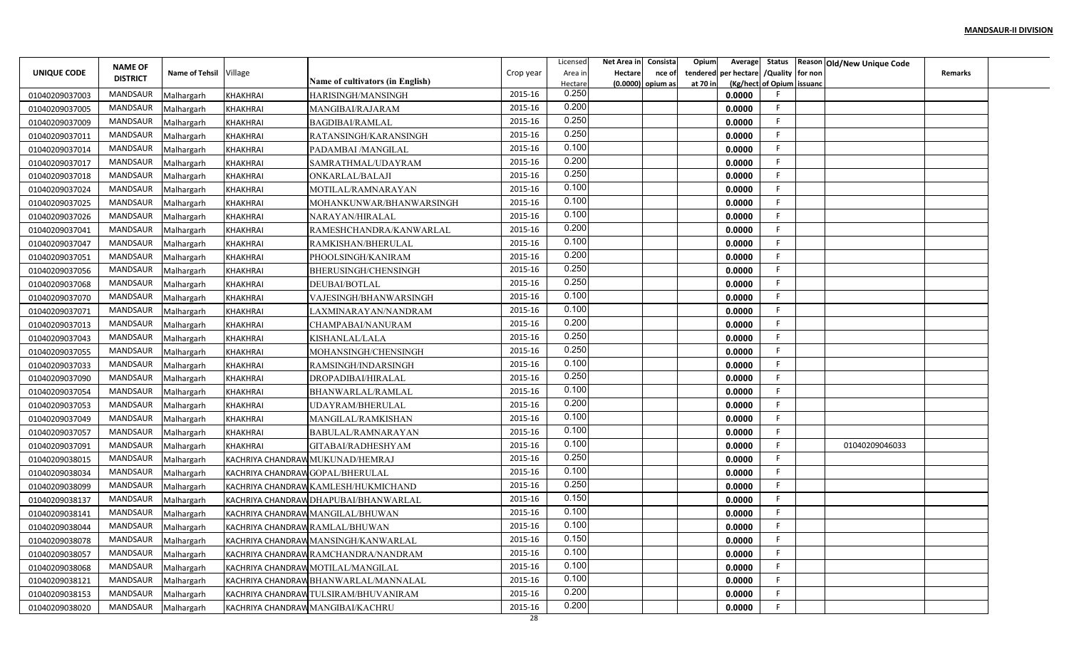**MANDSAUR-II DIVISION**

| UNIQUE CODE | NAME OF DISTRICT | Name of Tehsil | Village | Name of cultivators (in English) | Crop year | Licensed Area in Hectare | Net Area in Hectare (0.0000) | Consistance of opium as | Opium tendered at 70 in | Average per hectare (Kg/hect | Status /Quality of Opium | Reason for non issuance | Old/New Unique Code | Remarks |
|---|---|---|---|---|---|---|---|---|---|---|---|---|---|---|
| 01040209037003 | MANDSAUR | Malhargarh | KHAKHRAI | HARISINGH/MANSINGH | 2015-16 | 0.250 | | | | 0.0000 | F | | | |
| 01040209037005 | MANDSAUR | Malhargarh | KHAKHRAI | MANGIBAI/RAJARAM | 2015-16 | 0.200 | | | | 0.0000 | F | | | |
| 01040209037009 | MANDSAUR | Malhargarh | KHAKHRAI | BAGDIBAI/RAMLAL | 2015-16 | 0.250 | | | | 0.0000 | F | | | |
| 01040209037011 | MANDSAUR | Malhargarh | KHAKHRAI | RATANSINGH/KARANSINGH | 2015-16 | 0.250 | | | | 0.0000 | F | | | |
| 01040209037014 | MANDSAUR | Malhargarh | KHAKHRAI | PADAMBAI /MANGILAL | 2015-16 | 0.100 | | | | 0.0000 | F | | | |
| 01040209037017 | MANDSAUR | Malhargarh | KHAKHRAI | SAMRATHMAL/UDAYRAM | 2015-16 | 0.200 | | | | 0.0000 | F | | | |
| 01040209037018 | MANDSAUR | Malhargarh | KHAKHRAI | ONKARLAL/BALAJI | 2015-16 | 0.250 | | | | 0.0000 | F | | | |
| 01040209037024 | MANDSAUR | Malhargarh | KHAKHRAI | MOTILAL/RAMNARAYAN | 2015-16 | 0.100 | | | | 0.0000 | F | | | |
| 01040209037025 | MANDSAUR | Malhargarh | KHAKHRAI | MOHANKUNWAR/BHANWARSINGH | 2015-16 | 0.100 | | | | 0.0000 | F | | | |
| 01040209037026 | MANDSAUR | Malhargarh | KHAKHRAI | NARAYAN/HIRALAL | 2015-16 | 0.100 | | | | 0.0000 | F | | | |
| 01040209037041 | MANDSAUR | Malhargarh | KHAKHRAI | RAMESHCHANDRA/KANWARLAL | 2015-16 | 0.200 | | | | 0.0000 | F | | | |
| 01040209037047 | MANDSAUR | Malhargarh | KHAKHRAI | RAMKISHAN/BHERULAL | 2015-16 | 0.100 | | | | 0.0000 | F | | | |
| 01040209037051 | MANDSAUR | Malhargarh | KHAKHRAI | PHOOLSINGH/KANIRAM | 2015-16 | 0.200 | | | | 0.0000 | F | | | |
| 01040209037056 | MANDSAUR | Malhargarh | KHAKHRAI | BHERUSINGH/CHENSINGH | 2015-16 | 0.250 | | | | 0.0000 | F | | | |
| 01040209037068 | MANDSAUR | Malhargarh | KHAKHRAI | DEUBAI/BOTLAL | 2015-16 | 0.250 | | | | 0.0000 | F | | | |
| 01040209037070 | MANDSAUR | Malhargarh | KHAKHRAI | VAJESINGH/BHANWARSINGH | 2015-16 | 0.100 | | | | 0.0000 | F | | | |
| 01040209037071 | MANDSAUR | Malhargarh | KHAKHRAI | LAXMINARAYAN/NANDRAM | 2015-16 | 0.100 | | | | 0.0000 | F | | | |
| 01040209037013 | MANDSAUR | Malhargarh | KHAKHRAI | CHAMPABAI/NANURAM | 2015-16 | 0.200 | | | | 0.0000 | F | | | |
| 01040209037043 | MANDSAUR | Malhargarh | KHAKHRAI | KISHANLAL/LALA | 2015-16 | 0.250 | | | | 0.0000 | F | | | |
| 01040209037055 | MANDSAUR | Malhargarh | KHAKHRAI | MOHANSINGH/CHENSINGH | 2015-16 | 0.250 | | | | 0.0000 | F | | | |
| 01040209037033 | MANDSAUR | Malhargarh | KHAKHRAI | RAMSINGH/INDARSINGH | 2015-16 | 0.100 | | | | 0.0000 | F | | | |
| 01040209037090 | MANDSAUR | Malhargarh | KHAKHRAI | DROPADIBAI/HIRALAL | 2015-16 | 0.250 | | | | 0.0000 | F | | | |
| 01040209037054 | MANDSAUR | Malhargarh | KHAKHRAI | BHANWARLAL/RAMLAL | 2015-16 | 0.100 | | | | 0.0000 | F | | | |
| 01040209037053 | MANDSAUR | Malhargarh | KHAKHRAI | UDAYRAM/BHERULAL | 2015-16 | 0.200 | | | | 0.0000 | F | | | |
| 01040209037049 | MANDSAUR | Malhargarh | KHAKHRAI | MANGILAL/RAMKISHAN | 2015-16 | 0.100 | | | | 0.0000 | F | | | |
| 01040209037057 | MANDSAUR | Malhargarh | KHAKHRAI | BABULAL/RAMNARAYAN | 2015-16 | 0.100 | | | | 0.0000 | F | | | |
| 01040209037091 | MANDSAUR | Malhargarh | KHAKHRAI | GITABAI/RADHESHYAM | 2015-16 | 0.100 | | | | 0.0000 | F | | 01040209046033 | |
| 01040209038015 | MANDSAUR | Malhargarh | KACHRIYA CHANDRAW | MUKUNAD/HEMRAJ | 2015-16 | 0.250 | | | | 0.0000 | F | | | |
| 01040209038034 | MANDSAUR | Malhargarh | KACHRIYA CHANDRAW | GOPAL/BHERULAL | 2015-16 | 0.100 | | | | 0.0000 | F | | | |
| 01040209038099 | MANDSAUR | Malhargarh | KACHRIYA CHANDRAW | KAMLESH/HUKMICHAND | 2015-16 | 0.250 | | | | 0.0000 | F | | | |
| 01040209038137 | MANDSAUR | Malhargarh | KACHRIYA CHANDRAW | DHAPUBAI/BHANWARLAL | 2015-16 | 0.150 | | | | 0.0000 | F | | | |
| 01040209038141 | MANDSAUR | Malhargarh | KACHRIYA CHANDRAW | MANGILAL/BHUWAN | 2015-16 | 0.100 | | | | 0.0000 | F | | | |
| 01040209038044 | MANDSAUR | Malhargarh | KACHRIYA CHANDRAW | RAMLAL/BHUWAN | 2015-16 | 0.100 | | | | 0.0000 | F | | | |
| 01040209038078 | MANDSAUR | Malhargarh | KACHRIYA CHANDRAW | MANSINGH/KANWARLAL | 2015-16 | 0.150 | | | | 0.0000 | F | | | |
| 01040209038057 | MANDSAUR | Malhargarh | KACHRIYA CHANDRAW | RAMCHANDRA/NANDRAM | 2015-16 | 0.100 | | | | 0.0000 | F | | | |
| 01040209038068 | MANDSAUR | Malhargarh | KACHRIYA CHANDRAW | MOTILAL/MANGILAL | 2015-16 | 0.100 | | | | 0.0000 | F | | | |
| 01040209038121 | MANDSAUR | Malhargarh | KACHRIYA CHANDRAW | BHANWARLAL/MANNALAL | 2015-16 | 0.100 | | | | 0.0000 | F | | | |
| 01040209038153 | MANDSAUR | Malhargarh | KACHRIYA CHANDRAW | TULSIRAM/BHUVANIRAM | 2015-16 | 0.200 | | | | 0.0000 | F | | | |
| 01040209038020 | MANDSAUR | Malhargarh | KACHRIYA CHANDRAW | MANGIBAI/KACHRU | 2015-16 | 0.200 | | | | 0.0000 | F | | | |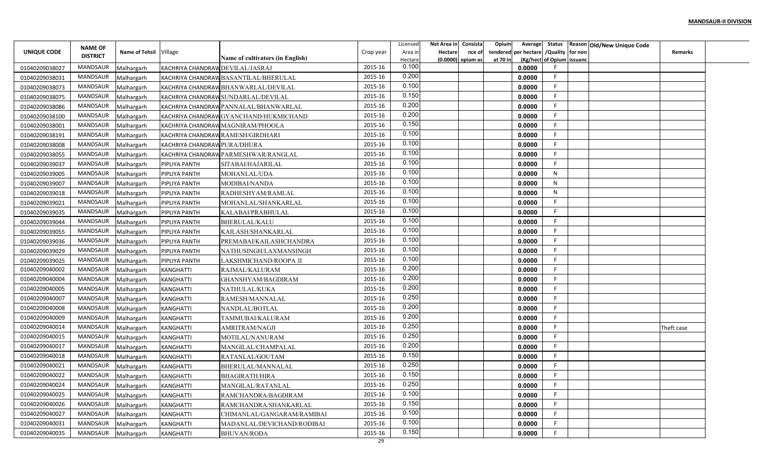**MANDSAUR-II DIVISION**

| UNIQUE CODE | NAME OF DISTRICT | Name of Tehsil | Village | Name of cultivators (in English) | Crop year | Licensed Area in Hectare | Net Area in Hectare (0.0000) | Consistance of opium as | Opium tendered at 70 in | Average per hectare (Kg/hect | Status /Quality of Opium | Reason for non issuance | Old/New Unique Code | Remarks |
|---|---|---|---|---|---|---|---|---|---|---|---|---|---|---|
| 01040209038027 | MANDSAUR | Malhargarh | KACHRIYA CHANDRAW | DEVILAL/JASRAJ | 2015-16 | 0.100 | | | | 0.0000 | F | | | |
| 01040209038031 | MANDSAUR | Malhargarh | KACHRIYA CHANDRAW | BASANTILAL/BHERULAL | 2015-16 | 0.200 | | | | 0.0000 | F | | | |
| 01040209038073 | MANDSAUR | Malhargarh | KACHRIYA CHANDRAW | BHANWARLAL/DEVILAL | 2015-16 | 0.100 | | | | 0.0000 | F | | | |
| 01040209038075 | MANDSAUR | Malhargarh | KACHRIYA CHANDRAW | SUNDARLAL/DEVILAL | 2015-16 | 0.150 | | | | 0.0000 | F | | | |
| 01040209038086 | MANDSAUR | Malhargarh | KACHRIYA CHANDRAW | PANNALAL/BHANWARLAL | 2015-16 | 0.200 | | | | 0.0000 | F | | | |
| 01040209038100 | MANDSAUR | Malhargarh | KACHRIYA CHANDRAW | GYANCHAND/HUKMICHAND | 2015-16 | 0.200 | | | | 0.0000 | F | | | |
| 01040209038001 | MANDSAUR | Malhargarh | KACHRIYA CHANDRAW | MAGNIRAM/PHOOLA | 2015-16 | 0.150 | | | | 0.0000 | F | | | |
| 01040209038191 | MANDSAUR | Malhargarh | KACHRIYA CHANDRAW | RAMESH/GIRDHARI | 2015-16 | 0.100 | | | | 0.0000 | F | | | |
| 01040209038008 | MANDSAUR | Malhargarh | KACHRIYA CHANDRAW | PURA/DHURA | 2015-16 | 0.100 | | | | 0.0000 | F | | | |
| 01040209038055 | MANDSAUR | Malhargarh | KACHRIYA CHANDRAW | PARMESHWAR/RANGLAL | 2015-16 | 0.100 | | | | 0.0000 | F | | | |
| 01040209039037 | MANDSAUR | Malhargarh | PIPLIYA PANTH | SITABAI/HAJARILAL | 2015-16 | 0.100 | | | | 0.0000 | F | | | |
| 01040209039005 | MANDSAUR | Malhargarh | PIPLIYA PANTH | MOHANLAL/UDA | 2015-16 | 0.100 | | | | 0.0000 | N | | | |
| 01040209039007 | MANDSAUR | Malhargarh | PIPLIYA PANTH | MODIBAI/NANDA | 2015-16 | 0.100 | | | | 0.0000 | N | | | |
| 01040209039018 | MANDSAUR | Malhargarh | PIPLIYA PANTH | RADHESHYAM/RAMLAL | 2015-16 | 0.100 | | | | 0.0000 | N | | | |
| 01040209039021 | MANDSAUR | Malhargarh | PIPLIYA PANTH | MOHANLAL/SHANKARLAL | 2015-16 | 0.100 | | | | 0.0000 | F | | | |
| 01040209039035 | MANDSAUR | Malhargarh | PIPLIYA PANTH | KALABAI/PRABHULAL | 2015-16 | 0.100 | | | | 0.0000 | F | | | |
| 01040209039044 | MANDSAUR | Malhargarh | PIPLIYA PANTH | BHERULAL/KALU | 2015-16 | 0.100 | | | | 0.0000 | F | | | |
| 01040209039055 | MANDSAUR | Malhargarh | PIPLIYA PANTH | KAILASH/SHANKARLAL | 2015-16 | 0.100 | | | | 0.0000 | F | | | |
| 01040209039036 | MANDSAUR | Malhargarh | PIPLIYA PANTH | PREMABAI/KAILASHCHANDRA | 2015-16 | 0.100 | | | | 0.0000 | F | | | |
| 01040209039029 | MANDSAUR | Malhargarh | PIPLIYA PANTH | NATHUSINGH/LAXMANSINGH | 2015-16 | 0.100 | | | | 0.0000 | F | | | |
| 01040209039025 | MANDSAUR | Malhargarh | PIPLIYA PANTH | LAKSHMICHAND/ROOPA JI | 2015-16 | 0.100 | | | | 0.0000 | F | | | |
| 01040209040002 | MANDSAUR | Malhargarh | KANGHATTI | RAJMAL/KALURAM | 2015-16 | 0.200 | | | | 0.0000 | F | | | |
| 01040209040004 | MANDSAUR | Malhargarh | KANGHATTI | GHANSHYAM/BAGDIRAM | 2015-16 | 0.200 | | | | 0.0000 | F | | | |
| 01040209040005 | MANDSAUR | Malhargarh | KANGHATTI | NATHULAL/KUKA | 2015-16 | 0.200 | | | | 0.0000 | F | | | |
| 01040209040007 | MANDSAUR | Malhargarh | KANGHATTI | RAMESH/MANNALAL | 2015-16 | 0.250 | | | | 0.0000 | F | | | |
| 01040209040008 | MANDSAUR | Malhargarh | KANGHATTI | NANDLAL/BOTLAL | 2015-16 | 0.200 | | | | 0.0000 | F | | | |
| 01040209040009 | MANDSAUR | Malhargarh | KANGHATTI | TAMMUBAI/KALURAM | 2015-16 | 0.200 | | | | 0.0000 | F | | | |
| 01040209040014 | MANDSAUR | Malhargarh | KANGHATTI | AMRITRAM/NAGJI | 2015-16 | 0.250 | | | | 0.0000 | F | | | Theft case |
| 01040209040015 | MANDSAUR | Malhargarh | KANGHATTI | MOTILAL/NANURAM | 2015-16 | 0.250 | | | | 0.0000 | F | | | |
| 01040209040017 | MANDSAUR | Malhargarh | KANGHATTI | MANGILAL/CHAMPALAL | 2015-16 | 0.200 | | | | 0.0000 | F | | | |
| 01040209040018 | MANDSAUR | Malhargarh | KANGHATTI | RATANLAL/GOUTAM | 2015-16 | 0.150 | | | | 0.0000 | F | | | |
| 01040209040021 | MANDSAUR | Malhargarh | KANGHATTI | BHERULAL/MANNALAL | 2015-16 | 0.250 | | | | 0.0000 | F | | | |
| 01040209040022 | MANDSAUR | Malhargarh | KANGHATTI | BHAGIRATH/HIRA | 2015-16 | 0.150 | | | | 0.0000 | F | | | |
| 01040209040024 | MANDSAUR | Malhargarh | KANGHATTI | MANGILAL/RATANLAL | 2015-16 | 0.250 | | | | 0.0000 | F | | | |
| 01040209040025 | MANDSAUR | Malhargarh | KANGHATTI | RAMCHANDRA/BAGDIRAM | 2015-16 | 0.100 | | | | 0.0000 | F | | | |
| 01040209040026 | MANDSAUR | Malhargarh | KANGHATTI | RAMCHANDRA/SHANKARLAL | 2015-16 | 0.150 | | | | 0.0000 | F | | | |
| 01040209040027 | MANDSAUR | Malhargarh | KANGHATTI | CHIMANLAL/GANGARAM/RAMIBAI | 2015-16 | 0.100 | | | | 0.0000 | F | | | |
| 01040209040031 | MANDSAUR | Malhargarh | KANGHATTI | MADANLAL/DEVICHAND/RODIBAI | 2015-16 | 0.100 | | | | 0.0000 | F | | | |
| 01040209040035 | MANDSAUR | Malhargarh | KANGHATTI | BHUVAN/RODA | 2015-16 | 0.150 | | | | 0.0000 | F | | | |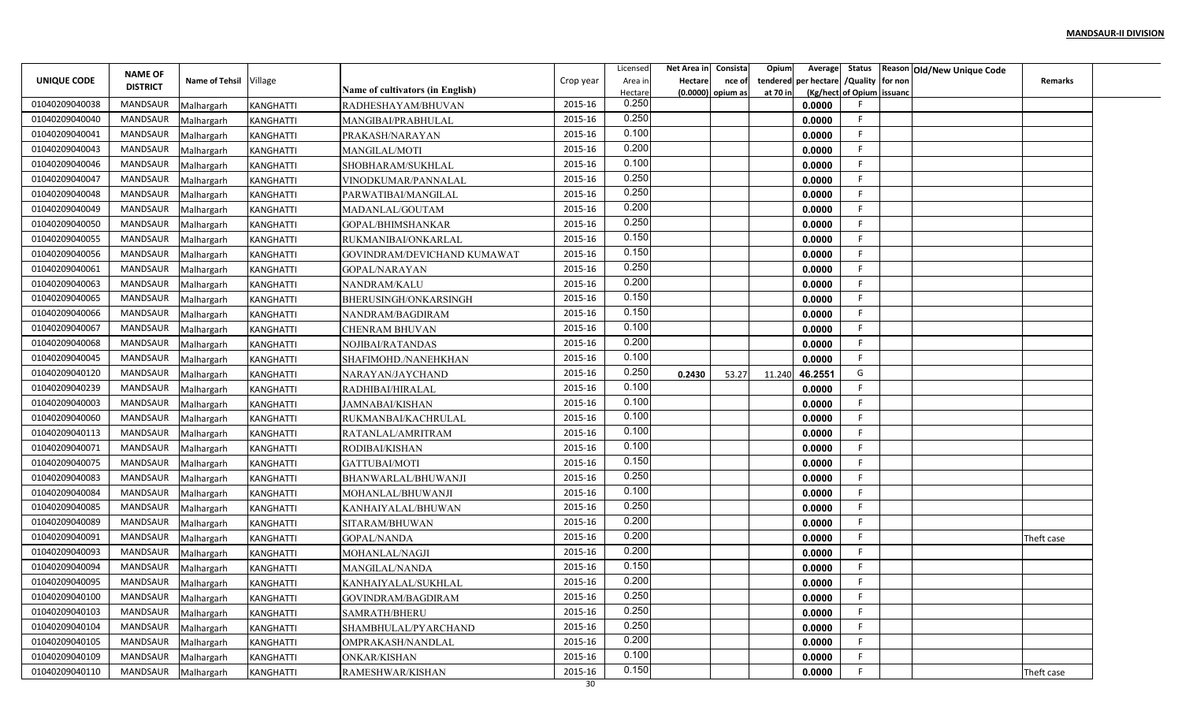MANDSAUR-II DIVISION

| UNIQUE CODE | NAME OF DISTRICT | Name of Tehsil | Village | Name of cultivators (in English) | Crop year | Licensed Area in Hectare | Net Area in Hectare (0.0000) | Consistance of opium as | Opium tendered at 70 in | Average per hectare (Kg/hect | Status /Quality of Opium | Reason for non issuance | Old/New Unique Code | Remarks |
|---|---|---|---|---|---|---|---|---|---|---|---|---|---|---|
| 01040209040038 | MANDSAUR | Malhargarh | KANGHATTI | RADHESHAYAM/BHUVAN | 2015-16 | 0.250 | | | | 0.0000 | F | | | |
| 01040209040040 | MANDSAUR | Malhargarh | KANGHATTI | MANGIBAI/PRABHULAL | 2015-16 | 0.250 | | | | 0.0000 | F | | | |
| 01040209040041 | MANDSAUR | Malhargarh | KANGHATTI | PRAKASH/NARAYAN | 2015-16 | 0.100 | | | | 0.0000 | F | | | |
| 01040209040043 | MANDSAUR | Malhargarh | KANGHATTI | MANGILAL/MOTI | 2015-16 | 0.200 | | | | 0.0000 | F | | | |
| 01040209040046 | MANDSAUR | Malhargarh | KANGHATTI | SHOBHARAM/SUKHLAL | 2015-16 | 0.100 | | | | 0.0000 | F | | | |
| 01040209040047 | MANDSAUR | Malhargarh | KANGHATTI | VINODKUMAR/PANNALAL | 2015-16 | 0.250 | | | | 0.0000 | F | | | |
| 01040209040048 | MANDSAUR | Malhargarh | KANGHATTI | PARWATIBAI/MANGILAL | 2015-16 | 0.250 | | | | 0.0000 | F | | | |
| 01040209040049 | MANDSAUR | Malhargarh | KANGHATTI | MADANLAL/GOUTAM | 2015-16 | 0.200 | | | | 0.0000 | F | | | |
| 01040209040050 | MANDSAUR | Malhargarh | KANGHATTI | GOPAL/BHIMSHANKAR | 2015-16 | 0.250 | | | | 0.0000 | F | | | |
| 01040209040055 | MANDSAUR | Malhargarh | KANGHATTI | RUKMANIBAI/ONKARLAL | 2015-16 | 0.150 | | | | 0.0000 | F | | | |
| 01040209040056 | MANDSAUR | Malhargarh | KANGHATTI | GOVINDRAM/DEVICHAND KUMAWAT | 2015-16 | 0.150 | | | | 0.0000 | F | | | |
| 01040209040061 | MANDSAUR | Malhargarh | KANGHATTI | GOPAL/NARAYAN | 2015-16 | 0.250 | | | | 0.0000 | F | | | |
| 01040209040063 | MANDSAUR | Malhargarh | KANGHATTI | NANDRAM/KALU | 2015-16 | 0.200 | | | | 0.0000 | F | | | |
| 01040209040065 | MANDSAUR | Malhargarh | KANGHATTI | BHERUSINGH/ONKARSINGH | 2015-16 | 0.150 | | | | 0.0000 | F | | | |
| 01040209040066 | MANDSAUR | Malhargarh | KANGHATTI | NANDRAM/BAGDIRAM | 2015-16 | 0.150 | | | | 0.0000 | F | | | |
| 01040209040067 | MANDSAUR | Malhargarh | KANGHATTI | CHENRAM BHUVAN | 2015-16 | 0.100 | | | | 0.0000 | F | | | |
| 01040209040068 | MANDSAUR | Malhargarh | KANGHATTI | NOJIBAI/RATANDAS | 2015-16 | 0.200 | | | | 0.0000 | F | | | |
| 01040209040045 | MANDSAUR | Malhargarh | KANGHATTI | SHAFIMOHD./NANEHKHAN | 2015-16 | 0.100 | | | | 0.0000 | F | | | |
| 01040209040120 | MANDSAUR | Malhargarh | KANGHATTI | NARAYAN/JAYCHAND | 2015-16 | 0.250 | 0.2430 | 53.27 | 11.240 | 46.2551 | G | | | |
| 01040209040239 | MANDSAUR | Malhargarh | KANGHATTI | RADHIBAI/HIRALAL | 2015-16 | 0.100 | | | | 0.0000 | F | | | |
| 01040209040003 | MANDSAUR | Malhargarh | KANGHATTI | JAMNABAI/KISHAN | 2015-16 | 0.100 | | | | 0.0000 | F | | | |
| 01040209040060 | MANDSAUR | Malhargarh | KANGHATTI | RUKMANBAI/KACHRULAL | 2015-16 | 0.100 | | | | 0.0000 | F | | | |
| 01040209040113 | MANDSAUR | Malhargarh | KANGHATTI | RATANLAL/AMRITRAM | 2015-16 | 0.100 | | | | 0.0000 | F | | | |
| 01040209040071 | MANDSAUR | Malhargarh | KANGHATTI | RODIBAI/KISHAN | 2015-16 | 0.100 | | | | 0.0000 | F | | | |
| 01040209040075 | MANDSAUR | Malhargarh | KANGHATTI | GATTUBAI/MOTI | 2015-16 | 0.150 | | | | 0.0000 | F | | | |
| 01040209040083 | MANDSAUR | Malhargarh | KANGHATTI | BHANWARLAL/BHUWANJI | 2015-16 | 0.250 | | | | 0.0000 | F | | | |
| 01040209040084 | MANDSAUR | Malhargarh | KANGHATTI | MOHANLAL/BHUWANJI | 2015-16 | 0.100 | | | | 0.0000 | F | | | |
| 01040209040085 | MANDSAUR | Malhargarh | KANGHATTI | KANHAIYALAL/BHUWAN | 2015-16 | 0.250 | | | | 0.0000 | F | | | |
| 01040209040089 | MANDSAUR | Malhargarh | KANGHATTI | SITARAM/BHUWAN | 2015-16 | 0.200 | | | | 0.0000 | F | | | |
| 01040209040091 | MANDSAUR | Malhargarh | KANGHATTI | GOPAL/NANDA | 2015-16 | 0.200 | | | | 0.0000 | F | | | Theft case |
| 01040209040093 | MANDSAUR | Malhargarh | KANGHATTI | MOHANLAL/NAGJI | 2015-16 | 0.200 | | | | 0.0000 | F | | | |
| 01040209040094 | MANDSAUR | Malhargarh | KANGHATTI | MANGILAL/NANDA | 2015-16 | 0.150 | | | | 0.0000 | F | | | |
| 01040209040095 | MANDSAUR | Malhargarh | KANGHATTI | KANHAIYALAL/SUKHLAL | 2015-16 | 0.200 | | | | 0.0000 | F | | | |
| 01040209040100 | MANDSAUR | Malhargarh | KANGHATTI | GOVINDRAM/BAGDIRAM | 2015-16 | 0.250 | | | | 0.0000 | F | | | |
| 01040209040103 | MANDSAUR | Malhargarh | KANGHATTI | SAMRATH/BHERU | 2015-16 | 0.250 | | | | 0.0000 | F | | | |
| 01040209040104 | MANDSAUR | Malhargarh | KANGHATTI | SHAMBHULAL/PYARCHAND | 2015-16 | 0.250 | | | | 0.0000 | F | | | |
| 01040209040105 | MANDSAUR | Malhargarh | KANGHATTI | OMPRAKASH/NANDLAL | 2015-16 | 0.200 | | | | 0.0000 | F | | | |
| 01040209040109 | MANDSAUR | Malhargarh | KANGHATTI | ONKAR/KISHAN | 2015-16 | 0.100 | | | | 0.0000 | F | | | |
| 01040209040110 | MANDSAUR | Malhargarh | KANGHATTI | RAMESHWAR/KISHAN | 2015-16 | 0.150 | | | | 0.0000 | F | | | Theft case |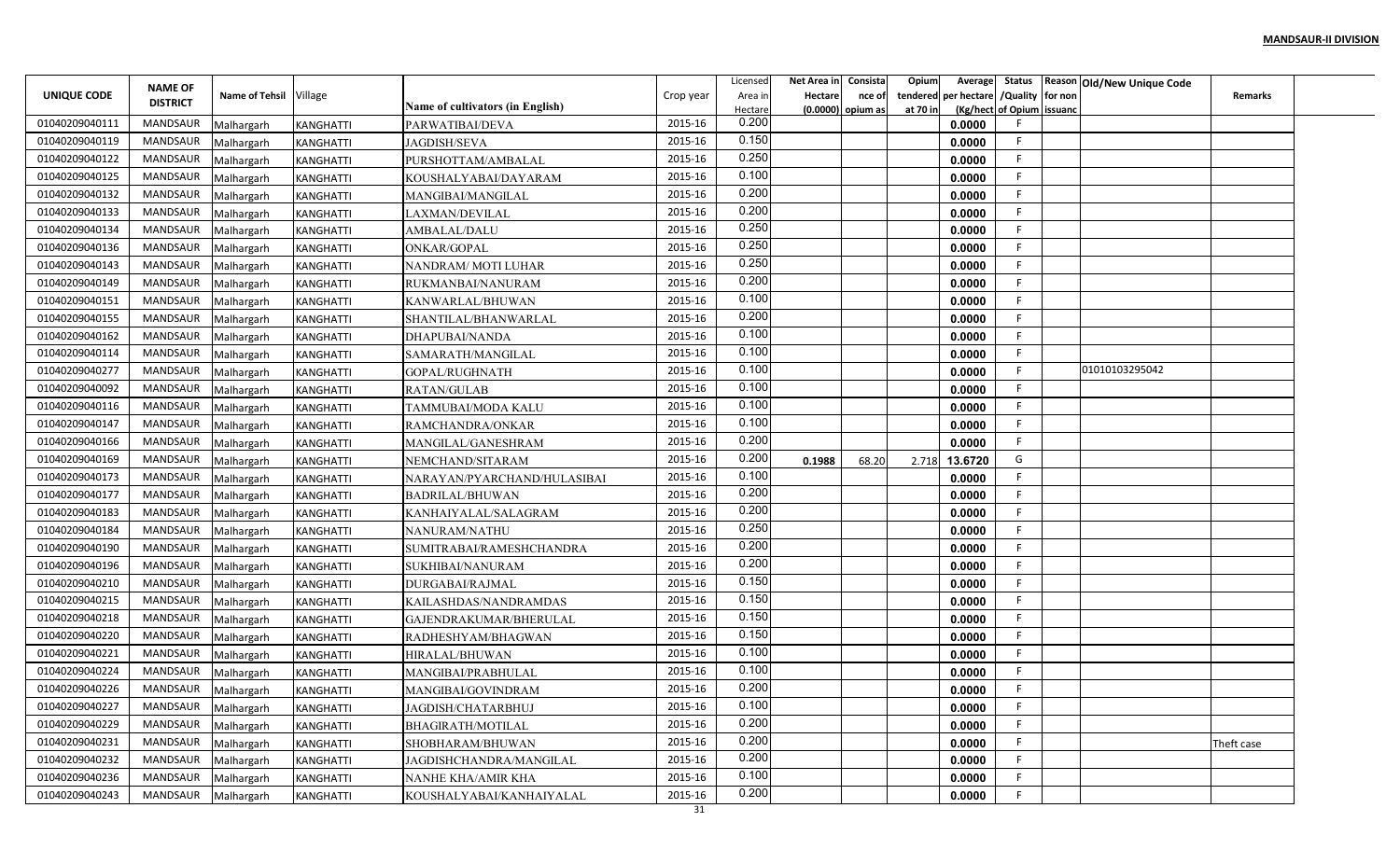**MANDSAUR-II DIVISION**

| UNIQUE CODE | NAME OF DISTRICT | Name of Tehsil | Village | Name of cultivators (in English) | Crop year | Licensed Area in Hectare | Net Area in Hectare (0.0000) | Consistance of opium as | Opium tendered at 70 in | Average per hectare (Kg/hect) | Status /Quality of Opium | Reason for non issuance | Old/New Unique Code | Remarks |
|---|---|---|---|---|---|---|---|---|---|---|---|---|---|---|
| 01040209040111 | MANDSAUR | Malhargarh | KANGHATTI | PARWATIBAI/DEVA | 2015-16 | 0.200 | | | | 0.0000 | F | | | |
| 01040209040119 | MANDSAUR | Malhargarh | KANGHATTI | JAGDISH/SEVA | 2015-16 | 0.150 | | | | 0.0000 | F | | | |
| 01040209040122 | MANDSAUR | Malhargarh | KANGHATTI | PURSHOTTAM/AMBALAL | 2015-16 | 0.250 | | | | 0.0000 | F | | | |
| 01040209040125 | MANDSAUR | Malhargarh | KANGHATTI | KOUSHALYABAI/DAYARAM | 2015-16 | 0.100 | | | | 0.0000 | F | | | |
| 01040209040132 | MANDSAUR | Malhargarh | KANGHATTI | MANGIBAI/MANGILAL | 2015-16 | 0.200 | | | | 0.0000 | F | | | |
| 01040209040133 | MANDSAUR | Malhargarh | KANGHATTI | LAXMAN/DEVILAL | 2015-16 | 0.200 | | | | 0.0000 | F | | | |
| 01040209040134 | MANDSAUR | Malhargarh | KANGHATTI | AMBALAL/DALU | 2015-16 | 0.250 | | | | 0.0000 | F | | | |
| 01040209040136 | MANDSAUR | Malhargarh | KANGHATTI | ONKAR/GOPAL | 2015-16 | 0.250 | | | | 0.0000 | F | | | |
| 01040209040143 | MANDSAUR | Malhargarh | KANGHATTI | NANDRAM/ MOTI LUHAR | 2015-16 | 0.250 | | | | 0.0000 | F | | | |
| 01040209040149 | MANDSAUR | Malhargarh | KANGHATTI | RUKMANBAI/NANURAM | 2015-16 | 0.200 | | | | 0.0000 | F | | | |
| 01040209040151 | MANDSAUR | Malhargarh | KANGHATTI | KANWARLAL/BHUWAN | 2015-16 | 0.100 | | | | 0.0000 | F | | | |
| 01040209040155 | MANDSAUR | Malhargarh | KANGHATTI | SHANTILAL/BHANWARLAL | 2015-16 | 0.200 | | | | 0.0000 | F | | | |
| 01040209040162 | MANDSAUR | Malhargarh | KANGHATTI | DHAPUBAI/NANDA | 2015-16 | 0.100 | | | | 0.0000 | F | | | |
| 01040209040114 | MANDSAUR | Malhargarh | KANGHATTI | SAMARATH/MANGILAL | 2015-16 | 0.100 | | | | 0.0000 | F | | | |
| 01040209040277 | MANDSAUR | Malhargarh | KANGHATTI | GOPAL/RUGHNATH | 2015-16 | 0.100 | | | | 0.0000 | F | | 01010103295042 | |
| 01040209040092 | MANDSAUR | Malhargarh | KANGHATTI | RATAN/GULAB | 2015-16 | 0.100 | | | | 0.0000 | F | | | |
| 01040209040116 | MANDSAUR | Malhargarh | KANGHATTI | TAMMUBAI/MODA KALU | 2015-16 | 0.100 | | | | 0.0000 | F | | | |
| 01040209040147 | MANDSAUR | Malhargarh | KANGHATTI | RAMCHANDRA/ONKAR | 2015-16 | 0.100 | | | | 0.0000 | F | | | |
| 01040209040166 | MANDSAUR | Malhargarh | KANGHATTI | MANGILAL/GANESHRAM | 2015-16 | 0.200 | | | | 0.0000 | F | | | |
| 01040209040169 | MANDSAUR | Malhargarh | KANGHATTI | NEMCHAND/SITARAM | 2015-16 | 0.200 | 0.1988 | 68.20 | 2.718 | 13.6720 | G | | | |
| 01040209040173 | MANDSAUR | Malhargarh | KANGHATTI | NARAYAN/PYARCHAND/HULASIBAI | 2015-16 | 0.100 | | | | 0.0000 | F | | | |
| 01040209040177 | MANDSAUR | Malhargarh | KANGHATTI | BADRILAL/BHUWAN | 2015-16 | 0.200 | | | | 0.0000 | F | | | |
| 01040209040183 | MANDSAUR | Malhargarh | KANGHATTI | KANHAIYALAL/SALAGRAM | 2015-16 | 0.200 | | | | 0.0000 | F | | | |
| 01040209040184 | MANDSAUR | Malhargarh | KANGHATTI | NANURAM/NATHU | 2015-16 | 0.250 | | | | 0.0000 | F | | | |
| 01040209040190 | MANDSAUR | Malhargarh | KANGHATTI | SUMITRABAI/RAMESHCHANDRA | 2015-16 | 0.200 | | | | 0.0000 | F | | | |
| 01040209040196 | MANDSAUR | Malhargarh | KANGHATTI | SUKHIBAI/NANURAM | 2015-16 | 0.200 | | | | 0.0000 | F | | | |
| 01040209040210 | MANDSAUR | Malhargarh | KANGHATTI | DURGABAI/RAJMAL | 2015-16 | 0.150 | | | | 0.0000 | F | | | |
| 01040209040215 | MANDSAUR | Malhargarh | KANGHATTI | KAILASHDAS/NANDRAMDAS | 2015-16 | 0.150 | | | | 0.0000 | F | | | |
| 01040209040218 | MANDSAUR | Malhargarh | KANGHATTI | GAJENDRAKUMAR/BHERULAL | 2015-16 | 0.150 | | | | 0.0000 | F | | | |
| 01040209040220 | MANDSAUR | Malhargarh | KANGHATTI | RADHESHYAM/BHAGWAN | 2015-16 | 0.150 | | | | 0.0000 | F | | | |
| 01040209040221 | MANDSAUR | Malhargarh | KANGHATTI | HIRALAL/BHUWAN | 2015-16 | 0.100 | | | | 0.0000 | F | | | |
| 01040209040224 | MANDSAUR | Malhargarh | KANGHATTI | MANGIBAI/PRABHULAL | 2015-16 | 0.100 | | | | 0.0000 | F | | | |
| 01040209040226 | MANDSAUR | Malhargarh | KANGHATTI | MANGIBAI/GOVINDRAM | 2015-16 | 0.200 | | | | 0.0000 | F | | | |
| 01040209040227 | MANDSAUR | Malhargarh | KANGHATTI | JAGDISH/CHATARBHUJ | 2015-16 | 0.100 | | | | 0.0000 | F | | | |
| 01040209040229 | MANDSAUR | Malhargarh | KANGHATTI | BHAGIRATH/MOTILAL | 2015-16 | 0.200 | | | | 0.0000 | F | | | |
| 01040209040231 | MANDSAUR | Malhargarh | KANGHATTI | SHOBHARAM/BHUWAN | 2015-16 | 0.200 | | | | 0.0000 | F | | | Theft case |
| 01040209040232 | MANDSAUR | Malhargarh | KANGHATTI | JAGDISHCHANDRA/MANGILAL | 2015-16 | 0.200 | | | | 0.0000 | F | | | |
| 01040209040236 | MANDSAUR | Malhargarh | KANGHATTI | NANHE KHA/AMIR KHA | 2015-16 | 0.100 | | | | 0.0000 | F | | | |
| 01040209040243 | MANDSAUR | Malhargarh | KANGHATTI | KOUSHALYABAI/KANHAIYALAL | 2015-16 | 0.200 | | | | 0.0000 | F | | | |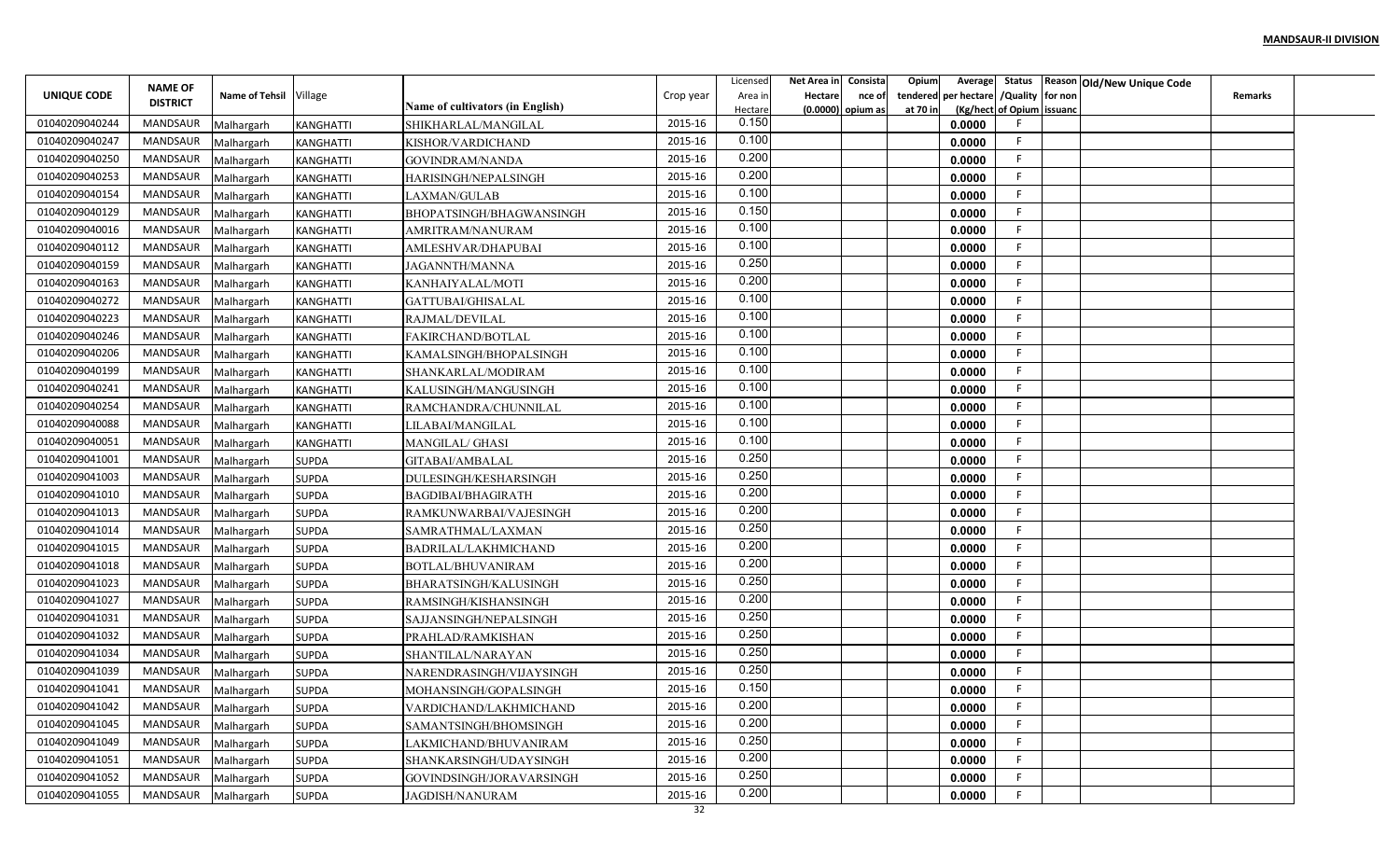**MANDSAUR-II DIVISION**

| UNIQUE CODE | NAME OF DISTRICT | Name of Tehsil | Village | Name of cultivators (in English) | Crop year | Licensed Area in Hectare | Net Area in Hectare (0.0000) | Consista nce of opium as | Opium tendered at 70 in | Average per hectare (Kg/hect | Status /Quality of Opium | Reason for non issuanc | Old/New Unique Code | Remarks |
|---|---|---|---|---|---|---|---|---|---|---|---|---|---|---|
| 01040209040244 | MANDSAUR | Malhargarh | KANGHATTI | SHIKHARLAL/MANGILAL | 2015-16 | 0.150 | | | | 0.0000 | F | | | |
| 01040209040247 | MANDSAUR | Malhargarh | KANGHATTI | KISHOR/VARDICHAND | 2015-16 | 0.100 | | | | 0.0000 | F | | | |
| 01040209040250 | MANDSAUR | Malhargarh | KANGHATTI | GOVINDRAM/NANDA | 2015-16 | 0.200 | | | | 0.0000 | F | | | |
| 01040209040253 | MANDSAUR | Malhargarh | KANGHATTI | HARISINGH/NEPALSINGH | 2015-16 | 0.200 | | | | 0.0000 | F | | | |
| 01040209040154 | MANDSAUR | Malhargarh | KANGHATTI | LAXMAN/GULAB | 2015-16 | 0.100 | | | | 0.0000 | F | | | |
| 01040209040129 | MANDSAUR | Malhargarh | KANGHATTI | BHOPATSINGH/BHAGWANSINGH | 2015-16 | 0.150 | | | | 0.0000 | F | | | |
| 01040209040016 | MANDSAUR | Malhargarh | KANGHATTI | AMRITRAM/NANURAM | 2015-16 | 0.100 | | | | 0.0000 | F | | | |
| 01040209040112 | MANDSAUR | Malhargarh | KANGHATTI | AMLESHVAR/DHAPUBAI | 2015-16 | 0.100 | | | | 0.0000 | F | | | |
| 01040209040159 | MANDSAUR | Malhargarh | KANGHATTI | JAGANNTH/MANNA | 2015-16 | 0.250 | | | | 0.0000 | F | | | |
| 01040209040163 | MANDSAUR | Malhargarh | KANGHATTI | KANHAIYALAL/MOTI | 2015-16 | 0.200 | | | | 0.0000 | F | | | |
| 01040209040272 | MANDSAUR | Malhargarh | KANGHATTI | GATTUBAI/GHISALAL | 2015-16 | 0.100 | | | | 0.0000 | F | | | |
| 01040209040223 | MANDSAUR | Malhargarh | KANGHATTI | RAJMAL/DEVILAL | 2015-16 | 0.100 | | | | 0.0000 | F | | | |
| 01040209040246 | MANDSAUR | Malhargarh | KANGHATTI | FAKIRCHAND/BOTLAL | 2015-16 | 0.100 | | | | 0.0000 | F | | | |
| 01040209040206 | MANDSAUR | Malhargarh | KANGHATTI | KAMALSINGH/BHOPALSINGH | 2015-16 | 0.100 | | | | 0.0000 | F | | | |
| 01040209040199 | MANDSAUR | Malhargarh | KANGHATTI | SHANKARLAL/MODIRAM | 2015-16 | 0.100 | | | | 0.0000 | F | | | |
| 01040209040241 | MANDSAUR | Malhargarh | KANGHATTI | KALUSINGH/MANGUSINGH | 2015-16 | 0.100 | | | | 0.0000 | F | | | |
| 01040209040254 | MANDSAUR | Malhargarh | KANGHATTI | RAMCHANDRA/CHUNNILAL | 2015-16 | 0.100 | | | | 0.0000 | F | | | |
| 01040209040088 | MANDSAUR | Malhargarh | KANGHATTI | LILABAI/MANGILAL | 2015-16 | 0.100 | | | | 0.0000 | F | | | |
| 01040209040051 | MANDSAUR | Malhargarh | KANGHATTI | MANGILAL/ GHASI | 2015-16 | 0.100 | | | | 0.0000 | F | | | |
| 01040209041001 | MANDSAUR | Malhargarh | SUPDA | GITABAI/AMBALAL | 2015-16 | 0.250 | | | | 0.0000 | F | | | |
| 01040209041003 | MANDSAUR | Malhargarh | SUPDA | DULESINGH/KESHARSINGH | 2015-16 | 0.250 | | | | 0.0000 | F | | | |
| 01040209041010 | MANDSAUR | Malhargarh | SUPDA | BAGDIBAI/BHAGIRATH | 2015-16 | 0.200 | | | | 0.0000 | F | | | |
| 01040209041013 | MANDSAUR | Malhargarh | SUPDA | RAMKUNWARBAI/VAJESINGH | 2015-16 | 0.200 | | | | 0.0000 | F | | | |
| 01040209041014 | MANDSAUR | Malhargarh | SUPDA | SAMRATHMAL/LAXMAN | 2015-16 | 0.250 | | | | 0.0000 | F | | | |
| 01040209041015 | MANDSAUR | Malhargarh | SUPDA | BADRILAL/LAKHMICHAND | 2015-16 | 0.200 | | | | 0.0000 | F | | | |
| 01040209041018 | MANDSAUR | Malhargarh | SUPDA | BOTLAL/BHUVANIRAM | 2015-16 | 0.200 | | | | 0.0000 | F | | | |
| 01040209041023 | MANDSAUR | Malhargarh | SUPDA | BHARATSINGH/KALUSINGH | 2015-16 | 0.250 | | | | 0.0000 | F | | | |
| 01040209041027 | MANDSAUR | Malhargarh | SUPDA | RAMSINGH/KISHANSINGH | 2015-16 | 0.200 | | | | 0.0000 | F | | | |
| 01040209041031 | MANDSAUR | Malhargarh | SUPDA | SAJJANSINGH/NEPALSINGH | 2015-16 | 0.250 | | | | 0.0000 | F | | | |
| 01040209041032 | MANDSAUR | Malhargarh | SUPDA | PRAHLAD/RAMKISHAN | 2015-16 | 0.250 | | | | 0.0000 | F | | | |
| 01040209041034 | MANDSAUR | Malhargarh | SUPDA | SHANTILAL/NARAYAN | 2015-16 | 0.250 | | | | 0.0000 | F | | | |
| 01040209041039 | MANDSAUR | Malhargarh | SUPDA | NARENDRASINGH/VIJAYSINGH | 2015-16 | 0.250 | | | | 0.0000 | F | | | |
| 01040209041041 | MANDSAUR | Malhargarh | SUPDA | MOHANSINGH/GOPALSINGH | 2015-16 | 0.150 | | | | 0.0000 | F | | | |
| 01040209041042 | MANDSAUR | Malhargarh | SUPDA | VARDICHAND/LAKHMICHAND | 2015-16 | 0.200 | | | | 0.0000 | F | | | |
| 01040209041045 | MANDSAUR | Malhargarh | SUPDA | SAMANTSINGH/BHOMSINGH | 2015-16 | 0.200 | | | | 0.0000 | F | | | |
| 01040209041049 | MANDSAUR | Malhargarh | SUPDA | LAKMICHAND/BHUVANIRAM | 2015-16 | 0.250 | | | | 0.0000 | F | | | |
| 01040209041051 | MANDSAUR | Malhargarh | SUPDA | SHANKARSINGH/UDAYSINGH | 2015-16 | 0.200 | | | | 0.0000 | F | | | |
| 01040209041052 | MANDSAUR | Malhargarh | SUPDA | GOVINDSINGH/JORAVARSINGH | 2015-16 | 0.250 | | | | 0.0000 | F | | | |
| 01040209041055 | MANDSAUR | Malhargarh | SUPDA | JAGDISH/NANURAM | 2015-16 | 0.200 | | | | 0.0000 | F | | | |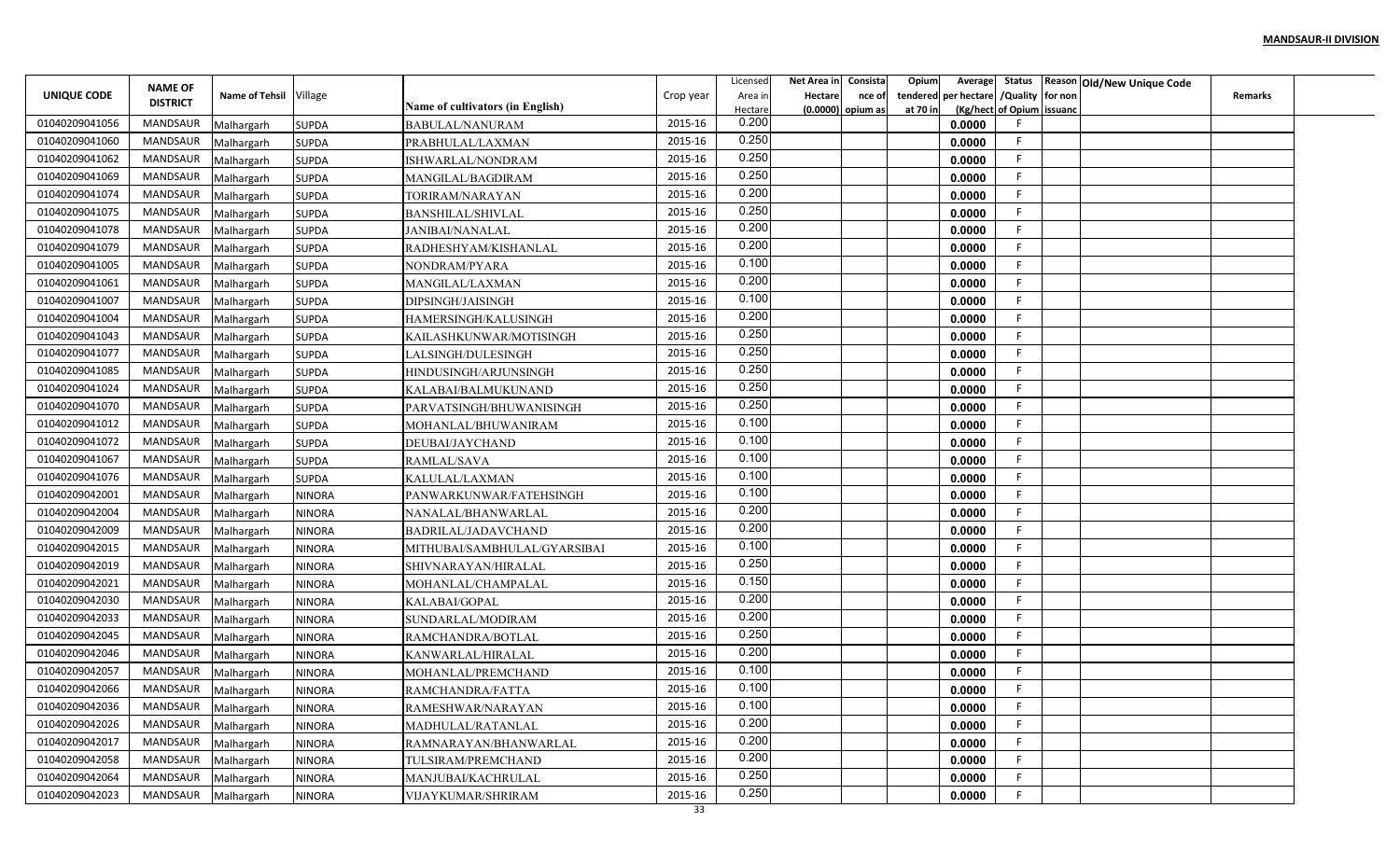**MANDSAUR-II DIVISION**

| UNIQUE CODE | NAME OF DISTRICT | Name of Tehsil | Village | Name of cultivators (in English) | Crop year | Licensed Area in Hectare | Net Area in Hectare (0.0000) | Consistance of opium as | Opium tendered at 70 in | Average per hectare (Kg/hect | Status /Quality of Opium | Reason for non issuance | Old/New Unique Code | Remarks |
|---|---|---|---|---|---|---|---|---|---|---|---|---|---|---|
| 01040209041056 | MANDSAUR | Malhargarh | SUPDA | BABULAL/NANURAM | 2015-16 | 0.200 | | | | 0.0000 | F | | | |
| 01040209041060 | MANDSAUR | Malhargarh | SUPDA | PRABHULAL/LAXMAN | 2015-16 | 0.250 | | | | 0.0000 | F | | | |
| 01040209041062 | MANDSAUR | Malhargarh | SUPDA | ISHWARLAL/NONDRAM | 2015-16 | 0.250 | | | | 0.0000 | F | | | |
| 01040209041069 | MANDSAUR | Malhargarh | SUPDA | MANGILAL/BAGDIRAM | 2015-16 | 0.250 | | | | 0.0000 | F | | | |
| 01040209041074 | MANDSAUR | Malhargarh | SUPDA | TORIRAM/NARAYAN | 2015-16 | 0.200 | | | | 0.0000 | F | | | |
| 01040209041075 | MANDSAUR | Malhargarh | SUPDA | BANSHILAL/SHIVLAL | 2015-16 | 0.250 | | | | 0.0000 | F | | | |
| 01040209041078 | MANDSAUR | Malhargarh | SUPDA | JANIBAI/NANALAL | 2015-16 | 0.200 | | | | 0.0000 | F | | | |
| 01040209041079 | MANDSAUR | Malhargarh | SUPDA | RADHESHYAM/KISHANLAL | 2015-16 | 0.200 | | | | 0.0000 | F | | | |
| 01040209041005 | MANDSAUR | Malhargarh | SUPDA | NONDRAM/PYARA | 2015-16 | 0.100 | | | | 0.0000 | F | | | |
| 01040209041061 | MANDSAUR | Malhargarh | SUPDA | MANGILAL/LAXMAN | 2015-16 | 0.200 | | | | 0.0000 | F | | | |
| 01040209041007 | MANDSAUR | Malhargarh | SUPDA | DIPSINGH/JAISINGH | 2015-16 | 0.100 | | | | 0.0000 | F | | | |
| 01040209041004 | MANDSAUR | Malhargarh | SUPDA | HAMERSINGH/KALUSINGH | 2015-16 | 0.200 | | | | 0.0000 | F | | | |
| 01040209041043 | MANDSAUR | Malhargarh | SUPDA | KAILASHKUNWAR/MOTISINGH | 2015-16 | 0.250 | | | | 0.0000 | F | | | |
| 01040209041077 | MANDSAUR | Malhargarh | SUPDA | LALSINGH/DULESINGH | 2015-16 | 0.250 | | | | 0.0000 | F | | | |
| 01040209041085 | MANDSAUR | Malhargarh | SUPDA | HINDUSINGH/ARJUNSINGH | 2015-16 | 0.250 | | | | 0.0000 | F | | | |
| 01040209041024 | MANDSAUR | Malhargarh | SUPDA | KALABAI/BALMUKUNAND | 2015-16 | 0.250 | | | | 0.0000 | F | | | |
| 01040209041070 | MANDSAUR | Malhargarh | SUPDA | PARVATSINGH/BHUWANISINGH | 2015-16 | 0.250 | | | | 0.0000 | F | | | |
| 01040209041012 | MANDSAUR | Malhargarh | SUPDA | MOHANLAL/BHUWANIRAM | 2015-16 | 0.100 | | | | 0.0000 | F | | | |
| 01040209041072 | MANDSAUR | Malhargarh | SUPDA | DEUBAI/JAYCHAND | 2015-16 | 0.100 | | | | 0.0000 | F | | | |
| 01040209041067 | MANDSAUR | Malhargarh | SUPDA | RAMLAL/SAVA | 2015-16 | 0.100 | | | | 0.0000 | F | | | |
| 01040209041076 | MANDSAUR | Malhargarh | SUPDA | KALULAL/LAXMAN | 2015-16 | 0.100 | | | | 0.0000 | F | | | |
| 01040209042001 | MANDSAUR | Malhargarh | NINORA | PANWARKUNWAR/FATEHSINGH | 2015-16 | 0.100 | | | | 0.0000 | F | | | |
| 01040209042004 | MANDSAUR | Malhargarh | NINORA | NANALAL/BHANWARLAL | 2015-16 | 0.200 | | | | 0.0000 | F | | | |
| 01040209042009 | MANDSAUR | Malhargarh | NINORA | BADRILAL/JADAVCHAND | 2015-16 | 0.200 | | | | 0.0000 | F | | | |
| 01040209042015 | MANDSAUR | Malhargarh | NINORA | MITHUBAI/SAMBHULAL/GYARSIBAI | 2015-16 | 0.100 | | | | 0.0000 | F | | | |
| 01040209042019 | MANDSAUR | Malhargarh | NINORA | SHIVNARAYAN/HIRALAL | 2015-16 | 0.250 | | | | 0.0000 | F | | | |
| 01040209042021 | MANDSAUR | Malhargarh | NINORA | MOHANLAL/CHAMPALAL | 2015-16 | 0.150 | | | | 0.0000 | F | | | |
| 01040209042030 | MANDSAUR | Malhargarh | NINORA | KALABAI/GOPAL | 2015-16 | 0.200 | | | | 0.0000 | F | | | |
| 01040209042033 | MANDSAUR | Malhargarh | NINORA | SUNDARLAL/MODIRAM | 2015-16 | 0.200 | | | | 0.0000 | F | | | |
| 01040209042045 | MANDSAUR | Malhargarh | NINORA | RAMCHANDRA/BOTLAL | 2015-16 | 0.250 | | | | 0.0000 | F | | | |
| 01040209042046 | MANDSAUR | Malhargarh | NINORA | KANWARLAL/HIRALAL | 2015-16 | 0.200 | | | | 0.0000 | F | | | |
| 01040209042057 | MANDSAUR | Malhargarh | NINORA | MOHANLAL/PREMCHAND | 2015-16 | 0.100 | | | | 0.0000 | F | | | |
| 01040209042066 | MANDSAUR | Malhargarh | NINORA | RAMCHANDRA/FATTA | 2015-16 | 0.100 | | | | 0.0000 | F | | | |
| 01040209042036 | MANDSAUR | Malhargarh | NINORA | RAMESHWAR/NARAYAN | 2015-16 | 0.100 | | | | 0.0000 | F | | | |
| 01040209042026 | MANDSAUR | Malhargarh | NINORA | MADHULAL/RATANLAL | 2015-16 | 0.200 | | | | 0.0000 | F | | | |
| 01040209042017 | MANDSAUR | Malhargarh | NINORA | RAMNARAYAN/BHANWARLAL | 2015-16 | 0.200 | | | | 0.0000 | F | | | |
| 01040209042058 | MANDSAUR | Malhargarh | NINORA | TULSIRAM/PREMCHAND | 2015-16 | 0.200 | | | | 0.0000 | F | | | |
| 01040209042064 | MANDSAUR | Malhargarh | NINORA | MANJUBAI/KACHRULAL | 2015-16 | 0.250 | | | | 0.0000 | F | | | |
| 01040209042023 | MANDSAUR | Malhargarh | NINORA | VIJAYKUMAR/SHRIRAM | 2015-16 | 0.250 | | | | 0.0000 | F | | | |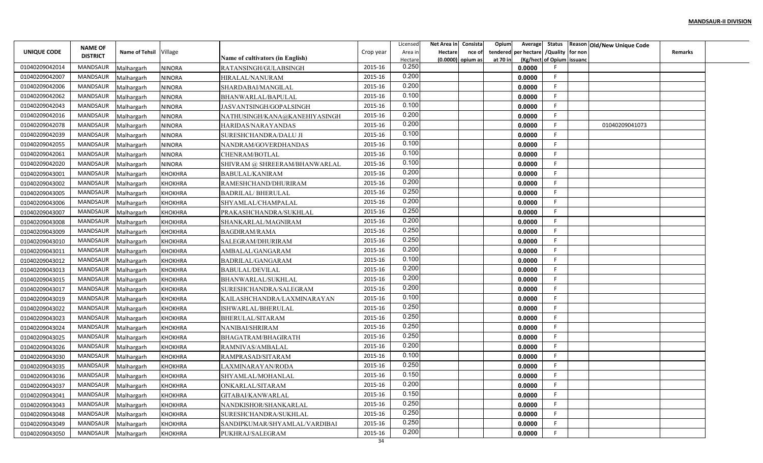**MANDSAUR-II DIVISION**

| UNIQUE CODE | NAME OF DISTRICT | Name of Tehsil | Village | Name of cultivators (in English) | Crop year | Licensed Area in Hectare | Net Area in Hectare (0.0000) | Consistance of opium as | Opium tendered at 70 in | Average per hectare (Kg/hect | Status /Quality of Opium | Reason for non issuance | Old/New Unique Code | Remarks |
|---|---|---|---|---|---|---|---|---|---|---|---|---|---|---|
| 01040209042014 | MANDSAUR | Malhargarh | NINORA | RATANSINGH/GULABSINGH | 2015-16 | 0.250 | | | | 0.0000 | F | | | |
| 01040209042007 | MANDSAUR | Malhargarh | NINORA | HIRALAL/NANURAM | 2015-16 | 0.200 | | | | 0.0000 | F | | | |
| 01040209042006 | MANDSAUR | Malhargarh | NINORA | SHARDABAI/MANGILAL | 2015-16 | 0.200 | | | | 0.0000 | F | | | |
| 01040209042062 | MANDSAUR | Malhargarh | NINORA | BHANWARLAL/BAPULAL | 2015-16 | 0.100 | | | | 0.0000 | F | | | |
| 01040209042043 | MANDSAUR | Malhargarh | NINORA | JASVANTSINGH/GOPALSINGH | 2015-16 | 0.100 | | | | 0.0000 | F | | | |
| 01040209042016 | MANDSAUR | Malhargarh | NINORA | NATHUSINGH/KANA@KANEHIYASINGH | 2015-16 | 0.200 | | | | 0.0000 | F | | | |
| 01040209042078 | MANDSAUR | Malhargarh | NINORA | HARIDAS/NARAYANDAS | 2015-16 | 0.200 | | | | 0.0000 | F | | 01040209041073 | |
| 01040209042039 | MANDSAUR | Malhargarh | NINORA | SURESHCHANDRA/DALU JI | 2015-16 | 0.100 | | | | 0.0000 | F | | | |
| 01040209042055 | MANDSAUR | Malhargarh | NINORA | NANDRAM/GOVERDHANDAS | 2015-16 | 0.100 | | | | 0.0000 | F | | | |
| 01040209042061 | MANDSAUR | Malhargarh | NINORA | CHENRAM/BOTLAL | 2015-16 | 0.100 | | | | 0.0000 | F | | | |
| 01040209042020 | MANDSAUR | Malhargarh | NINORA | SHIVRAM @ SHREERAM/BHANWARLAL | 2015-16 | 0.100 | | | | 0.0000 | F | | | |
| 01040209043001 | MANDSAUR | Malhargarh | KHOKHRA | BABULAL/KANIRAM | 2015-16 | 0.200 | | | | 0.0000 | F | | | |
| 01040209043002 | MANDSAUR | Malhargarh | KHOKHRA | RAMESHCHAND/DHURIRAM | 2015-16 | 0.200 | | | | 0.0000 | F | | | |
| 01040209043005 | MANDSAUR | Malhargarh | KHOKHRA | BADRILAL/ BHERULAL | 2015-16 | 0.250 | | | | 0.0000 | F | | | |
| 01040209043006 | MANDSAUR | Malhargarh | KHOKHRA | SHYAMLAL/CHAMPALAL | 2015-16 | 0.200 | | | | 0.0000 | F | | | |
| 01040209043007 | MANDSAUR | Malhargarh | KHOKHRA | PRAKASHCHANDRA/SUKHLAL | 2015-16 | 0.250 | | | | 0.0000 | F | | | |
| 01040209043008 | MANDSAUR | Malhargarh | KHOKHRA | SHANKARLAL/MAGNIRAM | 2015-16 | 0.200 | | | | 0.0000 | F | | | |
| 01040209043009 | MANDSAUR | Malhargarh | KHOKHRA | BAGDIRAM/RAMA | 2015-16 | 0.250 | | | | 0.0000 | F | | | |
| 01040209043010 | MANDSAUR | Malhargarh | KHOKHRA | SALEGRAM/DHURIRAM | 2015-16 | 0.250 | | | | 0.0000 | F | | | |
| 01040209043011 | MANDSAUR | Malhargarh | KHOKHRA | AMBALAL/GANGARAM | 2015-16 | 0.200 | | | | 0.0000 | F | | | |
| 01040209043012 | MANDSAUR | Malhargarh | KHOKHRA | BADRILAL/GANGARAM | 2015-16 | 0.100 | | | | 0.0000 | F | | | |
| 01040209043013 | MANDSAUR | Malhargarh | KHOKHRA | BABULAL/DEVILAL | 2015-16 | 0.200 | | | | 0.0000 | F | | | |
| 01040209043015 | MANDSAUR | Malhargarh | KHOKHRA | BHANWARLAL/SUKHLAL | 2015-16 | 0.200 | | | | 0.0000 | F | | | |
| 01040209043017 | MANDSAUR | Malhargarh | KHOKHRA | SURESHCHANDRA/SALEGRAM | 2015-16 | 0.200 | | | | 0.0000 | F | | | |
| 01040209043019 | MANDSAUR | Malhargarh | KHOKHRA | KAILASHCHANDRA/LAXMINARAYAN | 2015-16 | 0.100 | | | | 0.0000 | F | | | |
| 01040209043022 | MANDSAUR | Malhargarh | KHOKHRA | ISHWARLAL/BHERULAL | 2015-16 | 0.250 | | | | 0.0000 | F | | | |
| 01040209043023 | MANDSAUR | Malhargarh | KHOKHRA | BHERULAL/SITARAM | 2015-16 | 0.250 | | | | 0.0000 | F | | | |
| 01040209043024 | MANDSAUR | Malhargarh | KHOKHRA | NANIBAI/SHRIRAM | 2015-16 | 0.250 | | | | 0.0000 | F | | | |
| 01040209043025 | MANDSAUR | Malhargarh | KHOKHRA | BHAGATRAM/BHAGIRATH | 2015-16 | 0.250 | | | | 0.0000 | F | | | |
| 01040209043026 | MANDSAUR | Malhargarh | KHOKHRA | RAMNIVAS/AMBALAL | 2015-16 | 0.200 | | | | 0.0000 | F | | | |
| 01040209043030 | MANDSAUR | Malhargarh | KHOKHRA | RAMPRASAD/SITARAM | 2015-16 | 0.100 | | | | 0.0000 | F | | | |
| 01040209043035 | MANDSAUR | Malhargarh | KHOKHRA | LAXMINARAYAN/RODA | 2015-16 | 0.250 | | | | 0.0000 | F | | | |
| 01040209043036 | MANDSAUR | Malhargarh | KHOKHRA | SHYAMLAL/MOHANLAL | 2015-16 | 0.150 | | | | 0.0000 | F | | | |
| 01040209043037 | MANDSAUR | Malhargarh | KHOKHRA | ONKARLAL/SITARAM | 2015-16 | 0.200 | | | | 0.0000 | F | | | |
| 01040209043041 | MANDSAUR | Malhargarh | KHOKHRA | GITABAI/KANWARLAL | 2015-16 | 0.150 | | | | 0.0000 | F | | | |
| 01040209043043 | MANDSAUR | Malhargarh | KHOKHRA | NANDKISHOR/SHANKARLAL | 2015-16 | 0.250 | | | | 0.0000 | F | | | |
| 01040209043048 | MANDSAUR | Malhargarh | KHOKHRA | SURESHCHANDRA/SUKHLAL | 2015-16 | 0.250 | | | | 0.0000 | F | | | |
| 01040209043049 | MANDSAUR | Malhargarh | KHOKHRA | SANDIPKUMAR/SHYAMLAL/VARDIBAI | 2015-16 | 0.250 | | | | 0.0000 | F | | | |
| 01040209043050 | MANDSAUR | Malhargarh | KHOKHRA | PUKHRAJ/SALEGRAM | 2015-16 | 0.200 | | | | 0.0000 | F | | | |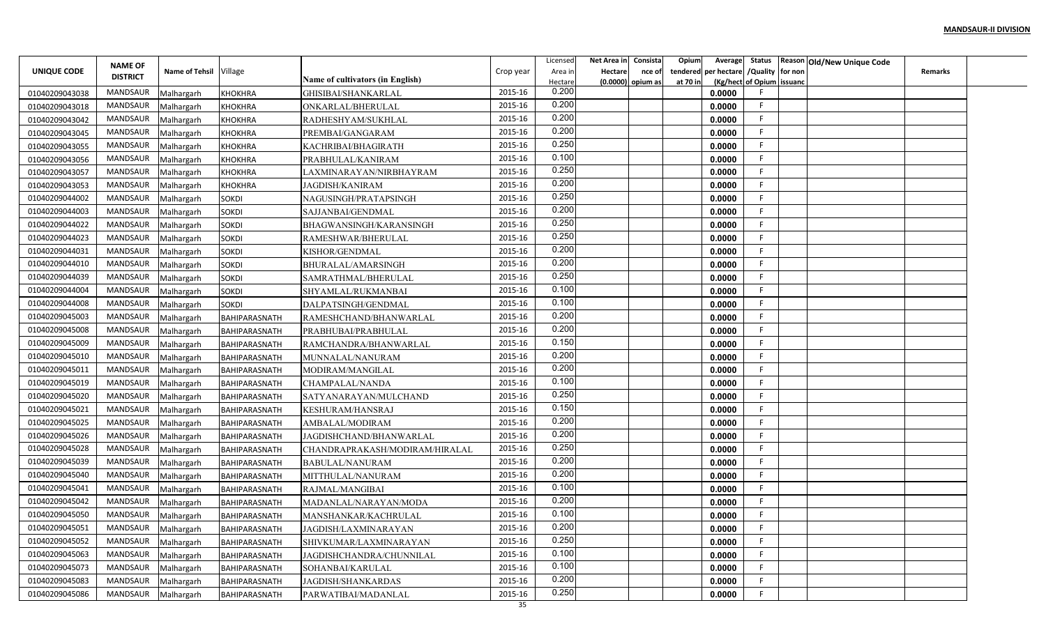**MANDSAUR-II DIVISION**

| UNIQUE CODE | NAME OF DISTRICT | Name of Tehsil | Village | Name of cultivators (in English) | Crop year | Licensed Area in Hectare | Net Area in Hectare (0.0000) | Consistance of opium as | Opium tendered at 70 in | Average per hectare (Kg/hect | Status /Quality of Opium | Reason for non issuance | Old/New Unique Code | Remarks |
|---|---|---|---|---|---|---|---|---|---|---|---|---|---|---|
| 01040209043038 | MANDSAUR | Malhargarh | KHOKHRA | GHISIBAI/SHANKARLAL | 2015-16 | 0.200 | | | | 0.0000 | F | | | |
| 01040209043018 | MANDSAUR | Malhargarh | KHOKHRA | ONKARLAL/BHERULAL | 2015-16 | 0.200 | | | | 0.0000 | F | | | |
| 01040209043042 | MANDSAUR | Malhargarh | KHOKHRA | RADHESHYAM/SUKHLAL | 2015-16 | 0.200 | | | | 0.0000 | F | | | |
| 01040209043045 | MANDSAUR | Malhargarh | KHOKHRA | PREMBAI/GANGARAM | 2015-16 | 0.200 | | | | 0.0000 | F | | | |
| 01040209043055 | MANDSAUR | Malhargarh | KHOKHRA | KACHRIBAI/BHAGIRATH | 2015-16 | 0.250 | | | | 0.0000 | F | | | |
| 01040209043056 | MANDSAUR | Malhargarh | KHOKHRA | PRABHULAL/KANIRAM | 2015-16 | 0.100 | | | | 0.0000 | F | | | |
| 01040209043057 | MANDSAUR | Malhargarh | KHOKHRA | LAXMINARAYAN/NIRBHAYRAM | 2015-16 | 0.250 | | | | 0.0000 | F | | | |
| 01040209043053 | MANDSAUR | Malhargarh | KHOKHRA | JAGDISH/KANIRAM | 2015-16 | 0.200 | | | | 0.0000 | F | | | |
| 01040209044002 | MANDSAUR | Malhargarh | SOKDI | NAGUSINGH/PRATAPSINGH | 2015-16 | 0.250 | | | | 0.0000 | F | | | |
| 01040209044003 | MANDSAUR | Malhargarh | SOKDI | SAJJANBAI/GENDMAL | 2015-16 | 0.200 | | | | 0.0000 | F | | | |
| 01040209044022 | MANDSAUR | Malhargarh | SOKDI | BHAGWANSINGH/KARANSINGH | 2015-16 | 0.250 | | | | 0.0000 | F | | | |
| 01040209044023 | MANDSAUR | Malhargarh | SOKDI | RAMESHWAR/BHERULAL | 2015-16 | 0.250 | | | | 0.0000 | F | | | |
| 01040209044031 | MANDSAUR | Malhargarh | SOKDI | KISHOR/GENDMAL | 2015-16 | 0.200 | | | | 0.0000 | F | | | |
| 01040209044010 | MANDSAUR | Malhargarh | SOKDI | BHURALAL/AMARSINGH | 2015-16 | 0.200 | | | | 0.0000 | F | | | |
| 01040209044039 | MANDSAUR | Malhargarh | SOKDI | SAMRATHMAL/BHERULAL | 2015-16 | 0.250 | | | | 0.0000 | F | | | |
| 01040209044004 | MANDSAUR | Malhargarh | SOKDI | SHYAMLAL/RUKMANBAI | 2015-16 | 0.100 | | | | 0.0000 | F | | | |
| 01040209044008 | MANDSAUR | Malhargarh | SOKDI | DALPATSINGH/GENDMAL | 2015-16 | 0.100 | | | | 0.0000 | F | | | |
| 01040209045003 | MANDSAUR | Malhargarh | BAHIPARASNATH | RAMESHCHAND/BHANWARLAL | 2015-16 | 0.200 | | | | 0.0000 | F | | | |
| 01040209045008 | MANDSAUR | Malhargarh | BAHIPARASNATH | PRABHUBAI/PRABHULAL | 2015-16 | 0.200 | | | | 0.0000 | F | | | |
| 01040209045009 | MANDSAUR | Malhargarh | BAHIPARASNATH | RAMCHANDRA/BHANWARLAL | 2015-16 | 0.150 | | | | 0.0000 | F | | | |
| 01040209045010 | MANDSAUR | Malhargarh | BAHIPARASNATH | MUNNALAL/NANURAM | 2015-16 | 0.200 | | | | 0.0000 | F | | | |
| 01040209045011 | MANDSAUR | Malhargarh | BAHIPARASNATH | MODIRAM/MANGILAL | 2015-16 | 0.200 | | | | 0.0000 | F | | | |
| 01040209045019 | MANDSAUR | Malhargarh | BAHIPARASNATH | CHAMPALAL/NANDA | 2015-16 | 0.100 | | | | 0.0000 | F | | | |
| 01040209045020 | MANDSAUR | Malhargarh | BAHIPARASNATH | SATYANARAYAN/MULCHAND | 2015-16 | 0.250 | | | | 0.0000 | F | | | |
| 01040209045021 | MANDSAUR | Malhargarh | BAHIPARASNATH | KESHURAM/HANSRAJ | 2015-16 | 0.150 | | | | 0.0000 | F | | | |
| 01040209045025 | MANDSAUR | Malhargarh | BAHIPARASNATH | AMBALAL/MODIRAM | 2015-16 | 0.200 | | | | 0.0000 | F | | | |
| 01040209045026 | MANDSAUR | Malhargarh | BAHIPARASNATH | JAGDISHCHAND/BHANWARLAL | 2015-16 | 0.200 | | | | 0.0000 | F | | | |
| 01040209045028 | MANDSAUR | Malhargarh | BAHIPARASNATH | CHANDRAPRAKASH/MODIRAM/HIRALAL | 2015-16 | 0.250 | | | | 0.0000 | F | | | |
| 01040209045039 | MANDSAUR | Malhargarh | BAHIPARASNATH | BABULAL/NANURAM | 2015-16 | 0.200 | | | | 0.0000 | F | | | |
| 01040209045040 | MANDSAUR | Malhargarh | BAHIPARASNATH | MITTHULAL/NANURAM | 2015-16 | 0.200 | | | | 0.0000 | F | | | |
| 01040209045041 | MANDSAUR | Malhargarh | BAHIPARASNATH | RAJMAL/MANGIBAI | 2015-16 | 0.100 | | | | 0.0000 | F | | | |
| 01040209045042 | MANDSAUR | Malhargarh | BAHIPARASNATH | MADANLAL/NARAYAN/MODA | 2015-16 | 0.200 | | | | 0.0000 | F | | | |
| 01040209045050 | MANDSAUR | Malhargarh | BAHIPARASNATH | MANSHANKAR/KACHRULAL | 2015-16 | 0.100 | | | | 0.0000 | F | | | |
| 01040209045051 | MANDSAUR | Malhargarh | BAHIPARASNATH | JAGDISH/LAXMINARAYAN | 2015-16 | 0.200 | | | | 0.0000 | F | | | |
| 01040209045052 | MANDSAUR | Malhargarh | BAHIPARASNATH | SHIVKUMAR/LAXMINARAYAN | 2015-16 | 0.250 | | | | 0.0000 | F | | | |
| 01040209045063 | MANDSAUR | Malhargarh | BAHIPARASNATH | JAGDISHCHANDRA/CHUNNILAL | 2015-16 | 0.100 | | | | 0.0000 | F | | | |
| 01040209045073 | MANDSAUR | Malhargarh | BAHIPARASNATH | SOHANBAI/KARULAL | 2015-16 | 0.100 | | | | 0.0000 | F | | | |
| 01040209045083 | MANDSAUR | Malhargarh | BAHIPARASNATH | JAGDISH/SHANKARDAS | 2015-16 | 0.200 | | | | 0.0000 | F | | | |
| 01040209045086 | MANDSAUR | Malhargarh | BAHIPARASNATH | PARWATIBAI/MADANLAL | 2015-16 | 0.250 | | | | 0.0000 | F | | | |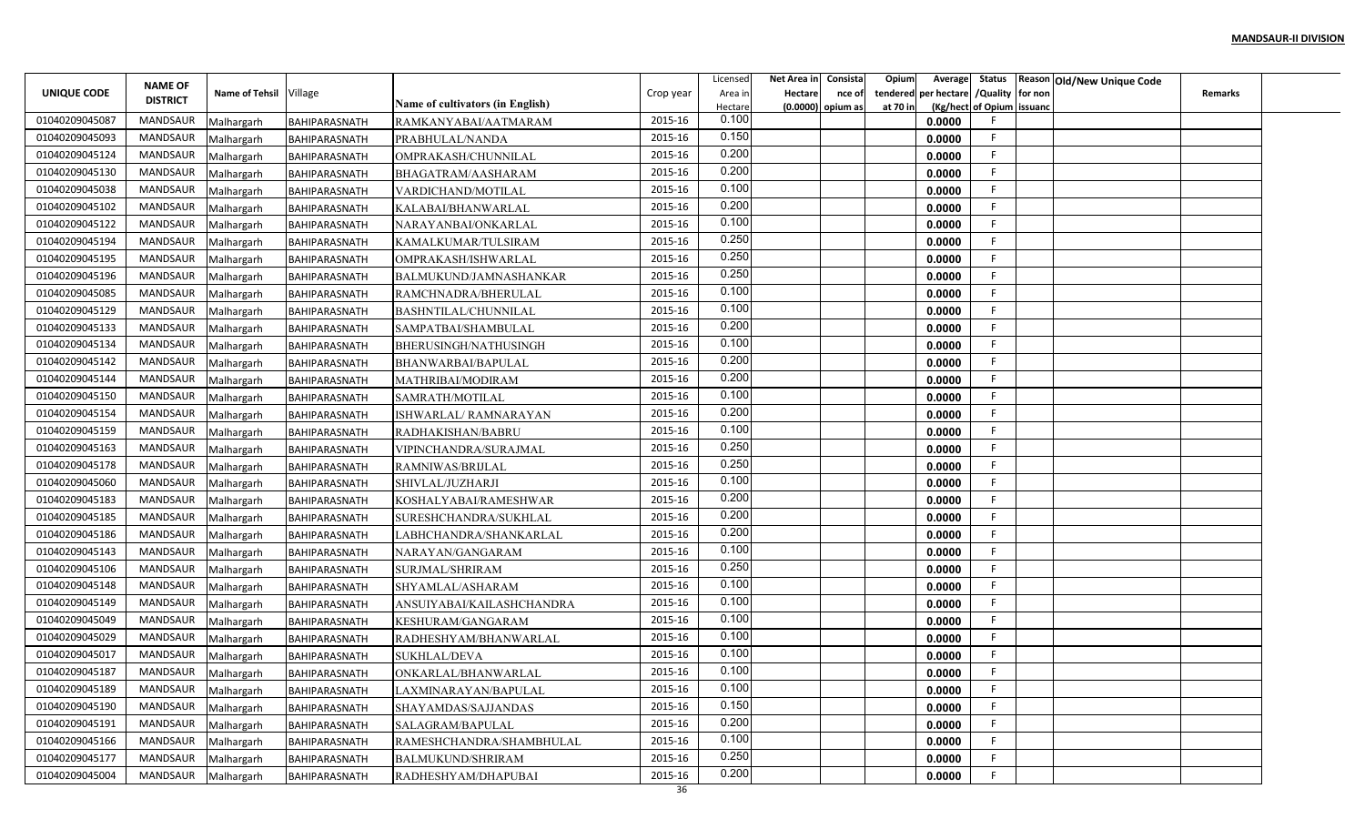**MANDSAUR-II DIVISION**

| UNIQUE CODE | NAME OF DISTRICT | Name of Tehsil | Village | Name of cultivators (in English) | Crop year | Licensed Area in Hectare | Net Area in Hectare (0.0000) | Consistance of opium as | Opium tendered at 70 in | Average per hectare (Kg/hect) | Status /Quality of Opium | Reason for non issuance | Old/New Unique Code | Remarks |
|---|---|---|---|---|---|---|---|---|---|---|---|---|---|---|
| 01040209045087 | MANDSAUR | Malhargarh | BAHIPARASNATH | RAMKANYABAI/AATMARAM | 2015-16 | 0.100 | | | | 0.0000 | F | | | |
| 01040209045093 | MANDSAUR | Malhargarh | BAHIPARASNATH | PRABHULAL/NANDA | 2015-16 | 0.150 | | | | 0.0000 | F | | | |
| 01040209045124 | MANDSAUR | Malhargarh | BAHIPARASNATH | OMPRAKASH/CHUNNILAL | 2015-16 | 0.200 | | | | 0.0000 | F | | | |
| 01040209045130 | MANDSAUR | Malhargarh | BAHIPARASNATH | BHAGATRAM/AASHARAM | 2015-16 | 0.200 | | | | 0.0000 | F | | | |
| 01040209045038 | MANDSAUR | Malhargarh | BAHIPARASNATH | VARDICHAND/MOTILAL | 2015-16 | 0.100 | | | | 0.0000 | F | | | |
| 01040209045102 | MANDSAUR | Malhargarh | BAHIPARASNATH | KALABAI/BHANWARLAL | 2015-16 | 0.200 | | | | 0.0000 | F | | | |
| 01040209045122 | MANDSAUR | Malhargarh | BAHIPARASNATH | NARAYANBAI/ONKARLAL | 2015-16 | 0.100 | | | | 0.0000 | F | | | |
| 01040209045194 | MANDSAUR | Malhargarh | BAHIPARASNATH | KAMALKUMAR/TULSIRAM | 2015-16 | 0.250 | | | | 0.0000 | F | | | |
| 01040209045195 | MANDSAUR | Malhargarh | BAHIPARASNATH | OMPRAKASH/ISHWARLAL | 2015-16 | 0.250 | | | | 0.0000 | F | | | |
| 01040209045196 | MANDSAUR | Malhargarh | BAHIPARASNATH | BALMUKUND/JAMNASHANKAR | 2015-16 | 0.250 | | | | 0.0000 | F | | | |
| 01040209045085 | MANDSAUR | Malhargarh | BAHIPARASNATH | RAMCHNADRA/BHERULAL | 2015-16 | 0.100 | | | | 0.0000 | F | | | |
| 01040209045129 | MANDSAUR | Malhargarh | BAHIPARASNATH | BASHNTILAL/CHUNNILAL | 2015-16 | 0.100 | | | | 0.0000 | F | | | |
| 01040209045133 | MANDSAUR | Malhargarh | BAHIPARASNATH | SAMPATBAI/SHAMBULAL | 2015-16 | 0.200 | | | | 0.0000 | F | | | |
| 01040209045134 | MANDSAUR | Malhargarh | BAHIPARASNATH | BHERUSINGH/NATHUSINGH | 2015-16 | 0.100 | | | | 0.0000 | F | | | |
| 01040209045142 | MANDSAUR | Malhargarh | BAHIPARASNATH | BHANWARBAI/BAPULAL | 2015-16 | 0.200 | | | | 0.0000 | F | | | |
| 01040209045144 | MANDSAUR | Malhargarh | BAHIPARASNATH | MATHRIBAI/MODIRAM | 2015-16 | 0.200 | | | | 0.0000 | F | | | |
| 01040209045150 | MANDSAUR | Malhargarh | BAHIPARASNATH | SAMRATH/MOTILAL | 2015-16 | 0.100 | | | | 0.0000 | F | | | |
| 01040209045154 | MANDSAUR | Malhargarh | BAHIPARASNATH | ISHWARLAL/ RAMNARAYAN | 2015-16 | 0.200 | | | | 0.0000 | F | | | |
| 01040209045159 | MANDSAUR | Malhargarh | BAHIPARASNATH | RADHAKISHAN/BABRU | 2015-16 | 0.100 | | | | 0.0000 | F | | | |
| 01040209045163 | MANDSAUR | Malhargarh | BAHIPARASNATH | VIPINCHANDRA/SURAJMAL | 2015-16 | 0.250 | | | | 0.0000 | F | | | |
| 01040209045178 | MANDSAUR | Malhargarh | BAHIPARASNATH | RAMNIWAS/BRIJLAL | 2015-16 | 0.250 | | | | 0.0000 | F | | | |
| 01040209045060 | MANDSAUR | Malhargarh | BAHIPARASNATH | SHIVLAL/JUZHARJI | 2015-16 | 0.100 | | | | 0.0000 | F | | | |
| 01040209045183 | MANDSAUR | Malhargarh | BAHIPARASNATH | KOSHALYABAI/RAMESHWAR | 2015-16 | 0.200 | | | | 0.0000 | F | | | |
| 01040209045185 | MANDSAUR | Malhargarh | BAHIPARASNATH | SURESHCHANDRA/SUKHLAL | 2015-16 | 0.200 | | | | 0.0000 | F | | | |
| 01040209045186 | MANDSAUR | Malhargarh | BAHIPARASNATH | LABHCHANDRA/SHANKARLAL | 2015-16 | 0.200 | | | | 0.0000 | F | | | |
| 01040209045143 | MANDSAUR | Malhargarh | BAHIPARASNATH | NARAYAN/GANGARAM | 2015-16 | 0.100 | | | | 0.0000 | F | | | |
| 01040209045106 | MANDSAUR | Malhargarh | BAHIPARASNATH | SURJMAL/SHRIRAM | 2015-16 | 0.250 | | | | 0.0000 | F | | | |
| 01040209045148 | MANDSAUR | Malhargarh | BAHIPARASNATH | SHYAMLAL/ASHARAM | 2015-16 | 0.100 | | | | 0.0000 | F | | | |
| 01040209045149 | MANDSAUR | Malhargarh | BAHIPARASNATH | ANSUIYABAI/KAILASHCHANDRA | 2015-16 | 0.100 | | | | 0.0000 | F | | | |
| 01040209045049 | MANDSAUR | Malhargarh | BAHIPARASNATH | KESHURAM/GANGARAM | 2015-16 | 0.100 | | | | 0.0000 | F | | | |
| 01040209045029 | MANDSAUR | Malhargarh | BAHIPARASNATH | RADHESHYAM/BHANWARLAL | 2015-16 | 0.100 | | | | 0.0000 | F | | | |
| 01040209045017 | MANDSAUR | Malhargarh | BAHIPARASNATH | SUKHLAL/DEVA | 2015-16 | 0.100 | | | | 0.0000 | F | | | |
| 01040209045187 | MANDSAUR | Malhargarh | BAHIPARASNATH | ONKARLAL/BHANWARLAL | 2015-16 | 0.100 | | | | 0.0000 | F | | | |
| 01040209045189 | MANDSAUR | Malhargarh | BAHIPARASNATH | LAXMINARAYAN/BAPULAL | 2015-16 | 0.100 | | | | 0.0000 | F | | | |
| 01040209045190 | MANDSAUR | Malhargarh | BAHIPARASNATH | SHAYAMDAS/SAJJANDAS | 2015-16 | 0.150 | | | | 0.0000 | F | | | |
| 01040209045191 | MANDSAUR | Malhargarh | BAHIPARASNATH | SALAGRAM/BAPULAL | 2015-16 | 0.200 | | | | 0.0000 | F | | | |
| 01040209045166 | MANDSAUR | Malhargarh | BAHIPARASNATH | RAMESHCHANDRA/SHAMBHULAL | 2015-16 | 0.100 | | | | 0.0000 | F | | | |
| 01040209045177 | MANDSAUR | Malhargarh | BAHIPARASNATH | BALMUKUND/SHRIRAM | 2015-16 | 0.250 | | | | 0.0000 | F | | | |
| 01040209045004 | MANDSAUR | Malhargarh | BAHIPARASNATH | RADHESHYAM/DHAPUBAI | 2015-16 | 0.200 | | | | 0.0000 | F | | | |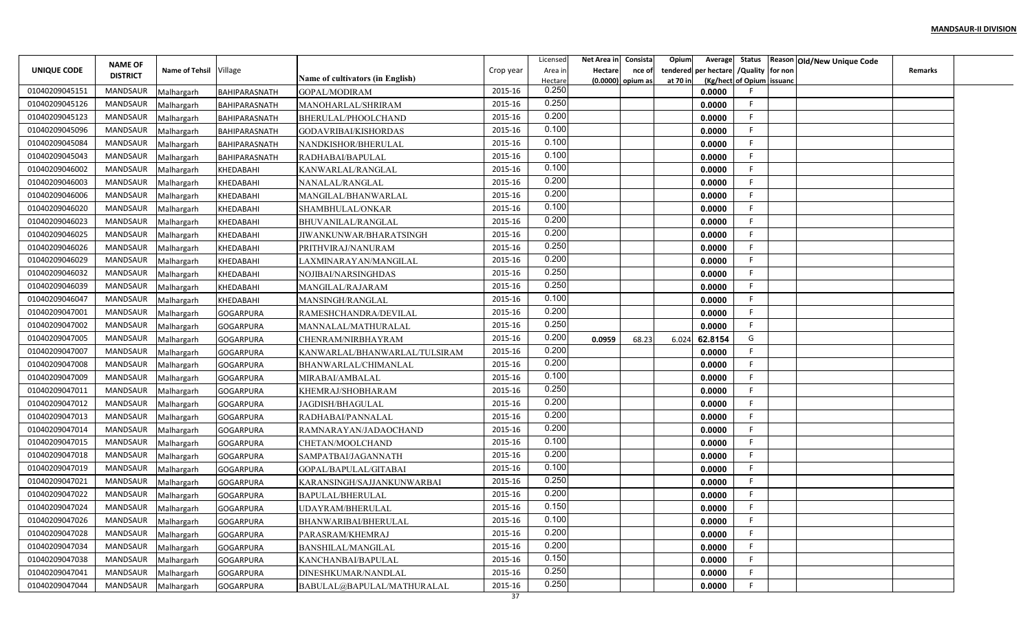**MANDSAUR-II DIVISION**

| UNIQUE CODE | NAME OF DISTRICT | Name of Tehsil | Village | Name of cultivators (in English) | Crop year | Licensed Area in Hectare | Net Area in Hectare (0.0000) | Consistance of opium as | Opium tendered at 70 in | Average per hectare (Kg/hect | Status /Quality of Opium | Reason for non issuance | Old/New Unique Code | Remarks |
|---|---|---|---|---|---|---|---|---|---|---|---|---|---|---|
| 01040209045151 | MANDSAUR | Malhargarh | BAHIPARASNATH | GOPAL/MODIRAM | 2015-16 | 0.250 | | | | 0.0000 | F | | | |
| 01040209045126 | MANDSAUR | Malhargarh | BAHIPARASNATH | MANOHARLAL/SHRIRAM | 2015-16 | 0.250 | | | | 0.0000 | F | | | |
| 01040209045123 | MANDSAUR | Malhargarh | BAHIPARASNATH | BHERULAL/PHOOLCHAND | 2015-16 | 0.200 | | | | 0.0000 | F | | | |
| 01040209045096 | MANDSAUR | Malhargarh | BAHIPARASNATH | GODAVRIBAI/KISHORDAS | 2015-16 | 0.100 | | | | 0.0000 | F | | | |
| 01040209045084 | MANDSAUR | Malhargarh | BAHIPARASNATH | NANDKISHOR/BHERULAL | 2015-16 | 0.100 | | | | 0.0000 | F | | | |
| 01040209045043 | MANDSAUR | Malhargarh | BAHIPARASNATH | RADHABAI/BAPULAL | 2015-16 | 0.100 | | | | 0.0000 | F | | | |
| 01040209046002 | MANDSAUR | Malhargarh | KHEDABAHI | KANWARLAL/RANGLAL | 2015-16 | 0.100 | | | | 0.0000 | F | | | |
| 01040209046003 | MANDSAUR | Malhargarh | KHEDABAHI | NANALAL/RANGLAL | 2015-16 | 0.200 | | | | 0.0000 | F | | | |
| 01040209046006 | MANDSAUR | Malhargarh | KHEDABAHI | MANGILAL/BHANWARLAL | 2015-16 | 0.200 | | | | 0.0000 | F | | | |
| 01040209046020 | MANDSAUR | Malhargarh | KHEDABAHI | SHAMBHULAL/ONKAR | 2015-16 | 0.100 | | | | 0.0000 | F | | | |
| 01040209046023 | MANDSAUR | Malhargarh | KHEDABAHI | BHUVANILAL/RANGLAL | 2015-16 | 0.200 | | | | 0.0000 | F | | | |
| 01040209046025 | MANDSAUR | Malhargarh | KHEDABAHI | JIWANKUNWAR/BHARATSINGH | 2015-16 | 0.200 | | | | 0.0000 | F | | | |
| 01040209046026 | MANDSAUR | Malhargarh | KHEDABAHI | PRITHVIRAJ/NANURAM | 2015-16 | 0.250 | | | | 0.0000 | F | | | |
| 01040209046029 | MANDSAUR | Malhargarh | KHEDABAHI | LAXMINARAYAN/MANGILAL | 2015-16 | 0.200 | | | | 0.0000 | F | | | |
| 01040209046032 | MANDSAUR | Malhargarh | KHEDABAHI | NOJIBAI/NARSINGHDAS | 2015-16 | 0.250 | | | | 0.0000 | F | | | |
| 01040209046039 | MANDSAUR | Malhargarh | KHEDABAHI | MANGILAL/RAJARAM | 2015-16 | 0.250 | | | | 0.0000 | F | | | |
| 01040209046047 | MANDSAUR | Malhargarh | KHEDABAHI | MANSINGH/RANGLAL | 2015-16 | 0.100 | | | | 0.0000 | F | | | |
| 01040209047001 | MANDSAUR | Malhargarh | GOGARPURA | RAMESHCHANDRA/DEVILAL | 2015-16 | 0.200 | | | | 0.0000 | F | | | |
| 01040209047002 | MANDSAUR | Malhargarh | GOGARPURA | MANNALAL/MATHURALAL | 2015-16 | 0.250 | | | | 0.0000 | F | | | |
| 01040209047005 | MANDSAUR | Malhargarh | GOGARPURA | CHENRAM/NIRBHAYRAM | 2015-16 | 0.200 | 0.0959 | 68.23 | 6.024 | 62.8154 | G | | | |
| 01040209047007 | MANDSAUR | Malhargarh | GOGARPURA | KANWARLAL/BHANWARLAL/TULSIRAM | 2015-16 | 0.200 | | | | 0.0000 | F | | | |
| 01040209047008 | MANDSAUR | Malhargarh | GOGARPURA | BHANWARLAL/CHIMANLAL | 2015-16 | 0.200 | | | | 0.0000 | F | | | |
| 01040209047009 | MANDSAUR | Malhargarh | GOGARPURA | MIRABAI/AMBALAL | 2015-16 | 0.100 | | | | 0.0000 | F | | | |
| 01040209047011 | MANDSAUR | Malhargarh | GOGARPURA | KHEMRAJ/SHOBHARAM | 2015-16 | 0.250 | | | | 0.0000 | F | | | |
| 01040209047012 | MANDSAUR | Malhargarh | GOGARPURA | JAGDISH/BHAGULAL | 2015-16 | 0.200 | | | | 0.0000 | F | | | |
| 01040209047013 | MANDSAUR | Malhargarh | GOGARPURA | RADHABAI/PANNALAL | 2015-16 | 0.200 | | | | 0.0000 | F | | | |
| 01040209047014 | MANDSAUR | Malhargarh | GOGARPURA | RAMNARAYAN/JADAOCHAND | 2015-16 | 0.200 | | | | 0.0000 | F | | | |
| 01040209047015 | MANDSAUR | Malhargarh | GOGARPURA | CHETAN/MOOLCHAND | 2015-16 | 0.100 | | | | 0.0000 | F | | | |
| 01040209047018 | MANDSAUR | Malhargarh | GOGARPURA | SAMPATBAI/JAGANNATH | 2015-16 | 0.200 | | | | 0.0000 | F | | | |
| 01040209047019 | MANDSAUR | Malhargarh | GOGARPURA | GOPAL/BAPULAL/GITABAI | 2015-16 | 0.100 | | | | 0.0000 | F | | | |
| 01040209047021 | MANDSAUR | Malhargarh | GOGARPURA | KARANSINGH/SAJJANKUNWARBAI | 2015-16 | 0.250 | | | | 0.0000 | F | | | |
| 01040209047022 | MANDSAUR | Malhargarh | GOGARPURA | BAPULAL/BHERULAL | 2015-16 | 0.200 | | | | 0.0000 | F | | | |
| 01040209047024 | MANDSAUR | Malhargarh | GOGARPURA | UDAYRAM/BHERULAL | 2015-16 | 0.150 | | | | 0.0000 | F | | | |
| 01040209047026 | MANDSAUR | Malhargarh | GOGARPURA | BHANWARIBAI/BHERULAL | 2015-16 | 0.100 | | | | 0.0000 | F | | | |
| 01040209047028 | MANDSAUR | Malhargarh | GOGARPURA | PARASRAM/KHEMRAJ | 2015-16 | 0.200 | | | | 0.0000 | F | | | |
| 01040209047034 | MANDSAUR | Malhargarh | GOGARPURA | BANSHILAL/MANGILAL | 2015-16 | 0.200 | | | | 0.0000 | F | | | |
| 01040209047038 | MANDSAUR | Malhargarh | GOGARPURA | KANCHANBAI/BAPULAL | 2015-16 | 0.150 | | | | 0.0000 | F | | | |
| 01040209047041 | MANDSAUR | Malhargarh | GOGARPURA | DINESHKUMAR/NANDLAL | 2015-16 | 0.250 | | | | 0.0000 | F | | | |
| 01040209047044 | MANDSAUR | Malhargarh | GOGARPURA | BABULAL@BAPULAL/MATHURALAL | 2015-16 | 0.250 | | | | 0.0000 | F | | | |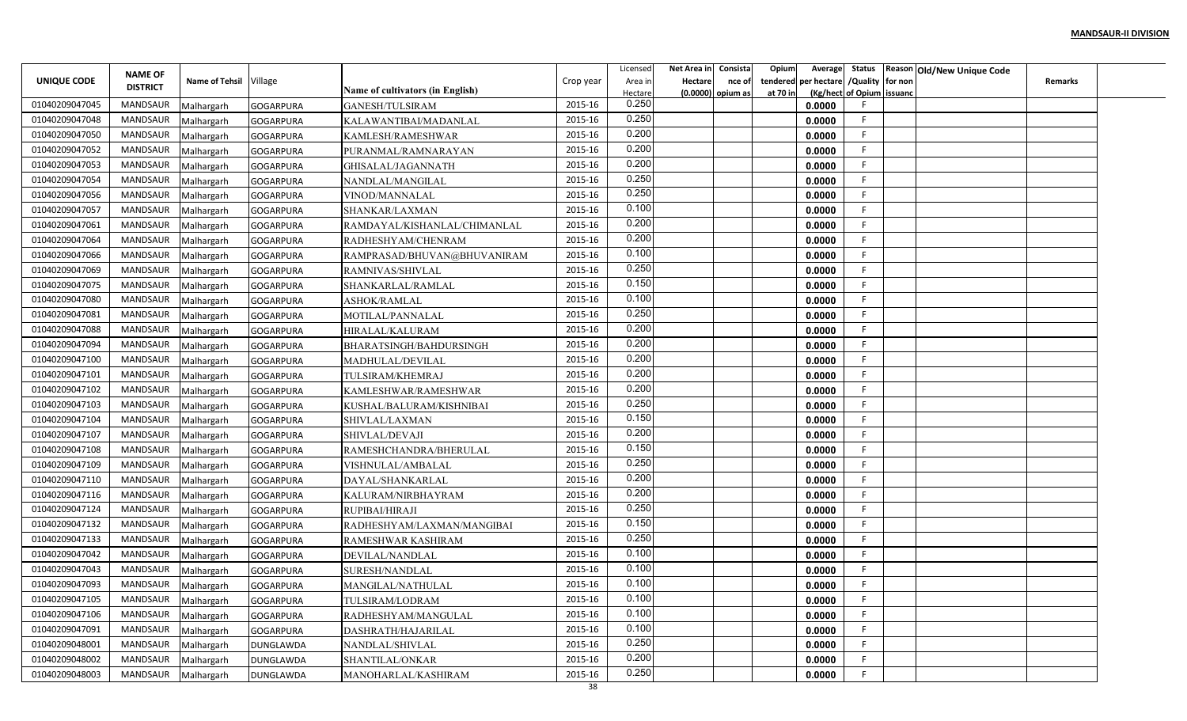**MANDSAUR-II DIVISION**

| UNIQUE CODE | NAME OF DISTRICT | Name of Tehsil | Village | Name of cultivators (in English) | Crop year | Licensed Area in Hectare | Net Area in Hectare (0.0000) | Consistance of opium as | Opium tendered at 70 in | Average per hectare (Kg/hect | Status /Quality of Opium | Reason for non issuance | Old/New Unique Code | Remarks |
|---|---|---|---|---|---|---|---|---|---|---|---|---|---|---|
| 01040209047045 | MANDSAUR | Malhargarh | GOGARPURA | GANESH/TULSIRAM | 2015-16 | 0.250 | | | | 0.0000 | F | | | |
| 01040209047048 | MANDSAUR | Malhargarh | GOGARPURA | KALAWANTIBAI/MADANLAL | 2015-16 | 0.250 | | | | 0.0000 | F | | | |
| 01040209047050 | MANDSAUR | Malhargarh | GOGARPURA | KAMLESH/RAMESHWAR | 2015-16 | 0.200 | | | | 0.0000 | F | | | |
| 01040209047052 | MANDSAUR | Malhargarh | GOGARPURA | PURANMAL/RAMNARAYAN | 2015-16 | 0.200 | | | | 0.0000 | F | | | |
| 01040209047053 | MANDSAUR | Malhargarh | GOGARPURA | GHISALAL/JAGANNATH | 2015-16 | 0.200 | | | | 0.0000 | F | | | |
| 01040209047054 | MANDSAUR | Malhargarh | GOGARPURA | NANDLAL/MANGILAL | 2015-16 | 0.250 | | | | 0.0000 | F | | | |
| 01040209047056 | MANDSAUR | Malhargarh | GOGARPURA | VINOD/MANNALAL | 2015-16 | 0.250 | | | | 0.0000 | F | | | |
| 01040209047057 | MANDSAUR | Malhargarh | GOGARPURA | SHANKAR/LAXMAN | 2015-16 | 0.100 | | | | 0.0000 | F | | | |
| 01040209047061 | MANDSAUR | Malhargarh | GOGARPURA | RAMDAYAL/KISHANLAL/CHIMANLAL | 2015-16 | 0.200 | | | | 0.0000 | F | | | |
| 01040209047064 | MANDSAUR | Malhargarh | GOGARPURA | RADHESHYAM/CHENRAM | 2015-16 | 0.200 | | | | 0.0000 | F | | | |
| 01040209047066 | MANDSAUR | Malhargarh | GOGARPURA | RAMPRASAD/BHUVAN@BHUVANIRAM | 2015-16 | 0.100 | | | | 0.0000 | F | | | |
| 01040209047069 | MANDSAUR | Malhargarh | GOGARPURA | RAMNIVAS/SHIVLAL | 2015-16 | 0.250 | | | | 0.0000 | F | | | |
| 01040209047075 | MANDSAUR | Malhargarh | GOGARPURA | SHANKARLAL/RAMLAL | 2015-16 | 0.150 | | | | 0.0000 | F | | | |
| 01040209047080 | MANDSAUR | Malhargarh | GOGARPURA | ASHOK/RAMLAL | 2015-16 | 0.100 | | | | 0.0000 | F | | | |
| 01040209047081 | MANDSAUR | Malhargarh | GOGARPURA | MOTILAL/PANNALAL | 2015-16 | 0.250 | | | | 0.0000 | F | | | |
| 01040209047088 | MANDSAUR | Malhargarh | GOGARPURA | HIRALAL/KALURAM | 2015-16 | 0.200 | | | | 0.0000 | F | | | |
| 01040209047094 | MANDSAUR | Malhargarh | GOGARPURA | BHARATSINGH/BAHDURSINGH | 2015-16 | 0.200 | | | | 0.0000 | F | | | |
| 01040209047100 | MANDSAUR | Malhargarh | GOGARPURA | MADHULAL/DEVILAL | 2015-16 | 0.200 | | | | 0.0000 | F | | | |
| 01040209047101 | MANDSAUR | Malhargarh | GOGARPURA | TULSIRAM/KHEMRAJ | 2015-16 | 0.200 | | | | 0.0000 | F | | | |
| 01040209047102 | MANDSAUR | Malhargarh | GOGARPURA | KAMLESHWAR/RAMESHWAR | 2015-16 | 0.200 | | | | 0.0000 | F | | | |
| 01040209047103 | MANDSAUR | Malhargarh | GOGARPURA | KUSHAL/BALURAM/KISHNIBAI | 2015-16 | 0.250 | | | | 0.0000 | F | | | |
| 01040209047104 | MANDSAUR | Malhargarh | GOGARPURA | SHIVLAL/LAXMAN | 2015-16 | 0.150 | | | | 0.0000 | F | | | |
| 01040209047107 | MANDSAUR | Malhargarh | GOGARPURA | SHIVLAL/DEVAJI | 2015-16 | 0.200 | | | | 0.0000 | F | | | |
| 01040209047108 | MANDSAUR | Malhargarh | GOGARPURA | RAMESHCHANDRA/BHERULAL | 2015-16 | 0.150 | | | | 0.0000 | F | | | |
| 01040209047109 | MANDSAUR | Malhargarh | GOGARPURA | VISHNULAL/AMBALAL | 2015-16 | 0.250 | | | | 0.0000 | F | | | |
| 01040209047110 | MANDSAUR | Malhargarh | GOGARPURA | DAYAL/SHANKARLAL | 2015-16 | 0.200 | | | | 0.0000 | F | | | |
| 01040209047116 | MANDSAUR | Malhargarh | GOGARPURA | KALURAM/NIRBHAYRAM | 2015-16 | 0.200 | | | | 0.0000 | F | | | |
| 01040209047124 | MANDSAUR | Malhargarh | GOGARPURA | RUPIBAI/HIRAJI | 2015-16 | 0.250 | | | | 0.0000 | F | | | |
| 01040209047132 | MANDSAUR | Malhargarh | GOGARPURA | RADHESHYAM/LAXMAN/MANGIBAI | 2015-16 | 0.150 | | | | 0.0000 | F | | | |
| 01040209047133 | MANDSAUR | Malhargarh | GOGARPURA | RAMESHWAR KASHIRAM | 2015-16 | 0.250 | | | | 0.0000 | F | | | |
| 01040209047042 | MANDSAUR | Malhargarh | GOGARPURA | DEVILAL/NANDLAL | 2015-16 | 0.100 | | | | 0.0000 | F | | | |
| 01040209047043 | MANDSAUR | Malhargarh | GOGARPURA | SURESH/NANDLAL | 2015-16 | 0.100 | | | | 0.0000 | F | | | |
| 01040209047093 | MANDSAUR | Malhargarh | GOGARPURA | MANGILAL/NATHULAL | 2015-16 | 0.100 | | | | 0.0000 | F | | | |
| 01040209047105 | MANDSAUR | Malhargarh | GOGARPURA | TULSIRAM/LODRAM | 2015-16 | 0.100 | | | | 0.0000 | F | | | |
| 01040209047106 | MANDSAUR | Malhargarh | GOGARPURA | RADHESHYAM/MANGULAL | 2015-16 | 0.100 | | | | 0.0000 | F | | | |
| 01040209047091 | MANDSAUR | Malhargarh | GOGARPURA | DASHRATH/HAJARILAL | 2015-16 | 0.100 | | | | 0.0000 | F | | | |
| 01040209048001 | MANDSAUR | Malhargarh | DUNGLAWDA | NANDLAL/SHIVLAL | 2015-16 | 0.250 | | | | 0.0000 | F | | | |
| 01040209048002 | MANDSAUR | Malhargarh | DUNGLAWDA | SHANTILAL/ONKAR | 2015-16 | 0.200 | | | | 0.0000 | F | | | |
| 01040209048003 | MANDSAUR | Malhargarh | DUNGLAWDA | MANOHARLAL/KASHIRAM | 2015-16 | 0.250 | | | | 0.0000 | F | | | |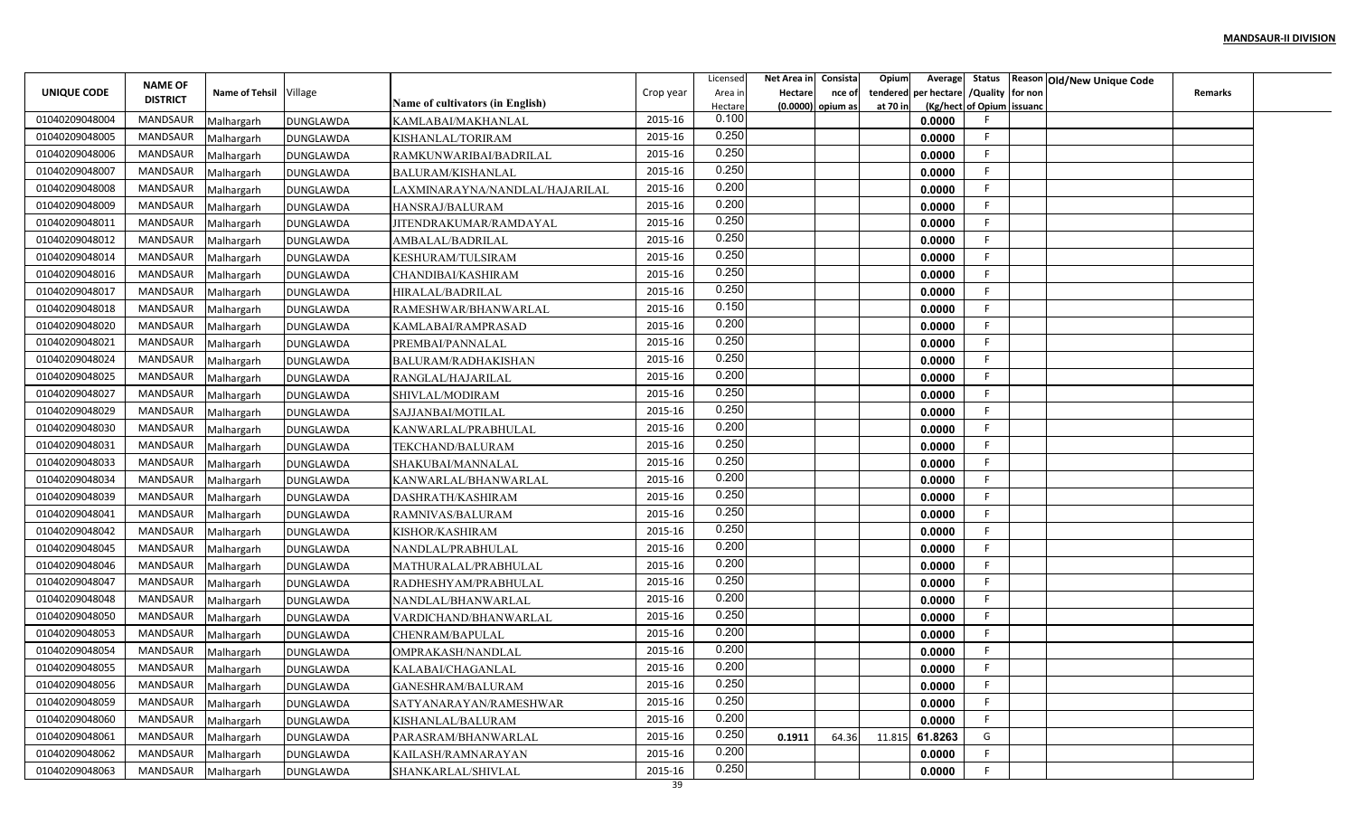**MANDSAUR-II DIVISION**

| UNIQUE CODE | NAME OF DISTRICT | Name of Tehsil | Village | Name of cultivators (in English) | Crop year | Licensed Area in Hectare | Net Area in Hectare (0.0000) | Consistance of opium as | Opium tendered at 70 in | Average per hectare (Kg/hect) | Status /Quality of Opium | Reason for non issuance | Old/New Unique Code | Remarks |
|---|---|---|---|---|---|---|---|---|---|---|---|---|---|---|
| 01040209048004 | MANDSAUR | Malhargarh | DUNGLAWDA | KAMLABAI/MAKHANLAL | 2015-16 | 0.100 | | | | 0.0000 | F | | | |
| 01040209048005 | MANDSAUR | Malhargarh | DUNGLAWDA | KISHANLAL/TORIRAM | 2015-16 | 0.250 | | | | 0.0000 | F | | | |
| 01040209048006 | MANDSAUR | Malhargarh | DUNGLAWDA | RAMKUNWARIBAI/BADRILAL | 2015-16 | 0.250 | | | | 0.0000 | F | | | |
| 01040209048007 | MANDSAUR | Malhargarh | DUNGLAWDA | BALURAM/KISHANLAL | 2015-16 | 0.250 | | | | 0.0000 | F | | | |
| 01040209048008 | MANDSAUR | Malhargarh | DUNGLAWDA | LAXMINARAYNA/NANDLAL/HAJARILAL | 2015-16 | 0.200 | | | | 0.0000 | F | | | |
| 01040209048009 | MANDSAUR | Malhargarh | DUNGLAWDA | HANSRAJ/BALURAM | 2015-16 | 0.200 | | | | 0.0000 | F | | | |
| 01040209048011 | MANDSAUR | Malhargarh | DUNGLAWDA | JITENDRAKUMAR/RAMDAYAL | 2015-16 | 0.250 | | | | 0.0000 | F | | | |
| 01040209048012 | MANDSAUR | Malhargarh | DUNGLAWDA | AMBALAL/BADRILAL | 2015-16 | 0.250 | | | | 0.0000 | F | | | |
| 01040209048014 | MANDSAUR | Malhargarh | DUNGLAWDA | KESHURAM/TULSIRAM | 2015-16 | 0.250 | | | | 0.0000 | F | | | |
| 01040209048016 | MANDSAUR | Malhargarh | DUNGLAWDA | CHANDIBAI/KASHIRAM | 2015-16 | 0.250 | | | | 0.0000 | F | | | |
| 01040209048017 | MANDSAUR | Malhargarh | DUNGLAWDA | HIRALAL/BADRILAL | 2015-16 | 0.250 | | | | 0.0000 | F | | | |
| 01040209048018 | MANDSAUR | Malhargarh | DUNGLAWDA | RAMESHWAR/BHANWARLAL | 2015-16 | 0.150 | | | | 0.0000 | F | | | |
| 01040209048020 | MANDSAUR | Malhargarh | DUNGLAWDA | KAMLABAI/RAMPRASAD | 2015-16 | 0.200 | | | | 0.0000 | F | | | |
| 01040209048021 | MANDSAUR | Malhargarh | DUNGLAWDA | PREMBAI/PANNALAL | 2015-16 | 0.250 | | | | 0.0000 | F | | | |
| 01040209048024 | MANDSAUR | Malhargarh | DUNGLAWDA | BALURAM/RADHAKISHAN | 2015-16 | 0.250 | | | | 0.0000 | F | | | |
| 01040209048025 | MANDSAUR | Malhargarh | DUNGLAWDA | RANGLAL/HAJARILAL | 2015-16 | 0.200 | | | | 0.0000 | F | | | |
| 01040209048027 | MANDSAUR | Malhargarh | DUNGLAWDA | SHIVLAL/MODIRAM | 2015-16 | 0.250 | | | | 0.0000 | F | | | |
| 01040209048029 | MANDSAUR | Malhargarh | DUNGLAWDA | SAJJANBAI/MOTILAL | 2015-16 | 0.250 | | | | 0.0000 | F | | | |
| 01040209048030 | MANDSAUR | Malhargarh | DUNGLAWDA | KANWARLAL/PRABHULAL | 2015-16 | 0.200 | | | | 0.0000 | F | | | |
| 01040209048031 | MANDSAUR | Malhargarh | DUNGLAWDA | TEKCHAND/BALURAM | 2015-16 | 0.250 | | | | 0.0000 | F | | | |
| 01040209048033 | MANDSAUR | Malhargarh | DUNGLAWDA | SHAKUBAI/MANNALAL | 2015-16 | 0.250 | | | | 0.0000 | F | | | |
| 01040209048034 | MANDSAUR | Malhargarh | DUNGLAWDA | KANWARLAL/BHANWARLAL | 2015-16 | 0.200 | | | | 0.0000 | F | | | |
| 01040209048039 | MANDSAUR | Malhargarh | DUNGLAWDA | DASHRATH/KASHIRAM | 2015-16 | 0.250 | | | | 0.0000 | F | | | |
| 01040209048041 | MANDSAUR | Malhargarh | DUNGLAWDA | RAMNIVAS/BALURAM | 2015-16 | 0.250 | | | | 0.0000 | F | | | |
| 01040209048042 | MANDSAUR | Malhargarh | DUNGLAWDA | KISHOR/KASHIRAM | 2015-16 | 0.250 | | | | 0.0000 | F | | | |
| 01040209048045 | MANDSAUR | Malhargarh | DUNGLAWDA | NANDLAL/PRABHULAL | 2015-16 | 0.200 | | | | 0.0000 | F | | | |
| 01040209048046 | MANDSAUR | Malhargarh | DUNGLAWDA | MATHURALAL/PRABHULAL | 2015-16 | 0.200 | | | | 0.0000 | F | | | |
| 01040209048047 | MANDSAUR | Malhargarh | DUNGLAWDA | RADHESHYAM/PRABHULAL | 2015-16 | 0.250 | | | | 0.0000 | F | | | |
| 01040209048048 | MANDSAUR | Malhargarh | DUNGLAWDA | NANDLAL/BHANWARLAL | 2015-16 | 0.200 | | | | 0.0000 | F | | | |
| 01040209048050 | MANDSAUR | Malhargarh | DUNGLAWDA | VARDICHAND/BHANWARLAL | 2015-16 | 0.250 | | | | 0.0000 | F | | | |
| 01040209048053 | MANDSAUR | Malhargarh | DUNGLAWDA | CHENRAM/BAPULAL | 2015-16 | 0.200 | | | | 0.0000 | F | | | |
| 01040209048054 | MANDSAUR | Malhargarh | DUNGLAWDA | OMPRAKASH/NANDLAL | 2015-16 | 0.200 | | | | 0.0000 | F | | | |
| 01040209048055 | MANDSAUR | Malhargarh | DUNGLAWDA | KALABAI/CHAGANLAL | 2015-16 | 0.200 | | | | 0.0000 | F | | | |
| 01040209048056 | MANDSAUR | Malhargarh | DUNGLAWDA | GANESHRAM/BALURAM | 2015-16 | 0.250 | | | | 0.0000 | F | | | |
| 01040209048059 | MANDSAUR | Malhargarh | DUNGLAWDA | SATYANARAYAN/RAMESHWAR | 2015-16 | 0.250 | | | | 0.0000 | F | | | |
| 01040209048060 | MANDSAUR | Malhargarh | DUNGLAWDA | KISHANLAL/BALURAM | 2015-16 | 0.200 | | | | 0.0000 | F | | | |
| 01040209048061 | MANDSAUR | Malhargarh | DUNGLAWDA | PARASRAM/BHANWARLAL | 2015-16 | 0.250 | 0.1911 | 64.36 | 11.815 | 61.8263 | G | | | |
| 01040209048062 | MANDSAUR | Malhargarh | DUNGLAWDA | KAILASH/RAMNARAYAN | 2015-16 | 0.200 | | | | 0.0000 | F | | | |
| 01040209048063 | MANDSAUR | Malhargarh | DUNGLAWDA | SHANKARLAL/SHIVLAL | 2015-16 | 0.250 | | | | 0.0000 | F | | | |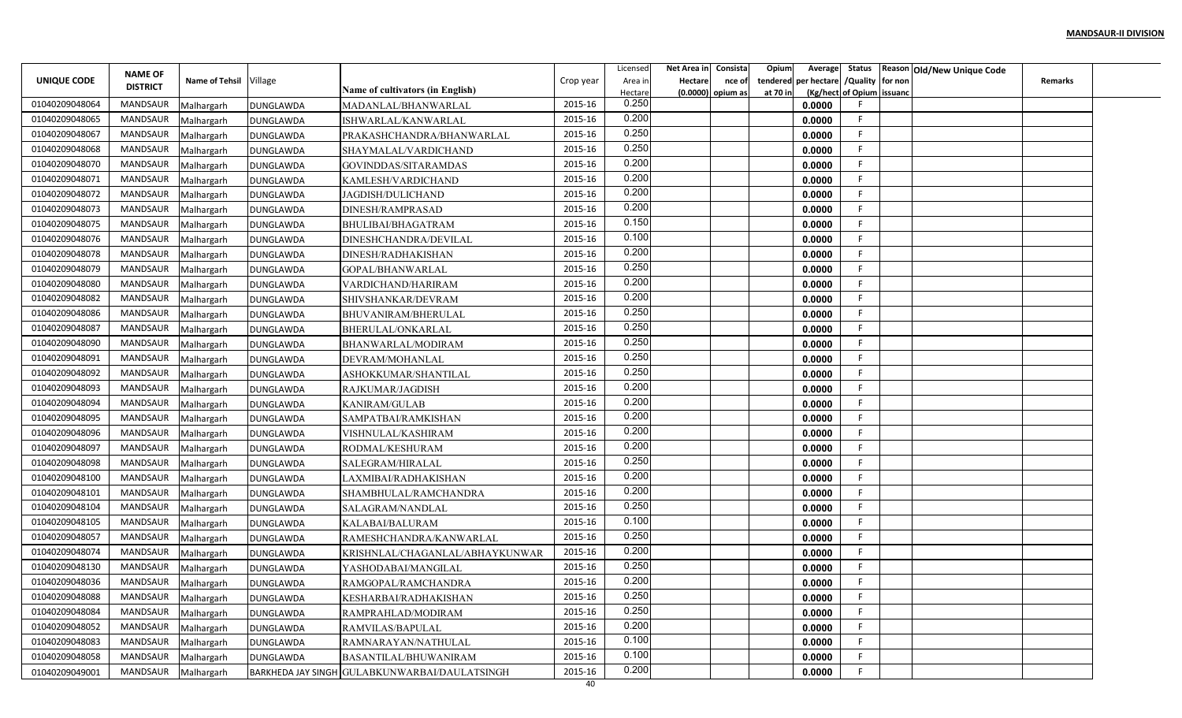**MANDSAUR-II DIVISION**

| UNIQUE CODE | NAME OF DISTRICT | Name of Tehsil | Village | Name of cultivators (in English) | Crop year | Licensed Area in Hectare | Net Area in Hectare (0.0000) | Consistance of opium as | Opium tendered at 70 in | Average per hectare (Kg/hect | Status /Quality of Opium | Reason for non issuance | Old/New Unique Code | Remarks |
|---|---|---|---|---|---|---|---|---|---|---|---|---|---|---|
| 01040209048064 | MANDSAUR | Malhargarh | DUNGLAWDA | MADANLAL/BHANWARLAL | 2015-16 | 0.250 | | | | 0.0000 | F | | | |
| 01040209048065 | MANDSAUR | Malhargarh | DUNGLAWDA | ISHWARLAL/KANWARLAL | 2015-16 | 0.200 | | | | 0.0000 | F | | | |
| 01040209048067 | MANDSAUR | Malhargarh | DUNGLAWDA | PRAKASHCHANDRA/BHANWARLAL | 2015-16 | 0.250 | | | | 0.0000 | F | | | |
| 01040209048068 | MANDSAUR | Malhargarh | DUNGLAWDA | SHAYMALAL/VARDICHAND | 2015-16 | 0.250 | | | | 0.0000 | F | | | |
| 01040209048070 | MANDSAUR | Malhargarh | DUNGLAWDA | GOVINDDAS/SITARAMDAS | 2015-16 | 0.200 | | | | 0.0000 | F | | | |
| 01040209048071 | MANDSAUR | Malhargarh | DUNGLAWDA | KAMLESH/VARDICHAND | 2015-16 | 0.200 | | | | 0.0000 | F | | | |
| 01040209048072 | MANDSAUR | Malhargarh | DUNGLAWDA | JAGDISH/DULICHAND | 2015-16 | 0.200 | | | | 0.0000 | F | | | |
| 01040209048073 | MANDSAUR | Malhargarh | DUNGLAWDA | DINESH/RAMPRASAD | 2015-16 | 0.200 | | | | 0.0000 | F | | | |
| 01040209048075 | MANDSAUR | Malhargarh | DUNGLAWDA | BHULIBAI/BHAGATRAM | 2015-16 | 0.150 | | | | 0.0000 | F | | | |
| 01040209048076 | MANDSAUR | Malhargarh | DUNGLAWDA | DINESHCHANDRA/DEVILAL | 2015-16 | 0.100 | | | | 0.0000 | F | | | |
| 01040209048078 | MANDSAUR | Malhargarh | DUNGLAWDA | DINESH/RADHAKISHAN | 2015-16 | 0.200 | | | | 0.0000 | F | | | |
| 01040209048079 | MANDSAUR | Malhargarh | DUNGLAWDA | GOPAL/BHANWARLAL | 2015-16 | 0.250 | | | | 0.0000 | F | | | |
| 01040209048080 | MANDSAUR | Malhargarh | DUNGLAWDA | VARDICHAND/HARIRAM | 2015-16 | 0.200 | | | | 0.0000 | F | | | |
| 01040209048082 | MANDSAUR | Malhargarh | DUNGLAWDA | SHIVSHANKAR/DEVRAM | 2015-16 | 0.200 | | | | 0.0000 | F | | | |
| 01040209048086 | MANDSAUR | Malhargarh | DUNGLAWDA | BHUVANIRAM/BHERULAL | 2015-16 | 0.250 | | | | 0.0000 | F | | | |
| 01040209048087 | MANDSAUR | Malhargarh | DUNGLAWDA | BHERULAL/ONKARLAL | 2015-16 | 0.250 | | | | 0.0000 | F | | | |
| 01040209048090 | MANDSAUR | Malhargarh | DUNGLAWDA | BHANWARLAL/MODIRAM | 2015-16 | 0.250 | | | | 0.0000 | F | | | |
| 01040209048091 | MANDSAUR | Malhargarh | DUNGLAWDA | DEVRAM/MOHANLAL | 2015-16 | 0.250 | | | | 0.0000 | F | | | |
| 01040209048092 | MANDSAUR | Malhargarh | DUNGLAWDA | ASHOKKUMAR/SHANTILAL | 2015-16 | 0.250 | | | | 0.0000 | F | | | |
| 01040209048093 | MANDSAUR | Malhargarh | DUNGLAWDA | RAJKUMAR/JAGDISH | 2015-16 | 0.200 | | | | 0.0000 | F | | | |
| 01040209048094 | MANDSAUR | Malhargarh | DUNGLAWDA | KANIRAM/GULAB | 2015-16 | 0.200 | | | | 0.0000 | F | | | |
| 01040209048095 | MANDSAUR | Malhargarh | DUNGLAWDA | SAMPATBAI/RAMKISHAN | 2015-16 | 0.200 | | | | 0.0000 | F | | | |
| 01040209048096 | MANDSAUR | Malhargarh | DUNGLAWDA | VISHNULAL/KASHIRAM | 2015-16 | 0.200 | | | | 0.0000 | F | | | |
| 01040209048097 | MANDSAUR | Malhargarh | DUNGLAWDA | RODMAL/KESHURAM | 2015-16 | 0.200 | | | | 0.0000 | F | | | |
| 01040209048098 | MANDSAUR | Malhargarh | DUNGLAWDA | SALEGRAM/HIRALAL | 2015-16 | 0.250 | | | | 0.0000 | F | | | |
| 01040209048100 | MANDSAUR | Malhargarh | DUNGLAWDA | LAXMIBAI/RADHAKISHAN | 2015-16 | 0.200 | | | | 0.0000 | F | | | |
| 01040209048101 | MANDSAUR | Malhargarh | DUNGLAWDA | SHAMBHULAL/RAMCHANDRA | 2015-16 | 0.200 | | | | 0.0000 | F | | | |
| 01040209048104 | MANDSAUR | Malhargarh | DUNGLAWDA | SALAGRAM/NANDLAL | 2015-16 | 0.250 | | | | 0.0000 | F | | | |
| 01040209048105 | MANDSAUR | Malhargarh | DUNGLAWDA | KALABAI/BALURAM | 2015-16 | 0.100 | | | | 0.0000 | F | | | |
| 01040209048057 | MANDSAUR | Malhargarh | DUNGLAWDA | RAMESHCHANDRA/KANWARLAL | 2015-16 | 0.250 | | | | 0.0000 | F | | | |
| 01040209048074 | MANDSAUR | Malhargarh | DUNGLAWDA | KRISHNLAL/CHAGANLAL/ABHAYKUNWAR | 2015-16 | 0.200 | | | | 0.0000 | F | | | |
| 01040209048130 | MANDSAUR | Malhargarh | DUNGLAWDA | YASHODABAI/MANGILAL | 2015-16 | 0.250 | | | | 0.0000 | F | | | |
| 01040209048036 | MANDSAUR | Malhargarh | DUNGLAWDA | RAMGOPAL/RAMCHANDRA | 2015-16 | 0.200 | | | | 0.0000 | F | | | |
| 01040209048088 | MANDSAUR | Malhargarh | DUNGLAWDA | KESHARBAI/RADHAKISHAN | 2015-16 | 0.250 | | | | 0.0000 | F | | | |
| 01040209048084 | MANDSAUR | Malhargarh | DUNGLAWDA | RAMPRAHLAD/MODIRAM | 2015-16 | 0.250 | | | | 0.0000 | F | | | |
| 01040209048052 | MANDSAUR | Malhargarh | DUNGLAWDA | RAMVILAS/BAPULAL | 2015-16 | 0.200 | | | | 0.0000 | F | | | |
| 01040209048083 | MANDSAUR | Malhargarh | DUNGLAWDA | RAMNARAYAN/NATHULAL | 2015-16 | 0.100 | | | | 0.0000 | F | | | |
| 01040209048058 | MANDSAUR | Malhargarh | DUNGLAWDA | BASANTILAL/BHUWANIRAM | 2015-16 | 0.100 | | | | 0.0000 | F | | | |
| 01040209049001 | MANDSAUR | Malhargarh | BARKHEDA JAY SINGH | GULABKUNWARBAI/DAULATSINGH | 2015-16 | 0.200 | | | | 0.0000 | F | | | |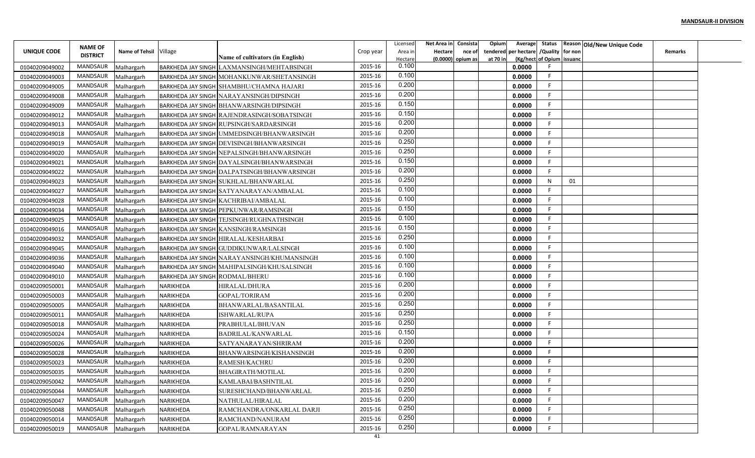**MANDSAUR-II DIVISION**

| UNIQUE CODE | NAME OF DISTRICT | Name of Tehsil | Village | Name of cultivators (in English) | Crop year | Licensed Area in Hectare | Net Area in Hectare (0.0000) | Consistance of opium as | Opium tendered at 70 in | Average per hectare (Kg/hect | Status /Quality of Opium | Reason for non issuance | Old/New Unique Code | Remarks |
|---|---|---|---|---|---|---|---|---|---|---|---|---|---|---|
| 01040209049002 | MANDSAUR | Malhargarh | BARKHEDA JAY SINGH | LAXMANSINGH/MEHTABSINGH | 2015-16 | 0.100 | | | | 0.0000 | F | | | |
| 01040209049003 | MANDSAUR | Malhargarh | BARKHEDA JAY SINGH | MOHANKUNWAR/SHETANSINGH | 2015-16 | 0.100 | | | | 0.0000 | F | | | |
| 01040209049005 | MANDSAUR | Malhargarh | BARKHEDA JAY SINGH | SHAMBHU/CHAMNA HAJARI | 2015-16 | 0.200 | | | | 0.0000 | F | | | |
| 01040209049008 | MANDSAUR | Malhargarh | BARKHEDA JAY SINGH | NARAYANSINGH/DIPSINGH | 2015-16 | 0.200 | | | | 0.0000 | F | | | |
| 01040209049009 | MANDSAUR | Malhargarh | BARKHEDA JAY SINGH | BHANWARSINGH/DIPSINGH | 2015-16 | 0.150 | | | | 0.0000 | F | | | |
| 01040209049012 | MANDSAUR | Malhargarh | BARKHEDA JAY SINGH | RAJENDRASINGH/SOBATSINGH | 2015-16 | 0.150 | | | | 0.0000 | F | | | |
| 01040209049013 | MANDSAUR | Malhargarh | BARKHEDA JAY SINGH | RUPSINGH/SARDARSINGH | 2015-16 | 0.200 | | | | 0.0000 | F | | | |
| 01040209049018 | MANDSAUR | Malhargarh | BARKHEDA JAY SINGH | UMMEDSINGH/BHANWARSINGH | 2015-16 | 0.200 | | | | 0.0000 | F | | | |
| 01040209049019 | MANDSAUR | Malhargarh | BARKHEDA JAY SINGH | DEVISINGH/BHANWARSINGH | 2015-16 | 0.250 | | | | 0.0000 | F | | | |
| 01040209049020 | MANDSAUR | Malhargarh | BARKHEDA JAY SINGH | NEPALSINGH/BHANWARSINGH | 2015-16 | 0.250 | | | | 0.0000 | F | | | |
| 01040209049021 | MANDSAUR | Malhargarh | BARKHEDA JAY SINGH | DAYALSINGH/BHANWARSINGH | 2015-16 | 0.150 | | | | 0.0000 | F | | | |
| 01040209049022 | MANDSAUR | Malhargarh | BARKHEDA JAY SINGH | DALPATSINGH/BHANWARSINGH | 2015-16 | 0.200 | | | | 0.0000 | F | | | |
| 01040209049023 | MANDSAUR | Malhargarh | BARKHEDA JAY SINGH | SUKHLAL/BHANWARLAL | 2015-16 | 0.250 | | | | 0.0000 | N | 01 | | |
| 01040209049027 | MANDSAUR | Malhargarh | BARKHEDA JAY SINGH | SATYANARAYAN/AMBALAL | 2015-16 | 0.100 | | | | 0.0000 | F | | | |
| 01040209049028 | MANDSAUR | Malhargarh | BARKHEDA JAY SINGH | KACHRIBAI/AMBALAL | 2015-16 | 0.100 | | | | 0.0000 | F | | | |
| 01040209049034 | MANDSAUR | Malhargarh | BARKHEDA JAY SINGH | PEPKUNWAR/RAMSINGH | 2015-16 | 0.150 | | | | 0.0000 | F | | | |
| 01040209049025 | MANDSAUR | Malhargarh | BARKHEDA JAY SINGH | TEJSINGH/RUGHNATHSINGH | 2015-16 | 0.100 | | | | 0.0000 | F | | | |
| 01040209049016 | MANDSAUR | Malhargarh | BARKHEDA JAY SINGH | KANSINGH/RAMSINGH | 2015-16 | 0.150 | | | | 0.0000 | F | | | |
| 01040209049032 | MANDSAUR | Malhargarh | BARKHEDA JAY SINGH | HIRALAL/KESHARBAI | 2015-16 | 0.250 | | | | 0.0000 | F | | | |
| 01040209049045 | MANDSAUR | Malhargarh | BARKHEDA JAY SINGH | GUDDIKUNWAR/LALSINGH | 2015-16 | 0.100 | | | | 0.0000 | F | | | |
| 01040209049036 | MANDSAUR | Malhargarh | BARKHEDA JAY SINGH | NARAYANSINGH/KHUMANSINGH | 2015-16 | 0.100 | | | | 0.0000 | F | | | |
| 01040209049040 | MANDSAUR | Malhargarh | BARKHEDA JAY SINGH | MAHIPALSINGH/KHUSALSINGH | 2015-16 | 0.100 | | | | 0.0000 | F | | | |
| 01040209049010 | MANDSAUR | Malhargarh | BARKHEDA JAY SINGH | RODMAL/BHERU | 2015-16 | 0.100 | | | | 0.0000 | F | | | |
| 01040209050001 | MANDSAUR | Malhargarh | NARIKHEDA | HIRALAL/DHURA | 2015-16 | 0.200 | | | | 0.0000 | F | | | |
| 01040209050003 | MANDSAUR | Malhargarh | NARIKHEDA | GOPAL/TORIRAM | 2015-16 | 0.200 | | | | 0.0000 | F | | | |
| 01040209050005 | MANDSAUR | Malhargarh | NARIKHEDA | BHANWARLAL/BASANTILAL | 2015-16 | 0.250 | | | | 0.0000 | F | | | |
| 01040209050011 | MANDSAUR | Malhargarh | NARIKHEDA | ISHWARLAL/RUPA | 2015-16 | 0.250 | | | | 0.0000 | F | | | |
| 01040209050018 | MANDSAUR | Malhargarh | NARIKHEDA | PRABHULAL/BHUVAN | 2015-16 | 0.250 | | | | 0.0000 | F | | | |
| 01040209050024 | MANDSAUR | Malhargarh | NARIKHEDA | BADRILAL/KANWARLAL | 2015-16 | 0.150 | | | | 0.0000 | F | | | |
| 01040209050026 | MANDSAUR | Malhargarh | NARIKHEDA | SATYANARAYAN/SHRIRAM | 2015-16 | 0.200 | | | | 0.0000 | F | | | |
| 01040209050028 | MANDSAUR | Malhargarh | NARIKHEDA | BHANWARSINGH/KISHANSINGH | 2015-16 | 0.200 | | | | 0.0000 | F | | | |
| 01040209050023 | MANDSAUR | Malhargarh | NARIKHEDA | RAMESH/KACHRU | 2015-16 | 0.200 | | | | 0.0000 | F | | | |
| 01040209050035 | MANDSAUR | Malhargarh | NARIKHEDA | BHAGIRATH/MOTILAL | 2015-16 | 0.200 | | | | 0.0000 | F | | | |
| 01040209050042 | MANDSAUR | Malhargarh | NARIKHEDA | KAMLABAI/BASHNTILAL | 2015-16 | 0.200 | | | | 0.0000 | F | | | |
| 01040209050044 | MANDSAUR | Malhargarh | NARIKHEDA | SURESHCHAND/BHANWARLAL | 2015-16 | 0.250 | | | | 0.0000 | F | | | |
| 01040209050047 | MANDSAUR | Malhargarh | NARIKHEDA | NATHULAL/HIRALAL | 2015-16 | 0.200 | | | | 0.0000 | F | | | |
| 01040209050048 | MANDSAUR | Malhargarh | NARIKHEDA | RAMCHANDRA/ONKARLAL DARJI | 2015-16 | 0.250 | | | | 0.0000 | F | | | |
| 01040209050014 | MANDSAUR | Malhargarh | NARIKHEDA | RAMCHAND/NANURAM | 2015-16 | 0.250 | | | | 0.0000 | F | | | |
| 01040209050019 | MANDSAUR | Malhargarh | NARIKHEDA | GOPAL/RAMNARAYAN | 2015-16 | 0.250 | | | | 0.0000 | F | | | |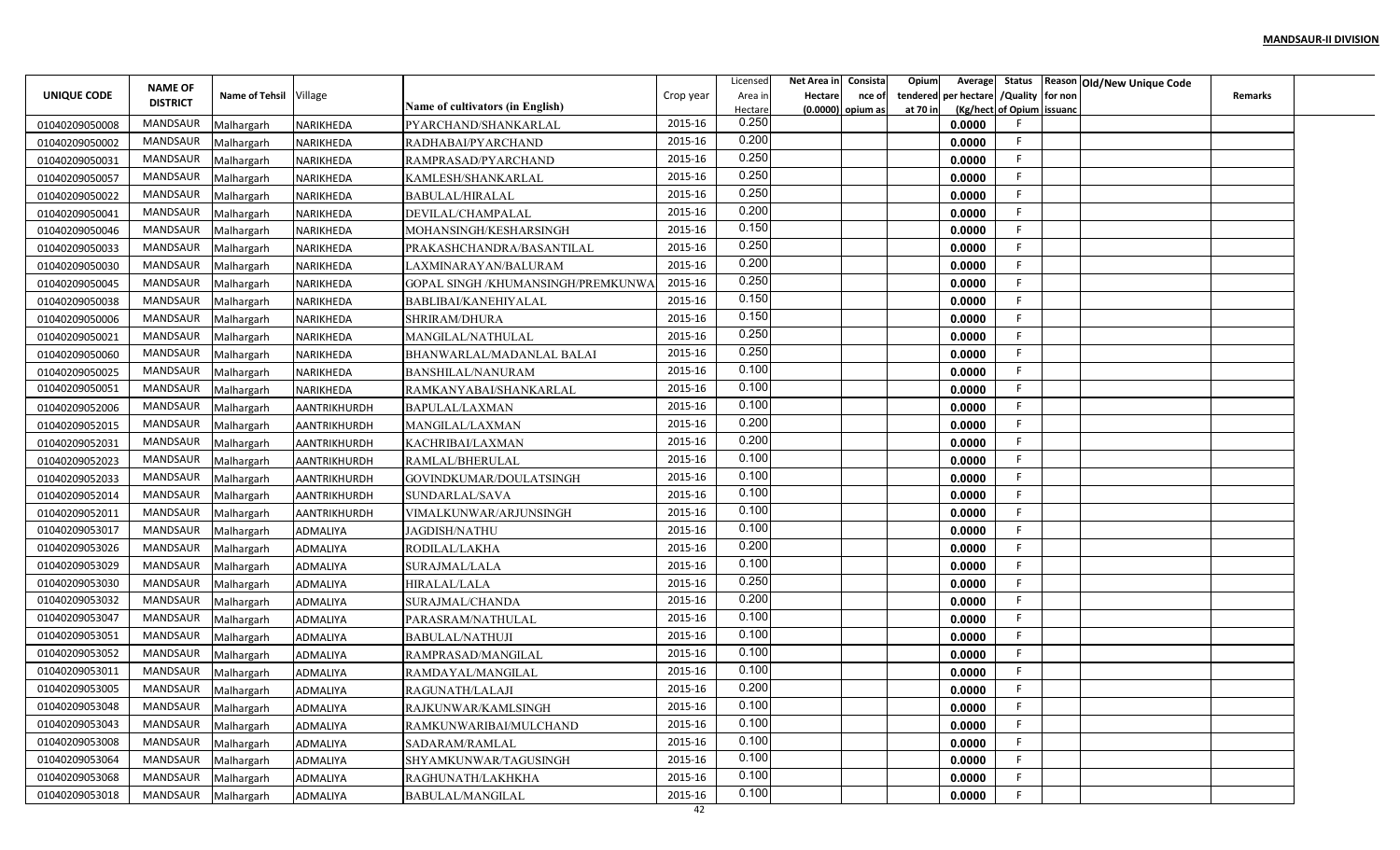**MANDSAUR-II DIVISION**

| UNIQUE CODE | NAME OF DISTRICT | Name of Tehsil | Village | Name of cultivators (in English) | Crop year | Licensed Area in Hectare | Net Area in Hectare (0.0000) | Consistance of opium as | Opium tendered at 70 in | Average per hectare (Kg/hect | Status /Quality of Opium | Reason for non issuance | Old/New Unique Code | Remarks |
|---|---|---|---|---|---|---|---|---|---|---|---|---|---|---|
| 01040209050008 | MANDSAUR | Malhargarh | NARIKHEDA | PYARCHAND/SHANKARLAL | 2015-16 | 0.250 | | | | 0.0000 | F | | | |
| 01040209050002 | MANDSAUR | Malhargarh | NARIKHEDA | RADHABAI/PYARCHAND | 2015-16 | 0.200 | | | | 0.0000 | F | | | |
| 01040209050031 | MANDSAUR | Malhargarh | NARIKHEDA | RAMPRASAD/PYARCHAND | 2015-16 | 0.250 | | | | 0.0000 | F | | | |
| 01040209050057 | MANDSAUR | Malhargarh | NARIKHEDA | KAMLESH/SHANKARLAL | 2015-16 | 0.250 | | | | 0.0000 | F | | | |
| 01040209050022 | MANDSAUR | Malhargarh | NARIKHEDA | BABULAL/HIRALAL | 2015-16 | 0.250 | | | | 0.0000 | F | | | |
| 01040209050041 | MANDSAUR | Malhargarh | NARIKHEDA | DEVILAL/CHAMPALAL | 2015-16 | 0.200 | | | | 0.0000 | F | | | |
| 01040209050046 | MANDSAUR | Malhargarh | NARIKHEDA | MOHANSINGH/KESHARSINGH | 2015-16 | 0.150 | | | | 0.0000 | F | | | |
| 01040209050033 | MANDSAUR | Malhargarh | NARIKHEDA | PRAKASHCHANDRA/BASANTILAL | 2015-16 | 0.250 | | | | 0.0000 | F | | | |
| 01040209050030 | MANDSAUR | Malhargarh | NARIKHEDA | LAXMINARAYAN/BALURAM | 2015-16 | 0.200 | | | | 0.0000 | F | | | |
| 01040209050045 | MANDSAUR | Malhargarh | NARIKHEDA | GOPAL SINGH /KHUMANSINGH/PREMKUNWA | 2015-16 | 0.250 | | | | 0.0000 | F | | | |
| 01040209050038 | MANDSAUR | Malhargarh | NARIKHEDA | BABLIBAI/KANEHIYALAL | 2015-16 | 0.150 | | | | 0.0000 | F | | | |
| 01040209050006 | MANDSAUR | Malhargarh | NARIKHEDA | SHRIRAM/DHURA | 2015-16 | 0.150 | | | | 0.0000 | F | | | |
| 01040209050021 | MANDSAUR | Malhargarh | NARIKHEDA | MANGILAL/NATHULAL | 2015-16 | 0.250 | | | | 0.0000 | F | | | |
| 01040209050060 | MANDSAUR | Malhargarh | NARIKHEDA | BHANWARLAL/MADANLAL BALAI | 2015-16 | 0.250 | | | | 0.0000 | F | | | |
| 01040209050025 | MANDSAUR | Malhargarh | NARIKHEDA | BANSHILAL/NANURAM | 2015-16 | 0.100 | | | | 0.0000 | F | | | |
| 01040209050051 | MANDSAUR | Malhargarh | NARIKHEDA | RAMKANYABAI/SHANKARLAL | 2015-16 | 0.100 | | | | 0.0000 | F | | | |
| 01040209052006 | MANDSAUR | Malhargarh | AANTRIKHURDH | BAPULAL/LAXMAN | 2015-16 | 0.100 | | | | 0.0000 | F | | | |
| 01040209052015 | MANDSAUR | Malhargarh | AANTRIKHURDH | MANGILAL/LAXMAN | 2015-16 | 0.200 | | | | 0.0000 | F | | | |
| 01040209052031 | MANDSAUR | Malhargarh | AANTRIKHURDH | KACHRIBAI/LAXMAN | 2015-16 | 0.200 | | | | 0.0000 | F | | | |
| 01040209052023 | MANDSAUR | Malhargarh | AANTRIKHURDH | RAMLAL/BHERULAL | 2015-16 | 0.100 | | | | 0.0000 | F | | | |
| 01040209052033 | MANDSAUR | Malhargarh | AANTRIKHURDH | GOVINDKUMAR/DOULATSINGH | 2015-16 | 0.100 | | | | 0.0000 | F | | | |
| 01040209052014 | MANDSAUR | Malhargarh | AANTRIKHURDH | SUNDARLAL/SAVA | 2015-16 | 0.100 | | | | 0.0000 | F | | | |
| 01040209052011 | MANDSAUR | Malhargarh | AANTRIKHURDH | VIMALKUNWAR/ARJUNSINGH | 2015-16 | 0.100 | | | | 0.0000 | F | | | |
| 01040209053017 | MANDSAUR | Malhargarh | ADMALIYA | JAGDISH/NATHU | 2015-16 | 0.100 | | | | 0.0000 | F | | | |
| 01040209053026 | MANDSAUR | Malhargarh | ADMALIYA | RODILAL/LAKHA | 2015-16 | 0.200 | | | | 0.0000 | F | | | |
| 01040209053029 | MANDSAUR | Malhargarh | ADMALIYA | SURAJMAL/LALA | 2015-16 | 0.100 | | | | 0.0000 | F | | | |
| 01040209053030 | MANDSAUR | Malhargarh | ADMALIYA | HIRALAL/LALA | 2015-16 | 0.250 | | | | 0.0000 | F | | | |
| 01040209053032 | MANDSAUR | Malhargarh | ADMALIYA | SURAJMAL/CHANDA | 2015-16 | 0.200 | | | | 0.0000 | F | | | |
| 01040209053047 | MANDSAUR | Malhargarh | ADMALIYA | PARASRAM/NATHULAL | 2015-16 | 0.100 | | | | 0.0000 | F | | | |
| 01040209053051 | MANDSAUR | Malhargarh | ADMALIYA | BABULAL/NATHUJI | 2015-16 | 0.100 | | | | 0.0000 | F | | | |
| 01040209053052 | MANDSAUR | Malhargarh | ADMALIYA | RAMPRASAD/MANGILAL | 2015-16 | 0.100 | | | | 0.0000 | F | | | |
| 01040209053011 | MANDSAUR | Malhargarh | ADMALIYA | RAMDAYAL/MANGILAL | 2015-16 | 0.100 | | | | 0.0000 | F | | | |
| 01040209053005 | MANDSAUR | Malhargarh | ADMALIYA | RAGUNATH/LALAJI | 2015-16 | 0.200 | | | | 0.0000 | F | | | |
| 01040209053048 | MANDSAUR | Malhargarh | ADMALIYA | RAJKUNWAR/KAMLSINGH | 2015-16 | 0.100 | | | | 0.0000 | F | | | |
| 01040209053043 | MANDSAUR | Malhargarh | ADMALIYA | RAMKUNWARIBAI/MULCHAND | 2015-16 | 0.100 | | | | 0.0000 | F | | | |
| 01040209053008 | MANDSAUR | Malhargarh | ADMALIYA | SADARAM/RAMLAL | 2015-16 | 0.100 | | | | 0.0000 | F | | | |
| 01040209053064 | MANDSAUR | Malhargarh | ADMALIYA | SHYAMKUNWAR/TAGUSINGH | 2015-16 | 0.100 | | | | 0.0000 | F | | | |
| 01040209053068 | MANDSAUR | Malhargarh | ADMALIYA | RAGHUNATH/LAKHKHA | 2015-16 | 0.100 | | | | 0.0000 | F | | | |
| 01040209053018 | MANDSAUR | Malhargarh | ADMALIYA | BABULAL/MANGILAL | 2015-16 | 0.100 | | | | 0.0000 | F | | | |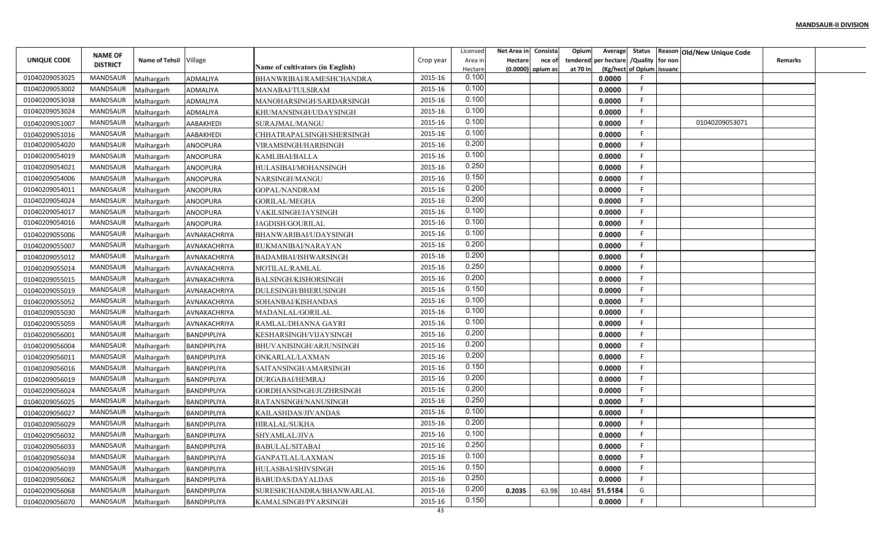**MANDSAUR-II DIVISION**

| UNIQUE CODE | NAME OF DISTRICT | Name of Tehsil | Village | Name of cultivators (in English) | Crop year | Licensed Area in Hectare | Net Area in Hectare (0.0000) | Consistance of opium as | Opium tendered at 70 in | Average per hectare (Kg/hect | Status /Quality of Opium | Reason for non issuance | Old/New Unique Code | Remarks |
|---|---|---|---|---|---|---|---|---|---|---|---|---|---|---|
| 01040209053025 | MANDSAUR | Malhargarh | ADMALIYA | BHANWRIBAI/RAMESHCHANDRA | 2015-16 | 0.100 | | | | 0.0000 | F | | | |
| 01040209053002 | MANDSAUR | Malhargarh | ADMALIYA | MANABAI/TULSIRAM | 2015-16 | 0.100 | | | | 0.0000 | F | | | |
| 01040209053038 | MANDSAUR | Malhargarh | ADMALIYA | MANOHARSINGH/SARDARSINGH | 2015-16 | 0.100 | | | | 0.0000 | F | | | |
| 01040209053024 | MANDSAUR | Malhargarh | ADMALIYA | KHUMANSINGH/UDAYSINGH | 2015-16 | 0.100 | | | | 0.0000 | F | | | |
| 01040209051007 | MANDSAUR | Malhargarh | AABAKHEDI | SURAJMAL/MANGU | 2015-16 | 0.100 | | | | 0.0000 | F | | 01040209053071 | |
| 01040209051016 | MANDSAUR | Malhargarh | AABAKHEDI | CHHATRAPALSINGH/SHERSINGH | 2015-16 | 0.100 | | | | 0.0000 | F | | | |
| 01040209054020 | MANDSAUR | Malhargarh | ANOOPURA | VIRAMSINGH/HARISINGH | 2015-16 | 0.200 | | | | 0.0000 | F | | | |
| 01040209054019 | MANDSAUR | Malhargarh | ANOOPURA | KAMLIBAI/BALLA | 2015-16 | 0.100 | | | | 0.0000 | F | | | |
| 01040209054021 | MANDSAUR | Malhargarh | ANOOPURA | HULASIBAI/MOHANSINGH | 2015-16 | 0.250 | | | | 0.0000 | F | | | |
| 01040209054006 | MANDSAUR | Malhargarh | ANOOPURA | NARSINGH/MANGU | 2015-16 | 0.150 | | | | 0.0000 | F | | | |
| 01040209054011 | MANDSAUR | Malhargarh | ANOOPURA | GOPAL/NANDRAM | 2015-16 | 0.200 | | | | 0.0000 | F | | | |
| 01040209054024 | MANDSAUR | Malhargarh | ANOOPURA | GORILAL/MEGHA | 2015-16 | 0.200 | | | | 0.0000 | F | | | |
| 01040209054017 | MANDSAUR | Malhargarh | ANOOPURA | VAKILSINGH/JAYSINGH | 2015-16 | 0.100 | | | | 0.0000 | F | | | |
| 01040209054016 | MANDSAUR | Malhargarh | ANOOPURA | JAGDISH/GOURILAL | 2015-16 | 0.100 | | | | 0.0000 | F | | | |
| 01040209055006 | MANDSAUR | Malhargarh | AVNAKACHRIYA | BHANWARIBAI/UDAYSINGH | 2015-16 | 0.100 | | | | 0.0000 | F | | | |
| 01040209055007 | MANDSAUR | Malhargarh | AVNAKACHRIYA | RUKMANIBAI/NARAYAN | 2015-16 | 0.200 | | | | 0.0000 | F | | | |
| 01040209055012 | MANDSAUR | Malhargarh | AVNAKACHRIYA | BADAMBAI/ISHWARSINGH | 2015-16 | 0.200 | | | | 0.0000 | F | | | |
| 01040209055014 | MANDSAUR | Malhargarh | AVNAKACHRIYA | MOTILAL/RAMLAL | 2015-16 | 0.250 | | | | 0.0000 | F | | | |
| 01040209055015 | MANDSAUR | Malhargarh | AVNAKACHRIYA | BALSINGH/KISHORSINGH | 2015-16 | 0.200 | | | | 0.0000 | F | | | |
| 01040209055019 | MANDSAUR | Malhargarh | AVNAKACHRIYA | DULESINGH/BHERUSINGH | 2015-16 | 0.150 | | | | 0.0000 | F | | | |
| 01040209055052 | MANDSAUR | Malhargarh | AVNAKACHRIYA | SOHANBAI/KISHANDAS | 2015-16 | 0.100 | | | | 0.0000 | F | | | |
| 01040209055030 | MANDSAUR | Malhargarh | AVNAKACHRIYA | MADANLAL/GORILAL | 2015-16 | 0.100 | | | | 0.0000 | F | | | |
| 01040209055059 | MANDSAUR | Malhargarh | AVNAKACHRIYA | RAMLAL/DHANNA GAYRI | 2015-16 | 0.100 | | | | 0.0000 | F | | | |
| 01040209056001 | MANDSAUR | Malhargarh | BANDPIPLIYA | KESHARSINGH/VIJAYSINGH | 2015-16 | 0.200 | | | | 0.0000 | F | | | |
| 01040209056004 | MANDSAUR | Malhargarh | BANDPIPLIYA | BHUVANISINGH/ARJUNSINGH | 2015-16 | 0.200 | | | | 0.0000 | F | | | |
| 01040209056011 | MANDSAUR | Malhargarh | BANDPIPLIYA | ONKARLAL/LAXMAN | 2015-16 | 0.200 | | | | 0.0000 | F | | | |
| 01040209056016 | MANDSAUR | Malhargarh | BANDPIPLIYA | SAITANSINGH/AMARSINGH | 2015-16 | 0.150 | | | | 0.0000 | F | | | |
| 01040209056019 | MANDSAUR | Malhargarh | BANDPIPLIYA | DURGABAI/HEMRAJ | 2015-16 | 0.200 | | | | 0.0000 | F | | | |
| 01040209056024 | MANDSAUR | Malhargarh | BANDPIPLIYA | GORDHANSINGH/JUZHRSINGH | 2015-16 | 0.200 | | | | 0.0000 | F | | | |
| 01040209056025 | MANDSAUR | Malhargarh | BANDPIPLIYA | RATANSINGH/NANUSINGH | 2015-16 | 0.250 | | | | 0.0000 | F | | | |
| 01040209056027 | MANDSAUR | Malhargarh | BANDPIPLIYA | KAILASHDAS/JIVANDAS | 2015-16 | 0.100 | | | | 0.0000 | F | | | |
| 01040209056029 | MANDSAUR | Malhargarh | BANDPIPLIYA | HIRALAL/SUKHA | 2015-16 | 0.200 | | | | 0.0000 | F | | | |
| 01040209056032 | MANDSAUR | Malhargarh | BANDPIPLIYA | SHYAMLAL/JIVA | 2015-16 | 0.100 | | | | 0.0000 | F | | | |
| 01040209056033 | MANDSAUR | Malhargarh | BANDPIPLIYA | BABULAL/SITABAI | 2015-16 | 0.250 | | | | 0.0000 | F | | | |
| 01040209056034 | MANDSAUR | Malhargarh | BANDPIPLIYA | GANPATLAL/LAXMAN | 2015-16 | 0.100 | | | | 0.0000 | F | | | |
| 01040209056039 | MANDSAUR | Malhargarh | BANDPIPLIYA | HULASBAI/SHIVSINGH | 2015-16 | 0.150 | | | | 0.0000 | F | | | |
| 01040209056062 | MANDSAUR | Malhargarh | BANDPIPLIYA | BABUDAS/DAYALDAS | 2015-16 | 0.250 | | | | 0.0000 | F | | | |
| 01040209056068 | MANDSAUR | Malhargarh | BANDPIPLIYA | SURESHCHANDRA/BHANWARLAL | 2015-16 | 0.200 | 0.2035 | 63.98 | 10.484 | 51.5184 | G | | | |
| 01040209056070 | MANDSAUR | Malhargarh | BANDPIPLIYA | KAMALSINGH/PYARSINGH | 2015-16 | 0.150 | | | | 0.0000 | F | | | |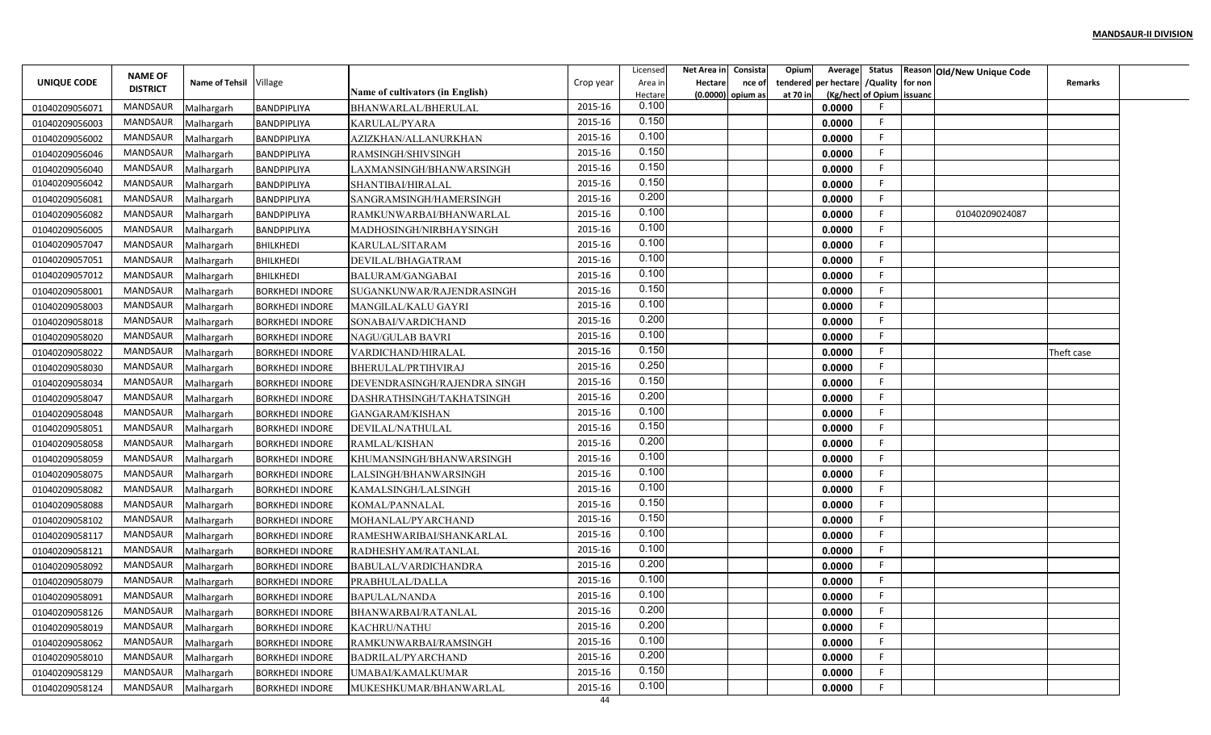**MANDSAUR-II DIVISION**

| UNIQUE CODE | NAME OF DISTRICT | Name of Tehsil | Village | Name of cultivators (in English) | Crop year | Licensed Area in Hectare | Net Area in Hectare (0.0000) | Consistance of opium as | Opium tendered at 70 in | Average per hectare (Kg/hect) | Status /Quality of Opium | Reason for non issuance | Old/New Unique Code | Remarks |
|---|---|---|---|---|---|---|---|---|---|---|---|---|---|---|
| 01040209056071 | MANDSAUR | Malhargarh | BANDPIPLIYA | BHANWARLAL/BHERULAL | 2015-16 | 0.100 | | | | 0.0000 | F | | | |
| 01040209056003 | MANDSAUR | Malhargarh | BANDPIPLIYA | KARULAL/PYARA | 2015-16 | 0.150 | | | | 0.0000 | F | | | |
| 01040209056002 | MANDSAUR | Malhargarh | BANDPIPLIYA | AZIZKHAN/ALLANURKHAN | 2015-16 | 0.100 | | | | 0.0000 | F | | | |
| 01040209056046 | MANDSAUR | Malhargarh | BANDPIPLIYA | RAMSINGH/SHIVSINGH | 2015-16 | 0.150 | | | | 0.0000 | F | | | |
| 01040209056040 | MANDSAUR | Malhargarh | BANDPIPLIYA | LAXMANSINGH/BHANWARSINGH | 2015-16 | 0.150 | | | | 0.0000 | F | | | |
| 01040209056042 | MANDSAUR | Malhargarh | BANDPIPLIYA | SHANTIBAI/HIRALAL | 2015-16 | 0.150 | | | | 0.0000 | F | | | |
| 01040209056081 | MANDSAUR | Malhargarh | BANDPIPLIYA | SANGRAMSINGH/HAMERSINGH | 2015-16 | 0.200 | | | | 0.0000 | F | | | |
| 01040209056082 | MANDSAUR | Malhargarh | BANDPIPLIYA | RAMKUNWARBAI/BHANWARLAL | 2015-16 | 0.100 | | | | 0.0000 | F | | 01040209024087 | |
| 01040209056005 | MANDSAUR | Malhargarh | BANDPIPLIYA | MADHOSINGH/NIRBHAYSINGH | 2015-16 | 0.100 | | | | 0.0000 | F | | | |
| 01040209057047 | MANDSAUR | Malhargarh | BHILKHEDI | KARULAL/SITARAM | 2015-16 | 0.100 | | | | 0.0000 | F | | | |
| 01040209057051 | MANDSAUR | Malhargarh | BHILKHEDI | DEVILAL/BHAGATRAM | 2015-16 | 0.100 | | | | 0.0000 | F | | | |
| 01040209057012 | MANDSAUR | Malhargarh | BHILKHEDI | BALURAM/GANGABAI | 2015-16 | 0.100 | | | | 0.0000 | F | | | |
| 01040209058001 | MANDSAUR | Malhargarh | BORKHEDI INDORE | SUGANKUNWAR/RAJENDRASINGH | 2015-16 | 0.150 | | | | 0.0000 | F | | | |
| 01040209058003 | MANDSAUR | Malhargarh | BORKHEDI INDORE | MANGILAL/KALU GAYRI | 2015-16 | 0.100 | | | | 0.0000 | F | | | |
| 01040209058018 | MANDSAUR | Malhargarh | BORKHEDI INDORE | SONABAI/VARDICHAND | 2015-16 | 0.200 | | | | 0.0000 | F | | | |
| 01040209058020 | MANDSAUR | Malhargarh | BORKHEDI INDORE | NAGU/GULAB BAVRI | 2015-16 | 0.100 | | | | 0.0000 | F | | | |
| 01040209058022 | MANDSAUR | Malhargarh | BORKHEDI INDORE | VARDICHAND/HIRALAL | 2015-16 | 0.150 | | | | 0.0000 | F | | | Theft case |
| 01040209058030 | MANDSAUR | Malhargarh | BORKHEDI INDORE | BHERULAL/PRTIHVIRAJ | 2015-16 | 0.250 | | | | 0.0000 | F | | | |
| 01040209058034 | MANDSAUR | Malhargarh | BORKHEDI INDORE | DEVENDRASINGH/RAJENDRA SINGH | 2015-16 | 0.150 | | | | 0.0000 | F | | | |
| 01040209058047 | MANDSAUR | Malhargarh | BORKHEDI INDORE | DASHRATHSINGH/TAKHATSINGH | 2015-16 | 0.200 | | | | 0.0000 | F | | | |
| 01040209058048 | MANDSAUR | Malhargarh | BORKHEDI INDORE | GANGARAM/KISHAN | 2015-16 | 0.100 | | | | 0.0000 | F | | | |
| 01040209058051 | MANDSAUR | Malhargarh | BORKHEDI INDORE | DEVILAL/NATHULAL | 2015-16 | 0.150 | | | | 0.0000 | F | | | |
| 01040209058058 | MANDSAUR | Malhargarh | BORKHEDI INDORE | RAMLAL/KISHAN | 2015-16 | 0.200 | | | | 0.0000 | F | | | |
| 01040209058059 | MANDSAUR | Malhargarh | BORKHEDI INDORE | KHUMANSINGH/BHANWARSINGH | 2015-16 | 0.100 | | | | 0.0000 | F | | | |
| 01040209058075 | MANDSAUR | Malhargarh | BORKHEDI INDORE | LALSINGH/BHANWARSINGH | 2015-16 | 0.100 | | | | 0.0000 | F | | | |
| 01040209058082 | MANDSAUR | Malhargarh | BORKHEDI INDORE | KAMALSINGH/LALSINGH | 2015-16 | 0.100 | | | | 0.0000 | F | | | |
| 01040209058088 | MANDSAUR | Malhargarh | BORKHEDI INDORE | KOMAL/PANNALAL | 2015-16 | 0.150 | | | | 0.0000 | F | | | |
| 01040209058102 | MANDSAUR | Malhargarh | BORKHEDI INDORE | MOHANLAL/PYARCHAND | 2015-16 | 0.150 | | | | 0.0000 | F | | | |
| 01040209058117 | MANDSAUR | Malhargarh | BORKHEDI INDORE | RAMESHWARIBAI/SHANKARLAL | 2015-16 | 0.100 | | | | 0.0000 | F | | | |
| 01040209058121 | MANDSAUR | Malhargarh | BORKHEDI INDORE | RADHESHYAM/RATANLAL | 2015-16 | 0.100 | | | | 0.0000 | F | | | |
| 01040209058092 | MANDSAUR | Malhargarh | BORKHEDI INDORE | BABULAL/VARDICHANDRA | 2015-16 | 0.200 | | | | 0.0000 | F | | | |
| 01040209058079 | MANDSAUR | Malhargarh | BORKHEDI INDORE | PRABHULAL/DALLA | 2015-16 | 0.100 | | | | 0.0000 | F | | | |
| 01040209058091 | MANDSAUR | Malhargarh | BORKHEDI INDORE | BAPULAL/NANDA | 2015-16 | 0.100 | | | | 0.0000 | F | | | |
| 01040209058126 | MANDSAUR | Malhargarh | BORKHEDI INDORE | BHANWARBAI/RATANLAL | 2015-16 | 0.200 | | | | 0.0000 | F | | | |
| 01040209058019 | MANDSAUR | Malhargarh | BORKHEDI INDORE | KACHRU/NATHU | 2015-16 | 0.200 | | | | 0.0000 | F | | | |
| 01040209058062 | MANDSAUR | Malhargarh | BORKHEDI INDORE | RAMKUNWARBAI/RAMSINGH | 2015-16 | 0.100 | | | | 0.0000 | F | | | |
| 01040209058010 | MANDSAUR | Malhargarh | BORKHEDI INDORE | BADRILAL/PYARCHAND | 2015-16 | 0.200 | | | | 0.0000 | F | | | |
| 01040209058129 | MANDSAUR | Malhargarh | BORKHEDI INDORE | UMABAI/KAMALKUMAR | 2015-16 | 0.150 | | | | 0.0000 | F | | | |
| 01040209058124 | MANDSAUR | Malhargarh | BORKHEDI INDORE | MUKESHKUMAR/BHANWARLAL | 2015-16 | 0.100 | | | | 0.0000 | F | | | |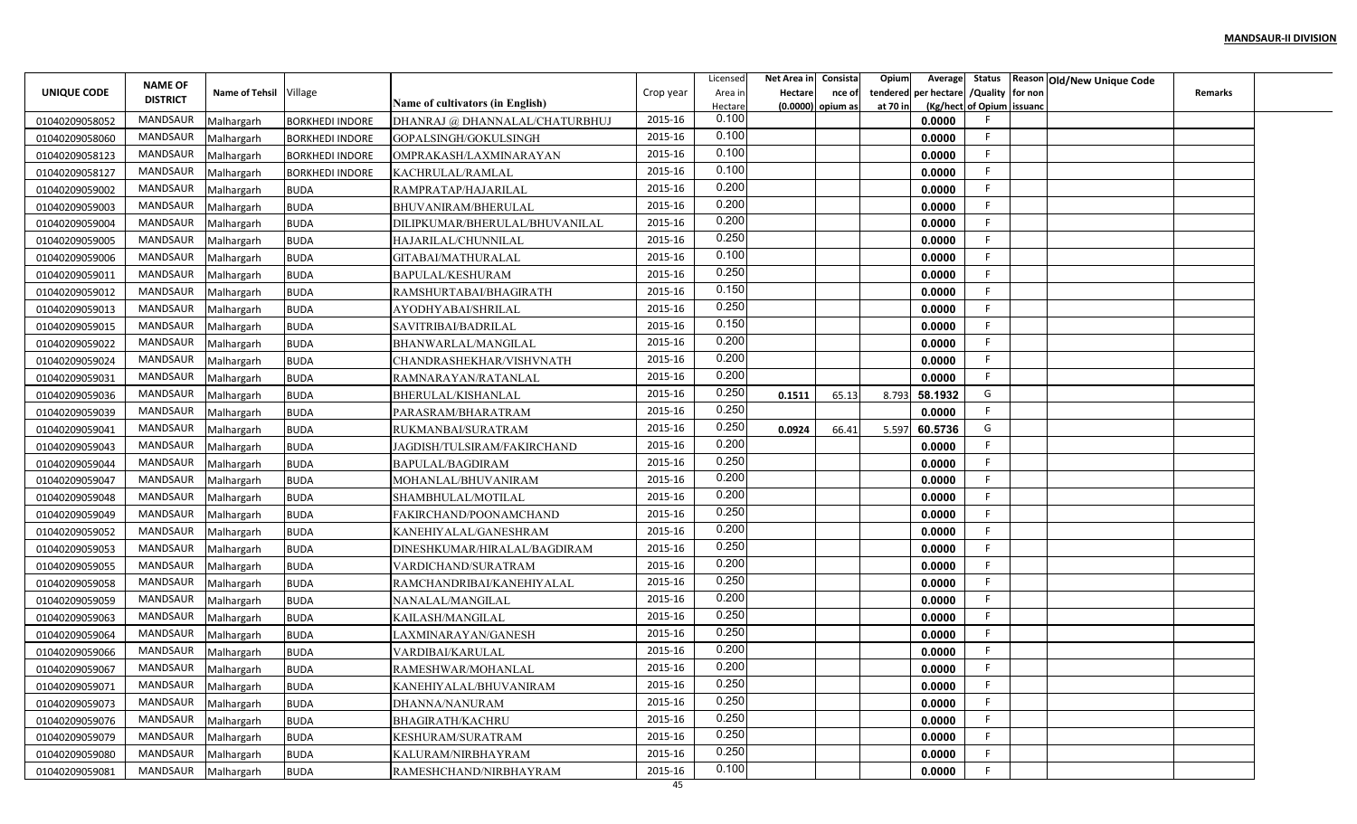**MANDSAUR-II DIVISION**

| UNIQUE CODE | NAME OF DISTRICT | Name of Tehsil | Village | Name of cultivators (in English) | Crop year | Licensed Area in Hectare | Net Area in Hectare (0.0000) | Consistance of opium as | Opium tendered at 70 in | Average per hectare (Kg/hect | Status /Quality of Opium | Reason for non issuance | Old/New Unique Code | Remarks |
|---|---|---|---|---|---|---|---|---|---|---|---|---|---|---|
| 01040209058052 | MANDSAUR | Malhargarh | BORKHEDI INDORE | DHANRAJ @ DHANNALAL/CHATURBHUJ | 2015-16 | 0.100 | | | | 0.0000 | F | | | |
| 01040209058060 | MANDSAUR | Malhargarh | BORKHEDI INDORE | GOPALSINGH/GOKULSINGH | 2015-16 | 0.100 | | | | 0.0000 | F | | | |
| 01040209058123 | MANDSAUR | Malhargarh | BORKHEDI INDORE | OMPRAKASH/LAXMINARAYAN | 2015-16 | 0.100 | | | | 0.0000 | F | | | |
| 01040209058127 | MANDSAUR | Malhargarh | BORKHEDI INDORE | KACHRULAL/RAMLAL | 2015-16 | 0.100 | | | | 0.0000 | F | | | |
| 01040209059002 | MANDSAUR | Malhargarh | BUDA | RAMPRATAP/HAJARILAL | 2015-16 | 0.200 | | | | 0.0000 | F | | | |
| 01040209059003 | MANDSAUR | Malhargarh | BUDA | BHUVANIRAM/BHERULAL | 2015-16 | 0.200 | | | | 0.0000 | F | | | |
| 01040209059004 | MANDSAUR | Malhargarh | BUDA | DILIPKUMAR/BHERULAL/BHUVANILAL | 2015-16 | 0.200 | | | | 0.0000 | F | | | |
| 01040209059005 | MANDSAUR | Malhargarh | BUDA | HAJARILAL/CHUNNILAL | 2015-16 | 0.250 | | | | 0.0000 | F | | | |
| 01040209059006 | MANDSAUR | Malhargarh | BUDA | GITABAI/MATHURALAL | 2015-16 | 0.100 | | | | 0.0000 | F | | | |
| 01040209059011 | MANDSAUR | Malhargarh | BUDA | BAPULAL/KESHURAM | 2015-16 | 0.250 | | | | 0.0000 | F | | | |
| 01040209059012 | MANDSAUR | Malhargarh | BUDA | RAMSHURTABAI/BHAGIRATH | 2015-16 | 0.150 | | | | 0.0000 | F | | | |
| 01040209059013 | MANDSAUR | Malhargarh | BUDA | AYODHYABAI/SHRILAL | 2015-16 | 0.250 | | | | 0.0000 | F | | | |
| 01040209059015 | MANDSAUR | Malhargarh | BUDA | SAVITRIBAI/BADRILAL | 2015-16 | 0.150 | | | | 0.0000 | F | | | |
| 01040209059022 | MANDSAUR | Malhargarh | BUDA | BHANWARLAL/MANGILAL | 2015-16 | 0.200 | | | | 0.0000 | F | | | |
| 01040209059024 | MANDSAUR | Malhargarh | BUDA | CHANDRASHEKHAR/VISHVNATH | 2015-16 | 0.200 | | | | 0.0000 | F | | | |
| 01040209059031 | MANDSAUR | Malhargarh | BUDA | RAMNARAYAN/RATANLAL | 2015-16 | 0.200 | | | | 0.0000 | F | | | |
| 01040209059036 | MANDSAUR | Malhargarh | BUDA | BHERULAL/KISHANLAL | 2015-16 | 0.250 | 0.1511 | 65.13 | 8.793 | 58.1932 | G | | | |
| 01040209059039 | MANDSAUR | Malhargarh | BUDA | PARASRAM/BHARATRAM | 2015-16 | 0.250 | | | | 0.0000 | F | | | |
| 01040209059041 | MANDSAUR | Malhargarh | BUDA | RUKMANBAI/SURATRAM | 2015-16 | 0.250 | 0.0924 | 66.41 | 5.597 | 60.5736 | G | | | |
| 01040209059043 | MANDSAUR | Malhargarh | BUDA | JAGDISH/TULSIRAM/FAKIRCHAND | 2015-16 | 0.200 | | | | 0.0000 | F | | | |
| 01040209059044 | MANDSAUR | Malhargarh | BUDA | BAPULAL/BAGDIRAM | 2015-16 | 0.250 | | | | 0.0000 | F | | | |
| 01040209059047 | MANDSAUR | Malhargarh | BUDA | MOHANLAL/BHUVANIRAM | 2015-16 | 0.200 | | | | 0.0000 | F | | | |
| 01040209059048 | MANDSAUR | Malhargarh | BUDA | SHAMBHULAL/MOTILAL | 2015-16 | 0.200 | | | | 0.0000 | F | | | |
| 01040209059049 | MANDSAUR | Malhargarh | BUDA | FAKIRCHAND/POONAMCHAND | 2015-16 | 0.250 | | | | 0.0000 | F | | | |
| 01040209059052 | MANDSAUR | Malhargarh | BUDA | KANEHIYALAL/GANESHRAM | 2015-16 | 0.200 | | | | 0.0000 | F | | | |
| 01040209059053 | MANDSAUR | Malhargarh | BUDA | DINESHKUMAR/HIRALAL/BAGDIRAM | 2015-16 | 0.250 | | | | 0.0000 | F | | | |
| 01040209059055 | MANDSAUR | Malhargarh | BUDA | VARDICHAND/SURATRAM | 2015-16 | 0.200 | | | | 0.0000 | F | | | |
| 01040209059058 | MANDSAUR | Malhargarh | BUDA | RAMCHANDRIBAI/KANEHIYALAL | 2015-16 | 0.250 | | | | 0.0000 | F | | | |
| 01040209059059 | MANDSAUR | Malhargarh | BUDA | NANALAL/MANGILAL | 2015-16 | 0.200 | | | | 0.0000 | F | | | |
| 01040209059063 | MANDSAUR | Malhargarh | BUDA | KAILASH/MANGILAL | 2015-16 | 0.250 | | | | 0.0000 | F | | | |
| 01040209059064 | MANDSAUR | Malhargarh | BUDA | LAXMINARAYAN/GANESH | 2015-16 | 0.250 | | | | 0.0000 | F | | | |
| 01040209059066 | MANDSAUR | Malhargarh | BUDA | VARDIBAI/KARULAL | 2015-16 | 0.200 | | | | 0.0000 | F | | | |
| 01040209059067 | MANDSAUR | Malhargarh | BUDA | RAMESHWAR/MOHANLAL | 2015-16 | 0.200 | | | | 0.0000 | F | | | |
| 01040209059071 | MANDSAUR | Malhargarh | BUDA | KANEHIYALAL/BHUVANIRAM | 2015-16 | 0.250 | | | | 0.0000 | F | | | |
| 01040209059073 | MANDSAUR | Malhargarh | BUDA | DHANNA/NANURAM | 2015-16 | 0.250 | | | | 0.0000 | F | | | |
| 01040209059076 | MANDSAUR | Malhargarh | BUDA | BHAGIRATH/KACHRU | 2015-16 | 0.250 | | | | 0.0000 | F | | | |
| 01040209059079 | MANDSAUR | Malhargarh | BUDA | KESHURAM/SURATRAM | 2015-16 | 0.250 | | | | 0.0000 | F | | | |
| 01040209059080 | MANDSAUR | Malhargarh | BUDA | KALURAM/NIRBHAYRAM | 2015-16 | 0.250 | | | | 0.0000 | F | | | |
| 01040209059081 | MANDSAUR | Malhargarh | BUDA | RAMESHCHAND/NIRBHAYRAM | 2015-16 | 0.100 | | | | 0.0000 | F | | | |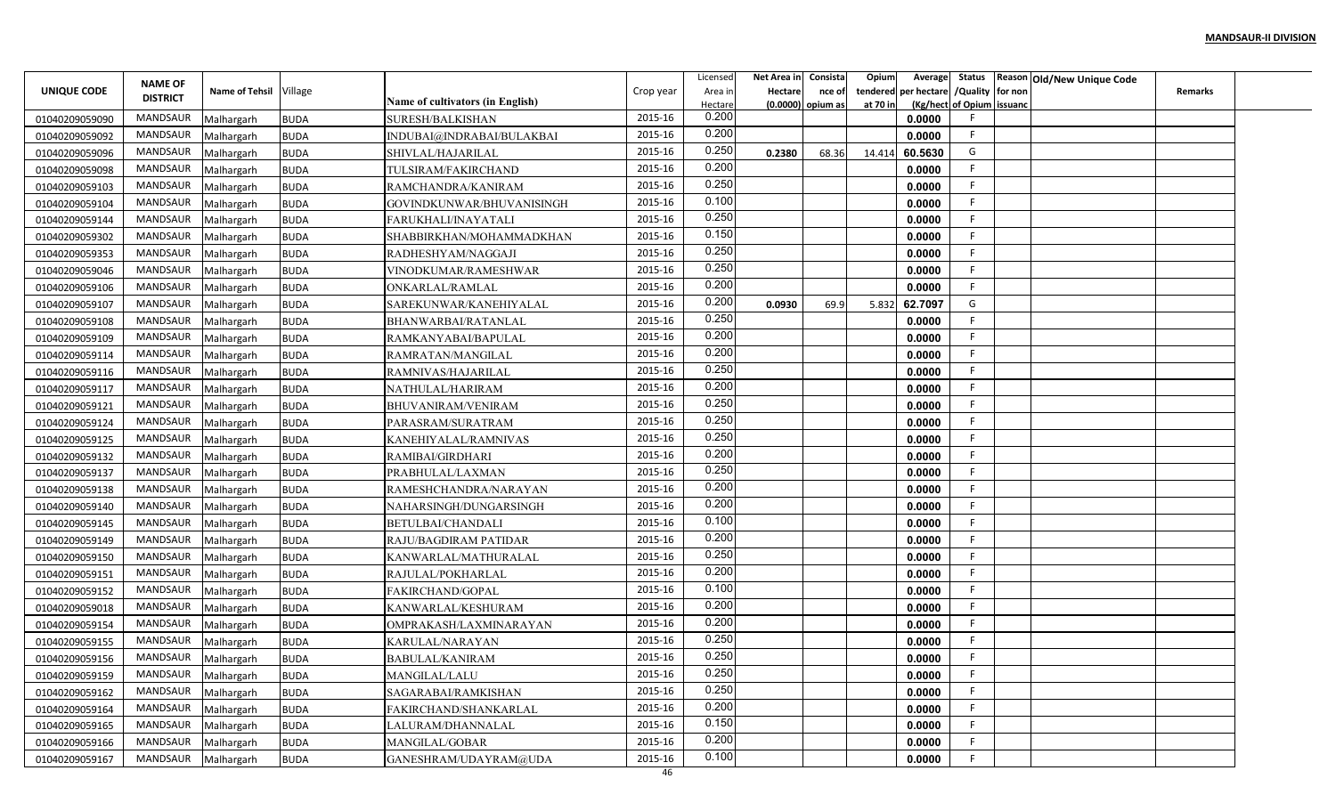**MANDSAUR-II DIVISION**

| UNIQUE CODE | NAME OF DISTRICT | Name of Tehsil | Village | Name of cultivators (in English) | Crop year | Licensed Area in Hectare | Net Area in Hectare (0.0000) | Consistance of opium as | Opium tendered at 70 in | Average per hectare (Kg/hect) | Status /Quality of Opium | Reason for non issuance | Old/New Unique Code | Remarks |
|---|---|---|---|---|---|---|---|---|---|---|---|---|---|---|
| 01040209059090 | MANDSAUR | Malhargarh | BUDA | SURESH/BALKISHAN | 2015-16 | 0.200 | | | | 0.0000 | F | | | |
| 01040209059092 | MANDSAUR | Malhargarh | BUDA | INDUBAI@INDRABAI/BULAKBAI | 2015-16 | 0.200 | | | | 0.0000 | F | | | |
| 01040209059096 | MANDSAUR | Malhargarh | BUDA | SHIVLAL/HAJARILAL | 2015-16 | 0.250 | 0.2380 | 68.36 | 14.414 | 60.5630 | G | | | |
| 01040209059098 | MANDSAUR | Malhargarh | BUDA | TULSIRAM/FAKIRCHAND | 2015-16 | 0.200 | | | | 0.0000 | F | | | |
| 01040209059103 | MANDSAUR | Malhargarh | BUDA | RAMCHANDRA/KANIRAM | 2015-16 | 0.250 | | | | 0.0000 | F | | | |
| 01040209059104 | MANDSAUR | Malhargarh | BUDA | GOVINDKUNWAR/BHUVANISINGH | 2015-16 | 0.100 | | | | 0.0000 | F | | | |
| 01040209059144 | MANDSAUR | Malhargarh | BUDA | FARUKHALI/INAYATALI | 2015-16 | 0.250 | | | | 0.0000 | F | | | |
| 01040209059302 | MANDSAUR | Malhargarh | BUDA | SHABBIRKHAN/MOHAMMADKHAN | 2015-16 | 0.150 | | | | 0.0000 | F | | | |
| 01040209059353 | MANDSAUR | Malhargarh | BUDA | RADHESHYAM/NAGGAJI | 2015-16 | 0.250 | | | | 0.0000 | F | | | |
| 01040209059046 | MANDSAUR | Malhargarh | BUDA | VINODKUMAR/RAMESHWAR | 2015-16 | 0.250 | | | | 0.0000 | F | | | |
| 01040209059106 | MANDSAUR | Malhargarh | BUDA | ONKARLAL/RAMLAL | 2015-16 | 0.200 | | | | 0.0000 | F | | | |
| 01040209059107 | MANDSAUR | Malhargarh | BUDA | SAREKUNWAR/KANEHIYALAL | 2015-16 | 0.200 | 0.0930 | 69.9 | 5.832 | 62.7097 | G | | | |
| 01040209059108 | MANDSAUR | Malhargarh | BUDA | BHANWARBAI/RATANLAL | 2015-16 | 0.250 | | | | 0.0000 | F | | | |
| 01040209059109 | MANDSAUR | Malhargarh | BUDA | RAMKANYABAI/BAPULAL | 2015-16 | 0.200 | | | | 0.0000 | F | | | |
| 01040209059114 | MANDSAUR | Malhargarh | BUDA | RAMRATAN/MANGILAL | 2015-16 | 0.200 | | | | 0.0000 | F | | | |
| 01040209059116 | MANDSAUR | Malhargarh | BUDA | RAMNIVAS/HAJARILAL | 2015-16 | 0.250 | | | | 0.0000 | F | | | |
| 01040209059117 | MANDSAUR | Malhargarh | BUDA | NATHULAL/HARIRAM | 2015-16 | 0.200 | | | | 0.0000 | F | | | |
| 01040209059121 | MANDSAUR | Malhargarh | BUDA | BHUVANIRAM/VENIRAM | 2015-16 | 0.250 | | | | 0.0000 | F | | | |
| 01040209059124 | MANDSAUR | Malhargarh | BUDA | PARASRAM/SURATRAM | 2015-16 | 0.250 | | | | 0.0000 | F | | | |
| 01040209059125 | MANDSAUR | Malhargarh | BUDA | KANEHIYALAL/RAMNIVAS | 2015-16 | 0.250 | | | | 0.0000 | F | | | |
| 01040209059132 | MANDSAUR | Malhargarh | BUDA | RAMIBAI/GIRDHARI | 2015-16 | 0.200 | | | | 0.0000 | F | | | |
| 01040209059137 | MANDSAUR | Malhargarh | BUDA | PRABHULAL/LAXMAN | 2015-16 | 0.250 | | | | 0.0000 | F | | | |
| 01040209059138 | MANDSAUR | Malhargarh | BUDA | RAMESHCHANDRA/NARAYAN | 2015-16 | 0.200 | | | | 0.0000 | F | | | |
| 01040209059140 | MANDSAUR | Malhargarh | BUDA | NAHARSINGH/DUNGARSINGH | 2015-16 | 0.200 | | | | 0.0000 | F | | | |
| 01040209059145 | MANDSAUR | Malhargarh | BUDA | BETULBAI/CHANDALI | 2015-16 | 0.100 | | | | 0.0000 | F | | | |
| 01040209059149 | MANDSAUR | Malhargarh | BUDA | RAJU/BAGDIRAM PATIDAR | 2015-16 | 0.200 | | | | 0.0000 | F | | | |
| 01040209059150 | MANDSAUR | Malhargarh | BUDA | KANWARLAL/MATHURALAL | 2015-16 | 0.250 | | | | 0.0000 | F | | | |
| 01040209059151 | MANDSAUR | Malhargarh | BUDA | RAJULAL/POKHARLAL | 2015-16 | 0.200 | | | | 0.0000 | F | | | |
| 01040209059152 | MANDSAUR | Malhargarh | BUDA | FAKIRCHAND/GOPAL | 2015-16 | 0.100 | | | | 0.0000 | F | | | |
| 01040209059018 | MANDSAUR | Malhargarh | BUDA | KANWARLAL/KESHURAM | 2015-16 | 0.200 | | | | 0.0000 | F | | | |
| 01040209059154 | MANDSAUR | Malhargarh | BUDA | OMPRAKASH/LAXMINARAYAN | 2015-16 | 0.200 | | | | 0.0000 | F | | | |
| 01040209059155 | MANDSAUR | Malhargarh | BUDA | KARULAL/NARAYAN | 2015-16 | 0.250 | | | | 0.0000 | F | | | |
| 01040209059156 | MANDSAUR | Malhargarh | BUDA | BABULAL/KANIRAM | 2015-16 | 0.250 | | | | 0.0000 | F | | | |
| 01040209059159 | MANDSAUR | Malhargarh | BUDA | MANGILAL/LALU | 2015-16 | 0.250 | | | | 0.0000 | F | | | |
| 01040209059162 | MANDSAUR | Malhargarh | BUDA | SAGARABAI/RAMKISHAN | 2015-16 | 0.250 | | | | 0.0000 | F | | | |
| 01040209059164 | MANDSAUR | Malhargarh | BUDA | FAKIRCHAND/SHANKARLAL | 2015-16 | 0.200 | | | | 0.0000 | F | | | |
| 01040209059165 | MANDSAUR | Malhargarh | BUDA | LALURAM/DHANNALAL | 2015-16 | 0.150 | | | | 0.0000 | F | | | |
| 01040209059166 | MANDSAUR | Malhargarh | BUDA | MANGILAL/GOBAR | 2015-16 | 0.200 | | | | 0.0000 | F | | | |
| 01040209059167 | MANDSAUR | Malhargarh | BUDA | GANESHRAM/UDAYRAM@UDA | 2015-16 | 0.100 | | | | 0.0000 | F | | | |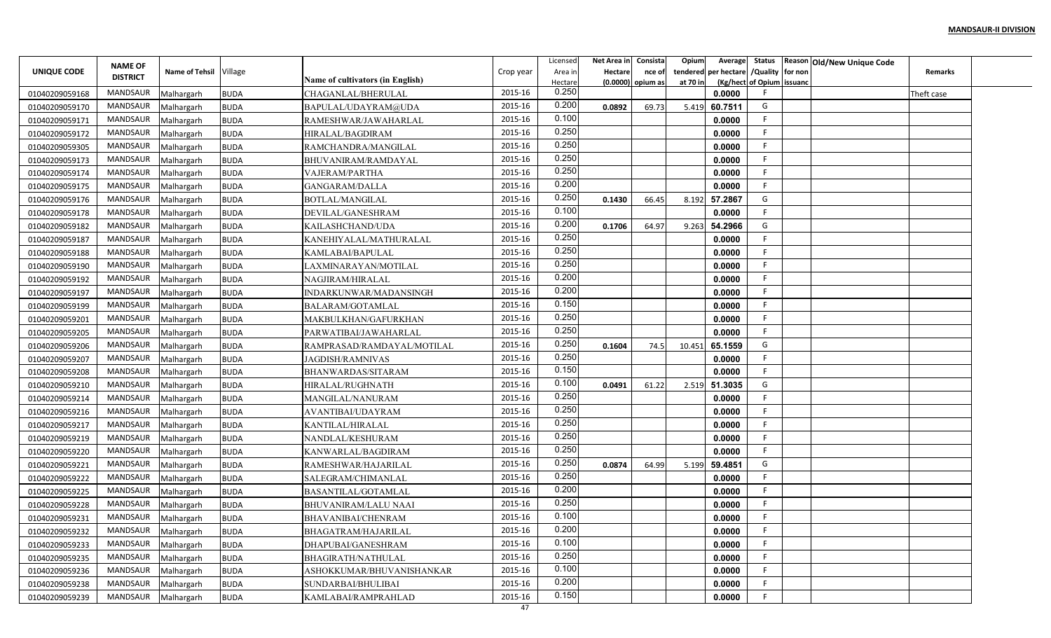**MANDSAUR-II DIVISION**

| UNIQUE CODE | NAME OF DISTRICT | Name of Tehsil | Village | Name of cultivators (in English) | Crop year | Licensed Area in Hectare | Net Area in Hectare (0.0000) | Consistance of opium as | Opium tendered at 70 in | Average per hectare (Kg/hect) | Status /Quality of Opium | Reason for non issuance | Old/New Unique Code | Remarks |
|---|---|---|---|---|---|---|---|---|---|---|---|---|---|---|
| 01040209059168 | MANDSAUR | Malhargarh | BUDA | CHAGANLAL/BHERULAL | 2015-16 | 0.250 | | | | 0.0000 | F | | | Theft case |
| 01040209059170 | MANDSAUR | Malhargarh | BUDA | BAPULAL/UDAYRAM@UDA | 2015-16 | 0.200 | 0.0892 | 69.73 | 5.419 | 60.7511 | G | | | |
| 01040209059171 | MANDSAUR | Malhargarh | BUDA | RAMESHWAR/JAWAHARLAL | 2015-16 | 0.100 | | | | 0.0000 | F | | | |
| 01040209059172 | MANDSAUR | Malhargarh | BUDA | HIRALAL/BAGDIRAM | 2015-16 | 0.250 | | | | 0.0000 | F | | | |
| 01040209059305 | MANDSAUR | Malhargarh | BUDA | RAMCHANDRA/MANGILAL | 2015-16 | 0.250 | | | | 0.0000 | F | | | |
| 01040209059173 | MANDSAUR | Malhargarh | BUDA | BHUVANIRAM/RAMDAYAL | 2015-16 | 0.250 | | | | 0.0000 | F | | | |
| 01040209059174 | MANDSAUR | Malhargarh | BUDA | VAJERAM/PARTHA | 2015-16 | 0.250 | | | | 0.0000 | F | | | |
| 01040209059175 | MANDSAUR | Malhargarh | BUDA | GANGARAM/DALLA | 2015-16 | 0.200 | | | | 0.0000 | F | | | |
| 01040209059176 | MANDSAUR | Malhargarh | BUDA | BOTLAL/MANGILAL | 2015-16 | 0.250 | 0.1430 | 66.45 | 8.192 | 57.2867 | G | | | |
| 01040209059178 | MANDSAUR | Malhargarh | BUDA | DEVILAL/GANESHRAM | 2015-16 | 0.100 | | | | 0.0000 | F | | | |
| 01040209059182 | MANDSAUR | Malhargarh | BUDA | KAILASHCHAND/UDA | 2015-16 | 0.200 | 0.1706 | 64.97 | 9.263 | 54.2966 | G | | | |
| 01040209059187 | MANDSAUR | Malhargarh | BUDA | KANEHIYALAL/MATHURALAL | 2015-16 | 0.250 | | | | 0.0000 | F | | | |
| 01040209059188 | MANDSAUR | Malhargarh | BUDA | KAMLABAI/BAPULAL | 2015-16 | 0.250 | | | | 0.0000 | F | | | |
| 01040209059190 | MANDSAUR | Malhargarh | BUDA | LAXMINARAYAN/MOTILAL | 2015-16 | 0.250 | | | | 0.0000 | F | | | |
| 01040209059192 | MANDSAUR | Malhargarh | BUDA | NAGJIRAM/HIRALAL | 2015-16 | 0.200 | | | | 0.0000 | F | | | |
| 01040209059197 | MANDSAUR | Malhargarh | BUDA | INDARKUNWAR/MADANSINGH | 2015-16 | 0.200 | | | | 0.0000 | F | | | |
| 01040209059199 | MANDSAUR | Malhargarh | BUDA | BALARAM/GOTAMLAL | 2015-16 | 0.150 | | | | 0.0000 | F | | | |
| 01040209059201 | MANDSAUR | Malhargarh | BUDA | MAKBULKHAN/GAFURKHAN | 2015-16 | 0.250 | | | | 0.0000 | F | | | |
| 01040209059205 | MANDSAUR | Malhargarh | BUDA | PARWATIBAI/JAWAHARLAL | 2015-16 | 0.250 | | | | 0.0000 | F | | | |
| 01040209059206 | MANDSAUR | Malhargarh | BUDA | RAMPRASAD/RAMDAYAL/MOTILAL | 2015-16 | 0.250 | 0.1604 | 74.5 | 10.451 | 65.1559 | G | | | |
| 01040209059207 | MANDSAUR | Malhargarh | BUDA | JAGDISH/RAMNIVAS | 2015-16 | 0.250 | | | | 0.0000 | F | | | |
| 01040209059208 | MANDSAUR | Malhargarh | BUDA | BHANWARDAS/SITARAM | 2015-16 | 0.150 | | | | 0.0000 | F | | | |
| 01040209059210 | MANDSAUR | Malhargarh | BUDA | HIRALAL/RUGHNATH | 2015-16 | 0.100 | 0.0491 | 61.22 | 2.519 | 51.3035 | G | | | |
| 01040209059214 | MANDSAUR | Malhargarh | BUDA | MANGILAL/NANURAM | 2015-16 | 0.250 | | | | 0.0000 | F | | | |
| 01040209059216 | MANDSAUR | Malhargarh | BUDA | AVANTIBAI/UDAYRAM | 2015-16 | 0.250 | | | | 0.0000 | F | | | |
| 01040209059217 | MANDSAUR | Malhargarh | BUDA | KANTILAL/HIRALAL | 2015-16 | 0.250 | | | | 0.0000 | F | | | |
| 01040209059219 | MANDSAUR | Malhargarh | BUDA | NANDLAL/KESHURAM | 2015-16 | 0.250 | | | | 0.0000 | F | | | |
| 01040209059220 | MANDSAUR | Malhargarh | BUDA | KANWARLAL/BAGDIRAM | 2015-16 | 0.250 | | | | 0.0000 | F | | | |
| 01040209059221 | MANDSAUR | Malhargarh | BUDA | RAMESHWAR/HAJARILAL | 2015-16 | 0.250 | 0.0874 | 64.99 | 5.199 | 59.4851 | G | | | |
| 01040209059222 | MANDSAUR | Malhargarh | BUDA | SALEGRAM/CHIMANLAL | 2015-16 | 0.250 | | | | 0.0000 | F | | | |
| 01040209059225 | MANDSAUR | Malhargarh | BUDA | BASANTILAL/GOTAMLAL | 2015-16 | 0.200 | | | | 0.0000 | F | | | |
| 01040209059228 | MANDSAUR | Malhargarh | BUDA | BHUVANIRAM/LALU NAAI | 2015-16 | 0.250 | | | | 0.0000 | F | | | |
| 01040209059231 | MANDSAUR | Malhargarh | BUDA | BHAVANIBAI/CHENRAM | 2015-16 | 0.100 | | | | 0.0000 | F | | | |
| 01040209059232 | MANDSAUR | Malhargarh | BUDA | BHAGATRAM/HAJARILAL | 2015-16 | 0.200 | | | | 0.0000 | F | | | |
| 01040209059233 | MANDSAUR | Malhargarh | BUDA | DHAPUBAI/GANESHRAM | 2015-16 | 0.100 | | | | 0.0000 | F | | | |
| 01040209059235 | MANDSAUR | Malhargarh | BUDA | BHAGIRATH/NATHULAL | 2015-16 | 0.250 | | | | 0.0000 | F | | | |
| 01040209059236 | MANDSAUR | Malhargarh | BUDA | ASHOKKUMAR/BHUVANISHANKAR | 2015-16 | 0.100 | | | | 0.0000 | F | | | |
| 01040209059238 | MANDSAUR | Malhargarh | BUDA | SUNDARBAI/BHULIBAI | 2015-16 | 0.200 | | | | 0.0000 | F | | | |
| 01040209059239 | MANDSAUR | Malhargarh | BUDA | KAMLABAI/RAMPRAHLAD | 2015-16 | 0.150 | | | | 0.0000 | F | | | |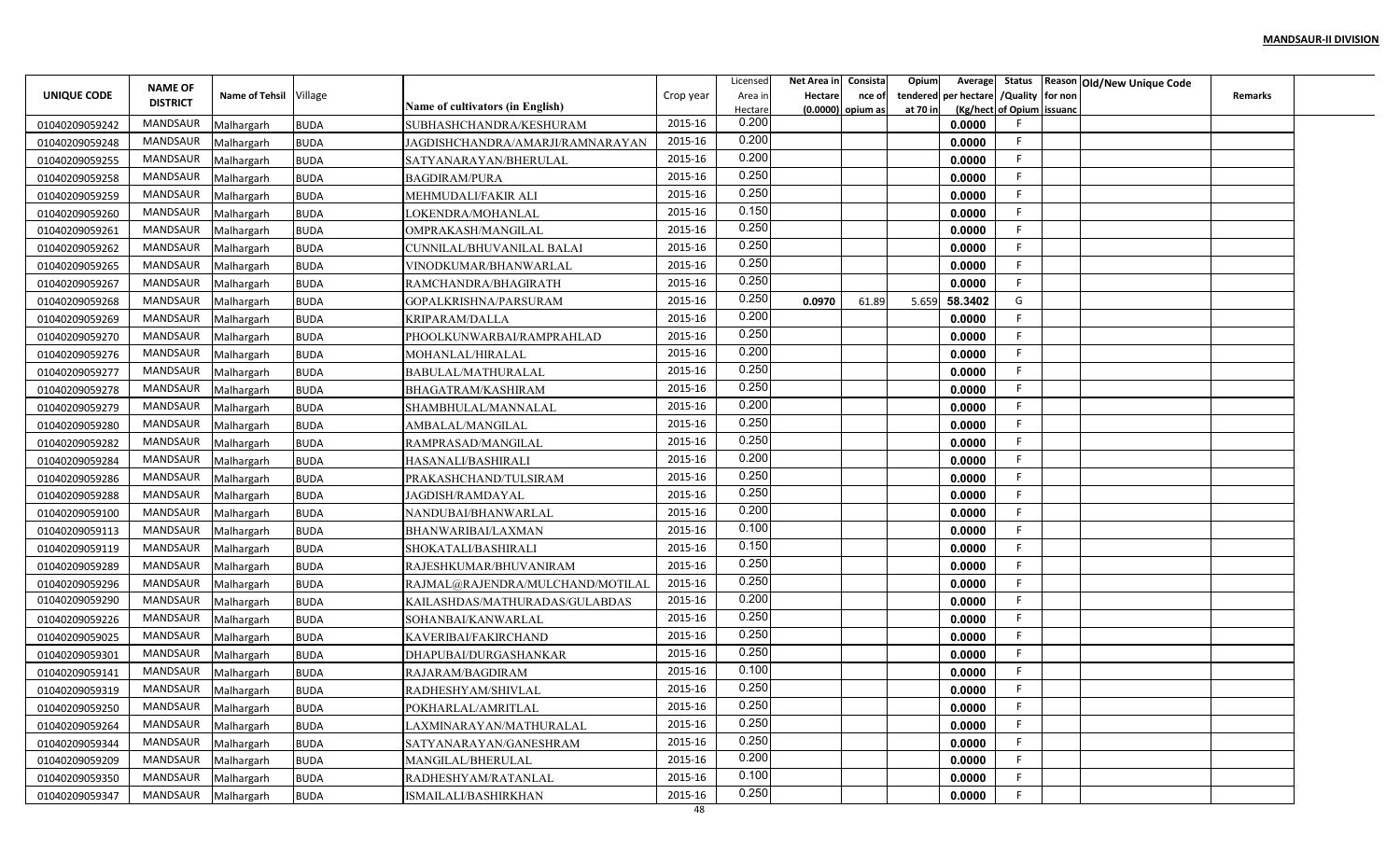**MANDSAUR-II DIVISION**

| UNIQUE CODE | NAME OF DISTRICT | Name of Tehsil | Village | Name of cultivators (in English) | Crop year | Licensed Area in Hectare | Net Area in Hectare (0.0000) | Consistance of opium as | Opium tendered at 70 in | Average per hectare (Kg/hect) | Status /Quality of Opium | Reason for non issuanc | Old/New Unique Code | Remarks |
|---|---|---|---|---|---|---|---|---|---|---|---|---|---|---|
| 01040209059242 | MANDSAUR | Malhargarh | BUDA | SUBHASHCHANDRA/KESHURAM | 2015-16 | 0.200 | | | | 0.0000 | F | | | |
| 01040209059248 | MANDSAUR | Malhargarh | BUDA | JAGDISHCHANDRA/AMARJI/RAMNARAYAN | 2015-16 | 0.200 | | | | 0.0000 | F | | | |
| 01040209059255 | MANDSAUR | Malhargarh | BUDA | SATYANARAYAN/BHERULAL | 2015-16 | 0.200 | | | | 0.0000 | F | | | |
| 01040209059258 | MANDSAUR | Malhargarh | BUDA | BAGDIRAM/PURA | 2015-16 | 0.250 | | | | 0.0000 | F | | | |
| 01040209059259 | MANDSAUR | Malhargarh | BUDA | MEHMUDALI/FAKIR ALI | 2015-16 | 0.250 | | | | 0.0000 | F | | | |
| 01040209059260 | MANDSAUR | Malhargarh | BUDA | LOKENDRA/MOHANLAL | 2015-16 | 0.150 | | | | 0.0000 | F | | | |
| 01040209059261 | MANDSAUR | Malhargarh | BUDA | OMPRAKASH/MANGILAL | 2015-16 | 0.250 | | | | 0.0000 | F | | | |
| 01040209059262 | MANDSAUR | Malhargarh | BUDA | CUNNILAL/BHUVANILAL BALAI | 2015-16 | 0.250 | | | | 0.0000 | F | | | |
| 01040209059265 | MANDSAUR | Malhargarh | BUDA | VINODKUMAR/BHANWARLAL | 2015-16 | 0.250 | | | | 0.0000 | F | | | |
| 01040209059267 | MANDSAUR | Malhargarh | BUDA | RAMCHANDRA/BHAGIRATH | 2015-16 | 0.250 | | | | 0.0000 | F | | | |
| 01040209059268 | MANDSAUR | Malhargarh | BUDA | GOPALKRISHNA/PARSURAM | 2015-16 | 0.250 | 0.0970 | 61.89 | 5.659 | 58.3402 | G | | | |
| 01040209059269 | MANDSAUR | Malhargarh | BUDA | KRIPARAM/DALLA | 2015-16 | 0.200 | | | | 0.0000 | F | | | |
| 01040209059270 | MANDSAUR | Malhargarh | BUDA | PHOOLKUNWARBAI/RAMPRAHLAD | 2015-16 | 0.250 | | | | 0.0000 | F | | | |
| 01040209059276 | MANDSAUR | Malhargarh | BUDA | MOHANLAL/HIRALAL | 2015-16 | 0.200 | | | | 0.0000 | F | | | |
| 01040209059277 | MANDSAUR | Malhargarh | BUDA | BABULAL/MATHURALAL | 2015-16 | 0.250 | | | | 0.0000 | F | | | |
| 01040209059278 | MANDSAUR | Malhargarh | BUDA | BHAGATRAM/KASHIRAM | 2015-16 | 0.250 | | | | 0.0000 | F | | | |
| 01040209059279 | MANDSAUR | Malhargarh | BUDA | SHAMBHULAL/MANNALAL | 2015-16 | 0.200 | | | | 0.0000 | F | | | |
| 01040209059280 | MANDSAUR | Malhargarh | BUDA | AMBALAL/MANGILAL | 2015-16 | 0.250 | | | | 0.0000 | F | | | |
| 01040209059282 | MANDSAUR | Malhargarh | BUDA | RAMPRASAD/MANGILAL | 2015-16 | 0.250 | | | | 0.0000 | F | | | |
| 01040209059284 | MANDSAUR | Malhargarh | BUDA | HASANALI/BASHIRALI | 2015-16 | 0.200 | | | | 0.0000 | F | | | |
| 01040209059286 | MANDSAUR | Malhargarh | BUDA | PRAKASHCHAND/TULSIRAM | 2015-16 | 0.250 | | | | 0.0000 | F | | | |
| 01040209059288 | MANDSAUR | Malhargarh | BUDA | JAGDISH/RAMDAYAL | 2015-16 | 0.250 | | | | 0.0000 | F | | | |
| 01040209059100 | MANDSAUR | Malhargarh | BUDA | NANDUBAI/BHANWARLAL | 2015-16 | 0.200 | | | | 0.0000 | F | | | |
| 01040209059113 | MANDSAUR | Malhargarh | BUDA | BHANWARIBAI/LAXMAN | 2015-16 | 0.100 | | | | 0.0000 | F | | | |
| 01040209059119 | MANDSAUR | Malhargarh | BUDA | SHOKATALI/BASHIRALI | 2015-16 | 0.150 | | | | 0.0000 | F | | | |
| 01040209059289 | MANDSAUR | Malhargarh | BUDA | RAJESHKUMAR/BHUVANIRAM | 2015-16 | 0.250 | | | | 0.0000 | F | | | |
| 01040209059296 | MANDSAUR | Malhargarh | BUDA | RAJMAL@RAJENDRA/MULCHAND/MOTILAL | 2015-16 | 0.250 | | | | 0.0000 | F | | | |
| 01040209059290 | MANDSAUR | Malhargarh | BUDA | KAILASHDAS/MATHURADAS/GULABDAS | 2015-16 | 0.200 | | | | 0.0000 | F | | | |
| 01040209059226 | MANDSAUR | Malhargarh | BUDA | SOHANBAI/KANWARLAL | 2015-16 | 0.250 | | | | 0.0000 | F | | | |
| 01040209059025 | MANDSAUR | Malhargarh | BUDA | KAVERIBAI/FAKIRCHAND | 2015-16 | 0.250 | | | | 0.0000 | F | | | |
| 01040209059301 | MANDSAUR | Malhargarh | BUDA | DHAPUBAI/DURGASHANKAR | 2015-16 | 0.250 | | | | 0.0000 | F | | | |
| 01040209059141 | MANDSAUR | Malhargarh | BUDA | RAJARAM/BAGDIRAM | 2015-16 | 0.100 | | | | 0.0000 | F | | | |
| 01040209059319 | MANDSAUR | Malhargarh | BUDA | RADHESHYAM/SHIVLAL | 2015-16 | 0.250 | | | | 0.0000 | F | | | |
| 01040209059250 | MANDSAUR | Malhargarh | BUDA | POKHARLAL/AMRITLAL | 2015-16 | 0.250 | | | | 0.0000 | F | | | |
| 01040209059264 | MANDSAUR | Malhargarh | BUDA | LAXMINARAYAN/MATHURALAL | 2015-16 | 0.250 | | | | 0.0000 | F | | | |
| 01040209059344 | MANDSAUR | Malhargarh | BUDA | SATYANARAYAN/GANESHRAM | 2015-16 | 0.250 | | | | 0.0000 | F | | | |
| 01040209059209 | MANDSAUR | Malhargarh | BUDA | MANGILAL/BHERULAL | 2015-16 | 0.200 | | | | 0.0000 | F | | | |
| 01040209059350 | MANDSAUR | Malhargarh | BUDA | RADHESHYAM/RATANLAL | 2015-16 | 0.100 | | | | 0.0000 | F | | | |
| 01040209059347 | MANDSAUR | Malhargarh | BUDA | ISMAILALI/BASHIRKHAN | 2015-16 | 0.250 | | | | 0.0000 | F | | | |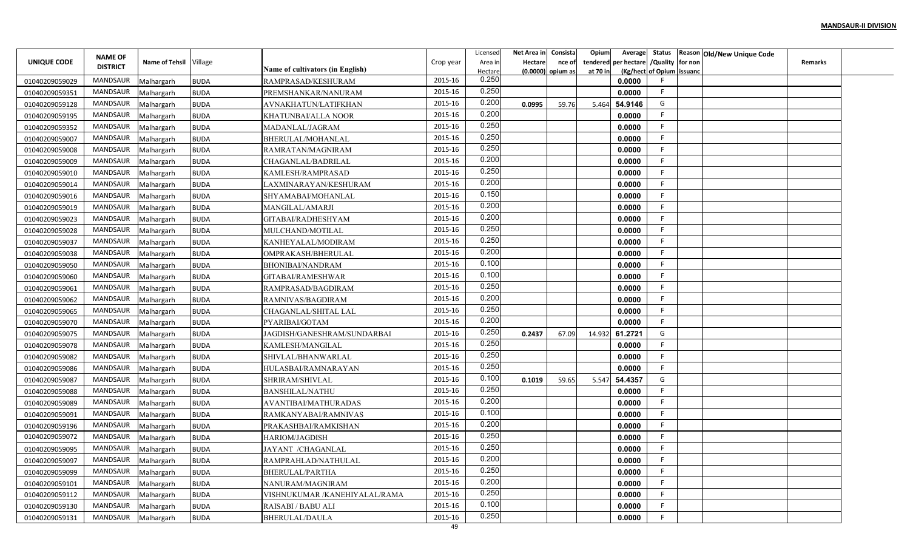**MANDSAUR-II DIVISION**

| UNIQUE CODE | NAME OF DISTRICT | Name of Tehsil | Village | Name of cultivators (in English) | Crop year | Licensed Area in Hectare | Net Area in Hectare (0.0000) | Consistance of opium as | Opium tendered at 70 in | Average per hectare (Kg/hect | Status /Quality of Opium | Reason for non issuance | Old/New Unique Code | Remarks |
|---|---|---|---|---|---|---|---|---|---|---|---|---|---|---|
| 01040209059029 | MANDSAUR | Malhargarh | BUDA | RAMPRASAD/KESHURAM | 2015-16 | 0.250 | | | | 0.0000 | F | | | |
| 01040209059351 | MANDSAUR | Malhargarh | BUDA | PREMSHANKAR/NANURAM | 2015-16 | 0.250 | | | | 0.0000 | F | | | |
| 01040209059128 | MANDSAUR | Malhargarh | BUDA | AVNAKHATUN/LATIFKHAN | 2015-16 | 0.200 | 0.0995 | 59.76 | 5.464 | 54.9146 | G | | | |
| 01040209059195 | MANDSAUR | Malhargarh | BUDA | KHATUNBAI/ALLA NOOR | 2015-16 | 0.200 | | | | 0.0000 | F | | | |
| 01040209059352 | MANDSAUR | Malhargarh | BUDA | MADANLAL/JAGRAM | 2015-16 | 0.250 | | | | 0.0000 | F | | | |
| 01040209059007 | MANDSAUR | Malhargarh | BUDA | BHERULAL/MOHANLAL | 2015-16 | 0.250 | | | | 0.0000 | F | | | |
| 01040209059008 | MANDSAUR | Malhargarh | BUDA | RAMRATAN/MAGNIRAM | 2015-16 | 0.250 | | | | 0.0000 | F | | | |
| 01040209059009 | MANDSAUR | Malhargarh | BUDA | CHAGANLAL/BADRILAL | 2015-16 | 0.200 | | | | 0.0000 | F | | | |
| 01040209059010 | MANDSAUR | Malhargarh | BUDA | KAMLESH/RAMPRASAD | 2015-16 | 0.250 | | | | 0.0000 | F | | | |
| 01040209059014 | MANDSAUR | Malhargarh | BUDA | LAXMINARAYAN/KESHURAM | 2015-16 | 0.200 | | | | 0.0000 | F | | | |
| 01040209059016 | MANDSAUR | Malhargarh | BUDA | SHYAMABAI/MOHANLAL | 2015-16 | 0.150 | | | | 0.0000 | F | | | |
| 01040209059019 | MANDSAUR | Malhargarh | BUDA | MANGILAL/AMARJI | 2015-16 | 0.200 | | | | 0.0000 | F | | | |
| 01040209059023 | MANDSAUR | Malhargarh | BUDA | GITABAI/RADHESHYAM | 2015-16 | 0.200 | | | | 0.0000 | F | | | |
| 01040209059028 | MANDSAUR | Malhargarh | BUDA | MULCHAND/MOTILAL | 2015-16 | 0.250 | | | | 0.0000 | F | | | |
| 01040209059037 | MANDSAUR | Malhargarh | BUDA | KANHEYALAL/MODIRAM | 2015-16 | 0.250 | | | | 0.0000 | F | | | |
| 01040209059038 | MANDSAUR | Malhargarh | BUDA | OMPRAKASH/BHERULAL | 2015-16 | 0.200 | | | | 0.0000 | F | | | |
| 01040209059050 | MANDSAUR | Malhargarh | BUDA | BHONIBAI/NANDRAM | 2015-16 | 0.100 | | | | 0.0000 | F | | | |
| 01040209059060 | MANDSAUR | Malhargarh | BUDA | GITABAI/RAMESHWAR | 2015-16 | 0.100 | | | | 0.0000 | F | | | |
| 01040209059061 | MANDSAUR | Malhargarh | BUDA | RAMPRASAD/BAGDIRAM | 2015-16 | 0.250 | | | | 0.0000 | F | | | |
| 01040209059062 | MANDSAUR | Malhargarh | BUDA | RAMNIVAS/BAGDIRAM | 2015-16 | 0.200 | | | | 0.0000 | F | | | |
| 01040209059065 | MANDSAUR | Malhargarh | BUDA | CHAGANLAL/SHITAL LAL | 2015-16 | 0.250 | | | | 0.0000 | F | | | |
| 01040209059070 | MANDSAUR | Malhargarh | BUDA | PYARIBAI/GOTAM | 2015-16 | 0.200 | | | | 0.0000 | F | | | |
| 01040209059075 | MANDSAUR | Malhargarh | BUDA | JAGDISH/GANESHRAM/SUNDARBAI | 2015-16 | 0.250 | 0.2437 | 67.09 | 14.932 | 61.2721 | G | | | |
| 01040209059078 | MANDSAUR | Malhargarh | BUDA | KAMLESH/MANGILAL | 2015-16 | 0.250 | | | | 0.0000 | F | | | |
| 01040209059082 | MANDSAUR | Malhargarh | BUDA | SHIVLAL/BHANWARLAL | 2015-16 | 0.250 | | | | 0.0000 | F | | | |
| 01040209059086 | MANDSAUR | Malhargarh | BUDA | HULASBAI/RAMNARAYAN | 2015-16 | 0.250 | | | | 0.0000 | F | | | |
| 01040209059087 | MANDSAUR | Malhargarh | BUDA | SHRIRAM/SHIVLAL | 2015-16 | 0.100 | 0.1019 | 59.65 | 5.547 | 54.4357 | G | | | |
| 01040209059088 | MANDSAUR | Malhargarh | BUDA | BANSHILAL/NATHU | 2015-16 | 0.250 | | | | 0.0000 | F | | | |
| 01040209059089 | MANDSAUR | Malhargarh | BUDA | AVANTIBAI/MATHURADAS | 2015-16 | 0.200 | | | | 0.0000 | F | | | |
| 01040209059091 | MANDSAUR | Malhargarh | BUDA | RAMKANYABAI/RAMNIVAS | 2015-16 | 0.100 | | | | 0.0000 | F | | | |
| 01040209059196 | MANDSAUR | Malhargarh | BUDA | PRAKASHBAI/RAMKISHAN | 2015-16 | 0.200 | | | | 0.0000 | F | | | |
| 01040209059072 | MANDSAUR | Malhargarh | BUDA | HARIOM/JAGDISH | 2015-16 | 0.250 | | | | 0.0000 | F | | | |
| 01040209059095 | MANDSAUR | Malhargarh | BUDA | JAYANT /CHAGANLAL | 2015-16 | 0.250 | | | | 0.0000 | F | | | |
| 01040209059097 | MANDSAUR | Malhargarh | BUDA | RAMPRAHLAD/NATHULAL | 2015-16 | 0.200 | | | | 0.0000 | F | | | |
| 01040209059099 | MANDSAUR | Malhargarh | BUDA | BHERULAL/PARTHA | 2015-16 | 0.250 | | | | 0.0000 | F | | | |
| 01040209059101 | MANDSAUR | Malhargarh | BUDA | NANURAM/MAGNIRAM | 2015-16 | 0.200 | | | | 0.0000 | F | | | |
| 01040209059112 | MANDSAUR | Malhargarh | BUDA | VISHNUKUMAR /KANEHIYALAL/RAMA | 2015-16 | 0.250 | | | | 0.0000 | F | | | |
| 01040209059130 | MANDSAUR | Malhargarh | BUDA | RAISABI / BABU ALI | 2015-16 | 0.100 | | | | 0.0000 | F | | | |
| 01040209059131 | MANDSAUR | Malhargarh | BUDA | BHERULAL/DAULA | 2015-16 | 0.250 | | | | 0.0000 | F | | | |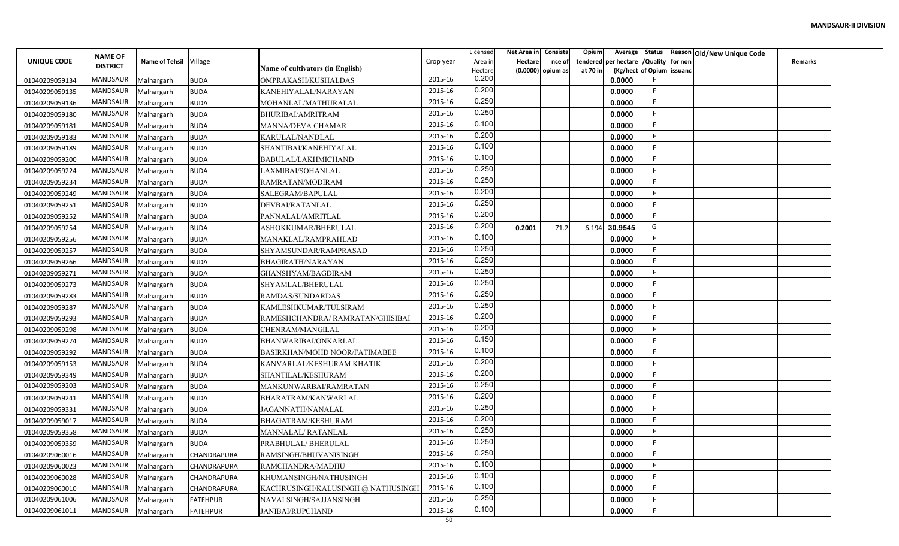**MANDSAUR-II DIVISION**

| UNIQUE CODE | NAME OF DISTRICT | Name of Tehsil | Village | Name of cultivators (in English) | Crop year | Licensed Area in Hectare | Net Area in Hectare (0.0000) | Consistance of opium as | Opium tendered at 70 in | Average per hectare (Kg/hect | Status /Quality of Opium | Reason for non issuance | Old/New Unique Code | Remarks |
|---|---|---|---|---|---|---|---|---|---|---|---|---|---|---|
| 01040209059134 | MANDSAUR | Malhargarh | BUDA | OMPRAKASH/KUSHALDAS | 2015-16 | 0.200 | | | | 0.0000 | F | | | |
| 01040209059135 | MANDSAUR | Malhargarh | BUDA | KANEHIYALAL/NARAYAN | 2015-16 | 0.200 | | | | 0.0000 | F | | | |
| 01040209059136 | MANDSAUR | Malhargarh | BUDA | MOHANLAL/MATHURALAL | 2015-16 | 0.250 | | | | 0.0000 | F | | | |
| 01040209059180 | MANDSAUR | Malhargarh | BUDA | BHURIBAI/AMRITRAM | 2015-16 | 0.250 | | | | 0.0000 | F | | | |
| 01040209059181 | MANDSAUR | Malhargarh | BUDA | MANNA/DEVA CHAMAR | 2015-16 | 0.100 | | | | 0.0000 | F | | | |
| 01040209059183 | MANDSAUR | Malhargarh | BUDA | KARULAL/NANDLAL | 2015-16 | 0.200 | | | | 0.0000 | F | | | |
| 01040209059189 | MANDSAUR | Malhargarh | BUDA | SHANTIBAI/KANEHIYALAL | 2015-16 | 0.100 | | | | 0.0000 | F | | | |
| 01040209059200 | MANDSAUR | Malhargarh | BUDA | BABULAL/LAKHMICHAND | 2015-16 | 0.100 | | | | 0.0000 | F | | | |
| 01040209059224 | MANDSAUR | Malhargarh | BUDA | LAXMIBAI/SOHANLAL | 2015-16 | 0.250 | | | | 0.0000 | F | | | |
| 01040209059234 | MANDSAUR | Malhargarh | BUDA | RAMRATAN/MODIRAM | 2015-16 | 0.250 | | | | 0.0000 | F | | | |
| 01040209059249 | MANDSAUR | Malhargarh | BUDA | SALEGRAM/BAPULAL | 2015-16 | 0.200 | | | | 0.0000 | F | | | |
| 01040209059251 | MANDSAUR | Malhargarh | BUDA | DEVBAI/RATANLAL | 2015-16 | 0.250 | | | | 0.0000 | F | | | |
| 01040209059252 | MANDSAUR | Malhargarh | BUDA | PANNALAL/AMRITLAL | 2015-16 | 0.200 | | | | 0.0000 | F | | | |
| 01040209059254 | MANDSAUR | Malhargarh | BUDA | ASHOKKUMAR/BHERULAL | 2015-16 | 0.200 | 0.2001 | 71.2 | 6.194 | 30.9545 | G | | | |
| 01040209059256 | MANDSAUR | Malhargarh | BUDA | MANAKLAL/RAMPRAHLAD | 2015-16 | 0.100 | | | | 0.0000 | F | | | |
| 01040209059257 | MANDSAUR | Malhargarh | BUDA | SHYAMSUNDAR/RAMPRASAD | 2015-16 | 0.250 | | | | 0.0000 | F | | | |
| 01040209059266 | MANDSAUR | Malhargarh | BUDA | BHAGIRATH/NARAYAN | 2015-16 | 0.250 | | | | 0.0000 | F | | | |
| 01040209059271 | MANDSAUR | Malhargarh | BUDA | GHANSHYAM/BAGDIRAM | 2015-16 | 0.250 | | | | 0.0000 | F | | | |
| 01040209059273 | MANDSAUR | Malhargarh | BUDA | SHYAMLAL/BHERULAL | 2015-16 | 0.250 | | | | 0.0000 | F | | | |
| 01040209059283 | MANDSAUR | Malhargarh | BUDA | RAMDAS/SUNDARDAS | 2015-16 | 0.250 | | | | 0.0000 | F | | | |
| 01040209059287 | MANDSAUR | Malhargarh | BUDA | KAMLESHKUMAR/TULSIRAM | 2015-16 | 0.250 | | | | 0.0000 | F | | | |
| 01040209059293 | MANDSAUR | Malhargarh | BUDA | RAMESHCHANDRA/ RAMRATAN/GHISIBAI | 2015-16 | 0.200 | | | | 0.0000 | F | | | |
| 01040209059298 | MANDSAUR | Malhargarh | BUDA | CHENRAM/MANGILAL | 2015-16 | 0.200 | | | | 0.0000 | F | | | |
| 01040209059274 | MANDSAUR | Malhargarh | BUDA | BHANWARIBAI/ONKARLAL | 2015-16 | 0.150 | | | | 0.0000 | F | | | |
| 01040209059292 | MANDSAUR | Malhargarh | BUDA | BASIRKHAN/MOHD NOOR/FATIMABEE | 2015-16 | 0.100 | | | | 0.0000 | F | | | |
| 01040209059153 | MANDSAUR | Malhargarh | BUDA | KANVARLAL/KESHURAM KHATIK | 2015-16 | 0.200 | | | | 0.0000 | F | | | |
| 01040209059349 | MANDSAUR | Malhargarh | BUDA | SHANTILAL/KESHURAM | 2015-16 | 0.200 | | | | 0.0000 | F | | | |
| 01040209059203 | MANDSAUR | Malhargarh | BUDA | MANKUNWARBAI/RAMRATAN | 2015-16 | 0.250 | | | | 0.0000 | F | | | |
| 01040209059241 | MANDSAUR | Malhargarh | BUDA | BHARATRAM/KANWARLAL | 2015-16 | 0.200 | | | | 0.0000 | F | | | |
| 01040209059331 | MANDSAUR | Malhargarh | BUDA | JAGANNATH/NANALAL | 2015-16 | 0.250 | | | | 0.0000 | F | | | |
| 01040209059017 | MANDSAUR | Malhargarh | BUDA | BHAGATRAM/KESHURAM | 2015-16 | 0.200 | | | | 0.0000 | F | | | |
| 01040209059358 | MANDSAUR | Malhargarh | BUDA | MANNALAL/ RATANLAL | 2015-16 | 0.250 | | | | 0.0000 | F | | | |
| 01040209059359 | MANDSAUR | Malhargarh | BUDA | PRABHULAL/ BHERULAL | 2015-16 | 0.250 | | | | 0.0000 | F | | | |
| 01040209060016 | MANDSAUR | Malhargarh | CHANDRAPURA | RAMSINGH/BHUVANISINGH | 2015-16 | 0.250 | | | | 0.0000 | F | | | |
| 01040209060023 | MANDSAUR | Malhargarh | CHANDRAPURA | RAMCHANDRA/MADHU | 2015-16 | 0.100 | | | | 0.0000 | F | | | |
| 01040209060028 | MANDSAUR | Malhargarh | CHANDRAPURA | KHUMANSINGH/NATHUSINGH | 2015-16 | 0.100 | | | | 0.0000 | F | | | |
| 01040209060010 | MANDSAUR | Malhargarh | CHANDRAPURA | KACHRUSINGH/KALUSINGH @ NATHUSINGH | 2015-16 | 0.100 | | | | 0.0000 | F | | | |
| 01040209061006 | MANDSAUR | Malhargarh | FATEHPUR | NAVALSINGH/SAJJANSINGH | 2015-16 | 0.250 | | | | 0.0000 | F | | | |
| 01040209061011 | MANDSAUR | Malhargarh | FATEHPUR | JANIBAI/RUPCHAND | 2015-16 | 0.100 | | | | 0.0000 | F | | | |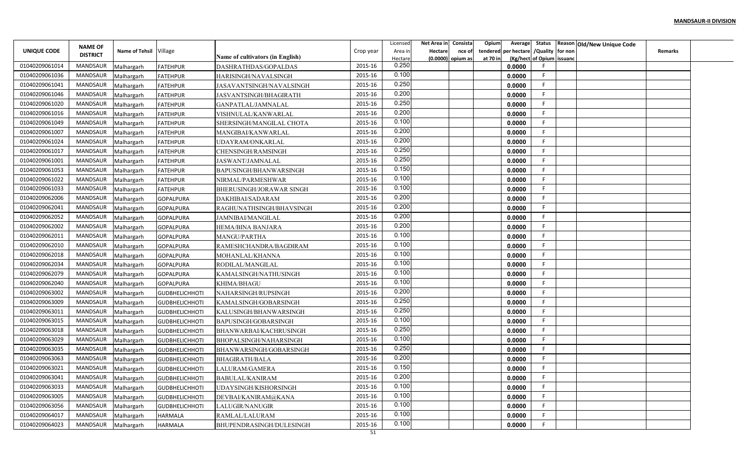**MANDSAUR-II DIVISION**

| UNIQUE CODE | NAME OF DISTRICT | Name of Tehsil | Village | Name of cultivators (in English) | Crop year | Licensed Area in Hectare | Net Area in Hectare (0.0000) | Consistance of opium as | Opium tendered at 70 in | Average per hectare (Kg/hect | Status /Quality of Opium | Reason for non issuance | Old/New Unique Code | Remarks |
|---|---|---|---|---|---|---|---|---|---|---|---|---|---|---|
| 01040209061014 | MANDSAUR | Malhargarh | FATEHPUR | DASHRATHDAS/GOPALDAS | 2015-16 | 0.250 | | | | 0.0000 | F | | | |
| 01040209061036 | MANDSAUR | Malhargarh | FATEHPUR | HARISINGH/NAVALSINGH | 2015-16 | 0.100 | | | | 0.0000 | F | | | |
| 01040209061041 | MANDSAUR | Malhargarh | FATEHPUR | JASAVANTSINGH/NAVALSINGH | 2015-16 | 0.250 | | | | 0.0000 | F | | | |
| 01040209061046 | MANDSAUR | Malhargarh | FATEHPUR | JASVANTSINGH/BHAGIRATH | 2015-16 | 0.200 | | | | 0.0000 | F | | | |
| 01040209061020 | MANDSAUR | Malhargarh | FATEHPUR | GANPATLAL/JAMNALAL | 2015-16 | 0.250 | | | | 0.0000 | F | | | |
| 01040209061016 | MANDSAUR | Malhargarh | FATEHPUR | VISHNULAL/KANWARLAL | 2015-16 | 0.200 | | | | 0.0000 | F | | | |
| 01040209061049 | MANDSAUR | Malhargarh | FATEHPUR | SHERSINGH/MANGILAL CHOTA | 2015-16 | 0.100 | | | | 0.0000 | F | | | |
| 01040209061007 | MANDSAUR | Malhargarh | FATEHPUR | MANGIBAI/KANWARLAL | 2015-16 | 0.200 | | | | 0.0000 | F | | | |
| 01040209061024 | MANDSAUR | Malhargarh | FATEHPUR | UDAYRAM/ONKARLAL | 2015-16 | 0.200 | | | | 0.0000 | F | | | |
| 01040209061017 | MANDSAUR | Malhargarh | FATEHPUR | CHENSINGH/RAMSINGH | 2015-16 | 0.250 | | | | 0.0000 | F | | | |
| 01040209061001 | MANDSAUR | Malhargarh | FATEHPUR | JASWANT/JAMNALAL | 2015-16 | 0.250 | | | | 0.0000 | F | | | |
| 01040209061053 | MANDSAUR | Malhargarh | FATEHPUR | BAPUSINGH/BHANWARSINGH | 2015-16 | 0.150 | | | | 0.0000 | F | | | |
| 01040209061022 | MANDSAUR | Malhargarh | FATEHPUR | NIRMAL/PARMESHWAR | 2015-16 | 0.100 | | | | 0.0000 | F | | | |
| 01040209061033 | MANDSAUR | Malhargarh | FATEHPUR | BHERUSINGH/JORAWAR SINGH | 2015-16 | 0.100 | | | | 0.0000 | F | | | |
| 01040209062006 | MANDSAUR | Malhargarh | GOPALPURA | DAKHIBAI/SADARAM | 2015-16 | 0.200 | | | | 0.0000 | F | | | |
| 01040209062041 | MANDSAUR | Malhargarh | GOPALPURA | RAGHUNATHSINGH/BHAVSINGH | 2015-16 | 0.200 | | | | 0.0000 | F | | | |
| 01040209062052 | MANDSAUR | Malhargarh | GOPALPURA | JAMNIBAI/MANGILAL | 2015-16 | 0.200 | | | | 0.0000 | F | | | |
| 01040209062002 | MANDSAUR | Malhargarh | GOPALPURA | HEMA/BINA BANJARA | 2015-16 | 0.200 | | | | 0.0000 | F | | | |
| 01040209062011 | MANDSAUR | Malhargarh | GOPALPURA | MANGU/PARTHA | 2015-16 | 0.100 | | | | 0.0000 | F | | | |
| 01040209062010 | MANDSAUR | Malhargarh | GOPALPURA | RAMESHCHANDRA/BAGDIRAM | 2015-16 | 0.100 | | | | 0.0000 | F | | | |
| 01040209062018 | MANDSAUR | Malhargarh | GOPALPURA | MOHANLAL/KHANNA | 2015-16 | 0.100 | | | | 0.0000 | F | | | |
| 01040209062034 | MANDSAUR | Malhargarh | GOPALPURA | RODILAL/MANGILAL | 2015-16 | 0.100 | | | | 0.0000 | F | | | |
| 01040209062079 | MANDSAUR | Malhargarh | GOPALPURA | KAMALSINGH/NATHUSINGH | 2015-16 | 0.100 | | | | 0.0000 | F | | | |
| 01040209062040 | MANDSAUR | Malhargarh | GOPALPURA | KHIMA/BHAGU | 2015-16 | 0.100 | | | | 0.0000 | F | | | |
| 01040209063002 | MANDSAUR | Malhargarh | GUDBHELICHHOTI | NAHARSINGH/RUPSINGH | 2015-16 | 0.200 | | | | 0.0000 | F | | | |
| 01040209063009 | MANDSAUR | Malhargarh | GUDBHELICHHOTI | KAMALSINGH/GOBARSINGH | 2015-16 | 0.250 | | | | 0.0000 | F | | | |
| 01040209063011 | MANDSAUR | Malhargarh | GUDBHELICHHOTI | KALUSINGH/BHANWARSINGH | 2015-16 | 0.250 | | | | 0.0000 | F | | | |
| 01040209063015 | MANDSAUR | Malhargarh | GUDBHELICHHOTI | BAPUSINGH/GOBARSINGH | 2015-16 | 0.100 | | | | 0.0000 | F | | | |
| 01040209063018 | MANDSAUR | Malhargarh | GUDBHELICHHOTI | BHANWARBAI/KACHRUSINGH | 2015-16 | 0.250 | | | | 0.0000 | F | | | |
| 01040209063029 | MANDSAUR | Malhargarh | GUDBHELICHHOTI | BHOPALSINGH/NAHARSINGH | 2015-16 | 0.100 | | | | 0.0000 | F | | | |
| 01040209063035 | MANDSAUR | Malhargarh | GUDBHELICHHOTI | BHANWARSINGH/GOBARSINGH | 2015-16 | 0.250 | | | | 0.0000 | F | | | |
| 01040209063063 | MANDSAUR | Malhargarh | GUDBHELICHHOTI | BHAGIRATH/BALA | 2015-16 | 0.200 | | | | 0.0000 | F | | | |
| 01040209063021 | MANDSAUR | Malhargarh | GUDBHELICHHOTI | LALURAM/GAMERA | 2015-16 | 0.150 | | | | 0.0000 | F | | | |
| 01040209063041 | MANDSAUR | Malhargarh | GUDBHELICHHOTI | BABULAL/KANIRAM | 2015-16 | 0.200 | | | | 0.0000 | F | | | |
| 01040209063033 | MANDSAUR | Malhargarh | GUDBHELICHHOTI | UDAYSINGH/KISHORSINGH | 2015-16 | 0.100 | | | | 0.0000 | F | | | |
| 01040209063005 | MANDSAUR | Malhargarh | GUDBHELICHHOTI | DEVBAI/KANIRAM@KANA | 2015-16 | 0.100 | | | | 0.0000 | F | | | |
| 01040209063056 | MANDSAUR | Malhargarh | GUDBHELICHHOTI | LALUGIR/NANUGIR | 2015-16 | 0.100 | | | | 0.0000 | F | | | |
| 01040209064017 | MANDSAUR | Malhargarh | HARMALA | RAMLAL/LALURAM | 2015-16 | 0.100 | | | | 0.0000 | F | | | |
| 01040209064023 | MANDSAUR | Malhargarh | HARMALA | BHUPENDRASINGH/DULESINGH | 2015-16 | 0.100 | | | | 0.0000 | F | | | |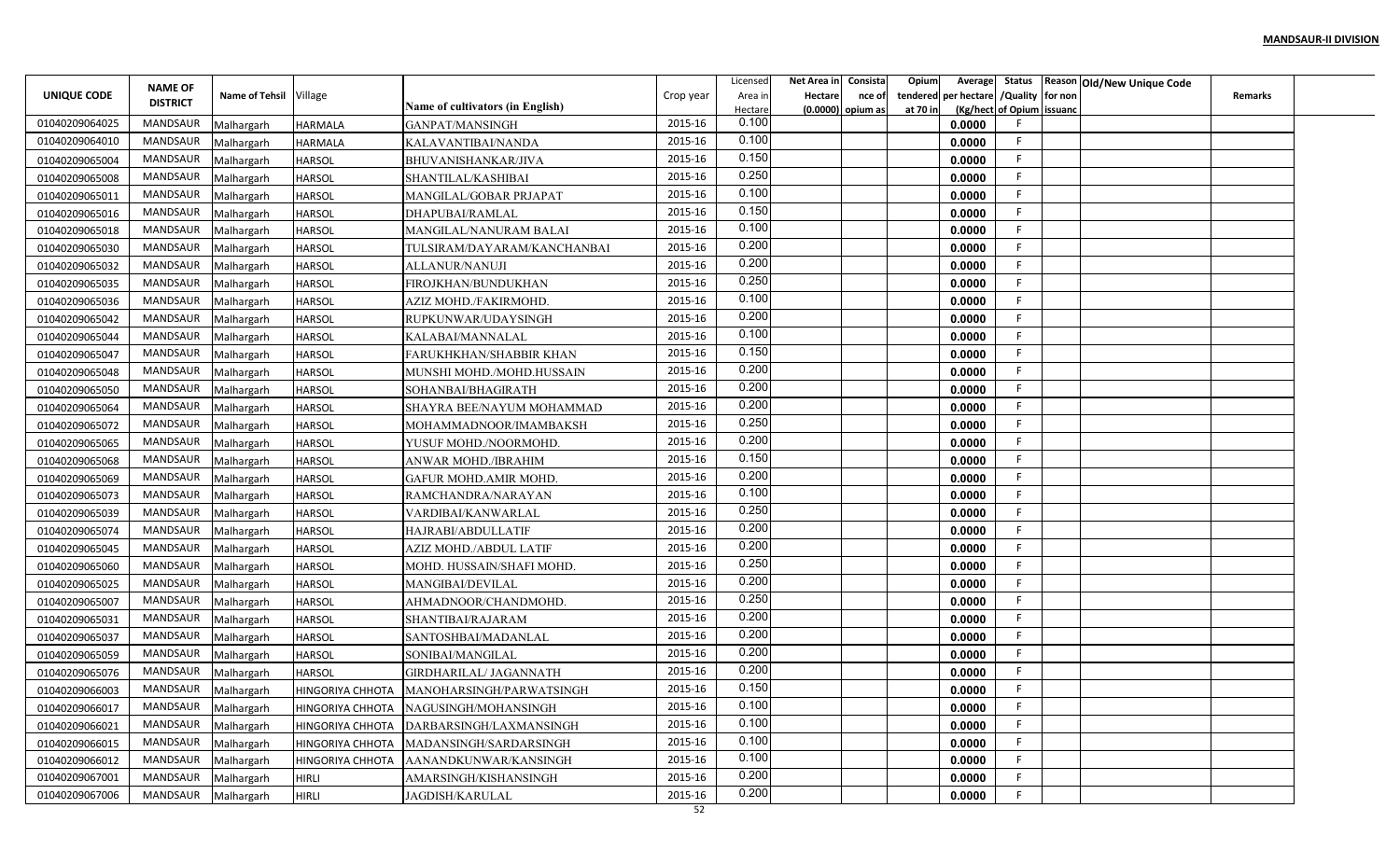**MANDSAUR-II DIVISION**

| UNIQUE CODE | NAME OF DISTRICT | Name of Tehsil | Village | Name of cultivators (in English) | Crop year | Licensed Area in Hectare | Net Area in Hectare (0.0000) | Consistance of opium as | Opium tendered at 70 in | Average per hectare (Kg/hect | Status /Quality of Opium | Reason for non issuanc | Old/New Unique Code | Remarks |
|---|---|---|---|---|---|---|---|---|---|---|---|---|---|---|
| 01040209064025 | MANDSAUR | Malhargarh | HARMALA | GANPAT/MANSINGH | 2015-16 | 0.100 | | | | 0.0000 | F | | | |
| 01040209064010 | MANDSAUR | Malhargarh | HARMALA | KALAVANTIBAI/NANDA | 2015-16 | 0.100 | | | | 0.0000 | F | | | |
| 01040209065004 | MANDSAUR | Malhargarh | HARSOL | BHUVANISHANKAR/JIVA | 2015-16 | 0.150 | | | | 0.0000 | F | | | |
| 01040209065008 | MANDSAUR | Malhargarh | HARSOL | SHANTILAL/KASHIBAI | 2015-16 | 0.250 | | | | 0.0000 | F | | | |
| 01040209065011 | MANDSAUR | Malhargarh | HARSOL | MANGILAL/GOBAR PRJAPAT | 2015-16 | 0.100 | | | | 0.0000 | F | | | |
| 01040209065016 | MANDSAUR | Malhargarh | HARSOL | DHAPUBAI/RAMLAL | 2015-16 | 0.150 | | | | 0.0000 | F | | | |
| 01040209065018 | MANDSAUR | Malhargarh | HARSOL | MANGILAL/NANURAM BALAI | 2015-16 | 0.100 | | | | 0.0000 | F | | | |
| 01040209065030 | MANDSAUR | Malhargarh | HARSOL | TULSIRAM/DAYARAM/KANCHANBAI | 2015-16 | 0.200 | | | | 0.0000 | F | | | |
| 01040209065032 | MANDSAUR | Malhargarh | HARSOL | ALLANUR/NANUJI | 2015-16 | 0.200 | | | | 0.0000 | F | | | |
| 01040209065035 | MANDSAUR | Malhargarh | HARSOL | FIROJKHAN/BUNDUKHAN | 2015-16 | 0.250 | | | | 0.0000 | F | | | |
| 01040209065036 | MANDSAUR | Malhargarh | HARSOL | AZIZ MOHD./FAKIRMOHD. | 2015-16 | 0.100 | | | | 0.0000 | F | | | |
| 01040209065042 | MANDSAUR | Malhargarh | HARSOL | RUPKUNWAR/UDAYSINGH | 2015-16 | 0.200 | | | | 0.0000 | F | | | |
| 01040209065044 | MANDSAUR | Malhargarh | HARSOL | KALABAI/MANNALAL | 2015-16 | 0.100 | | | | 0.0000 | F | | | |
| 01040209065047 | MANDSAUR | Malhargarh | HARSOL | FARUKHKHAN/SHABBIR KHAN | 2015-16 | 0.150 | | | | 0.0000 | F | | | |
| 01040209065048 | MANDSAUR | Malhargarh | HARSOL | MUNSHI MOHD./MOHD.HUSSAIN | 2015-16 | 0.200 | | | | 0.0000 | F | | | |
| 01040209065050 | MANDSAUR | Malhargarh | HARSOL | SOHANBAI/BHAGIRATH | 2015-16 | 0.200 | | | | 0.0000 | F | | | |
| 01040209065064 | MANDSAUR | Malhargarh | HARSOL | SHAYRA BEE/NAYUM MOHAMMAD | 2015-16 | 0.200 | | | | 0.0000 | F | | | |
| 01040209065072 | MANDSAUR | Malhargarh | HARSOL | MOHAMMADNOOR/IMAMBAKSH | 2015-16 | 0.250 | | | | 0.0000 | F | | | |
| 01040209065065 | MANDSAUR | Malhargarh | HARSOL | YUSUF MOHD./NOORMOHD. | 2015-16 | 0.200 | | | | 0.0000 | F | | | |
| 01040209065068 | MANDSAUR | Malhargarh | HARSOL | ANWAR MOHD./IBRAHIM | 2015-16 | 0.150 | | | | 0.0000 | F | | | |
| 01040209065069 | MANDSAUR | Malhargarh | HARSOL | GAFUR MOHD.AMIR MOHD. | 2015-16 | 0.200 | | | | 0.0000 | F | | | |
| 01040209065073 | MANDSAUR | Malhargarh | HARSOL | RAMCHANDRA/NARAYAN | 2015-16 | 0.100 | | | | 0.0000 | F | | | |
| 01040209065039 | MANDSAUR | Malhargarh | HARSOL | VARDIBAI/KANWARLAL | 2015-16 | 0.250 | | | | 0.0000 | F | | | |
| 01040209065074 | MANDSAUR | Malhargarh | HARSOL | HAJRABI/ABDULLATIF | 2015-16 | 0.200 | | | | 0.0000 | F | | | |
| 01040209065045 | MANDSAUR | Malhargarh | HARSOL | AZIZ MOHD./ABDUL LATIF | 2015-16 | 0.200 | | | | 0.0000 | F | | | |
| 01040209065060 | MANDSAUR | Malhargarh | HARSOL | MOHD. HUSSAIN/SHAFI MOHD. | 2015-16 | 0.250 | | | | 0.0000 | F | | | |
| 01040209065025 | MANDSAUR | Malhargarh | HARSOL | MANGIBAI/DEVILAL | 2015-16 | 0.200 | | | | 0.0000 | F | | | |
| 01040209065007 | MANDSAUR | Malhargarh | HARSOL | AHMADNOOR/CHANDMOHD. | 2015-16 | 0.250 | | | | 0.0000 | F | | | |
| 01040209065031 | MANDSAUR | Malhargarh | HARSOL | SHANTIBAI/RAJARAM | 2015-16 | 0.200 | | | | 0.0000 | F | | | |
| 01040209065037 | MANDSAUR | Malhargarh | HARSOL | SANTOSHBAI/MADANLAL | 2015-16 | 0.200 | | | | 0.0000 | F | | | |
| 01040209065059 | MANDSAUR | Malhargarh | HARSOL | SONIBAI/MANGILAL | 2015-16 | 0.200 | | | | 0.0000 | F | | | |
| 01040209065076 | MANDSAUR | Malhargarh | HARSOL | GIRDHARILAL/ JAGANNATH | 2015-16 | 0.200 | | | | 0.0000 | F | | | |
| 01040209066003 | MANDSAUR | Malhargarh | HINGORIYA CHHOTA | MANOHARSINGH/PARWATSINGH | 2015-16 | 0.150 | | | | 0.0000 | F | | | |
| 01040209066017 | MANDSAUR | Malhargarh | HINGORIYA CHHOTA | NAGUSINGH/MOHANSINGH | 2015-16 | 0.100 | | | | 0.0000 | F | | | |
| 01040209066021 | MANDSAUR | Malhargarh | HINGORIYA CHHOTA | DARBARSINGH/LAXMANSINGH | 2015-16 | 0.100 | | | | 0.0000 | F | | | |
| 01040209066015 | MANDSAUR | Malhargarh | HINGORIYA CHHOTA | MADANSINGH/SARDARSINGH | 2015-16 | 0.100 | | | | 0.0000 | F | | | |
| 01040209066012 | MANDSAUR | Malhargarh | HINGORIYA CHHOTA | AANANDKUNWAR/KANSINGH | 2015-16 | 0.100 | | | | 0.0000 | F | | | |
| 01040209067001 | MANDSAUR | Malhargarh | HIRLI | AMARSINGH/KISHANSINGH | 2015-16 | 0.200 | | | | 0.0000 | F | | | |
| 01040209067006 | MANDSAUR | Malhargarh | HIRLI | JAGDISH/KARULAL | 2015-16 | 0.200 | | | | 0.0000 | F | | | |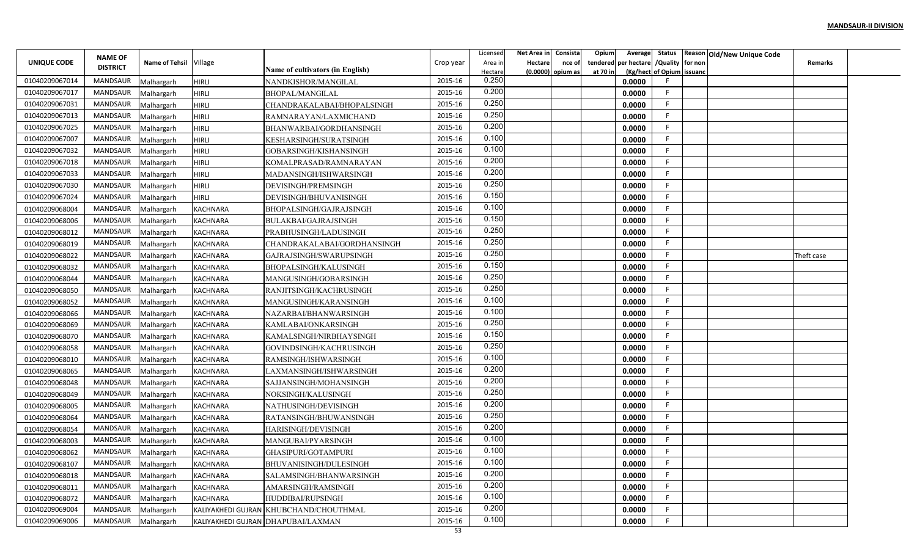**MANDSAUR-II DIVISION**

| UNIQUE CODE | NAME OF DISTRICT | Name of Tehsil | Village | Name of cultivators (in English) | Crop year | Licensed Area in Hectare | Net Area in Hectare (0.0000) | Consistance of opium as | Opium tendered at 70 in | Average per hectare (Kg/hect | Status /Quality of Opium | Reason for non issuance | Old/New Unique Code | Remarks |
|---|---|---|---|---|---|---|---|---|---|---|---|---|---|---|
| 01040209067014 | MANDSAUR | Malhargarh | HIRLI | NANDKISHOR/MANGILAL | 2015-16 | 0.250 | | | | 0.0000 | F | | | |
| 01040209067017 | MANDSAUR | Malhargarh | HIRLI | BHOPAL/MANGILAL | 2015-16 | 0.200 | | | | 0.0000 | F | | | |
| 01040209067031 | MANDSAUR | Malhargarh | HIRLI | CHANDRAKALABAI/BHOPALSINGH | 2015-16 | 0.250 | | | | 0.0000 | F | | | |
| 01040209067013 | MANDSAUR | Malhargarh | HIRLI | RAMNARAYAN/LAXMICHAND | 2015-16 | 0.250 | | | | 0.0000 | F | | | |
| 01040209067025 | MANDSAUR | Malhargarh | HIRLI | BHANWARBAI/GORDHANSINGH | 2015-16 | 0.200 | | | | 0.0000 | F | | | |
| 01040209067007 | MANDSAUR | Malhargarh | HIRLI | KESHARSINGH/SURATSINGH | 2015-16 | 0.100 | | | | 0.0000 | F | | | |
| 01040209067032 | MANDSAUR | Malhargarh | HIRLI | GOBARSINGH/KISHANSINGH | 2015-16 | 0.100 | | | | 0.0000 | F | | | |
| 01040209067018 | MANDSAUR | Malhargarh | HIRLI | KOMALPRASAD/RAMNARAYAN | 2015-16 | 0.200 | | | | 0.0000 | F | | | |
| 01040209067033 | MANDSAUR | Malhargarh | HIRLI | MADANSINGH/ISHWARSINGH | 2015-16 | 0.200 | | | | 0.0000 | F | | | |
| 01040209067030 | MANDSAUR | Malhargarh | HIRLI | DEVISINGH/PREMSINGH | 2015-16 | 0.250 | | | | 0.0000 | F | | | |
| 01040209067024 | MANDSAUR | Malhargarh | HIRLI | DEVISINGH/BHUVANISINGH | 2015-16 | 0.150 | | | | 0.0000 | F | | | |
| 01040209068004 | MANDSAUR | Malhargarh | KACHNARA | BHOPALSINGH/GAJRAJSINGH | 2015-16 | 0.100 | | | | 0.0000 | F | | | |
| 01040209068006 | MANDSAUR | Malhargarh | KACHNARA | BULAKBAI/GAJRAJSINGH | 2015-16 | 0.150 | | | | 0.0000 | F | | | |
| 01040209068012 | MANDSAUR | Malhargarh | KACHNARA | PRABHUSINGH/LADUSINGH | 2015-16 | 0.250 | | | | 0.0000 | F | | | |
| 01040209068019 | MANDSAUR | Malhargarh | KACHNARA | CHANDRAKALABAI/GORDHANSINGH | 2015-16 | 0.250 | | | | 0.0000 | F | | | |
| 01040209068022 | MANDSAUR | Malhargarh | KACHNARA | GAJRAJSINGH/SWARUPSINGH | 2015-16 | 0.250 | | | | 0.0000 | F | | | Theft case |
| 01040209068032 | MANDSAUR | Malhargarh | KACHNARA | BHOPALSINGH/KALUSINGH | 2015-16 | 0.150 | | | | 0.0000 | F | | | |
| 01040209068044 | MANDSAUR | Malhargarh | KACHNARA | MANGUSINGH/GOBARSINGH | 2015-16 | 0.250 | | | | 0.0000 | F | | | |
| 01040209068050 | MANDSAUR | Malhargarh | KACHNARA | RANJITSINGH/KACHRUSINGH | 2015-16 | 0.250 | | | | 0.0000 | F | | | |
| 01040209068052 | MANDSAUR | Malhargarh | KACHNARA | MANGUSINGH/KARANSINGH | 2015-16 | 0.100 | | | | 0.0000 | F | | | |
| 01040209068066 | MANDSAUR | Malhargarh | KACHNARA | NAZARBAI/BHANWARSINGH | 2015-16 | 0.100 | | | | 0.0000 | F | | | |
| 01040209068069 | MANDSAUR | Malhargarh | KACHNARA | KAMLABAI/ONKARSINGH | 2015-16 | 0.250 | | | | 0.0000 | F | | | |
| 01040209068070 | MANDSAUR | Malhargarh | KACHNARA | KAMALSINGH/NIRBHAYSINGH | 2015-16 | 0.150 | | | | 0.0000 | F | | | |
| 01040209068058 | MANDSAUR | Malhargarh | KACHNARA | GOVINDSINGH/KACHRUSINGH | 2015-16 | 0.250 | | | | 0.0000 | F | | | |
| 01040209068010 | MANDSAUR | Malhargarh | KACHNARA | RAMSINGH/ISHWARSINGH | 2015-16 | 0.100 | | | | 0.0000 | F | | | |
| 01040209068065 | MANDSAUR | Malhargarh | KACHNARA | LAXMANSINGH/ISHWARSINGH | 2015-16 | 0.200 | | | | 0.0000 | F | | | |
| 01040209068048 | MANDSAUR | Malhargarh | KACHNARA | SAJJANSINGH/MOHANSINGH | 2015-16 | 0.200 | | | | 0.0000 | F | | | |
| 01040209068049 | MANDSAUR | Malhargarh | KACHNARA | NOKSINGH/KALUSINGH | 2015-16 | 0.250 | | | | 0.0000 | F | | | |
| 01040209068005 | MANDSAUR | Malhargarh | KACHNARA | NATHUSINGH/DEVISINGH | 2015-16 | 0.200 | | | | 0.0000 | F | | | |
| 01040209068064 | MANDSAUR | Malhargarh | KACHNARA | RATANSINGH/BHUWANSINGH | 2015-16 | 0.250 | | | | 0.0000 | F | | | |
| 01040209068054 | MANDSAUR | Malhargarh | KACHNARA | HARISINGH/DEVISINGH | 2015-16 | 0.200 | | | | 0.0000 | F | | | |
| 01040209068003 | MANDSAUR | Malhargarh | KACHNARA | MANGUBAI/PYARSINGH | 2015-16 | 0.100 | | | | 0.0000 | F | | | |
| 01040209068062 | MANDSAUR | Malhargarh | KACHNARA | GHASIPURI/GOTAMPURI | 2015-16 | 0.100 | | | | 0.0000 | F | | | |
| 01040209068107 | MANDSAUR | Malhargarh | KACHNARA | BHUVANISINGH/DULESINGH | 2015-16 | 0.100 | | | | 0.0000 | F | | | |
| 01040209068018 | MANDSAUR | Malhargarh | KACHNARA | SALAMSINGH/BHANWARSINGH | 2015-16 | 0.200 | | | | 0.0000 | F | | | |
| 01040209068011 | MANDSAUR | Malhargarh | KACHNARA | AMARSINGH/RAMSINGH | 2015-16 | 0.200 | | | | 0.0000 | F | | | |
| 01040209068072 | MANDSAUR | Malhargarh | KACHNARA | HUDDIBAI/RUPSINGH | 2015-16 | 0.100 | | | | 0.0000 | F | | | |
| 01040209069004 | MANDSAUR | Malhargarh | KALIYAKHEDI GUJRAN | KHUBCHAND/CHOUTHMAL | 2015-16 | 0.200 | | | | 0.0000 | F | | | |
| 01040209069006 | MANDSAUR | Malhargarh | KALIYAKHEDI GUJRAN | DHAPUBAI/LAXMAN | 2015-16 | 0.100 | | | | 0.0000 | F | | | |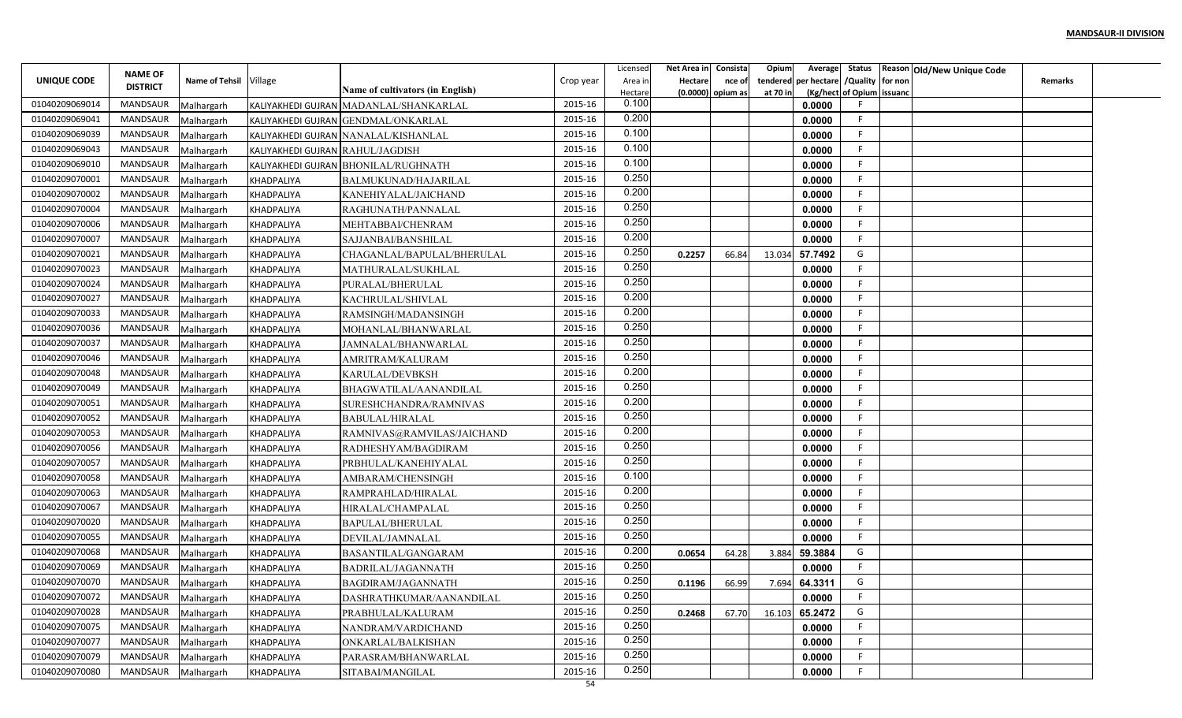**MANDSAUR-II DIVISION**

| UNIQUE CODE | NAME OF DISTRICT | Name of Tehsil | Village | Name of cultivators (in English) | Crop year | Licensed Area in Hectare | Net Area in Hectare (0.0000) | Consistance of opium as | Opium tendered at 70 in | Average per hectare (Kg/hect | Status /Quality of Opium | Reason for non issuance | Old/New Unique Code | Remarks |
|---|---|---|---|---|---|---|---|---|---|---|---|---|---|---|
| 01040209069014 | MANDSAUR | Malhargarh | KALIYAKHEDI GUJRAN | MADANLAL/SHANKARLAL | 2015-16 | 0.100 | | | | 0.0000 | F | | | |
| 01040209069041 | MANDSAUR | Malhargarh | KALIYAKHEDI GUJRAN | GENDMAL/ONKARLAL | 2015-16 | 0.200 | | | | 0.0000 | F | | | |
| 01040209069039 | MANDSAUR | Malhargarh | KALIYAKHEDI GUJRAN | NANALAL/KISHANLAL | 2015-16 | 0.100 | | | | 0.0000 | F | | | |
| 01040209069043 | MANDSAUR | Malhargarh | KALIYAKHEDI GUJRAN | RAHUL/JAGDISH | 2015-16 | 0.100 | | | | 0.0000 | F | | | |
| 01040209069010 | MANDSAUR | Malhargarh | KALIYAKHEDI GUJRAN | BHONILAL/RUGHNATH | 2015-16 | 0.100 | | | | 0.0000 | F | | | |
| 01040209070001 | MANDSAUR | Malhargarh | KHADPALIYA | BALMUKUNAD/HAJARILAL | 2015-16 | 0.250 | | | | 0.0000 | F | | | |
| 01040209070002 | MANDSAUR | Malhargarh | KHADPALIYA | KANEHIYALAL/JAICHAND | 2015-16 | 0.200 | | | | 0.0000 | F | | | |
| 01040209070004 | MANDSAUR | Malhargarh | KHADPALIYA | RAGHUNATH/PANNALAL | 2015-16 | 0.250 | | | | 0.0000 | F | | | |
| 01040209070006 | MANDSAUR | Malhargarh | KHADPALIYA | MEHTABBAI/CHENRAM | 2015-16 | 0.250 | | | | 0.0000 | F | | | |
| 01040209070007 | MANDSAUR | Malhargarh | KHADPALIYA | SAJJANBAI/BANSHILAL | 2015-16 | 0.200 | | | | 0.0000 | F | | | |
| 01040209070021 | MANDSAUR | Malhargarh | KHADPALIYA | CHAGANLAL/BAPULAL/BHERULAL | 2015-16 | 0.250 | 0.2257 | 66.84 | 13.034 | 57.7492 | G | | | |
| 01040209070023 | MANDSAUR | Malhargarh | KHADPALIYA | MATHURALAL/SUKHLAL | 2015-16 | 0.250 | | | | 0.0000 | F | | | |
| 01040209070024 | MANDSAUR | Malhargarh | KHADPALIYA | PURALAL/BHERULAL | 2015-16 | 0.250 | | | | 0.0000 | F | | | |
| 01040209070027 | MANDSAUR | Malhargarh | KHADPALIYA | KACHRULAL/SHIVLAL | 2015-16 | 0.200 | | | | 0.0000 | F | | | |
| 01040209070033 | MANDSAUR | Malhargarh | KHADPALIYA | RAMSINGH/MADANSINGH | 2015-16 | 0.200 | | | | 0.0000 | F | | | |
| 01040209070036 | MANDSAUR | Malhargarh | KHADPALIYA | MOHANLAL/BHANWARLAL | 2015-16 | 0.250 | | | | 0.0000 | F | | | |
| 01040209070037 | MANDSAUR | Malhargarh | KHADPALIYA | JAMNALAL/BHANWARLAL | 2015-16 | 0.250 | | | | 0.0000 | F | | | |
| 01040209070046 | MANDSAUR | Malhargarh | KHADPALIYA | AMRITRAM/KALURAM | 2015-16 | 0.250 | | | | 0.0000 | F | | | |
| 01040209070048 | MANDSAUR | Malhargarh | KHADPALIYA | KARULAL/DEVBKSH | 2015-16 | 0.200 | | | | 0.0000 | F | | | |
| 01040209070049 | MANDSAUR | Malhargarh | KHADPALIYA | BHAGWATILAL/AANANDILAL | 2015-16 | 0.250 | | | | 0.0000 | F | | | |
| 01040209070051 | MANDSAUR | Malhargarh | KHADPALIYA | SURESHCHANDRA/RAMNIVAS | 2015-16 | 0.200 | | | | 0.0000 | F | | | |
| 01040209070052 | MANDSAUR | Malhargarh | KHADPALIYA | BABULAL/HIRALAL | 2015-16 | 0.250 | | | | 0.0000 | F | | | |
| 01040209070053 | MANDSAUR | Malhargarh | KHADPALIYA | RAMNIVAS@RAMVILAS/JAICHAND | 2015-16 | 0.200 | | | | 0.0000 | F | | | |
| 01040209070056 | MANDSAUR | Malhargarh | KHADPALIYA | RADHESHYAM/BAGDIRAM | 2015-16 | 0.250 | | | | 0.0000 | F | | | |
| 01040209070057 | MANDSAUR | Malhargarh | KHADPALIYA | PRBHULAL/KANEHIYALAL | 2015-16 | 0.250 | | | | 0.0000 | F | | | |
| 01040209070058 | MANDSAUR | Malhargarh | KHADPALIYA | AMBARAM/CHENSINGH | 2015-16 | 0.100 | | | | 0.0000 | F | | | |
| 01040209070063 | MANDSAUR | Malhargarh | KHADPALIYA | RAMPRAHLAD/HIRALAL | 2015-16 | 0.200 | | | | 0.0000 | F | | | |
| 01040209070067 | MANDSAUR | Malhargarh | KHADPALIYA | HIRALAL/CHAMPALAL | 2015-16 | 0.250 | | | | 0.0000 | F | | | |
| 01040209070020 | MANDSAUR | Malhargarh | KHADPALIYA | BAPULAL/BHERULAL | 2015-16 | 0.250 | | | | 0.0000 | F | | | |
| 01040209070055 | MANDSAUR | Malhargarh | KHADPALIYA | DEVILAL/JAMNALAL | 2015-16 | 0.250 | | | | 0.0000 | F | | | |
| 01040209070068 | MANDSAUR | Malhargarh | KHADPALIYA | BASANTILAL/GANGARAM | 2015-16 | 0.200 | 0.0654 | 64.28 | 3.884 | 59.3884 | G | | | |
| 01040209070069 | MANDSAUR | Malhargarh | KHADPALIYA | BADRILAL/JAGANNATH | 2015-16 | 0.250 | | | | 0.0000 | F | | | |
| 01040209070070 | MANDSAUR | Malhargarh | KHADPALIYA | BAGDIRAM/JAGANNATH | 2015-16 | 0.250 | 0.1196 | 66.99 | 7.694 | 64.3311 | G | | | |
| 01040209070072 | MANDSAUR | Malhargarh | KHADPALIYA | DASHRATHKUMAR/AANANDILAL | 2015-16 | 0.250 | | | | 0.0000 | F | | | |
| 01040209070028 | MANDSAUR | Malhargarh | KHADPALIYA | PRABHULAL/KALURAM | 2015-16 | 0.250 | 0.2468 | 67.70 | 16.103 | 65.2472 | G | | | |
| 01040209070075 | MANDSAUR | Malhargarh | KHADPALIYA | NANDRAM/VARDICHAND | 2015-16 | 0.250 | | | | 0.0000 | F | | | |
| 01040209070077 | MANDSAUR | Malhargarh | KHADPALIYA | ONKARLAL/BALKISHAN | 2015-16 | 0.250 | | | | 0.0000 | F | | | |
| 01040209070079 | MANDSAUR | Malhargarh | KHADPALIYA | PARASRAM/BHANWARLAL | 2015-16 | 0.250 | | | | 0.0000 | F | | | |
| 01040209070080 | MANDSAUR | Malhargarh | KHADPALIYA | SITABAI/MANGILAL | 2015-16 | 0.250 | | | | 0.0000 | F | | | |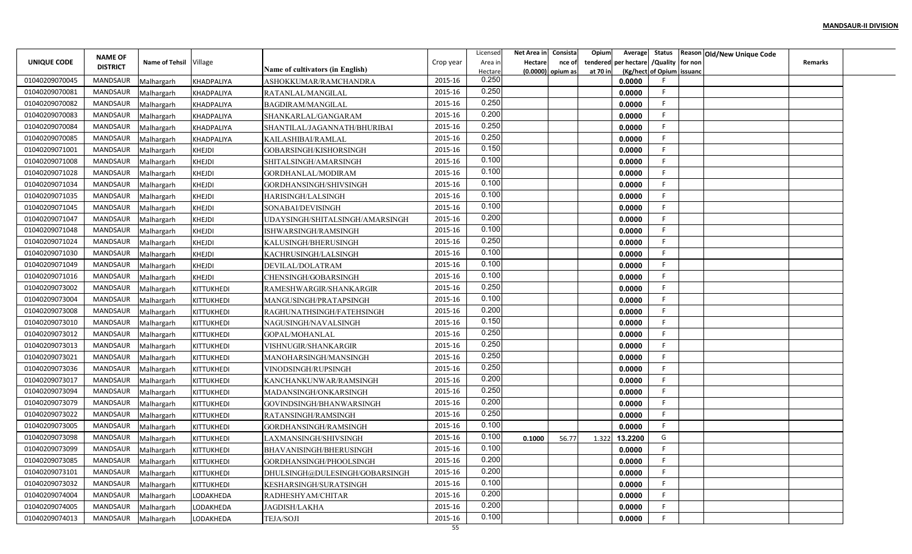**MANDSAUR-II DIVISION**

| UNIQUE CODE | NAME OF DISTRICT | Name of Tehsil | Village | Name of cultivators (in English) | Crop year | Licensed Area in Hectare | Net Area in Hectare (0.0000) | Consistance of opium as | Opium tendered at 70 in | Average per hectare (Kg/hect) | Status /Quality of Opium | Reason for non issuance | Old/New Unique Code | Remarks |
|---|---|---|---|---|---|---|---|---|---|---|---|---|---|---|
| 01040209070045 | MANDSAUR | Malhargarh | KHADPALIYA | ASHOKKUMAR/RAMCHANDRA | 2015-16 | 0.250 | | | | 0.0000 | F | | | |
| 01040209070081 | MANDSAUR | Malhargarh | KHADPALIYA | RATANLAL/MANGILAL | 2015-16 | 0.250 | | | | 0.0000 | F | | | |
| 01040209070082 | MANDSAUR | Malhargarh | KHADPALIYA | BAGDIRAM/MANGILAL | 2015-16 | 0.250 | | | | 0.0000 | F | | | |
| 01040209070083 | MANDSAUR | Malhargarh | KHADPALIYA | SHANKARLAL/GANGARAM | 2015-16 | 0.200 | | | | 0.0000 | F | | | |
| 01040209070084 | MANDSAUR | Malhargarh | KHADPALIYA | SHANTILAL/JAGANNATH/BHURIBAI | 2015-16 | 0.250 | | | | 0.0000 | F | | | |
| 01040209070085 | MANDSAUR | Malhargarh | KHADPALIYA | KAILASHIBAI/RAMLAL | 2015-16 | 0.250 | | | | 0.0000 | F | | | |
| 01040209071001 | MANDSAUR | Malhargarh | KHEJDI | GOBARSINGH/KISHORSINGH | 2015-16 | 0.150 | | | | 0.0000 | F | | | |
| 01040209071008 | MANDSAUR | Malhargarh | KHEJDI | SHITALSINGH/AMARSINGH | 2015-16 | 0.100 | | | | 0.0000 | F | | | |
| 01040209071028 | MANDSAUR | Malhargarh | KHEJDI | GORDHANLAL/MODIRAM | 2015-16 | 0.100 | | | | 0.0000 | F | | | |
| 01040209071034 | MANDSAUR | Malhargarh | KHEJDI | GORDHANSINGH/SHIVSINGH | 2015-16 | 0.100 | | | | 0.0000 | F | | | |
| 01040209071035 | MANDSAUR | Malhargarh | KHEJDI | HARISINGH/LALSINGH | 2015-16 | 0.100 | | | | 0.0000 | F | | | |
| 01040209071045 | MANDSAUR | Malhargarh | KHEJDI | SONABAI/DEVISINGH | 2015-16 | 0.100 | | | | 0.0000 | F | | | |
| 01040209071047 | MANDSAUR | Malhargarh | KHEJDI | UDAYSINGH/SHITALSINGH/AMARSINGH | 2015-16 | 0.200 | | | | 0.0000 | F | | | |
| 01040209071048 | MANDSAUR | Malhargarh | KHEJDI | ISHWARSINGH/RAMSINGH | 2015-16 | 0.100 | | | | 0.0000 | F | | | |
| 01040209071024 | MANDSAUR | Malhargarh | KHEJDI | KALUSINGH/BHERUSINGH | 2015-16 | 0.250 | | | | 0.0000 | F | | | |
| 01040209071030 | MANDSAUR | Malhargarh | KHEJDI | KACHRUSINGH/LALSINGH | 2015-16 | 0.100 | | | | 0.0000 | F | | | |
| 01040209071049 | MANDSAUR | Malhargarh | KHEJDI | DEVILAL/DOLATRAM | 2015-16 | 0.100 | | | | 0.0000 | F | | | |
| 01040209071016 | MANDSAUR | Malhargarh | KHEJDI | CHENSINGH/GOBARSINGH | 2015-16 | 0.100 | | | | 0.0000 | F | | | |
| 01040209073002 | MANDSAUR | Malhargarh | KITTUKHEDI | RAMESHWARGIR/SHANKARGIR | 2015-16 | 0.250 | | | | 0.0000 | F | | | |
| 01040209073004 | MANDSAUR | Malhargarh | KITTUKHEDI | MANGUSINGH/PRATAPSINGH | 2015-16 | 0.100 | | | | 0.0000 | F | | | |
| 01040209073008 | MANDSAUR | Malhargarh | KITTUKHEDI | RAGHUNATHSINGH/FATEHSINGH | 2015-16 | 0.200 | | | | 0.0000 | F | | | |
| 01040209073010 | MANDSAUR | Malhargarh | KITTUKHEDI | NAGUSINGH/NAVALSINGH | 2015-16 | 0.150 | | | | 0.0000 | F | | | |
| 01040209073012 | MANDSAUR | Malhargarh | KITTUKHEDI | GOPAL/MOHANLAL | 2015-16 | 0.250 | | | | 0.0000 | F | | | |
| 01040209073013 | MANDSAUR | Malhargarh | KITTUKHEDI | VISHNUGIR/SHANKARGIR | 2015-16 | 0.250 | | | | 0.0000 | F | | | |
| 01040209073021 | MANDSAUR | Malhargarh | KITTUKHEDI | MANOHARSINGH/MANSINGH | 2015-16 | 0.250 | | | | 0.0000 | F | | | |
| 01040209073036 | MANDSAUR | Malhargarh | KITTUKHEDI | VINODSINGH/RUPSINGH | 2015-16 | 0.250 | | | | 0.0000 | F | | | |
| 01040209073017 | MANDSAUR | Malhargarh | KITTUKHEDI | KANCHANKUNWAR/RAMSINGH | 2015-16 | 0.200 | | | | 0.0000 | F | | | |
| 01040209073094 | MANDSAUR | Malhargarh | KITTUKHEDI | MADANSINGH/ONKARSINGH | 2015-16 | 0.250 | | | | 0.0000 | F | | | |
| 01040209073079 | MANDSAUR | Malhargarh | KITTUKHEDI | GOVINDSINGH/BHANWARSINGH | 2015-16 | 0.200 | | | | 0.0000 | F | | | |
| 01040209073022 | MANDSAUR | Malhargarh | KITTUKHEDI | RATANSINGH/RAMSINGH | 2015-16 | 0.250 | | | | 0.0000 | F | | | |
| 01040209073005 | MANDSAUR | Malhargarh | KITTUKHEDI | GORDHANSINGH/RAMSINGH | 2015-16 | 0.100 | | | | 0.0000 | F | | | |
| 01040209073098 | MANDSAUR | Malhargarh | KITTUKHEDI | LAXMANSINGH/SHIVSINGH | 2015-16 | 0.100 | 0.1000 | 56.77 | 1.322 | 13.2200 | G | | | |
| 01040209073099 | MANDSAUR | Malhargarh | KITTUKHEDI | BHAVANISINGH/BHERUSINGH | 2015-16 | 0.100 | | | | 0.0000 | F | | | |
| 01040209073085 | MANDSAUR | Malhargarh | KITTUKHEDI | GORDHANSINGH/PHOOLSINGH | 2015-16 | 0.200 | | | | 0.0000 | F | | | |
| 01040209073101 | MANDSAUR | Malhargarh | KITTUKHEDI | DHULSINGH@DULESINGH/GOBARSINGH | 2015-16 | 0.200 | | | | 0.0000 | F | | | |
| 01040209073032 | MANDSAUR | Malhargarh | KITTUKHEDI | KESHARSINGH/SURATSINGH | 2015-16 | 0.100 | | | | 0.0000 | F | | | |
| 01040209074004 | MANDSAUR | Malhargarh | LODAKHEDA | RADHESHYAM/CHITAR | 2015-16 | 0.200 | | | | 0.0000 | F | | | |
| 01040209074005 | MANDSAUR | Malhargarh | LODAKHEDA | JAGDISH/LAKHA | 2015-16 | 0.200 | | | | 0.0000 | F | | | |
| 01040209074013 | MANDSAUR | Malhargarh | LODAKHEDA | TEJA/SOJI | 2015-16 | 0.100 | | | | 0.0000 | F | | | |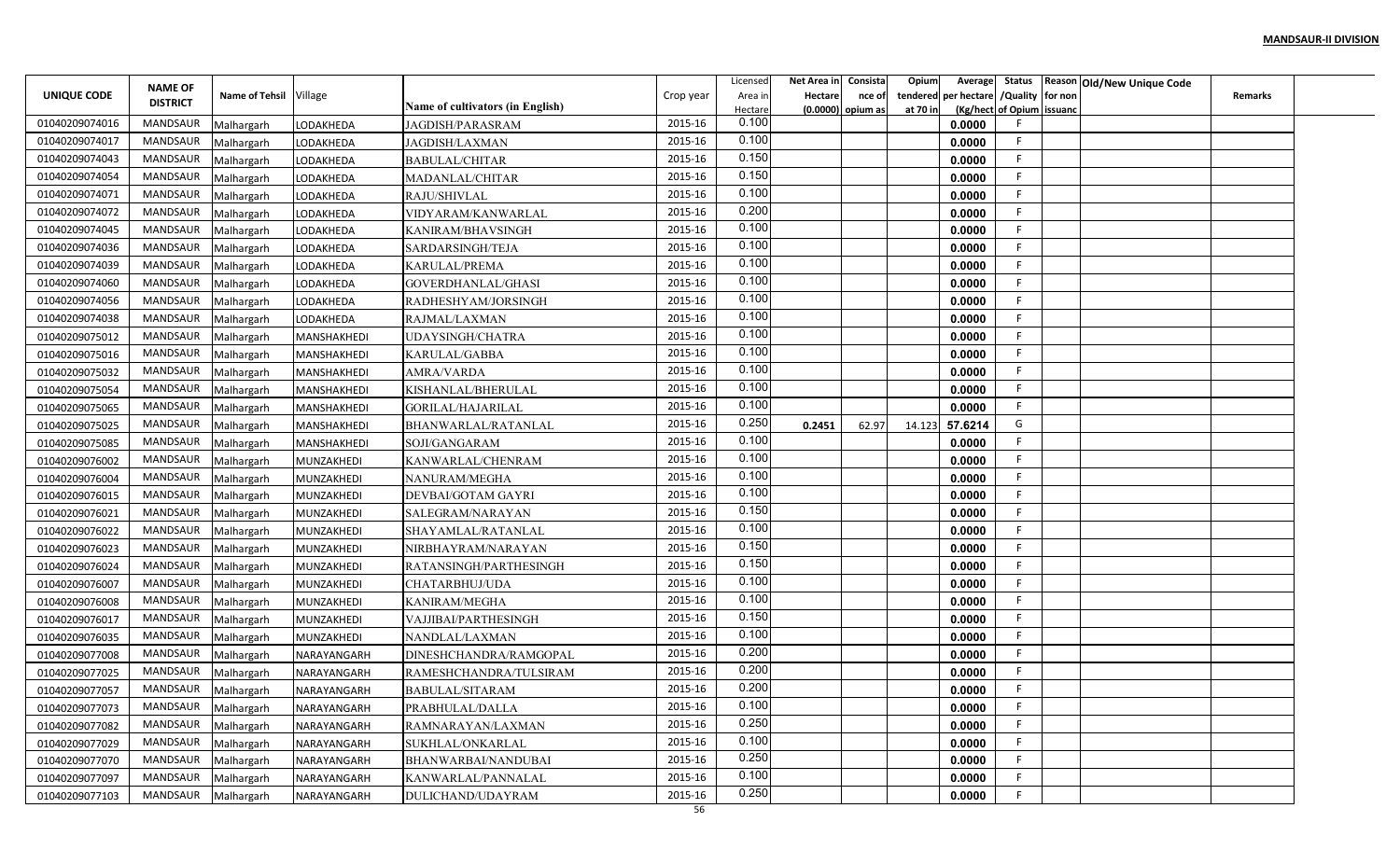**MANDSAUR-II DIVISION**

| UNIQUE CODE | NAME OF DISTRICT | Name of Tehsil | Village | Name of cultivators (in English) | Crop year | Licensed Area in Hectare | Net Area in Hectare (0.0000) | Consistance of opium as | Opium tendered at 70 in | Average per hectare (Kg/hect) | Status /Quality of Opium | Reason for non issuance | Old/New Unique Code | Remarks |
|---|---|---|---|---|---|---|---|---|---|---|---|---|---|---|
| 01040209074016 | MANDSAUR | Malhargarh | LODAKHEDA | JAGDISH/PARASRAM | 2015-16 | 0.100 | | | | 0.0000 | F | | | |
| 01040209074017 | MANDSAUR | Malhargarh | LODAKHEDA | JAGDISH/LAXMAN | 2015-16 | 0.100 | | | | 0.0000 | F | | | |
| 01040209074043 | MANDSAUR | Malhargarh | LODAKHEDA | BABULAL/CHITAR | 2015-16 | 0.150 | | | | 0.0000 | F | | | |
| 01040209074054 | MANDSAUR | Malhargarh | LODAKHEDA | MADANLAL/CHITAR | 2015-16 | 0.150 | | | | 0.0000 | F | | | |
| 01040209074071 | MANDSAUR | Malhargarh | LODAKHEDA | RAJU/SHIVLAL | 2015-16 | 0.100 | | | | 0.0000 | F | | | |
| 01040209074072 | MANDSAUR | Malhargarh | LODAKHEDA | VIDYARAM/KANWARLAL | 2015-16 | 0.200 | | | | 0.0000 | F | | | |
| 01040209074045 | MANDSAUR | Malhargarh | LODAKHEDA | KANIRAM/BHAVSINGH | 2015-16 | 0.100 | | | | 0.0000 | F | | | |
| 01040209074036 | MANDSAUR | Malhargarh | LODAKHEDA | SARDARSINGH/TEJA | 2015-16 | 0.100 | | | | 0.0000 | F | | | |
| 01040209074039 | MANDSAUR | Malhargarh | LODAKHEDA | KARULAL/PREMA | 2015-16 | 0.100 | | | | 0.0000 | F | | | |
| 01040209074060 | MANDSAUR | Malhargarh | LODAKHEDA | GOVERDHANLAL/GHASI | 2015-16 | 0.100 | | | | 0.0000 | F | | | |
| 01040209074056 | MANDSAUR | Malhargarh | LODAKHEDA | RADHESHYAM/JORSINGH | 2015-16 | 0.100 | | | | 0.0000 | F | | | |
| 01040209074038 | MANDSAUR | Malhargarh | LODAKHEDA | RAJMAL/LAXMAN | 2015-16 | 0.100 | | | | 0.0000 | F | | | |
| 01040209075012 | MANDSAUR | Malhargarh | MANSHAKHEDI | UDAYSINGH/CHATRA | 2015-16 | 0.100 | | | | 0.0000 | F | | | |
| 01040209075016 | MANDSAUR | Malhargarh | MANSHAKHEDI | KARULAL/GABBA | 2015-16 | 0.100 | | | | 0.0000 | F | | | |
| 01040209075032 | MANDSAUR | Malhargarh | MANSHAKHEDI | AMRA/VARDA | 2015-16 | 0.100 | | | | 0.0000 | F | | | |
| 01040209075054 | MANDSAUR | Malhargarh | MANSHAKHEDI | KISHANLAL/BHERULAL | 2015-16 | 0.100 | | | | 0.0000 | F | | | |
| 01040209075065 | MANDSAUR | Malhargarh | MANSHAKHEDI | GORILAL/HAJARILAL | 2015-16 | 0.100 | | | | 0.0000 | F | | | |
| 01040209075025 | MANDSAUR | Malhargarh | MANSHAKHEDI | BHANWARLAL/RATANLAL | 2015-16 | 0.250 | 0.2451 | 62.97 | 14.123 | 57.6214 | G | | | |
| 01040209075085 | MANDSAUR | Malhargarh | MANSHAKHEDI | SOJI/GANGARAM | 2015-16 | 0.100 | | | | 0.0000 | F | | | |
| 01040209076002 | MANDSAUR | Malhargarh | MUNZAKHEDI | KANWARLAL/CHENRAM | 2015-16 | 0.100 | | | | 0.0000 | F | | | |
| 01040209076004 | MANDSAUR | Malhargarh | MUNZAKHEDI | NANURAM/MEGHA | 2015-16 | 0.100 | | | | 0.0000 | F | | | |
| 01040209076015 | MANDSAUR | Malhargarh | MUNZAKHEDI | DEVBAI/GOTAM GAYRI | 2015-16 | 0.100 | | | | 0.0000 | F | | | |
| 01040209076021 | MANDSAUR | Malhargarh | MUNZAKHEDI | SALEGRAM/NARAYAN | 2015-16 | 0.150 | | | | 0.0000 | F | | | |
| 01040209076022 | MANDSAUR | Malhargarh | MUNZAKHEDI | SHAYAMLAL/RATANLAL | 2015-16 | 0.100 | | | | 0.0000 | F | | | |
| 01040209076023 | MANDSAUR | Malhargarh | MUNZAKHEDI | NIRBHAYRAM/NARAYAN | 2015-16 | 0.150 | | | | 0.0000 | F | | | |
| 01040209076024 | MANDSAUR | Malhargarh | MUNZAKHEDI | RATANSINGH/PARTHESINGH | 2015-16 | 0.150 | | | | 0.0000 | F | | | |
| 01040209076007 | MANDSAUR | Malhargarh | MUNZAKHEDI | CHATARBHUJ/UDA | 2015-16 | 0.100 | | | | 0.0000 | F | | | |
| 01040209076008 | MANDSAUR | Malhargarh | MUNZAKHEDI | KANIRAM/MEGHA | 2015-16 | 0.100 | | | | 0.0000 | F | | | |
| 01040209076017 | MANDSAUR | Malhargarh | MUNZAKHEDI | VAJJIBAI/PARTHESINGH | 2015-16 | 0.150 | | | | 0.0000 | F | | | |
| 01040209076035 | MANDSAUR | Malhargarh | MUNZAKHEDI | NANDLAL/LAXMAN | 2015-16 | 0.100 | | | | 0.0000 | F | | | |
| 01040209077008 | MANDSAUR | Malhargarh | NARAYANGARH | DINESHCHANDRA/RAMGOPAL | 2015-16 | 0.200 | | | | 0.0000 | F | | | |
| 01040209077025 | MANDSAUR | Malhargarh | NARAYANGARH | RAMESHCHANDRA/TULSIRAM | 2015-16 | 0.200 | | | | 0.0000 | F | | | |
| 01040209077057 | MANDSAUR | Malhargarh | NARAYANGARH | BABULAL/SITARAM | 2015-16 | 0.200 | | | | 0.0000 | F | | | |
| 01040209077073 | MANDSAUR | Malhargarh | NARAYANGARH | PRABHULAL/DALLA | 2015-16 | 0.100 | | | | 0.0000 | F | | | |
| 01040209077082 | MANDSAUR | Malhargarh | NARAYANGARH | RAMNARAYAN/LAXMAN | 2015-16 | 0.250 | | | | 0.0000 | F | | | |
| 01040209077029 | MANDSAUR | Malhargarh | NARAYANGARH | SUKHLAL/ONKARLAL | 2015-16 | 0.100 | | | | 0.0000 | F | | | |
| 01040209077070 | MANDSAUR | Malhargarh | NARAYANGARH | BHANWARBAI/NANDUBAI | 2015-16 | 0.250 | | | | 0.0000 | F | | | |
| 01040209077097 | MANDSAUR | Malhargarh | NARAYANGARH | KANWARLAL/PANNALAL | 2015-16 | 0.100 | | | | 0.0000 | F | | | |
| 01040209077103 | MANDSAUR | Malhargarh | NARAYANGARH | DULICHAND/UDAYRAM | 2015-16 | 0.250 | | | | 0.0000 | F | | | |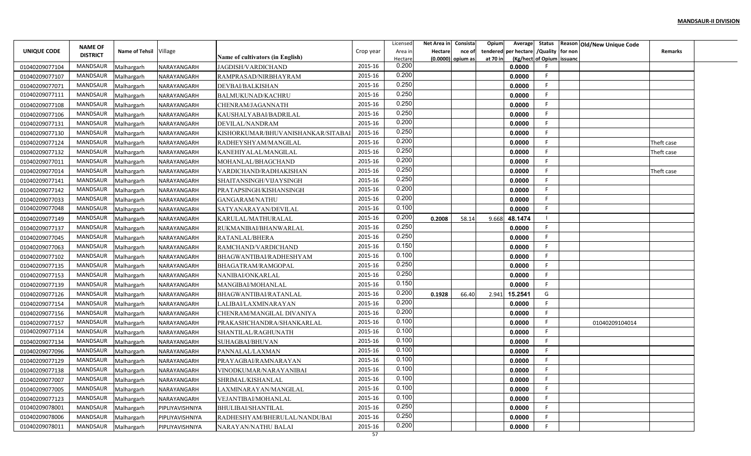**MANDSAUR-II DIVISION**

| UNIQUE CODE | NAME OF DISTRICT | Name of Tehsil | Village | Name of cultivators (in English) | Crop year | Licensed Area in Hectare | Net Area in Hectare (0.0000) | Consistance of opium as | Opium tendered at 70 in | Average per hectare (Kg/hect | Status /Quality of Opium | Reason for non issuance | Old/New Unique Code | Remarks |
|---|---|---|---|---|---|---|---|---|---|---|---|---|---|---|
| 01040209077104 | MANDSAUR | Malhargarh | NARAYANGARH | JAGDISH/VARDICHAND | 2015-16 | 0.200 | | | | 0.0000 | F | | | |
| 01040209077107 | MANDSAUR | Malhargarh | NARAYANGARH | RAMPRASAD/NIRBHAYRAM | 2015-16 | 0.200 | | | | 0.0000 | F | | | |
| 01040209077071 | MANDSAUR | Malhargarh | NARAYANGARH | DEVBAI/BALKISHAN | 2015-16 | 0.250 | | | | 0.0000 | F | | | |
| 01040209077111 | MANDSAUR | Malhargarh | NARAYANGARH | BALMUKUNAD/KACHRU | 2015-16 | 0.250 | | | | 0.0000 | F | | | |
| 01040209077108 | MANDSAUR | Malhargarh | NARAYANGARH | CHENRAM/JAGANNATH | 2015-16 | 0.250 | | | | 0.0000 | F | | | |
| 01040209077106 | MANDSAUR | Malhargarh | NARAYANGARH | KAUSHALYABAI/BADRILAL | 2015-16 | 0.250 | | | | 0.0000 | F | | | |
| 01040209077131 | MANDSAUR | Malhargarh | NARAYANGARH | DEVILAL/NANDRAM | 2015-16 | 0.200 | | | | 0.0000 | F | | | |
| 01040209077130 | MANDSAUR | Malhargarh | NARAYANGARH | KISHORKUMAR/BHUVANISHANKAR/SITABAI | 2015-16 | 0.250 | | | | 0.0000 | F | | | |
| 01040209077124 | MANDSAUR | Malhargarh | NARAYANGARH | RADHEYSHYAM/MANGILAL | 2015-16 | 0.200 | | | | 0.0000 | F | | | Theft case |
| 01040209077132 | MANDSAUR | Malhargarh | NARAYANGARH | KANEHIYALAL/MANGILAL | 2015-16 | 0.250 | | | | 0.0000 | F | | | Theft case |
| 01040209077011 | MANDSAUR | Malhargarh | NARAYANGARH | MOHANLAL/BHAGCHAND | 2015-16 | 0.200 | | | | 0.0000 | F | | | |
| 01040209077014 | MANDSAUR | Malhargarh | NARAYANGARH | VARDICHAND/RADHAKISHAN | 2015-16 | 0.250 | | | | 0.0000 | F | | | Theft case |
| 01040209077141 | MANDSAUR | Malhargarh | NARAYANGARH | SHAITANSINGH/VIJAYSINGH | 2015-16 | 0.250 | | | | 0.0000 | F | | | |
| 01040209077142 | MANDSAUR | Malhargarh | NARAYANGARH | PRATAPSINGH/KISHANSINGH | 2015-16 | 0.200 | | | | 0.0000 | F | | | |
| 01040209077033 | MANDSAUR | Malhargarh | NARAYANGARH | GANGARAM/NATHU | 2015-16 | 0.200 | | | | 0.0000 | F | | | |
| 01040209077048 | MANDSAUR | Malhargarh | NARAYANGARH | SATYANARAYAN/DEVILAL | 2015-16 | 0.100 | | | | 0.0000 | F | | | |
| 01040209077149 | MANDSAUR | Malhargarh | NARAYANGARH | KARULAL/MATHURALAL | 2015-16 | 0.200 | 0.2008 | 58.14 | 9.668 | 48.1474 | I | | | |
| 01040209077137 | MANDSAUR | Malhargarh | NARAYANGARH | RUKMANIBAI/BHANWARLAL | 2015-16 | 0.250 | | | | 0.0000 | F | | | |
| 01040209077045 | MANDSAUR | Malhargarh | NARAYANGARH | RATANLAL/BHERA | 2015-16 | 0.250 | | | | 0.0000 | F | | | |
| 01040209077063 | MANDSAUR | Malhargarh | NARAYANGARH | RAMCHAND/VARDICHAND | 2015-16 | 0.150 | | | | 0.0000 | F | | | |
| 01040209077102 | MANDSAUR | Malhargarh | NARAYANGARH | BHAGWANTIBAI/RADHESHYAM | 2015-16 | 0.100 | | | | 0.0000 | F | | | |
| 01040209077135 | MANDSAUR | Malhargarh | NARAYANGARH | BHAGATRAM/RAMGOPAL | 2015-16 | 0.250 | | | | 0.0000 | F | | | |
| 01040209077153 | MANDSAUR | Malhargarh | NARAYANGARH | NANIBAI/ONKARLAL | 2015-16 | 0.250 | | | | 0.0000 | F | | | |
| 01040209077139 | MANDSAUR | Malhargarh | NARAYANGARH | MANGIBAI/MOHANLAL | 2015-16 | 0.150 | | | | 0.0000 | F | | | |
| 01040209077126 | MANDSAUR | Malhargarh | NARAYANGARH | BHAGWANTIBAI/RATANLAL | 2015-16 | 0.200 | 0.1928 | 66.40 | 2.941 | 15.2541 | G | | | |
| 01040209077154 | MANDSAUR | Malhargarh | NARAYANGARH | LALIBAI/LAXMINARAYAN | 2015-16 | 0.200 | | | | 0.0000 | F | | | |
| 01040209077156 | MANDSAUR | Malhargarh | NARAYANGARH | CHENRAM/MANGILAL DIVANIYA | 2015-16 | 0.200 | | | | 0.0000 | F | | | |
| 01040209077157 | MANDSAUR | Malhargarh | NARAYANGARH | PRAKASHCHANDRA/SHANKARLAL | 2015-16 | 0.100 | | | | 0.0000 | F | | 01040209104014 | |
| 01040209077114 | MANDSAUR | Malhargarh | NARAYANGARH | SHANTILAL/RAGHUNATH | 2015-16 | 0.100 | | | | 0.0000 | F | | | |
| 01040209077134 | MANDSAUR | Malhargarh | NARAYANGARH | SUHAGBAI/BHUVAN | 2015-16 | 0.100 | | | | 0.0000 | F | | | |
| 01040209077096 | MANDSAUR | Malhargarh | NARAYANGARH | PANNALAL/LAXMAN | 2015-16 | 0.100 | | | | 0.0000 | F | | | |
| 01040209077129 | MANDSAUR | Malhargarh | NARAYANGARH | PRAYAGBAI/RAMNARAYAN | 2015-16 | 0.100 | | | | 0.0000 | F | | | |
| 01040209077138 | MANDSAUR | Malhargarh | NARAYANGARH | VINODKUMAR/NARAYANIBAI | 2015-16 | 0.100 | | | | 0.0000 | F | | | |
| 01040209077007 | MANDSAUR | Malhargarh | NARAYANGARH | SHRIMAL/KISHANLAL | 2015-16 | 0.100 | | | | 0.0000 | F | | | |
| 01040209077005 | MANDSAUR | Malhargarh | NARAYANGARH | LAXMINARAYAN/MANGILAL | 2015-16 | 0.100 | | | | 0.0000 | F | | | |
| 01040209077123 | MANDSAUR | Malhargarh | NARAYANGARH | VEJANTIBAI/MOHANLAL | 2015-16 | 0.100 | | | | 0.0000 | F | | | |
| 01040209078001 | MANDSAUR | Malhargarh | PIPLIYAVISHNIYA | BHULIBAI/SHANTILAL | 2015-16 | 0.250 | | | | 0.0000 | F | | | |
| 01040209078006 | MANDSAUR | Malhargarh | PIPLIYAVISHNIYA | RADHESHYAM/BHERULAL/NANDUBAI | 2015-16 | 0.250 | | | | 0.0000 | F | | | |
| 01040209078011 | MANDSAUR | Malhargarh | PIPLIYAVISHNIYA | NARAYAN/NATHU BALAI | 2015-16 | 0.200 | | | | 0.0000 | F | | | |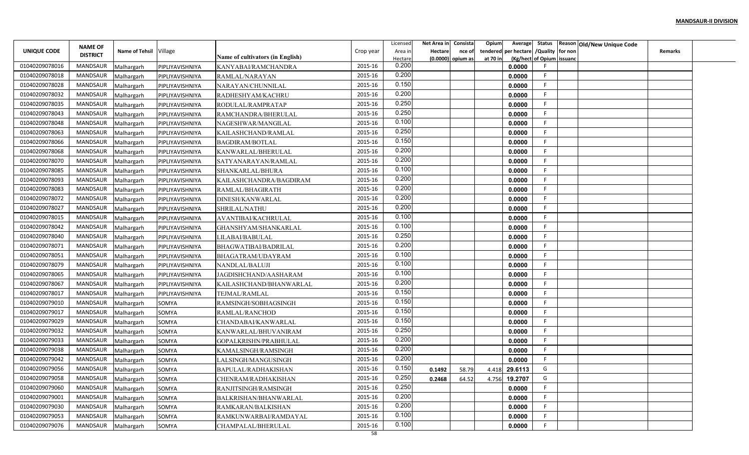**MANDSAUR-II DIVISION**

| UNIQUE CODE | NAME OF DISTRICT | Name of Tehsil | Village | Name of cultivators (in English) | Crop year | Licensed Area in Hectare | Net Area in Hectare (0.0000) | Consistance of opium as | Opium tendered at 70 in | Average per hectare (Kg/hect | Status /Quality of Opium | Reason for non issuance | Old/New Unique Code | Remarks |
|---|---|---|---|---|---|---|---|---|---|---|---|---|---|---|
| 01040209078016 | MANDSAUR | Malhargarh | PIPLIYAVISHNIYA | KANYABAI/RAMCHANDRA | 2015-16 | 0.200 | | | | 0.0000 | F | | | |
| 01040209078018 | MANDSAUR | Malhargarh | PIPLIYAVISHNIYA | RAMLAL/NARAYAN | 2015-16 | 0.200 | | | | 0.0000 | F | | | |
| 01040209078028 | MANDSAUR | Malhargarh | PIPLIYAVISHNIYA | NARAYAN/CHUNNILAL | 2015-16 | 0.150 | | | | 0.0000 | F | | | |
| 01040209078032 | MANDSAUR | Malhargarh | PIPLIYAVISHNIYA | RADHESHYAM/KACHRU | 2015-16 | 0.200 | | | | 0.0000 | F | | | |
| 01040209078035 | MANDSAUR | Malhargarh | PIPLIYAVISHNIYA | RODULAL/RAMPRATAP | 2015-16 | 0.250 | | | | 0.0000 | F | | | |
| 01040209078043 | MANDSAUR | Malhargarh | PIPLIYAVISHNIYA | RAMCHANDRA/BHERULAL | 2015-16 | 0.250 | | | | 0.0000 | F | | | |
| 01040209078048 | MANDSAUR | Malhargarh | PIPLIYAVISHNIYA | NAGESHWAR/MANGILAL | 2015-16 | 0.100 | | | | 0.0000 | F | | | |
| 01040209078063 | MANDSAUR | Malhargarh | PIPLIYAVISHNIYA | KAILASHCHAND/RAMLAL | 2015-16 | 0.250 | | | | 0.0000 | F | | | |
| 01040209078066 | MANDSAUR | Malhargarh | PIPLIYAVISHNIYA | BAGDIRAM/BOTLAL | 2015-16 | 0.150 | | | | 0.0000 | F | | | |
| 01040209078068 | MANDSAUR | Malhargarh | PIPLIYAVISHNIYA | KANWARLAL/BHERULAL | 2015-16 | 0.200 | | | | 0.0000 | F | | | |
| 01040209078070 | MANDSAUR | Malhargarh | PIPLIYAVISHNIYA | SATYANARAYAN/RAMLAL | 2015-16 | 0.200 | | | | 0.0000 | F | | | |
| 01040209078085 | MANDSAUR | Malhargarh | PIPLIYAVISHNIYA | SHANKARLAL/BHURA | 2015-16 | 0.100 | | | | 0.0000 | F | | | |
| 01040209078093 | MANDSAUR | Malhargarh | PIPLIYAVISHNIYA | KAILASHCHANDRA/BAGDIRAM | 2015-16 | 0.200 | | | | 0.0000 | F | | | |
| 01040209078083 | MANDSAUR | Malhargarh | PIPLIYAVISHNIYA | RAMLAL/BHAGIRATH | 2015-16 | 0.200 | | | | 0.0000 | F | | | |
| 01040209078072 | MANDSAUR | Malhargarh | PIPLIYAVISHNIYA | DINESH/KANWARLAL | 2015-16 | 0.200 | | | | 0.0000 | F | | | |
| 01040209078027 | MANDSAUR | Malhargarh | PIPLIYAVISHNIYA | SHRILAL/NATHU | 2015-16 | 0.200 | | | | 0.0000 | F | | | |
| 01040209078015 | MANDSAUR | Malhargarh | PIPLIYAVISHNIYA | AVANTIBAI/KACHRULAL | 2015-16 | 0.100 | | | | 0.0000 | F | | | |
| 01040209078042 | MANDSAUR | Malhargarh | PIPLIYAVISHNIYA | GHANSHYAM/SHANKARLAL | 2015-16 | 0.100 | | | | 0.0000 | F | | | |
| 01040209078040 | MANDSAUR | Malhargarh | PIPLIYAVISHNIYA | LILABAI/BABULAL | 2015-16 | 0.250 | | | | 0.0000 | F | | | |
| 01040209078071 | MANDSAUR | Malhargarh | PIPLIYAVISHNIYA | BHAGWATIBAI/BADRILAL | 2015-16 | 0.200 | | | | 0.0000 | F | | | |
| 01040209078051 | MANDSAUR | Malhargarh | PIPLIYAVISHNIYA | BHAGATRAM/UDAYRAM | 2015-16 | 0.100 | | | | 0.0000 | F | | | |
| 01040209078079 | MANDSAUR | Malhargarh | PIPLIYAVISHNIYA | NANDLAL/BALUJI | 2015-16 | 0.100 | | | | 0.0000 | F | | | |
| 01040209078065 | MANDSAUR | Malhargarh | PIPLIYAVISHNIYA | JAGDISHCHAND/AASHARAM | 2015-16 | 0.100 | | | | 0.0000 | F | | | |
| 01040209078067 | MANDSAUR | Malhargarh | PIPLIYAVISHNIYA | KAILASHCHAND/BHANWARLAL | 2015-16 | 0.200 | | | | 0.0000 | F | | | |
| 01040209078017 | MANDSAUR | Malhargarh | PIPLIYAVISHNIYA | TEJMAL/RAMLAL | 2015-16 | 0.150 | | | | 0.0000 | F | | | |
| 01040209079010 | MANDSAUR | Malhargarh | SOMYA | RAMSINGH/SOBHAGSINGH | 2015-16 | 0.150 | | | | 0.0000 | F | | | |
| 01040209079017 | MANDSAUR | Malhargarh | SOMYA | RAMLAL/RANCHOD | 2015-16 | 0.150 | | | | 0.0000 | F | | | |
| 01040209079029 | MANDSAUR | Malhargarh | SOMYA | CHANDABAI/KANWARLAL | 2015-16 | 0.150 | | | | 0.0000 | F | | | |
| 01040209079032 | MANDSAUR | Malhargarh | SOMYA | KANWARLAL/BHUVANIRAM | 2015-16 | 0.250 | | | | 0.0000 | F | | | |
| 01040209079033 | MANDSAUR | Malhargarh | SOMYA | GOPALKRISHN/PRABHULAL | 2015-16 | 0.200 | | | | 0.0000 | F | | | |
| 01040209079038 | MANDSAUR | Malhargarh | SOMYA | KAMALSINGH/RAMSINGH | 2015-16 | 0.200 | | | | 0.0000 | F | | | |
| 01040209079042 | MANDSAUR | Malhargarh | SOMYA | LALSINGH/MANGUSINGH | 2015-16 | 0.200 | | | | 0.0000 | F | | | |
| 01040209079056 | MANDSAUR | Malhargarh | SOMYA | BAPULAL/RADHAKISHAN | 2015-16 | 0.150 | 0.1492 | 58.79 | 4.418 | 29.6113 | G | | | |
| 01040209079058 | MANDSAUR | Malhargarh | SOMYA | CHENRAM/RADHAKISHAN | 2015-16 | 0.250 | 0.2468 | 64.52 | 4.756 | 19.2707 | G | | | |
| 01040209079060 | MANDSAUR | Malhargarh | SOMYA | RANJITSINGH/RAMSINGH | 2015-16 | 0.250 | | | | 0.0000 | F | | | |
| 01040209079001 | MANDSAUR | Malhargarh | SOMYA | BALKRISHAN/BHANWARLAL | 2015-16 | 0.200 | | | | 0.0000 | F | | | |
| 01040209079030 | MANDSAUR | Malhargarh | SOMYA | RAMKARAN/BALKISHAN | 2015-16 | 0.200 | | | | 0.0000 | F | | | |
| 01040209079053 | MANDSAUR | Malhargarh | SOMYA | RAMKUNWARBAI/RAMDAYAL | 2015-16 | 0.100 | | | | 0.0000 | F | | | |
| 01040209079076 | MANDSAUR | Malhargarh | SOMYA | CHAMPALAL/BHERULAL | 2015-16 | 0.100 | | | | 0.0000 | F | | | |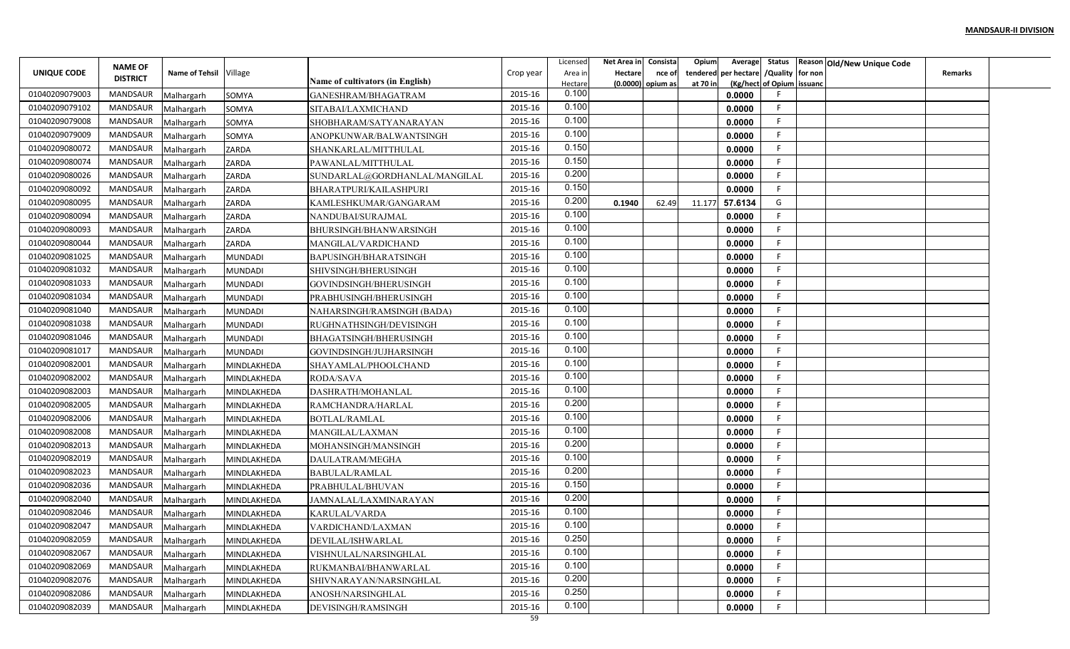**MANDSAUR-II DIVISION**

| UNIQUE CODE | NAME OF DISTRICT | Name of Tehsil | Village | Name of cultivators (in English) | Crop year | Licensed Area in Hectare | Net Area in Hectare (0.0000) | Consistance of opium as | Opium tendered at 70 in | Average per hectare (Kg/hect) | Status /Quality of Opium | Reason for non issuance | Old/New Unique Code | Remarks |
|---|---|---|---|---|---|---|---|---|---|---|---|---|---|---|
| 01040209079003 | MANDSAUR | Malhargarh | SOMYA | GANESHRAM/BHAGATRAM | 2015-16 | 0.100 | | | | 0.0000 | F | | | |
| 01040209079102 | MANDSAUR | Malhargarh | SOMYA | SITABAI/LAXMICHAND | 2015-16 | 0.100 | | | | 0.0000 | F | | | |
| 01040209079008 | MANDSAUR | Malhargarh | SOMYA | SHOBHARAM/SATYANARAYAN | 2015-16 | 0.100 | | | | 0.0000 | F | | | |
| 01040209079009 | MANDSAUR | Malhargarh | SOMYA | ANOPKUNWAR/BALWANTSINGH | 2015-16 | 0.100 | | | | 0.0000 | F | | | |
| 01040209080072 | MANDSAUR | Malhargarh | ZARDA | SHANKARLAL/MITTHULAL | 2015-16 | 0.150 | | | | 0.0000 | F | | | |
| 01040209080074 | MANDSAUR | Malhargarh | ZARDA | PAWANLAL/MITTHULAL | 2015-16 | 0.150 | | | | 0.0000 | F | | | |
| 01040209080026 | MANDSAUR | Malhargarh | ZARDA | SUNDARLAL@GORDHANLAL/MANGILAL | 2015-16 | 0.200 | | | | 0.0000 | F | | | |
| 01040209080092 | MANDSAUR | Malhargarh | ZARDA | BHARATPURI/KAILASHPURI | 2015-16 | 0.150 | | | | 0.0000 | F | | | |
| 01040209080095 | MANDSAUR | Malhargarh | ZARDA | KAMLESHKUMAR/GANGARAM | 2015-16 | 0.200 | 0.1940 | 62.49 | 11.177 | 57.6134 | G | | | |
| 01040209080094 | MANDSAUR | Malhargarh | ZARDA | NANDUBAI/SURAJMAL | 2015-16 | 0.100 | | | | 0.0000 | F | | | |
| 01040209080093 | MANDSAUR | Malhargarh | ZARDA | BHURSINGH/BHANWARSINGH | 2015-16 | 0.100 | | | | 0.0000 | F | | | |
| 01040209080044 | MANDSAUR | Malhargarh | ZARDA | MANGILAL/VARDICHAND | 2015-16 | 0.100 | | | | 0.0000 | F | | | |
| 01040209081025 | MANDSAUR | Malhargarh | MUNDADI | BAPUSINGH/BHARATSINGH | 2015-16 | 0.100 | | | | 0.0000 | F | | | |
| 01040209081032 | MANDSAUR | Malhargarh | MUNDADI | SHIVSINGH/BHERUSINGH | 2015-16 | 0.100 | | | | 0.0000 | F | | | |
| 01040209081033 | MANDSAUR | Malhargarh | MUNDADI | GOVINDSINGH/BHERUSINGH | 2015-16 | 0.100 | | | | 0.0000 | F | | | |
| 01040209081034 | MANDSAUR | Malhargarh | MUNDADI | PRABHUSINGH/BHERUSINGH | 2015-16 | 0.100 | | | | 0.0000 | F | | | |
| 01040209081040 | MANDSAUR | Malhargarh | MUNDADI | NAHARSINGH/RAMSINGH (BADA) | 2015-16 | 0.100 | | | | 0.0000 | F | | | |
| 01040209081038 | MANDSAUR | Malhargarh | MUNDADI | RUGHNATHSINGH/DEVISINGH | 2015-16 | 0.100 | | | | 0.0000 | F | | | |
| 01040209081046 | MANDSAUR | Malhargarh | MUNDADI | BHAGATSINGH/BHERUSINGH | 2015-16 | 0.100 | | | | 0.0000 | F | | | |
| 01040209081017 | MANDSAUR | Malhargarh | MUNDADI | GOVINDSINGH/JUJHARSINGH | 2015-16 | 0.100 | | | | 0.0000 | F | | | |
| 01040209082001 | MANDSAUR | Malhargarh | MINDLAKHEDA | SHAYAMLAL/PHOOLCHAND | 2015-16 | 0.100 | | | | 0.0000 | F | | | |
| 01040209082002 | MANDSAUR | Malhargarh | MINDLAKHEDA | RODA/SAVA | 2015-16 | 0.100 | | | | 0.0000 | F | | | |
| 01040209082003 | MANDSAUR | Malhargarh | MINDLAKHEDA | DASHRATH/MOHANLAL | 2015-16 | 0.100 | | | | 0.0000 | F | | | |
| 01040209082005 | MANDSAUR | Malhargarh | MINDLAKHEDA | RAMCHANDRA/HARLAL | 2015-16 | 0.200 | | | | 0.0000 | F | | | |
| 01040209082006 | MANDSAUR | Malhargarh | MINDLAKHEDA | BOTLAL/RAMLAL | 2015-16 | 0.100 | | | | 0.0000 | F | | | |
| 01040209082008 | MANDSAUR | Malhargarh | MINDLAKHEDA | MANGILAL/LAXMAN | 2015-16 | 0.100 | | | | 0.0000 | F | | | |
| 01040209082013 | MANDSAUR | Malhargarh | MINDLAKHEDA | MOHANSINGH/MANSINGH | 2015-16 | 0.200 | | | | 0.0000 | F | | | |
| 01040209082019 | MANDSAUR | Malhargarh | MINDLAKHEDA | DAULATRAM/MEGHA | 2015-16 | 0.100 | | | | 0.0000 | F | | | |
| 01040209082023 | MANDSAUR | Malhargarh | MINDLAKHEDA | BABULAL/RAMLAL | 2015-16 | 0.200 | | | | 0.0000 | F | | | |
| 01040209082036 | MANDSAUR | Malhargarh | MINDLAKHEDA | PRABHULAL/BHUVAN | 2015-16 | 0.150 | | | | 0.0000 | F | | | |
| 01040209082040 | MANDSAUR | Malhargarh | MINDLAKHEDA | JAMNALAL/LAXMINARAYAN | 2015-16 | 0.200 | | | | 0.0000 | F | | | |
| 01040209082046 | MANDSAUR | Malhargarh | MINDLAKHEDA | KARULAL/VARDA | 2015-16 | 0.100 | | | | 0.0000 | F | | | |
| 01040209082047 | MANDSAUR | Malhargarh | MINDLAKHEDA | VARDICHAND/LAXMAN | 2015-16 | 0.100 | | | | 0.0000 | F | | | |
| 01040209082059 | MANDSAUR | Malhargarh | MINDLAKHEDA | DEVILAL/ISHWARLAL | 2015-16 | 0.250 | | | | 0.0000 | F | | | |
| 01040209082067 | MANDSAUR | Malhargarh | MINDLAKHEDA | VISHNULAL/NARSINGHLAL | 2015-16 | 0.100 | | | | 0.0000 | F | | | |
| 01040209082069 | MANDSAUR | Malhargarh | MINDLAKHEDA | RUKMANBAI/BHANWARLAL | 2015-16 | 0.100 | | | | 0.0000 | F | | | |
| 01040209082076 | MANDSAUR | Malhargarh | MINDLAKHEDA | SHIVNARAYAN/NARSINGHLAL | 2015-16 | 0.200 | | | | 0.0000 | F | | | |
| 01040209082086 | MANDSAUR | Malhargarh | MINDLAKHEDA | ANOSH/NARSINGHLAL | 2015-16 | 0.250 | | | | 0.0000 | F | | | |
| 01040209082039 | MANDSAUR | Malhargarh | MINDLAKHEDA | DEVISINGH/RAMSINGH | 2015-16 | 0.100 | | | | 0.0000 | F | | | |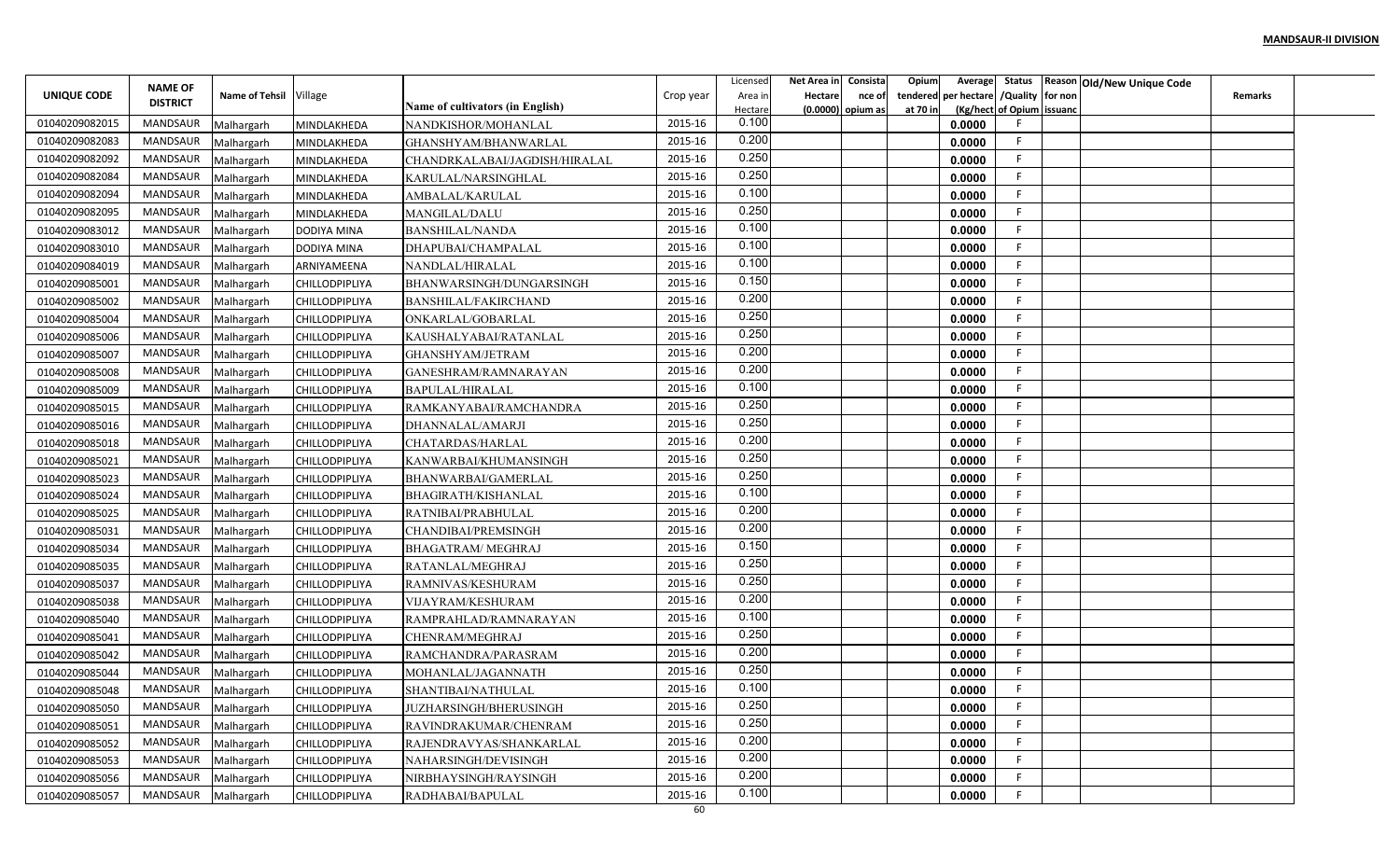**MANDSAUR-II DIVISION**

| UNIQUE CODE | NAME OF DISTRICT | Name of Tehsil | Village | Name of cultivators (in English) | Crop year | Licensed Area in Hectare | Net Area in Hectare (0.0000) | Consistance of opium as | Opium tendered at 70 in | Average per hectare (Kg/hect) | Status /Quality of Opium | Reason for non issuance | Old/New Unique Code | Remarks |
|---|---|---|---|---|---|---|---|---|---|---|---|---|---|---|
| 01040209082015 | MANDSAUR | Malhargarh | MINDLAKHEDA | NANDKISHOR/MOHANLAL | 2015-16 | 0.100 | | | | 0.0000 | F | | | |
| 01040209082083 | MANDSAUR | Malhargarh | MINDLAKHEDA | GHANSHYAM/BHANWARLAL | 2015-16 | 0.200 | | | | 0.0000 | F | | | |
| 01040209082092 | MANDSAUR | Malhargarh | MINDLAKHEDA | CHANDRKALABAI/JAGDISH/HIRALAL | 2015-16 | 0.250 | | | | 0.0000 | F | | | |
| 01040209082084 | MANDSAUR | Malhargarh | MINDLAKHEDA | KARULAL/NARSINGHLAL | 2015-16 | 0.250 | | | | 0.0000 | F | | | |
| 01040209082094 | MANDSAUR | Malhargarh | MINDLAKHEDA | AMBALAL/KARULAL | 2015-16 | 0.100 | | | | 0.0000 | F | | | |
| 01040209082095 | MANDSAUR | Malhargarh | MINDLAKHEDA | MANGILAL/DALU | 2015-16 | 0.250 | | | | 0.0000 | F | | | |
| 01040209083012 | MANDSAUR | Malhargarh | DODIYA MINA | BANSHILAL/NANDA | 2015-16 | 0.100 | | | | 0.0000 | F | | | |
| 01040209083010 | MANDSAUR | Malhargarh | DODIYA MINA | DHAPUBAI/CHAMPALAL | 2015-16 | 0.100 | | | | 0.0000 | F | | | |
| 01040209084019 | MANDSAUR | Malhargarh | ARNIYAMEENA | NANDLAL/HIRALAL | 2015-16 | 0.100 | | | | 0.0000 | F | | | |
| 01040209085001 | MANDSAUR | Malhargarh | CHILLODPIPLIYA | BHANWARSINGH/DUNGARSINGH | 2015-16 | 0.150 | | | | 0.0000 | F | | | |
| 01040209085002 | MANDSAUR | Malhargarh | CHILLODPIPLIYA | BANSHILAL/FAKIRCHAND | 2015-16 | 0.200 | | | | 0.0000 | F | | | |
| 01040209085004 | MANDSAUR | Malhargarh | CHILLODPIPLIYA | ONKARLAL/GOBARLAL | 2015-16 | 0.250 | | | | 0.0000 | F | | | |
| 01040209085006 | MANDSAUR | Malhargarh | CHILLODPIPLIYA | KAUSHALYABAI/RATANLAL | 2015-16 | 0.250 | | | | 0.0000 | F | | | |
| 01040209085007 | MANDSAUR | Malhargarh | CHILLODPIPLIYA | GHANSHYAM/JETRAM | 2015-16 | 0.200 | | | | 0.0000 | F | | | |
| 01040209085008 | MANDSAUR | Malhargarh | CHILLODPIPLIYA | GANESHRAM/RAMNARAYAN | 2015-16 | 0.200 | | | | 0.0000 | F | | | |
| 01040209085009 | MANDSAUR | Malhargarh | CHILLODPIPLIYA | BAPULAL/HIRALAL | 2015-16 | 0.100 | | | | 0.0000 | F | | | |
| 01040209085015 | MANDSAUR | Malhargarh | CHILLODPIPLIYA | RAMKANYABAI/RAMCHANDRA | 2015-16 | 0.250 | | | | 0.0000 | F | | | |
| 01040209085016 | MANDSAUR | Malhargarh | CHILLODPIPLIYA | DHANNALAL/AMARJI | 2015-16 | 0.250 | | | | 0.0000 | F | | | |
| 01040209085018 | MANDSAUR | Malhargarh | CHILLODPIPLIYA | CHATARDAS/HARLAL | 2015-16 | 0.200 | | | | 0.0000 | F | | | |
| 01040209085021 | MANDSAUR | Malhargarh | CHILLODPIPLIYA | KANWARBAI/KHUMANSINGH | 2015-16 | 0.250 | | | | 0.0000 | F | | | |
| 01040209085023 | MANDSAUR | Malhargarh | CHILLODPIPLIYA | BHANWARBAI/GAMERLAL | 2015-16 | 0.250 | | | | 0.0000 | F | | | |
| 01040209085024 | MANDSAUR | Malhargarh | CHILLODPIPLIYA | BHAGIRATH/KISHANLAL | 2015-16 | 0.100 | | | | 0.0000 | F | | | |
| 01040209085025 | MANDSAUR | Malhargarh | CHILLODPIPLIYA | RATNIBAI/PRABHULAL | 2015-16 | 0.200 | | | | 0.0000 | F | | | |
| 01040209085031 | MANDSAUR | Malhargarh | CHILLODPIPLIYA | CHANDIBAI/PREMSINGH | 2015-16 | 0.200 | | | | 0.0000 | F | | | |
| 01040209085034 | MANDSAUR | Malhargarh | CHILLODPIPLIYA | BHAGATRAM/ MEGHRAJ | 2015-16 | 0.150 | | | | 0.0000 | F | | | |
| 01040209085035 | MANDSAUR | Malhargarh | CHILLODPIPLIYA | RATANLAL/MEGHRAJ | 2015-16 | 0.250 | | | | 0.0000 | F | | | |
| 01040209085037 | MANDSAUR | Malhargarh | CHILLODPIPLIYA | RAMNIVAS/KESHURAM | 2015-16 | 0.250 | | | | 0.0000 | F | | | |
| 01040209085038 | MANDSAUR | Malhargarh | CHILLODPIPLIYA | VIJAYRAM/KESHURAM | 2015-16 | 0.200 | | | | 0.0000 | F | | | |
| 01040209085040 | MANDSAUR | Malhargarh | CHILLODPIPLIYA | RAMPRAHLAD/RAMNARAYAN | 2015-16 | 0.100 | | | | 0.0000 | F | | | |
| 01040209085041 | MANDSAUR | Malhargarh | CHILLODPIPLIYA | CHENRAM/MEGHRAJ | 2015-16 | 0.250 | | | | 0.0000 | F | | | |
| 01040209085042 | MANDSAUR | Malhargarh | CHILLODPIPLIYA | RAMCHANDRA/PARASRAM | 2015-16 | 0.200 | | | | 0.0000 | F | | | |
| 01040209085044 | MANDSAUR | Malhargarh | CHILLODPIPLIYA | MOHANLAL/JAGANNATH | 2015-16 | 0.250 | | | | 0.0000 | F | | | |
| 01040209085048 | MANDSAUR | Malhargarh | CHILLODPIPLIYA | SHANTIBAI/NATHULAL | 2015-16 | 0.100 | | | | 0.0000 | F | | | |
| 01040209085050 | MANDSAUR | Malhargarh | CHILLODPIPLIYA | JUZHARSINGH/BHERUSINGH | 2015-16 | 0.250 | | | | 0.0000 | F | | | |
| 01040209085051 | MANDSAUR | Malhargarh | CHILLODPIPLIYA | RAVINDRAKUMAR/CHENRAM | 2015-16 | 0.250 | | | | 0.0000 | F | | | |
| 01040209085052 | MANDSAUR | Malhargarh | CHILLODPIPLIYA | RAJENDRAVYAS/SHANKARLAL | 2015-16 | 0.200 | | | | 0.0000 | F | | | |
| 01040209085053 | MANDSAUR | Malhargarh | CHILLODPIPLIYA | NAHARSINGH/DEVISINGH | 2015-16 | 0.200 | | | | 0.0000 | F | | | |
| 01040209085056 | MANDSAUR | Malhargarh | CHILLODPIPLIYA | NIRBHAYSINGH/RAYSINGH | 2015-16 | 0.200 | | | | 0.0000 | F | | | |
| 01040209085057 | MANDSAUR | Malhargarh | CHILLODPIPLIYA | RADHABAI/BAPULAL | 2015-16 | 0.100 | | | | 0.0000 | F | | | |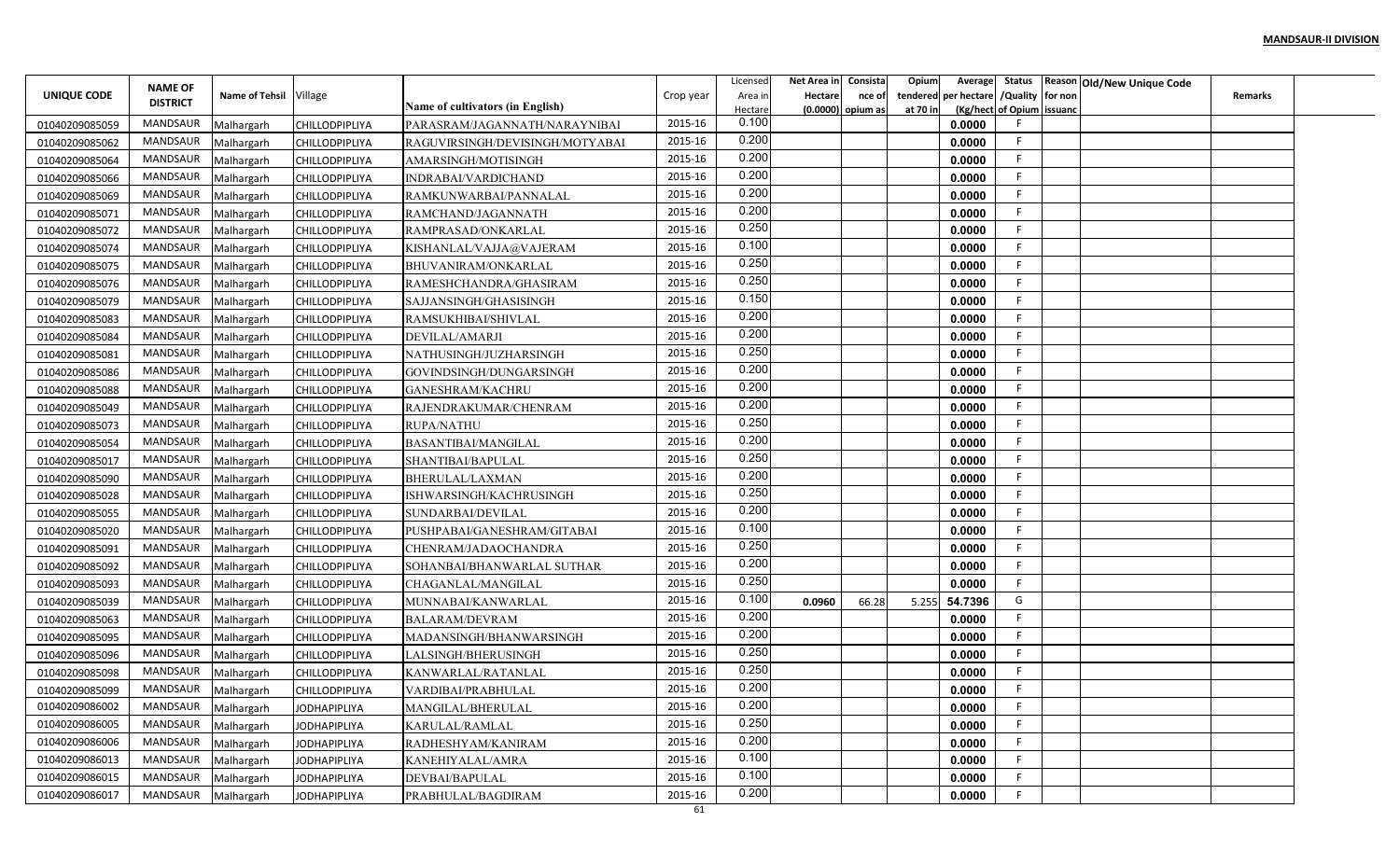**MANDSAUR-II DIVISION**

| UNIQUE CODE | NAME OF DISTRICT | Name of Tehsil | Village | Name of cultivators (in English) | Crop year | Licensed Area in Hectare | Net Area in Hectare (0.0000) | Consista nce of opium as | Opium tendered at 70 in | Average per hectare (Kg/hect | Status /Quality of Opium | Reason for non issuanc | Old/New Unique Code | Remarks |
|---|---|---|---|---|---|---|---|---|---|---|---|---|---|---|
| 01040209085059 | MANDSAUR | Malhargarh | CHILLODPIPLIYA | PARASRAM/JAGANNATH/NARAYNIBAI | 2015-16 | 0.100 | | | | 0.0000 | F | | | |
| 01040209085062 | MANDSAUR | Malhargarh | CHILLODPIPLIYA | RAGUVIRSINGH/DEVISINGH/MOTYABAI | 2015-16 | 0.200 | | | | 0.0000 | F | | | |
| 01040209085064 | MANDSAUR | Malhargarh | CHILLODPIPLIYA | AMARSINGH/MOTISINGH | 2015-16 | 0.200 | | | | 0.0000 | F | | | |
| 01040209085066 | MANDSAUR | Malhargarh | CHILLODPIPLIYA | INDRABAI/VARDICHAND | 2015-16 | 0.200 | | | | 0.0000 | F | | | |
| 01040209085069 | MANDSAUR | Malhargarh | CHILLODPIPLIYA | RAMKUNWARBAI/PANNALAL | 2015-16 | 0.200 | | | | 0.0000 | F | | | |
| 01040209085071 | MANDSAUR | Malhargarh | CHILLODPIPLIYA | RAMCHAND/JAGANNATH | 2015-16 | 0.200 | | | | 0.0000 | F | | | |
| 01040209085072 | MANDSAUR | Malhargarh | CHILLODPIPLIYA | RAMPRASAD/ONKARLAL | 2015-16 | 0.250 | | | | 0.0000 | F | | | |
| 01040209085074 | MANDSAUR | Malhargarh | CHILLODPIPLIYA | KISHANLAL/VAJJA@VAJERAM | 2015-16 | 0.100 | | | | 0.0000 | F | | | |
| 01040209085075 | MANDSAUR | Malhargarh | CHILLODPIPLIYA | BHUVANIRAM/ONKARLAL | 2015-16 | 0.250 | | | | 0.0000 | F | | | |
| 01040209085076 | MANDSAUR | Malhargarh | CHILLODPIPLIYA | RAMESHCHANDRA/GHASIRAM | 2015-16 | 0.250 | | | | 0.0000 | F | | | |
| 01040209085079 | MANDSAUR | Malhargarh | CHILLODPIPLIYA | SAJJANSINGH/GHASISINGH | 2015-16 | 0.150 | | | | 0.0000 | F | | | |
| 01040209085083 | MANDSAUR | Malhargarh | CHILLODPIPLIYA | RAMSUKHIBAI/SHIVLAL | 2015-16 | 0.200 | | | | 0.0000 | F | | | |
| 01040209085084 | MANDSAUR | Malhargarh | CHILLODPIPLIYA | DEVILAL/AMARJI | 2015-16 | 0.200 | | | | 0.0000 | F | | | |
| 01040209085081 | MANDSAUR | Malhargarh | CHILLODPIPLIYA | NATHUSINGH/JUZHARSINGH | 2015-16 | 0.250 | | | | 0.0000 | F | | | |
| 01040209085086 | MANDSAUR | Malhargarh | CHILLODPIPLIYA | GOVINDSINGH/DUNGARSINGH | 2015-16 | 0.200 | | | | 0.0000 | F | | | |
| 01040209085088 | MANDSAUR | Malhargarh | CHILLODPIPLIYA | GANESHRAM/KACHRU | 2015-16 | 0.200 | | | | 0.0000 | F | | | |
| 01040209085049 | MANDSAUR | Malhargarh | CHILLODPIPLIYA | RAJENDRAKUMAR/CHENRAM | 2015-16 | 0.200 | | | | 0.0000 | F | | | |
| 01040209085073 | MANDSAUR | Malhargarh | CHILLODPIPLIYA | RUPA/NATHU | 2015-16 | 0.250 | | | | 0.0000 | F | | | |
| 01040209085054 | MANDSAUR | Malhargarh | CHILLODPIPLIYA | BASANTIBAI/MANGILAL | 2015-16 | 0.200 | | | | 0.0000 | F | | | |
| 01040209085017 | MANDSAUR | Malhargarh | CHILLODPIPLIYA | SHANTIBAI/BAPULAL | 2015-16 | 0.250 | | | | 0.0000 | F | | | |
| 01040209085090 | MANDSAUR | Malhargarh | CHILLODPIPLIYA | BHERULAL/LAXMAN | 2015-16 | 0.200 | | | | 0.0000 | F | | | |
| 01040209085028 | MANDSAUR | Malhargarh | CHILLODPIPLIYA | ISHWARSINGH/KACHRUSINGH | 2015-16 | 0.250 | | | | 0.0000 | F | | | |
| 01040209085055 | MANDSAUR | Malhargarh | CHILLODPIPLIYA | SUNDARBAI/DEVILAL | 2015-16 | 0.200 | | | | 0.0000 | F | | | |
| 01040209085020 | MANDSAUR | Malhargarh | CHILLODPIPLIYA | PUSHPABAI/GANESHRAM/GITABAI | 2015-16 | 0.100 | | | | 0.0000 | F | | | |
| 01040209085091 | MANDSAUR | Malhargarh | CHILLODPIPLIYA | CHENRAM/JADAOCHANDRA | 2015-16 | 0.250 | | | | 0.0000 | F | | | |
| 01040209085092 | MANDSAUR | Malhargarh | CHILLODPIPLIYA | SOHANBAI/BHANWARLAL SUTHAR | 2015-16 | 0.200 | | | | 0.0000 | F | | | |
| 01040209085093 | MANDSAUR | Malhargarh | CHILLODPIPLIYA | CHAGANLAL/MANGILAL | 2015-16 | 0.250 | | | | 0.0000 | F | | | |
| 01040209085039 | MANDSAUR | Malhargarh | CHILLODPIPLIYA | MUNNABAI/KANWARLAL | 2015-16 | 0.100 | 0.0960 | 66.28 | 5.255 | 54.7396 | G | | | |
| 01040209085063 | MANDSAUR | Malhargarh | CHILLODPIPLIYA | BALARAM/DEVRAM | 2015-16 | 0.200 | | | | 0.0000 | F | | | |
| 01040209085095 | MANDSAUR | Malhargarh | CHILLODPIPLIYA | MADANSINGH/BHANWARSINGH | 2015-16 | 0.200 | | | | 0.0000 | F | | | |
| 01040209085096 | MANDSAUR | Malhargarh | CHILLODPIPLIYA | LALSINGH/BHERUSINGH | 2015-16 | 0.250 | | | | 0.0000 | F | | | |
| 01040209085098 | MANDSAUR | Malhargarh | CHILLODPIPLIYA | KANWARLAL/RATANLAL | 2015-16 | 0.250 | | | | 0.0000 | F | | | |
| 01040209085099 | MANDSAUR | Malhargarh | CHILLODPIPLIYA | VARDIBAI/PRABHULAL | 2015-16 | 0.200 | | | | 0.0000 | F | | | |
| 01040209086002 | MANDSAUR | Malhargarh | JODHAPIPLIYA | MANGILAL/BHERULAL | 2015-16 | 0.200 | | | | 0.0000 | F | | | |
| 01040209086005 | MANDSAUR | Malhargarh | JODHAPIPLIYA | KARULAL/RAMLAL | 2015-16 | 0.250 | | | | 0.0000 | F | | | |
| 01040209086006 | MANDSAUR | Malhargarh | JODHAPIPLIYA | RADHESHYAM/KANIRAM | 2015-16 | 0.200 | | | | 0.0000 | F | | | |
| 01040209086013 | MANDSAUR | Malhargarh | JODHAPIPLIYA | KANEHIYALAL/AMRA | 2015-16 | 0.100 | | | | 0.0000 | F | | | |
| 01040209086015 | MANDSAUR | Malhargarh | JODHAPIPLIYA | DEVBAI/BAPULAL | 2015-16 | 0.100 | | | | 0.0000 | F | | | |
| 01040209086017 | MANDSAUR | Malhargarh | JODHAPIPLIYA | PRABHULAL/BAGDIRAM | 2015-16 | 0.200 | | | | 0.0000 | F | | | |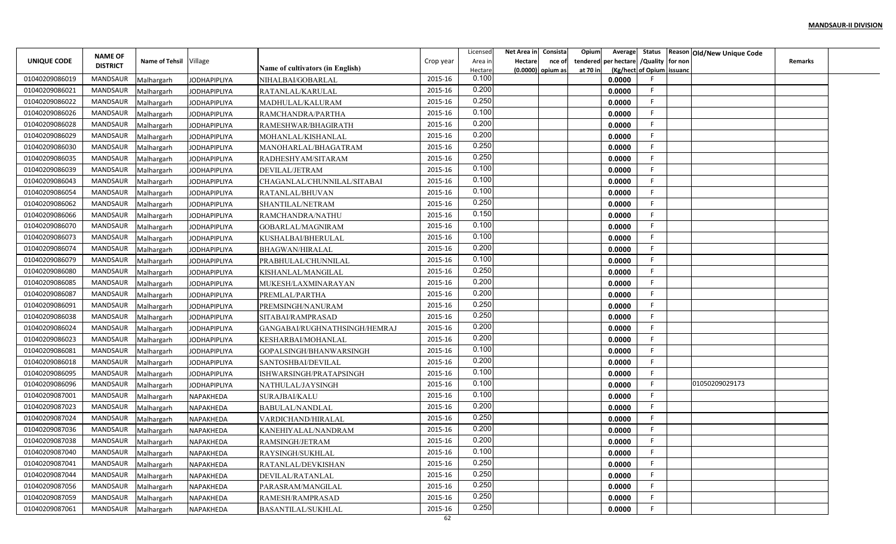**MANDSAUR-II DIVISION**

| UNIQUE CODE | NAME OF DISTRICT | Name of Tehsil | Village | Name of cultivators (in English) | Crop year | Licensed Area in Hectare | Net Area in Hectare (0.0000) | Consistance of opium as | Opium tendered at 70 in | Average per hectare (Kg/hect) | Status /Quality of Opium | Reason for non issuance | Old/New Unique Code | Remarks |
|---|---|---|---|---|---|---|---|---|---|---|---|---|---|---|
| 01040209086019 | MANDSAUR | Malhargarh | JODHAPIPLIYA | NIHALBAI/GOBARLAL | 2015-16 | 0.100 | | | | 0.0000 | F | | | |
| 01040209086021 | MANDSAUR | Malhargarh | JODHAPIPLIYA | RATANLAL/KARULAL | 2015-16 | 0.200 | | | | 0.0000 | F | | | |
| 01040209086022 | MANDSAUR | Malhargarh | JODHAPIPLIYA | MADHULAL/KALURAM | 2015-16 | 0.250 | | | | 0.0000 | F | | | |
| 01040209086026 | MANDSAUR | Malhargarh | JODHAPIPLIYA | RAMCHANDRA/PARTHA | 2015-16 | 0.100 | | | | 0.0000 | F | | | |
| 01040209086028 | MANDSAUR | Malhargarh | JODHAPIPLIYA | RAMESHWAR/BHAGIRATH | 2015-16 | 0.200 | | | | 0.0000 | F | | | |
| 01040209086029 | MANDSAUR | Malhargarh | JODHAPIPLIYA | MOHANLAL/KISHANLAL | 2015-16 | 0.200 | | | | 0.0000 | F | | | |
| 01040209086030 | MANDSAUR | Malhargarh | JODHAPIPLIYA | MANOHARLAL/BHAGATRAM | 2015-16 | 0.250 | | | | 0.0000 | F | | | |
| 01040209086035 | MANDSAUR | Malhargarh | JODHAPIPLIYA | RADHESHYAM/SITARAM | 2015-16 | 0.250 | | | | 0.0000 | F | | | |
| 01040209086039 | MANDSAUR | Malhargarh | JODHAPIPLIYA | DEVILAL/JETRAM | 2015-16 | 0.100 | | | | 0.0000 | F | | | |
| 01040209086043 | MANDSAUR | Malhargarh | JODHAPIPLIYA | CHAGANLAL/CHUNNILAL/SITABAI | 2015-16 | 0.100 | | | | 0.0000 | F | | | |
| 01040209086054 | MANDSAUR | Malhargarh | JODHAPIPLIYA | RATANLAL/BHUVAN | 2015-16 | 0.100 | | | | 0.0000 | F | | | |
| 01040209086062 | MANDSAUR | Malhargarh | JODHAPIPLIYA | SHANTILAL/NETRAM | 2015-16 | 0.250 | | | | 0.0000 | F | | | |
| 01040209086066 | MANDSAUR | Malhargarh | JODHAPIPLIYA | RAMCHANDRA/NATHU | 2015-16 | 0.150 | | | | 0.0000 | F | | | |
| 01040209086070 | MANDSAUR | Malhargarh | JODHAPIPLIYA | GOBARLAL/MAGNIRAM | 2015-16 | 0.100 | | | | 0.0000 | F | | | |
| 01040209086073 | MANDSAUR | Malhargarh | JODHAPIPLIYA | KUSHALBAI/BHERULAL | 2015-16 | 0.100 | | | | 0.0000 | F | | | |
| 01040209086074 | MANDSAUR | Malhargarh | JODHAPIPLIYA | BHAGWAN/HIRALAL | 2015-16 | 0.200 | | | | 0.0000 | F | | | |
| 01040209086079 | MANDSAUR | Malhargarh | JODHAPIPLIYA | PRABHULAL/CHUNNILAL | 2015-16 | 0.100 | | | | 0.0000 | F | | | |
| 01040209086080 | MANDSAUR | Malhargarh | JODHAPIPLIYA | KISHANLAL/MANGILAL | 2015-16 | 0.250 | | | | 0.0000 | F | | | |
| 01040209086085 | MANDSAUR | Malhargarh | JODHAPIPLIYA | MUKESH/LAXMINARAYAN | 2015-16 | 0.200 | | | | 0.0000 | F | | | |
| 01040209086087 | MANDSAUR | Malhargarh | JODHAPIPLIYA | PREMLAL/PARTHA | 2015-16 | 0.200 | | | | 0.0000 | F | | | |
| 01040209086091 | MANDSAUR | Malhargarh | JODHAPIPLIYA | PREMSINGH/NANURAM | 2015-16 | 0.250 | | | | 0.0000 | F | | | |
| 01040209086038 | MANDSAUR | Malhargarh | JODHAPIPLIYA | SITABAI/RAMPRASAD | 2015-16 | 0.250 | | | | 0.0000 | F | | | |
| 01040209086024 | MANDSAUR | Malhargarh | JODHAPIPLIYA | GANGABAI/RUGHNATHSINGH/HEMRAJ | 2015-16 | 0.200 | | | | 0.0000 | F | | | |
| 01040209086023 | MANDSAUR | Malhargarh | JODHAPIPLIYA | KESHARBAI/MOHANLAL | 2015-16 | 0.200 | | | | 0.0000 | F | | | |
| 01040209086081 | MANDSAUR | Malhargarh | JODHAPIPLIYA | GOPALSINGH/BHANWARSINGH | 2015-16 | 0.100 | | | | 0.0000 | F | | | |
| 01040209086018 | MANDSAUR | Malhargarh | JODHAPIPLIYA | SANTOSHBAI/DEVILAL | 2015-16 | 0.200 | | | | 0.0000 | F | | | |
| 01040209086095 | MANDSAUR | Malhargarh | JODHAPIPLIYA | ISHWARSINGH/PRATAPSINGH | 2015-16 | 0.100 | | | | 0.0000 | F | | | |
| 01040209086096 | MANDSAUR | Malhargarh | JODHAPIPLIYA | NATHULAL/JAYSINGH | 2015-16 | 0.100 | | | | 0.0000 | F | | 01050209029173 | |
| 01040209087001 | MANDSAUR | Malhargarh | NAPAKHEDA | SURAJBAI/KALU | 2015-16 | 0.100 | | | | 0.0000 | F | | | |
| 01040209087023 | MANDSAUR | Malhargarh | NAPAKHEDA | BABULAL/NANDLAL | 2015-16 | 0.200 | | | | 0.0000 | F | | | |
| 01040209087024 | MANDSAUR | Malhargarh | NAPAKHEDA | VARDICHAND/HIRALAL | 2015-16 | 0.250 | | | | 0.0000 | F | | | |
| 01040209087036 | MANDSAUR | Malhargarh | NAPAKHEDA | KANEHIYALAL/NANDRAM | 2015-16 | 0.200 | | | | 0.0000 | F | | | |
| 01040209087038 | MANDSAUR | Malhargarh | NAPAKHEDA | RAMSINGH/JETRAM | 2015-16 | 0.200 | | | | 0.0000 | F | | | |
| 01040209087040 | MANDSAUR | Malhargarh | NAPAKHEDA | RAYSINGH/SUKHLAL | 2015-16 | 0.100 | | | | 0.0000 | F | | | |
| 01040209087041 | MANDSAUR | Malhargarh | NAPAKHEDA | RATANLAL/DEVKISHAN | 2015-16 | 0.250 | | | | 0.0000 | F | | | |
| 01040209087044 | MANDSAUR | Malhargarh | NAPAKHEDA | DEVILAL/RATANLAL | 2015-16 | 0.250 | | | | 0.0000 | F | | | |
| 01040209087056 | MANDSAUR | Malhargarh | NAPAKHEDA | PARASRAM/MANGILAL | 2015-16 | 0.250 | | | | 0.0000 | F | | | |
| 01040209087059 | MANDSAUR | Malhargarh | NAPAKHEDA | RAMESH/RAMPRASAD | 2015-16 | 0.250 | | | | 0.0000 | F | | | |
| 01040209087061 | MANDSAUR | Malhargarh | NAPAKHEDA | BASANTILAL/SUKHLAL | 2015-16 | 0.250 | | | | 0.0000 | F | | | |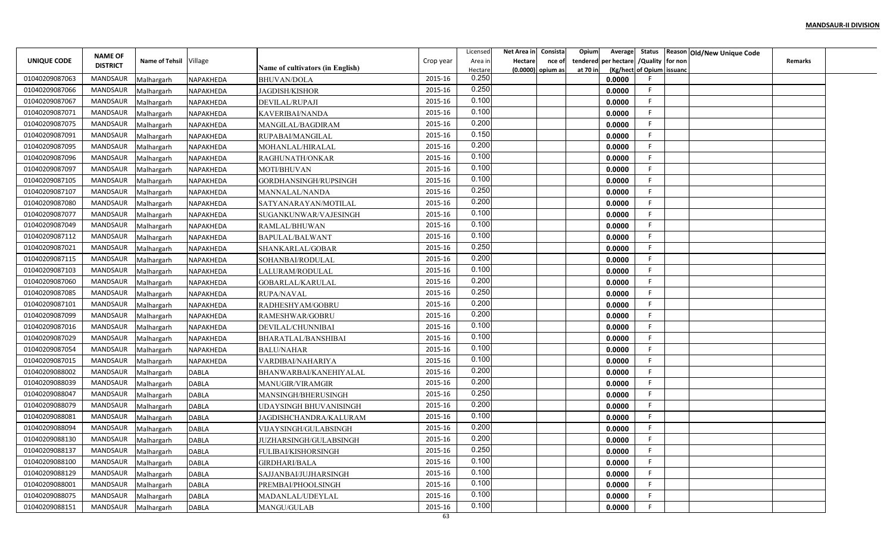**MANDSAUR-II DIVISION**

| UNIQUE CODE | NAME OF DISTRICT | Name of Tehsil | Village | Name of cultivators (in English) | Crop year | Licensed Area in Hectare | Net Area in Hectare (0.0000) | Consistance of opium as | Opium tendered at 70 in | Average per hectare (Kg/hect) | Status /Quality of Opium | Reason for non issuance | Old/New Unique Code | Remarks |
|---|---|---|---|---|---|---|---|---|---|---|---|---|---|---|
| 01040209087063 | MANDSAUR | Malhargarh | NAPAKHEDA | BHUVAN/DOLA | 2015-16 | 0.250 | | | | 0.0000 | F | | | |
| 01040209087066 | MANDSAUR | Malhargarh | NAPAKHEDA | JAGDISH/KISHOR | 2015-16 | 0.250 | | | | 0.0000 | F | | | |
| 01040209087067 | MANDSAUR | Malhargarh | NAPAKHEDA | DEVILAL/RUPAJI | 2015-16 | 0.100 | | | | 0.0000 | F | | | |
| 01040209087071 | MANDSAUR | Malhargarh | NAPAKHEDA | KAVERIBAI/NANDA | 2015-16 | 0.100 | | | | 0.0000 | F | | | |
| 01040209087075 | MANDSAUR | Malhargarh | NAPAKHEDA | MANGILAL/BAGDIRAM | 2015-16 | 0.200 | | | | 0.0000 | F | | | |
| 01040209087091 | MANDSAUR | Malhargarh | NAPAKHEDA | RUPABAI/MANGILAL | 2015-16 | 0.150 | | | | 0.0000 | F | | | |
| 01040209087095 | MANDSAUR | Malhargarh | NAPAKHEDA | MOHANLAL/HIRALAL | 2015-16 | 0.200 | | | | 0.0000 | F | | | |
| 01040209087096 | MANDSAUR | Malhargarh | NAPAKHEDA | RAGHUNATH/ONKAR | 2015-16 | 0.100 | | | | 0.0000 | F | | | |
| 01040209087097 | MANDSAUR | Malhargarh | NAPAKHEDA | MOTI/BHUVAN | 2015-16 | 0.100 | | | | 0.0000 | F | | | |
| 01040209087105 | MANDSAUR | Malhargarh | NAPAKHEDA | GORDHANSINGH/RUPSINGH | 2015-16 | 0.100 | | | | 0.0000 | F | | | |
| 01040209087107 | MANDSAUR | Malhargarh | NAPAKHEDA | MANNALAL/NANDA | 2015-16 | 0.250 | | | | 0.0000 | F | | | |
| 01040209087080 | MANDSAUR | Malhargarh | NAPAKHEDA | SATYANARAYAN/MOTILAL | 2015-16 | 0.200 | | | | 0.0000 | F | | | |
| 01040209087077 | MANDSAUR | Malhargarh | NAPAKHEDA | SUGANKUNWAR/VAJESINGH | 2015-16 | 0.100 | | | | 0.0000 | F | | | |
| 01040209087049 | MANDSAUR | Malhargarh | NAPAKHEDA | RAMLAL/BHUWAN | 2015-16 | 0.100 | | | | 0.0000 | F | | | |
| 01040209087112 | MANDSAUR | Malhargarh | NAPAKHEDA | BAPULAL/BALWANT | 2015-16 | 0.100 | | | | 0.0000 | F | | | |
| 01040209087021 | MANDSAUR | Malhargarh | NAPAKHEDA | SHANKARLAL/GOBAR | 2015-16 | 0.250 | | | | 0.0000 | F | | | |
| 01040209087115 | MANDSAUR | Malhargarh | NAPAKHEDA | SOHANBAI/RODULAL | 2015-16 | 0.200 | | | | 0.0000 | F | | | |
| 01040209087103 | MANDSAUR | Malhargarh | NAPAKHEDA | LALURAM/RODULAL | 2015-16 | 0.100 | | | | 0.0000 | F | | | |
| 01040209087060 | MANDSAUR | Malhargarh | NAPAKHEDA | GOBARLAL/KARULAL | 2015-16 | 0.200 | | | | 0.0000 | F | | | |
| 01040209087085 | MANDSAUR | Malhargarh | NAPAKHEDA | RUPA/NAVAL | 2015-16 | 0.250 | | | | 0.0000 | F | | | |
| 01040209087101 | MANDSAUR | Malhargarh | NAPAKHEDA | RADHESHYAM/GOBRU | 2015-16 | 0.200 | | | | 0.0000 | F | | | |
| 01040209087099 | MANDSAUR | Malhargarh | NAPAKHEDA | RAMESHWAR/GOBRU | 2015-16 | 0.200 | | | | 0.0000 | F | | | |
| 01040209087016 | MANDSAUR | Malhargarh | NAPAKHEDA | DEVILAL/CHUNNIBAI | 2015-16 | 0.100 | | | | 0.0000 | F | | | |
| 01040209087029 | MANDSAUR | Malhargarh | NAPAKHEDA | BHARATLAL/BANSHIBAI | 2015-16 | 0.100 | | | | 0.0000 | F | | | |
| 01040209087054 | MANDSAUR | Malhargarh | NAPAKHEDA | BALU/NAHAR | 2015-16 | 0.100 | | | | 0.0000 | F | | | |
| 01040209087015 | MANDSAUR | Malhargarh | NAPAKHEDA | VARDIBAI/NAHARIYA | 2015-16 | 0.100 | | | | 0.0000 | F | | | |
| 01040209088002 | MANDSAUR | Malhargarh | DABLA | BHANWARBAI/KANEHIYALAL | 2015-16 | 0.200 | | | | 0.0000 | F | | | |
| 01040209088039 | MANDSAUR | Malhargarh | DABLA | MANUGIR/VIRAMGIR | 2015-16 | 0.200 | | | | 0.0000 | F | | | |
| 01040209088047 | MANDSAUR | Malhargarh | DABLA | MANSINGH/BHERUSINGH | 2015-16 | 0.250 | | | | 0.0000 | F | | | |
| 01040209088079 | MANDSAUR | Malhargarh | DABLA | UDAYSINGH BHUVANISINGH | 2015-16 | 0.200 | | | | 0.0000 | F | | | |
| 01040209088081 | MANDSAUR | Malhargarh | DABLA | JAGDISHCHANDRA/KALURAM | 2015-16 | 0.100 | | | | 0.0000 | F | | | |
| 01040209088094 | MANDSAUR | Malhargarh | DABLA | VIJAYSINGH/GULABSINGH | 2015-16 | 0.200 | | | | 0.0000 | F | | | |
| 01040209088130 | MANDSAUR | Malhargarh | DABLA | JUZHARSINGH/GULABSINGH | 2015-16 | 0.200 | | | | 0.0000 | F | | | |
| 01040209088137 | MANDSAUR | Malhargarh | DABLA | FULIBAI/KISHORSINGH | 2015-16 | 0.250 | | | | 0.0000 | F | | | |
| 01040209088100 | MANDSAUR | Malhargarh | DABLA | GIRDHARI/BALA | 2015-16 | 0.100 | | | | 0.0000 | F | | | |
| 01040209088129 | MANDSAUR | Malhargarh | DABLA | SAJJANBAI/JUJHARSINGH | 2015-16 | 0.100 | | | | 0.0000 | F | | | |
| 01040209088001 | MANDSAUR | Malhargarh | DABLA | PREMBAI/PHOOLSINGH | 2015-16 | 0.100 | | | | 0.0000 | F | | | |
| 01040209088075 | MANDSAUR | Malhargarh | DABLA | MADANLAL/UDEYLAL | 2015-16 | 0.100 | | | | 0.0000 | F | | | |
| 01040209088151 | MANDSAUR | Malhargarh | DABLA | MANGU/GULAB | 2015-16 | 0.100 | | | | 0.0000 | F | | | |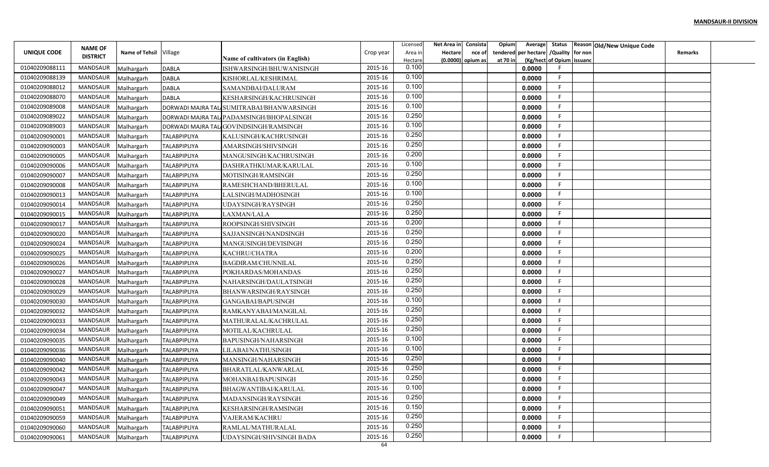**MANDSAUR-II DIVISION**

| UNIQUE CODE | NAME OF DISTRICT | Name of Tehsil | Village | Name of cultivators (in English) | Crop year | Licensed Area in Hectare | Net Area in Hectare (0.0000) | Consistance of opium as | Opium tendered at 70 in | Average per hectare (Kg/hect) | Status /Quality of Opium | Reason for non issuance | Old/New Unique Code | Remarks |
|---|---|---|---|---|---|---|---|---|---|---|---|---|---|---|
| 01040209088111 | MANDSAUR | Malhargarh | DABLA | ISHWARSINGH/BHUWANISINGH | 2015-16 | 0.100 | | | | 0.0000 | F | | | |
| 01040209088139 | MANDSAUR | Malhargarh | DABLA | KISHORLAL/KESHRIMAL | 2015-16 | 0.100 | | | | 0.0000 | F | | | |
| 01040209088012 | MANDSAUR | Malhargarh | DABLA | SAMANDBAI/DALURAM | 2015-16 | 0.100 | | | | 0.0000 | F | | | |
| 01040209088070 | MANDSAUR | Malhargarh | DABLA | KESHARSINGH/KACHRUSINGH | 2015-16 | 0.100 | | | | 0.0000 | F | | | |
| 01040209089008 | MANDSAUR | Malhargarh | DORWADI MAJRA TAL | SUMITRABAI/BHANWARSINGH | 2015-16 | 0.100 | | | | 0.0000 | F | | | |
| 01040209089022 | MANDSAUR | Malhargarh | DORWADI MAJRA TAL | PADAMSINGH/BHOPALSINGH | 2015-16 | 0.250 | | | | 0.0000 | F | | | |
| 01040209089003 | MANDSAUR | Malhargarh | DORWADI MAJRA TAL | GOVINDSINGH/RAMSINGH | 2015-16 | 0.100 | | | | 0.0000 | F | | | |
| 01040209090001 | MANDSAUR | Malhargarh | TALABPIPLIYA | KALUSINGH/KACHRUSINGH | 2015-16 | 0.250 | | | | 0.0000 | F | | | |
| 01040209090003 | MANDSAUR | Malhargarh | TALABPIPLIYA | AMARSINGH/SHIVSINGH | 2015-16 | 0.250 | | | | 0.0000 | F | | | |
| 01040209090005 | MANDSAUR | Malhargarh | TALABPIPLIYA | MANGUSINGH/KACHRUSINGH | 2015-16 | 0.200 | | | | 0.0000 | F | | | |
| 01040209090006 | MANDSAUR | Malhargarh | TALABPIPLIYA | DASHRATHKUMAR/KARULAL | 2015-16 | 0.100 | | | | 0.0000 | F | | | |
| 01040209090007 | MANDSAUR | Malhargarh | TALABPIPLIYA | MOTISINGH/RAMSINGH | 2015-16 | 0.250 | | | | 0.0000 | F | | | |
| 01040209090008 | MANDSAUR | Malhargarh | TALABPIPLIYA | RAMESHCHAND/BHERULAL | 2015-16 | 0.100 | | | | 0.0000 | F | | | |
| 01040209090013 | MANDSAUR | Malhargarh | TALABPIPLIYA | LALSINGH/MADHOSINGH | 2015-16 | 0.100 | | | | 0.0000 | F | | | |
| 01040209090014 | MANDSAUR | Malhargarh | TALABPIPLIYA | UDAYSINGH/RAYSINGH | 2015-16 | 0.250 | | | | 0.0000 | F | | | |
| 01040209090015 | MANDSAUR | Malhargarh | TALABPIPLIYA | LAXMAN/LALA | 2015-16 | 0.250 | | | | 0.0000 | F | | | |
| 01040209090017 | MANDSAUR | Malhargarh | TALABPIPLIYA | ROOPSINGH/SHIVSINGH | 2015-16 | 0.200 | | | | 0.0000 | F | | | |
| 01040209090020 | MANDSAUR | Malhargarh | TALABPIPLIYA | SAJJANSINGH/NANDSINGH | 2015-16 | 0.250 | | | | 0.0000 | F | | | |
| 01040209090024 | MANDSAUR | Malhargarh | TALABPIPLIYA | MANGUSINGH/DEVISINGH | 2015-16 | 0.250 | | | | 0.0000 | F | | | |
| 01040209090025 | MANDSAUR | Malhargarh | TALABPIPLIYA | KACHRU/CHATRA | 2015-16 | 0.200 | | | | 0.0000 | F | | | |
| 01040209090026 | MANDSAUR | Malhargarh | TALABPIPLIYA | BAGDIRAM/CHUNNILAL | 2015-16 | 0.250 | | | | 0.0000 | F | | | |
| 01040209090027 | MANDSAUR | Malhargarh | TALABPIPLIYA | POKHARDAS/MOHANDAS | 2015-16 | 0.250 | | | | 0.0000 | F | | | |
| 01040209090028 | MANDSAUR | Malhargarh | TALABPIPLIYA | NAHARSINGH/DAULATSINGH | 2015-16 | 0.250 | | | | 0.0000 | F | | | |
| 01040209090029 | MANDSAUR | Malhargarh | TALABPIPLIYA | BHANWARSINGH/RAYSINGH | 2015-16 | 0.250 | | | | 0.0000 | F | | | |
| 01040209090030 | MANDSAUR | Malhargarh | TALABPIPLIYA | GANGABAI/BAPUSINGH | 2015-16 | 0.100 | | | | 0.0000 | F | | | |
| 01040209090032 | MANDSAUR | Malhargarh | TALABPIPLIYA | RAMKANYABAI/MANGILAL | 2015-16 | 0.250 | | | | 0.0000 | F | | | |
| 01040209090033 | MANDSAUR | Malhargarh | TALABPIPLIYA | MATHURALAL/KACHRULAL | 2015-16 | 0.250 | | | | 0.0000 | F | | | |
| 01040209090034 | MANDSAUR | Malhargarh | TALABPIPLIYA | MOTILAL/KACHRULAL | 2015-16 | 0.250 | | | | 0.0000 | F | | | |
| 01040209090035 | MANDSAUR | Malhargarh | TALABPIPLIYA | BAPUSINGH/NAHARSINGH | 2015-16 | 0.100 | | | | 0.0000 | F | | | |
| 01040209090036 | MANDSAUR | Malhargarh | TALABPIPLIYA | LILABAI/NATHUSINGH | 2015-16 | 0.100 | | | | 0.0000 | F | | | |
| 01040209090040 | MANDSAUR | Malhargarh | TALABPIPLIYA | MANSINGH/NAHARSINGH | 2015-16 | 0.250 | | | | 0.0000 | F | | | |
| 01040209090042 | MANDSAUR | Malhargarh | TALABPIPLIYA | BHARATLAL/KANWARLAL | 2015-16 | 0.250 | | | | 0.0000 | F | | | |
| 01040209090043 | MANDSAUR | Malhargarh | TALABPIPLIYA | MOHANBAI/BAPUSINGH | 2015-16 | 0.250 | | | | 0.0000 | F | | | |
| 01040209090047 | MANDSAUR | Malhargarh | TALABPIPLIYA | BHAGWANTIBAI/KARULAL | 2015-16 | 0.100 | | | | 0.0000 | F | | | |
| 01040209090049 | MANDSAUR | Malhargarh | TALABPIPLIYA | MADANSINGH/RAYSINGH | 2015-16 | 0.250 | | | | 0.0000 | F | | | |
| 01040209090051 | MANDSAUR | Malhargarh | TALABPIPLIYA | KESHARSINGH/RAMSINGH | 2015-16 | 0.150 | | | | 0.0000 | F | | | |
| 01040209090059 | MANDSAUR | Malhargarh | TALABPIPLIYA | VAJERAM/KACHRU | 2015-16 | 0.250 | | | | 0.0000 | F | | | |
| 01040209090060 | MANDSAUR | Malhargarh | TALABPIPLIYA | RAMLAL/MATHURALAL | 2015-16 | 0.250 | | | | 0.0000 | F | | | |
| 01040209090061 | MANDSAUR | Malhargarh | TALABPIPLIYA | UDAYSINGH/SHIVSINGH BADA | 2015-16 | 0.250 | | | | 0.0000 | F | | | |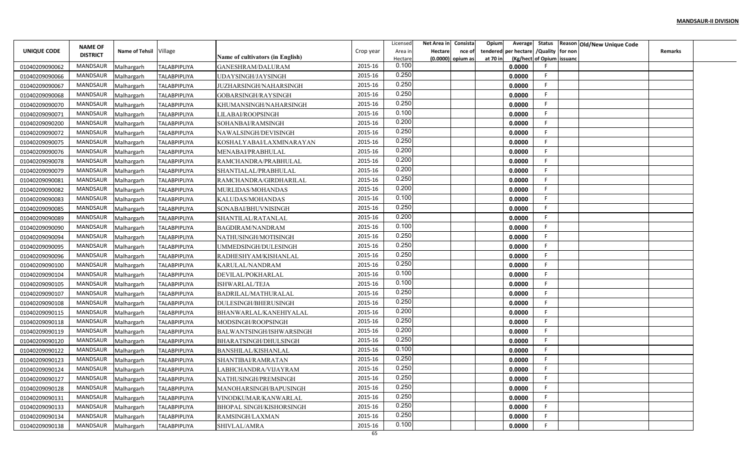**MANDSAUR-II DIVISION**

| UNIQUE CODE | NAME OF DISTRICT | Name of Tehsil | Village | Name of cultivators (in English) | Crop year | Licensed Area in Hectare | Net Area in Hectare (0.0000) | Consistance of opium as | Opium tendered at 70 in | Average per hectare (Kg/hect | Status /Quality of Opium | Reason for non issuanc | Old/New Unique Code | Remarks |
|---|---|---|---|---|---|---|---|---|---|---|---|---|---|---|
| 01040209090062 | MANDSAUR | Malhargarh | TALABPIPLIYA | GANESHRAM/DALURAM | 2015-16 | 0.100 | | | | 0.0000 | F | | | |
| 01040209090066 | MANDSAUR | Malhargarh | TALABPIPLIYA | UDAYSINGH/JAYSINGH | 2015-16 | 0.250 | | | | 0.0000 | F | | | |
| 01040209090067 | MANDSAUR | Malhargarh | TALABPIPLIYA | JUZHARSINGH/NAHARSINGH | 2015-16 | 0.250 | | | | 0.0000 | F | | | |
| 01040209090068 | MANDSAUR | Malhargarh | TALABPIPLIYA | GOBARSINGH/RAYSINGH | 2015-16 | 0.250 | | | | 0.0000 | F | | | |
| 01040209090070 | MANDSAUR | Malhargarh | TALABPIPLIYA | KHUMANSINGH/NAHARSINGH | 2015-16 | 0.250 | | | | 0.0000 | F | | | |
| 01040209090071 | MANDSAUR | Malhargarh | TALABPIPLIYA | LILABAI/ROOPSINGH | 2015-16 | 0.100 | | | | 0.0000 | F | | | |
| 01040209090200 | MANDSAUR | Malhargarh | TALABPIPLIYA | SOHANBAI/RAMSINGH | 2015-16 | 0.200 | | | | 0.0000 | F | | | |
| 01040209090072 | MANDSAUR | Malhargarh | TALABPIPLIYA | NAWALSINGH/DEVISINGH | 2015-16 | 0.250 | | | | 0.0000 | F | | | |
| 01040209090075 | MANDSAUR | Malhargarh | TALABPIPLIYA | KOSHALYABAI/LAXMINARAYAN | 2015-16 | 0.250 | | | | 0.0000 | F | | | |
| 01040209090076 | MANDSAUR | Malhargarh | TALABPIPLIYA | MENABAI/PRABHULAL | 2015-16 | 0.200 | | | | 0.0000 | F | | | |
| 01040209090078 | MANDSAUR | Malhargarh | TALABPIPLIYA | RAMCHANDRA/PRABHULAL | 2015-16 | 0.200 | | | | 0.0000 | F | | | |
| 01040209090079 | MANDSAUR | Malhargarh | TALABPIPLIYA | SHANTIALAL/PRABHULAL | 2015-16 | 0.200 | | | | 0.0000 | F | | | |
| 01040209090081 | MANDSAUR | Malhargarh | TALABPIPLIYA | RAMCHANDRA/GIRDHARILAL | 2015-16 | 0.250 | | | | 0.0000 | F | | | |
| 01040209090082 | MANDSAUR | Malhargarh | TALABPIPLIYA | MURLIDAS/MOHANDAS | 2015-16 | 0.200 | | | | 0.0000 | F | | | |
| 01040209090083 | MANDSAUR | Malhargarh | TALABPIPLIYA | KALUDAS/MOHANDAS | 2015-16 | 0.100 | | | | 0.0000 | F | | | |
| 01040209090085 | MANDSAUR | Malhargarh | TALABPIPLIYA | SONABAI/BHUVNISINGH | 2015-16 | 0.250 | | | | 0.0000 | F | | | |
| 01040209090089 | MANDSAUR | Malhargarh | TALABPIPLIYA | SHANTILAL/RATANLAL | 2015-16 | 0.200 | | | | 0.0000 | F | | | |
| 01040209090090 | MANDSAUR | Malhargarh | TALABPIPLIYA | BAGDIRAM/NANDRAM | 2015-16 | 0.100 | | | | 0.0000 | F | | | |
| 01040209090094 | MANDSAUR | Malhargarh | TALABPIPLIYA | NATHUSINGH/MOTISINGH | 2015-16 | 0.250 | | | | 0.0000 | F | | | |
| 01040209090095 | MANDSAUR | Malhargarh | TALABPIPLIYA | UMMEDSINGH/DULESINGH | 2015-16 | 0.250 | | | | 0.0000 | F | | | |
| 01040209090096 | MANDSAUR | Malhargarh | TALABPIPLIYA | RADHESHYAM/KISHANLAL | 2015-16 | 0.250 | | | | 0.0000 | F | | | |
| 01040209090100 | MANDSAUR | Malhargarh | TALABPIPLIYA | KARULAL/NANDRAM | 2015-16 | 0.250 | | | | 0.0000 | F | | | |
| 01040209090104 | MANDSAUR | Malhargarh | TALABPIPLIYA | DEVILAL/POKHARLAL | 2015-16 | 0.100 | | | | 0.0000 | F | | | |
| 01040209090105 | MANDSAUR | Malhargarh | TALABPIPLIYA | ISHWARLAL/TEJA | 2015-16 | 0.100 | | | | 0.0000 | F | | | |
| 01040209090107 | MANDSAUR | Malhargarh | TALABPIPLIYA | BADRILAL/MATHURALAL | 2015-16 | 0.250 | | | | 0.0000 | F | | | |
| 01040209090108 | MANDSAUR | Malhargarh | TALABPIPLIYA | DULESINGH/BHERUSINGH | 2015-16 | 0.250 | | | | 0.0000 | F | | | |
| 01040209090115 | MANDSAUR | Malhargarh | TALABPIPLIYA | BHANWARLAL/KANEHIYALAL | 2015-16 | 0.200 | | | | 0.0000 | F | | | |
| 01040209090118 | MANDSAUR | Malhargarh | TALABPIPLIYA | MODSINGH/ROOPSINGH | 2015-16 | 0.250 | | | | 0.0000 | F | | | |
| 01040209090119 | MANDSAUR | Malhargarh | TALABPIPLIYA | BALWANTSINGH/ISHWARSINGH | 2015-16 | 0.200 | | | | 0.0000 | F | | | |
| 01040209090120 | MANDSAUR | Malhargarh | TALABPIPLIYA | BHARATSINGH/DHULSINGH | 2015-16 | 0.250 | | | | 0.0000 | F | | | |
| 01040209090122 | MANDSAUR | Malhargarh | TALABPIPLIYA | BANSHILAL/KISHANLAL | 2015-16 | 0.100 | | | | 0.0000 | F | | | |
| 01040209090123 | MANDSAUR | Malhargarh | TALABPIPLIYA | SHANTIBAI/RAMRATAN | 2015-16 | 0.250 | | | | 0.0000 | F | | | |
| 01040209090124 | MANDSAUR | Malhargarh | TALABPIPLIYA | LABHCHANDRA/VIJAYRAM | 2015-16 | 0.250 | | | | 0.0000 | F | | | |
| 01040209090127 | MANDSAUR | Malhargarh | TALABPIPLIYA | NATHUSINGH/PREMSINGH | 2015-16 | 0.250 | | | | 0.0000 | F | | | |
| 01040209090128 | MANDSAUR | Malhargarh | TALABPIPLIYA | MANOHARSINGH/BAPUSINGH | 2015-16 | 0.250 | | | | 0.0000 | F | | | |
| 01040209090131 | MANDSAUR | Malhargarh | TALABPIPLIYA | VINODKUMAR/KANWARLAL | 2015-16 | 0.250 | | | | 0.0000 | F | | | |
| 01040209090133 | MANDSAUR | Malhargarh | TALABPIPLIYA | BHOPAL SINGH/KISHORSINGH | 2015-16 | 0.250 | | | | 0.0000 | F | | | |
| 01040209090134 | MANDSAUR | Malhargarh | TALABPIPLIYA | RAMSINGH/LAXMAN | 2015-16 | 0.250 | | | | 0.0000 | F | | | |
| 01040209090138 | MANDSAUR | Malhargarh | TALABPIPLIYA | SHIVLAL/AMRA | 2015-16 | 0.100 | | | | 0.0000 | F | | | |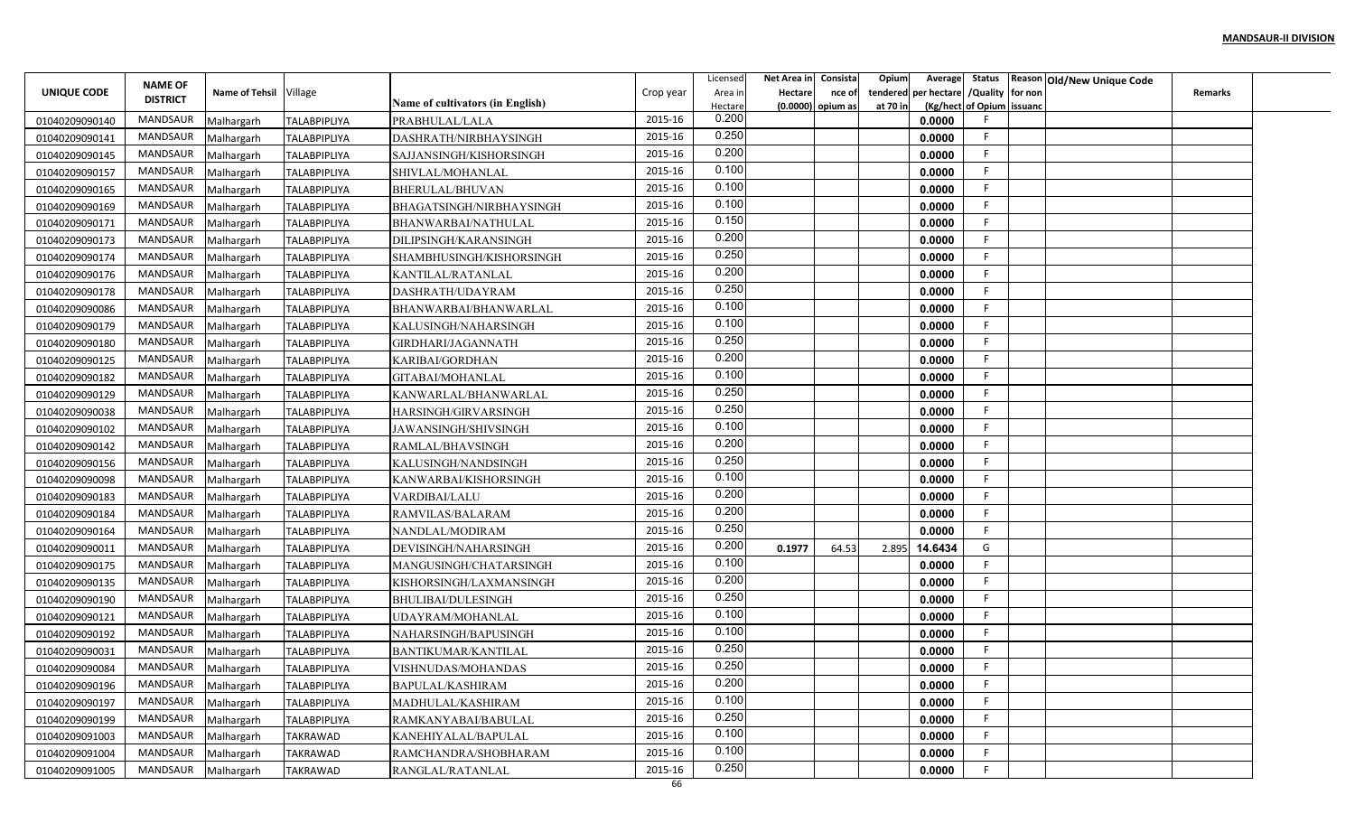**MANDSAUR-II DIVISION**

| UNIQUE CODE | NAME OF DISTRICT | Name of Tehsil | Village | Name of cultivators (in English) | Crop year | Licensed Area in Hectare | Net Area in Hectare (0.0000) | Consistance of opium as | Opium tendered at 70 in | Average per hectare (Kg/hect | Status /Quality of Opium | Reason for non issuanc | Old/New Unique Code | Remarks |
|---|---|---|---|---|---|---|---|---|---|---|---|---|---|---|
| 01040209090140 | MANDSAUR | Malhargarh | TALABPIPLIYA | PRABHULAL/LALA | 2015-16 | 0.200 | | | | 0.0000 | F | | | |
| 01040209090141 | MANDSAUR | Malhargarh | TALABPIPLIYA | DASHRATH/NIRBHAYSINGH | 2015-16 | 0.250 | | | | 0.0000 | F | | | |
| 01040209090145 | MANDSAUR | Malhargarh | TALABPIPLIYA | SAJJANSINGH/KISHORSINGH | 2015-16 | 0.200 | | | | 0.0000 | F | | | |
| 01040209090157 | MANDSAUR | Malhargarh | TALABPIPLIYA | SHIVLAL/MOHANLAL | 2015-16 | 0.100 | | | | 0.0000 | F | | | |
| 01040209090165 | MANDSAUR | Malhargarh | TALABPIPLIYA | BHERULAL/BHUVAN | 2015-16 | 0.100 | | | | 0.0000 | F | | | |
| 01040209090169 | MANDSAUR | Malhargarh | TALABPIPLIYA | BHAGATSINGH/NIRBHAYSINGH | 2015-16 | 0.100 | | | | 0.0000 | F | | | |
| 01040209090171 | MANDSAUR | Malhargarh | TALABPIPLIYA | BHANWARBAI/NATHULAL | 2015-16 | 0.150 | | | | 0.0000 | F | | | |
| 01040209090173 | MANDSAUR | Malhargarh | TALABPIPLIYA | DILIPSINGH/KARANSINGH | 2015-16 | 0.200 | | | | 0.0000 | F | | | |
| 01040209090174 | MANDSAUR | Malhargarh | TALABPIPLIYA | SHAMBHUSINGH/KISHORSINGH | 2015-16 | 0.250 | | | | 0.0000 | F | | | |
| 01040209090176 | MANDSAUR | Malhargarh | TALABPIPLIYA | KANTILAL/RATANLAL | 2015-16 | 0.200 | | | | 0.0000 | F | | | |
| 01040209090178 | MANDSAUR | Malhargarh | TALABPIPLIYA | DASHRATH/UDAYRAM | 2015-16 | 0.250 | | | | 0.0000 | F | | | |
| 01040209090086 | MANDSAUR | Malhargarh | TALABPIPLIYA | BHANWARBAI/BHANWARLAL | 2015-16 | 0.100 | | | | 0.0000 | F | | | |
| 01040209090179 | MANDSAUR | Malhargarh | TALABPIPLIYA | KALUSINGH/NAHARSINGH | 2015-16 | 0.100 | | | | 0.0000 | F | | | |
| 01040209090180 | MANDSAUR | Malhargarh | TALABPIPLIYA | GIRDHARI/JAGANNATH | 2015-16 | 0.250 | | | | 0.0000 | F | | | |
| 01040209090125 | MANDSAUR | Malhargarh | TALABPIPLIYA | KARIBAI/GORDHAN | 2015-16 | 0.200 | | | | 0.0000 | F | | | |
| 01040209090182 | MANDSAUR | Malhargarh | TALABPIPLIYA | GITABAI/MOHANLAL | 2015-16 | 0.100 | | | | 0.0000 | F | | | |
| 01040209090129 | MANDSAUR | Malhargarh | TALABPIPLIYA | KANWARLAL/BHANWARLAL | 2015-16 | 0.250 | | | | 0.0000 | F | | | |
| 01040209090038 | MANDSAUR | Malhargarh | TALABPIPLIYA | HARSINGH/GIRVARSINGH | 2015-16 | 0.250 | | | | 0.0000 | F | | | |
| 01040209090102 | MANDSAUR | Malhargarh | TALABPIPLIYA | JAWANSINGH/SHIVSINGH | 2015-16 | 0.100 | | | | 0.0000 | F | | | |
| 01040209090142 | MANDSAUR | Malhargarh | TALABPIPLIYA | RAMLAL/BHAVSINGH | 2015-16 | 0.200 | | | | 0.0000 | F | | | |
| 01040209090156 | MANDSAUR | Malhargarh | TALABPIPLIYA | KALUSINGH/NANDSINGH | 2015-16 | 0.250 | | | | 0.0000 | F | | | |
| 01040209090098 | MANDSAUR | Malhargarh | TALABPIPLIYA | KANWARBAI/KISHORSINGH | 2015-16 | 0.100 | | | | 0.0000 | F | | | |
| 01040209090183 | MANDSAUR | Malhargarh | TALABPIPLIYA | VARDIBAI/LALU | 2015-16 | 0.200 | | | | 0.0000 | F | | | |
| 01040209090184 | MANDSAUR | Malhargarh | TALABPIPLIYA | RAMVILAS/BALARAM | 2015-16 | 0.200 | | | | 0.0000 | F | | | |
| 01040209090164 | MANDSAUR | Malhargarh | TALABPIPLIYA | NANDLAL/MODIRAM | 2015-16 | 0.250 | | | | 0.0000 | F | | | |
| 01040209090011 | MANDSAUR | Malhargarh | TALABPIPLIYA | DEVISINGH/NAHARSINGH | 2015-16 | 0.200 | 0.1977 | 64.53 | 2.895 | 14.6434 | G | | | |
| 01040209090175 | MANDSAUR | Malhargarh | TALABPIPLIYA | MANGUSINGH/CHATARSINGH | 2015-16 | 0.100 | | | | 0.0000 | F | | | |
| 01040209090135 | MANDSAUR | Malhargarh | TALABPIPLIYA | KISHORSINGH/LAXMANSINGH | 2015-16 | 0.200 | | | | 0.0000 | F | | | |
| 01040209090190 | MANDSAUR | Malhargarh | TALABPIPLIYA | BHULIBAI/DULESINGH | 2015-16 | 0.250 | | | | 0.0000 | F | | | |
| 01040209090121 | MANDSAUR | Malhargarh | TALABPIPLIYA | UDAYRAM/MOHANLAL | 2015-16 | 0.100 | | | | 0.0000 | F | | | |
| 01040209090192 | MANDSAUR | Malhargarh | TALABPIPLIYA | NAHARSINGH/BAPUSINGH | 2015-16 | 0.100 | | | | 0.0000 | F | | | |
| 01040209090031 | MANDSAUR | Malhargarh | TALABPIPLIYA | BANTIKUMAR/KANTILAL | 2015-16 | 0.250 | | | | 0.0000 | F | | | |
| 01040209090084 | MANDSAUR | Malhargarh | TALABPIPLIYA | VISHNUDAS/MOHANDAS | 2015-16 | 0.250 | | | | 0.0000 | F | | | |
| 01040209090196 | MANDSAUR | Malhargarh | TALABPIPLIYA | BAPULAL/KASHIRAM | 2015-16 | 0.200 | | | | 0.0000 | F | | | |
| 01040209090197 | MANDSAUR | Malhargarh | TALABPIPLIYA | MADHULAL/KASHIRAM | 2015-16 | 0.100 | | | | 0.0000 | F | | | |
| 01040209090199 | MANDSAUR | Malhargarh | TALABPIPLIYA | RAMKANYABAI/BABULAL | 2015-16 | 0.250 | | | | 0.0000 | F | | | |
| 01040209091003 | MANDSAUR | Malhargarh | TAKRAWAD | KANEHIYALAL/BAPULAL | 2015-16 | 0.100 | | | | 0.0000 | F | | | |
| 01040209091004 | MANDSAUR | Malhargarh | TAKRAWAD | RAMCHANDRA/SHOBHARAM | 2015-16 | 0.100 | | | | 0.0000 | F | | | |
| 01040209091005 | MANDSAUR | Malhargarh | TAKRAWAD | RANGLAL/RATANLAL | 2015-16 | 0.250 | | | | 0.0000 | F | | | |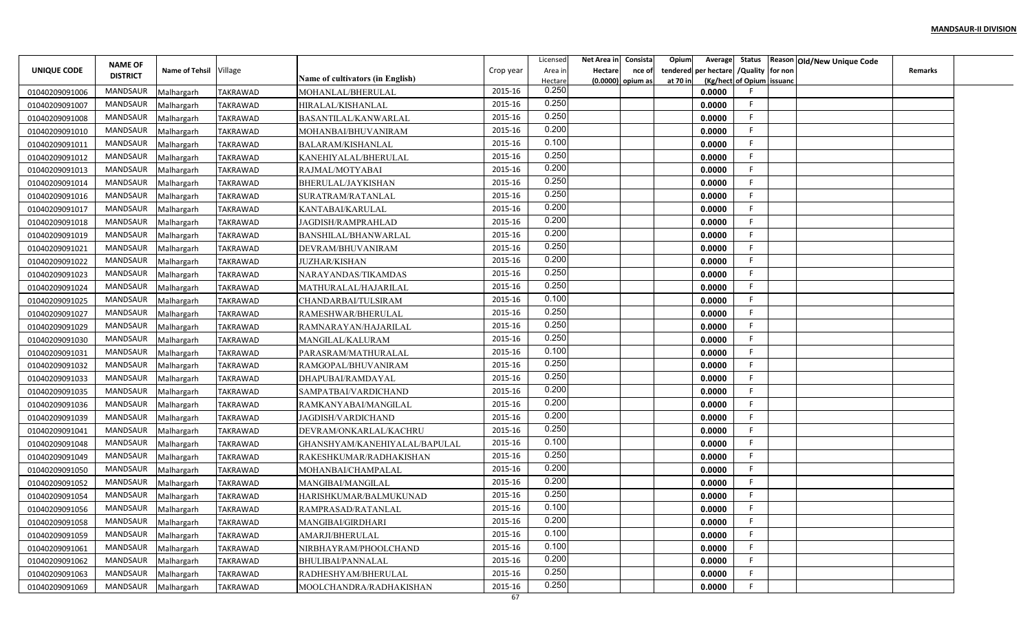**MANDSAUR-II DIVISION**

| UNIQUE CODE | NAME OF DISTRICT | Name of Tehsil | Village | Name of cultivators (in English) | Crop year | Licensed Area in Hectare | Net Area in Hectare (0.0000) | Consistance of opium as | Opium tendered at 70 in | Average per hectare (Kg/hect) | Status /Quality of Opium | Reason for non issuance | Old/New Unique Code | Remarks |
|---|---|---|---|---|---|---|---|---|---|---|---|---|---|---|
| 01040209091006 | MANDSAUR | Malhargarh | TAKRAWAD | MOHANLAL/BHERULAL | 2015-16 | 0.250 | | | | 0.0000 | F | | | |
| 01040209091007 | MANDSAUR | Malhargarh | TAKRAWAD | HIRALAL/KISHANLAL | 2015-16 | 0.250 | | | | 0.0000 | F | | | |
| 01040209091008 | MANDSAUR | Malhargarh | TAKRAWAD | BASANTILAL/KANWARLAL | 2015-16 | 0.250 | | | | 0.0000 | F | | | |
| 01040209091010 | MANDSAUR | Malhargarh | TAKRAWAD | MOHANBAI/BHUVANIRAM | 2015-16 | 0.200 | | | | 0.0000 | F | | | |
| 01040209091011 | MANDSAUR | Malhargarh | TAKRAWAD | BALARAM/KISHANLAL | 2015-16 | 0.100 | | | | 0.0000 | F | | | |
| 01040209091012 | MANDSAUR | Malhargarh | TAKRAWAD | KANEHIYALAL/BHERULAL | 2015-16 | 0.250 | | | | 0.0000 | F | | | |
| 01040209091013 | MANDSAUR | Malhargarh | TAKRAWAD | RAJMAL/MOTYABAI | 2015-16 | 0.200 | | | | 0.0000 | F | | | |
| 01040209091014 | MANDSAUR | Malhargarh | TAKRAWAD | BHERULAL/JAYKISHAN | 2015-16 | 0.250 | | | | 0.0000 | F | | | |
| 01040209091016 | MANDSAUR | Malhargarh | TAKRAWAD | SURATRAM/RATANLAL | 2015-16 | 0.250 | | | | 0.0000 | F | | | |
| 01040209091017 | MANDSAUR | Malhargarh | TAKRAWAD | KANTABAI/KARULAL | 2015-16 | 0.200 | | | | 0.0000 | F | | | |
| 01040209091018 | MANDSAUR | Malhargarh | TAKRAWAD | JAGDISH/RAMPRAHLAD | 2015-16 | 0.200 | | | | 0.0000 | F | | | |
| 01040209091019 | MANDSAUR | Malhargarh | TAKRAWAD | BANSHILAL/BHANWARLAL | 2015-16 | 0.200 | | | | 0.0000 | F | | | |
| 01040209091021 | MANDSAUR | Malhargarh | TAKRAWAD | DEVRAM/BHUVANIRAM | 2015-16 | 0.250 | | | | 0.0000 | F | | | |
| 01040209091022 | MANDSAUR | Malhargarh | TAKRAWAD | JUZHAR/KISHAN | 2015-16 | 0.200 | | | | 0.0000 | F | | | |
| 01040209091023 | MANDSAUR | Malhargarh | TAKRAWAD | NARAYANDAS/TIKAMDAS | 2015-16 | 0.250 | | | | 0.0000 | F | | | |
| 01040209091024 | MANDSAUR | Malhargarh | TAKRAWAD | MATHURALAL/HAJARILAL | 2015-16 | 0.250 | | | | 0.0000 | F | | | |
| 01040209091025 | MANDSAUR | Malhargarh | TAKRAWAD | CHANDARBAI/TULSIRAM | 2015-16 | 0.100 | | | | 0.0000 | F | | | |
| 01040209091027 | MANDSAUR | Malhargarh | TAKRAWAD | RAMESHWAR/BHERULAL | 2015-16 | 0.250 | | | | 0.0000 | F | | | |
| 01040209091029 | MANDSAUR | Malhargarh | TAKRAWAD | RAMNARAYAN/HAJARILAL | 2015-16 | 0.250 | | | | 0.0000 | F | | | |
| 01040209091030 | MANDSAUR | Malhargarh | TAKRAWAD | MANGILAL/KALURAM | 2015-16 | 0.250 | | | | 0.0000 | F | | | |
| 01040209091031 | MANDSAUR | Malhargarh | TAKRAWAD | PARASRAM/MATHURALAL | 2015-16 | 0.100 | | | | 0.0000 | F | | | |
| 01040209091032 | MANDSAUR | Malhargarh | TAKRAWAD | RAMGOPAL/BHUVANIRAM | 2015-16 | 0.250 | | | | 0.0000 | F | | | |
| 01040209091033 | MANDSAUR | Malhargarh | TAKRAWAD | DHAPUBAI/RAMDAYAL | 2015-16 | 0.250 | | | | 0.0000 | F | | | |
| 01040209091035 | MANDSAUR | Malhargarh | TAKRAWAD | SAMPATBAI/VARDICHAND | 2015-16 | 0.200 | | | | 0.0000 | F | | | |
| 01040209091036 | MANDSAUR | Malhargarh | TAKRAWAD | RAMKANYABAI/MANGILAL | 2015-16 | 0.200 | | | | 0.0000 | F | | | |
| 01040209091039 | MANDSAUR | Malhargarh | TAKRAWAD | JAGDISH/VARDICHAND | 2015-16 | 0.200 | | | | 0.0000 | F | | | |
| 01040209091041 | MANDSAUR | Malhargarh | TAKRAWAD | DEVRAM/ONKARLAL/KACHRU | 2015-16 | 0.250 | | | | 0.0000 | F | | | |
| 01040209091048 | MANDSAUR | Malhargarh | TAKRAWAD | GHANSHYAM/KANEHIYALAL/BAPULAL | 2015-16 | 0.100 | | | | 0.0000 | F | | | |
| 01040209091049 | MANDSAUR | Malhargarh | TAKRAWAD | RAKESHKUMAR/RADHAKISHAN | 2015-16 | 0.250 | | | | 0.0000 | F | | | |
| 01040209091050 | MANDSAUR | Malhargarh | TAKRAWAD | MOHANBAI/CHAMPALAL | 2015-16 | 0.200 | | | | 0.0000 | F | | | |
| 01040209091052 | MANDSAUR | Malhargarh | TAKRAWAD | MANGIBAI/MANGILAL | 2015-16 | 0.200 | | | | 0.0000 | F | | | |
| 01040209091054 | MANDSAUR | Malhargarh | TAKRAWAD | HARISHKUMAR/BALMUKUNAD | 2015-16 | 0.250 | | | | 0.0000 | F | | | |
| 01040209091056 | MANDSAUR | Malhargarh | TAKRAWAD | RAMPRASAD/RATANLAL | 2015-16 | 0.100 | | | | 0.0000 | F | | | |
| 01040209091058 | MANDSAUR | Malhargarh | TAKRAWAD | MANGIBAI/GIRDHARI | 2015-16 | 0.200 | | | | 0.0000 | F | | | |
| 01040209091059 | MANDSAUR | Malhargarh | TAKRAWAD | AMARJI/BHERULAL | 2015-16 | 0.100 | | | | 0.0000 | F | | | |
| 01040209091061 | MANDSAUR | Malhargarh | TAKRAWAD | NIRBHAYRAM/PHOOLCHAND | 2015-16 | 0.100 | | | | 0.0000 | F | | | |
| 01040209091062 | MANDSAUR | Malhargarh | TAKRAWAD | BHULIBAI/PANNALAL | 2015-16 | 0.200 | | | | 0.0000 | F | | | |
| 01040209091063 | MANDSAUR | Malhargarh | TAKRAWAD | RADHESHYAM/BHERULAL | 2015-16 | 0.250 | | | | 0.0000 | F | | | |
| 01040209091069 | MANDSAUR | Malhargarh | TAKRAWAD | MOOLCHANDRA/RADHAKISHAN | 2015-16 | 0.250 | | | | 0.0000 | F | | | |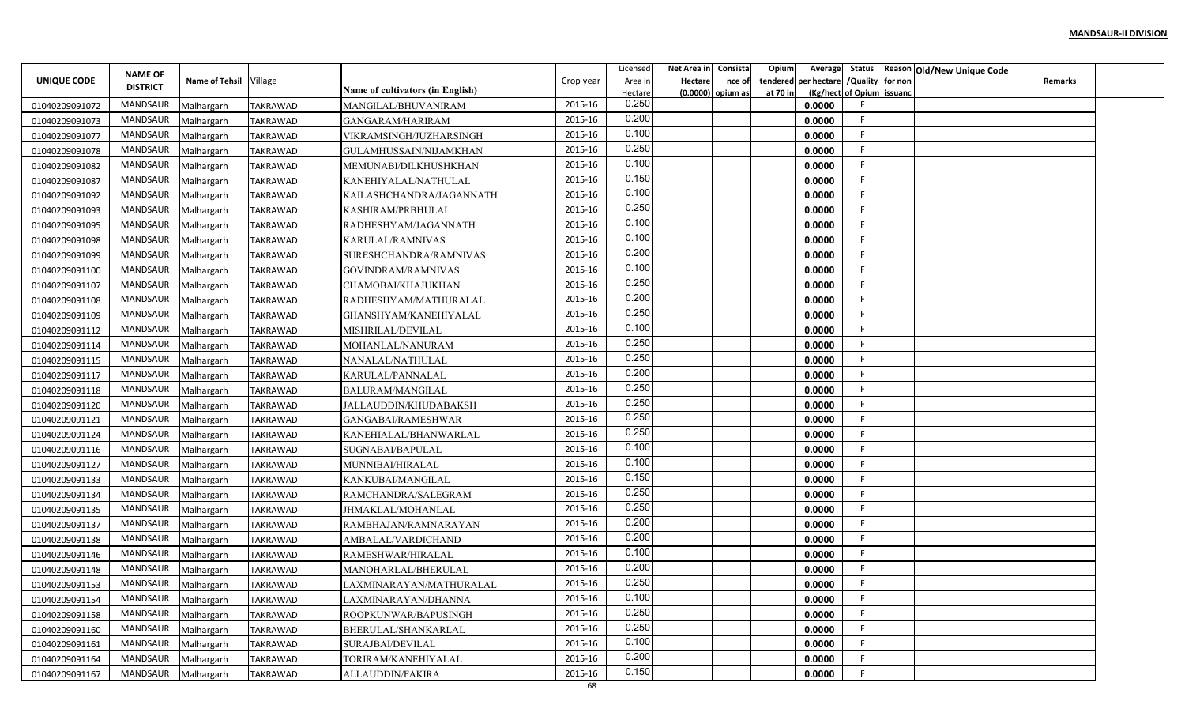**MANDSAUR-II DIVISION**

| UNIQUE CODE | NAME OF DISTRICT | Name of Tehsil | Village | Name of cultivators (in English) | Crop year | Licensed Area in Hectare | Net Area in Hectare (0.0000) | Consistance of opium as | Opium tendered at 70 in | Average per hectare (Kg/hect | Status /Quality of Opium | Reason for non issuance | Old/New Unique Code | Remarks |
|---|---|---|---|---|---|---|---|---|---|---|---|---|---|---|
| 01040209091072 | MANDSAUR | Malhargarh | TAKRAWAD | MANGILAL/BHUVANIRAM | 2015-16 | 0.250 | | | | 0.0000 | F | | | |
| 01040209091073 | MANDSAUR | Malhargarh | TAKRAWAD | GANGARAM/HARIRAM | 2015-16 | 0.200 | | | | 0.0000 | F | | | |
| 01040209091077 | MANDSAUR | Malhargarh | TAKRAWAD | VIKRAMSINGH/JUZHARSINGH | 2015-16 | 0.100 | | | | 0.0000 | F | | | |
| 01040209091078 | MANDSAUR | Malhargarh | TAKRAWAD | GULAMHUSSAIN/NIJAMKHAN | 2015-16 | 0.250 | | | | 0.0000 | F | | | |
| 01040209091082 | MANDSAUR | Malhargarh | TAKRAWAD | MEMUNABI/DILKHUSHKHAN | 2015-16 | 0.100 | | | | 0.0000 | F | | | |
| 01040209091087 | MANDSAUR | Malhargarh | TAKRAWAD | KANEHIYALAL/NATHULAL | 2015-16 | 0.150 | | | | 0.0000 | F | | | |
| 01040209091092 | MANDSAUR | Malhargarh | TAKRAWAD | KAILASHCHANDRA/JAGANNATH | 2015-16 | 0.100 | | | | 0.0000 | F | | | |
| 01040209091093 | MANDSAUR | Malhargarh | TAKRAWAD | KASHIRAM/PRBHULAL | 2015-16 | 0.250 | | | | 0.0000 | F | | | |
| 01040209091095 | MANDSAUR | Malhargarh | TAKRAWAD | RADHESHYAM/JAGANNATH | 2015-16 | 0.100 | | | | 0.0000 | F | | | |
| 01040209091098 | MANDSAUR | Malhargarh | TAKRAWAD | KARULAL/RAMNIVAS | 2015-16 | 0.100 | | | | 0.0000 | F | | | |
| 01040209091099 | MANDSAUR | Malhargarh | TAKRAWAD | SURESHCHANDRA/RAMNIVAS | 2015-16 | 0.200 | | | | 0.0000 | F | | | |
| 01040209091100 | MANDSAUR | Malhargarh | TAKRAWAD | GOVINDRAM/RAMNIVAS | 2015-16 | 0.100 | | | | 0.0000 | F | | | |
| 01040209091107 | MANDSAUR | Malhargarh | TAKRAWAD | CHAMOBAI/KHAJUKHAN | 2015-16 | 0.250 | | | | 0.0000 | F | | | |
| 01040209091108 | MANDSAUR | Malhargarh | TAKRAWAD | RADHESHYAM/MATHURALAL | 2015-16 | 0.200 | | | | 0.0000 | F | | | |
| 01040209091109 | MANDSAUR | Malhargarh | TAKRAWAD | GHANSHYAM/KANEHIYALAL | 2015-16 | 0.250 | | | | 0.0000 | F | | | |
| 01040209091112 | MANDSAUR | Malhargarh | TAKRAWAD | MISHRILAL/DEVILAL | 2015-16 | 0.100 | | | | 0.0000 | F | | | |
| 01040209091114 | MANDSAUR | Malhargarh | TAKRAWAD | MOHANLAL/NANURAM | 2015-16 | 0.250 | | | | 0.0000 | F | | | |
| 01040209091115 | MANDSAUR | Malhargarh | TAKRAWAD | NANALAL/NATHULAL | 2015-16 | 0.250 | | | | 0.0000 | F | | | |
| 01040209091117 | MANDSAUR | Malhargarh | TAKRAWAD | KARULAL/PANNALAL | 2015-16 | 0.200 | | | | 0.0000 | F | | | |
| 01040209091118 | MANDSAUR | Malhargarh | TAKRAWAD | BALURAM/MANGILAL | 2015-16 | 0.250 | | | | 0.0000 | F | | | |
| 01040209091120 | MANDSAUR | Malhargarh | TAKRAWAD | JALLAUDDIN/KHUDABAKSH | 2015-16 | 0.250 | | | | 0.0000 | F | | | |
| 01040209091121 | MANDSAUR | Malhargarh | TAKRAWAD | GANGABAI/RAMESHWAR | 2015-16 | 0.250 | | | | 0.0000 | F | | | |
| 01040209091124 | MANDSAUR | Malhargarh | TAKRAWAD | KANEHIALAL/BHANWARLAL | 2015-16 | 0.250 | | | | 0.0000 | F | | | |
| 01040209091116 | MANDSAUR | Malhargarh | TAKRAWAD | SUGNABAI/BAPULAL | 2015-16 | 0.100 | | | | 0.0000 | F | | | |
| 01040209091127 | MANDSAUR | Malhargarh | TAKRAWAD | MUNNIBAI/HIRALAL | 2015-16 | 0.100 | | | | 0.0000 | F | | | |
| 01040209091133 | MANDSAUR | Malhargarh | TAKRAWAD | KANKUBAI/MANGILAL | 2015-16 | 0.150 | | | | 0.0000 | F | | | |
| 01040209091134 | MANDSAUR | Malhargarh | TAKRAWAD | RAMCHANDRA/SALEGRAM | 2015-16 | 0.250 | | | | 0.0000 | F | | | |
| 01040209091135 | MANDSAUR | Malhargarh | TAKRAWAD | JHMAKLAL/MOHANLAL | 2015-16 | 0.250 | | | | 0.0000 | F | | | |
| 01040209091137 | MANDSAUR | Malhargarh | TAKRAWAD | RAMBHAJAN/RAMNARAYAN | 2015-16 | 0.200 | | | | 0.0000 | F | | | |
| 01040209091138 | MANDSAUR | Malhargarh | TAKRAWAD | AMBALAL/VARDICHAND | 2015-16 | 0.200 | | | | 0.0000 | F | | | |
| 01040209091146 | MANDSAUR | Malhargarh | TAKRAWAD | RAMESHWAR/HIRALAL | 2015-16 | 0.100 | | | | 0.0000 | F | | | |
| 01040209091148 | MANDSAUR | Malhargarh | TAKRAWAD | MANOHARLAL/BHERULAL | 2015-16 | 0.200 | | | | 0.0000 | F | | | |
| 01040209091153 | MANDSAUR | Malhargarh | TAKRAWAD | LAXMINARAYAN/MATHURALAL | 2015-16 | 0.250 | | | | 0.0000 | F | | | |
| 01040209091154 | MANDSAUR | Malhargarh | TAKRAWAD | LAXMINARAYAN/DHANNA | 2015-16 | 0.100 | | | | 0.0000 | F | | | |
| 01040209091158 | MANDSAUR | Malhargarh | TAKRAWAD | ROOPKUNWAR/BAPUSINGH | 2015-16 | 0.250 | | | | 0.0000 | F | | | |
| 01040209091160 | MANDSAUR | Malhargarh | TAKRAWAD | BHERULAL/SHANKARLAL | 2015-16 | 0.250 | | | | 0.0000 | F | | | |
| 01040209091161 | MANDSAUR | Malhargarh | TAKRAWAD | SURAJBAI/DEVILAL | 2015-16 | 0.100 | | | | 0.0000 | F | | | |
| 01040209091164 | MANDSAUR | Malhargarh | TAKRAWAD | TORIRAM/KANEHIYALAL | 2015-16 | 0.200 | | | | 0.0000 | F | | | |
| 01040209091167 | MANDSAUR | Malhargarh | TAKRAWAD | ALLAUDDIN/FAKIRA | 2015-16 | 0.150 | | | | 0.0000 | F | | | |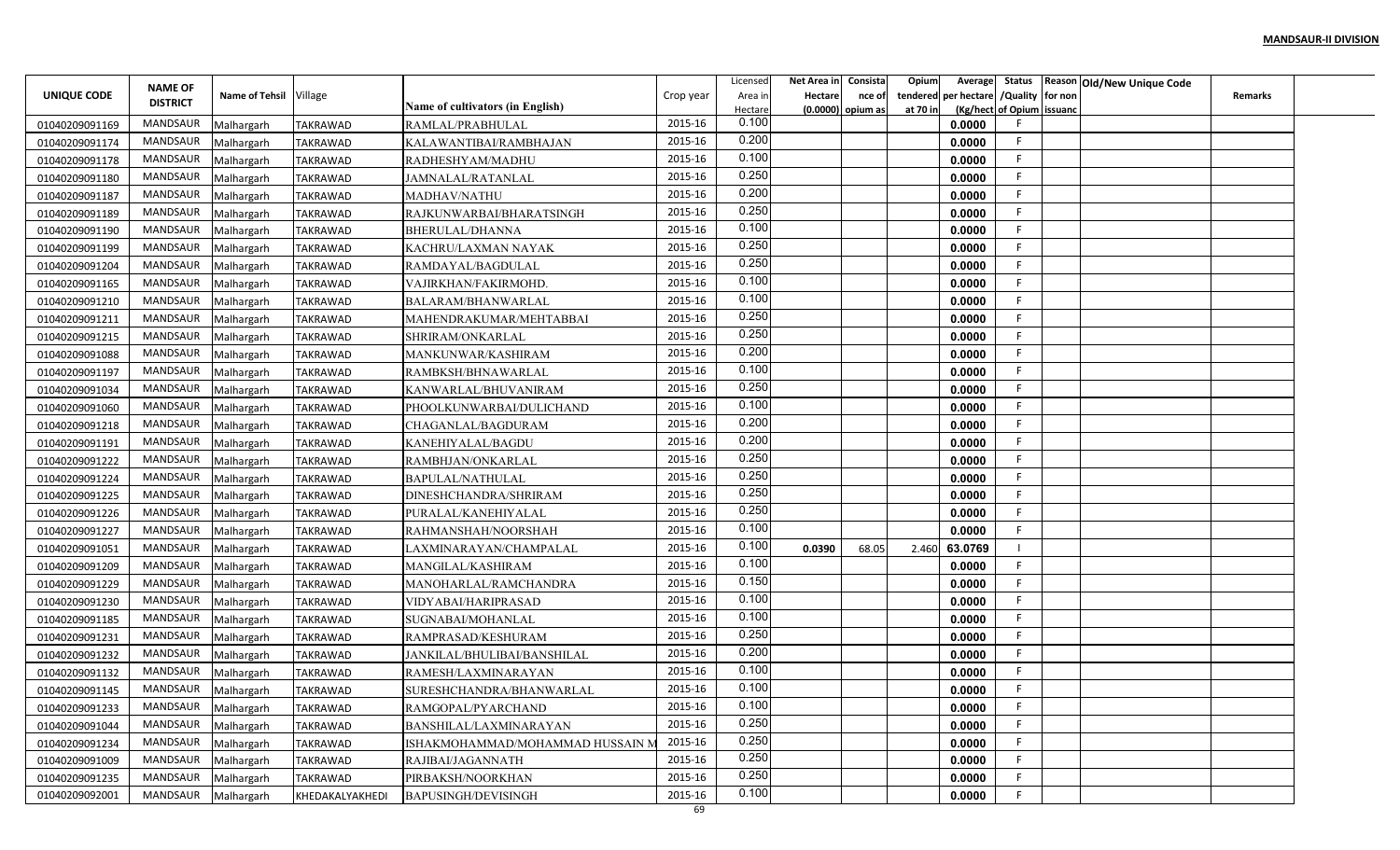**MANDSAUR-II DIVISION**

| UNIQUE CODE | NAME OF DISTRICT | Name of Tehsil | Village | Name of cultivators (in English) | Crop year | Licensed Area in Hectare | Net Area in Hectare (0.0000) | Consistance of opium as | Opium tendered at 70 in | Average per hectare (Kg/hect) | Status /Quality of Opium | Reason for non issuance | Old/New Unique Code | Remarks |
|---|---|---|---|---|---|---|---|---|---|---|---|---|---|---|
| 01040209091169 | MANDSAUR | Malhargarh | TAKRAWAD | RAMLAL/PRABHULAL | 2015-16 | 0.100 | | | | 0.0000 | F | | | |
| 01040209091174 | MANDSAUR | Malhargarh | TAKRAWAD | KALAWANTIBAI/RAMBHAJAN | 2015-16 | 0.200 | | | | 0.0000 | F | | | |
| 01040209091178 | MANDSAUR | Malhargarh | TAKRAWAD | RADHESHYAM/MADHU | 2015-16 | 0.100 | | | | 0.0000 | F | | | |
| 01040209091180 | MANDSAUR | Malhargarh | TAKRAWAD | JAMNALAL/RATANLAL | 2015-16 | 0.250 | | | | 0.0000 | F | | | |
| 01040209091187 | MANDSAUR | Malhargarh | TAKRAWAD | MADHAV/NATHU | 2015-16 | 0.200 | | | | 0.0000 | F | | | |
| 01040209091189 | MANDSAUR | Malhargarh | TAKRAWAD | RAJKUNWARBAI/BHARATSINGH | 2015-16 | 0.250 | | | | 0.0000 | F | | | |
| 01040209091190 | MANDSAUR | Malhargarh | TAKRAWAD | BHERULAL/DHANNA | 2015-16 | 0.100 | | | | 0.0000 | F | | | |
| 01040209091199 | MANDSAUR | Malhargarh | TAKRAWAD | KACHRU/LAXMAN NAYAK | 2015-16 | 0.250 | | | | 0.0000 | F | | | |
| 01040209091204 | MANDSAUR | Malhargarh | TAKRAWAD | RAMDAYAL/BAGDULAL | 2015-16 | 0.250 | | | | 0.0000 | F | | | |
| 01040209091165 | MANDSAUR | Malhargarh | TAKRAWAD | VAJIRKHAN/FAKIRMOHD. | 2015-16 | 0.100 | | | | 0.0000 | F | | | |
| 01040209091210 | MANDSAUR | Malhargarh | TAKRAWAD | BALARAM/BHANWARLAL | 2015-16 | 0.100 | | | | 0.0000 | F | | | |
| 01040209091211 | MANDSAUR | Malhargarh | TAKRAWAD | MAHENDRAKUMAR/MEHTABBAI | 2015-16 | 0.250 | | | | 0.0000 | F | | | |
| 01040209091215 | MANDSAUR | Malhargarh | TAKRAWAD | SHRIRAM/ONKARLAL | 2015-16 | 0.250 | | | | 0.0000 | F | | | |
| 01040209091088 | MANDSAUR | Malhargarh | TAKRAWAD | MANKUNWAR/KASHIRAM | 2015-16 | 0.200 | | | | 0.0000 | F | | | |
| 01040209091197 | MANDSAUR | Malhargarh | TAKRAWAD | RAMBKSH/BHNAWARLAL | 2015-16 | 0.100 | | | | 0.0000 | F | | | |
| 01040209091034 | MANDSAUR | Malhargarh | TAKRAWAD | KANWARLAL/BHUVANIRAM | 2015-16 | 0.250 | | | | 0.0000 | F | | | |
| 01040209091060 | MANDSAUR | Malhargarh | TAKRAWAD | PHOOLKUNWARBAI/DULICHAND | 2015-16 | 0.100 | | | | 0.0000 | F | | | |
| 01040209091218 | MANDSAUR | Malhargarh | TAKRAWAD | CHAGANLAL/BAGDURAM | 2015-16 | 0.200 | | | | 0.0000 | F | | | |
| 01040209091191 | MANDSAUR | Malhargarh | TAKRAWAD | KANEHIYALAL/BAGDU | 2015-16 | 0.200 | | | | 0.0000 | F | | | |
| 01040209091222 | MANDSAUR | Malhargarh | TAKRAWAD | RAMBHJAN/ONKARLAL | 2015-16 | 0.250 | | | | 0.0000 | F | | | |
| 01040209091224 | MANDSAUR | Malhargarh | TAKRAWAD | BAPULAL/NATHULAL | 2015-16 | 0.250 | | | | 0.0000 | F | | | |
| 01040209091225 | MANDSAUR | Malhargarh | TAKRAWAD | DINESHCHANDRA/SHRIRAM | 2015-16 | 0.250 | | | | 0.0000 | F | | | |
| 01040209091226 | MANDSAUR | Malhargarh | TAKRAWAD | PURALAL/KANEHIYALAL | 2015-16 | 0.250 | | | | 0.0000 | F | | | |
| 01040209091227 | MANDSAUR | Malhargarh | TAKRAWAD | RAHMANSHAH/NOORSHAH | 2015-16 | 0.100 | | | | 0.0000 | F | | | |
| 01040209091051 | MANDSAUR | Malhargarh | TAKRAWAD | LAXMINARAYAN/CHAMPALAL | 2015-16 | 0.100 | 0.0390 | 68.05 | 2.460 | 63.0769 | I | | | |
| 01040209091209 | MANDSAUR | Malhargarh | TAKRAWAD | MANGILAL/KASHIRAM | 2015-16 | 0.100 | | | | 0.0000 | F | | | |
| 01040209091229 | MANDSAUR | Malhargarh | TAKRAWAD | MANOHARLAL/RAMCHANDRA | 2015-16 | 0.150 | | | | 0.0000 | F | | | |
| 01040209091230 | MANDSAUR | Malhargarh | TAKRAWAD | VIDYABAI/HARIPRASAD | 2015-16 | 0.100 | | | | 0.0000 | F | | | |
| 01040209091185 | MANDSAUR | Malhargarh | TAKRAWAD | SUGNABAI/MOHANLAL | 2015-16 | 0.100 | | | | 0.0000 | F | | | |
| 01040209091231 | MANDSAUR | Malhargarh | TAKRAWAD | RAMPRASAD/KESHURAM | 2015-16 | 0.250 | | | | 0.0000 | F | | | |
| 01040209091232 | MANDSAUR | Malhargarh | TAKRAWAD | JANKILAL/BHULIBAI/BANSHILAL | 2015-16 | 0.200 | | | | 0.0000 | F | | | |
| 01040209091132 | MANDSAUR | Malhargarh | TAKRAWAD | RAMESH/LAXMINARAYAN | 2015-16 | 0.100 | | | | 0.0000 | F | | | |
| 01040209091145 | MANDSAUR | Malhargarh | TAKRAWAD | SURESHCHANDRA/BHANWARLAL | 2015-16 | 0.100 | | | | 0.0000 | F | | | |
| 01040209091233 | MANDSAUR | Malhargarh | TAKRAWAD | RAMGOPAL/PYARCHAND | 2015-16 | 0.100 | | | | 0.0000 | F | | | |
| 01040209091044 | MANDSAUR | Malhargarh | TAKRAWAD | BANSHILAL/LAXMINARAYAN | 2015-16 | 0.250 | | | | 0.0000 | F | | | |
| 01040209091234 | MANDSAUR | Malhargarh | TAKRAWAD | ISHAKMOHAMMAD/MOHAMMAD HUSSAIN M | 2015-16 | 0.250 | | | | 0.0000 | F | | | |
| 01040209091009 | MANDSAUR | Malhargarh | TAKRAWAD | RAJIBAI/JAGANNATH | 2015-16 | 0.250 | | | | 0.0000 | F | | | |
| 01040209091235 | MANDSAUR | Malhargarh | TAKRAWAD | PIRBAKSH/NOORKHAN | 2015-16 | 0.250 | | | | 0.0000 | F | | | |
| 01040209092001 | MANDSAUR | Malhargarh | KHEDAKALYAKHEDI | BAPUSINGH/DEVISINGH | 2015-16 | 0.100 | | | | 0.0000 | F | | | |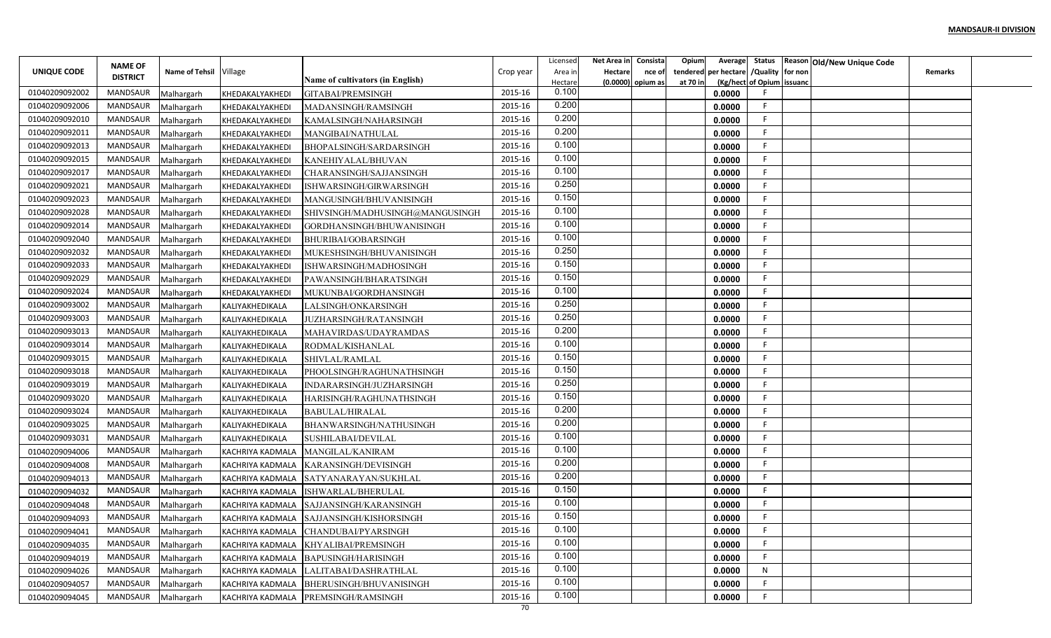**MANDSAUR-II DIVISION**

| UNIQUE CODE | NAME OF DISTRICT | Name of Tehsil | Village | Name of cultivators (in English) | Crop year | Licensed Area in Hectare | Net Area in Hectare (0.0000) | Consistance of opium as | Opium tendered at 70 in | Average per hectare (Kg/hect | Status /Quality of Opium | Reason for non issuance | Old/New Unique Code | Remarks |
|---|---|---|---|---|---|---|---|---|---|---|---|---|---|---|
| 01040209092002 | MANDSAUR | Malhargarh | KHEDAKALYAKHEDI | GITABAI/PREMSINGH | 2015-16 | 0.100 | | | | 0.0000 | F | | | |
| 01040209092006 | MANDSAUR | Malhargarh | KHEDAKALYAKHEDI | MADANSINGH/RAMSINGH | 2015-16 | 0.200 | | | | 0.0000 | F | | | |
| 01040209092010 | MANDSAUR | Malhargarh | KHEDAKALYAKHEDI | KAMALSINGH/NAHARSINGH | 2015-16 | 0.200 | | | | 0.0000 | F | | | |
| 01040209092011 | MANDSAUR | Malhargarh | KHEDAKALYAKHEDI | MANGIBAI/NATHULAL | 2015-16 | 0.200 | | | | 0.0000 | F | | | |
| 01040209092013 | MANDSAUR | Malhargarh | KHEDAKALYAKHEDI | BHOPALSINGH/SARDARSINGH | 2015-16 | 0.100 | | | | 0.0000 | F | | | |
| 01040209092015 | MANDSAUR | Malhargarh | KHEDAKALYAKHEDI | KANEHIYALAL/BHUVAN | 2015-16 | 0.100 | | | | 0.0000 | F | | | |
| 01040209092017 | MANDSAUR | Malhargarh | KHEDAKALYAKHEDI | CHARANSINGH/SAJJANSINGH | 2015-16 | 0.100 | | | | 0.0000 | F | | | |
| 01040209092021 | MANDSAUR | Malhargarh | KHEDAKALYAKHEDI | ISHWARSINGH/GIRWARSINGH | 2015-16 | 0.250 | | | | 0.0000 | F | | | |
| 01040209092023 | MANDSAUR | Malhargarh | KHEDAKALYAKHEDI | MANGUSINGH/BHUVANISINGH | 2015-16 | 0.150 | | | | 0.0000 | F | | | |
| 01040209092028 | MANDSAUR | Malhargarh | KHEDAKALYAKHEDI | SHIVSINGH/MADHUSINGH@MANGUSINGH | 2015-16 | 0.100 | | | | 0.0000 | F | | | |
| 01040209092014 | MANDSAUR | Malhargarh | KHEDAKALYAKHEDI | GORDHANSINGH/BHUWANISINGH | 2015-16 | 0.100 | | | | 0.0000 | F | | | |
| 01040209092040 | MANDSAUR | Malhargarh | KHEDAKALYAKHEDI | BHURIBAI/GOBARSINGH | 2015-16 | 0.100 | | | | 0.0000 | F | | | |
| 01040209092032 | MANDSAUR | Malhargarh | KHEDAKALYAKHEDI | MUKESHSINGH/BHUVANISINGH | 2015-16 | 0.250 | | | | 0.0000 | F | | | |
| 01040209092033 | MANDSAUR | Malhargarh | KHEDAKALYAKHEDI | ISHWARSINGH/MADHOSINGH | 2015-16 | 0.150 | | | | 0.0000 | F | | | |
| 01040209092029 | MANDSAUR | Malhargarh | KHEDAKALYAKHEDI | PAWANSINGH/BHARATSINGH | 2015-16 | 0.150 | | | | 0.0000 | F | | | |
| 01040209092024 | MANDSAUR | Malhargarh | KHEDAKALYAKHEDI | MUKUNBAI/GORDHANSINGH | 2015-16 | 0.100 | | | | 0.0000 | F | | | |
| 01040209093002 | MANDSAUR | Malhargarh | KALIYAKHEDIKALA | LALSINGH/ONKARSINGH | 2015-16 | 0.250 | | | | 0.0000 | F | | | |
| 01040209093003 | MANDSAUR | Malhargarh | KALIYAKHEDIKALA | JUZHARSINGH/RATANSINGH | 2015-16 | 0.250 | | | | 0.0000 | F | | | |
| 01040209093013 | MANDSAUR | Malhargarh | KALIYAKHEDIKALA | MAHAVIRDAS/UDAYRAMDAS | 2015-16 | 0.200 | | | | 0.0000 | F | | | |
| 01040209093014 | MANDSAUR | Malhargarh | KALIYAKHEDIKALA | RODMAL/KISHANLAL | 2015-16 | 0.100 | | | | 0.0000 | F | | | |
| 01040209093015 | MANDSAUR | Malhargarh | KALIYAKHEDIKALA | SHIVLAL/RAMLAL | 2015-16 | 0.150 | | | | 0.0000 | F | | | |
| 01040209093018 | MANDSAUR | Malhargarh | KALIYAKHEDIKALA | PHOOLSINGH/RAGHUNATHSINGH | 2015-16 | 0.150 | | | | 0.0000 | F | | | |
| 01040209093019 | MANDSAUR | Malhargarh | KALIYAKHEDIKALA | INDARARSINGH/JUZHARSINGH | 2015-16 | 0.250 | | | | 0.0000 | F | | | |
| 01040209093020 | MANDSAUR | Malhargarh | KALIYAKHEDIKALA | HARISINGH/RAGHUNATHSINGH | 2015-16 | 0.150 | | | | 0.0000 | F | | | |
| 01040209093024 | MANDSAUR | Malhargarh | KALIYAKHEDIKALA | BABULAL/HIRALAL | 2015-16 | 0.200 | | | | 0.0000 | F | | | |
| 01040209093025 | MANDSAUR | Malhargarh | KALIYAKHEDIKALA | BHANWARSINGH/NATHUSINGH | 2015-16 | 0.200 | | | | 0.0000 | F | | | |
| 01040209093031 | MANDSAUR | Malhargarh | KALIYAKHEDIKALA | SUSHILABAI/DEVILAL | 2015-16 | 0.100 | | | | 0.0000 | F | | | |
| 01040209094006 | MANDSAUR | Malhargarh | KACHRIYA KADMALA | MANGILAL/KANIRAM | 2015-16 | 0.100 | | | | 0.0000 | F | | | |
| 01040209094008 | MANDSAUR | Malhargarh | KACHRIYA KADMALA | KARANSINGH/DEVISINGH | 2015-16 | 0.200 | | | | 0.0000 | F | | | |
| 01040209094013 | MANDSAUR | Malhargarh | KACHRIYA KADMALA | SATYANARAYAN/SUKHLAL | 2015-16 | 0.200 | | | | 0.0000 | F | | | |
| 01040209094032 | MANDSAUR | Malhargarh | KACHRIYA KADMALA | ISHWARLAL/BHERULAL | 2015-16 | 0.150 | | | | 0.0000 | F | | | |
| 01040209094048 | MANDSAUR | Malhargarh | KACHRIYA KADMALA | SAJJANSINGH/KARANSINGH | 2015-16 | 0.100 | | | | 0.0000 | F | | | |
| 01040209094093 | MANDSAUR | Malhargarh | KACHRIYA KADMALA | SAJJANSINGH/KISHORSINGH | 2015-16 | 0.150 | | | | 0.0000 | F | | | |
| 01040209094041 | MANDSAUR | Malhargarh | KACHRIYA KADMALA | CHANDUBAI/PYARSINGH | 2015-16 | 0.100 | | | | 0.0000 | F | | | |
| 01040209094035 | MANDSAUR | Malhargarh | KACHRIYA KADMALA | KHYALIBAI/PREMSINGH | 2015-16 | 0.100 | | | | 0.0000 | F | | | |
| 01040209094019 | MANDSAUR | Malhargarh | KACHRIYA KADMALA | BAPUSINGH/HARISINGH | 2015-16 | 0.100 | | | | 0.0000 | F | | | |
| 01040209094026 | MANDSAUR | Malhargarh | KACHRIYA KADMALA | LALITABAI/DASHRATHLAL | 2015-16 | 0.100 | | | | 0.0000 | N | | | |
| 01040209094057 | MANDSAUR | Malhargarh | KACHRIYA KADMALA | BHERUSINGH/BHUVANISINGH | 2015-16 | 0.100 | | | | 0.0000 | F | | | |
| 01040209094045 | MANDSAUR | Malhargarh | KACHRIYA KADMALA | PREMSINGH/RAMSINGH | 2015-16 | 0.100 | | | | 0.0000 | F | | | |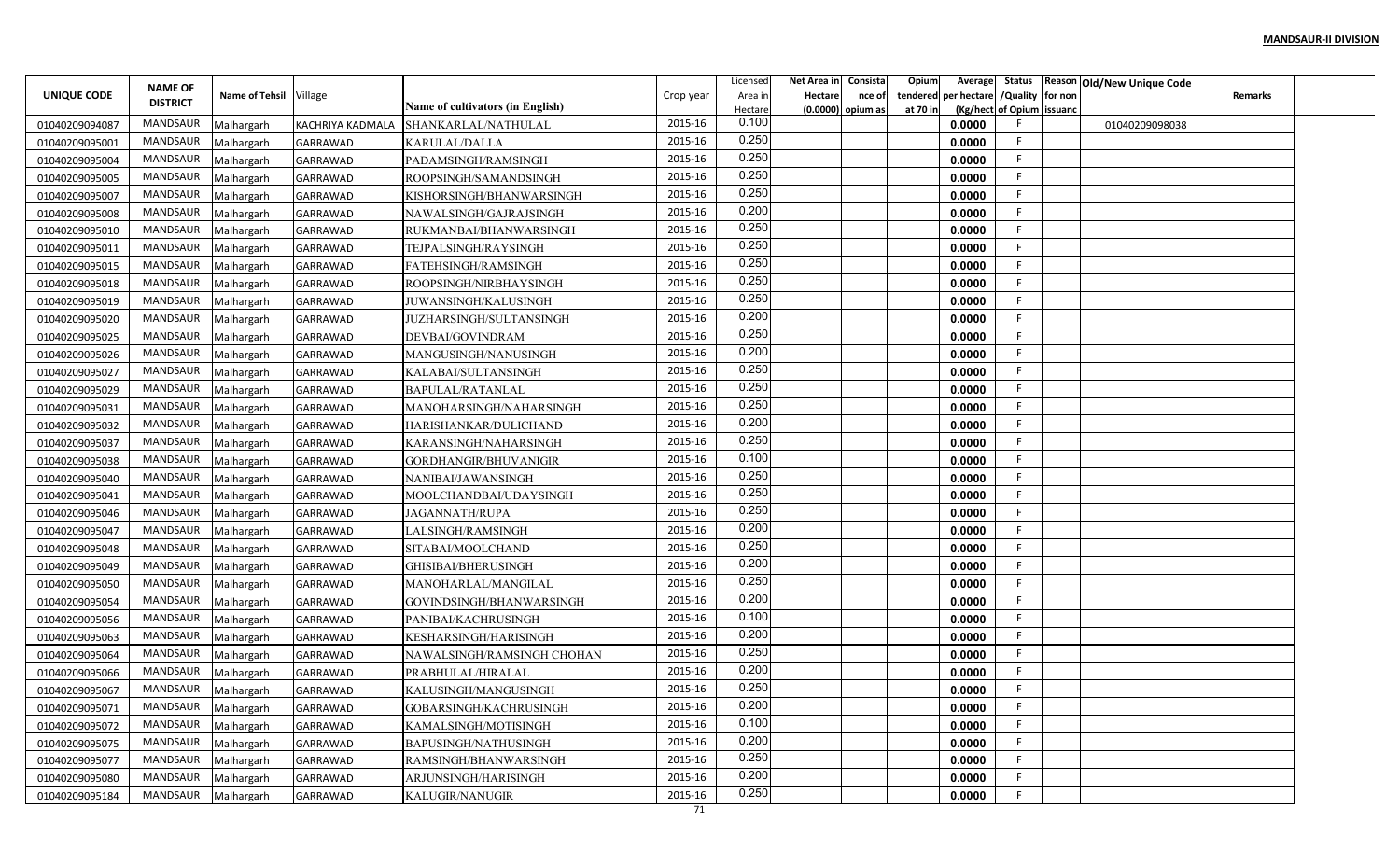**MANDSAUR-II DIVISION**

| UNIQUE CODE | NAME OF DISTRICT | Name of Tehsil | Village | Name of cultivators (in English) | Crop year | Licensed Area in Hectare | Net Area in Hectare (0.0000) | Consistance of opium as | Opium tendered at 70 in | Average per hectare (Kg/hect | Status /Quality of Opium | Reason for non issuance | Old/New Unique Code | Remarks |
|---|---|---|---|---|---|---|---|---|---|---|---|---|---|---|
| 01040209094087 | MANDSAUR | Malhargarh | KACHRIYA KADMALA | SHANKARLAL/NATHULAL | 2015-16 | 0.100 | | | | 0.0000 | F | | 01040209098038 | |
| 01040209095001 | MANDSAUR | Malhargarh | GARRAWAD | KARULAL/DALLA | 2015-16 | 0.250 | | | | 0.0000 | F | | | |
| 01040209095004 | MANDSAUR | Malhargarh | GARRAWAD | PADAMSINGH/RAMSINGH | 2015-16 | 0.250 | | | | 0.0000 | F | | | |
| 01040209095005 | MANDSAUR | Malhargarh | GARRAWAD | ROOPSINGH/SAMANDSINGH | 2015-16 | 0.250 | | | | 0.0000 | F | | | |
| 01040209095007 | MANDSAUR | Malhargarh | GARRAWAD | KISHORSINGH/BHANWARSINGH | 2015-16 | 0.250 | | | | 0.0000 | F | | | |
| 01040209095008 | MANDSAUR | Malhargarh | GARRAWAD | NAWALSINGH/GAJRAJSINGH | 2015-16 | 0.200 | | | | 0.0000 | F | | | |
| 01040209095010 | MANDSAUR | Malhargarh | GARRAWAD | RUKMANBAI/BHANWARSINGH | 2015-16 | 0.250 | | | | 0.0000 | F | | | |
| 01040209095011 | MANDSAUR | Malhargarh | GARRAWAD | TEJPALSINGH/RAYSINGH | 2015-16 | 0.250 | | | | 0.0000 | F | | | |
| 01040209095015 | MANDSAUR | Malhargarh | GARRAWAD | FATEHSINGH/RAMSINGH | 2015-16 | 0.250 | | | | 0.0000 | F | | | |
| 01040209095018 | MANDSAUR | Malhargarh | GARRAWAD | ROOPSINGH/NIRBHAYSINGH | 2015-16 | 0.250 | | | | 0.0000 | F | | | |
| 01040209095019 | MANDSAUR | Malhargarh | GARRAWAD | JUWANSINGH/KALUSINGH | 2015-16 | 0.250 | | | | 0.0000 | F | | | |
| 01040209095020 | MANDSAUR | Malhargarh | GARRAWAD | JUZHARSINGH/SULTANSINGH | 2015-16 | 0.200 | | | | 0.0000 | F | | | |
| 01040209095025 | MANDSAUR | Malhargarh | GARRAWAD | DEVBAI/GOVINDRAM | 2015-16 | 0.250 | | | | 0.0000 | F | | | |
| 01040209095026 | MANDSAUR | Malhargarh | GARRAWAD | MANGUSINGH/NANUSINGH | 2015-16 | 0.200 | | | | 0.0000 | F | | | |
| 01040209095027 | MANDSAUR | Malhargarh | GARRAWAD | KALABAI/SULTANSINGH | 2015-16 | 0.250 | | | | 0.0000 | F | | | |
| 01040209095029 | MANDSAUR | Malhargarh | GARRAWAD | BAPULAL/RATANLAL | 2015-16 | 0.250 | | | | 0.0000 | F | | | |
| 01040209095031 | MANDSAUR | Malhargarh | GARRAWAD | MANOHARSINGH/NAHARSINGH | 2015-16 | 0.250 | | | | 0.0000 | F | | | |
| 01040209095032 | MANDSAUR | Malhargarh | GARRAWAD | HARISHANKAR/DULICHAND | 2015-16 | 0.200 | | | | 0.0000 | F | | | |
| 01040209095037 | MANDSAUR | Malhargarh | GARRAWAD | KARANSINGH/NAHARSINGH | 2015-16 | 0.250 | | | | 0.0000 | F | | | |
| 01040209095038 | MANDSAUR | Malhargarh | GARRAWAD | GORDHANGIR/BHUVANIGIR | 2015-16 | 0.100 | | | | 0.0000 | F | | | |
| 01040209095040 | MANDSAUR | Malhargarh | GARRAWAD | NANIBAI/JAWANSINGH | 2015-16 | 0.250 | | | | 0.0000 | F | | | |
| 01040209095041 | MANDSAUR | Malhargarh | GARRAWAD | MOOLCHANDBAI/UDAYSINGH | 2015-16 | 0.250 | | | | 0.0000 | F | | | |
| 01040209095046 | MANDSAUR | Malhargarh | GARRAWAD | JAGANNATH/RUPA | 2015-16 | 0.250 | | | | 0.0000 | F | | | |
| 01040209095047 | MANDSAUR | Malhargarh | GARRAWAD | LALSINGH/RAMSINGH | 2015-16 | 0.200 | | | | 0.0000 | F | | | |
| 01040209095048 | MANDSAUR | Malhargarh | GARRAWAD | SITABAI/MOOLCHAND | 2015-16 | 0.250 | | | | 0.0000 | F | | | |
| 01040209095049 | MANDSAUR | Malhargarh | GARRAWAD | GHISIBAI/BHERUSINGH | 2015-16 | 0.200 | | | | 0.0000 | F | | | |
| 01040209095050 | MANDSAUR | Malhargarh | GARRAWAD | MANOHARLAL/MANGILAL | 2015-16 | 0.250 | | | | 0.0000 | F | | | |
| 01040209095054 | MANDSAUR | Malhargarh | GARRAWAD | GOVINDSINGH/BHANWARSINGH | 2015-16 | 0.200 | | | | 0.0000 | F | | | |
| 01040209095056 | MANDSAUR | Malhargarh | GARRAWAD | PANIBAI/KACHRUSINGH | 2015-16 | 0.100 | | | | 0.0000 | F | | | |
| 01040209095063 | MANDSAUR | Malhargarh | GARRAWAD | KESHARSINGH/HARISINGH | 2015-16 | 0.200 | | | | 0.0000 | F | | | |
| 01040209095064 | MANDSAUR | Malhargarh | GARRAWAD | NAWALSINGH/RAMSINGH CHOHAN | 2015-16 | 0.250 | | | | 0.0000 | F | | | |
| 01040209095066 | MANDSAUR | Malhargarh | GARRAWAD | PRABHULAL/HIRALAL | 2015-16 | 0.200 | | | | 0.0000 | F | | | |
| 01040209095067 | MANDSAUR | Malhargarh | GARRAWAD | KALUSINGH/MANGUSINGH | 2015-16 | 0.250 | | | | 0.0000 | F | | | |
| 01040209095071 | MANDSAUR | Malhargarh | GARRAWAD | GOBARSINGH/KACHRUSINGH | 2015-16 | 0.200 | | | | 0.0000 | F | | | |
| 01040209095072 | MANDSAUR | Malhargarh | GARRAWAD | KAMALSINGH/MOTISINGH | 2015-16 | 0.100 | | | | 0.0000 | F | | | |
| 01040209095075 | MANDSAUR | Malhargarh | GARRAWAD | BAPUSINGH/NATHUSINGH | 2015-16 | 0.200 | | | | 0.0000 | F | | | |
| 01040209095077 | MANDSAUR | Malhargarh | GARRAWAD | RAMSINGH/BHANWARSINGH | 2015-16 | 0.250 | | | | 0.0000 | F | | | |
| 01040209095080 | MANDSAUR | Malhargarh | GARRAWAD | ARJUNSINGH/HARISINGH | 2015-16 | 0.200 | | | | 0.0000 | F | | | |
| 01040209095184 | MANDSAUR | Malhargarh | GARRAWAD | KALUGIR/NANUGIR | 2015-16 | 0.250 | | | | 0.0000 | F | | | |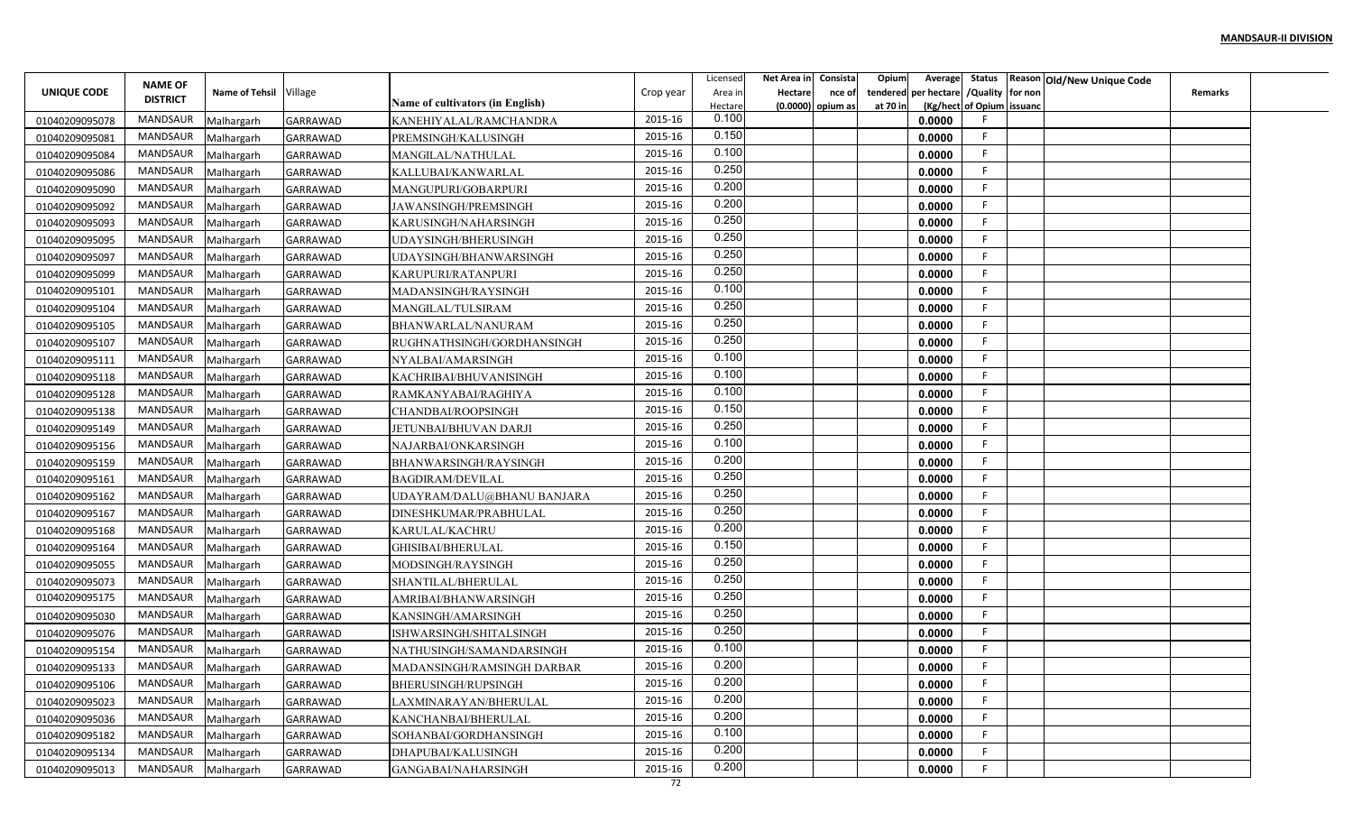**MANDSAUR-II DIVISION**

| UNIQUE CODE | NAME OF DISTRICT | Name of Tehsil | Village | Name of cultivators (in English) | Crop year | Licensed Area in Hectare | Net Area in Hectare (0.0000) | Consistance of opium as | Opium tendered at 70 in | Average per hectare (Kg/hect | Status /Quality of Opium | Reason for non issuance | Old/New Unique Code | Remarks |
|---|---|---|---|---|---|---|---|---|---|---|---|---|---|---|
| 01040209095078 | MANDSAUR | Malhargarh | GARRAWAD | KANEHIYALAL/RAMCHANDRA | 2015-16 | 0.100 | | | | 0.0000 | F | | | |
| 01040209095081 | MANDSAUR | Malhargarh | GARRAWAD | PREMSINGH/KALUSINGH | 2015-16 | 0.150 | | | | 0.0000 | F | | | |
| 01040209095084 | MANDSAUR | Malhargarh | GARRAWAD | MANGILAL/NATHULAL | 2015-16 | 0.100 | | | | 0.0000 | F | | | |
| 01040209095086 | MANDSAUR | Malhargarh | GARRAWAD | KALLUBAI/KANWARLAL | 2015-16 | 0.250 | | | | 0.0000 | F | | | |
| 01040209095090 | MANDSAUR | Malhargarh | GARRAWAD | MANGUPURI/GOBARPURI | 2015-16 | 0.200 | | | | 0.0000 | F | | | |
| 01040209095092 | MANDSAUR | Malhargarh | GARRAWAD | JAWANSINGH/PREMSINGH | 2015-16 | 0.200 | | | | 0.0000 | F | | | |
| 01040209095093 | MANDSAUR | Malhargarh | GARRAWAD | KARUSINGH/NAHARSINGH | 2015-16 | 0.250 | | | | 0.0000 | F | | | |
| 01040209095095 | MANDSAUR | Malhargarh | GARRAWAD | UDAYSINGH/BHERUSINGH | 2015-16 | 0.250 | | | | 0.0000 | F | | | |
| 01040209095097 | MANDSAUR | Malhargarh | GARRAWAD | UDAYSINGH/BHANWARSINGH | 2015-16 | 0.250 | | | | 0.0000 | F | | | |
| 01040209095099 | MANDSAUR | Malhargarh | GARRAWAD | KARUPURI/RATANPURI | 2015-16 | 0.250 | | | | 0.0000 | F | | | |
| 01040209095101 | MANDSAUR | Malhargarh | GARRAWAD | MADANSINGH/RAYSINGH | 2015-16 | 0.100 | | | | 0.0000 | F | | | |
| 01040209095104 | MANDSAUR | Malhargarh | GARRAWAD | MANGILAL/TULSIRAM | 2015-16 | 0.250 | | | | 0.0000 | F | | | |
| 01040209095105 | MANDSAUR | Malhargarh | GARRAWAD | BHANWARLAL/NANURAM | 2015-16 | 0.250 | | | | 0.0000 | F | | | |
| 01040209095107 | MANDSAUR | Malhargarh | GARRAWAD | RUGHNATHSINGH/GORDHANSINGH | 2015-16 | 0.250 | | | | 0.0000 | F | | | |
| 01040209095111 | MANDSAUR | Malhargarh | GARRAWAD | NYALBAI/AMARSINGH | 2015-16 | 0.100 | | | | 0.0000 | F | | | |
| 01040209095118 | MANDSAUR | Malhargarh | GARRAWAD | KACHRIBAI/BHUVANISINGH | 2015-16 | 0.100 | | | | 0.0000 | F | | | |
| 01040209095128 | MANDSAUR | Malhargarh | GARRAWAD | RAMKANYABAI/RAGHIYA | 2015-16 | 0.100 | | | | 0.0000 | F | | | |
| 01040209095138 | MANDSAUR | Malhargarh | GARRAWAD | CHANDBAI/ROOPSINGH | 2015-16 | 0.150 | | | | 0.0000 | F | | | |
| 01040209095149 | MANDSAUR | Malhargarh | GARRAWAD | JETUNBAI/BHUVAN DARJI | 2015-16 | 0.250 | | | | 0.0000 | F | | | |
| 01040209095156 | MANDSAUR | Malhargarh | GARRAWAD | NAJARBAI/ONKARSINGH | 2015-16 | 0.100 | | | | 0.0000 | F | | | |
| 01040209095159 | MANDSAUR | Malhargarh | GARRAWAD | BHANWARSINGH/RAYSINGH | 2015-16 | 0.200 | | | | 0.0000 | F | | | |
| 01040209095161 | MANDSAUR | Malhargarh | GARRAWAD | BAGDIRAM/DEVILAL | 2015-16 | 0.250 | | | | 0.0000 | F | | | |
| 01040209095162 | MANDSAUR | Malhargarh | GARRAWAD | UDAYRAM/DALU@BHANU BANJARA | 2015-16 | 0.250 | | | | 0.0000 | F | | | |
| 01040209095167 | MANDSAUR | Malhargarh | GARRAWAD | DINESHKUMAR/PRABHULAL | 2015-16 | 0.250 | | | | 0.0000 | F | | | |
| 01040209095168 | MANDSAUR | Malhargarh | GARRAWAD | KARULAL/KACHRU | 2015-16 | 0.200 | | | | 0.0000 | F | | | |
| 01040209095164 | MANDSAUR | Malhargarh | GARRAWAD | GHISIBAI/BHERULAL | 2015-16 | 0.150 | | | | 0.0000 | F | | | |
| 01040209095055 | MANDSAUR | Malhargarh | GARRAWAD | MODSINGH/RAYSINGH | 2015-16 | 0.250 | | | | 0.0000 | F | | | |
| 01040209095073 | MANDSAUR | Malhargarh | GARRAWAD | SHANTILAL/BHERULAL | 2015-16 | 0.250 | | | | 0.0000 | F | | | |
| 01040209095175 | MANDSAUR | Malhargarh | GARRAWAD | AMRIBAI/BHANWARSINGH | 2015-16 | 0.250 | | | | 0.0000 | F | | | |
| 01040209095030 | MANDSAUR | Malhargarh | GARRAWAD | KANSINGH/AMARSINGH | 2015-16 | 0.250 | | | | 0.0000 | F | | | |
| 01040209095076 | MANDSAUR | Malhargarh | GARRAWAD | ISHWARSINGH/SHITALSINGH | 2015-16 | 0.250 | | | | 0.0000 | F | | | |
| 01040209095154 | MANDSAUR | Malhargarh | GARRAWAD | NATHUSINGH/SAMANDARSINGH | 2015-16 | 0.100 | | | | 0.0000 | F | | | |
| 01040209095133 | MANDSAUR | Malhargarh | GARRAWAD | MADANSINGH/RAMSINGH DARBAR | 2015-16 | 0.200 | | | | 0.0000 | F | | | |
| 01040209095106 | MANDSAUR | Malhargarh | GARRAWAD | BHERUSINGH/RUPSINGH | 2015-16 | 0.200 | | | | 0.0000 | F | | | |
| 01040209095023 | MANDSAUR | Malhargarh | GARRAWAD | LAXMINARAYAN/BHERULAL | 2015-16 | 0.200 | | | | 0.0000 | F | | | |
| 01040209095036 | MANDSAUR | Malhargarh | GARRAWAD | KANCHANBAI/BHERULAL | 2015-16 | 0.200 | | | | 0.0000 | F | | | |
| 01040209095182 | MANDSAUR | Malhargarh | GARRAWAD | SOHANBAI/GORDHANSINGH | 2015-16 | 0.100 | | | | 0.0000 | F | | | |
| 01040209095134 | MANDSAUR | Malhargarh | GARRAWAD | DHAPUBAI/KALUSINGH | 2015-16 | 0.200 | | | | 0.0000 | F | | | |
| 01040209095013 | MANDSAUR | Malhargarh | GARRAWAD | GANGABAI/NAHARSINGH | 2015-16 | 0.200 | | | | 0.0000 | F | | | |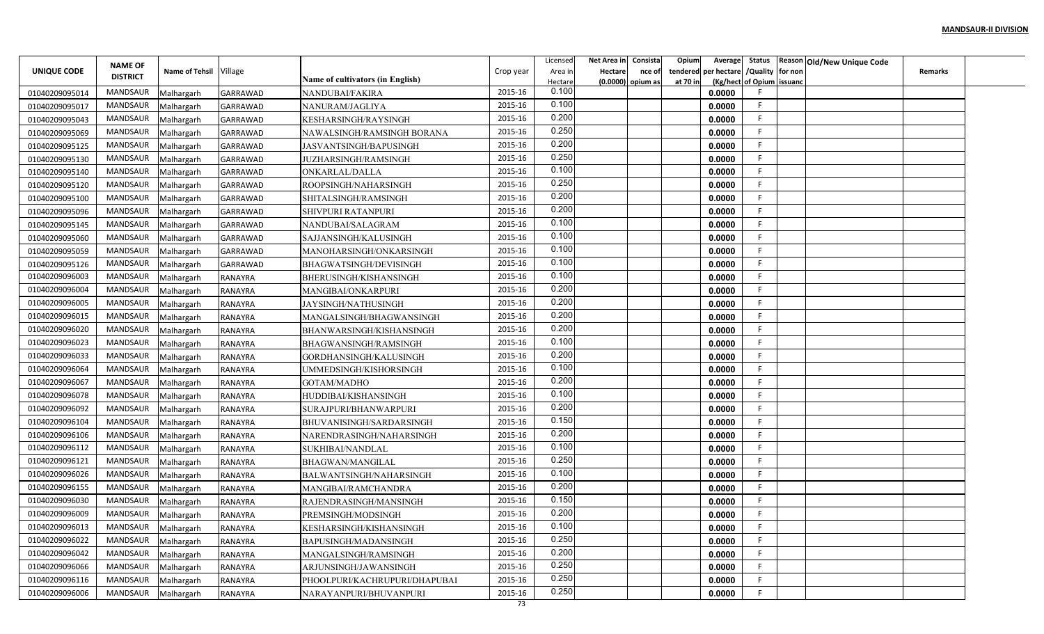**MANDSAUR-II DIVISION**

| UNIQUE CODE | NAME OF DISTRICT | Name of Tehsil | Village | Name of cultivators (in English) | Crop year | Licensed Area in Hectare | Net Area in Hectare (0.0000) | Consistance of opium as | Opium tendered at 70 in | Average per hectare (Kg/hect) | Status /Quality of Opium | Reason for non issuance | Old/New Unique Code | Remarks |
|---|---|---|---|---|---|---|---|---|---|---|---|---|---|---|
| 01040209095014 | MANDSAUR | Malhargarh | GARRAWAD | NANDUBAI/FAKIRA | 2015-16 | 0.100 | | | | 0.0000 | F | | | |
| 01040209095017 | MANDSAUR | Malhargarh | GARRAWAD | NANURAM/JAGLIYA | 2015-16 | 0.100 | | | | 0.0000 | F | | | |
| 01040209095043 | MANDSAUR | Malhargarh | GARRAWAD | KESHARSINGH/RAYSINGH | 2015-16 | 0.200 | | | | 0.0000 | F | | | |
| 01040209095069 | MANDSAUR | Malhargarh | GARRAWAD | NAWALSINGH/RAMSINGH BORANA | 2015-16 | 0.250 | | | | 0.0000 | F | | | |
| 01040209095125 | MANDSAUR | Malhargarh | GARRAWAD | JASVANTSINGH/BAPUSINGH | 2015-16 | 0.200 | | | | 0.0000 | F | | | |
| 01040209095130 | MANDSAUR | Malhargarh | GARRAWAD | JUZHARSINGH/RAMSINGH | 2015-16 | 0.250 | | | | 0.0000 | F | | | |
| 01040209095140 | MANDSAUR | Malhargarh | GARRAWAD | ONKARLAL/DALLA | 2015-16 | 0.100 | | | | 0.0000 | F | | | |
| 01040209095120 | MANDSAUR | Malhargarh | GARRAWAD | ROOPSINGH/NAHARSINGH | 2015-16 | 0.250 | | | | 0.0000 | F | | | |
| 01040209095100 | MANDSAUR | Malhargarh | GARRAWAD | SHITALSINGH/RAMSINGH | 2015-16 | 0.200 | | | | 0.0000 | F | | | |
| 01040209095096 | MANDSAUR | Malhargarh | GARRAWAD | SHIVPURI RATANPURI | 2015-16 | 0.200 | | | | 0.0000 | F | | | |
| 01040209095145 | MANDSAUR | Malhargarh | GARRAWAD | NANDUBAI/SALAGRAM | 2015-16 | 0.100 | | | | 0.0000 | F | | | |
| 01040209095060 | MANDSAUR | Malhargarh | GARRAWAD | SAJJANSINGH/KALUSINGH | 2015-16 | 0.100 | | | | 0.0000 | F | | | |
| 01040209095059 | MANDSAUR | Malhargarh | GARRAWAD | MANOHARSINGH/ONKARSINGH | 2015-16 | 0.100 | | | | 0.0000 | F | | | |
| 01040209095126 | MANDSAUR | Malhargarh | GARRAWAD | BHAGWATSINGH/DEVISINGH | 2015-16 | 0.100 | | | | 0.0000 | F | | | |
| 01040209096003 | MANDSAUR | Malhargarh | RANAYRA | BHERUSINGH/KISHANSINGH | 2015-16 | 0.100 | | | | 0.0000 | F | | | |
| 01040209096004 | MANDSAUR | Malhargarh | RANAYRA | MANGIBAI/ONKARPURI | 2015-16 | 0.200 | | | | 0.0000 | F | | | |
| 01040209096005 | MANDSAUR | Malhargarh | RANAYRA | JAYSINGH/NATHUSINGH | 2015-16 | 0.200 | | | | 0.0000 | F | | | |
| 01040209096015 | MANDSAUR | Malhargarh | RANAYRA | MANGALSINGH/BHAGWANSINGH | 2015-16 | 0.200 | | | | 0.0000 | F | | | |
| 01040209096020 | MANDSAUR | Malhargarh | RANAYRA | BHANWARSINGH/KISHANSINGH | 2015-16 | 0.200 | | | | 0.0000 | F | | | |
| 01040209096023 | MANDSAUR | Malhargarh | RANAYRA | BHAGWANSINGH/RAMSINGH | 2015-16 | 0.100 | | | | 0.0000 | F | | | |
| 01040209096033 | MANDSAUR | Malhargarh | RANAYRA | GORDHANSINGH/KALUSINGH | 2015-16 | 0.200 | | | | 0.0000 | F | | | |
| 01040209096064 | MANDSAUR | Malhargarh | RANAYRA | UMMEDSINGH/KISHORSINGH | 2015-16 | 0.100 | | | | 0.0000 | F | | | |
| 01040209096067 | MANDSAUR | Malhargarh | RANAYRA | GOTAM/MADHO | 2015-16 | 0.200 | | | | 0.0000 | F | | | |
| 01040209096078 | MANDSAUR | Malhargarh | RANAYRA | HUDDIBAI/KISHANSINGH | 2015-16 | 0.100 | | | | 0.0000 | F | | | |
| 01040209096092 | MANDSAUR | Malhargarh | RANAYRA | SURAJPURI/BHANWARPURI | 2015-16 | 0.200 | | | | 0.0000 | F | | | |
| 01040209096104 | MANDSAUR | Malhargarh | RANAYRA | BHUVANISINGH/SARDARSINGH | 2015-16 | 0.150 | | | | 0.0000 | F | | | |
| 01040209096106 | MANDSAUR | Malhargarh | RANAYRA | NARENDRASINGH/NAHARSINGH | 2015-16 | 0.200 | | | | 0.0000 | F | | | |
| 01040209096112 | MANDSAUR | Malhargarh | RANAYRA | SUKHIBAI/NANDLAL | 2015-16 | 0.100 | | | | 0.0000 | F | | | |
| 01040209096121 | MANDSAUR | Malhargarh | RANAYRA | BHAGWAN/MANGILAL | 2015-16 | 0.250 | | | | 0.0000 | F | | | |
| 01040209096026 | MANDSAUR | Malhargarh | RANAYRA | BALWANTSINGH/NAHARSINGH | 2015-16 | 0.100 | | | | 0.0000 | F | | | |
| 01040209096155 | MANDSAUR | Malhargarh | RANAYRA | MANGIBAI/RAMCHANDRA | 2015-16 | 0.200 | | | | 0.0000 | F | | | |
| 01040209096030 | MANDSAUR | Malhargarh | RANAYRA | RAJENDRASINGH/MANSINGH | 2015-16 | 0.150 | | | | 0.0000 | F | | | |
| 01040209096009 | MANDSAUR | Malhargarh | RANAYRA | PREMSINGH/MODSINGH | 2015-16 | 0.200 | | | | 0.0000 | F | | | |
| 01040209096013 | MANDSAUR | Malhargarh | RANAYRA | KESHARSINGH/KISHANSINGH | 2015-16 | 0.100 | | | | 0.0000 | F | | | |
| 01040209096022 | MANDSAUR | Malhargarh | RANAYRA | BAPUSINGH/MADANSINGH | 2015-16 | 0.250 | | | | 0.0000 | F | | | |
| 01040209096042 | MANDSAUR | Malhargarh | RANAYRA | MANGALSINGH/RAMSINGH | 2015-16 | 0.200 | | | | 0.0000 | F | | | |
| 01040209096066 | MANDSAUR | Malhargarh | RANAYRA | ARJUNSINGH/JAWANSINGH | 2015-16 | 0.250 | | | | 0.0000 | F | | | |
| 01040209096116 | MANDSAUR | Malhargarh | RANAYRA | PHOOLPURI/KACHRUPURI/DHAPUBAI | 2015-16 | 0.250 | | | | 0.0000 | F | | | |
| 01040209096006 | MANDSAUR | Malhargarh | RANAYRA | NARAYANPURI/BHUVANPURI | 2015-16 | 0.250 | | | | 0.0000 | F | | | |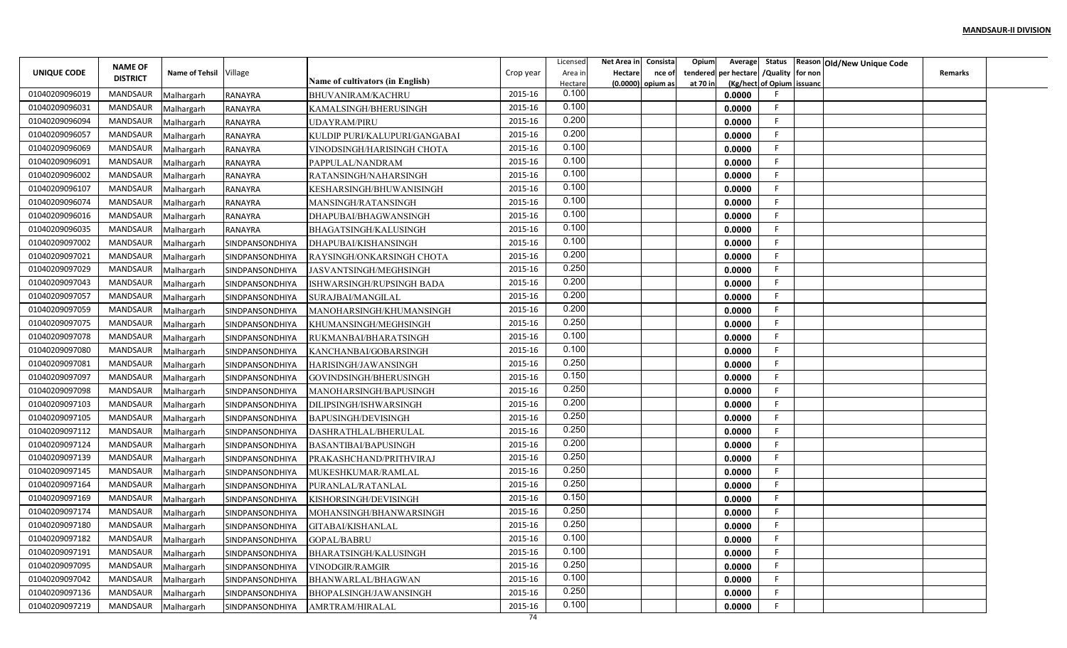**MANDSAUR-II DIVISION**

| UNIQUE CODE | NAME OF DISTRICT | Name of Tehsil | Village | Name of cultivators (in English) | Crop year | Licensed Area in Hectare | Net Area in Hectare (0.0000) | Consistance of opium as | Opium tendered at 70 in | Average per hectare (Kg/hect | Status /Quality of Opium | Reason for non issuanc | Old/New Unique Code | Remarks |
|---|---|---|---|---|---|---|---|---|---|---|---|---|---|---|
| 01040209096019 | MANDSAUR | Malhargarh | RANAYRA | BHUVANIRAM/KACHRU | 2015-16 | 0.100 | | | | 0.0000 | F | | | |
| 01040209096031 | MANDSAUR | Malhargarh | RANAYRA | KAMALSINGH/BHERUSINGH | 2015-16 | 0.100 | | | | 0.0000 | F | | | |
| 01040209096094 | MANDSAUR | Malhargarh | RANAYRA | UDAYRAM/PIRU | 2015-16 | 0.200 | | | | 0.0000 | F | | | |
| 01040209096057 | MANDSAUR | Malhargarh | RANAYRA | KULDIP PURI/KALUPURI/GANGABAI | 2015-16 | 0.200 | | | | 0.0000 | F | | | |
| 01040209096069 | MANDSAUR | Malhargarh | RANAYRA | VINODSINGH/HARISINGH CHOTA | 2015-16 | 0.100 | | | | 0.0000 | F | | | |
| 01040209096091 | MANDSAUR | Malhargarh | RANAYRA | PAPPULAL/NANDRAM | 2015-16 | 0.100 | | | | 0.0000 | F | | | |
| 01040209096002 | MANDSAUR | Malhargarh | RANAYRA | RATANSINGH/NAHARSINGH | 2015-16 | 0.100 | | | | 0.0000 | F | | | |
| 01040209096107 | MANDSAUR | Malhargarh | RANAYRA | KESHARSINGH/BHUWANISINGH | 2015-16 | 0.100 | | | | 0.0000 | F | | | |
| 01040209096074 | MANDSAUR | Malhargarh | RANAYRA | MANSINGH/RATANSINGH | 2015-16 | 0.100 | | | | 0.0000 | F | | | |
| 01040209096016 | MANDSAUR | Malhargarh | RANAYRA | DHAPUBAI/BHAGWANSINGH | 2015-16 | 0.100 | | | | 0.0000 | F | | | |
| 01040209096035 | MANDSAUR | Malhargarh | RANAYRA | BHAGATSINGH/KALUSINGH | 2015-16 | 0.100 | | | | 0.0000 | F | | | |
| 01040209097002 | MANDSAUR | Malhargarh | SINDPANSONDHIYA | DHAPUBAI/KISHANSINGH | 2015-16 | 0.100 | | | | 0.0000 | F | | | |
| 01040209097021 | MANDSAUR | Malhargarh | SINDPANSONDHIYA | RAYSINGH/ONKARSINGH CHOTA | 2015-16 | 0.200 | | | | 0.0000 | F | | | |
| 01040209097029 | MANDSAUR | Malhargarh | SINDPANSONDHIYA | JASVANTSINGH/MEGHSINGH | 2015-16 | 0.250 | | | | 0.0000 | F | | | |
| 01040209097043 | MANDSAUR | Malhargarh | SINDPANSONDHIYA | ISHWARSINGH/RUPSINGH BADA | 2015-16 | 0.200 | | | | 0.0000 | F | | | |
| 01040209097057 | MANDSAUR | Malhargarh | SINDPANSONDHIYA | SURAJBAI/MANGILAL | 2015-16 | 0.200 | | | | 0.0000 | F | | | |
| 01040209097059 | MANDSAUR | Malhargarh | SINDPANSONDHIYA | MANOHARSINGH/KHUMANSINGH | 2015-16 | 0.200 | | | | 0.0000 | F | | | |
| 01040209097075 | MANDSAUR | Malhargarh | SINDPANSONDHIYA | KHUMANSINGH/MEGHSINGH | 2015-16 | 0.250 | | | | 0.0000 | F | | | |
| 01040209097078 | MANDSAUR | Malhargarh | SINDPANSONDHIYA | RUKMANBAI/BHARATSINGH | 2015-16 | 0.100 | | | | 0.0000 | F | | | |
| 01040209097080 | MANDSAUR | Malhargarh | SINDPANSONDHIYA | KANCHANBAI/GOBARSINGH | 2015-16 | 0.100 | | | | 0.0000 | F | | | |
| 01040209097081 | MANDSAUR | Malhargarh | SINDPANSONDHIYA | HARISINGH/JAWANSINGH | 2015-16 | 0.250 | | | | 0.0000 | F | | | |
| 01040209097097 | MANDSAUR | Malhargarh | SINDPANSONDHIYA | GOVINDSINGH/BHERUSINGH | 2015-16 | 0.150 | | | | 0.0000 | F | | | |
| 01040209097098 | MANDSAUR | Malhargarh | SINDPANSONDHIYA | MANOHARSINGH/BAPUSINGH | 2015-16 | 0.250 | | | | 0.0000 | F | | | |
| 01040209097103 | MANDSAUR | Malhargarh | SINDPANSONDHIYA | DILIPSINGH/ISHWARSINGH | 2015-16 | 0.200 | | | | 0.0000 | F | | | |
| 01040209097105 | MANDSAUR | Malhargarh | SINDPANSONDHIYA | BAPUSINGH/DEVISINGH | 2015-16 | 0.250 | | | | 0.0000 | F | | | |
| 01040209097112 | MANDSAUR | Malhargarh | SINDPANSONDHIYA | DASHRATHLAL/BHERULAL | 2015-16 | 0.250 | | | | 0.0000 | F | | | |
| 01040209097124 | MANDSAUR | Malhargarh | SINDPANSONDHIYA | BASANTIBAI/BAPUSINGH | 2015-16 | 0.200 | | | | 0.0000 | F | | | |
| 01040209097139 | MANDSAUR | Malhargarh | SINDPANSONDHIYA | PRAKASHCHAND/PRITHVIRAJ | 2015-16 | 0.250 | | | | 0.0000 | F | | | |
| 01040209097145 | MANDSAUR | Malhargarh | SINDPANSONDHIYA | MUKESHKUMAR/RAMLAL | 2015-16 | 0.250 | | | | 0.0000 | F | | | |
| 01040209097164 | MANDSAUR | Malhargarh | SINDPANSONDHIYA | PURANLAL/RATANLAL | 2015-16 | 0.250 | | | | 0.0000 | F | | | |
| 01040209097169 | MANDSAUR | Malhargarh | SINDPANSONDHIYA | KISHORSINGH/DEVISINGH | 2015-16 | 0.150 | | | | 0.0000 | F | | | |
| 01040209097174 | MANDSAUR | Malhargarh | SINDPANSONDHIYA | MOHANSINGH/BHANWARSINGH | 2015-16 | 0.250 | | | | 0.0000 | F | | | |
| 01040209097180 | MANDSAUR | Malhargarh | SINDPANSONDHIYA | GITABAI/KISHANLAL | 2015-16 | 0.250 | | | | 0.0000 | F | | | |
| 01040209097182 | MANDSAUR | Malhargarh | SINDPANSONDHIYA | GOPAL/BABRU | 2015-16 | 0.100 | | | | 0.0000 | F | | | |
| 01040209097191 | MANDSAUR | Malhargarh | SINDPANSONDHIYA | BHARATSINGH/KALUSINGH | 2015-16 | 0.100 | | | | 0.0000 | F | | | |
| 01040209097095 | MANDSAUR | Malhargarh | SINDPANSONDHIYA | VINODGIR/RAMGIR | 2015-16 | 0.250 | | | | 0.0000 | F | | | |
| 01040209097042 | MANDSAUR | Malhargarh | SINDPANSONDHIYA | BHANWARLAL/BHAGWAN | 2015-16 | 0.100 | | | | 0.0000 | F | | | |
| 01040209097136 | MANDSAUR | Malhargarh | SINDPANSONDHIYA | BHOPALSINGH/JAWANSINGH | 2015-16 | 0.250 | | | | 0.0000 | F | | | |
| 01040209097219 | MANDSAUR | Malhargarh | SINDPANSONDHIYA | AMRTRAM/HIRALAL | 2015-16 | 0.100 | | | | 0.0000 | F | | | |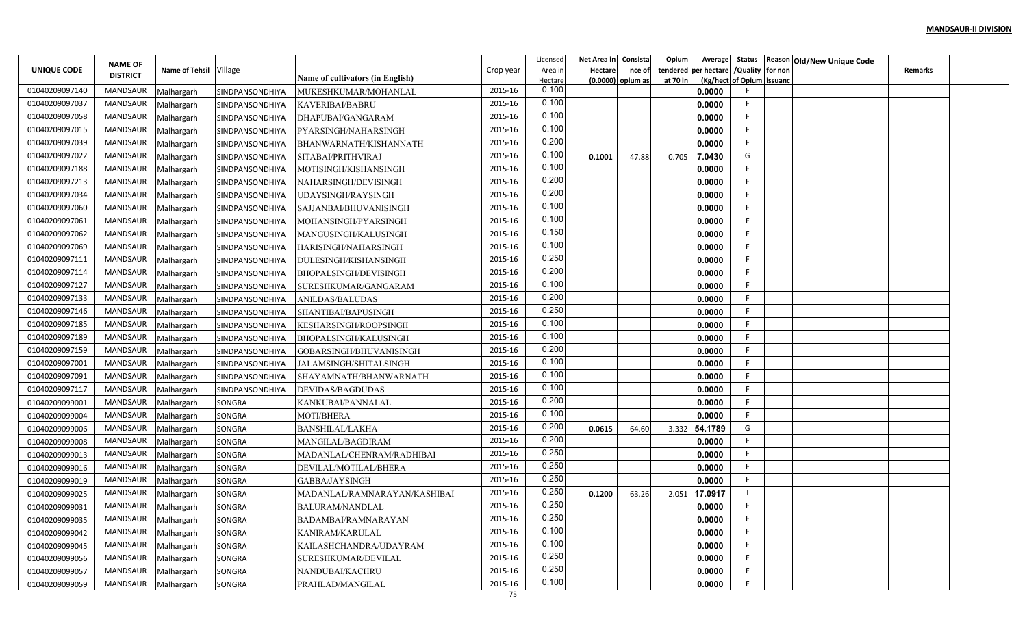**MANDSAUR-II DIVISION**

| UNIQUE CODE | NAME OF DISTRICT | Name of Tehsil | Village | Name of cultivators (in English) | Crop year | Licensed Area in Hectare | Net Area in Hectare (0.0000) | Consistance of opium as | Opium tendered at 70 in | Average per hectare (Kg/hect) | Status /Quality of Opium | Reason for non issuance | Old/New Unique Code | Remarks |
|---|---|---|---|---|---|---|---|---|---|---|---|---|---|---|
| 01040209097140 | MANDSAUR | Malhargarh | SINDPANSONDHIYA | MUKESHKUMAR/MOHANLAL | 2015-16 | 0.100 | | | | 0.0000 | F | | | |
| 01040209097037 | MANDSAUR | Malhargarh | SINDPANSONDHIYA | KAVERIBAI/BABRU | 2015-16 | 0.100 | | | | 0.0000 | F | | | |
| 01040209097058 | MANDSAUR | Malhargarh | SINDPANSONDHIYA | DHAPUBAI/GANGARAM | 2015-16 | 0.100 | | | | 0.0000 | F | | | |
| 01040209097015 | MANDSAUR | Malhargarh | SINDPANSONDHIYA | PYARSINGH/NAHARSINGH | 2015-16 | 0.100 | | | | 0.0000 | F | | | |
| 01040209097039 | MANDSAUR | Malhargarh | SINDPANSONDHIYA | BHANWARNATH/KISHANNATH | 2015-16 | 0.200 | | | | 0.0000 | F | | | |
| 01040209097022 | MANDSAUR | Malhargarh | SINDPANSONDHIYA | SITABAI/PRITHVIRAJ | 2015-16 | 0.100 | 0.1001 | 47.88 | 0.705 | 7.0430 | G | | | |
| 01040209097188 | MANDSAUR | Malhargarh | SINDPANSONDHIYA | MOTISINGH/KISHANSINGH | 2015-16 | 0.100 | | | | 0.0000 | F | | | |
| 01040209097213 | MANDSAUR | Malhargarh | SINDPANSONDHIYA | NAHARSINGH/DEVISINGH | 2015-16 | 0.200 | | | | 0.0000 | F | | | |
| 01040209097034 | MANDSAUR | Malhargarh | SINDPANSONDHIYA | UDAYSINGH/RAYSINGH | 2015-16 | 0.200 | | | | 0.0000 | F | | | |
| 01040209097060 | MANDSAUR | Malhargarh | SINDPANSONDHIYA | SAJJANBAI/BHUVANISINGH | 2015-16 | 0.100 | | | | 0.0000 | F | | | |
| 01040209097061 | MANDSAUR | Malhargarh | SINDPANSONDHIYA | MOHANSINGH/PYARSINGH | 2015-16 | 0.100 | | | | 0.0000 | F | | | |
| 01040209097062 | MANDSAUR | Malhargarh | SINDPANSONDHIYA | MANGUSINGH/KALUSINGH | 2015-16 | 0.150 | | | | 0.0000 | F | | | |
| 01040209097069 | MANDSAUR | Malhargarh | SINDPANSONDHIYA | HARISINGH/NAHARSINGH | 2015-16 | 0.100 | | | | 0.0000 | F | | | |
| 01040209097111 | MANDSAUR | Malhargarh | SINDPANSONDHIYA | DULESINGH/KISHANSINGH | 2015-16 | 0.250 | | | | 0.0000 | F | | | |
| 01040209097114 | MANDSAUR | Malhargarh | SINDPANSONDHIYA | BHOPALSINGH/DEVISINGH | 2015-16 | 0.200 | | | | 0.0000 | F | | | |
| 01040209097127 | MANDSAUR | Malhargarh | SINDPANSONDHIYA | SURESHKUMAR/GANGARAM | 2015-16 | 0.100 | | | | 0.0000 | F | | | |
| 01040209097133 | MANDSAUR | Malhargarh | SINDPANSONDHIYA | ANILDAS/BALUDAS | 2015-16 | 0.200 | | | | 0.0000 | F | | | |
| 01040209097146 | MANDSAUR | Malhargarh | SINDPANSONDHIYA | SHANTIBAI/BAPUSINGH | 2015-16 | 0.250 | | | | 0.0000 | F | | | |
| 01040209097185 | MANDSAUR | Malhargarh | SINDPANSONDHIYA | KESHARSINGH/ROOPSINGH | 2015-16 | 0.100 | | | | 0.0000 | F | | | |
| 01040209097189 | MANDSAUR | Malhargarh | SINDPANSONDHIYA | BHOPALSINGH/KALUSINGH | 2015-16 | 0.100 | | | | 0.0000 | F | | | |
| 01040209097159 | MANDSAUR | Malhargarh | SINDPANSONDHIYA | GOBARSINGH/BHUVANISINGH | 2015-16 | 0.200 | | | | 0.0000 | F | | | |
| 01040209097001 | MANDSAUR | Malhargarh | SINDPANSONDHIYA | JALAMSINGH/SHITALSINGH | 2015-16 | 0.100 | | | | 0.0000 | F | | | |
| 01040209097091 | MANDSAUR | Malhargarh | SINDPANSONDHIYA | SHAYAMNATH/BHANWARNATH | 2015-16 | 0.100 | | | | 0.0000 | F | | | |
| 01040209097117 | MANDSAUR | Malhargarh | SINDPANSONDHIYA | DEVIDAS/BAGDUDAS | 2015-16 | 0.100 | | | | 0.0000 | F | | | |
| 01040209099001 | MANDSAUR | Malhargarh | SONGRA | KANKUBAI/PANNALAL | 2015-16 | 0.200 | | | | 0.0000 | F | | | |
| 01040209099004 | MANDSAUR | Malhargarh | SONGRA | MOTI/BHERA | 2015-16 | 0.100 | | | | 0.0000 | F | | | |
| 01040209099006 | MANDSAUR | Malhargarh | SONGRA | BANSHILAL/LAKHA | 2015-16 | 0.200 | 0.0615 | 64.60 | 3.332 | 54.1789 | G | | | |
| 01040209099008 | MANDSAUR | Malhargarh | SONGRA | MANGILAL/BAGDIRAM | 2015-16 | 0.200 | | | | 0.0000 | F | | | |
| 01040209099013 | MANDSAUR | Malhargarh | SONGRA | MADANLAL/CHENRAM/RADHIBAI | 2015-16 | 0.250 | | | | 0.0000 | F | | | |
| 01040209099016 | MANDSAUR | Malhargarh | SONGRA | DEVILAL/MOTILAL/BHERA | 2015-16 | 0.250 | | | | 0.0000 | F | | | |
| 01040209099019 | MANDSAUR | Malhargarh | SONGRA | GABBA/JAYSINGH | 2015-16 | 0.250 | | | | 0.0000 | F | | | |
| 01040209099025 | MANDSAUR | Malhargarh | SONGRA | MADANLAL/RAMNARAYAN/KASHIBAI | 2015-16 | 0.250 | 0.1200 | 63.26 | 2.051 | 17.0917 | I | | | |
| 01040209099031 | MANDSAUR | Malhargarh | SONGRA | BALURAM/NANDLAL | 2015-16 | 0.250 | | | | 0.0000 | F | | | |
| 01040209099035 | MANDSAUR | Malhargarh | SONGRA | BADAMBAI/RAMNARAYAN | 2015-16 | 0.250 | | | | 0.0000 | F | | | |
| 01040209099042 | MANDSAUR | Malhargarh | SONGRA | KANIRAM/KARULAL | 2015-16 | 0.100 | | | | 0.0000 | F | | | |
| 01040209099045 | MANDSAUR | Malhargarh | SONGRA | KAILASHCHANDRA/UDAYRAM | 2015-16 | 0.100 | | | | 0.0000 | F | | | |
| 01040209099056 | MANDSAUR | Malhargarh | SONGRA | SURESHKUMAR/DEVILAL | 2015-16 | 0.250 | | | | 0.0000 | F | | | |
| 01040209099057 | MANDSAUR | Malhargarh | SONGRA | NANDUBAI/KACHRU | 2015-16 | 0.250 | | | | 0.0000 | F | | | |
| 01040209099059 | MANDSAUR | Malhargarh | SONGRA | PRAHLAD/MANGILAL | 2015-16 | 0.100 | | | | 0.0000 | F | | | |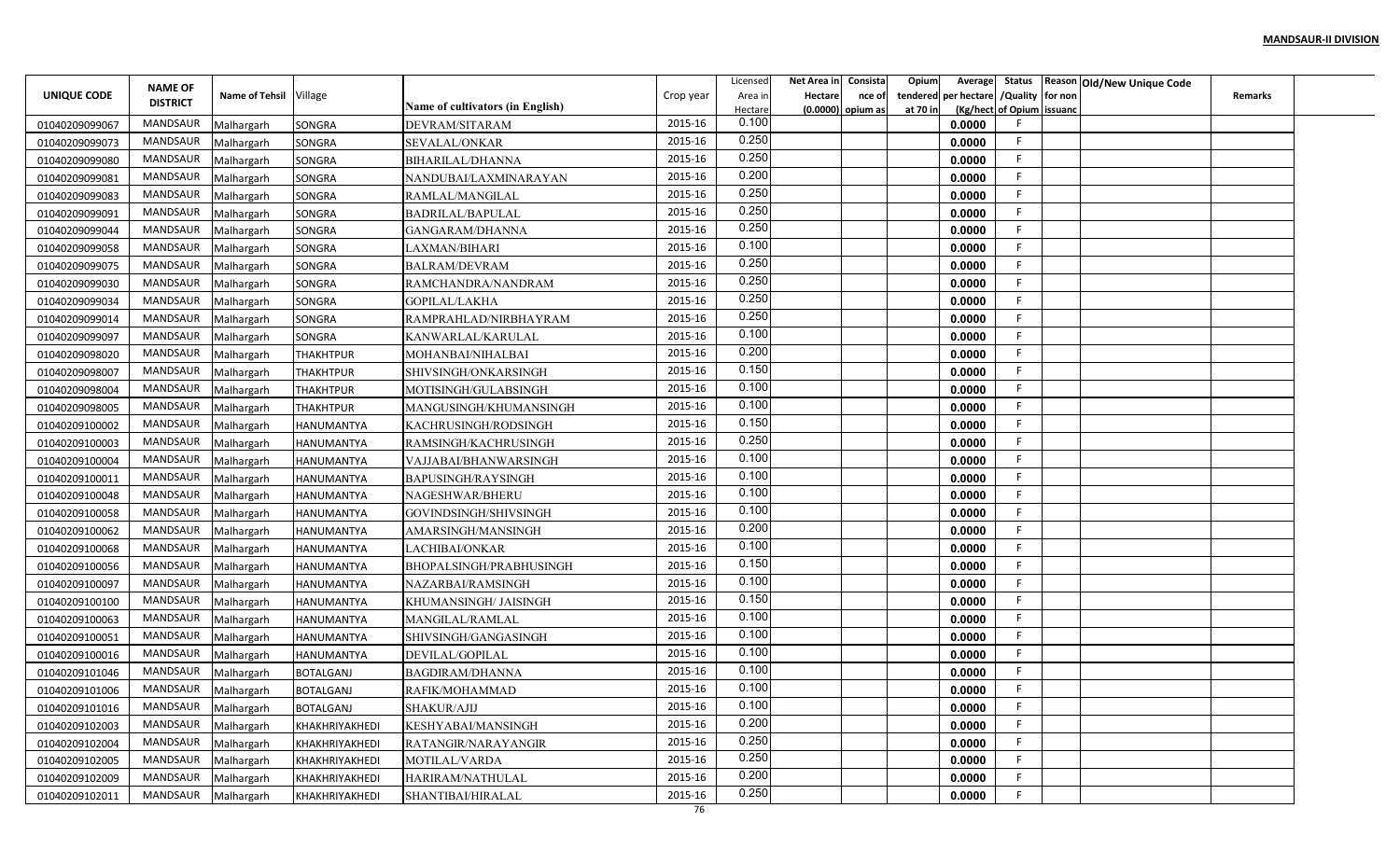**MANDSAUR-II DIVISION**

| UNIQUE CODE | NAME OF DISTRICT | Name of Tehsil | Village | Name of cultivators (in English) | Crop year | Licensed Area in Hectare | Net Area in Hectare (0.0000) | Consistance of opium as | Opium tendered at 70 in | Average per hectare (Kg/hect | Status /Quality of Opium | Reason for non issuance | Old/New Unique Code | Remarks |
|---|---|---|---|---|---|---|---|---|---|---|---|---|---|---|
| 01040209099067 | MANDSAUR | Malhargarh | SONGRA | DEVRAM/SITARAM | 2015-16 | 0.100 | | | | 0.0000 | F | | | |
| 01040209099073 | MANDSAUR | Malhargarh | SONGRA | SEVALAL/ONKAR | 2015-16 | 0.250 | | | | 0.0000 | F | | | |
| 01040209099080 | MANDSAUR | Malhargarh | SONGRA | BIHARILAL/DHANNA | 2015-16 | 0.250 | | | | 0.0000 | F | | | |
| 01040209099081 | MANDSAUR | Malhargarh | SONGRA | NANDUBAI/LAXMINARAYAN | 2015-16 | 0.200 | | | | 0.0000 | F | | | |
| 01040209099083 | MANDSAUR | Malhargarh | SONGRA | RAMLAL/MANGILAL | 2015-16 | 0.250 | | | | 0.0000 | F | | | |
| 01040209099091 | MANDSAUR | Malhargarh | SONGRA | BADRILAL/BAPULAL | 2015-16 | 0.250 | | | | 0.0000 | F | | | |
| 01040209099044 | MANDSAUR | Malhargarh | SONGRA | GANGARAM/DHANNA | 2015-16 | 0.250 | | | | 0.0000 | F | | | |
| 01040209099058 | MANDSAUR | Malhargarh | SONGRA | LAXMAN/BIHARI | 2015-16 | 0.100 | | | | 0.0000 | F | | | |
| 01040209099075 | MANDSAUR | Malhargarh | SONGRA | BALRAM/DEVRAM | 2015-16 | 0.250 | | | | 0.0000 | F | | | |
| 01040209099030 | MANDSAUR | Malhargarh | SONGRA | RAMCHANDRA/NANDRAM | 2015-16 | 0.250 | | | | 0.0000 | F | | | |
| 01040209099034 | MANDSAUR | Malhargarh | SONGRA | GOPILAL/LAKHA | 2015-16 | 0.250 | | | | 0.0000 | F | | | |
| 01040209099014 | MANDSAUR | Malhargarh | SONGRA | RAMPRAHLAD/NIRBHAYRAM | 2015-16 | 0.250 | | | | 0.0000 | F | | | |
| 01040209099097 | MANDSAUR | Malhargarh | SONGRA | KANWARLAL/KARULAL | 2015-16 | 0.100 | | | | 0.0000 | F | | | |
| 01040209098020 | MANDSAUR | Malhargarh | THAKHTPUR | MOHANBAI/NIHALBAI | 2015-16 | 0.200 | | | | 0.0000 | F | | | |
| 01040209098007 | MANDSAUR | Malhargarh | THAKHTPUR | SHIVSINGH/ONKARSINGH | 2015-16 | 0.150 | | | | 0.0000 | F | | | |
| 01040209098004 | MANDSAUR | Malhargarh | THAKHTPUR | MOTISINGH/GULABSINGH | 2015-16 | 0.100 | | | | 0.0000 | F | | | |
| 01040209098005 | MANDSAUR | Malhargarh | THAKHTPUR | MANGUSINGH/KHUMANSINGH | 2015-16 | 0.100 | | | | 0.0000 | F | | | |
| 01040209100002 | MANDSAUR | Malhargarh | HANUMANTYA | KACHRUSINGH/RODSINGH | 2015-16 | 0.150 | | | | 0.0000 | F | | | |
| 01040209100003 | MANDSAUR | Malhargarh | HANUMANTYA | RAMSINGH/KACHRUSINGH | 2015-16 | 0.250 | | | | 0.0000 | F | | | |
| 01040209100004 | MANDSAUR | Malhargarh | HANUMANTYA | VAJJABAI/BHANWARSINGH | 2015-16 | 0.100 | | | | 0.0000 | F | | | |
| 01040209100011 | MANDSAUR | Malhargarh | HANUMANTYA | BAPUSINGH/RAYSINGH | 2015-16 | 0.100 | | | | 0.0000 | F | | | |
| 01040209100048 | MANDSAUR | Malhargarh | HANUMANTYA | NAGESHWAR/BHERU | 2015-16 | 0.100 | | | | 0.0000 | F | | | |
| 01040209100058 | MANDSAUR | Malhargarh | HANUMANTYA | GOVINDSINGH/SHIVSINGH | 2015-16 | 0.100 | | | | 0.0000 | F | | | |
| 01040209100062 | MANDSAUR | Malhargarh | HANUMANTYA | AMARSINGH/MANSINGH | 2015-16 | 0.200 | | | | 0.0000 | F | | | |
| 01040209100068 | MANDSAUR | Malhargarh | HANUMANTYA | LACHIBAI/ONKAR | 2015-16 | 0.100 | | | | 0.0000 | F | | | |
| 01040209100056 | MANDSAUR | Malhargarh | HANUMANTYA | BHOPALSINGH/PRABHUSINGH | 2015-16 | 0.150 | | | | 0.0000 | F | | | |
| 01040209100097 | MANDSAUR | Malhargarh | HANUMANTYA | NAZARBAI/RAMSINGH | 2015-16 | 0.100 | | | | 0.0000 | F | | | |
| 01040209100100 | MANDSAUR | Malhargarh | HANUMANTYA | KHUMANSINGH/ JAISINGH | 2015-16 | 0.150 | | | | 0.0000 | F | | | |
| 01040209100063 | MANDSAUR | Malhargarh | HANUMANTYA | MANGILAL/RAMLAL | 2015-16 | 0.100 | | | | 0.0000 | F | | | |
| 01040209100051 | MANDSAUR | Malhargarh | HANUMANTYA | SHIVSINGH/GANGASINGH | 2015-16 | 0.100 | | | | 0.0000 | F | | | |
| 01040209100016 | MANDSAUR | Malhargarh | HANUMANTYA | DEVILAL/GOPILAL | 2015-16 | 0.100 | | | | 0.0000 | F | | | |
| 01040209101046 | MANDSAUR | Malhargarh | BOTALGANJ | BAGDIRAM/DHANNA | 2015-16 | 0.100 | | | | 0.0000 | F | | | |
| 01040209101006 | MANDSAUR | Malhargarh | BOTALGANJ | RAFIK/MOHAMMAD | 2015-16 | 0.100 | | | | 0.0000 | F | | | |
| 01040209101016 | MANDSAUR | Malhargarh | BOTALGANJ | SHAKUR/AJIJ | 2015-16 | 0.100 | | | | 0.0000 | F | | | |
| 01040209102003 | MANDSAUR | Malhargarh | KHAKHRIYAKHEDI | KESHYABAI/MANSINGH | 2015-16 | 0.200 | | | | 0.0000 | F | | | |
| 01040209102004 | MANDSAUR | Malhargarh | KHAKHRIYAKHEDI | RATANGIR/NARAYANGIR | 2015-16 | 0.250 | | | | 0.0000 | F | | | |
| 01040209102005 | MANDSAUR | Malhargarh | KHAKHRIYAKHEDI | MOTILAL/VARDA | 2015-16 | 0.250 | | | | 0.0000 | F | | | |
| 01040209102009 | MANDSAUR | Malhargarh | KHAKHRIYAKHEDI | HARIRAM/NATHULAL | 2015-16 | 0.200 | | | | 0.0000 | F | | | |
| 01040209102011 | MANDSAUR | Malhargarh | KHAKHRIYAKHEDI | SHANTIBAI/HIRALAL | 2015-16 | 0.250 | | | | 0.0000 | F | | | |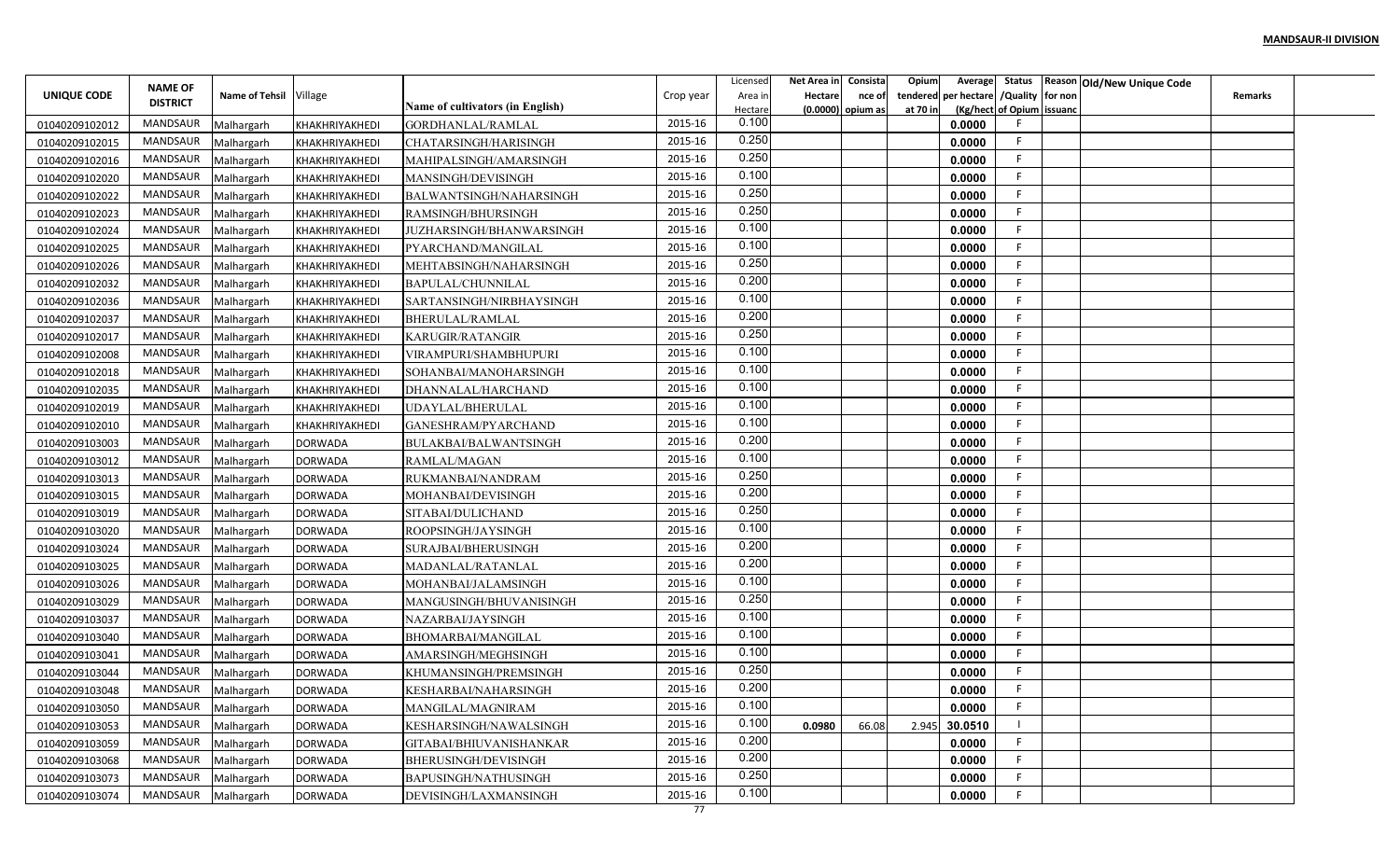**MANDSAUR-II DIVISION**

| UNIQUE CODE | NAME OF DISTRICT | Name of Tehsil | Village | Name of cultivators (in English) | Crop year | Licensed Area in Hectare | Net Area in Hectare (0.0000) | Consistance of opium as | Opium tendered at 70 in | Average per hectare (Kg/hect | Status /Quality of Opium | Reason for non issuance | Old/New Unique Code | Remarks |
|---|---|---|---|---|---|---|---|---|---|---|---|---|---|---|
| 01040209102012 | MANDSAUR | Malhargarh | KHAKHRIYAKHEDI | GORDHANLAL/RAMLAL | 2015-16 | 0.100 | | | | 0.0000 | F | | | |
| 01040209102015 | MANDSAUR | Malhargarh | KHAKHRIYAKHEDI | CHATARSINGH/HARISINGH | 2015-16 | 0.250 | | | | 0.0000 | F | | | |
| 01040209102016 | MANDSAUR | Malhargarh | KHAKHRIYAKHEDI | MAHIPALSINGH/AMARSINGH | 2015-16 | 0.250 | | | | 0.0000 | F | | | |
| 01040209102020 | MANDSAUR | Malhargarh | KHAKHRIYAKHEDI | MANSINGH/DEVISINGH | 2015-16 | 0.100 | | | | 0.0000 | F | | | |
| 01040209102022 | MANDSAUR | Malhargarh | KHAKHRIYAKHEDI | BALWANTSINGH/NAHARSINGH | 2015-16 | 0.250 | | | | 0.0000 | F | | | |
| 01040209102023 | MANDSAUR | Malhargarh | KHAKHRIYAKHEDI | RAMSINGH/BHURSINGH | 2015-16 | 0.250 | | | | 0.0000 | F | | | |
| 01040209102024 | MANDSAUR | Malhargarh | KHAKHRIYAKHEDI | JUZHARSINGH/BHANWARSINGH | 2015-16 | 0.100 | | | | 0.0000 | F | | | |
| 01040209102025 | MANDSAUR | Malhargarh | KHAKHRIYAKHEDI | PYARCHAND/MANGILAL | 2015-16 | 0.100 | | | | 0.0000 | F | | | |
| 01040209102026 | MANDSAUR | Malhargarh | KHAKHRIYAKHEDI | MEHTABSINGH/NAHARSINGH | 2015-16 | 0.250 | | | | 0.0000 | F | | | |
| 01040209102032 | MANDSAUR | Malhargarh | KHAKHRIYAKHEDI | BAPULAL/CHUNNILAL | 2015-16 | 0.200 | | | | 0.0000 | F | | | |
| 01040209102036 | MANDSAUR | Malhargarh | KHAKHRIYAKHEDI | SARTANSINGH/NIRBHAYSINGH | 2015-16 | 0.100 | | | | 0.0000 | F | | | |
| 01040209102037 | MANDSAUR | Malhargarh | KHAKHRIYAKHEDI | BHERULAL/RAMLAL | 2015-16 | 0.200 | | | | 0.0000 | F | | | |
| 01040209102017 | MANDSAUR | Malhargarh | KHAKHRIYAKHEDI | KARUGIR/RATANGIR | 2015-16 | 0.250 | | | | 0.0000 | F | | | |
| 01040209102008 | MANDSAUR | Malhargarh | KHAKHRIYAKHEDI | VIRAMPURI/SHAMBHUPURI | 2015-16 | 0.100 | | | | 0.0000 | F | | | |
| 01040209102018 | MANDSAUR | Malhargarh | KHAKHRIYAKHEDI | SOHANBAI/MANOHARSINGH | 2015-16 | 0.100 | | | | 0.0000 | F | | | |
| 01040209102035 | MANDSAUR | Malhargarh | KHAKHRIYAKHEDI | DHANNALAL/HARCHAND | 2015-16 | 0.100 | | | | 0.0000 | F | | | |
| 01040209102019 | MANDSAUR | Malhargarh | KHAKHRIYAKHEDI | UDAYLAL/BHERULAL | 2015-16 | 0.100 | | | | 0.0000 | F | | | |
| 01040209102010 | MANDSAUR | Malhargarh | KHAKHRIYAKHEDI | GANESHRAM/PYARCHAND | 2015-16 | 0.100 | | | | 0.0000 | F | | | |
| 01040209103003 | MANDSAUR | Malhargarh | DORWADA | BULAKBAI/BALWANTSINGH | 2015-16 | 0.200 | | | | 0.0000 | F | | | |
| 01040209103012 | MANDSAUR | Malhargarh | DORWADA | RAMLAL/MAGAN | 2015-16 | 0.100 | | | | 0.0000 | F | | | |
| 01040209103013 | MANDSAUR | Malhargarh | DORWADA | RUKMANBAI/NANDRAM | 2015-16 | 0.250 | | | | 0.0000 | F | | | |
| 01040209103015 | MANDSAUR | Malhargarh | DORWADA | MOHANBAI/DEVISINGH | 2015-16 | 0.200 | | | | 0.0000 | F | | | |
| 01040209103019 | MANDSAUR | Malhargarh | DORWADA | SITABAI/DULICHAND | 2015-16 | 0.250 | | | | 0.0000 | F | | | |
| 01040209103020 | MANDSAUR | Malhargarh | DORWADA | ROOPSINGH/JAYSINGH | 2015-16 | 0.100 | | | | 0.0000 | F | | | |
| 01040209103024 | MANDSAUR | Malhargarh | DORWADA | SURAJBAI/BHERUSINGH | 2015-16 | 0.200 | | | | 0.0000 | F | | | |
| 01040209103025 | MANDSAUR | Malhargarh | DORWADA | MADANLAL/RATANLAL | 2015-16 | 0.200 | | | | 0.0000 | F | | | |
| 01040209103026 | MANDSAUR | Malhargarh | DORWADA | MOHANBAI/JALAMSINGH | 2015-16 | 0.100 | | | | 0.0000 | F | | | |
| 01040209103029 | MANDSAUR | Malhargarh | DORWADA | MANGUSINGH/BHUVANISINGH | 2015-16 | 0.250 | | | | 0.0000 | F | | | |
| 01040209103037 | MANDSAUR | Malhargarh | DORWADA | NAZARBAI/JAYSINGH | 2015-16 | 0.100 | | | | 0.0000 | F | | | |
| 01040209103040 | MANDSAUR | Malhargarh | DORWADA | BHOMARBAI/MANGILAL | 2015-16 | 0.100 | | | | 0.0000 | F | | | |
| 01040209103041 | MANDSAUR | Malhargarh | DORWADA | AMARSINGH/MEGHSINGH | 2015-16 | 0.100 | | | | 0.0000 | F | | | |
| 01040209103044 | MANDSAUR | Malhargarh | DORWADA | KHUMANSINGH/PREMSINGH | 2015-16 | 0.250 | | | | 0.0000 | F | | | |
| 01040209103048 | MANDSAUR | Malhargarh | DORWADA | KESHARBAI/NAHARSINGH | 2015-16 | 0.200 | | | | 0.0000 | F | | | |
| 01040209103050 | MANDSAUR | Malhargarh | DORWADA | MANGILAL/MAGNIRAM | 2015-16 | 0.100 | | | | 0.0000 | F | | | |
| 01040209103053 | MANDSAUR | Malhargarh | DORWADA | KESHARSINGH/NAWALSINGH | 2015-16 | 0.100 | 0.0980 | 66.08 | 2.945 | 30.0510 | I | | | |
| 01040209103059 | MANDSAUR | Malhargarh | DORWADA | GITABAI/BHIUVANISHANKAR | 2015-16 | 0.200 | | | | 0.0000 | F | | | |
| 01040209103068 | MANDSAUR | Malhargarh | DORWADA | BHERUSINGH/DEVISINGH | 2015-16 | 0.200 | | | | 0.0000 | F | | | |
| 01040209103073 | MANDSAUR | Malhargarh | DORWADA | BAPUSINGH/NATHUSINGH | 2015-16 | 0.250 | | | | 0.0000 | F | | | |
| 01040209103074 | MANDSAUR | Malhargarh | DORWADA | DEVISINGH/LAXMANSINGH | 2015-16 | 0.100 | | | | 0.0000 | F | | | |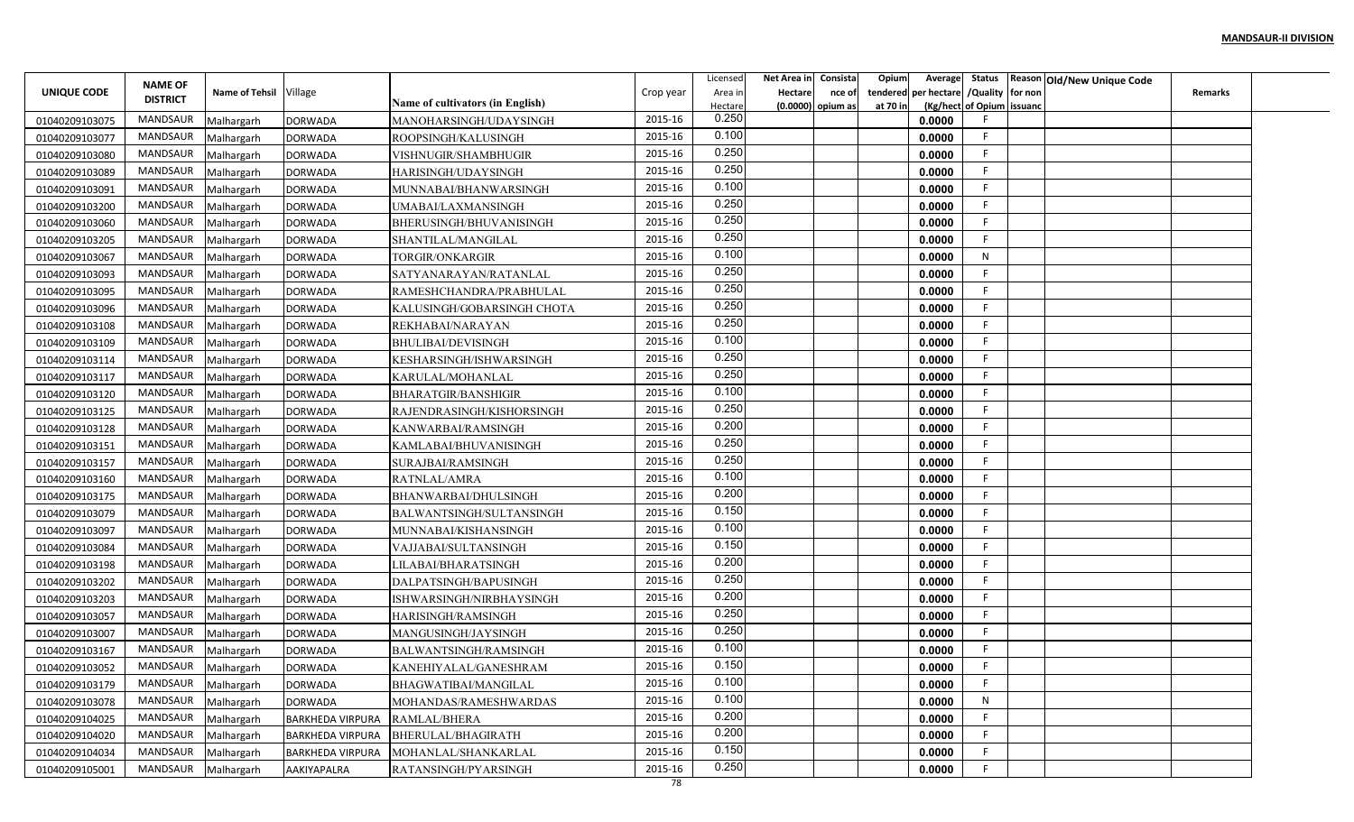**MANDSAUR-II DIVISION**

| UNIQUE CODE | NAME OF DISTRICT | Name of Tehsil | Village | Name of cultivators (in English) | Crop year | Licensed Area in Hectare | Net Area in Hectare (0.0000) | Consista nce of opium as | Opium tendered at 70 in | Average per hectare (Kg/hect | Status /Quality of Opium | Reason for non issuanc | Old/New Unique Code | Remarks |
|---|---|---|---|---|---|---|---|---|---|---|---|---|---|---|
| 01040209103075 | MANDSAUR | Malhargarh | DORWADA | MANOHARSINGH/UDAYSINGH | 2015-16 | 0.250 | | | | 0.0000 | F | | | |
| 01040209103077 | MANDSAUR | Malhargarh | DORWADA | ROOPSINGH/KALUSINGH | 2015-16 | 0.100 | | | | 0.0000 | F | | | |
| 01040209103080 | MANDSAUR | Malhargarh | DORWADA | VISHNUGIR/SHAMBHUGIR | 2015-16 | 0.250 | | | | 0.0000 | F | | | |
| 01040209103089 | MANDSAUR | Malhargarh | DORWADA | HARISINGH/UDAYSINGH | 2015-16 | 0.250 | | | | 0.0000 | F | | | |
| 01040209103091 | MANDSAUR | Malhargarh | DORWADA | MUNNABAI/BHANWARSINGH | 2015-16 | 0.100 | | | | 0.0000 | F | | | |
| 01040209103200 | MANDSAUR | Malhargarh | DORWADA | UMABAI/LAXMANSINGH | 2015-16 | 0.250 | | | | 0.0000 | F | | | |
| 01040209103060 | MANDSAUR | Malhargarh | DORWADA | BHERUSINGH/BHUVANISINGH | 2015-16 | 0.250 | | | | 0.0000 | F | | | |
| 01040209103205 | MANDSAUR | Malhargarh | DORWADA | SHANTILAL/MANGILAL | 2015-16 | 0.250 | | | | 0.0000 | F | | | |
| 01040209103067 | MANDSAUR | Malhargarh | DORWADA | TORGIR/ONKARGIR | 2015-16 | 0.100 | | | | 0.0000 | N | | | |
| 01040209103093 | MANDSAUR | Malhargarh | DORWADA | SATYANARAYAN/RATANLAL | 2015-16 | 0.250 | | | | 0.0000 | F | | | |
| 01040209103095 | MANDSAUR | Malhargarh | DORWADA | RAMESHCHANDRA/PRABHULAL | 2015-16 | 0.250 | | | | 0.0000 | F | | | |
| 01040209103096 | MANDSAUR | Malhargarh | DORWADA | KALUSINGH/GOBARSINGH CHOTA | 2015-16 | 0.250 | | | | 0.0000 | F | | | |
| 01040209103108 | MANDSAUR | Malhargarh | DORWADA | REKHABAI/NARAYAN | 2015-16 | 0.250 | | | | 0.0000 | F | | | |
| 01040209103109 | MANDSAUR | Malhargarh | DORWADA | BHULIBAI/DEVISINGH | 2015-16 | 0.100 | | | | 0.0000 | F | | | |
| 01040209103114 | MANDSAUR | Malhargarh | DORWADA | KESHARSINGH/ISHWARSINGH | 2015-16 | 0.250 | | | | 0.0000 | F | | | |
| 01040209103117 | MANDSAUR | Malhargarh | DORWADA | KARULAL/MOHANLAL | 2015-16 | 0.250 | | | | 0.0000 | F | | | |
| 01040209103120 | MANDSAUR | Malhargarh | DORWADA | BHARATGIR/BANSHIGIR | 2015-16 | 0.100 | | | | 0.0000 | F | | | |
| 01040209103125 | MANDSAUR | Malhargarh | DORWADA | RAJENDRASINGH/KISHORSINGH | 2015-16 | 0.250 | | | | 0.0000 | F | | | |
| 01040209103128 | MANDSAUR | Malhargarh | DORWADA | KANWARBAI/RAMSINGH | 2015-16 | 0.200 | | | | 0.0000 | F | | | |
| 01040209103151 | MANDSAUR | Malhargarh | DORWADA | KAMLABAI/BHUVANISINGH | 2015-16 | 0.250 | | | | 0.0000 | F | | | |
| 01040209103157 | MANDSAUR | Malhargarh | DORWADA | SURAJBAI/RAMSINGH | 2015-16 | 0.250 | | | | 0.0000 | F | | | |
| 01040209103160 | MANDSAUR | Malhargarh | DORWADA | RATNLAL/AMRA | 2015-16 | 0.100 | | | | 0.0000 | F | | | |
| 01040209103175 | MANDSAUR | Malhargarh | DORWADA | BHANWARBAI/DHULSINGH | 2015-16 | 0.200 | | | | 0.0000 | F | | | |
| 01040209103079 | MANDSAUR | Malhargarh | DORWADA | BALWANTSINGH/SULTANSINGH | 2015-16 | 0.150 | | | | 0.0000 | F | | | |
| 01040209103097 | MANDSAUR | Malhargarh | DORWADA | MUNNABAI/KISHANSINGH | 2015-16 | 0.100 | | | | 0.0000 | F | | | |
| 01040209103084 | MANDSAUR | Malhargarh | DORWADA | VAJJABAI/SULTANSINGH | 2015-16 | 0.150 | | | | 0.0000 | F | | | |
| 01040209103198 | MANDSAUR | Malhargarh | DORWADA | LILABAI/BHARATSINGH | 2015-16 | 0.200 | | | | 0.0000 | F | | | |
| 01040209103202 | MANDSAUR | Malhargarh | DORWADA | DALPATSINGH/BAPUSINGH | 2015-16 | 0.250 | | | | 0.0000 | F | | | |
| 01040209103203 | MANDSAUR | Malhargarh | DORWADA | ISHWARSINGH/NIRBHAYSINGH | 2015-16 | 0.200 | | | | 0.0000 | F | | | |
| 01040209103057 | MANDSAUR | Malhargarh | DORWADA | HARISINGH/RAMSINGH | 2015-16 | 0.250 | | | | 0.0000 | F | | | |
| 01040209103007 | MANDSAUR | Malhargarh | DORWADA | MANGUSINGH/JAYSINGH | 2015-16 | 0.250 | | | | 0.0000 | F | | | |
| 01040209103167 | MANDSAUR | Malhargarh | DORWADA | BALWANTSINGH/RAMSINGH | 2015-16 | 0.100 | | | | 0.0000 | F | | | |
| 01040209103052 | MANDSAUR | Malhargarh | DORWADA | KANEHIYALAL/GANESHRAM | 2015-16 | 0.150 | | | | 0.0000 | F | | | |
| 01040209103179 | MANDSAUR | Malhargarh | DORWADA | BHAGWATIBAI/MANGILAL | 2015-16 | 0.100 | | | | 0.0000 | F | | | |
| 01040209103078 | MANDSAUR | Malhargarh | DORWADA | MOHANDAS/RAMESHWARDAS | 2015-16 | 0.100 | | | | 0.0000 | N | | | |
| 01040209104025 | MANDSAUR | Malhargarh | BARKHEDA VIRPURA | RAMLAL/BHERA | 2015-16 | 0.200 | | | | 0.0000 | F | | | |
| 01040209104020 | MANDSAUR | Malhargarh | BARKHEDA VIRPURA | BHERULAL/BHAGIRATH | 2015-16 | 0.200 | | | | 0.0000 | F | | | |
| 01040209104034 | MANDSAUR | Malhargarh | BARKHEDA VIRPURA | MOHANLAL/SHANKARLAL | 2015-16 | 0.150 | | | | 0.0000 | F | | | |
| 01040209105001 | MANDSAUR | Malhargarh | AAKIYAPALRA | RATANSINGH/PYARSINGH | 2015-16 | 0.250 | | | | 0.0000 | F | | | |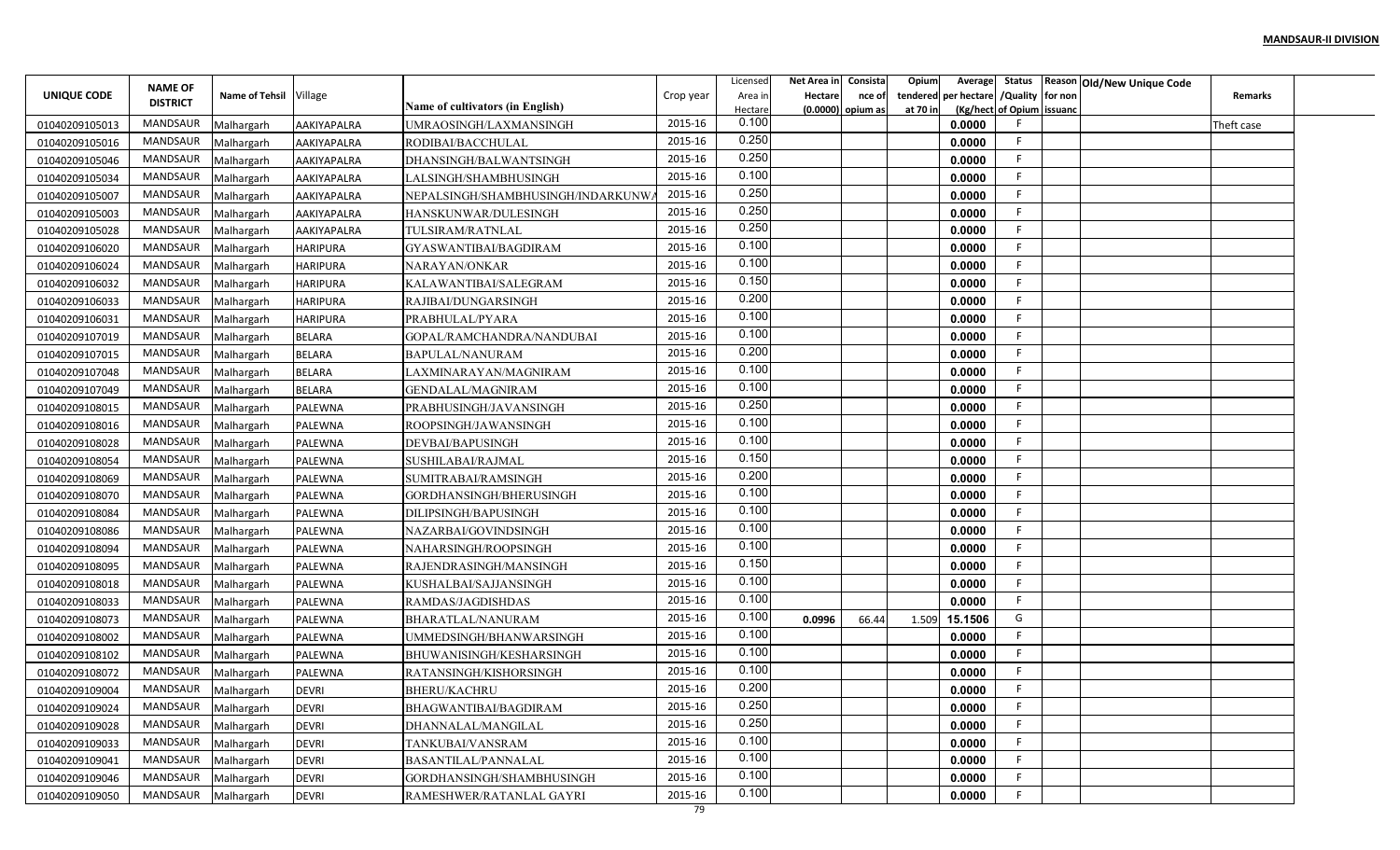**MANDSAUR-II DIVISION**

| UNIQUE CODE | NAME OF DISTRICT | Name of Tehsil | Village | Name of cultivators (in English) | Crop year | Licensed Area in Hectare | Net Area in Hectare (0.0000) | Consistance of opium as | Opium tendered at 70 in | Average per hectare (Kg/hect) | Status /Quality of Opium | Reason for non issuance | Old/New Unique Code | Remarks |
|---|---|---|---|---|---|---|---|---|---|---|---|---|---|---|
| 01040209105013 | MANDSAUR | Malhargarh | AAKIYAPALRA | UMRAOSINGH/LAXMANSINGH | 2015-16 | 0.100 | | | | 0.0000 | F | | | Theft case |
| 01040209105016 | MANDSAUR | Malhargarh | AAKIYAPALRA | RODIBAI/BACCHULAL | 2015-16 | 0.250 | | | | 0.0000 | F | | | |
| 01040209105046 | MANDSAUR | Malhargarh | AAKIYAPALRA | DHANSINGH/BALWANTSINGH | 2015-16 | 0.250 | | | | 0.0000 | F | | | |
| 01040209105034 | MANDSAUR | Malhargarh | AAKIYAPALRA | LALSINGH/SHAMBHUSINGH | 2015-16 | 0.100 | | | | 0.0000 | F | | | |
| 01040209105007 | MANDSAUR | Malhargarh | AAKIYAPALRA | NEPALSINGH/SHAMBHUSINGH/INDARKUNWA | 2015-16 | 0.250 | | | | 0.0000 | F | | | |
| 01040209105003 | MANDSAUR | Malhargarh | AAKIYAPALRA | HANSKUNWAR/DULESINGH | 2015-16 | 0.250 | | | | 0.0000 | F | | | |
| 01040209105028 | MANDSAUR | Malhargarh | AAKIYAPALRA | TULSIRAM/RATNLAL | 2015-16 | 0.250 | | | | 0.0000 | F | | | |
| 01040209106020 | MANDSAUR | Malhargarh | HARIPURA | GYASWANTIBAI/BAGDIRAM | 2015-16 | 0.100 | | | | 0.0000 | F | | | |
| 01040209106024 | MANDSAUR | Malhargarh | HARIPURA | NARAYAN/ONKAR | 2015-16 | 0.100 | | | | 0.0000 | F | | | |
| 01040209106032 | MANDSAUR | Malhargarh | HARIPURA | KALAWANTIBAI/SALEGRAM | 2015-16 | 0.150 | | | | 0.0000 | F | | | |
| 01040209106033 | MANDSAUR | Malhargarh | HARIPURA | RAJIBAI/DUNGARSINGH | 2015-16 | 0.200 | | | | 0.0000 | F | | | |
| 01040209106031 | MANDSAUR | Malhargarh | HARIPURA | PRABHULAL/PYARA | 2015-16 | 0.100 | | | | 0.0000 | F | | | |
| 01040209107019 | MANDSAUR | Malhargarh | BELARA | GOPAL/RAMCHANDRA/NANDUBAI | 2015-16 | 0.100 | | | | 0.0000 | F | | | |
| 01040209107015 | MANDSAUR | Malhargarh | BELARA | BAPULAL/NANURAM | 2015-16 | 0.200 | | | | 0.0000 | F | | | |
| 01040209107048 | MANDSAUR | Malhargarh | BELARA | LAXMINARAYAN/MAGNIRAM | 2015-16 | 0.100 | | | | 0.0000 | F | | | |
| 01040209107049 | MANDSAUR | Malhargarh | BELARA | GENDALAL/MAGNIRAM | 2015-16 | 0.100 | | | | 0.0000 | F | | | |
| 01040209108015 | MANDSAUR | Malhargarh | PALEWNA | PRABHUSINGH/JAVANSINGH | 2015-16 | 0.250 | | | | 0.0000 | F | | | |
| 01040209108016 | MANDSAUR | Malhargarh | PALEWNA | ROOPSINGH/JAWANSINGH | 2015-16 | 0.100 | | | | 0.0000 | F | | | |
| 01040209108028 | MANDSAUR | Malhargarh | PALEWNA | DEVBAI/BAPUSINGH | 2015-16 | 0.100 | | | | 0.0000 | F | | | |
| 01040209108054 | MANDSAUR | Malhargarh | PALEWNA | SUSHILABAI/RAJMAL | 2015-16 | 0.150 | | | | 0.0000 | F | | | |
| 01040209108069 | MANDSAUR | Malhargarh | PALEWNA | SUMITRABAI/RAMSINGH | 2015-16 | 0.200 | | | | 0.0000 | F | | | |
| 01040209108070 | MANDSAUR | Malhargarh | PALEWNA | GORDHANSINGH/BHERUSINGH | 2015-16 | 0.100 | | | | 0.0000 | F | | | |
| 01040209108084 | MANDSAUR | Malhargarh | PALEWNA | DILIPSINGH/BAPUSINGH | 2015-16 | 0.100 | | | | 0.0000 | F | | | |
| 01040209108086 | MANDSAUR | Malhargarh | PALEWNA | NAZARBAI/GOVINDSINGH | 2015-16 | 0.100 | | | | 0.0000 | F | | | |
| 01040209108094 | MANDSAUR | Malhargarh | PALEWNA | NAHARSINGH/ROOPSINGH | 2015-16 | 0.100 | | | | 0.0000 | F | | | |
| 01040209108095 | MANDSAUR | Malhargarh | PALEWNA | RAJENDRASINGH/MANSINGH | 2015-16 | 0.150 | | | | 0.0000 | F | | | |
| 01040209108018 | MANDSAUR | Malhargarh | PALEWNA | KUSHALBAI/SAJJANSINGH | 2015-16 | 0.100 | | | | 0.0000 | F | | | |
| 01040209108033 | MANDSAUR | Malhargarh | PALEWNA | RAMDAS/JAGDISHDAS | 2015-16 | 0.100 | | | | 0.0000 | F | | | |
| 01040209108073 | MANDSAUR | Malhargarh | PALEWNA | BHARATLAL/NANURAM | 2015-16 | 0.100 | 0.0996 | 66.44 | 1.509 | 15.1506 | G | | | |
| 01040209108002 | MANDSAUR | Malhargarh | PALEWNA | UMMEDSINGH/BHANWARSINGH | 2015-16 | 0.100 | | | | 0.0000 | F | | | |
| 01040209108102 | MANDSAUR | Malhargarh | PALEWNA | BHUWANISINGH/KESHARSINGH | 2015-16 | 0.100 | | | | 0.0000 | F | | | |
| 01040209108072 | MANDSAUR | Malhargarh | PALEWNA | RATANSINGH/KISHORSINGH | 2015-16 | 0.100 | | | | 0.0000 | F | | | |
| 01040209109004 | MANDSAUR | Malhargarh | DEVRI | BHERU/KACHRU | 2015-16 | 0.200 | | | | 0.0000 | F | | | |
| 01040209109024 | MANDSAUR | Malhargarh | DEVRI | BHAGWANTIBAI/BAGDIRAM | 2015-16 | 0.250 | | | | 0.0000 | F | | | |
| 01040209109028 | MANDSAUR | Malhargarh | DEVRI | DHANNALAL/MANGILAL | 2015-16 | 0.250 | | | | 0.0000 | F | | | |
| 01040209109033 | MANDSAUR | Malhargarh | DEVRI | TANKUBAI/VANSRAM | 2015-16 | 0.100 | | | | 0.0000 | F | | | |
| 01040209109041 | MANDSAUR | Malhargarh | DEVRI | BASANTILAL/PANNALAL | 2015-16 | 0.100 | | | | 0.0000 | F | | | |
| 01040209109046 | MANDSAUR | Malhargarh | DEVRI | GORDHANSINGH/SHAMBHUSINGH | 2015-16 | 0.100 | | | | 0.0000 | F | | | |
| 01040209109050 | MANDSAUR | Malhargarh | DEVRI | RAMESHWER/RATANLAL GAYRI | 2015-16 | 0.100 | | | | 0.0000 | F | | | |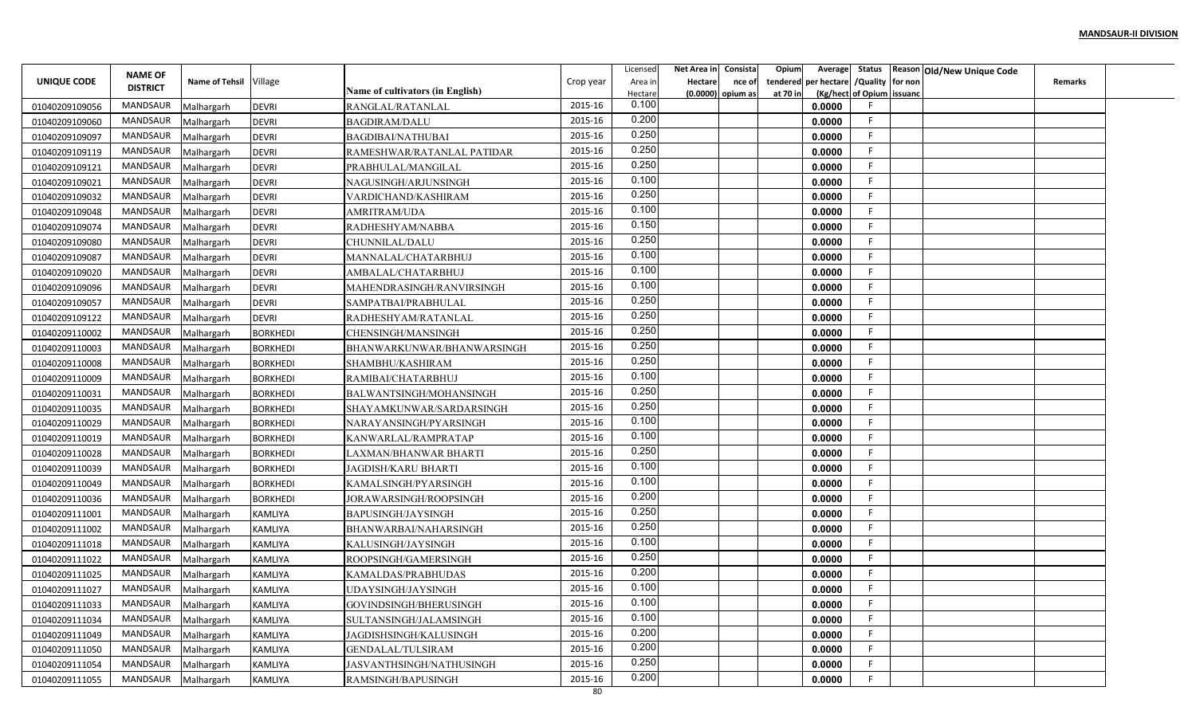**MANDSAUR-II DIVISION**

| UNIQUE CODE | NAME OF DISTRICT | Name of Tehsil | Village | Name of cultivators (in English) | Crop year | Licensed Area in Hectare | Net Area in Hectare (0.0000) | Consistance of opium as | Opium tendered at 70 in | Average per hectare (Kg/hect | Status /Quality of Opium | Reason for non issuanc | Old/New Unique Code | Remarks |
|---|---|---|---|---|---|---|---|---|---|---|---|---|---|---|
| 01040209109056 | MANDSAUR | Malhargarh | DEVRI | RANGLAL/RATANLAL | 2015-16 | 0.100 | | | | 0.0000 | F | | | |
| 01040209109060 | MANDSAUR | Malhargarh | DEVRI | BAGDIRAM/DALU | 2015-16 | 0.200 | | | | 0.0000 | F | | | |
| 01040209109097 | MANDSAUR | Malhargarh | DEVRI | BAGDIBAI/NATHUBAI | 2015-16 | 0.250 | | | | 0.0000 | F | | | |
| 01040209109119 | MANDSAUR | Malhargarh | DEVRI | RAMESHWAR/RATANLAL PATIDAR | 2015-16 | 0.250 | | | | 0.0000 | F | | | |
| 01040209109121 | MANDSAUR | Malhargarh | DEVRI | PRABHULAL/MANGILAL | 2015-16 | 0.250 | | | | 0.0000 | F | | | |
| 01040209109021 | MANDSAUR | Malhargarh | DEVRI | NAGUSINGH/ARJUNSINGH | 2015-16 | 0.100 | | | | 0.0000 | F | | | |
| 01040209109032 | MANDSAUR | Malhargarh | DEVRI | VARDICHAND/KASHIRAM | 2015-16 | 0.250 | | | | 0.0000 | F | | | |
| 01040209109048 | MANDSAUR | Malhargarh | DEVRI | AMRITRAM/UDA | 2015-16 | 0.100 | | | | 0.0000 | F | | | |
| 01040209109074 | MANDSAUR | Malhargarh | DEVRI | RADHESHYAM/NABBA | 2015-16 | 0.150 | | | | 0.0000 | F | | | |
| 01040209109080 | MANDSAUR | Malhargarh | DEVRI | CHUNNILAL/DALU | 2015-16 | 0.250 | | | | 0.0000 | F | | | |
| 01040209109087 | MANDSAUR | Malhargarh | DEVRI | MANNALAL/CHATARBHUJ | 2015-16 | 0.100 | | | | 0.0000 | F | | | |
| 01040209109020 | MANDSAUR | Malhargarh | DEVRI | AMBALAL/CHATARBHUJ | 2015-16 | 0.100 | | | | 0.0000 | F | | | |
| 01040209109096 | MANDSAUR | Malhargarh | DEVRI | MAHENDRASINGH/RANVIRSINGH | 2015-16 | 0.100 | | | | 0.0000 | F | | | |
| 01040209109057 | MANDSAUR | Malhargarh | DEVRI | SAMPATBAI/PRABHULAL | 2015-16 | 0.250 | | | | 0.0000 | F | | | |
| 01040209109122 | MANDSAUR | Malhargarh | DEVRI | RADHESHYAM/RATANLAL | 2015-16 | 0.250 | | | | 0.0000 | F | | | |
| 01040209110002 | MANDSAUR | Malhargarh | BORKHEDI | CHENSINGH/MANSINGH | 2015-16 | 0.250 | | | | 0.0000 | F | | | |
| 01040209110003 | MANDSAUR | Malhargarh | BORKHEDI | BHANWARKUNWAR/BHANWARSINGH | 2015-16 | 0.250 | | | | 0.0000 | F | | | |
| 01040209110008 | MANDSAUR | Malhargarh | BORKHEDI | SHAMBHU/KASHIRAM | 2015-16 | 0.250 | | | | 0.0000 | F | | | |
| 01040209110009 | MANDSAUR | Malhargarh | BORKHEDI | RAMIBAI/CHATARBHUJ | 2015-16 | 0.100 | | | | 0.0000 | F | | | |
| 01040209110031 | MANDSAUR | Malhargarh | BORKHEDI | BALWANTSINGH/MOHANSINGH | 2015-16 | 0.250 | | | | 0.0000 | F | | | |
| 01040209110035 | MANDSAUR | Malhargarh | BORKHEDI | SHAYAMKUNWAR/SARDARSINGH | 2015-16 | 0.250 | | | | 0.0000 | F | | | |
| 01040209110029 | MANDSAUR | Malhargarh | BORKHEDI | NARAYANSINGH/PYARSINGH | 2015-16 | 0.100 | | | | 0.0000 | F | | | |
| 01040209110019 | MANDSAUR | Malhargarh | BORKHEDI | KANWARLAL/RAMPRATAP | 2015-16 | 0.100 | | | | 0.0000 | F | | | |
| 01040209110028 | MANDSAUR | Malhargarh | BORKHEDI | LAXMAN/BHANWAR BHARTI | 2015-16 | 0.250 | | | | 0.0000 | F | | | |
| 01040209110039 | MANDSAUR | Malhargarh | BORKHEDI | JAGDISH/KARU BHARTI | 2015-16 | 0.100 | | | | 0.0000 | F | | | |
| 01040209110049 | MANDSAUR | Malhargarh | BORKHEDI | KAMALSINGH/PYARSINGH | 2015-16 | 0.100 | | | | 0.0000 | F | | | |
| 01040209110036 | MANDSAUR | Malhargarh | BORKHEDI | JORAWARSINGH/ROOPSINGH | 2015-16 | 0.200 | | | | 0.0000 | F | | | |
| 01040209111001 | MANDSAUR | Malhargarh | KAMLIYA | BAPUSINGH/JAYSINGH | 2015-16 | 0.250 | | | | 0.0000 | F | | | |
| 01040209111002 | MANDSAUR | Malhargarh | KAMLIYA | BHANWARBAI/NAHARSINGH | 2015-16 | 0.250 | | | | 0.0000 | F | | | |
| 01040209111018 | MANDSAUR | Malhargarh | KAMLIYA | KALUSINGH/JAYSINGH | 2015-16 | 0.100 | | | | 0.0000 | F | | | |
| 01040209111022 | MANDSAUR | Malhargarh | KAMLIYA | ROOPSINGH/GAMERSINGH | 2015-16 | 0.250 | | | | 0.0000 | F | | | |
| 01040209111025 | MANDSAUR | Malhargarh | KAMLIYA | KAMALDAS/PRABHUDAS | 2015-16 | 0.200 | | | | 0.0000 | F | | | |
| 01040209111027 | MANDSAUR | Malhargarh | KAMLIYA | UDAYSINGH/JAYSINGH | 2015-16 | 0.100 | | | | 0.0000 | F | | | |
| 01040209111033 | MANDSAUR | Malhargarh | KAMLIYA | GOVINDSINGH/BHERUSINGH | 2015-16 | 0.100 | | | | 0.0000 | F | | | |
| 01040209111034 | MANDSAUR | Malhargarh | KAMLIYA | SULTANSINGH/JALAMSINGH | 2015-16 | 0.100 | | | | 0.0000 | F | | | |
| 01040209111049 | MANDSAUR | Malhargarh | KAMLIYA | JAGDISHSINGH/KALUSINGH | 2015-16 | 0.200 | | | | 0.0000 | F | | | |
| 01040209111050 | MANDSAUR | Malhargarh | KAMLIYA | GENDALAL/TULSIRAM | 2015-16 | 0.200 | | | | 0.0000 | F | | | |
| 01040209111054 | MANDSAUR | Malhargarh | KAMLIYA | JASVANTHSINGH/NATHUSINGH | 2015-16 | 0.250 | | | | 0.0000 | F | | | |
| 01040209111055 | MANDSAUR | Malhargarh | KAMLIYA | RAMSINGH/BAPUSINGH | 2015-16 | 0.200 | | | | 0.0000 | F | | | |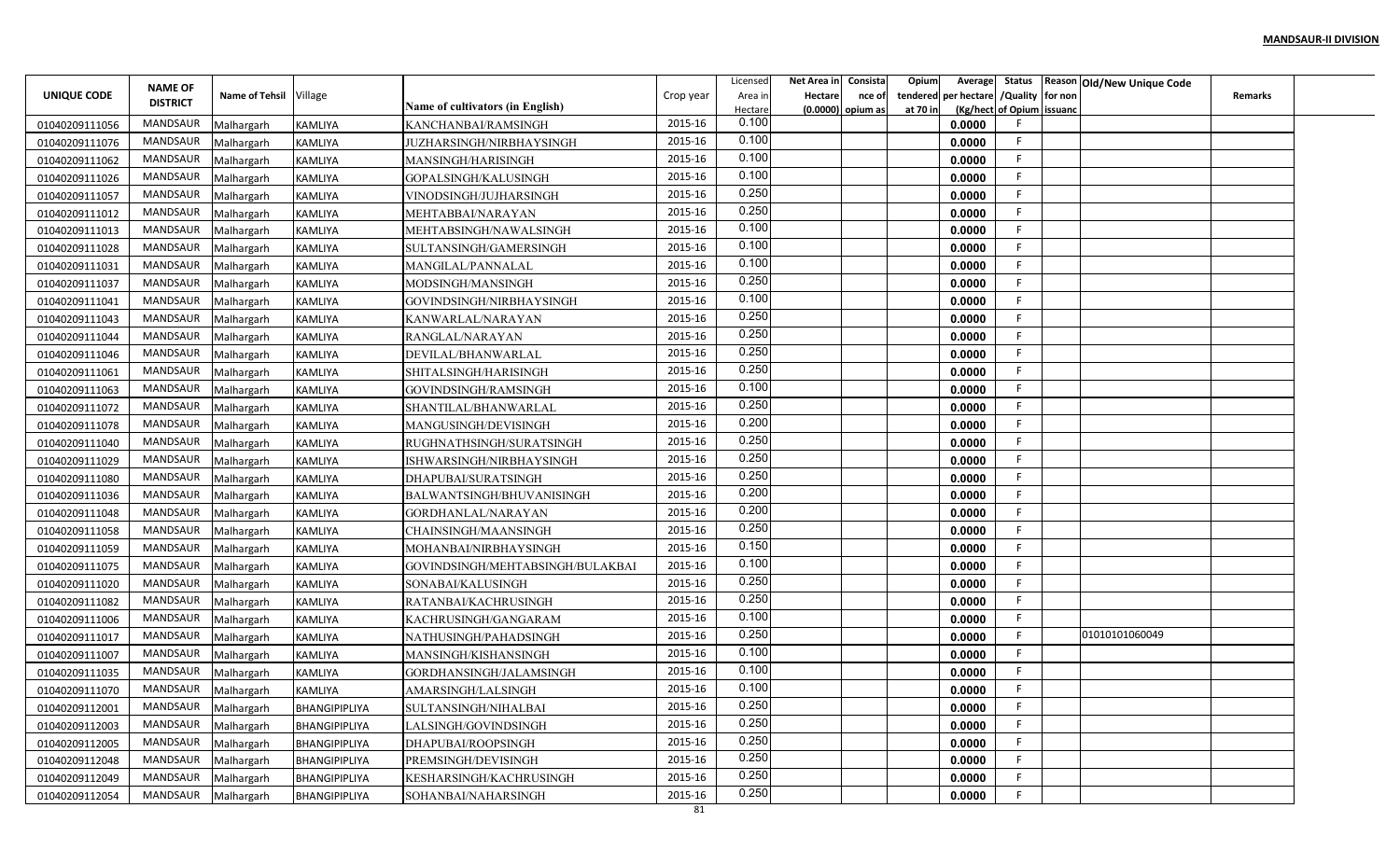**MANDSAUR-II DIVISION**

| UNIQUE CODE | NAME OF DISTRICT | Name of Tehsil | Village | Name of cultivators (in English) | Crop year | Licensed Area in Hectare | Net Area in Hectare (0.0000) | Consistance of opium as | Opium tendered at 70 in | Average per hectare (Kg/hect | Status /Quality of Opium | Reason for non issuance | Old/New Unique Code | Remarks |
|---|---|---|---|---|---|---|---|---|---|---|---|---|---|---|
| 01040209111056 | MANDSAUR | Malhargarh | KAMLIYA | KANCHANBAI/RAMSINGH | 2015-16 | 0.100 | | | | 0.0000 | F | | | |
| 01040209111076 | MANDSAUR | Malhargarh | KAMLIYA | JUZHARSINGH/NIRBHAYSINGH | 2015-16 | 0.100 | | | | 0.0000 | F | | | |
| 01040209111062 | MANDSAUR | Malhargarh | KAMLIYA | MANSINGH/HARISINGH | 2015-16 | 0.100 | | | | 0.0000 | F | | | |
| 01040209111026 | MANDSAUR | Malhargarh | KAMLIYA | GOPALSINGH/KALUSINGH | 2015-16 | 0.100 | | | | 0.0000 | F | | | |
| 01040209111057 | MANDSAUR | Malhargarh | KAMLIYA | VINODSINGH/JUJHARSINGH | 2015-16 | 0.250 | | | | 0.0000 | F | | | |
| 01040209111012 | MANDSAUR | Malhargarh | KAMLIYA | MEHTABBAI/NARAYAN | 2015-16 | 0.250 | | | | 0.0000 | F | | | |
| 01040209111013 | MANDSAUR | Malhargarh | KAMLIYA | MEHTABSINGH/NAWALSINGH | 2015-16 | 0.100 | | | | 0.0000 | F | | | |
| 01040209111028 | MANDSAUR | Malhargarh | KAMLIYA | SULTANSINGH/GAMERSINGH | 2015-16 | 0.100 | | | | 0.0000 | F | | | |
| 01040209111031 | MANDSAUR | Malhargarh | KAMLIYA | MANGILAL/PANNALAL | 2015-16 | 0.100 | | | | 0.0000 | F | | | |
| 01040209111037 | MANDSAUR | Malhargarh | KAMLIYA | MODSINGH/MANSINGH | 2015-16 | 0.250 | | | | 0.0000 | F | | | |
| 01040209111041 | MANDSAUR | Malhargarh | KAMLIYA | GOVINDSINGH/NIRBHAYSINGH | 2015-16 | 0.100 | | | | 0.0000 | F | | | |
| 01040209111043 | MANDSAUR | Malhargarh | KAMLIYA | KANWARLAL/NARAYAN | 2015-16 | 0.250 | | | | 0.0000 | F | | | |
| 01040209111044 | MANDSAUR | Malhargarh | KAMLIYA | RANGLAL/NARAYAN | 2015-16 | 0.250 | | | | 0.0000 | F | | | |
| 01040209111046 | MANDSAUR | Malhargarh | KAMLIYA | DEVILAL/BHANWARLAL | 2015-16 | 0.250 | | | | 0.0000 | F | | | |
| 01040209111061 | MANDSAUR | Malhargarh | KAMLIYA | SHITALSINGH/HARISINGH | 2015-16 | 0.250 | | | | 0.0000 | F | | | |
| 01040209111063 | MANDSAUR | Malhargarh | KAMLIYA | GOVINDSINGH/RAMSINGH | 2015-16 | 0.100 | | | | 0.0000 | F | | | |
| 01040209111072 | MANDSAUR | Malhargarh | KAMLIYA | SHANTILAL/BHANWARLAL | 2015-16 | 0.250 | | | | 0.0000 | F | | | |
| 01040209111078 | MANDSAUR | Malhargarh | KAMLIYA | MANGUSINGH/DEVISINGH | 2015-16 | 0.200 | | | | 0.0000 | F | | | |
| 01040209111040 | MANDSAUR | Malhargarh | KAMLIYA | RUGHNATHSINGH/SURATSINGH | 2015-16 | 0.250 | | | | 0.0000 | F | | | |
| 01040209111029 | MANDSAUR | Malhargarh | KAMLIYA | ISHWARSINGH/NIRBHAYSINGH | 2015-16 | 0.250 | | | | 0.0000 | F | | | |
| 01040209111080 | MANDSAUR | Malhargarh | KAMLIYA | DHAPUBAI/SURATSINGH | 2015-16 | 0.250 | | | | 0.0000 | F | | | |
| 01040209111036 | MANDSAUR | Malhargarh | KAMLIYA | BALWANTSINGH/BHUVANISINGH | 2015-16 | 0.200 | | | | 0.0000 | F | | | |
| 01040209111048 | MANDSAUR | Malhargarh | KAMLIYA | GORDHANLAL/NARAYAN | 2015-16 | 0.200 | | | | 0.0000 | F | | | |
| 01040209111058 | MANDSAUR | Malhargarh | KAMLIYA | CHAINSINGH/MAANSINGH | 2015-16 | 0.250 | | | | 0.0000 | F | | | |
| 01040209111059 | MANDSAUR | Malhargarh | KAMLIYA | MOHANBAI/NIRBHAYSINGH | 2015-16 | 0.150 | | | | 0.0000 | F | | | |
| 01040209111075 | MANDSAUR | Malhargarh | KAMLIYA | GOVINDSINGH/MEHTABSINGH/BULAKBAI | 2015-16 | 0.100 | | | | 0.0000 | F | | | |
| 01040209111020 | MANDSAUR | Malhargarh | KAMLIYA | SONABAI/KALUSINGH | 2015-16 | 0.250 | | | | 0.0000 | F | | | |
| 01040209111082 | MANDSAUR | Malhargarh | KAMLIYA | RATANBAI/KACHRUSINGH | 2015-16 | 0.250 | | | | 0.0000 | F | | | |
| 01040209111006 | MANDSAUR | Malhargarh | KAMLIYA | KACHRUSINGH/GANGARAM | 2015-16 | 0.100 | | | | 0.0000 | F | | | |
| 01040209111017 | MANDSAUR | Malhargarh | KAMLIYA | NATHUSINGH/PAHADSINGH | 2015-16 | 0.250 | | | | 0.0000 | F | | 01010101060049 | |
| 01040209111007 | MANDSAUR | Malhargarh | KAMLIYA | MANSINGH/KISHANSINGH | 2015-16 | 0.100 | | | | 0.0000 | F | | | |
| 01040209111035 | MANDSAUR | Malhargarh | KAMLIYA | GORDHANSINGH/JALAMSINGH | 2015-16 | 0.100 | | | | 0.0000 | F | | | |
| 01040209111070 | MANDSAUR | Malhargarh | KAMLIYA | AMARSINGH/LALSINGH | 2015-16 | 0.100 | | | | 0.0000 | F | | | |
| 01040209112001 | MANDSAUR | Malhargarh | BHANGIPIPLIYA | SULTANSINGH/NIHALBAI | 2015-16 | 0.250 | | | | 0.0000 | F | | | |
| 01040209112003 | MANDSAUR | Malhargarh | BHANGIPIPLIYA | LALSINGH/GOVINDSINGH | 2015-16 | 0.250 | | | | 0.0000 | F | | | |
| 01040209112005 | MANDSAUR | Malhargarh | BHANGIPIPLIYA | DHAPUBAI/ROOPSINGH | 2015-16 | 0.250 | | | | 0.0000 | F | | | |
| 01040209112048 | MANDSAUR | Malhargarh | BHANGIPIPLIYA | PREMSINGH/DEVISINGH | 2015-16 | 0.250 | | | | 0.0000 | F | | | |
| 01040209112049 | MANDSAUR | Malhargarh | BHANGIPIPLIYA | KESHARSINGH/KACHRUSINGH | 2015-16 | 0.250 | | | | 0.0000 | F | | | |
| 01040209112054 | MANDSAUR | Malhargarh | BHANGIPIPLIYA | SOHANBAI/NAHARSINGH | 2015-16 | 0.250 | | | | 0.0000 | F | | | |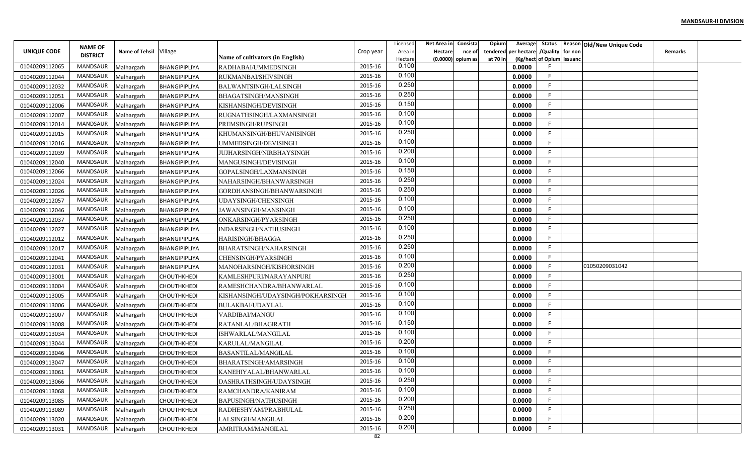**MANDSAUR-II DIVISION**

| UNIQUE CODE | NAME OF DISTRICT | Name of Tehsil | Village | Name of cultivators (in English) | Crop year | Licensed Area in Hectare | Net Area in Hectare (0.0000) | Consistance of opium as | Opium tendered at 70 in | Average per hectare (Kg/hect | Status /Quality of Opium | Reason for non issuance | Old/New Unique Code | Remarks |
|---|---|---|---|---|---|---|---|---|---|---|---|---|---|---|
| 01040209112065 | MANDSAUR | Malhargarh | BHANGIPIPLIYA | RADHABAI/UMMEDSINGH | 2015-16 | 0.100 | | | | 0.0000 | F | | | |
| 01040209112044 | MANDSAUR | Malhargarh | BHANGIPIPLIYA | RUKMANBAI/SHIVSINGH | 2015-16 | 0.100 | | | | 0.0000 | F | | | |
| 01040209112032 | MANDSAUR | Malhargarh | BHANGIPIPLIYA | BALWANTSINGH/LALSINGH | 2015-16 | 0.250 | | | | 0.0000 | F | | | |
| 01040209112051 | MANDSAUR | Malhargarh | BHANGIPIPLIYA | BHAGATSINGH/MANSINGH | 2015-16 | 0.250 | | | | 0.0000 | F | | | |
| 01040209112006 | MANDSAUR | Malhargarh | BHANGIPIPLIYA | KISHANSINGH/DEVISINGH | 2015-16 | 0.150 | | | | 0.0000 | F | | | |
| 01040209112007 | MANDSAUR | Malhargarh | BHANGIPIPLIYA | RUGNATHSINGH/LAXMANSINGH | 2015-16 | 0.100 | | | | 0.0000 | F | | | |
| 01040209112014 | MANDSAUR | Malhargarh | BHANGIPIPLIYA | PREMSINGH/RUPSINGH | 2015-16 | 0.100 | | | | 0.0000 | F | | | |
| 01040209112015 | MANDSAUR | Malhargarh | BHANGIPIPLIYA | KHUMANSINGH/BHUVANISINGH | 2015-16 | 0.250 | | | | 0.0000 | F | | | |
| 01040209112016 | MANDSAUR | Malhargarh | BHANGIPIPLIYA | UMMEDSINGH/DEVISINGH | 2015-16 | 0.100 | | | | 0.0000 | F | | | |
| 01040209112039 | MANDSAUR | Malhargarh | BHANGIPIPLIYA | JUJHARSINGH/NIRBHAYSINGH | 2015-16 | 0.200 | | | | 0.0000 | F | | | |
| 01040209112040 | MANDSAUR | Malhargarh | BHANGIPIPLIYA | MANGUSINGH/DEVISINGH | 2015-16 | 0.100 | | | | 0.0000 | F | | | |
| 01040209112066 | MANDSAUR | Malhargarh | BHANGIPIPLIYA | GOPALSINGH/LAXMANSINGH | 2015-16 | 0.150 | | | | 0.0000 | F | | | |
| 01040209112024 | MANDSAUR | Malhargarh | BHANGIPIPLIYA | NAHARSINGH/BHANWARSINGH | 2015-16 | 0.250 | | | | 0.0000 | F | | | |
| 01040209112026 | MANDSAUR | Malhargarh | BHANGIPIPLIYA | GORDHANSINGH/BHANWARSINGH | 2015-16 | 0.250 | | | | 0.0000 | F | | | |
| 01040209112057 | MANDSAUR | Malhargarh | BHANGIPIPLIYA | UDAYSINGH/CHENSINGH | 2015-16 | 0.100 | | | | 0.0000 | F | | | |
| 01040209112046 | MANDSAUR | Malhargarh | BHANGIPIPLIYA | JAWANSINGH/MANSINGH | 2015-16 | 0.100 | | | | 0.0000 | F | | | |
| 01040209112037 | MANDSAUR | Malhargarh | BHANGIPIPLIYA | ONKARSINGH/PYARSINGH | 2015-16 | 0.250 | | | | 0.0000 | F | | | |
| 01040209112027 | MANDSAUR | Malhargarh | BHANGIPIPLIYA | INDARSINGH/NATHUSINGH | 2015-16 | 0.100 | | | | 0.0000 | F | | | |
| 01040209112012 | MANDSAUR | Malhargarh | BHANGIPIPLIYA | HARISINGH/BHAGGA | 2015-16 | 0.250 | | | | 0.0000 | F | | | |
| 01040209112017 | MANDSAUR | Malhargarh | BHANGIPIPLIYA | BHARATSINGH/NAHARSINGH | 2015-16 | 0.250 | | | | 0.0000 | F | | | |
| 01040209112041 | MANDSAUR | Malhargarh | BHANGIPIPLIYA | CHENSINGH/PYARSINGH | 2015-16 | 0.100 | | | | 0.0000 | F | | | |
| 01040209112031 | MANDSAUR | Malhargarh | BHANGIPIPLIYA | MANOHARSINGH/KISHORSINGH | 2015-16 | 0.200 | | | | 0.0000 | F | | 01050209031042 | |
| 01040209113001 | MANDSAUR | Malhargarh | CHOUTHKHEDI | KAMLESHPURI/NARAYANPURI | 2015-16 | 0.250 | | | | 0.0000 | F | | | |
| 01040209113004 | MANDSAUR | Malhargarh | CHOUTHKHEDI | RAMESHCHANDRA/BHANWARLAL | 2015-16 | 0.100 | | | | 0.0000 | F | | | |
| 01040209113005 | MANDSAUR | Malhargarh | CHOUTHKHEDI | KISHANSINGH/UDAYSINGH/POKHARSINGH | 2015-16 | 0.100 | | | | 0.0000 | F | | | |
| 01040209113006 | MANDSAUR | Malhargarh | CHOUTHKHEDI | BULAKBAI/UDAYLAL | 2015-16 | 0.100 | | | | 0.0000 | F | | | |
| 01040209113007 | MANDSAUR | Malhargarh | CHOUTHKHEDI | VARDIBAI/MANGU | 2015-16 | 0.100 | | | | 0.0000 | F | | | |
| 01040209113008 | MANDSAUR | Malhargarh | CHOUTHKHEDI | RATANLAL/BHAGIRATH | 2015-16 | 0.150 | | | | 0.0000 | F | | | |
| 01040209113034 | MANDSAUR | Malhargarh | CHOUTHKHEDI | ISHWARLAL/MANGILAL | 2015-16 | 0.100 | | | | 0.0000 | F | | | |
| 01040209113044 | MANDSAUR | Malhargarh | CHOUTHKHEDI | KARULAL/MANGILAL | 2015-16 | 0.200 | | | | 0.0000 | F | | | |
| 01040209113046 | MANDSAUR | Malhargarh | CHOUTHKHEDI | BASANTILAL/MANGILAL | 2015-16 | 0.100 | | | | 0.0000 | F | | | |
| 01040209113047 | MANDSAUR | Malhargarh | CHOUTHKHEDI | BHARATSINGH/AMARSINGH | 2015-16 | 0.100 | | | | 0.0000 | F | | | |
| 01040209113061 | MANDSAUR | Malhargarh | CHOUTHKHEDI | KANEHIYALAL/BHANWARLAL | 2015-16 | 0.100 | | | | 0.0000 | F | | | |
| 01040209113066 | MANDSAUR | Malhargarh | CHOUTHKHEDI | DASHRATHSINGH/UDAYSINGH | 2015-16 | 0.250 | | | | 0.0000 | F | | | |
| 01040209113068 | MANDSAUR | Malhargarh | CHOUTHKHEDI | RAMCHANDRA/KANIRAM | 2015-16 | 0.100 | | | | 0.0000 | F | | | |
| 01040209113085 | MANDSAUR | Malhargarh | CHOUTHKHEDI | BAPUSINGH/NATHUSINGH | 2015-16 | 0.200 | | | | 0.0000 | F | | | |
| 01040209113089 | MANDSAUR | Malhargarh | CHOUTHKHEDI | RADHESHYAM/PRABHULAL | 2015-16 | 0.250 | | | | 0.0000 | F | | | |
| 01040209113020 | MANDSAUR | Malhargarh | CHOUTHKHEDI | LALSINGH/MANGILAL | 2015-16 | 0.200 | | | | 0.0000 | F | | | |
| 01040209113031 | MANDSAUR | Malhargarh | CHOUTHKHEDI | AMRITRAM/MANGILAL | 2015-16 | 0.200 | | | | 0.0000 | F | | | |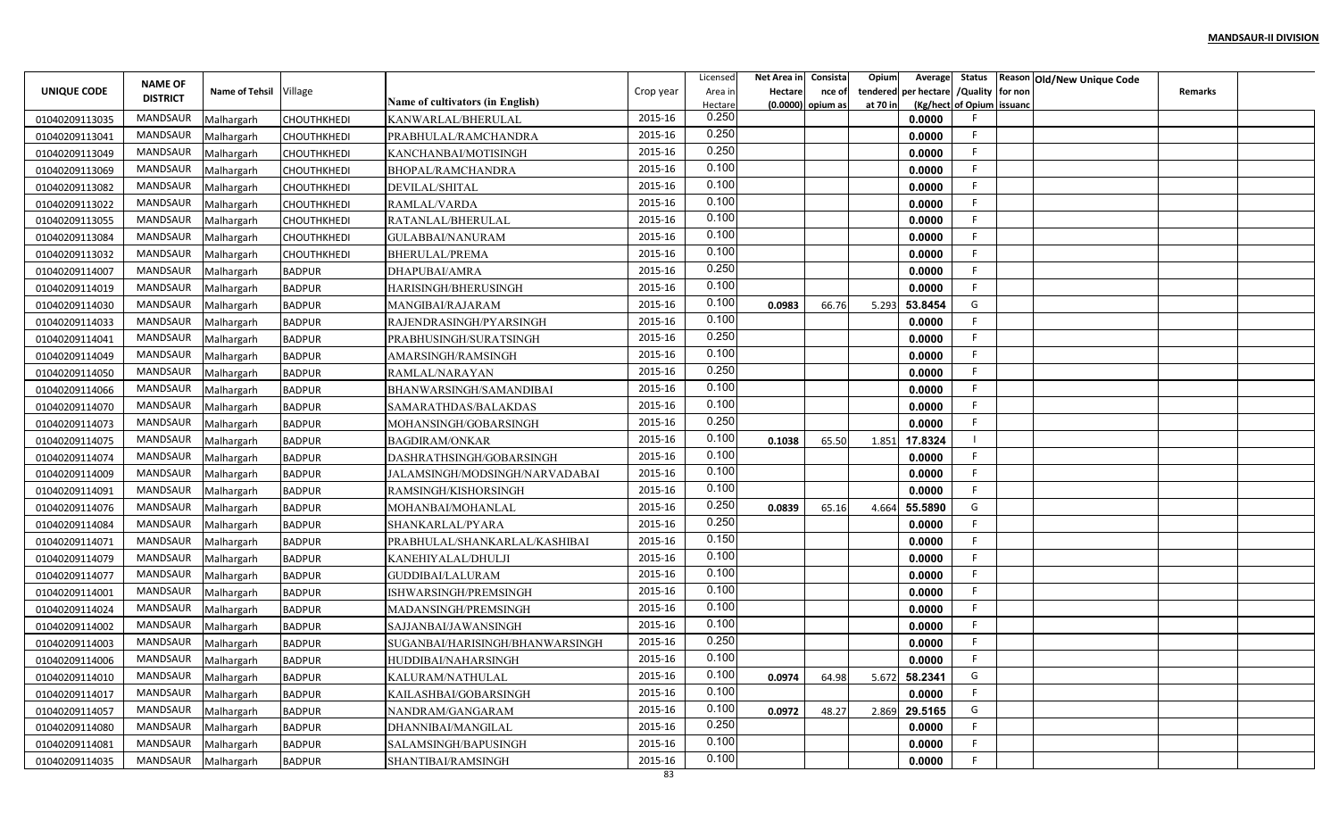**MANDSAUR-II DIVISION**

| UNIQUE CODE | NAME OF DISTRICT | Name of Tehsil | Village | Name of cultivators (in English) | Crop year | Licensed Area in Hectare | Net Area in Hectare (0.0000) | Consistance of opium as | Opium tendered at 70 in | Average per hectare (Kg/hect | Status /Quality of Opium | Reason for non issuanc | Old/New Unique Code | Remarks | |
|---|---|---|---|---|---|---|---|---|---|---|---|---|---|---|---|
| 01040209113035 | MANDSAUR | Malhargarh | CHOUTHKHEDI | KANWARLAL/BHERULAL | 2015-16 | 0.250 | | | | 0.0000 | F | | | | |
| 01040209113041 | MANDSAUR | Malhargarh | CHOUTHKHEDI | PRABHULAL/RAMCHANDRA | 2015-16 | 0.250 | | | | 0.0000 | F | | | | |
| 01040209113049 | MANDSAUR | Malhargarh | CHOUTHKHEDI | KANCHANBAI/MOTISINGH | 2015-16 | 0.250 | | | | 0.0000 | F | | | | |
| 01040209113069 | MANDSAUR | Malhargarh | CHOUTHKHEDI | BHOPAL/RAMCHANDRA | 2015-16 | 0.100 | | | | 0.0000 | F | | | | |
| 01040209113082 | MANDSAUR | Malhargarh | CHOUTHKHEDI | DEVILAL/SHITAL | 2015-16 | 0.100 | | | | 0.0000 | F | | | | |
| 01040209113022 | MANDSAUR | Malhargarh | CHOUTHKHEDI | RAMLAL/VARDA | 2015-16 | 0.100 | | | | 0.0000 | F | | | | |
| 01040209113055 | MANDSAUR | Malhargarh | CHOUTHKHEDI | RATANLAL/BHERULAL | 2015-16 | 0.100 | | | | 0.0000 | F | | | | |
| 01040209113084 | MANDSAUR | Malhargarh | CHOUTHKHEDI | GULABBAI/NANURAM | 2015-16 | 0.100 | | | | 0.0000 | F | | | | |
| 01040209113032 | MANDSAUR | Malhargarh | CHOUTHKHEDI | BHERULAL/PREMA | 2015-16 | 0.100 | | | | 0.0000 | F | | | | |
| 01040209114007 | MANDSAUR | Malhargarh | BADPUR | DHAPUBAI/AMRA | 2015-16 | 0.250 | | | | 0.0000 | F | | | | |
| 01040209114019 | MANDSAUR | Malhargarh | BADPUR | HARISINGH/BHERUSINGH | 2015-16 | 0.100 | | | | 0.0000 | F | | | | |
| 01040209114030 | MANDSAUR | Malhargarh | BADPUR | MANGIBAI/RAJARAM | 2015-16 | 0.100 | 0.0983 | 66.76 | 5.293 | 53.8454 | G | | | | |
| 01040209114033 | MANDSAUR | Malhargarh | BADPUR | RAJENDRASINGH/PYARSINGH | 2015-16 | 0.100 | | | | 0.0000 | F | | | | |
| 01040209114041 | MANDSAUR | Malhargarh | BADPUR | PRABHUSINGH/SURATSINGH | 2015-16 | 0.250 | | | | 0.0000 | F | | | | |
| 01040209114049 | MANDSAUR | Malhargarh | BADPUR | AMARSINGH/RAMSINGH | 2015-16 | 0.100 | | | | 0.0000 | F | | | | |
| 01040209114050 | MANDSAUR | Malhargarh | BADPUR | RAMLAL/NARAYAN | 2015-16 | 0.250 | | | | 0.0000 | F | | | | |
| 01040209114066 | MANDSAUR | Malhargarh | BADPUR | BHANWARSINGH/SAMANDIBAI | 2015-16 | 0.100 | | | | 0.0000 | F | | | | |
| 01040209114070 | MANDSAUR | Malhargarh | BADPUR | SAMARATHDAS/BALAKDAS | 2015-16 | 0.100 | | | | 0.0000 | F | | | | |
| 01040209114073 | MANDSAUR | Malhargarh | BADPUR | MOHANSINGH/GOBARSINGH | 2015-16 | 0.250 | | | | 0.0000 | F | | | | |
| 01040209114075 | MANDSAUR | Malhargarh | BADPUR | BAGDIRAM/ONKAR | 2015-16 | 0.100 | 0.1038 | 65.50 | 1.851 | 17.8324 | I | | | | |
| 01040209114074 | MANDSAUR | Malhargarh | BADPUR | DASHRATHSINGH/GOBARSINGH | 2015-16 | 0.100 | | | | 0.0000 | F | | | | |
| 01040209114009 | MANDSAUR | Malhargarh | BADPUR | JALAMSINGH/MODSINGH/NARVADABAI | 2015-16 | 0.100 | | | | 0.0000 | F | | | | |
| 01040209114091 | MANDSAUR | Malhargarh | BADPUR | RAMSINGH/KISHORSINGH | 2015-16 | 0.100 | | | | 0.0000 | F | | | | |
| 01040209114076 | MANDSAUR | Malhargarh | BADPUR | MOHANBAI/MOHANLAL | 2015-16 | 0.250 | 0.0839 | 65.16 | 4.664 | 55.5890 | G | | | | |
| 01040209114084 | MANDSAUR | Malhargarh | BADPUR | SHANKARLAL/PYARA | 2015-16 | 0.250 | | | | 0.0000 | F | | | | |
| 01040209114071 | MANDSAUR | Malhargarh | BADPUR | PRABHULAL/SHANKARLAL/KASHIBAI | 2015-16 | 0.150 | | | | 0.0000 | F | | | | |
| 01040209114079 | MANDSAUR | Malhargarh | BADPUR | KANEHIYALAL/DHULJI | 2015-16 | 0.100 | | | | 0.0000 | F | | | | |
| 01040209114077 | MANDSAUR | Malhargarh | BADPUR | GUDDIBAI/LALURAM | 2015-16 | 0.100 | | | | 0.0000 | F | | | | |
| 01040209114001 | MANDSAUR | Malhargarh | BADPUR | ISHWARSINGH/PREMSINGH | 2015-16 | 0.100 | | | | 0.0000 | F | | | | |
| 01040209114024 | MANDSAUR | Malhargarh | BADPUR | MADANSINGH/PREMSINGH | 2015-16 | 0.100 | | | | 0.0000 | F | | | | |
| 01040209114002 | MANDSAUR | Malhargarh | BADPUR | SAJJANBAI/JAWANSINGH | 2015-16 | 0.100 | | | | 0.0000 | F | | | | |
| 01040209114003 | MANDSAUR | Malhargarh | BADPUR | SUGANBAI/HARISINGH/BHANWARSINGH | 2015-16 | 0.250 | | | | 0.0000 | F | | | | |
| 01040209114006 | MANDSAUR | Malhargarh | BADPUR | HUDDIBAI/NAHARSINGH | 2015-16 | 0.100 | | | | 0.0000 | F | | | | |
| 01040209114010 | MANDSAUR | Malhargarh | BADPUR | KALURAM/NATHULAL | 2015-16 | 0.100 | 0.0974 | 64.98 | 5.672 | 58.2341 | G | | | | |
| 01040209114017 | MANDSAUR | Malhargarh | BADPUR | KAILASHBAI/GOBARSINGH | 2015-16 | 0.100 | | | | 0.0000 | F | | | | |
| 01040209114057 | MANDSAUR | Malhargarh | BADPUR | NANDRAM/GANGARAM | 2015-16 | 0.100 | 0.0972 | 48.27 | 2.869 | 29.5165 | G | | | | |
| 01040209114080 | MANDSAUR | Malhargarh | BADPUR | DHANNIBAI/MANGILAL | 2015-16 | 0.250 | | | | 0.0000 | F | | | | |
| 01040209114081 | MANDSAUR | Malhargarh | BADPUR | SALAMSINGH/BAPUSINGH | 2015-16 | 0.100 | | | | 0.0000 | F | | | | |
| 01040209114035 | MANDSAUR | Malhargarh | BADPUR | SHANTIBAI/RAMSINGH | 2015-16 | 0.100 | | | | 0.0000 | F | | | | |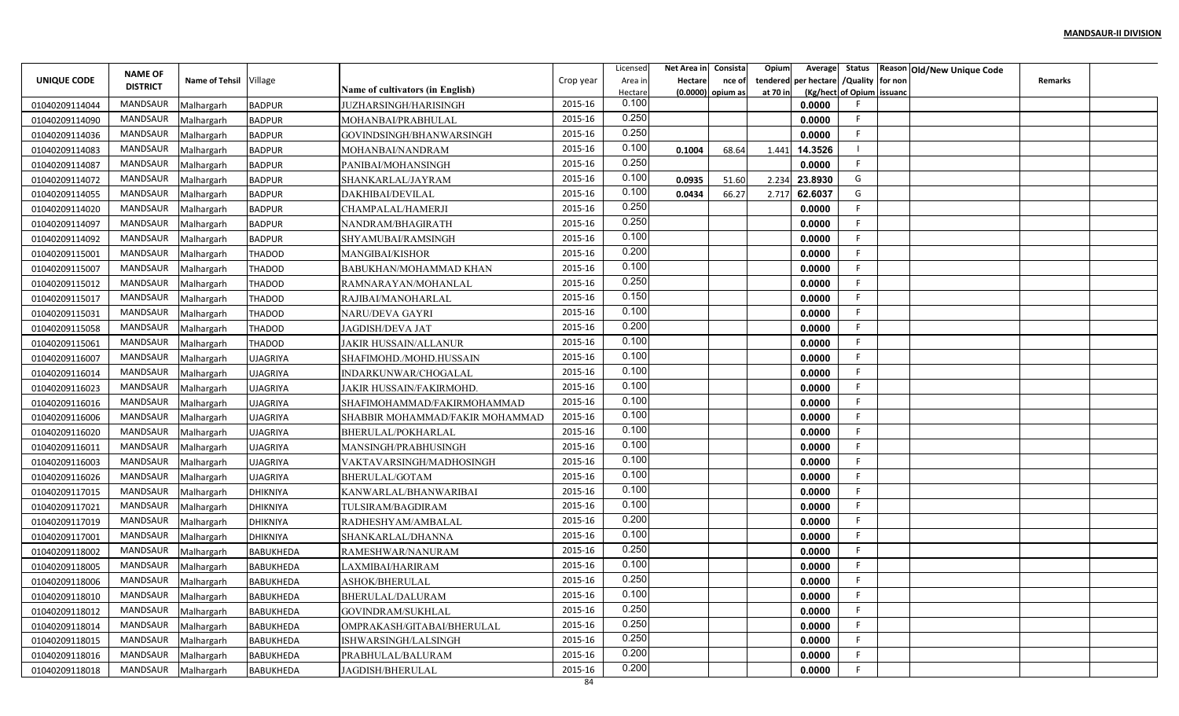**MANDSAUR-II DIVISION**

| UNIQUE CODE | NAME OF DISTRICT | Name of Tehsil | Village | Name of cultivators (in English) | Crop year | Licensed Area in Hectare | Net Area in Hectare (0.0000) | Consistance of opium as | Opium tendered at 70 in | Average per hectare (Kg/hect | Status /Quality of Opium | Reason for non issuance | Old/New Unique Code | Remarks | |
|---|---|---|---|---|---|---|---|---|---|---|---|---|---|---|---|
| 01040209114044 | MANDSAUR | Malhargarh | BADPUR | JUZHARSINGH/HARISINGH | 2015-16 | 0.100 | | | | 0.0000 | F | | | | |
| 01040209114090 | MANDSAUR | Malhargarh | BADPUR | MOHANBAI/PRABHULAL | 2015-16 | 0.250 | | | | 0.0000 | F | | | | |
| 01040209114036 | MANDSAUR | Malhargarh | BADPUR | GOVINDSINGH/BHANWARSINGH | 2015-16 | 0.250 | | | | 0.0000 | F | | | | |
| 01040209114083 | MANDSAUR | Malhargarh | BADPUR | MOHANBAI/NANDRAM | 2015-16 | 0.100 | 0.1004 | 68.64 | 1.441 | 14.3526 | I | | | | |
| 01040209114087 | MANDSAUR | Malhargarh | BADPUR | PANIBAI/MOHANSINGH | 2015-16 | 0.250 | | | | 0.0000 | F | | | | |
| 01040209114072 | MANDSAUR | Malhargarh | BADPUR | SHANKARLAL/JAYRAM | 2015-16 | 0.100 | 0.0935 | 51.60 | 2.234 | 23.8930 | G | | | | |
| 01040209114055 | MANDSAUR | Malhargarh | BADPUR | DAKHIBAI/DEVILAL | 2015-16 | 0.100 | 0.0434 | 66.27 | 2.717 | 62.6037 | G | | | | |
| 01040209114020 | MANDSAUR | Malhargarh | BADPUR | CHAMPALAL/HAMERJI | 2015-16 | 0.250 | | | | 0.0000 | F | | | | |
| 01040209114097 | MANDSAUR | Malhargarh | BADPUR | NANDRAM/BHAGIRATH | 2015-16 | 0.250 | | | | 0.0000 | F | | | | |
| 01040209114092 | MANDSAUR | Malhargarh | BADPUR | SHYAMUBAI/RAMSINGH | 2015-16 | 0.100 | | | | 0.0000 | F | | | | |
| 01040209115001 | MANDSAUR | Malhargarh | THADOD | MANGIBAI/KISHOR | 2015-16 | 0.200 | | | | 0.0000 | F | | | | |
| 01040209115007 | MANDSAUR | Malhargarh | THADOD | BABUKHAN/MOHAMMAD KHAN | 2015-16 | 0.100 | | | | 0.0000 | F | | | | |
| 01040209115012 | MANDSAUR | Malhargarh | THADOD | RAMNARAYAN/MOHANLAL | 2015-16 | 0.250 | | | | 0.0000 | F | | | | |
| 01040209115017 | MANDSAUR | Malhargarh | THADOD | RAJIBAI/MANOHARLAL | 2015-16 | 0.150 | | | | 0.0000 | F | | | | |
| 01040209115031 | MANDSAUR | Malhargarh | THADOD | NARU/DEVA GAYRI | 2015-16 | 0.100 | | | | 0.0000 | F | | | | |
| 01040209115058 | MANDSAUR | Malhargarh | THADOD | JAGDISH/DEVA JAT | 2015-16 | 0.200 | | | | 0.0000 | F | | | | |
| 01040209115061 | MANDSAUR | Malhargarh | THADOD | JAKIR HUSSAIN/ALLANUR | 2015-16 | 0.100 | | | | 0.0000 | F | | | | |
| 01040209116007 | MANDSAUR | Malhargarh | UJAGRIYA | SHAFIMOHD./MOHD.HUSSAIN | 2015-16 | 0.100 | | | | 0.0000 | F | | | | |
| 01040209116014 | MANDSAUR | Malhargarh | UJAGRIYA | INDARKUNWAR/CHOGALAL | 2015-16 | 0.100 | | | | 0.0000 | F | | | | |
| 01040209116023 | MANDSAUR | Malhargarh | UJAGRIYA | JAKIR HUSSAIN/FAKIRMOHD. | 2015-16 | 0.100 | | | | 0.0000 | F | | | | |
| 01040209116016 | MANDSAUR | Malhargarh | UJAGRIYA | SHAFIMOHAMMAD/FAKIRMOHAMMAD | 2015-16 | 0.100 | | | | 0.0000 | F | | | | |
| 01040209116006 | MANDSAUR | Malhargarh | UJAGRIYA | SHABBIR MOHAMMAD/FAKIR MOHAMMAD | 2015-16 | 0.100 | | | | 0.0000 | F | | | | |
| 01040209116020 | MANDSAUR | Malhargarh | UJAGRIYA | BHERULAL/POKHARLAL | 2015-16 | 0.100 | | | | 0.0000 | F | | | | |
| 01040209116011 | MANDSAUR | Malhargarh | UJAGRIYA | MANSINGH/PRABHUSINGH | 2015-16 | 0.100 | | | | 0.0000 | F | | | | |
| 01040209116003 | MANDSAUR | Malhargarh | UJAGRIYA | VAKTAVARSINGH/MADHOSINGH | 2015-16 | 0.100 | | | | 0.0000 | F | | | | |
| 01040209116026 | MANDSAUR | Malhargarh | UJAGRIYA | BHERULAL/GOTAM | 2015-16 | 0.100 | | | | 0.0000 | F | | | | |
| 01040209117015 | MANDSAUR | Malhargarh | DHIKNIYA | KANWARLAL/BHANWARIBAI | 2015-16 | 0.100 | | | | 0.0000 | F | | | | |
| 01040209117021 | MANDSAUR | Malhargarh | DHIKNIYA | TULSIRAM/BAGDIRAM | 2015-16 | 0.100 | | | | 0.0000 | F | | | | |
| 01040209117019 | MANDSAUR | Malhargarh | DHIKNIYA | RADHESHYAM/AMBALAL | 2015-16 | 0.200 | | | | 0.0000 | F | | | | |
| 01040209117001 | MANDSAUR | Malhargarh | DHIKNIYA | SHANKARLAL/DHANNA | 2015-16 | 0.100 | | | | 0.0000 | F | | | | |
| 01040209118002 | MANDSAUR | Malhargarh | BABUKHEDA | RAMESHWAR/NANURAM | 2015-16 | 0.250 | | | | 0.0000 | F | | | | |
| 01040209118005 | MANDSAUR | Malhargarh | BABUKHEDA | LAXMIBAI/HARIRAM | 2015-16 | 0.100 | | | | 0.0000 | F | | | | |
| 01040209118006 | MANDSAUR | Malhargarh | BABUKHEDA | ASHOK/BHERULAL | 2015-16 | 0.250 | | | | 0.0000 | F | | | | |
| 01040209118010 | MANDSAUR | Malhargarh | BABUKHEDA | BHERULAL/DALURAM | 2015-16 | 0.100 | | | | 0.0000 | F | | | | |
| 01040209118012 | MANDSAUR | Malhargarh | BABUKHEDA | GOVINDRAM/SUKHLAL | 2015-16 | 0.250 | | | | 0.0000 | F | | | | |
| 01040209118014 | MANDSAUR | Malhargarh | BABUKHEDA | OMPRAKASH/GITABAI/BHERULAL | 2015-16 | 0.250 | | | | 0.0000 | F | | | | |
| 01040209118015 | MANDSAUR | Malhargarh | BABUKHEDA | ISHWARSINGH/LALSINGH | 2015-16 | 0.250 | | | | 0.0000 | F | | | | |
| 01040209118016 | MANDSAUR | Malhargarh | BABUKHEDA | PRABHULAL/BALURAM | 2015-16 | 0.200 | | | | 0.0000 | F | | | | |
| 01040209118018 | MANDSAUR | Malhargarh | BABUKHEDA | JAGDISH/BHERULAL | 2015-16 | 0.200 | | | | 0.0000 | F | | | | |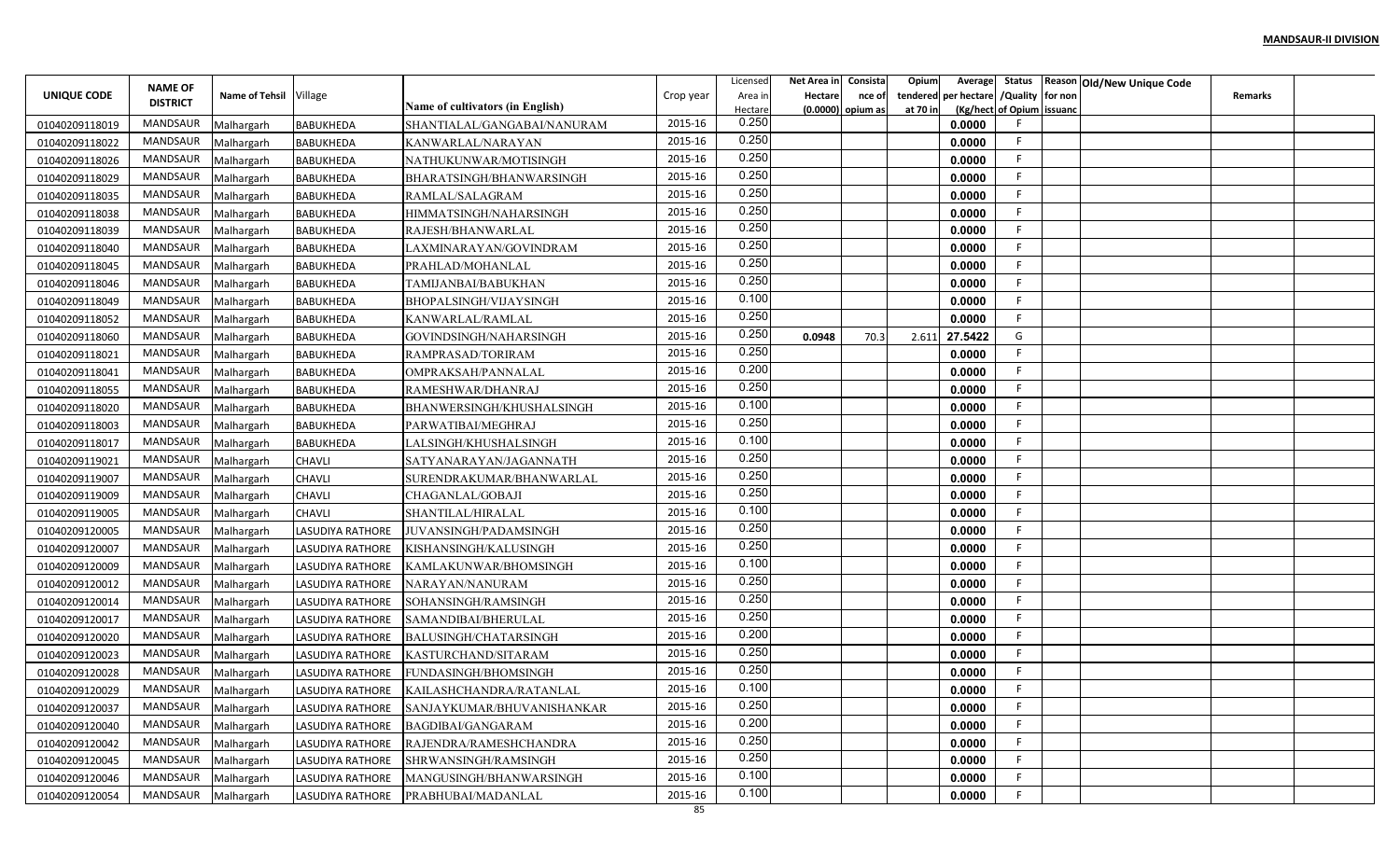**MANDSAUR-II DIVISION**

| UNIQUE CODE | NAME OF DISTRICT | Name of Tehsil | Village | Name of cultivators (in English) | Crop year | Licensed Area in Hectare | Net Area in Hectare (0.0000) | Consistance of opium as | Opium tendered at 70 in | Average per hectare (Kg/hect | Status /Quality of Opium | Reason for non issuance | Old/New Unique Code | Remarks |
|---|---|---|---|---|---|---|---|---|---|---|---|---|---|---|
| 01040209118019 | MANDSAUR | Malhargarh | BABUKHEDA | SHANTIALAL/GANGABAI/NANURAM | 2015-16 | 0.250 | | | | 0.0000 | F | | | |
| 01040209118022 | MANDSAUR | Malhargarh | BABUKHEDA | KANWARLAL/NARAYAN | 2015-16 | 0.250 | | | | 0.0000 | F | | | |
| 01040209118026 | MANDSAUR | Malhargarh | BABUKHEDA | NATHUKUNWAR/MOTISINGH | 2015-16 | 0.250 | | | | 0.0000 | F | | | |
| 01040209118029 | MANDSAUR | Malhargarh | BABUKHEDA | BHARATSINGH/BHANWARSINGH | 2015-16 | 0.250 | | | | 0.0000 | F | | | |
| 01040209118035 | MANDSAUR | Malhargarh | BABUKHEDA | RAMLAL/SALAGRAM | 2015-16 | 0.250 | | | | 0.0000 | F | | | |
| 01040209118038 | MANDSAUR | Malhargarh | BABUKHEDA | HIMMATSINGH/NAHARSINGH | 2015-16 | 0.250 | | | | 0.0000 | F | | | |
| 01040209118039 | MANDSAUR | Malhargarh | BABUKHEDA | RAJESH/BHANWARLAL | 2015-16 | 0.250 | | | | 0.0000 | F | | | |
| 01040209118040 | MANDSAUR | Malhargarh | BABUKHEDA | LAXMINARAYAN/GOVINDRAM | 2015-16 | 0.250 | | | | 0.0000 | F | | | |
| 01040209118045 | MANDSAUR | Malhargarh | BABUKHEDA | PRAHLAD/MOHANLAL | 2015-16 | 0.250 | | | | 0.0000 | F | | | |
| 01040209118046 | MANDSAUR | Malhargarh | BABUKHEDA | TAMIJANBAI/BABUKHAN | 2015-16 | 0.250 | | | | 0.0000 | F | | | |
| 01040209118049 | MANDSAUR | Malhargarh | BABUKHEDA | BHOPALSINGH/VIJAYSINGH | 2015-16 | 0.100 | | | | 0.0000 | F | | | |
| 01040209118052 | MANDSAUR | Malhargarh | BABUKHEDA | KANWARLAL/RAMLAL | 2015-16 | 0.250 | | | | 0.0000 | F | | | |
| 01040209118060 | MANDSAUR | Malhargarh | BABUKHEDA | GOVINDSINGH/NAHARSINGH | 2015-16 | 0.250 | 0.0948 | 70.3 | 2.611 | 27.5422 | G | | | |
| 01040209118021 | MANDSAUR | Malhargarh | BABUKHEDA | RAMPRASAD/TORIRAM | 2015-16 | 0.250 | | | | 0.0000 | F | | | |
| 01040209118041 | MANDSAUR | Malhargarh | BABUKHEDA | OMPRAKSAH/PANNALAL | 2015-16 | 0.200 | | | | 0.0000 | F | | | |
| 01040209118055 | MANDSAUR | Malhargarh | BABUKHEDA | RAMESHWAR/DHANRAJ | 2015-16 | 0.250 | | | | 0.0000 | F | | | |
| 01040209118020 | MANDSAUR | Malhargarh | BABUKHEDA | BHANWERSINGH/KHUSHALSINGH | 2015-16 | 0.100 | | | | 0.0000 | F | | | |
| 01040209118003 | MANDSAUR | Malhargarh | BABUKHEDA | PARWATIBAI/MEGHRAJ | 2015-16 | 0.250 | | | | 0.0000 | F | | | |
| 01040209118017 | MANDSAUR | Malhargarh | BABUKHEDA | LALSINGH/KHUSHALSINGH | 2015-16 | 0.100 | | | | 0.0000 | F | | | |
| 01040209119021 | MANDSAUR | Malhargarh | CHAVLI | SATYANARAYAN/JAGANNATH | 2015-16 | 0.250 | | | | 0.0000 | F | | | |
| 01040209119007 | MANDSAUR | Malhargarh | CHAVLI | SURENDRAKUMAR/BHANWARLAL | 2015-16 | 0.250 | | | | 0.0000 | F | | | |
| 01040209119009 | MANDSAUR | Malhargarh | CHAVLI | CHAGANLAL/GOBAJI | 2015-16 | 0.250 | | | | 0.0000 | F | | | |
| 01040209119005 | MANDSAUR | Malhargarh | CHAVLI | SHANTILAL/HIRALAL | 2015-16 | 0.100 | | | | 0.0000 | F | | | |
| 01040209120005 | MANDSAUR | Malhargarh | LASUDIYA RATHORE | JUVANSINGH/PADAMSINGH | 2015-16 | 0.250 | | | | 0.0000 | F | | | |
| 01040209120007 | MANDSAUR | Malhargarh | LASUDIYA RATHORE | KISHANSINGH/KALUSINGH | 2015-16 | 0.250 | | | | 0.0000 | F | | | |
| 01040209120009 | MANDSAUR | Malhargarh | LASUDIYA RATHORE | KAMLAKUNWAR/BHOMSINGH | 2015-16 | 0.100 | | | | 0.0000 | F | | | |
| 01040209120012 | MANDSAUR | Malhargarh | LASUDIYA RATHORE | NARAYAN/NANURAM | 2015-16 | 0.250 | | | | 0.0000 | F | | | |
| 01040209120014 | MANDSAUR | Malhargarh | LASUDIYA RATHORE | SOHANSINGH/RAMSINGH | 2015-16 | 0.250 | | | | 0.0000 | F | | | |
| 01040209120017 | MANDSAUR | Malhargarh | LASUDIYA RATHORE | SAMANDIBAI/BHERULAL | 2015-16 | 0.250 | | | | 0.0000 | F | | | |
| 01040209120020 | MANDSAUR | Malhargarh | LASUDIYA RATHORE | BALUSINGH/CHATARSINGH | 2015-16 | 0.200 | | | | 0.0000 | F | | | |
| 01040209120023 | MANDSAUR | Malhargarh | LASUDIYA RATHORE | KASTURCHAND/SITARAM | 2015-16 | 0.250 | | | | 0.0000 | F | | | |
| 01040209120028 | MANDSAUR | Malhargarh | LASUDIYA RATHORE | FUNDASINGH/BHOMSINGH | 2015-16 | 0.250 | | | | 0.0000 | F | | | |
| 01040209120029 | MANDSAUR | Malhargarh | LASUDIYA RATHORE | KAILASHCHANDRA/RATANLAL | 2015-16 | 0.100 | | | | 0.0000 | F | | | |
| 01040209120037 | MANDSAUR | Malhargarh | LASUDIYA RATHORE | SANJAYKUMAR/BHUVANISHANKAR | 2015-16 | 0.250 | | | | 0.0000 | F | | | |
| 01040209120040 | MANDSAUR | Malhargarh | LASUDIYA RATHORE | BAGDIBAI/GANGARAM | 2015-16 | 0.200 | | | | 0.0000 | F | | | |
| 01040209120042 | MANDSAUR | Malhargarh | LASUDIYA RATHORE | RAJENDRA/RAMESHCHANDRA | 2015-16 | 0.250 | | | | 0.0000 | F | | | |
| 01040209120045 | MANDSAUR | Malhargarh | LASUDIYA RATHORE | SHRWANSINGH/RAMSINGH | 2015-16 | 0.250 | | | | 0.0000 | F | | | |
| 01040209120046 | MANDSAUR | Malhargarh | LASUDIYA RATHORE | MANGUSINGH/BHANWARSINGH | 2015-16 | 0.100 | | | | 0.0000 | F | | | |
| 01040209120054 | MANDSAUR | Malhargarh | LASUDIYA RATHORE | PRABHUBAI/MADANLAL | 2015-16 | 0.100 | | | | 0.0000 | F | | | |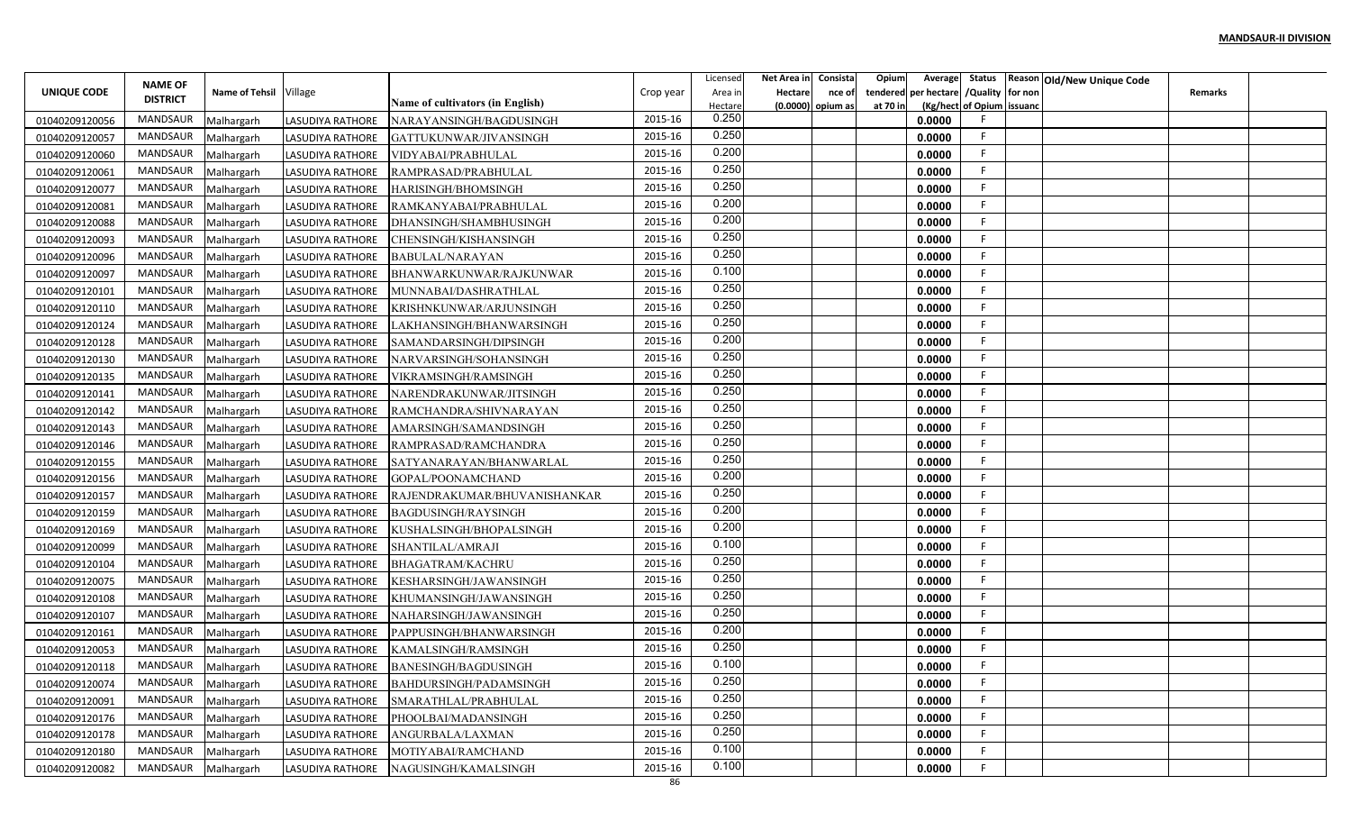**MANDSAUR-II DIVISION**

| UNIQUE CODE | NAME OF DISTRICT | Name of Tehsil | Village | Name of cultivators (in English) | Crop year | Licensed Area in Hectare | Net Area in Hectare (0.0000) | Consistance of opium as | Opium tendered at 70 in | Average per hectare (Kg/hect | Status /Quality of Opium | Reason for non issuance | Old/New Unique Code | Remarks | |
|---|---|---|---|---|---|---|---|---|---|---|---|---|---|---|---|
| 01040209120056 | MANDSAUR | Malhargarh | LASUDIYA RATHORE | NARAYANSINGH/BAGDUSINGH | 2015-16 | 0.250 | | | | 0.0000 | F | | | | |
| 01040209120057 | MANDSAUR | Malhargarh | LASUDIYA RATHORE | GATTUKUNWAR/JIVANSINGH | 2015-16 | 0.250 | | | | 0.0000 | F | | | | |
| 01040209120060 | MANDSAUR | Malhargarh | LASUDIYA RATHORE | VIDYABAI/PRABHULAL | 2015-16 | 0.200 | | | | 0.0000 | F | | | | |
| 01040209120061 | MANDSAUR | Malhargarh | LASUDIYA RATHORE | RAMPRASAD/PRABHULAL | 2015-16 | 0.250 | | | | 0.0000 | F | | | | |
| 01040209120077 | MANDSAUR | Malhargarh | LASUDIYA RATHORE | HARISINGH/BHOMSINGH | 2015-16 | 0.250 | | | | 0.0000 | F | | | | |
| 01040209120081 | MANDSAUR | Malhargarh | LASUDIYA RATHORE | RAMKANYABAI/PRABHULAL | 2015-16 | 0.200 | | | | 0.0000 | F | | | | |
| 01040209120088 | MANDSAUR | Malhargarh | LASUDIYA RATHORE | DHANSINGH/SHAMBHUSINGH | 2015-16 | 0.200 | | | | 0.0000 | F | | | | |
| 01040209120093 | MANDSAUR | Malhargarh | LASUDIYA RATHORE | CHENSINGH/KISHANSINGH | 2015-16 | 0.250 | | | | 0.0000 | F | | | | |
| 01040209120096 | MANDSAUR | Malhargarh | LASUDIYA RATHORE | BABULAL/NARAYAN | 2015-16 | 0.250 | | | | 0.0000 | F | | | | |
| 01040209120097 | MANDSAUR | Malhargarh | LASUDIYA RATHORE | BHANWARKUNWAR/RAJKUNWAR | 2015-16 | 0.100 | | | | 0.0000 | F | | | | |
| 01040209120101 | MANDSAUR | Malhargarh | LASUDIYA RATHORE | MUNNABAI/DASHRATHLAL | 2015-16 | 0.250 | | | | 0.0000 | F | | | | |
| 01040209120110 | MANDSAUR | Malhargarh | LASUDIYA RATHORE | KRISHNKUNWAR/ARJUNSINGH | 2015-16 | 0.250 | | | | 0.0000 | F | | | | |
| 01040209120124 | MANDSAUR | Malhargarh | LASUDIYA RATHORE | LAKHANSINGH/BHANWARSINGH | 2015-16 | 0.250 | | | | 0.0000 | F | | | | |
| 01040209120128 | MANDSAUR | Malhargarh | LASUDIYA RATHORE | SAMANDARSINGH/DIPSINGH | 2015-16 | 0.200 | | | | 0.0000 | F | | | | |
| 01040209120130 | MANDSAUR | Malhargarh | LASUDIYA RATHORE | NARVARSINGH/SOHANSINGH | 2015-16 | 0.250 | | | | 0.0000 | F | | | | |
| 01040209120135 | MANDSAUR | Malhargarh | LASUDIYA RATHORE | VIKRAMSINGH/RAMSINGH | 2015-16 | 0.250 | | | | 0.0000 | F | | | | |
| 01040209120141 | MANDSAUR | Malhargarh | LASUDIYA RATHORE | NARENDRAKUNWAR/JITSINGH | 2015-16 | 0.250 | | | | 0.0000 | F | | | | |
| 01040209120142 | MANDSAUR | Malhargarh | LASUDIYA RATHORE | RAMCHANDRA/SHIVNARAYAN | 2015-16 | 0.250 | | | | 0.0000 | F | | | | |
| 01040209120143 | MANDSAUR | Malhargarh | LASUDIYA RATHORE | AMARSINGH/SAMANDSINGH | 2015-16 | 0.250 | | | | 0.0000 | F | | | | |
| 01040209120146 | MANDSAUR | Malhargarh | LASUDIYA RATHORE | RAMPRASAD/RAMCHANDRA | 2015-16 | 0.250 | | | | 0.0000 | F | | | | |
| 01040209120155 | MANDSAUR | Malhargarh | LASUDIYA RATHORE | SATYANARAYAN/BHANWARLAL | 2015-16 | 0.250 | | | | 0.0000 | F | | | | |
| 01040209120156 | MANDSAUR | Malhargarh | LASUDIYA RATHORE | GOPAL/POONAMCHAND | 2015-16 | 0.200 | | | | 0.0000 | F | | | | |
| 01040209120157 | MANDSAUR | Malhargarh | LASUDIYA RATHORE | RAJENDRAKUMAR/BHUVANISHANKAR | 2015-16 | 0.250 | | | | 0.0000 | F | | | | |
| 01040209120159 | MANDSAUR | Malhargarh | LASUDIYA RATHORE | BAGDUSINGH/RAYSINGH | 2015-16 | 0.200 | | | | 0.0000 | F | | | | |
| 01040209120169 | MANDSAUR | Malhargarh | LASUDIYA RATHORE | KUSHALSINGH/BHOPALSINGH | 2015-16 | 0.200 | | | | 0.0000 | F | | | | |
| 01040209120099 | MANDSAUR | Malhargarh | LASUDIYA RATHORE | SHANTILAL/AMRAJI | 2015-16 | 0.100 | | | | 0.0000 | F | | | | |
| 01040209120104 | MANDSAUR | Malhargarh | LASUDIYA RATHORE | BHAGATRAM/KACHRU | 2015-16 | 0.250 | | | | 0.0000 | F | | | | |
| 01040209120075 | MANDSAUR | Malhargarh | LASUDIYA RATHORE | KESHARSINGH/JAWANSINGH | 2015-16 | 0.250 | | | | 0.0000 | F | | | | |
| 01040209120108 | MANDSAUR | Malhargarh | LASUDIYA RATHORE | KHUMANSINGH/JAWANSINGH | 2015-16 | 0.250 | | | | 0.0000 | F | | | | |
| 01040209120107 | MANDSAUR | Malhargarh | LASUDIYA RATHORE | NAHARSINGH/JAWANSINGH | 2015-16 | 0.250 | | | | 0.0000 | F | | | | |
| 01040209120161 | MANDSAUR | Malhargarh | LASUDIYA RATHORE | PAPPUSINGH/BHANWARSINGH | 2015-16 | 0.200 | | | | 0.0000 | F | | | | |
| 01040209120053 | MANDSAUR | Malhargarh | LASUDIYA RATHORE | KAMALSINGH/RAMSINGH | 2015-16 | 0.250 | | | | 0.0000 | F | | | | |
| 01040209120118 | MANDSAUR | Malhargarh | LASUDIYA RATHORE | BANESINGH/BAGDUSINGH | 2015-16 | 0.100 | | | | 0.0000 | F | | | | |
| 01040209120074 | MANDSAUR | Malhargarh | LASUDIYA RATHORE | BAHDURSINGH/PADAMSINGH | 2015-16 | 0.250 | | | | 0.0000 | F | | | | |
| 01040209120091 | MANDSAUR | Malhargarh | LASUDIYA RATHORE | SMARATHLAL/PRABHULAL | 2015-16 | 0.250 | | | | 0.0000 | F | | | | |
| 01040209120176 | MANDSAUR | Malhargarh | LASUDIYA RATHORE | PHOOLBAI/MADANSINGH | 2015-16 | 0.250 | | | | 0.0000 | F | | | | |
| 01040209120178 | MANDSAUR | Malhargarh | LASUDIYA RATHORE | ANGURBALA/LAXMAN | 2015-16 | 0.250 | | | | 0.0000 | F | | | | |
| 01040209120180 | MANDSAUR | Malhargarh | LASUDIYA RATHORE | MOTIYABAI/RAMCHAND | 2015-16 | 0.100 | | | | 0.0000 | F | | | | |
| 01040209120082 | MANDSAUR | Malhargarh | LASUDIYA RATHORE | NAGUSINGH/KAMALSINGH | 2015-16 | 0.100 | | | | 0.0000 | F | | | | |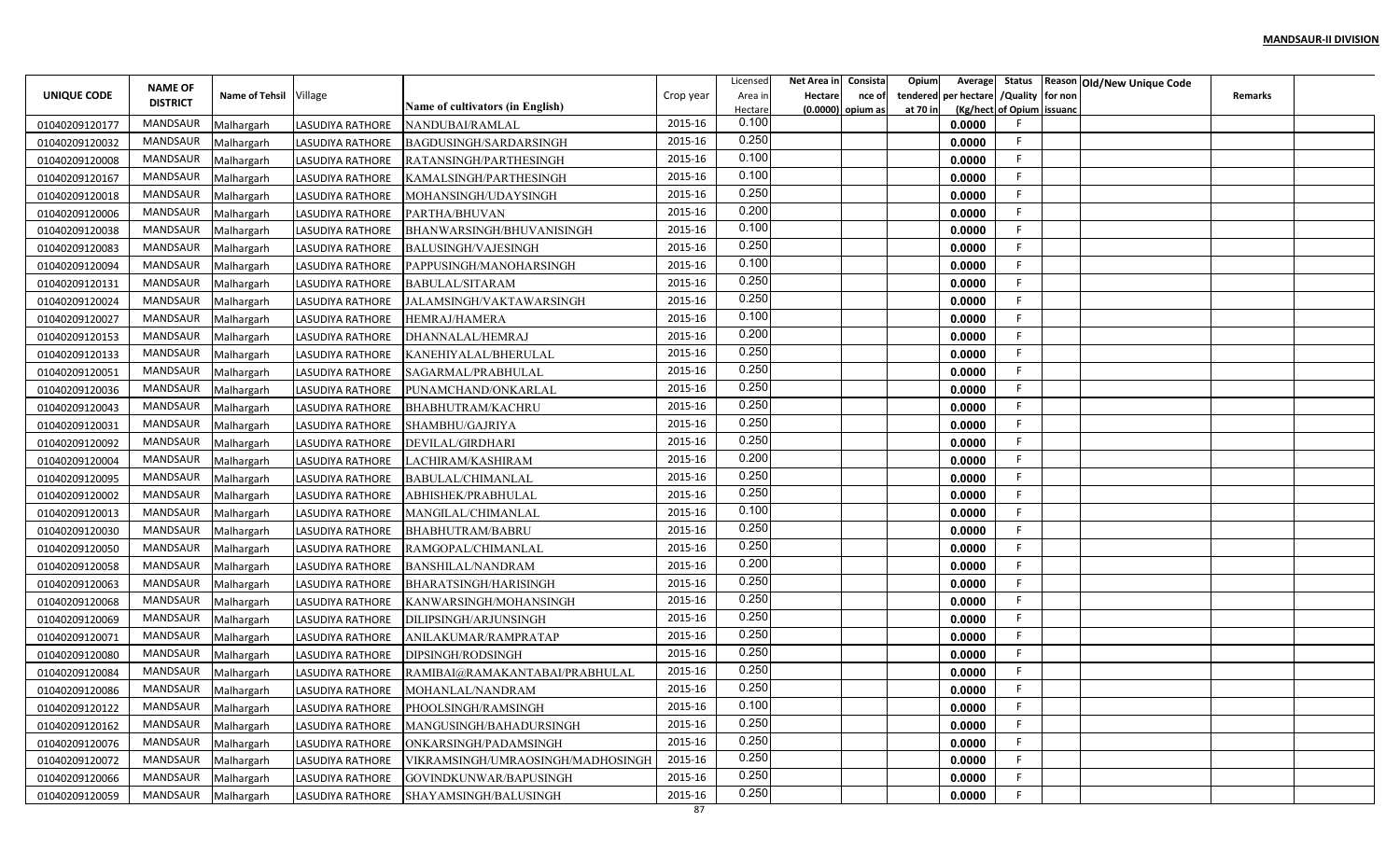**MANDSAUR-II DIVISION**

| UNIQUE CODE | NAME OF DISTRICT | Name of Tehsil | Village | Name of cultivators (in English) | Crop year | Licensed Area in Hectare | Net Area in Hectare (0.0000) | Consistance of opium as | Opium tendered at 70 in | Average per hectare (Kg/hect | Status /Quality of Opium | Reason for non issuance | Old/New Unique Code | Remarks | |
|---|---|---|---|---|---|---|---|---|---|---|---|---|---|---|---|
| 01040209120177 | MANDSAUR | Malhargarh | LASUDIYA RATHORE | NANDUBAI/RAMLAL | 2015-16 | 0.100 | | | | 0.0000 | F | | | | |
| 01040209120032 | MANDSAUR | Malhargarh | LASUDIYA RATHORE | BAGDUSINGH/SARDARSINGH | 2015-16 | 0.250 | | | | 0.0000 | F | | | | |
| 01040209120008 | MANDSAUR | Malhargarh | LASUDIYA RATHORE | RATANSINGH/PARTHESINGH | 2015-16 | 0.100 | | | | 0.0000 | F | | | | |
| 01040209120167 | MANDSAUR | Malhargarh | LASUDIYA RATHORE | KAMALSINGH/PARTHESINGH | 2015-16 | 0.100 | | | | 0.0000 | F | | | | |
| 01040209120018 | MANDSAUR | Malhargarh | LASUDIYA RATHORE | MOHANSINGH/UDAYSINGH | 2015-16 | 0.250 | | | | 0.0000 | F | | | | |
| 01040209120006 | MANDSAUR | Malhargarh | LASUDIYA RATHORE | PARTHA/BHUVAN | 2015-16 | 0.200 | | | | 0.0000 | F | | | | |
| 01040209120038 | MANDSAUR | Malhargarh | LASUDIYA RATHORE | BHANWARSINGH/BHUVANISINGH | 2015-16 | 0.100 | | | | 0.0000 | F | | | | |
| 01040209120083 | MANDSAUR | Malhargarh | LASUDIYA RATHORE | BALUSINGH/VAJESINGH | 2015-16 | 0.250 | | | | 0.0000 | F | | | | |
| 01040209120094 | MANDSAUR | Malhargarh | LASUDIYA RATHORE | PAPPUSINGH/MANOHARSINGH | 2015-16 | 0.100 | | | | 0.0000 | F | | | | |
| 01040209120131 | MANDSAUR | Malhargarh | LASUDIYA RATHORE | BABULAL/SITARAM | 2015-16 | 0.250 | | | | 0.0000 | F | | | | |
| 01040209120024 | MANDSAUR | Malhargarh | LASUDIYA RATHORE | JALAMSINGH/VAKTAWARSINGH | 2015-16 | 0.250 | | | | 0.0000 | F | | | | |
| 01040209120027 | MANDSAUR | Malhargarh | LASUDIYA RATHORE | HEMRAJ/HAMERA | 2015-16 | 0.100 | | | | 0.0000 | F | | | | |
| 01040209120153 | MANDSAUR | Malhargarh | LASUDIYA RATHORE | DHANNALAL/HEMRAJ | 2015-16 | 0.200 | | | | 0.0000 | F | | | | |
| 01040209120133 | MANDSAUR | Malhargarh | LASUDIYA RATHORE | KANEHIYALAL/BHERULAL | 2015-16 | 0.250 | | | | 0.0000 | F | | | | |
| 01040209120051 | MANDSAUR | Malhargarh | LASUDIYA RATHORE | SAGARMAL/PRABHULAL | 2015-16 | 0.250 | | | | 0.0000 | F | | | | |
| 01040209120036 | MANDSAUR | Malhargarh | LASUDIYA RATHORE | PUNAMCHAND/ONKARLAL | 2015-16 | 0.250 | | | | 0.0000 | F | | | | |
| 01040209120043 | MANDSAUR | Malhargarh | LASUDIYA RATHORE | BHABHUTRAM/KACHRU | 2015-16 | 0.250 | | | | 0.0000 | F | | | | |
| 01040209120031 | MANDSAUR | Malhargarh | LASUDIYA RATHORE | SHAMBHU/GAJRIYA | 2015-16 | 0.250 | | | | 0.0000 | F | | | | |
| 01040209120092 | MANDSAUR | Malhargarh | LASUDIYA RATHORE | DEVILAL/GIRDHARI | 2015-16 | 0.250 | | | | 0.0000 | F | | | | |
| 01040209120004 | MANDSAUR | Malhargarh | LASUDIYA RATHORE | LACHIRAM/KASHIRAM | 2015-16 | 0.200 | | | | 0.0000 | F | | | | |
| 01040209120095 | MANDSAUR | Malhargarh | LASUDIYA RATHORE | BABULAL/CHIMANLAL | 2015-16 | 0.250 | | | | 0.0000 | F | | | | |
| 01040209120002 | MANDSAUR | Malhargarh | LASUDIYA RATHORE | ABHISHEK/PRABHULAL | 2015-16 | 0.250 | | | | 0.0000 | F | | | | |
| 01040209120013 | MANDSAUR | Malhargarh | LASUDIYA RATHORE | MANGILAL/CHIMANLAL | 2015-16 | 0.100 | | | | 0.0000 | F | | | | |
| 01040209120030 | MANDSAUR | Malhargarh | LASUDIYA RATHORE | BHABHUTRAM/BABRU | 2015-16 | 0.250 | | | | 0.0000 | F | | | | |
| 01040209120050 | MANDSAUR | Malhargarh | LASUDIYA RATHORE | RAMGOPAL/CHIMANLAL | 2015-16 | 0.250 | | | | 0.0000 | F | | | | |
| 01040209120058 | MANDSAUR | Malhargarh | LASUDIYA RATHORE | BANSHILAL/NANDRAM | 2015-16 | 0.200 | | | | 0.0000 | F | | | | |
| 01040209120063 | MANDSAUR | Malhargarh | LASUDIYA RATHORE | BHARATSINGH/HARISINGH | 2015-16 | 0.250 | | | | 0.0000 | F | | | | |
| 01040209120068 | MANDSAUR | Malhargarh | LASUDIYA RATHORE | KANWARSINGH/MOHANSINGH | 2015-16 | 0.250 | | | | 0.0000 | F | | | | |
| 01040209120069 | MANDSAUR | Malhargarh | LASUDIYA RATHORE | DILIPSINGH/ARJUNSINGH | 2015-16 | 0.250 | | | | 0.0000 | F | | | | |
| 01040209120071 | MANDSAUR | Malhargarh | LASUDIYA RATHORE | ANILAKUMAR/RAMPRATAP | 2015-16 | 0.250 | | | | 0.0000 | F | | | | |
| 01040209120080 | MANDSAUR | Malhargarh | LASUDIYA RATHORE | DIPSINGH/RODSINGH | 2015-16 | 0.250 | | | | 0.0000 | F | | | | |
| 01040209120084 | MANDSAUR | Malhargarh | LASUDIYA RATHORE | RAMIBAI@RAMAKANTABAI/PRABHULAL | 2015-16 | 0.250 | | | | 0.0000 | F | | | | |
| 01040209120086 | MANDSAUR | Malhargarh | LASUDIYA RATHORE | MOHANLAL/NANDRAM | 2015-16 | 0.250 | | | | 0.0000 | F | | | | |
| 01040209120122 | MANDSAUR | Malhargarh | LASUDIYA RATHORE | PHOOLSINGH/RAMSINGH | 2015-16 | 0.100 | | | | 0.0000 | F | | | | |
| 01040209120162 | MANDSAUR | Malhargarh | LASUDIYA RATHORE | MANGUSINGH/BAHADURSINGH | 2015-16 | 0.250 | | | | 0.0000 | F | | | | |
| 01040209120076 | MANDSAUR | Malhargarh | LASUDIYA RATHORE | ONKARSINGH/PADAMSINGH | 2015-16 | 0.250 | | | | 0.0000 | F | | | | |
| 01040209120072 | MANDSAUR | Malhargarh | LASUDIYA RATHORE | VIKRAMSINGH/UMRAOSINGH/MADHOSINGH | 2015-16 | 0.250 | | | | 0.0000 | F | | | | |
| 01040209120066 | MANDSAUR | Malhargarh | LASUDIYA RATHORE | GOVINDKUNWAR/BAPUSINGH | 2015-16 | 0.250 | | | | 0.0000 | F | | | | |
| 01040209120059 | MANDSAUR | Malhargarh | LASUDIYA RATHORE | SHAYAMSINGH/BALUSINGH | 2015-16 | 0.250 | | | | 0.0000 | F | | | | |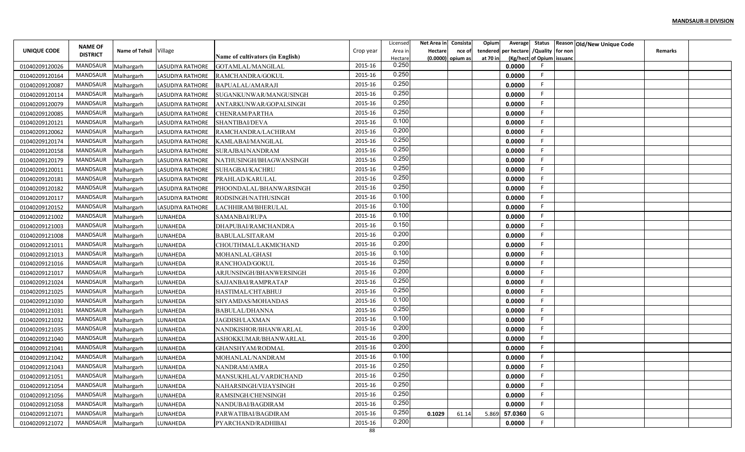**MANDSAUR-II DIVISION**

| UNIQUE CODE | NAME OF DISTRICT | Name of Tehsil | Village | Name of cultivators (in English) | Crop year | Licensed Area in Hectare | Net Area in Hectare (0.0000) | Consistance of opium as | Opium tendered at 70 in | Average per hectare (Kg/hect | Status /Quality of Opium | Reason for non issuance | Old/New Unique Code | Remarks | |
|---|---|---|---|---|---|---|---|---|---|---|---|---|---|---|---|
| 01040209120026 | MANDSAUR | Malhargarh | LASUDIYA RATHORE | GOTAMLAL/MANGILAL | 2015-16 | 0.250 | | | | 0.0000 | F | | | | |
| 01040209120164 | MANDSAUR | Malhargarh | LASUDIYA RATHORE | RAMCHANDRA/GOKUL | 2015-16 | 0.250 | | | | 0.0000 | F | | | | |
| 01040209120087 | MANDSAUR | Malhargarh | LASUDIYA RATHORE | BAPUALAL/AMARAJI | 2015-16 | 0.250 | | | | 0.0000 | F | | | | |
| 01040209120114 | MANDSAUR | Malhargarh | LASUDIYA RATHORE | SUGANKUNWAR/MANGUSINGH | 2015-16 | 0.250 | | | | 0.0000 | F | | | | |
| 01040209120079 | MANDSAUR | Malhargarh | LASUDIYA RATHORE | ANTARKUNWAR/GOPALSINGH | 2015-16 | 0.250 | | | | 0.0000 | F | | | | |
| 01040209120085 | MANDSAUR | Malhargarh | LASUDIYA RATHORE | CHENRAM/PARTHA | 2015-16 | 0.250 | | | | 0.0000 | F | | | | |
| 01040209120121 | MANDSAUR | Malhargarh | LASUDIYA RATHORE | SHANTIBAI/DEVA | 2015-16 | 0.100 | | | | 0.0000 | F | | | | |
| 01040209120062 | MANDSAUR | Malhargarh | LASUDIYA RATHORE | RAMCHANDRA/LACHIRAM | 2015-16 | 0.200 | | | | 0.0000 | F | | | | |
| 01040209120174 | MANDSAUR | Malhargarh | LASUDIYA RATHORE | KAMLABAI/MANGILAL | 2015-16 | 0.250 | | | | 0.0000 | F | | | | |
| 01040209120158 | MANDSAUR | Malhargarh | LASUDIYA RATHORE | SURAJBAI/NANDRAM | 2015-16 | 0.250 | | | | 0.0000 | F | | | | |
| 01040209120179 | MANDSAUR | Malhargarh | LASUDIYA RATHORE | NATHUSINGH/BHAGWANSINGH | 2015-16 | 0.250 | | | | 0.0000 | F | | | | |
| 01040209120011 | MANDSAUR | Malhargarh | LASUDIYA RATHORE | SUHAGBAI/KACHRU | 2015-16 | 0.250 | | | | 0.0000 | F | | | | |
| 01040209120181 | MANDSAUR | Malhargarh | LASUDIYA RATHORE | PRAHLAD/KARULAL | 2015-16 | 0.250 | | | | 0.0000 | F | | | | |
| 01040209120182 | MANDSAUR | Malhargarh | LASUDIYA RATHORE | PHOONDALAL/BHANWARSINGH | 2015-16 | 0.250 | | | | 0.0000 | F | | | | |
| 01040209120117 | MANDSAUR | Malhargarh | LASUDIYA RATHORE | RODSINGH/NATHUSINGH | 2015-16 | 0.100 | | | | 0.0000 | F | | | | |
| 01040209120152 | MANDSAUR | Malhargarh | LASUDIYA RATHORE | LACHHIRAM/BHERULAL | 2015-16 | 0.100 | | | | 0.0000 | F | | | | |
| 01040209121002 | MANDSAUR | Malhargarh | LUNAHEDA | SAMANBAI/RUPA | 2015-16 | 0.100 | | | | 0.0000 | F | | | | |
| 01040209121003 | MANDSAUR | Malhargarh | LUNAHEDA | DHAPUBAI/RAMCHANDRA | 2015-16 | 0.150 | | | | 0.0000 | F | | | | |
| 01040209121008 | MANDSAUR | Malhargarh | LUNAHEDA | BABULAL/SITARAM | 2015-16 | 0.200 | | | | 0.0000 | F | | | | |
| 01040209121011 | MANDSAUR | Malhargarh | LUNAHEDA | CHOUTHMAL/LAKMICHAND | 2015-16 | 0.200 | | | | 0.0000 | F | | | | |
| 01040209121013 | MANDSAUR | Malhargarh | LUNAHEDA | MOHANLAL/GHASI | 2015-16 | 0.100 | | | | 0.0000 | F | | | | |
| 01040209121016 | MANDSAUR | Malhargarh | LUNAHEDA | RANCHOAD/GOKUL | 2015-16 | 0.250 | | | | 0.0000 | F | | | | |
| 01040209121017 | MANDSAUR | Malhargarh | LUNAHEDA | ARJUNSINGH/BHANWERSINGH | 2015-16 | 0.200 | | | | 0.0000 | F | | | | |
| 01040209121024 | MANDSAUR | Malhargarh | LUNAHEDA | SAJJANBAI/RAMPRATAP | 2015-16 | 0.250 | | | | 0.0000 | F | | | | |
| 01040209121025 | MANDSAUR | Malhargarh | LUNAHEDA | HASTIMAL/CHTABHUJ | 2015-16 | 0.250 | | | | 0.0000 | F | | | | |
| 01040209121030 | MANDSAUR | Malhargarh | LUNAHEDA | SHYAMDAS/MOHANDAS | 2015-16 | 0.100 | | | | 0.0000 | F | | | | |
| 01040209121031 | MANDSAUR | Malhargarh | LUNAHEDA | BABULAL/DHANNA | 2015-16 | 0.250 | | | | 0.0000 | F | | | | |
| 01040209121032 | MANDSAUR | Malhargarh | LUNAHEDA | JAGDISH/LAXMAN | 2015-16 | 0.100 | | | | 0.0000 | F | | | | |
| 01040209121035 | MANDSAUR | Malhargarh | LUNAHEDA | NANDKISHOR/BHANWARLAL | 2015-16 | 0.200 | | | | 0.0000 | F | | | | |
| 01040209121040 | MANDSAUR | Malhargarh | LUNAHEDA | ASHOKKUMAR/BHANWARLAL | 2015-16 | 0.200 | | | | 0.0000 | F | | | | |
| 01040209121041 | MANDSAUR | Malhargarh | LUNAHEDA | GHANSHYAM/RODMAL | 2015-16 | 0.200 | | | | 0.0000 | F | | | | |
| 01040209121042 | MANDSAUR | Malhargarh | LUNAHEDA | MOHANLAL/NANDRAM | 2015-16 | 0.100 | | | | 0.0000 | F | | | | |
| 01040209121043 | MANDSAUR | Malhargarh | LUNAHEDA | NANDRAM/AMRA | 2015-16 | 0.250 | | | | 0.0000 | F | | | | |
| 01040209121051 | MANDSAUR | Malhargarh | LUNAHEDA | MANSUKHLAL/VARDICHAND | 2015-16 | 0.250 | | | | 0.0000 | F | | | | |
| 01040209121054 | MANDSAUR | Malhargarh | LUNAHEDA | NAHARSINGH/VIJAYSINGH | 2015-16 | 0.250 | | | | 0.0000 | F | | | | |
| 01040209121056 | MANDSAUR | Malhargarh | LUNAHEDA | RAMSINGH/CHENSINGH | 2015-16 | 0.250 | | | | 0.0000 | F | | | | |
| 01040209121058 | MANDSAUR | Malhargarh | LUNAHEDA | NANDUBAI/BAGDIRAM | 2015-16 | 0.250 | | | | 0.0000 | F | | | | |
| 01040209121071 | MANDSAUR | Malhargarh | LUNAHEDA | PARWATIBAI/BAGDIRAM | 2015-16 | 0.250 | 0.1029 | 61.14 | 5.869 | 57.0360 | G | | | | |
| 01040209121072 | MANDSAUR | Malhargarh | LUNAHEDA | PYARCHAND/RADHIBAI | 2015-16 | 0.200 | | | | 0.0000 | F | | | | |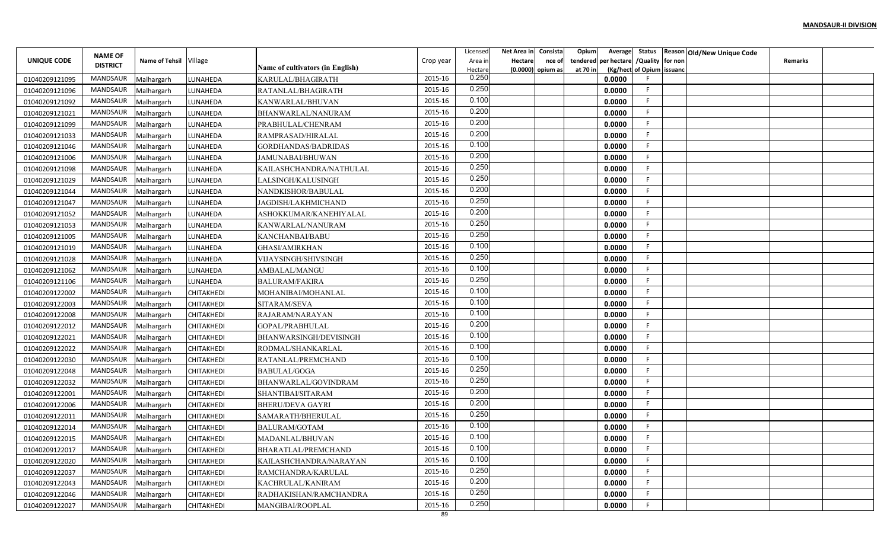**MANDSAUR-II DIVISION**

| UNIQUE CODE | NAME OF DISTRICT | Name of Tehsil | Village | Name of cultivators (in English) | Crop year | Licensed Area in Hectare | Net Area in Hectare (0.0000) | Consistance of opium as | Opium tendered at 70 in | Average per hectare (Kg/hect | Status /Quality of Opium | Reason for non issuance | Old/New Unique Code | Remarks | |
|---|---|---|---|---|---|---|---|---|---|---|---|---|---|---|---|
| 01040209121095 | MANDSAUR | Malhargarh | LUNAHEDA | KARULAL/BHAGIRATH | 2015-16 | 0.250 | | | | 0.0000 | F | | | | |
| 01040209121096 | MANDSAUR | Malhargarh | LUNAHEDA | RATANLAL/BHAGIRATH | 2015-16 | 0.250 | | | | 0.0000 | F | | | | |
| 01040209121092 | MANDSAUR | Malhargarh | LUNAHEDA | KANWARLAL/BHUVAN | 2015-16 | 0.100 | | | | 0.0000 | F | | | | |
| 01040209121021 | MANDSAUR | Malhargarh | LUNAHEDA | BHANWARLAL/NANURAM | 2015-16 | 0.200 | | | | 0.0000 | F | | | | |
| 01040209121099 | MANDSAUR | Malhargarh | LUNAHEDA | PRABHULAL/CHENRAM | 2015-16 | 0.200 | | | | 0.0000 | F | | | | |
| 01040209121033 | MANDSAUR | Malhargarh | LUNAHEDA | RAMPRASAD/HIRALAL | 2015-16 | 0.200 | | | | 0.0000 | F | | | | |
| 01040209121046 | MANDSAUR | Malhargarh | LUNAHEDA | GORDHANDAS/BADRIDAS | 2015-16 | 0.100 | | | | 0.0000 | F | | | | |
| 01040209121006 | MANDSAUR | Malhargarh | LUNAHEDA | JAMUNABAI/BHUWAN | 2015-16 | 0.200 | | | | 0.0000 | F | | | | |
| 01040209121098 | MANDSAUR | Malhargarh | LUNAHEDA | KAILASHCHANDRA/NATHULAL | 2015-16 | 0.250 | | | | 0.0000 | F | | | | |
| 01040209121029 | MANDSAUR | Malhargarh | LUNAHEDA | LALSINGH/KALUSINGH | 2015-16 | 0.250 | | | | 0.0000 | F | | | | |
| 01040209121044 | MANDSAUR | Malhargarh | LUNAHEDA | NANDKISHOR/BABULAL | 2015-16 | 0.200 | | | | 0.0000 | F | | | | |
| 01040209121047 | MANDSAUR | Malhargarh | LUNAHEDA | JAGDISH/LAKHMICHAND | 2015-16 | 0.250 | | | | 0.0000 | F | | | | |
| 01040209121052 | MANDSAUR | Malhargarh | LUNAHEDA | ASHOKKUMAR/KANEHIYALAL | 2015-16 | 0.200 | | | | 0.0000 | F | | | | |
| 01040209121053 | MANDSAUR | Malhargarh | LUNAHEDA | KANWARLAL/NANURAM | 2015-16 | 0.250 | | | | 0.0000 | F | | | | |
| 01040209121005 | MANDSAUR | Malhargarh | LUNAHEDA | KANCHANBAI/BABU | 2015-16 | 0.250 | | | | 0.0000 | F | | | | |
| 01040209121019 | MANDSAUR | Malhargarh | LUNAHEDA | GHASI/AMIRKHAN | 2015-16 | 0.100 | | | | 0.0000 | F | | | | |
| 01040209121028 | MANDSAUR | Malhargarh | LUNAHEDA | VIJAYSINGH/SHIVSINGH | 2015-16 | 0.250 | | | | 0.0000 | F | | | | |
| 01040209121062 | MANDSAUR | Malhargarh | LUNAHEDA | AMBALAL/MANGU | 2015-16 | 0.100 | | | | 0.0000 | F | | | | |
| 01040209121106 | MANDSAUR | Malhargarh | LUNAHEDA | BALURAM/FAKIRA | 2015-16 | 0.250 | | | | 0.0000 | F | | | | |
| 01040209122002 | MANDSAUR | Malhargarh | CHITAKHEDI | MOHANIBAI/MOHANLAL | 2015-16 | 0.100 | | | | 0.0000 | F | | | | |
| 01040209122003 | MANDSAUR | Malhargarh | CHITAKHEDI | SITARAM/SEVA | 2015-16 | 0.100 | | | | 0.0000 | F | | | | |
| 01040209122008 | MANDSAUR | Malhargarh | CHITAKHEDI | RAJARAM/NARAYAN | 2015-16 | 0.100 | | | | 0.0000 | F | | | | |
| 01040209122012 | MANDSAUR | Malhargarh | CHITAKHEDI | GOPAL/PRABHULAL | 2015-16 | 0.200 | | | | 0.0000 | F | | | | |
| 01040209122021 | MANDSAUR | Malhargarh | CHITAKHEDI | BHANWARSINGH/DEVISINGH | 2015-16 | 0.100 | | | | 0.0000 | F | | | | |
| 01040209122022 | MANDSAUR | Malhargarh | CHITAKHEDI | RODMAL/SHANKARLAL | 2015-16 | 0.100 | | | | 0.0000 | F | | | | |
| 01040209122030 | MANDSAUR | Malhargarh | CHITAKHEDI | RATANLAL/PREMCHAND | 2015-16 | 0.100 | | | | 0.0000 | F | | | | |
| 01040209122048 | MANDSAUR | Malhargarh | CHITAKHEDI | BABULAL/GOGA | 2015-16 | 0.250 | | | | 0.0000 | F | | | | |
| 01040209122032 | MANDSAUR | Malhargarh | CHITAKHEDI | BHANWARLAL/GOVINDRAM | 2015-16 | 0.250 | | | | 0.0000 | F | | | | |
| 01040209122001 | MANDSAUR | Malhargarh | CHITAKHEDI | SHANTIBAI/SITARAM | 2015-16 | 0.200 | | | | 0.0000 | F | | | | |
| 01040209122006 | MANDSAUR | Malhargarh | CHITAKHEDI | BHERU/DEVA GAYRI | 2015-16 | 0.200 | | | | 0.0000 | F | | | | |
| 01040209122011 | MANDSAUR | Malhargarh | CHITAKHEDI | SAMARATH/BHERULAL | 2015-16 | 0.250 | | | | 0.0000 | F | | | | |
| 01040209122014 | MANDSAUR | Malhargarh | CHITAKHEDI | BALURAM/GOTAM | 2015-16 | 0.100 | | | | 0.0000 | F | | | | |
| 01040209122015 | MANDSAUR | Malhargarh | CHITAKHEDI | MADANLAL/BHUVAN | 2015-16 | 0.100 | | | | 0.0000 | F | | | | |
| 01040209122017 | MANDSAUR | Malhargarh | CHITAKHEDI | BHARATLAL/PREMCHAND | 2015-16 | 0.100 | | | | 0.0000 | F | | | | |
| 01040209122020 | MANDSAUR | Malhargarh | CHITAKHEDI | KAILASHCHANDRA/NARAYAN | 2015-16 | 0.100 | | | | 0.0000 | F | | | | |
| 01040209122037 | MANDSAUR | Malhargarh | CHITAKHEDI | RAMCHANDRA/KARULAL | 2015-16 | 0.250 | | | | 0.0000 | F | | | | |
| 01040209122043 | MANDSAUR | Malhargarh | CHITAKHEDI | KACHRULAL/KANIRAM | 2015-16 | 0.200 | | | | 0.0000 | F | | | | |
| 01040209122046 | MANDSAUR | Malhargarh | CHITAKHEDI | RADHAKISHAN/RAMCHANDRA | 2015-16 | 0.250 | | | | 0.0000 | F | | | | |
| 01040209122027 | MANDSAUR | Malhargarh | CHITAKHEDI | MANGIBAI/ROOPLAL | 2015-16 | 0.250 | | | | 0.0000 | F | | | | |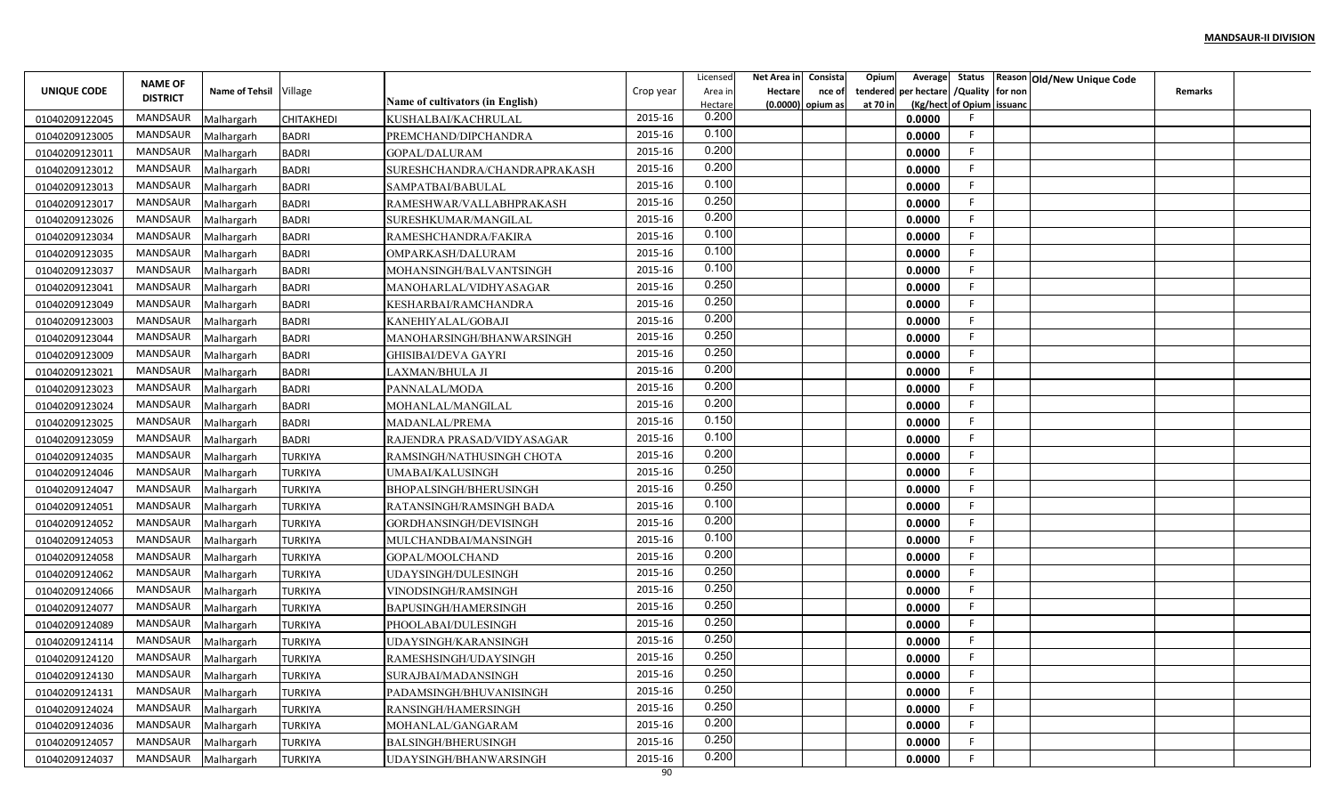**MANDSAUR-II DIVISION**

| UNIQUE CODE | NAME OF DISTRICT | Name of Tehsil | Village | Name of cultivators (in English) | Crop year | Licensed Area in Hectare | Net Area in Hectare (0.0000) | Consistance of opium as | Opium tendered at 70 in | Average per hectare (Kg/hect | Status /Quality of Opium | Reason for non issuance | Old/New Unique Code | Remarks | |
|---|---|---|---|---|---|---|---|---|---|---|---|---|---|---|---|
| 01040209122045 | MANDSAUR | Malhargarh | CHITAKHEDI | KUSHALBAI/KACHRULAL | 2015-16 | 0.200 | | | | 0.0000 | F | | | | |
| 01040209123005 | MANDSAUR | Malhargarh | BADRI | PREMCHAND/DIPCHANDRA | 2015-16 | 0.100 | | | | 0.0000 | F | | | | |
| 01040209123011 | MANDSAUR | Malhargarh | BADRI | GOPAL/DALURAM | 2015-16 | 0.200 | | | | 0.0000 | F | | | | |
| 01040209123012 | MANDSAUR | Malhargarh | BADRI | SURESHCHANDRA/CHANDRAPRAKASH | 2015-16 | 0.200 | | | | 0.0000 | F | | | | |
| 01040209123013 | MANDSAUR | Malhargarh | BADRI | SAMPATBAI/BABULAL | 2015-16 | 0.100 | | | | 0.0000 | F | | | | |
| 01040209123017 | MANDSAUR | Malhargarh | BADRI | RAMESHWAR/VALLABHPRAKASH | 2015-16 | 0.250 | | | | 0.0000 | F | | | | |
| 01040209123026 | MANDSAUR | Malhargarh | BADRI | SURESHKUMAR/MANGILAL | 2015-16 | 0.200 | | | | 0.0000 | F | | | | |
| 01040209123034 | MANDSAUR | Malhargarh | BADRI | RAMESHCHANDRA/FAKIRA | 2015-16 | 0.100 | | | | 0.0000 | F | | | | |
| 01040209123035 | MANDSAUR | Malhargarh | BADRI | OMPARKASH/DALURAM | 2015-16 | 0.100 | | | | 0.0000 | F | | | | |
| 01040209123037 | MANDSAUR | Malhargarh | BADRI | MOHANSINGH/BALVANTSINGH | 2015-16 | 0.100 | | | | 0.0000 | F | | | | |
| 01040209123041 | MANDSAUR | Malhargarh | BADRI | MANOHARLAL/VIDHYASAGAR | 2015-16 | 0.250 | | | | 0.0000 | F | | | | |
| 01040209123049 | MANDSAUR | Malhargarh | BADRI | KESHARBAI/RAMCHANDRA | 2015-16 | 0.250 | | | | 0.0000 | F | | | | |
| 01040209123003 | MANDSAUR | Malhargarh | BADRI | KANEHIYALAL/GOBAJI | 2015-16 | 0.200 | | | | 0.0000 | F | | | | |
| 01040209123044 | MANDSAUR | Malhargarh | BADRI | MANOHARSINGH/BHANWARSINGH | 2015-16 | 0.250 | | | | 0.0000 | F | | | | |
| 01040209123009 | MANDSAUR | Malhargarh | BADRI | GHISIBAI/DEVA GAYRI | 2015-16 | 0.250 | | | | 0.0000 | F | | | | |
| 01040209123021 | MANDSAUR | Malhargarh | BADRI | LAXMAN/BHULA JI | 2015-16 | 0.200 | | | | 0.0000 | F | | | | |
| 01040209123023 | MANDSAUR | Malhargarh | BADRI | PANNALAL/MODA | 2015-16 | 0.200 | | | | 0.0000 | F | | | | |
| 01040209123024 | MANDSAUR | Malhargarh | BADRI | MOHANLAL/MANGILAL | 2015-16 | 0.200 | | | | 0.0000 | F | | | | |
| 01040209123025 | MANDSAUR | Malhargarh | BADRI | MADANLAL/PREMA | 2015-16 | 0.150 | | | | 0.0000 | F | | | | |
| 01040209123059 | MANDSAUR | Malhargarh | BADRI | RAJENDRA PRASAD/VIDYASAGAR | 2015-16 | 0.100 | | | | 0.0000 | F | | | | |
| 01040209124035 | MANDSAUR | Malhargarh | TURKIYA | RAMSINGH/NATHUSINGH CHOTA | 2015-16 | 0.200 | | | | 0.0000 | F | | | | |
| 01040209124046 | MANDSAUR | Malhargarh | TURKIYA | UMABAI/KALUSINGH | 2015-16 | 0.250 | | | | 0.0000 | F | | | | |
| 01040209124047 | MANDSAUR | Malhargarh | TURKIYA | BHOPALSINGH/BHERUSINGH | 2015-16 | 0.250 | | | | 0.0000 | F | | | | |
| 01040209124051 | MANDSAUR | Malhargarh | TURKIYA | RATANSINGH/RAMSINGH BADA | 2015-16 | 0.100 | | | | 0.0000 | F | | | | |
| 01040209124052 | MANDSAUR | Malhargarh | TURKIYA | GORDHANSINGH/DEVISINGH | 2015-16 | 0.200 | | | | 0.0000 | F | | | | |
| 01040209124053 | MANDSAUR | Malhargarh | TURKIYA | MULCHANDBAI/MANSINGH | 2015-16 | 0.100 | | | | 0.0000 | F | | | | |
| 01040209124058 | MANDSAUR | Malhargarh | TURKIYA | GOPAL/MOOLCHAND | 2015-16 | 0.200 | | | | 0.0000 | F | | | | |
| 01040209124062 | MANDSAUR | Malhargarh | TURKIYA | UDAYSINGH/DULESINGH | 2015-16 | 0.250 | | | | 0.0000 | F | | | | |
| 01040209124066 | MANDSAUR | Malhargarh | TURKIYA | VINODSINGH/RAMSINGH | 2015-16 | 0.250 | | | | 0.0000 | F | | | | |
| 01040209124077 | MANDSAUR | Malhargarh | TURKIYA | BAPUSINGH/HAMERSINGH | 2015-16 | 0.250 | | | | 0.0000 | F | | | | |
| 01040209124089 | MANDSAUR | Malhargarh | TURKIYA | PHOOLABAI/DULESINGH | 2015-16 | 0.250 | | | | 0.0000 | F | | | | |
| 01040209124114 | MANDSAUR | Malhargarh | TURKIYA | UDAYSINGH/KARANSINGH | 2015-16 | 0.250 | | | | 0.0000 | F | | | | |
| 01040209124120 | MANDSAUR | Malhargarh | TURKIYA | RAMESHSINGH/UDAYSINGH | 2015-16 | 0.250 | | | | 0.0000 | F | | | | |
| 01040209124130 | MANDSAUR | Malhargarh | TURKIYA | SURAJBAI/MADANSINGH | 2015-16 | 0.250 | | | | 0.0000 | F | | | | |
| 01040209124131 | MANDSAUR | Malhargarh | TURKIYA | PADAMSINGH/BHUVANISINGH | 2015-16 | 0.250 | | | | 0.0000 | F | | | | |
| 01040209124024 | MANDSAUR | Malhargarh | TURKIYA | RANSINGH/HAMERSINGH | 2015-16 | 0.250 | | | | 0.0000 | F | | | | |
| 01040209124036 | MANDSAUR | Malhargarh | TURKIYA | MOHANLAL/GANGARAM | 2015-16 | 0.200 | | | | 0.0000 | F | | | | |
| 01040209124057 | MANDSAUR | Malhargarh | TURKIYA | BALSINGH/BHERUSINGH | 2015-16 | 0.250 | | | | 0.0000 | F | | | | |
| 01040209124037 | MANDSAUR | Malhargarh | TURKIYA | UDAYSINGH/BHANWARSINGH | 2015-16 | 0.200 | | | | 0.0000 | F | | | | |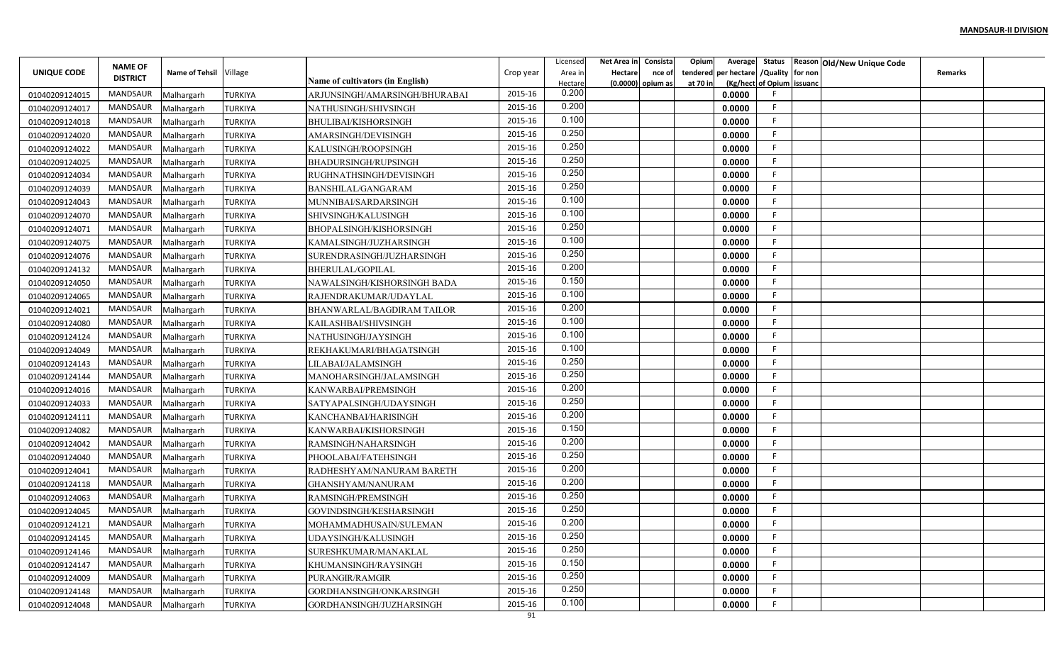**MANDSAUR-II DIVISION**

| UNIQUE CODE | NAME OF DISTRICT | Name of Tehsil | Village | Name of cultivators (in English) | Crop year | Licensed Area in Hectare | Net Area in Hectare (0.0000) | Consistance of opium as | Opium tendered at 70 in | Average per hectare (Kg/hect | Status /Quality of Opium | Reason for non issuance | Old/New Unique Code | Remarks | |
|---|---|---|---|---|---|---|---|---|---|---|---|---|---|---|---|
| 01040209124015 | MANDSAUR | Malhargarh | TURKIYA | ARJUNSINGH/AMARSINGH/BHURABAI | 2015-16 | 0.200 | | | | 0.0000 | F | | | | |
| 01040209124017 | MANDSAUR | Malhargarh | TURKIYA | NATHUSINGH/SHIVSINGH | 2015-16 | 0.200 | | | | 0.0000 | F | | | | |
| 01040209124018 | MANDSAUR | Malhargarh | TURKIYA | BHULIBAI/KISHORSINGH | 2015-16 | 0.100 | | | | 0.0000 | F | | | | |
| 01040209124020 | MANDSAUR | Malhargarh | TURKIYA | AMARSINGH/DEVISINGH | 2015-16 | 0.250 | | | | 0.0000 | F | | | | |
| 01040209124022 | MANDSAUR | Malhargarh | TURKIYA | KALUSINGH/ROOPSINGH | 2015-16 | 0.250 | | | | 0.0000 | F | | | | |
| 01040209124025 | MANDSAUR | Malhargarh | TURKIYA | BHADURSINGH/RUPSINGH | 2015-16 | 0.250 | | | | 0.0000 | F | | | | |
| 01040209124034 | MANDSAUR | Malhargarh | TURKIYA | RUGHNATHSINGH/DEVISINGH | 2015-16 | 0.250 | | | | 0.0000 | F | | | | |
| 01040209124039 | MANDSAUR | Malhargarh | TURKIYA | BANSHILAL/GANGARAM | 2015-16 | 0.250 | | | | 0.0000 | F | | | | |
| 01040209124043 | MANDSAUR | Malhargarh | TURKIYA | MUNNIBAI/SARDARSINGH | 2015-16 | 0.100 | | | | 0.0000 | F | | | | |
| 01040209124070 | MANDSAUR | Malhargarh | TURKIYA | SHIVSINGH/KALUSINGH | 2015-16 | 0.100 | | | | 0.0000 | F | | | | |
| 01040209124071 | MANDSAUR | Malhargarh | TURKIYA | BHOPALSINGH/KISHORSINGH | 2015-16 | 0.250 | | | | 0.0000 | F | | | | |
| 01040209124075 | MANDSAUR | Malhargarh | TURKIYA | KAMALSINGH/JUZHARSINGH | 2015-16 | 0.100 | | | | 0.0000 | F | | | | |
| 01040209124076 | MANDSAUR | Malhargarh | TURKIYA | SURENDRASINGH/JUZHARSINGH | 2015-16 | 0.250 | | | | 0.0000 | F | | | | |
| 01040209124132 | MANDSAUR | Malhargarh | TURKIYA | BHERULAL/GOPILAL | 2015-16 | 0.200 | | | | 0.0000 | F | | | | |
| 01040209124050 | MANDSAUR | Malhargarh | TURKIYA | NAWALSINGH/KISHORSINGH BADA | 2015-16 | 0.150 | | | | 0.0000 | F | | | | |
| 01040209124065 | MANDSAUR | Malhargarh | TURKIYA | RAJENDRAKUMAR/UDAYLAL | 2015-16 | 0.100 | | | | 0.0000 | F | | | | |
| 01040209124021 | MANDSAUR | Malhargarh | TURKIYA | BHANWARLAL/BAGDIRAM TAILOR | 2015-16 | 0.200 | | | | 0.0000 | F | | | | |
| 01040209124080 | MANDSAUR | Malhargarh | TURKIYA | KAILASHBAI/SHIVSINGH | 2015-16 | 0.100 | | | | 0.0000 | F | | | | |
| 01040209124124 | MANDSAUR | Malhargarh | TURKIYA | NATHUSINGH/JAYSINGH | 2015-16 | 0.100 | | | | 0.0000 | F | | | | |
| 01040209124049 | MANDSAUR | Malhargarh | TURKIYA | REKHAKUMARI/BHAGATSINGH | 2015-16 | 0.100 | | | | 0.0000 | F | | | | |
| 01040209124143 | MANDSAUR | Malhargarh | TURKIYA | LILABAI/JALAMSINGH | 2015-16 | 0.250 | | | | 0.0000 | F | | | | |
| 01040209124144 | MANDSAUR | Malhargarh | TURKIYA | MANOHARSINGH/JALAMSINGH | 2015-16 | 0.250 | | | | 0.0000 | F | | | | |
| 01040209124016 | MANDSAUR | Malhargarh | TURKIYA | KANWARBAI/PREMSINGH | 2015-16 | 0.200 | | | | 0.0000 | F | | | | |
| 01040209124033 | MANDSAUR | Malhargarh | TURKIYA | SATYAPALSINGH/UDAYSINGH | 2015-16 | 0.250 | | | | 0.0000 | F | | | | |
| 01040209124111 | MANDSAUR | Malhargarh | TURKIYA | KANCHANBAI/HARISINGH | 2015-16 | 0.200 | | | | 0.0000 | F | | | | |
| 01040209124082 | MANDSAUR | Malhargarh | TURKIYA | KANWARBAI/KISHORSINGH | 2015-16 | 0.150 | | | | 0.0000 | F | | | | |
| 01040209124042 | MANDSAUR | Malhargarh | TURKIYA | RAMSINGH/NAHARSINGH | 2015-16 | 0.200 | | | | 0.0000 | F | | | | |
| 01040209124040 | MANDSAUR | Malhargarh | TURKIYA | PHOOLABAI/FATEHSINGH | 2015-16 | 0.250 | | | | 0.0000 | F | | | | |
| 01040209124041 | MANDSAUR | Malhargarh | TURKIYA | RADHESHYAM/NANURAM BARETH | 2015-16 | 0.200 | | | | 0.0000 | F | | | | |
| 01040209124118 | MANDSAUR | Malhargarh | TURKIYA | GHANSHYAM/NANURAM | 2015-16 | 0.200 | | | | 0.0000 | F | | | | |
| 01040209124063 | MANDSAUR | Malhargarh | TURKIYA | RAMSINGH/PREMSINGH | 2015-16 | 0.250 | | | | 0.0000 | F | | | | |
| 01040209124045 | MANDSAUR | Malhargarh | TURKIYA | GOVINDSINGH/KESHARSINGH | 2015-16 | 0.250 | | | | 0.0000 | F | | | | |
| 01040209124121 | MANDSAUR | Malhargarh | TURKIYA | MOHAMMADHUSAIN/SULEMAN | 2015-16 | 0.200 | | | | 0.0000 | F | | | | |
| 01040209124145 | MANDSAUR | Malhargarh | TURKIYA | UDAYSINGH/KALUSINGH | 2015-16 | 0.250 | | | | 0.0000 | F | | | | |
| 01040209124146 | MANDSAUR | Malhargarh | TURKIYA | SURESHKUMAR/MANAKLAL | 2015-16 | 0.250 | | | | 0.0000 | F | | | | |
| 01040209124147 | MANDSAUR | Malhargarh | TURKIYA | KHUMANSINGH/RAYSINGH | 2015-16 | 0.150 | | | | 0.0000 | F | | | | |
| 01040209124009 | MANDSAUR | Malhargarh | TURKIYA | PURANGIR/RAMGIR | 2015-16 | 0.250 | | | | 0.0000 | F | | | | |
| 01040209124148 | MANDSAUR | Malhargarh | TURKIYA | GORDHANSINGH/ONKARSINGH | 2015-16 | 0.250 | | | | 0.0000 | F | | | | |
| 01040209124048 | MANDSAUR | Malhargarh | TURKIYA | GORDHANSINGH/JUZHARSINGH | 2015-16 | 0.100 | | | | 0.0000 | F | | | | |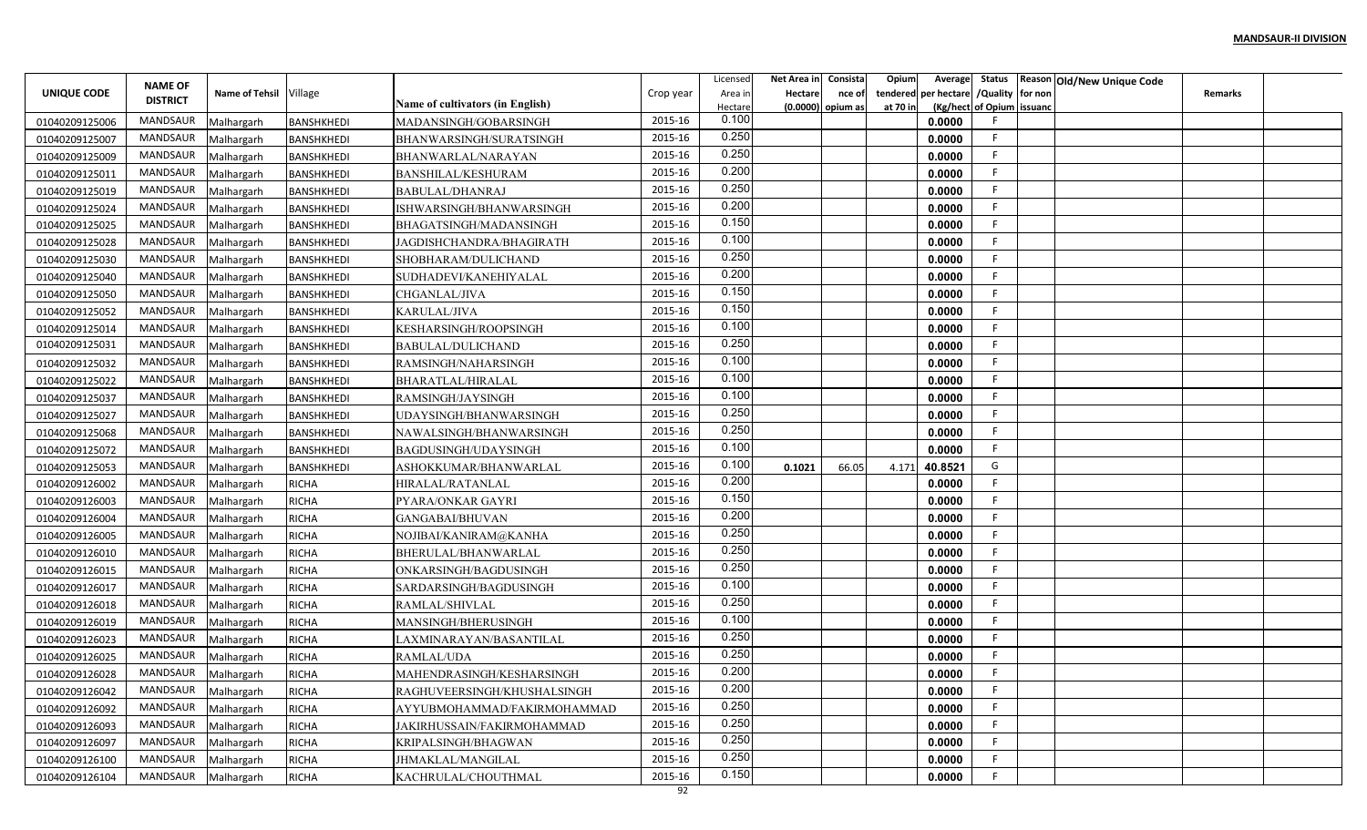**MANDSAUR-II DIVISION**

| UNIQUE CODE | NAME OF DISTRICT | Name of Tehsil | Village | Name of cultivators (in English) | Crop year | Licensed Area in Hectare | Net Area in Hectare (0.0000) | Consistance of opium as | Opium tendered at 70 in | Average per hectare (Kg/hect | Status /Quality of Opium | Reason for non issuanc | Old/New Unique Code | Remarks |
|---|---|---|---|---|---|---|---|---|---|---|---|---|---|---|
| 01040209125006 | MANDSAUR | Malhargarh | BANSHKHEDI | MADANSINGH/GOBARSINGH | 2015-16 | 0.100 | | | | 0.0000 | F | | | |
| 01040209125007 | MANDSAUR | Malhargarh | BANSHKHEDI | BHANWARSINGH/SURATSINGH | 2015-16 | 0.250 | | | | 0.0000 | F | | | |
| 01040209125009 | MANDSAUR | Malhargarh | BANSHKHEDI | BHANWARLAL/NARAYAN | 2015-16 | 0.250 | | | | 0.0000 | F | | | |
| 01040209125011 | MANDSAUR | Malhargarh | BANSHKHEDI | BANSHILAL/KESHURAM | 2015-16 | 0.200 | | | | 0.0000 | F | | | |
| 01040209125019 | MANDSAUR | Malhargarh | BANSHKHEDI | BABULAL/DHANRAJ | 2015-16 | 0.250 | | | | 0.0000 | F | | | |
| 01040209125024 | MANDSAUR | Malhargarh | BANSHKHEDI | ISHWARSINGH/BHANWARSINGH | 2015-16 | 0.200 | | | | 0.0000 | F | | | |
| 01040209125025 | MANDSAUR | Malhargarh | BANSHKHEDI | BHAGATSINGH/MADANSINGH | 2015-16 | 0.150 | | | | 0.0000 | F | | | |
| 01040209125028 | MANDSAUR | Malhargarh | BANSHKHEDI | JAGDISHCHANDRA/BHAGIRATH | 2015-16 | 0.100 | | | | 0.0000 | F | | | |
| 01040209125030 | MANDSAUR | Malhargarh | BANSHKHEDI | SHOBHARAM/DULICHAND | 2015-16 | 0.250 | | | | 0.0000 | F | | | |
| 01040209125040 | MANDSAUR | Malhargarh | BANSHKHEDI | SUDHADEVI/KANEHIYALAL | 2015-16 | 0.200 | | | | 0.0000 | F | | | |
| 01040209125050 | MANDSAUR | Malhargarh | BANSHKHEDI | CHGANLAL/JIVA | 2015-16 | 0.150 | | | | 0.0000 | F | | | |
| 01040209125052 | MANDSAUR | Malhargarh | BANSHKHEDI | KARULAL/JIVA | 2015-16 | 0.150 | | | | 0.0000 | F | | | |
| 01040209125014 | MANDSAUR | Malhargarh | BANSHKHEDI | KESHARSINGH/ROOPSINGH | 2015-16 | 0.100 | | | | 0.0000 | F | | | |
| 01040209125031 | MANDSAUR | Malhargarh | BANSHKHEDI | BABULAL/DULICHAND | 2015-16 | 0.250 | | | | 0.0000 | F | | | |
| 01040209125032 | MANDSAUR | Malhargarh | BANSHKHEDI | RAMSINGH/NAHARSINGH | 2015-16 | 0.100 | | | | 0.0000 | F | | | |
| 01040209125022 | MANDSAUR | Malhargarh | BANSHKHEDI | BHARATLAL/HIRALAL | 2015-16 | 0.100 | | | | 0.0000 | F | | | |
| 01040209125037 | MANDSAUR | Malhargarh | BANSHKHEDI | RAMSINGH/JAYSINGH | 2015-16 | 0.100 | | | | 0.0000 | F | | | |
| 01040209125027 | MANDSAUR | Malhargarh | BANSHKHEDI | UDAYSINGH/BHANWARSINGH | 2015-16 | 0.250 | | | | 0.0000 | F | | | |
| 01040209125068 | MANDSAUR | Malhargarh | BANSHKHEDI | NAWALSINGH/BHANWARSINGH | 2015-16 | 0.250 | | | | 0.0000 | F | | | |
| 01040209125072 | MANDSAUR | Malhargarh | BANSHKHEDI | BAGDUSINGH/UDAYSINGH | 2015-16 | 0.100 | | | | 0.0000 | F | | | |
| 01040209125053 | MANDSAUR | Malhargarh | BANSHKHEDI | ASHOKKUMAR/BHANWARLAL | 2015-16 | 0.100 | 0.1021 | 66.05 | 4.171 | 40.8521 | G | | | |
| 01040209126002 | MANDSAUR | Malhargarh | RICHA | HIRALAL/RATANLAL | 2015-16 | 0.200 | | | | 0.0000 | F | | | |
| 01040209126003 | MANDSAUR | Malhargarh | RICHA | PYARA/ONKAR GAYRI | 2015-16 | 0.150 | | | | 0.0000 | F | | | |
| 01040209126004 | MANDSAUR | Malhargarh | RICHA | GANGABAI/BHUVAN | 2015-16 | 0.200 | | | | 0.0000 | F | | | |
| 01040209126005 | MANDSAUR | Malhargarh | RICHA | NOJIBAI/KANIRAM@KANHA | 2015-16 | 0.250 | | | | 0.0000 | F | | | |
| 01040209126010 | MANDSAUR | Malhargarh | RICHA | BHERULAL/BHANWARLAL | 2015-16 | 0.250 | | | | 0.0000 | F | | | |
| 01040209126015 | MANDSAUR | Malhargarh | RICHA | ONKARSINGH/BAGDUSINGH | 2015-16 | 0.250 | | | | 0.0000 | F | | | |
| 01040209126017 | MANDSAUR | Malhargarh | RICHA | SARDARSINGH/BAGDUSINGH | 2015-16 | 0.100 | | | | 0.0000 | F | | | |
| 01040209126018 | MANDSAUR | Malhargarh | RICHA | RAMLAL/SHIVLAL | 2015-16 | 0.250 | | | | 0.0000 | F | | | |
| 01040209126019 | MANDSAUR | Malhargarh | RICHA | MANSINGH/BHERUSINGH | 2015-16 | 0.100 | | | | 0.0000 | F | | | |
| 01040209126023 | MANDSAUR | Malhargarh | RICHA | LAXMINARAYAN/BASANTILAL | 2015-16 | 0.250 | | | | 0.0000 | F | | | |
| 01040209126025 | MANDSAUR | Malhargarh | RICHA | RAMLAL/UDA | 2015-16 | 0.250 | | | | 0.0000 | F | | | |
| 01040209126028 | MANDSAUR | Malhargarh | RICHA | MAHENDRASINGH/KESHARSINGH | 2015-16 | 0.200 | | | | 0.0000 | F | | | |
| 01040209126042 | MANDSAUR | Malhargarh | RICHA | RAGHUVEERSINGH/KHUSHALSINGH | 2015-16 | 0.200 | | | | 0.0000 | F | | | |
| 01040209126092 | MANDSAUR | Malhargarh | RICHA | AYYUBMOHAMMAD/FAKIRMOHAMMAD | 2015-16 | 0.250 | | | | 0.0000 | F | | | |
| 01040209126093 | MANDSAUR | Malhargarh | RICHA | JAKIRHUSSAIN/FAKIRMOHAMMAD | 2015-16 | 0.250 | | | | 0.0000 | F | | | |
| 01040209126097 | MANDSAUR | Malhargarh | RICHA | KRIPALSINGH/BHAGWAN | 2015-16 | 0.250 | | | | 0.0000 | F | | | |
| 01040209126100 | MANDSAUR | Malhargarh | RICHA | JHMAKLAL/MANGILAL | 2015-16 | 0.250 | | | | 0.0000 | F | | | |
| 01040209126104 | MANDSAUR | Malhargarh | RICHA | KACHRULAL/CHOUTHMAL | 2015-16 | 0.150 | | | | 0.0000 | F | | | |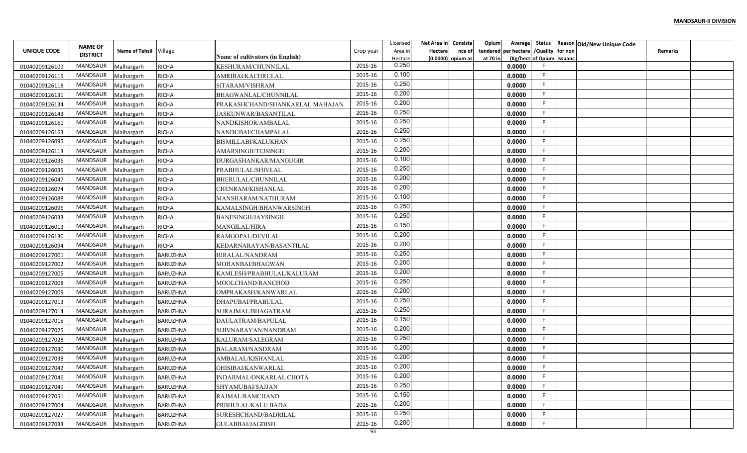**MANDSAUR-II DIVISION**

| UNIQUE CODE | NAME OF DISTRICT | Name of Tehsil | Village | Name of cultivators (in English) | Crop year | Licensed Area in Hectare | Net Area in Hectare (0.0000) | Consistance of opium as | Opium tendered at 70 in | Average per hectare (Kg/hect | Status /Quality of Opium | Reason for non issuance | Old/New Unique Code | Remarks | |
|---|---|---|---|---|---|---|---|---|---|---|---|---|---|---|---|
| 01040209126109 | MANDSAUR | Malhargarh | RICHA | KESHURAM/CHUNNILAL | 2015-16 | 0.250 | | | | 0.0000 | F | | | | |
| 01040209126115 | MANDSAUR | Malhargarh | RICHA | AMRIBAI/KACHRULAL | 2015-16 | 0.100 | | | | 0.0000 | F | | | | |
| 01040209126118 | MANDSAUR | Malhargarh | RICHA | SITARAM/VISHRAM | 2015-16 | 0.250 | | | | 0.0000 | F | | | | |
| 01040209126131 | MANDSAUR | Malhargarh | RICHA | BHAGWANLAL/CHUNNILAL | 2015-16 | 0.200 | | | | 0.0000 | F | | | | |
| 01040209126134 | MANDSAUR | Malhargarh | RICHA | PRAKASHCHAND/SHANKARLAL MAHAJAN | 2015-16 | 0.200 | | | | 0.0000 | F | | | | |
| 01040209126143 | MANDSAUR | Malhargarh | RICHA | JASKUNWAR/BASANTILAL | 2015-16 | 0.250 | | | | 0.0000 | F | | | | |
| 01040209126161 | MANDSAUR | Malhargarh | RICHA | NANDKISHOR/AMBALAL | 2015-16 | 0.250 | | | | 0.0000 | F | | | | |
| 01040209126163 | MANDSAUR | Malhargarh | RICHA | NANDUBAI/CHAMPALAL | 2015-16 | 0.250 | | | | 0.0000 | F | | | | |
| 01040209126095 | MANDSAUR | Malhargarh | RICHA | BISMILLABI/KALUKHAN | 2015-16 | 0.250 | | | | 0.0000 | F | | | | |
| 01040209126113 | MANDSAUR | Malhargarh | RICHA | AMARSINGH/TEJSINGH | 2015-16 | 0.200 | | | | 0.0000 | F | | | | |
| 01040209126036 | MANDSAUR | Malhargarh | RICHA | DURGASHANKAR/MANGUGIR | 2015-16 | 0.100 | | | | 0.0000 | F | | | | |
| 01040209126035 | MANDSAUR | Malhargarh | RICHA | PRABHULAL/SHIVLAL | 2015-16 | 0.250 | | | | 0.0000 | F | | | | |
| 01040209126047 | MANDSAUR | Malhargarh | RICHA | BHERULAL/CHUNNILAL | 2015-16 | 0.200 | | | | 0.0000 | F | | | | |
| 01040209126074 | MANDSAUR | Malhargarh | RICHA | CHENRAM/KISHANLAL | 2015-16 | 0.200 | | | | 0.0000 | F | | | | |
| 01040209126088 | MANDSAUR | Malhargarh | RICHA | MANSHARAM/NATHURAM | 2015-16 | 0.100 | | | | 0.0000 | F | | | | |
| 01040209126096 | MANDSAUR | Malhargarh | RICHA | KAMALSINGH/BHANWARSINGH | 2015-16 | 0.250 | | | | 0.0000 | F | | | | |
| 01040209126033 | MANDSAUR | Malhargarh | RICHA | BANESINGH/JAYSINGH | 2015-16 | 0.250 | | | | 0.0000 | F | | | | |
| 01040209126013 | MANDSAUR | Malhargarh | RICHA | MANGILAL/HIRA | 2015-16 | 0.150 | | | | 0.0000 | F | | | | |
| 01040209126130 | MANDSAUR | Malhargarh | RICHA | RAMGOPAL/DEVILAL | 2015-16 | 0.200 | | | | 0.0000 | F | | | | |
| 01040209126094 | MANDSAUR | Malhargarh | RICHA | KEDARNARAYAN/BASANTILAL | 2015-16 | 0.200 | | | | 0.0000 | F | | | | |
| 01040209127001 | MANDSAUR | Malhargarh | BARUZHNA | HIRALAL/NANDRAM | 2015-16 | 0.250 | | | | 0.0000 | F | | | | |
| 01040209127002 | MANDSAUR | Malhargarh | BARUZHNA | MOHANBAI/BHAGWAN | 2015-16 | 0.200 | | | | 0.0000 | F | | | | |
| 01040209127005 | MANDSAUR | Malhargarh | BARUZHNA | KAMLESH/PRABHULAL/KALURAM | 2015-16 | 0.200 | | | | 0.0000 | F | | | | |
| 01040209127008 | MANDSAUR | Malhargarh | BARUZHNA | MOOLCHAND/RANCHOD | 2015-16 | 0.250 | | | | 0.0000 | F | | | | |
| 01040209127009 | MANDSAUR | Malhargarh | BARUZHNA | OMPRAKASH/KANWARLAL | 2015-16 | 0.200 | | | | 0.0000 | F | | | | |
| 01040209127013 | MANDSAUR | Malhargarh | BARUZHNA | DHAPUBAI/PRABULAL | 2015-16 | 0.250 | | | | 0.0000 | F | | | | |
| 01040209127014 | MANDSAUR | Malhargarh | BARUZHNA | SURAJMAL/BHAGATRAM | 2015-16 | 0.250 | | | | 0.0000 | F | | | | |
| 01040209127015 | MANDSAUR | Malhargarh | BARUZHNA | DAULATRAM/BAPULAL | 2015-16 | 0.150 | | | | 0.0000 | F | | | | |
| 01040209127025 | MANDSAUR | Malhargarh | BARUZHNA | SHIVNARAYAN/NANDRAM | 2015-16 | 0.200 | | | | 0.0000 | F | | | | |
| 01040209127028 | MANDSAUR | Malhargarh | BARUZHNA | KALURAM/SALEGRAM | 2015-16 | 0.250 | | | | 0.0000 | F | | | | |
| 01040209127030 | MANDSAUR | Malhargarh | BARUZHNA | BALARAM/NANDRAM | 2015-16 | 0.200 | | | | 0.0000 | F | | | | |
| 01040209127038 | MANDSAUR | Malhargarh | BARUZHNA | AMBALAL/KISHANLAL | 2015-16 | 0.200 | | | | 0.0000 | F | | | | |
| 01040209127042 | MANDSAUR | Malhargarh | BARUZHNA | GHISIBAI/KANWARLAL | 2015-16 | 0.200 | | | | 0.0000 | F | | | | |
| 01040209127046 | MANDSAUR | Malhargarh | BARUZHNA | INDARMAL/ONKARLAL CHOTA | 2015-16 | 0.200 | | | | 0.0000 | F | | | | |
| 01040209127049 | MANDSAUR | Malhargarh | BARUZHNA | SHYAMUBAI/SAJJAN | 2015-16 | 0.250 | | | | 0.0000 | F | | | | |
| 01040209127051 | MANDSAUR | Malhargarh | BARUZHNA | RAJMAL/RAMCHAND | 2015-16 | 0.150 | | | | 0.0000 | F | | | | |
| 01040209127004 | MANDSAUR | Malhargarh | BARUZHNA | PRBHULAL/KALU BADA | 2015-16 | 0.200 | | | | 0.0000 | F | | | | |
| 01040209127027 | MANDSAUR | Malhargarh | BARUZHNA | SURESHCHAND/BADRILAL | 2015-16 | 0.250 | | | | 0.0000 | F | | | | |
| 01040209127033 | MANDSAUR | Malhargarh | BARUZHNA | GULABBAI/JAGDISH | 2015-16 | 0.200 | | | | 0.0000 | F | | | | |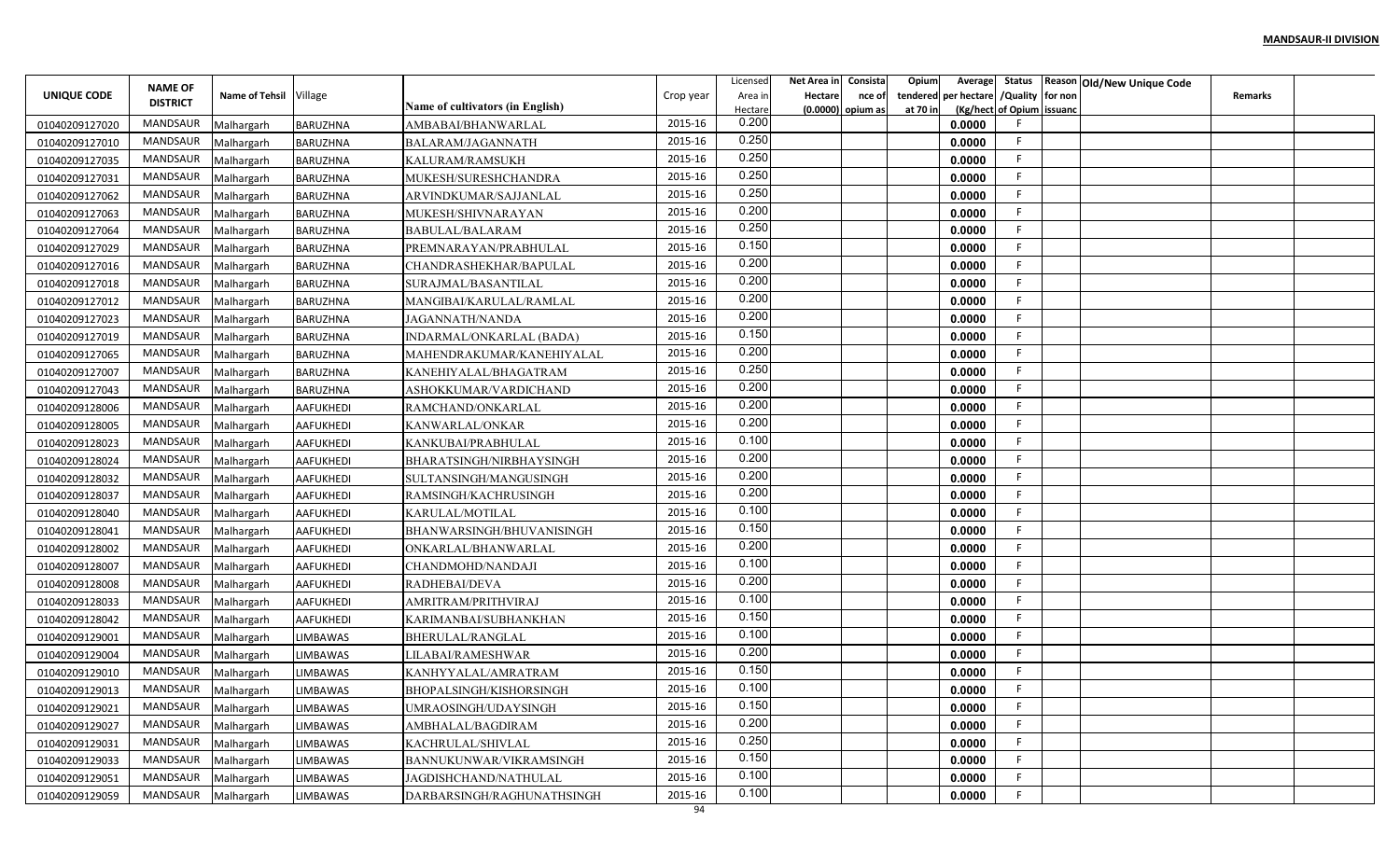**MANDSAUR-II DIVISION**

| UNIQUE CODE | NAME OF DISTRICT | Name of Tehsil | Village | Name of cultivators (in English) | Crop year | Licensed Area in Hectare | Net Area in Hectare (0.0000) | Consistance of opium as | Opium tendered at 70 in | Average per hectare (Kg/hect | Status /Quality of Opium | Reason for non issuance | Old/New Unique Code | Remarks | |
|---|---|---|---|---|---|---|---|---|---|---|---|---|---|---|---|
| 01040209127020 | MANDSAUR | Malhargarh | BARUZHNA | AMBABAI/BHANWARLAL | 2015-16 | 0.200 | | | | 0.0000 | F | | | | |
| 01040209127010 | MANDSAUR | Malhargarh | BARUZHNA | BALARAM/JAGANNATH | 2015-16 | 0.250 | | | | 0.0000 | F | | | | |
| 01040209127035 | MANDSAUR | Malhargarh | BARUZHNA | KALURAM/RAMSUKH | 2015-16 | 0.250 | | | | 0.0000 | F | | | | |
| 01040209127031 | MANDSAUR | Malhargarh | BARUZHNA | MUKESH/SURESHCHANDRA | 2015-16 | 0.250 | | | | 0.0000 | F | | | | |
| 01040209127062 | MANDSAUR | Malhargarh | BARUZHNA | ARVINDKUMAR/SAJJANLAL | 2015-16 | 0.250 | | | | 0.0000 | F | | | | |
| 01040209127063 | MANDSAUR | Malhargarh | BARUZHNA | MUKESH/SHIVNARAYAN | 2015-16 | 0.200 | | | | 0.0000 | F | | | | |
| 01040209127064 | MANDSAUR | Malhargarh | BARUZHNA | BABULAL/BALARAM | 2015-16 | 0.250 | | | | 0.0000 | F | | | | |
| 01040209127029 | MANDSAUR | Malhargarh | BARUZHNA | PREMNARAYAN/PRABHULAL | 2015-16 | 0.150 | | | | 0.0000 | F | | | | |
| 01040209127016 | MANDSAUR | Malhargarh | BARUZHNA | CHANDRASHEKHAR/BAPULAL | 2015-16 | 0.200 | | | | 0.0000 | F | | | | |
| 01040209127018 | MANDSAUR | Malhargarh | BARUZHNA | SURAJMAL/BASANTILAL | 2015-16 | 0.200 | | | | 0.0000 | F | | | | |
| 01040209127012 | MANDSAUR | Malhargarh | BARUZHNA | MANGIBAI/KARULAL/RAMLAL | 2015-16 | 0.200 | | | | 0.0000 | F | | | | |
| 01040209127023 | MANDSAUR | Malhargarh | BARUZHNA | JAGANNATH/NANDA | 2015-16 | 0.200 | | | | 0.0000 | F | | | | |
| 01040209127019 | MANDSAUR | Malhargarh | BARUZHNA | INDARMAL/ONKARLAL (BADA) | 2015-16 | 0.150 | | | | 0.0000 | F | | | | |
| 01040209127065 | MANDSAUR | Malhargarh | BARUZHNA | MAHENDRAKUMAR/KANEHIYALAL | 2015-16 | 0.200 | | | | 0.0000 | F | | | | |
| 01040209127007 | MANDSAUR | Malhargarh | BARUZHNA | KANEHIYALAL/BHAGATRAM | 2015-16 | 0.250 | | | | 0.0000 | F | | | | |
| 01040209127043 | MANDSAUR | Malhargarh | BARUZHNA | ASHOKKUMAR/VARDICHAND | 2015-16 | 0.200 | | | | 0.0000 | F | | | | |
| 01040209128006 | MANDSAUR | Malhargarh | AAFUKHEDI | RAMCHAND/ONKARLAL | 2015-16 | 0.200 | | | | 0.0000 | F | | | | |
| 01040209128005 | MANDSAUR | Malhargarh | AAFUKHEDI | KANWARLAL/ONKAR | 2015-16 | 0.200 | | | | 0.0000 | F | | | | |
| 01040209128023 | MANDSAUR | Malhargarh | AAFUKHEDI | KANKUBAI/PRABHULAL | 2015-16 | 0.100 | | | | 0.0000 | F | | | | |
| 01040209128024 | MANDSAUR | Malhargarh | AAFUKHEDI | BHARATSINGH/NIRBHAYSINGH | 2015-16 | 0.200 | | | | 0.0000 | F | | | | |
| 01040209128032 | MANDSAUR | Malhargarh | AAFUKHEDI | SULTANSINGH/MANGUSINGH | 2015-16 | 0.200 | | | | 0.0000 | F | | | | |
| 01040209128037 | MANDSAUR | Malhargarh | AAFUKHEDI | RAMSINGH/KACHRUSINGH | 2015-16 | 0.200 | | | | 0.0000 | F | | | | |
| 01040209128040 | MANDSAUR | Malhargarh | AAFUKHEDI | KARULAL/MOTILAL | 2015-16 | 0.100 | | | | 0.0000 | F | | | | |
| 01040209128041 | MANDSAUR | Malhargarh | AAFUKHEDI | BHANWARSINGH/BHUVANISINGH | 2015-16 | 0.150 | | | | 0.0000 | F | | | | |
| 01040209128002 | MANDSAUR | Malhargarh | AAFUKHEDI | ONKARLAL/BHANWARLAL | 2015-16 | 0.200 | | | | 0.0000 | F | | | | |
| 01040209128007 | MANDSAUR | Malhargarh | AAFUKHEDI | CHANDMOHD/NANDAJI | 2015-16 | 0.100 | | | | 0.0000 | F | | | | |
| 01040209128008 | MANDSAUR | Malhargarh | AAFUKHEDI | RADHEBAI/DEVA | 2015-16 | 0.200 | | | | 0.0000 | F | | | | |
| 01040209128033 | MANDSAUR | Malhargarh | AAFUKHEDI | AMRITRAM/PRITHVIRAJ | 2015-16 | 0.100 | | | | 0.0000 | F | | | | |
| 01040209128042 | MANDSAUR | Malhargarh | AAFUKHEDI | KARIMANBAI/SUBHANKHAN | 2015-16 | 0.150 | | | | 0.0000 | F | | | | |
| 01040209129001 | MANDSAUR | Malhargarh | LIMBAWAS | BHERULAL/RANGLAL | 2015-16 | 0.100 | | | | 0.0000 | F | | | | |
| 01040209129004 | MANDSAUR | Malhargarh | LIMBAWAS | LILABAI/RAMESHWAR | 2015-16 | 0.200 | | | | 0.0000 | F | | | | |
| 01040209129010 | MANDSAUR | Malhargarh | LIMBAWAS | KANHYYALAL/AMRATRAM | 2015-16 | 0.150 | | | | 0.0000 | F | | | | |
| 01040209129013 | MANDSAUR | Malhargarh | LIMBAWAS | BHOPALSINGH/KISHORSINGH | 2015-16 | 0.100 | | | | 0.0000 | F | | | | |
| 01040209129021 | MANDSAUR | Malhargarh | LIMBAWAS | UMRAOSINGH/UDAYSINGH | 2015-16 | 0.150 | | | | 0.0000 | F | | | | |
| 01040209129027 | MANDSAUR | Malhargarh | LIMBAWAS | AMBHALAL/BAGDIRAM | 2015-16 | 0.200 | | | | 0.0000 | F | | | | |
| 01040209129031 | MANDSAUR | Malhargarh | LIMBAWAS | KACHRULAL/SHIVLAL | 2015-16 | 0.250 | | | | 0.0000 | F | | | | |
| 01040209129033 | MANDSAUR | Malhargarh | LIMBAWAS | BANNUKUNWAR/VIKRAMSINGH | 2015-16 | 0.150 | | | | 0.0000 | F | | | | |
| 01040209129051 | MANDSAUR | Malhargarh | LIMBAWAS | JAGDISHCHAND/NATHULAL | 2015-16 | 0.100 | | | | 0.0000 | F | | | | |
| 01040209129059 | MANDSAUR | Malhargarh | LIMBAWAS | DARBARSINGH/RAGHUNATHSINGH | 2015-16 | 0.100 | | | | 0.0000 | F | | | | |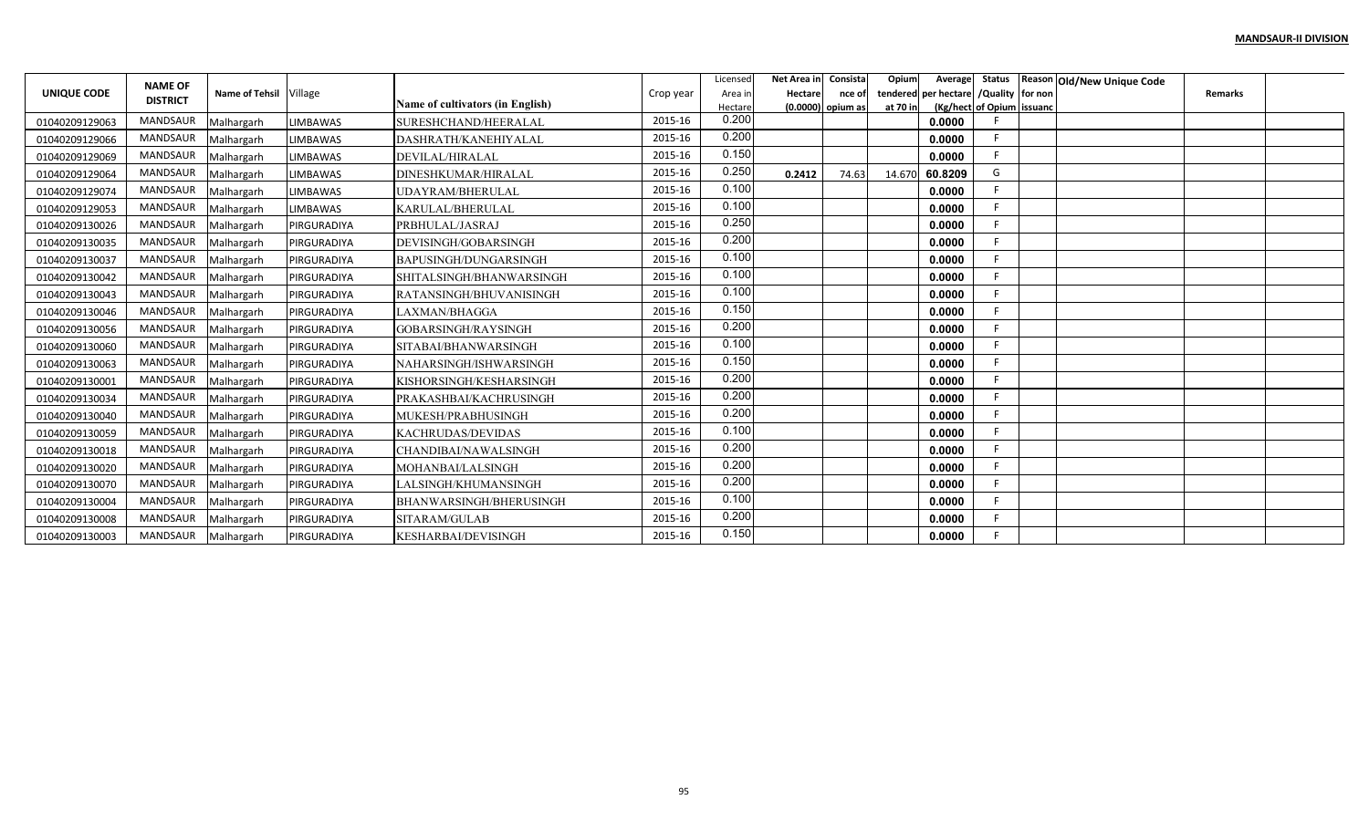**MANDSAUR-II DIVISION**

| UNIQUE CODE | NAME OF DISTRICT | Name of Tehsil | Village | Name of cultivators (in English) | Crop year | Licensed Area in Hectare | Net Area in Hectare (0.0000) | Consistance of opium as | Opium tendered at 70 in | Average per hectare (Kg/hect | Status /Quality of Opium | Reason for non issuanc | Old/New Unique Code | Remarks | |
|---|---|---|---|---|---|---|---|---|---|---|---|---|---|---|---|
| 01040209129063 | MANDSAUR | Malhargarh | LIMBAWAS | SURESHCHAND/HEERALAL | 2015-16 | 0.200 | | | | 0.0000 | F | | | | |
| 01040209129066 | MANDSAUR | Malhargarh | LIMBAWAS | DASHRATH/KANEHIYALAL | 2015-16 | 0.200 | | | | 0.0000 | F | | | | |
| 01040209129069 | MANDSAUR | Malhargarh | LIMBAWAS | DEVILAL/HIRALAL | 2015-16 | 0.150 | | | | 0.0000 | F | | | | |
| 01040209129064 | MANDSAUR | Malhargarh | LIMBAWAS | DINESHKUMAR/HIRALAL | 2015-16 | 0.250 | 0.2412 | 74.63 | 14.670 | 60.8209 | G | | | | |
| 01040209129074 | MANDSAUR | Malhargarh | LIMBAWAS | UDAYRAM/BHERULAL | 2015-16 | 0.100 | | | | 0.0000 | F | | | | |
| 01040209129053 | MANDSAUR | Malhargarh | LIMBAWAS | KARULAL/BHERULAL | 2015-16 | 0.100 | | | | 0.0000 | F | | | | |
| 01040209130026 | MANDSAUR | Malhargarh | PIRGURADIYA | PRBHULAL/JASRAJ | 2015-16 | 0.250 | | | | 0.0000 | F | | | | |
| 01040209130035 | MANDSAUR | Malhargarh | PIRGURADIYA | DEVISINGH/GOBARSINGH | 2015-16 | 0.200 | | | | 0.0000 | F | | | | |
| 01040209130037 | MANDSAUR | Malhargarh | PIRGURADIYA | BAPUSINGH/DUNGARSINGH | 2015-16 | 0.100 | | | | 0.0000 | F | | | | |
| 01040209130042 | MANDSAUR | Malhargarh | PIRGURADIYA | SHITALSINGH/BHANWARSINGH | 2015-16 | 0.100 | | | | 0.0000 | F | | | | |
| 01040209130043 | MANDSAUR | Malhargarh | PIRGURADIYA | RATANSINGH/BHUVANISINGH | 2015-16 | 0.100 | | | | 0.0000 | F | | | | |
| 01040209130046 | MANDSAUR | Malhargarh | PIRGURADIYA | LAXMAN/BHAGGA | 2015-16 | 0.150 | | | | 0.0000 | F | | | | |
| 01040209130056 | MANDSAUR | Malhargarh | PIRGURADIYA | GOBARSINGH/RAYSINGH | 2015-16 | 0.200 | | | | 0.0000 | F | | | | |
| 01040209130060 | MANDSAUR | Malhargarh | PIRGURADIYA | SITABAI/BHANWARSINGH | 2015-16 | 0.100 | | | | 0.0000 | F | | | | |
| 01040209130063 | MANDSAUR | Malhargarh | PIRGURADIYA | NAHARSINGH/ISHWARSINGH | 2015-16 | 0.150 | | | | 0.0000 | F | | | | |
| 01040209130001 | MANDSAUR | Malhargarh | PIRGURADIYA | KISHORSINGH/KESHARSINGH | 2015-16 | 0.200 | | | | 0.0000 | F | | | | |
| 01040209130034 | MANDSAUR | Malhargarh | PIRGURADIYA | PRAKASHBAI/KACHRUSINGH | 2015-16 | 0.200 | | | | 0.0000 | F | | | | |
| 01040209130040 | MANDSAUR | Malhargarh | PIRGURADIYA | MUKESH/PRABHUSINGH | 2015-16 | 0.200 | | | | 0.0000 | F | | | | |
| 01040209130059 | MANDSAUR | Malhargarh | PIRGURADIYA | KACHRUDAS/DEVIDAS | 2015-16 | 0.100 | | | | 0.0000 | F | | | | |
| 01040209130018 | MANDSAUR | Malhargarh | PIRGURADIYA | CHANDIBAI/NAWALSINGH | 2015-16 | 0.200 | | | | 0.0000 | F | | | | |
| 01040209130020 | MANDSAUR | Malhargarh | PIRGURADIYA | MOHANBAI/LALSINGH | 2015-16 | 0.200 | | | | 0.0000 | F | | | | |
| 01040209130070 | MANDSAUR | Malhargarh | PIRGURADIYA | LALSINGH/KHUMANSINGH | 2015-16 | 0.200 | | | | 0.0000 | F | | | | |
| 01040209130004 | MANDSAUR | Malhargarh | PIRGURADIYA | BHANWARSINGH/BHERUSINGH | 2015-16 | 0.100 | | | | 0.0000 | F | | | | |
| 01040209130008 | MANDSAUR | Malhargarh | PIRGURADIYA | SITARAM/GULAB | 2015-16 | 0.200 | | | | 0.0000 | F | | | | |
| 01040209130003 | MANDSAUR | Malhargarh | PIRGURADIYA | KESHARBAI/DEVISINGH | 2015-16 | 0.150 | | | | 0.0000 | F | | | | |